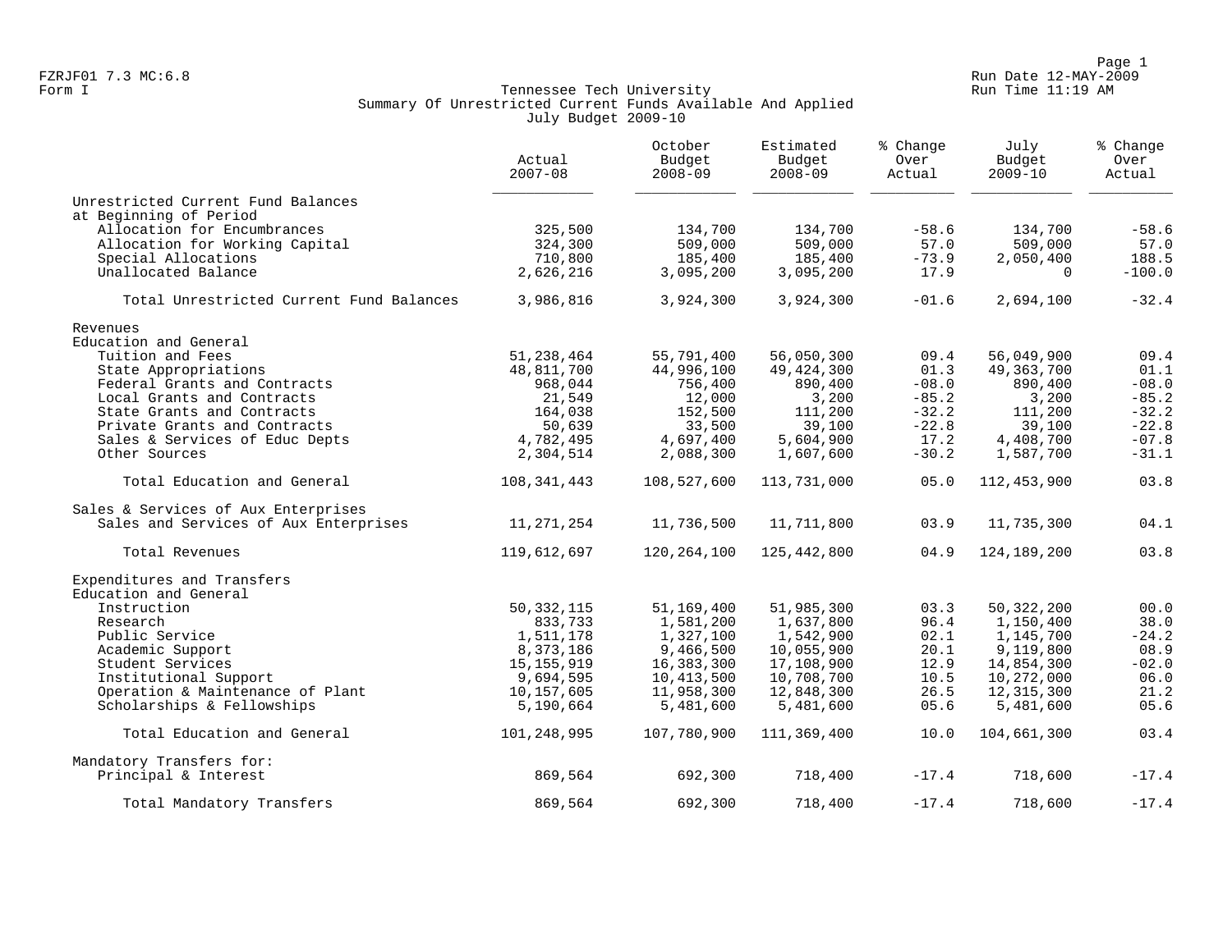FZRJF01 7.3 MC:6.8
Form I

Run Date 12-MAY-2009
Run Time 11:19 AM

# Tennessee Tech University
## Summary Of Unrestricted Current Funds Available And Applied
### July Budget 2009-10

| | Actual 2007-08 | October Budget 2008-09 | Estimated Budget 2008-09 | % Change Over Actual | July Budget 2009-10 | % Change Over Actual |
|---|---|---|---|---|---|---|
| **Unrestricted Current Fund Balances at Beginning of Period** | | | | | | |
| Allocation for Encumbrances | 325,500 | 134,700 | 134,700 | -58.6 | 134,700 | -58.6 |
| Allocation for Working Capital | 324,300 | 509,000 | 509,000 | 57.0 | 509,000 | 57.0 |
| Special Allocations | 710,800 | 185,400 | 185,400 | -73.9 | 2,050,400 | 188.5 |
| Unallocated Balance | 2,626,216 | 3,095,200 | 3,095,200 | 17.9 | 0 | -100.0 |
| Total Unrestricted Current Fund Balances | 3,986,816 | 3,924,300 | 3,924,300 | -01.6 | 2,694,100 | -32.4 |
| **Revenues** | | | | | | |
| **Education and General** | | | | | | |
| Tuition and Fees | 51,238,464 | 55,791,400 | 56,050,300 | 09.4 | 56,049,900 | 09.4 |
| State Appropriations | 48,811,700 | 44,996,100 | 49,424,300 | 01.3 | 49,363,700 | 01.1 |
| Federal Grants and Contracts | 968,044 | 756,400 | 890,400 | -08.0 | 890,400 | -08.0 |
| Local Grants and Contracts | 21,549 | 12,000 | 3,200 | -85.2 | 3,200 | -85.2 |
| State Grants and Contracts | 164,038 | 152,500 | 111,200 | -32.2 | 111,200 | -32.2 |
| Private Grants and Contracts | 50,639 | 33,500 | 39,100 | -22.8 | 39,100 | -22.8 |
| Sales & Services of Educ Depts | 4,782,495 | 4,697,400 | 5,604,900 | 17.2 | 4,408,700 | -07.8 |
| Other Sources | 2,304,514 | 2,088,300 | 1,607,600 | -30.2 | 1,587,700 | -31.1 |
| Total Education and General | 108,341,443 | 108,527,600 | 113,731,000 | 05.0 | 112,453,900 | 03.8 |
| **Sales & Services of Aux Enterprises** | | | | | | |
| Sales and Services of Aux Enterprises | 11,271,254 | 11,736,500 | 11,711,800 | 03.9 | 11,735,300 | 04.1 |
| Total Revenues | 119,612,697 | 120,264,100 | 125,442,800 | 04.9 | 124,189,200 | 03.8 |
| **Expenditures and Transfers** | | | | | | |
| **Education and General** | | | | | | |
| Instruction | 50,332,115 | 51,169,400 | 51,985,300 | 03.3 | 50,322,200 | 00.0 |
| Research | 833,733 | 1,581,200 | 1,637,800 | 96.4 | 1,150,400 | 38.0 |
| Public Service | 1,511,178 | 1,327,100 | 1,542,900 | 02.1 | 1,145,700 | -24.2 |
| Academic Support | 8,373,186 | 9,466,500 | 10,055,900 | 20.1 | 9,119,800 | 08.9 |
| Student Services | 15,155,919 | 16,383,300 | 17,108,900 | 12.9 | 14,854,300 | -02.0 |
| Institutional Support | 9,694,595 | 10,413,500 | 10,708,700 | 10.5 | 10,272,000 | 06.0 |
| Operation & Maintenance of Plant | 10,157,605 | 11,958,300 | 12,848,300 | 26.5 | 12,315,300 | 21.2 |
| Scholarships & Fellowships | 5,190,664 | 5,481,600 | 5,481,600 | 05.6 | 5,481,600 | 05.6 |
| Total Education and General | 101,248,995 | 107,780,900 | 111,369,400 | 10.0 | 104,661,300 | 03.4 |
| **Mandatory Transfers for:** | | | | | | |
| Principal & Interest | 869,564 | 692,300 | 718,400 | -17.4 | 718,600 | -17.4 |
| Total Mandatory Transfers | 869,564 | 692,300 | 718,400 | -17.4 | 718,600 | -17.4 |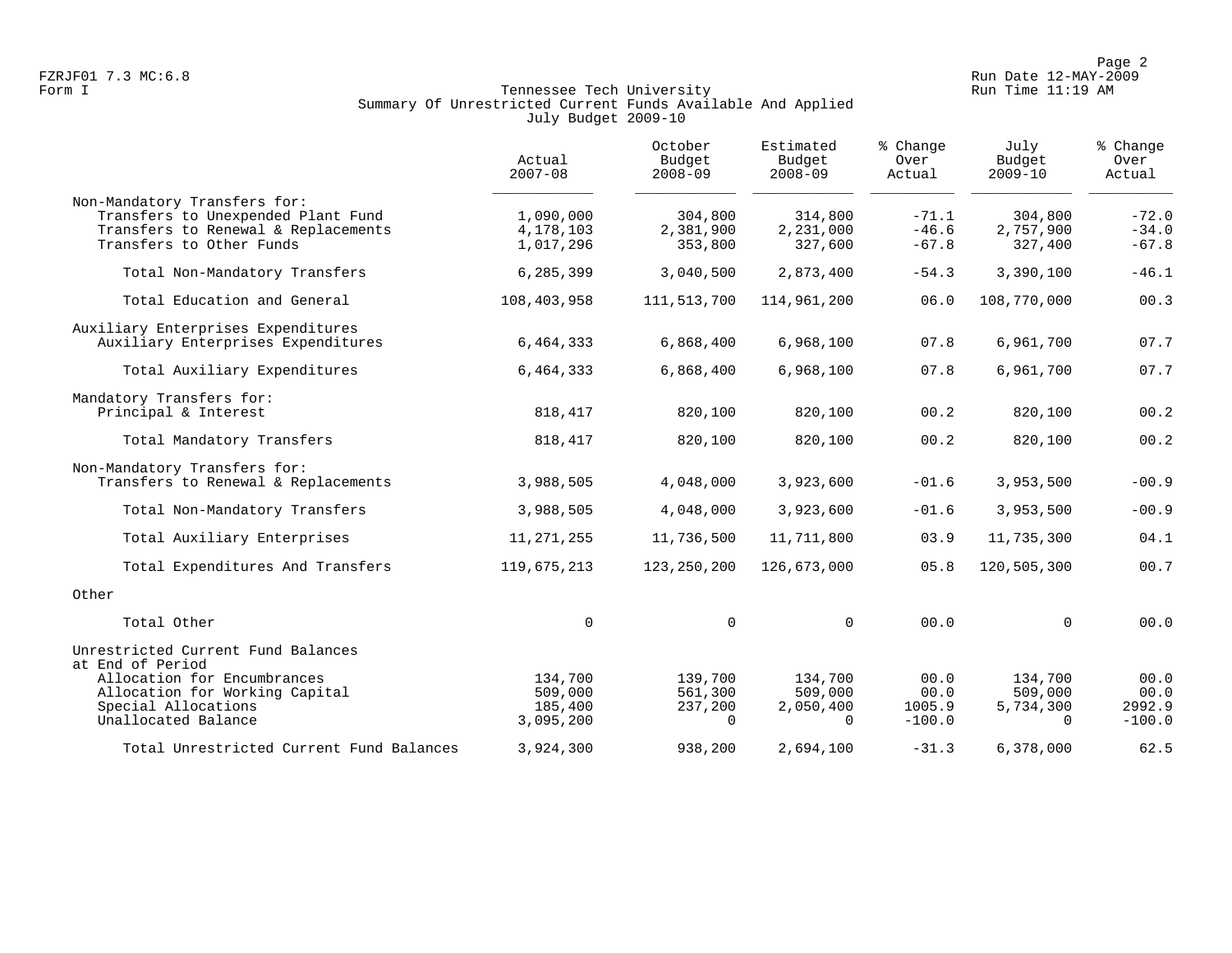FZRJF01 7.3 MC:6.8
Form I

Run Date 12-MAY-2009
Run Time 11:19 AM

# Tennessee Tech University
## Summary Of Unrestricted Current Funds Available And Applied
### July Budget 2009-10

| | Actual 2007-08 | October Budget 2008-09 | Estimated Budget 2008-09 | % Change Over Actual | July Budget 2009-10 | % Change Over Actual |
|---|---|---|---|---|---|---|
| Non-Mandatory Transfers for: | | | | | | |
| Transfers to Unexpended Plant Fund | 1,090,000 | 304,800 | 314,800 | -71.1 | 304,800 | -72.0 |
| Transfers to Renewal & Replacements | 4,178,103 | 2,381,900 | 2,231,000 | -46.6 | 2,757,900 | -34.0 |
| Transfers to Other Funds | 1,017,296 | 353,800 | 327,600 | -67.8 | 327,400 | -67.8 |
| Total Non-Mandatory Transfers | 6,285,399 | 3,040,500 | 2,873,400 | -54.3 | 3,390,100 | -46.1 |
| Total Education and General | 108,403,958 | 111,513,700 | 114,961,200 | 06.0 | 108,770,000 | 00.3 |
| Auxiliary Enterprises Expenditures | | | | | | |
| Auxiliary Enterprises Expenditures | 6,464,333 | 6,868,400 | 6,968,100 | 07.8 | 6,961,700 | 07.7 |
| Total Auxiliary Expenditures | 6,464,333 | 6,868,400 | 6,968,100 | 07.8 | 6,961,700 | 07.7 |
| Mandatory Transfers for: | | | | | | |
| Principal & Interest | 818,417 | 820,100 | 820,100 | 00.2 | 820,100 | 00.2 |
| Total Mandatory Transfers | 818,417 | 820,100 | 820,100 | 00.2 | 820,100 | 00.2 |
| Non-Mandatory Transfers for: | | | | | | |
| Transfers to Renewal & Replacements | 3,988,505 | 4,048,000 | 3,923,600 | -01.6 | 3,953,500 | -00.9 |
| Total Non-Mandatory Transfers | 3,988,505 | 4,048,000 | 3,923,600 | -01.6 | 3,953,500 | -00.9 |
| Total Auxiliary Enterprises | 11,271,255 | 11,736,500 | 11,711,800 | 03.9 | 11,735,300 | 04.1 |
| Total Expenditures And Transfers | 119,675,213 | 123,250,200 | 126,673,000 | 05.8 | 120,505,300 | 00.7 |
| Other | | | | | | |
| Total Other | 0 | 0 | 0 | 00.0 | 0 | 00.0 |
| Unrestricted Current Fund Balances at End of Period | | | | | | |
| Allocation for Encumbrances | 134,700 | 139,700 | 134,700 | 00.0 | 134,700 | 00.0 |
| Allocation for Working Capital | 509,000 | 561,300 | 509,000 | 00.0 | 509,000 | 00.0 |
| Special Allocations | 185,400 | 237,200 | 2,050,400 | 1005.9 | 5,734,300 | 2992.9 |
| Unallocated Balance | 3,095,200 | 0 | 0 | -100.0 | 0 | -100.0 |
| Total Unrestricted Current Fund Balances | 3,924,300 | 938,200 | 2,694,100 | -31.3 | 6,378,000 | 62.5 |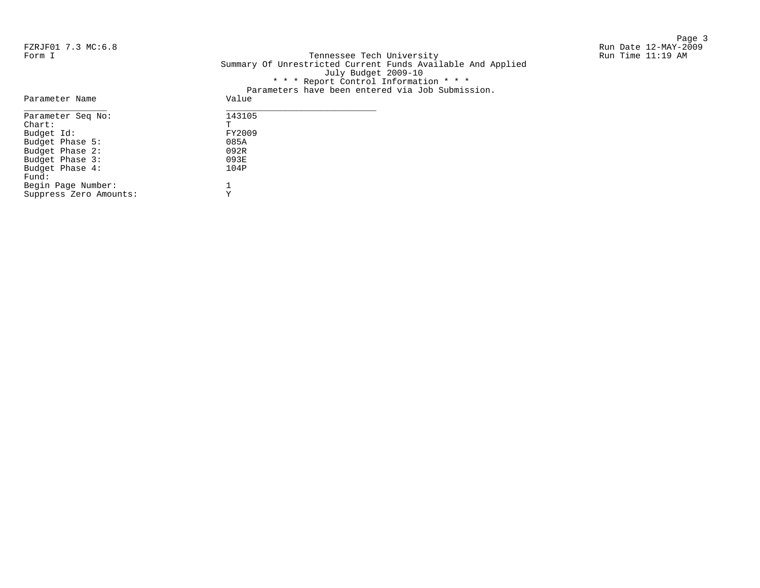FZRJF01 7.3 MC:6.8
Form I

Run Date 12-MAY-2009
Run Time 11:19 AM

Tennessee Tech University
Summary Of Unrestricted Current Funds Available And Applied
July Budget 2009-10
* * * Report Control Information * * *
Parameters have been entered via Job Submission.

| Parameter Name | Value |
| --- | --- |
| Parameter Seq No: | 143105 |
| Chart: | T |
| Budget Id: | FY2009 |
| Budget Phase 5: | 085A |
| Budget Phase 2: | 092R |
| Budget Phase 3: | 093E |
| Budget Phase 4: | 104P |
| Fund: | |
| Begin Page Number: | 1 |
| Suppress Zero Amounts: | Y |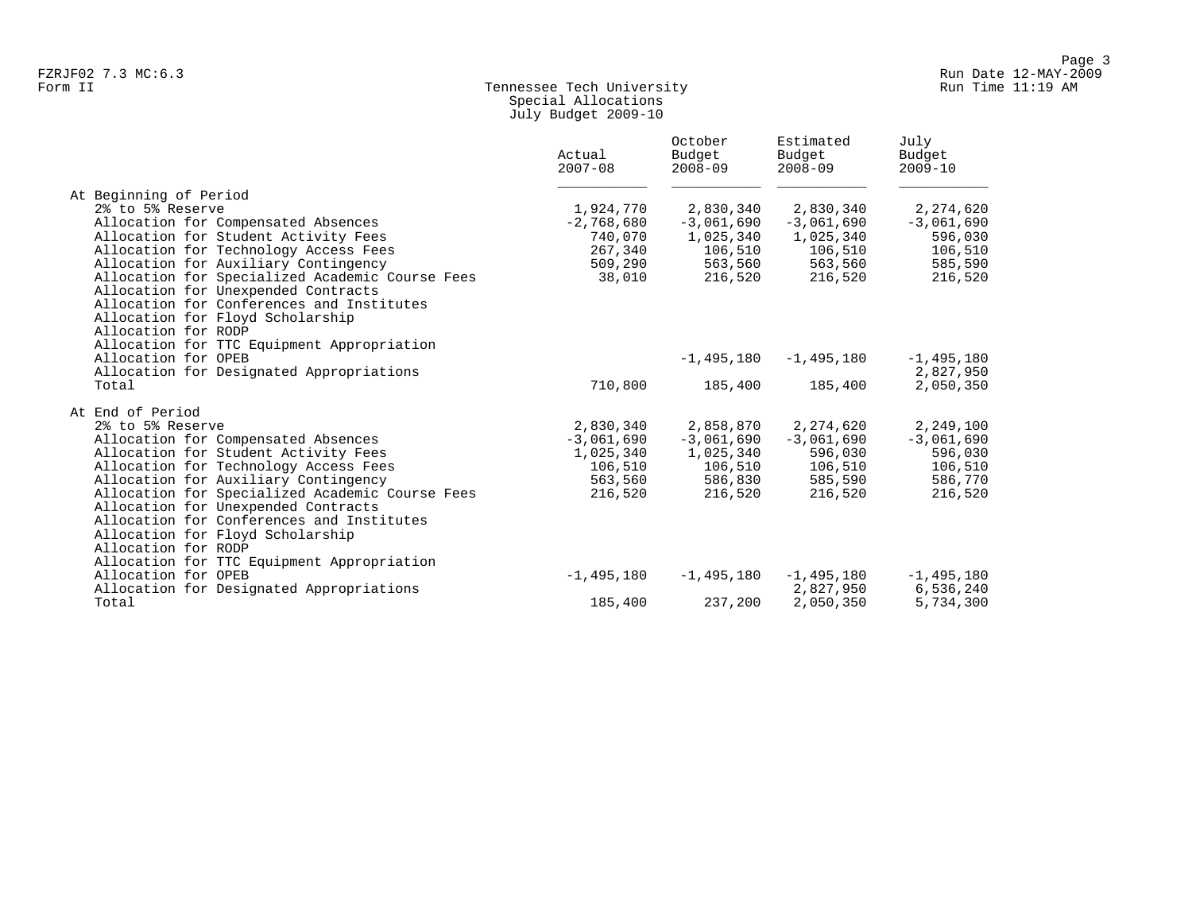FZRJF02 7.3 MC:6.3
Form II

Run Date 12-MAY-2009
Run Time 11:19 AM

# Tennessee Tech University
## Special Allocations
## July Budget 2009-10

| | Actual 2007-08 | October Budget 2008-09 | Estimated Budget 2008-09 | July Budget 2009-10 |
|---|---|---|---|---|
| At Beginning of Period | | | | |
| 2% to 5% Reserve | 1,924,770 | 2,830,340 | 2,830,340 | 2,274,620 |
| Allocation for Compensated Absences | -2,768,680 | -3,061,690 | -3,061,690 | -3,061,690 |
| Allocation for Student Activity Fees | 740,070 | 1,025,340 | 1,025,340 | 596,030 |
| Allocation for Technology Access Fees | 267,340 | 106,510 | 106,510 | 106,510 |
| Allocation for Auxiliary Contingency | 509,290 | 563,560 | 563,560 | 585,590 |
| Allocation for Specialized Academic Course Fees | 38,010 | 216,520 | 216,520 | 216,520 |
| Allocation for Unexpended Contracts | | | | |
| Allocation for Conferences and Institutes | | | | |
| Allocation for Floyd Scholarship | | | | |
| Allocation for RODP | | | | |
| Allocation for TTC Equipment Appropriation | | | | |
| Allocation for OPEB | | -1,495,180 | -1,495,180 | -1,495,180 |
| Allocation for Designated Appropriations | | | | 2,827,950 |
| Total | 710,800 | 185,400 | 185,400 | 2,050,350 |
| At End of Period | | | | |
| 2% to 5% Reserve | 2,830,340 | 2,858,870 | 2,274,620 | 2,249,100 |
| Allocation for Compensated Absences | -3,061,690 | -3,061,690 | -3,061,690 | -3,061,690 |
| Allocation for Student Activity Fees | 1,025,340 | 1,025,340 | 596,030 | 596,030 |
| Allocation for Technology Access Fees | 106,510 | 106,510 | 106,510 | 106,510 |
| Allocation for Auxiliary Contingency | 563,560 | 586,830 | 585,590 | 586,770 |
| Allocation for Specialized Academic Course Fees | 216,520 | 216,520 | 216,520 | 216,520 |
| Allocation for Unexpended Contracts | | | | |
| Allocation for Conferences and Institutes | | | | |
| Allocation for Floyd Scholarship | | | | |
| Allocation for RODP | | | | |
| Allocation for TTC Equipment Appropriation | | | | |
| Allocation for OPEB | -1,495,180 | -1,495,180 | -1,495,180 | -1,495,180 |
| Allocation for Designated Appropriations | | | 2,827,950 | 6,536,240 |
| Total | 185,400 | 237,200 | 2,050,350 | 5,734,300 |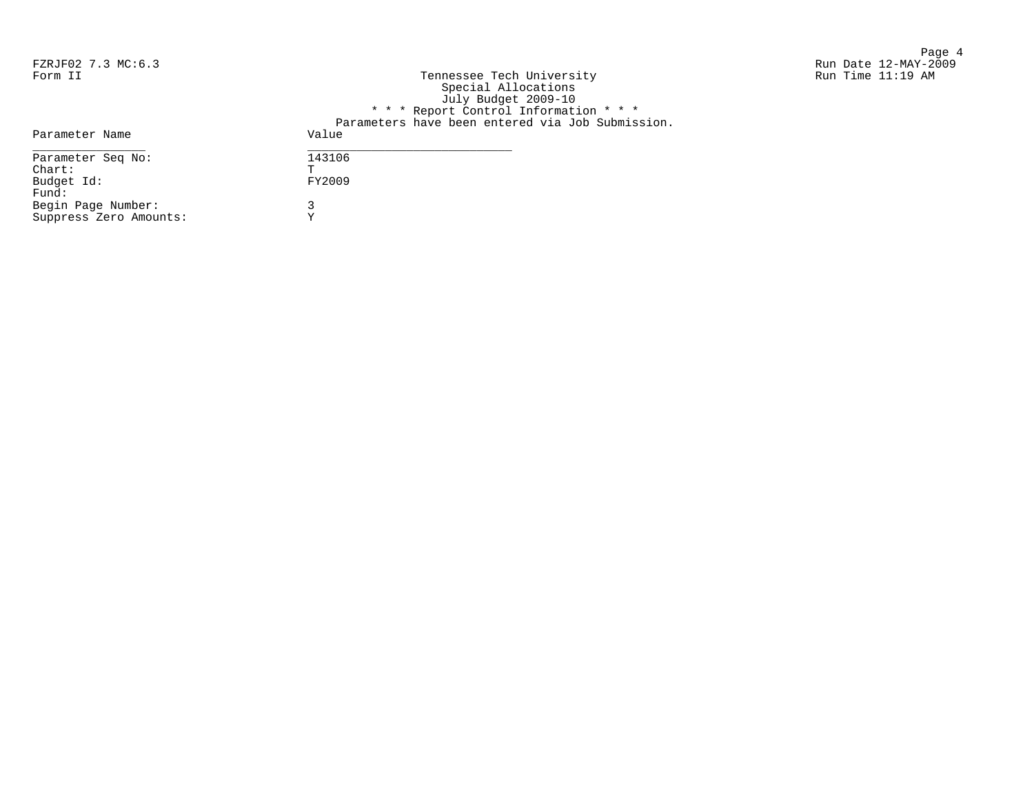FZRJF02 7.3 MC:6.3
Form II

Tennessee Tech University
Special Allocations
July Budget 2009-10

Run Date 12-MAY-2009
Run Time 11:19 AM

\* \* \* Report Control Information \* \* \*

Parameters have been entered via Job Submission.

| Parameter Name | Value |
|---|---|
| Parameter Seq No: | 143106 |
| Chart: | T |
| Budget Id: | FY2009 |
| Fund: | |
| Begin Page Number: | 3 |
| Suppress Zero Amounts: | Y |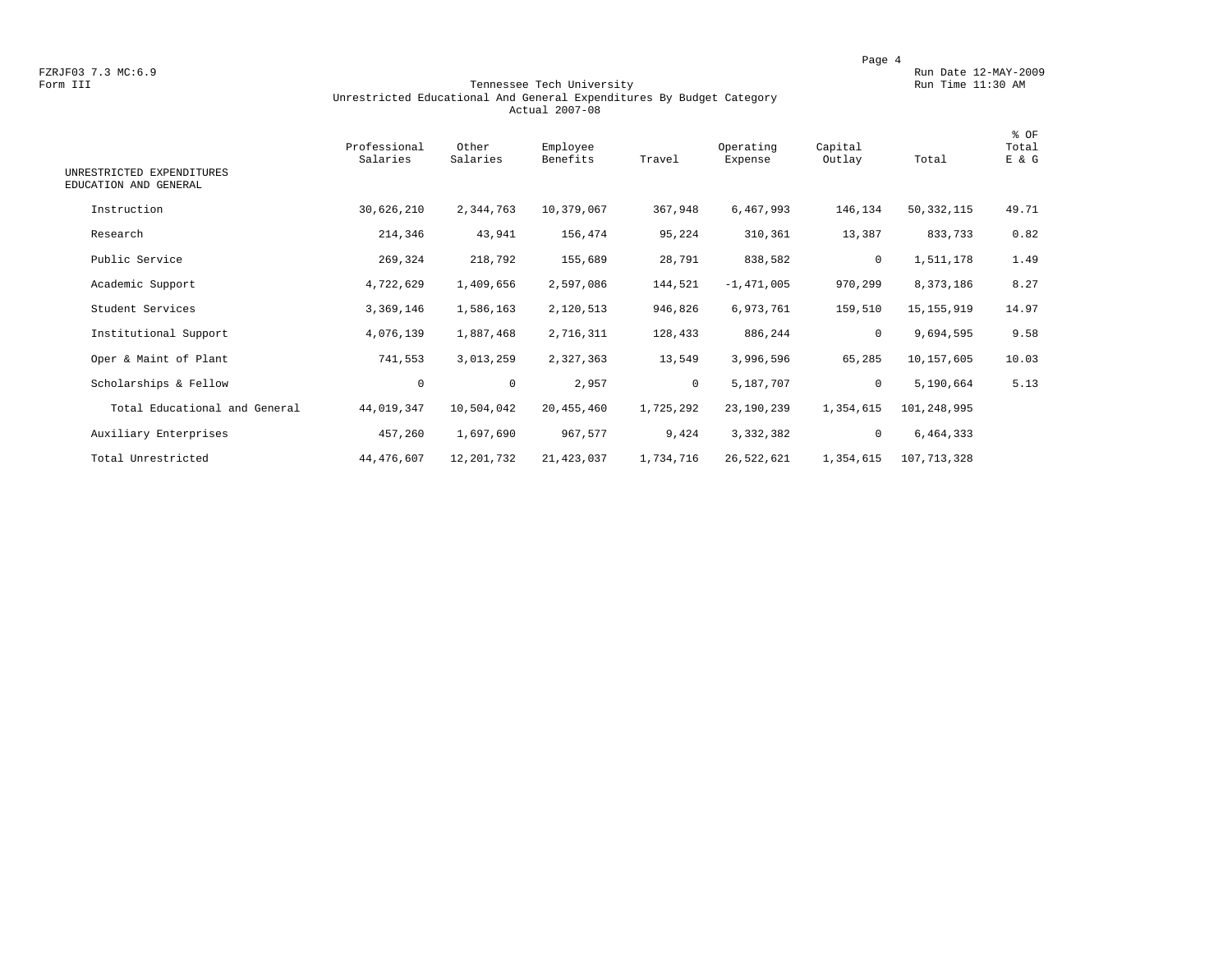FZRJF03 7.3 MC:6.9
Form III

Tennessee Tech University
Unrestricted Educational And General Expenditures By Budget Category
Actual 2007-08

Run Date 12-MAY-2009
Run Time 11:30 AM

| UNRESTRICTED EXPENDITURES EDUCATION AND GENERAL | Professional Salaries | Other Salaries | Employee Benefits | Travel | Operating Expense | Capital Outlay | Total | % OF Total E & G |
|---|---|---|---|---|---|---|---|---|
| Instruction | 30,626,210 | 2,344,763 | 10,379,067 | 367,948 | 6,467,993 | 146,134 | 50,332,115 | 49.71 |
| Research | 214,346 | 43,941 | 156,474 | 95,224 | 310,361 | 13,387 | 833,733 | 0.82 |
| Public Service | 269,324 | 218,792 | 155,689 | 28,791 | 838,582 | 0 | 1,511,178 | 1.49 |
| Academic Support | 4,722,629 | 1,409,656 | 2,597,086 | 144,521 | -1,471,005 | 970,299 | 8,373,186 | 8.27 |
| Student Services | 3,369,146 | 1,586,163 | 2,120,513 | 946,826 | 6,973,761 | 159,510 | 15,155,919 | 14.97 |
| Institutional Support | 4,076,139 | 1,887,468 | 2,716,311 | 128,433 | 886,244 | 0 | 9,694,595 | 9.58 |
| Oper & Maint of Plant | 741,553 | 3,013,259 | 2,327,363 | 13,549 | 3,996,596 | 65,285 | 10,157,605 | 10.03 |
| Scholarships & Fellow | 0 | 0 | 2,957 | 0 | 5,187,707 | 0 | 5,190,664 | 5.13 |
| Total Educational and General | 44,019,347 | 10,504,042 | 20,455,460 | 1,725,292 | 23,190,239 | 1,354,615 | 101,248,995 | |
| Auxiliary Enterprises | 457,260 | 1,697,690 | 967,577 | 9,424 | 3,332,382 | 0 | 6,464,333 | |
| Total Unrestricted | 44,476,607 | 12,201,732 | 21,423,037 | 1,734,716 | 26,522,621 | 1,354,615 | 107,713,328 | |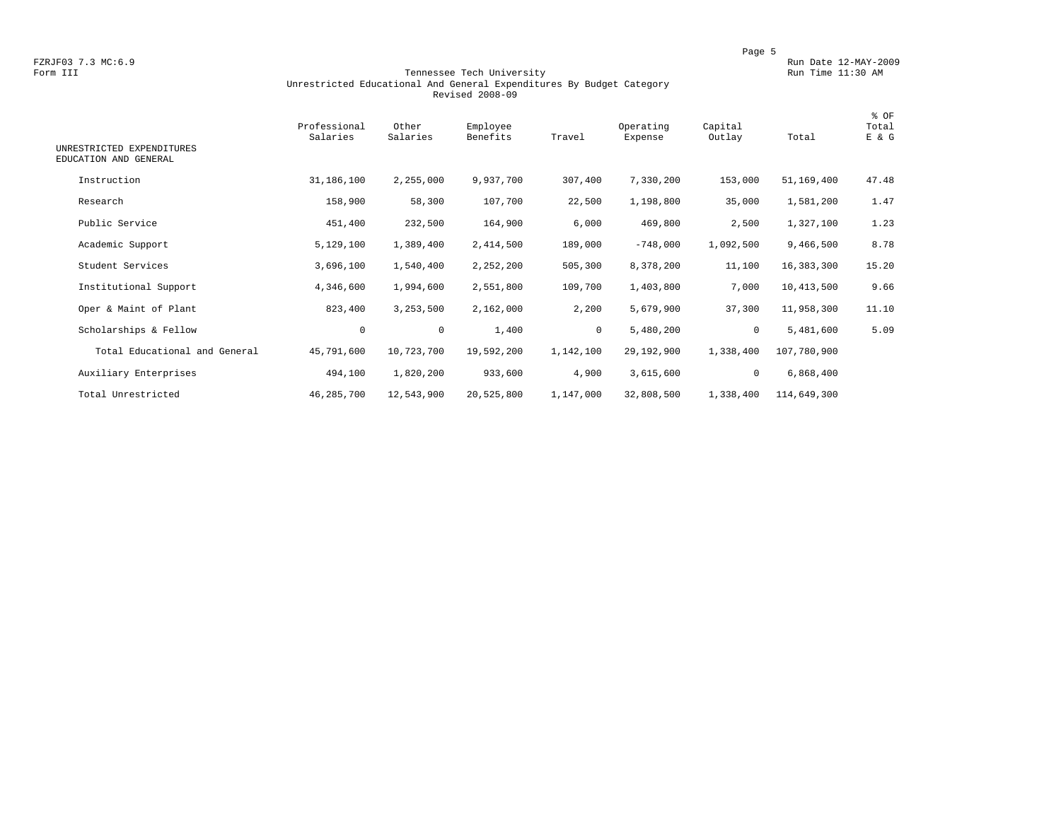FZRJF03 7.3 MC:6.9
Form III

Run Date 12-MAY-2009
Run Time 11:30 AM

# Tennessee Tech University
## Unrestricted Educational And General Expenditures By Budget Category
### Revised 2008-09

| UNRESTRICTED EXPENDITURES EDUCATION AND GENERAL | Professional Salaries | Other Salaries | Employee Benefits | Travel | Operating Expense | Capital Outlay | Total | % OF Total E & G |
|---|---|---|---|---|---|---|---|---|
| Instruction | 31,186,100 | 2,255,000 | 9,937,700 | 307,400 | 7,330,200 | 153,000 | 51,169,400 | 47.48 |
| Research | 158,900 | 58,300 | 107,700 | 22,500 | 1,198,800 | 35,000 | 1,581,200 | 1.47 |
| Public Service | 451,400 | 232,500 | 164,900 | 6,000 | 469,800 | 2,500 | 1,327,100 | 1.23 |
| Academic Support | 5,129,100 | 1,389,400 | 2,414,500 | 189,000 | -748,000 | 1,092,500 | 9,466,500 | 8.78 |
| Student Services | 3,696,100 | 1,540,400 | 2,252,200 | 505,300 | 8,378,200 | 11,100 | 16,383,300 | 15.20 |
| Institutional Support | 4,346,600 | 1,994,600 | 2,551,800 | 109,700 | 1,403,800 | 7,000 | 10,413,500 | 9.66 |
| Oper & Maint of Plant | 823,400 | 3,253,500 | 2,162,000 | 2,200 | 5,679,900 | 37,300 | 11,958,300 | 11.10 |
| Scholarships & Fellow | 0 | 0 | 1,400 | 0 | 5,480,200 | 0 | 5,481,600 | 5.09 |
| Total Educational and General | 45,791,600 | 10,723,700 | 19,592,200 | 1,142,100 | 29,192,900 | 1,338,400 | 107,780,900 | |
| Auxiliary Enterprises | 494,100 | 1,820,200 | 933,600 | 4,900 | 3,615,600 | 0 | 6,868,400 | |
| Total Unrestricted | 46,285,700 | 12,543,900 | 20,525,800 | 1,147,000 | 32,808,500 | 1,338,400 | 114,649,300 | |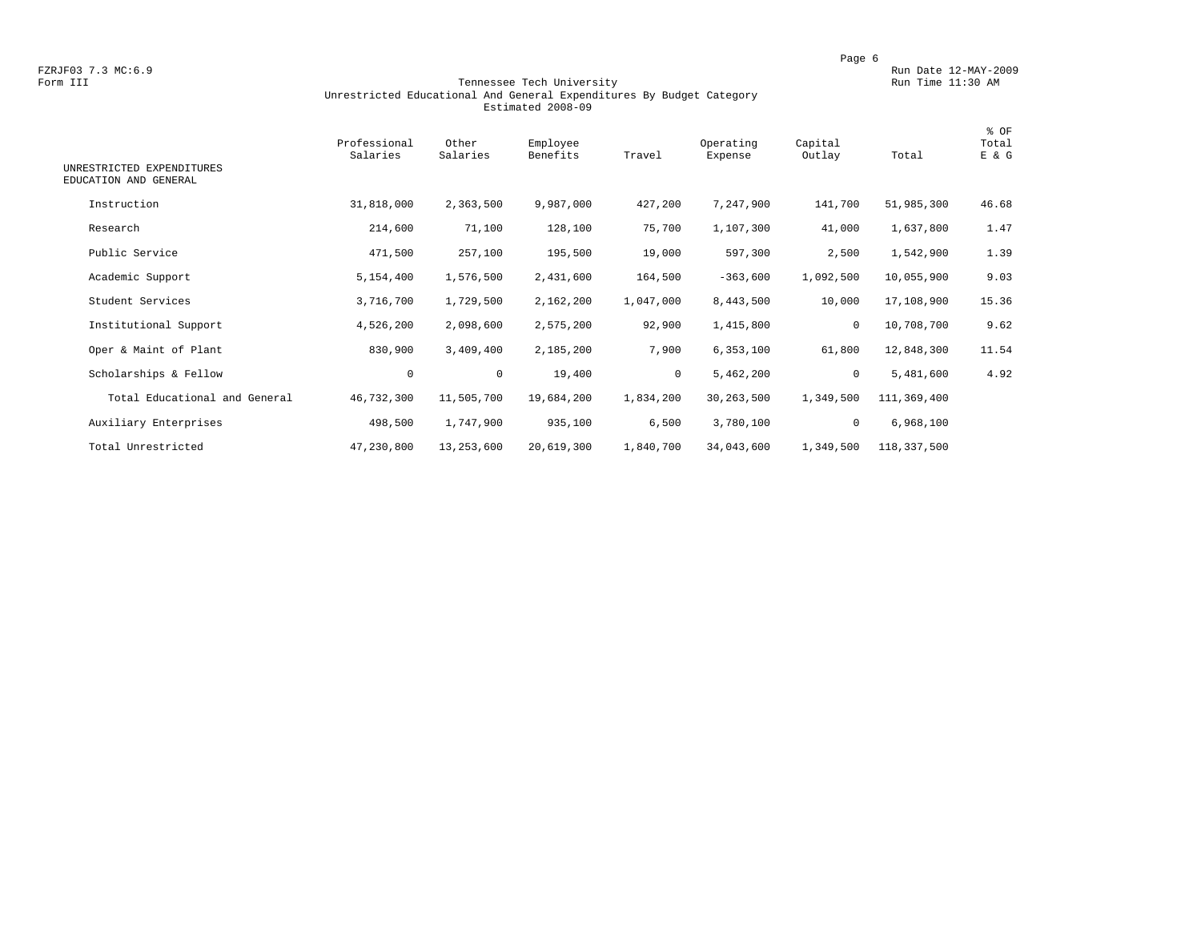FZRJF03 7.3 MC:6.9
Form III

Run Date 12-MAY-2009
Run Time 11:30 AM

## Tennessee Tech University
### Unrestricted Educational And General Expenditures By Budget Category
### Estimated 2008-09

| UNRESTRICTED EXPENDITURES EDUCATION AND GENERAL | Professional Salaries | Other Salaries | Employee Benefits | Travel | Operating Expense | Capital Outlay | Total | % OF Total E & G |
|---|---|---|---|---|---|---|---|---|
| Instruction | 31,818,000 | 2,363,500 | 9,987,000 | 427,200 | 7,247,900 | 141,700 | 51,985,300 | 46.68 |
| Research | 214,600 | 71,100 | 128,100 | 75,700 | 1,107,300 | 41,000 | 1,637,800 | 1.47 |
| Public Service | 471,500 | 257,100 | 195,500 | 19,000 | 597,300 | 2,500 | 1,542,900 | 1.39 |
| Academic Support | 5,154,400 | 1,576,500 | 2,431,600 | 164,500 | -363,600 | 1,092,500 | 10,055,900 | 9.03 |
| Student Services | 3,716,700 | 1,729,500 | 2,162,200 | 1,047,000 | 8,443,500 | 10,000 | 17,108,900 | 15.36 |
| Institutional Support | 4,526,200 | 2,098,600 | 2,575,200 | 92,900 | 1,415,800 | 0 | 10,708,700 | 9.62 |
| Oper & Maint of Plant | 830,900 | 3,409,400 | 2,185,200 | 7,900 | 6,353,100 | 61,800 | 12,848,300 | 11.54 |
| Scholarships & Fellow | 0 | 0 | 19,400 | 0 | 5,462,200 | 0 | 5,481,600 | 4.92 |
| Total Educational and General | 46,732,300 | 11,505,700 | 19,684,200 | 1,834,200 | 30,263,500 | 1,349,500 | 111,369,400 | |
| Auxiliary Enterprises | 498,500 | 1,747,900 | 935,100 | 6,500 | 3,780,100 | 0 | 6,968,100 | |
| Total Unrestricted | 47,230,800 | 13,253,600 | 20,619,300 | 1,840,700 | 34,043,600 | 1,349,500 | 118,337,500 | |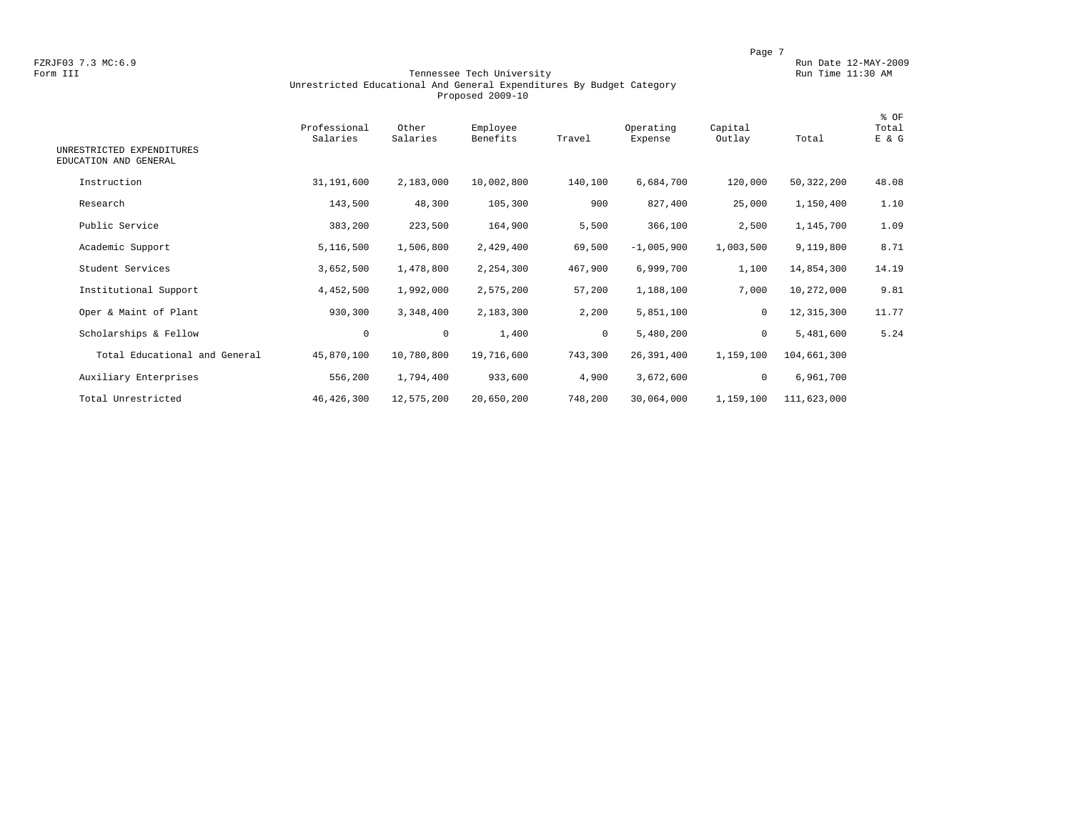FZRJF03 7.3 MC:6.9
Form III

Run Date 12-MAY-2009
Run Time 11:30 AM

# Tennessee Tech University
## Unrestricted Educational And General Expenditures By Budget Category
### Proposed 2009-10

| UNRESTRICTED EXPENDITURES EDUCATION AND GENERAL | Professional Salaries | Other Salaries | Employee Benefits | Travel | Operating Expense | Capital Outlay | Total | % OF Total E & G |
|---|---|---|---|---|---|---|---|---|
| Instruction | 31,191,600 | 2,183,000 | 10,002,800 | 140,100 | 6,684,700 | 120,000 | 50,322,200 | 48.08 |
| Research | 143,500 | 48,300 | 105,300 | 900 | 827,400 | 25,000 | 1,150,400 | 1.10 |
| Public Service | 383,200 | 223,500 | 164,900 | 5,500 | 366,100 | 2,500 | 1,145,700 | 1.09 |
| Academic Support | 5,116,500 | 1,506,800 | 2,429,400 | 69,500 | -1,005,900 | 1,003,500 | 9,119,800 | 8.71 |
| Student Services | 3,652,500 | 1,478,800 | 2,254,300 | 467,900 | 6,999,700 | 1,100 | 14,854,300 | 14.19 |
| Institutional Support | 4,452,500 | 1,992,000 | 2,575,200 | 57,200 | 1,188,100 | 7,000 | 10,272,000 | 9.81 |
| Oper & Maint of Plant | 930,300 | 3,348,400 | 2,183,300 | 2,200 | 5,851,100 | 0 | 12,315,300 | 11.77 |
| Scholarships & Fellow | 0 | 0 | 1,400 | 0 | 5,480,200 | 0 | 5,481,600 | 5.24 |
| Total Educational and General | 45,870,100 | 10,780,800 | 19,716,600 | 743,300 | 26,391,400 | 1,159,100 | 104,661,300 | |
| Auxiliary Enterprises | 556,200 | 1,794,400 | 933,600 | 4,900 | 3,672,600 | 0 | 6,961,700 | |
| Total Unrestricted | 46,426,300 | 12,575,200 | 20,650,200 | 748,200 | 30,064,000 | 1,159,100 | 111,623,000 | |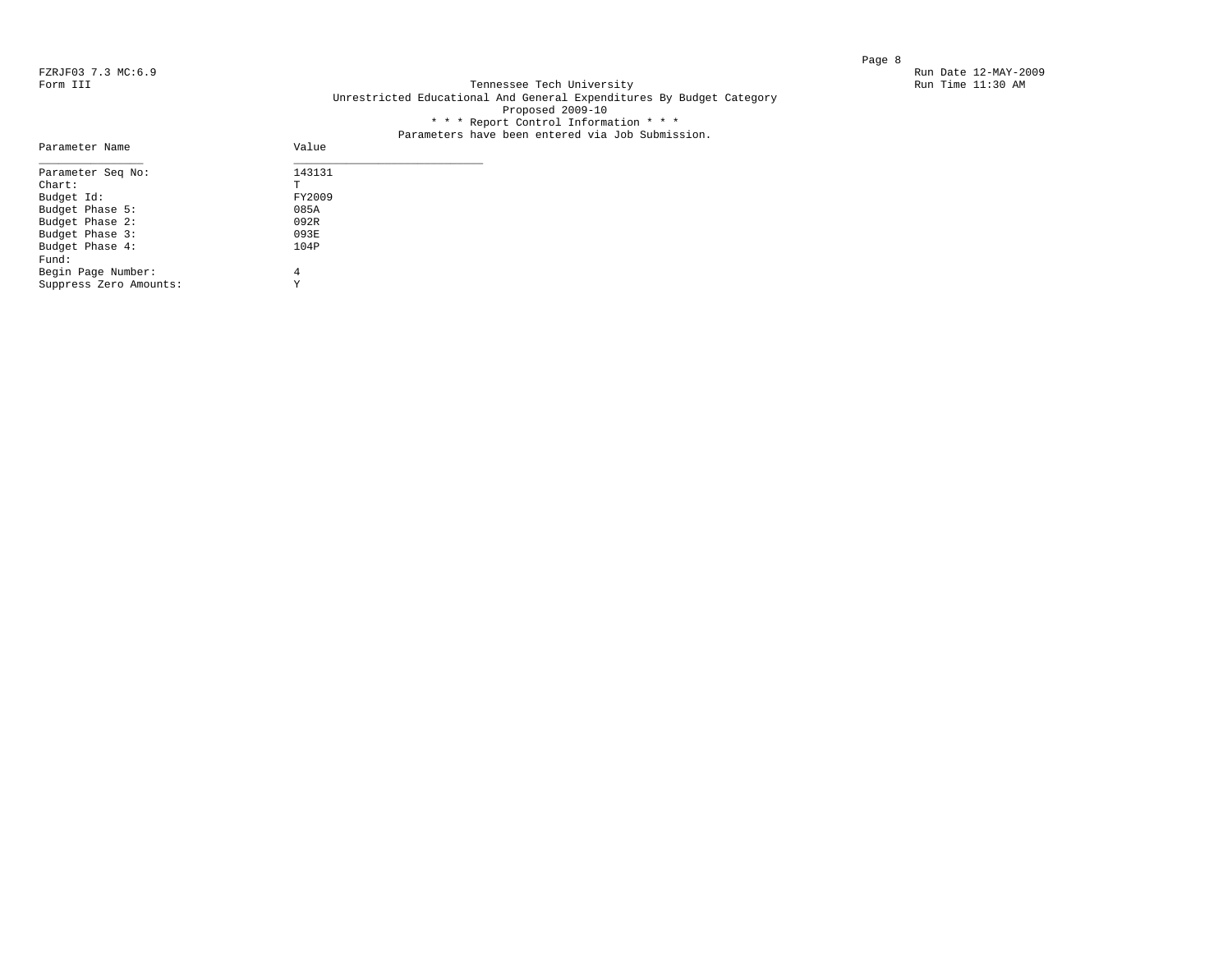FZRJF03 7.3 MC:6.9
Form III

Run Date 12-MAY-2009
Run Time 11:30 AM

Tennessee Tech University
Unrestricted Educational And General Expenditures By Budget Category
Proposed 2009-10
* * * Report Control Information * * *
Parameters have been entered via Job Submission.

| Parameter Name | Value |
|---|---|
| Parameter Seq No: | 143131 |
| Chart: | T |
| Budget Id: | FY2009 |
| Budget Phase 5: | 085A |
| Budget Phase 2: | 092R |
| Budget Phase 3: | 093E |
| Budget Phase 4: | 104P |
| Fund: | |
| Begin Page Number: | 4 |
| Suppress Zero Amounts: | Y |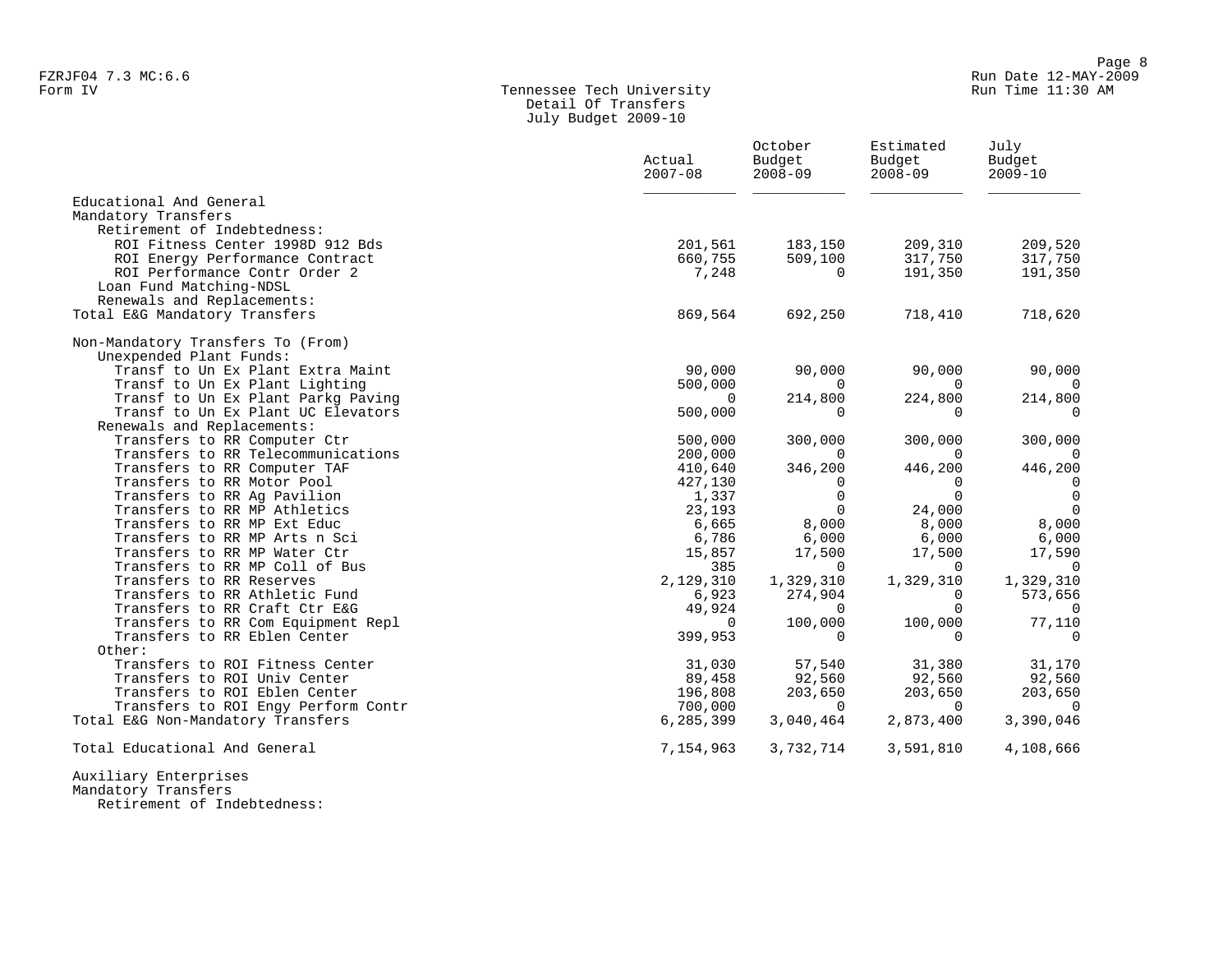FZRJF04 7.3 MC:6.6
Form IV

Tennessee Tech University
Detail Of Transfers
July Budget 2009-10

Run Date 12-MAY-2009
Run Time 11:30 AM

| | Actual 2007-08 | October Budget 2008-09 | Estimated Budget 2008-09 | July Budget 2009-10 |
|---|---|---|---|---|
| Educational And General | | | | |
| Mandatory Transfers | | | | |
| Retirement of Indebtedness: | | | | |
| ROI Fitness Center 1998D 912 Bds | 201,561 | 183,150 | 209,310 | 209,520 |
| ROI Energy Performance Contract | 660,755 | 509,100 | 317,750 | 317,750 |
| ROI Performance Contr Order 2 | 7,248 | 0 | 191,350 | 191,350 |
| Loan Fund Matching-NDSL | | | | |
| Renewals and Replacements: | | | | |
| Total E&G Mandatory Transfers | 869,564 | 692,250 | 718,410 | 718,620 |
| Non-Mandatory Transfers To (From) | | | | |
| Unexpended Plant Funds: | | | | |
| Transf to Un Ex Plant Extra Maint | 90,000 | 90,000 | 90,000 | 90,000 |
| Transf to Un Ex Plant Lighting | 500,000 | 0 | 0 | 0 |
| Transf to Un Ex Plant Parkg Paving | 0 | 214,800 | 224,800 | 214,800 |
| Transf to Un Ex Plant UC Elevators | 500,000 | 0 | 0 | 0 |
| Renewals and Replacements: | | | | |
| Transfers to RR Computer Ctr | 500,000 | 300,000 | 300,000 | 300,000 |
| Transfers to RR Telecommunications | 200,000 | 0 | 0 | 0 |
| Transfers to RR Computer TAF | 410,640 | 346,200 | 446,200 | 446,200 |
| Transfers to RR Motor Pool | 427,130 | 0 | 0 | 0 |
| Transfers to RR Ag Pavilion | 1,337 | 0 | 0 | 0 |
| Transfers to RR MP Athletics | 23,193 | 0 | 24,000 | 0 |
| Transfers to RR MP Ext Educ | 6,665 | 8,000 | 8,000 | 8,000 |
| Transfers to RR MP Arts n Sci | 6,786 | 6,000 | 6,000 | 6,000 |
| Transfers to RR MP Water Ctr | 15,857 | 17,500 | 17,500 | 17,590 |
| Transfers to RR MP Coll of Bus | 385 | 0 | 0 | 0 |
| Transfers to RR Reserves | 2,129,310 | 1,329,310 | 1,329,310 | 1,329,310 |
| Transfers to RR Athletic Fund | 6,923 | 274,904 | 0 | 573,656 |
| Transfers to RR Craft Ctr E&G | 49,924 | 0 | 0 | 0 |
| Transfers to RR Com Equipment Repl | 0 | 100,000 | 100,000 | 77,110 |
| Transfers to RR Eblen Center | 399,953 | 0 | 0 | 0 |
| Other: | | | | |
| Transfers to ROI Fitness Center | 31,030 | 57,540 | 31,380 | 31,170 |
| Transfers to ROI Univ Center | 89,458 | 92,560 | 92,560 | 92,560 |
| Transfers to ROI Eblen Center | 196,808 | 203,650 | 203,650 | 203,650 |
| Transfers to ROI Engy Perform Contr | 700,000 | 0 | 0 | 0 |
| Total E&G Non-Mandatory Transfers | 6,285,399 | 3,040,464 | 2,873,400 | 3,390,046 |
| Total Educational And General | 7,154,963 | 3,732,714 | 3,591,810 | 4,108,666 |
| Auxiliary Enterprises | | | | |
| Mandatory Transfers | | | | |
| Retirement of Indebtedness: | | | | |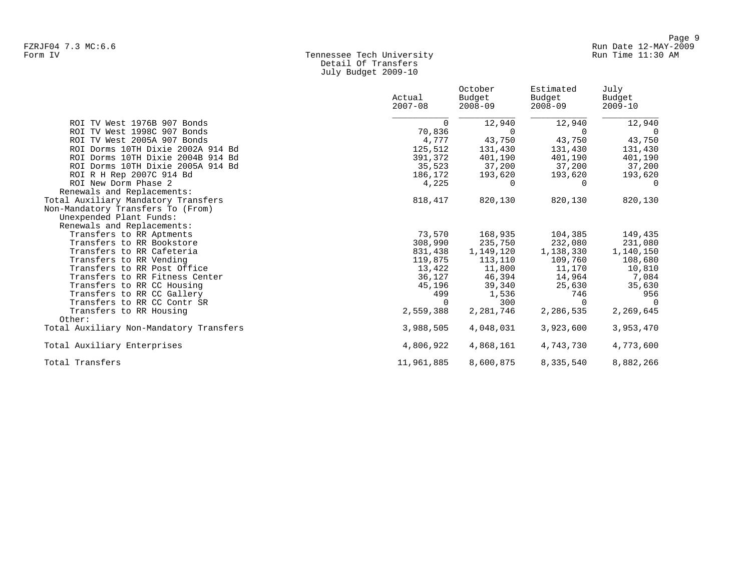Tennessee Tech University
Detail Of Transfers
July Budget 2009-10

| | Actual 2007-08 | October Budget 2008-09 | Estimated Budget 2008-09 | July Budget 2009-10 |
|---|---|---|---|---|
| ROI TV West 1976B 907 Bonds | 0 | 12,940 | 12,940 | 12,940 |
| ROI TV West 1998C 907 Bonds | 70,836 | 0 | 0 | 0 |
| ROI TV West 2005A 907 Bonds | 4,777 | 43,750 | 43,750 | 43,750 |
| ROI Dorms 10TH Dixie 2002A 914 Bd | 125,512 | 131,430 | 131,430 | 131,430 |
| ROI Dorms 10TH Dixie 2004B 914 Bd | 391,372 | 401,190 | 401,190 | 401,190 |
| ROI Dorms 10TH Dixie 2005A 914 Bd | 35,523 | 37,200 | 37,200 | 37,200 |
| ROI R H Rep 2007C 914 Bd | 186,172 | 193,620 | 193,620 | 193,620 |
| ROI New Dorm Phase 2 | 4,225 | 0 | 0 | 0 |
| Renewals and Replacements: | | | | |
| Total Auxiliary Mandatory Transfers | 818,417 | 820,130 | 820,130 | 820,130 |
| Non-Mandatory Transfers To (From) | | | | |
| Unexpended Plant Funds: | | | | |
| Renewals and Replacements: | | | | |
| Transfers to RR Aptments | 73,570 | 168,935 | 104,385 | 149,435 |
| Transfers to RR Bookstore | 308,990 | 235,750 | 232,080 | 231,080 |
| Transfers to RR Cafeteria | 831,438 | 1,149,120 | 1,138,330 | 1,140,150 |
| Transfers to RR Vending | 119,875 | 113,110 | 109,760 | 108,680 |
| Transfers to RR Post Office | 13,422 | 11,800 | 11,170 | 10,810 |
| Transfers to RR Fitness Center | 36,127 | 46,394 | 14,964 | 7,084 |
| Transfers to RR CC Housing | 45,196 | 39,340 | 25,630 | 35,630 |
| Transfers to RR CC Gallery | 499 | 1,536 | 746 | 956 |
| Transfers to RR CC Contr SR | 0 | 300 | 0 | 0 |
| Transfers to RR Housing | 2,559,388 | 2,281,746 | 2,286,535 | 2,269,645 |
| Other: | | | | |
| Total Auxiliary Non-Mandatory Transfers | 3,988,505 | 4,048,031 | 3,923,600 | 3,953,470 |
| Total Auxiliary Enterprises | 4,806,922 | 4,868,161 | 4,743,730 | 4,773,600 |
| Total Transfers | 11,961,885 | 8,600,875 | 8,335,540 | 8,882,266 |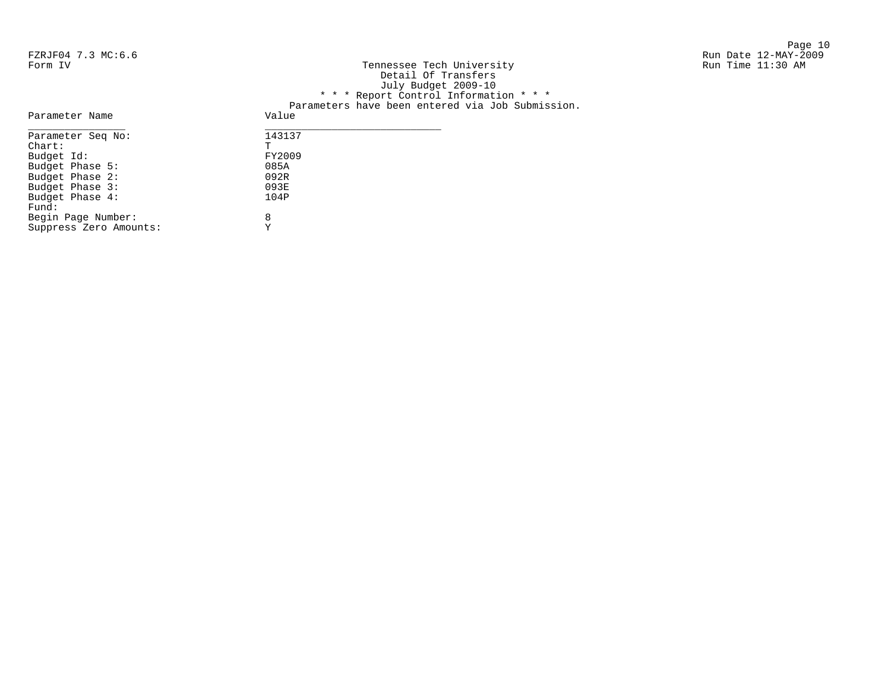FZRJF04 7.3 MC:6.6
Form IV

Run Date 12-MAY-2009
Run Time 11:30 AM

Tennessee Tech University
Detail Of Transfers
July Budget 2009-10
* * * Report Control Information * * *
Parameters have been entered via Job Submission.

| Parameter Name | Value |
| --- | --- |
| Parameter Seq No: | 143137 |
| Chart: | T |
| Budget Id: | FY2009 |
| Budget Phase 5: | 085A |
| Budget Phase 2: | 092R |
| Budget Phase 3: | 093E |
| Budget Phase 4: | 104P |
| Fund: | |
| Begin Page Number: | 8 |
| Suppress Zero Amounts: | Y |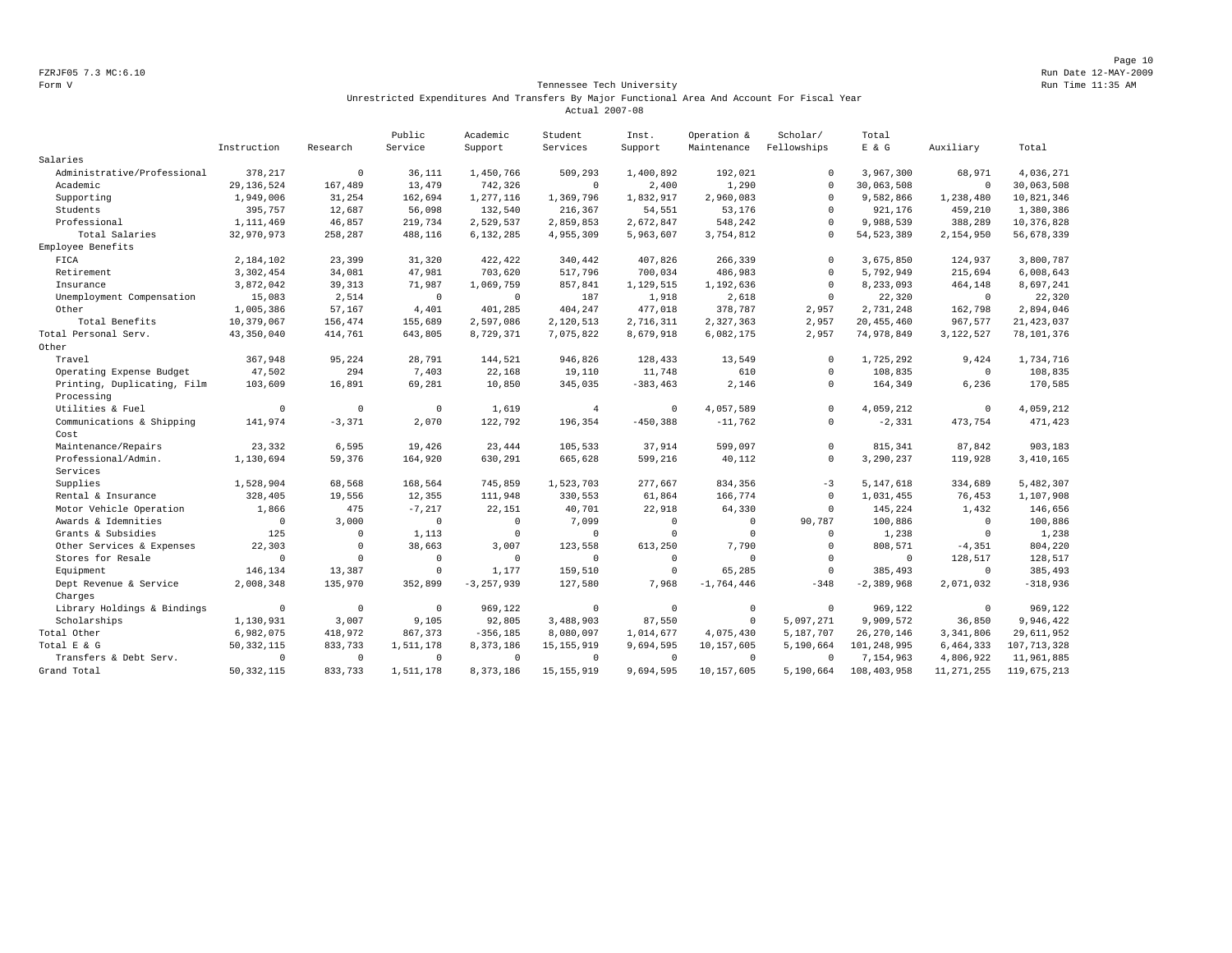FZRJF05 7.3 MC:6.10 Run Date 12-MAY-2009
Form V Run Time 11:35 AM

Tennessee Tech University
Unrestricted Expenditures And Transfers By Major Functional Area And Account For Fiscal Year
Actual 2007-08

| | Instruction | Research | Public Service | Academic Support | Student Services | Inst. Support | Operation & Maintenance | Scholar/ Fellowships | Total E & G | Auxiliary | Total |
|---|---|---|---|---|---|---|---|---|---|---|---|
| Salaries | | | | | | | | | | | |
| Administrative/Professional | 378,217 | 0 | 36,111 | 1,450,766 | 509,293 | 1,400,892 | 192,021 | 0 | 3,967,300 | 68,971 | 4,036,271 |
| Academic | 29,136,524 | 167,489 | 13,479 | 742,326 | 0 | 2,400 | 1,290 | 0 | 30,063,508 | 0 | 30,063,508 |
| Supporting | 1,949,006 | 31,254 | 162,694 | 1,277,116 | 1,369,796 | 1,832,917 | 2,960,083 | 0 | 9,582,866 | 1,238,480 | 10,821,346 |
| Students | 395,757 | 12,687 | 56,098 | 132,540 | 216,367 | 54,551 | 53,176 | 0 | 921,176 | 459,210 | 1,380,386 |
| Professional | 1,111,469 | 46,857 | 219,734 | 2,529,537 | 2,859,853 | 2,672,847 | 548,242 | 0 | 9,988,539 | 388,289 | 10,376,828 |
| Total Salaries | 32,970,973 | 258,287 | 488,116 | 6,132,285 | 4,955,309 | 5,963,607 | 3,754,812 | 0 | 54,523,389 | 2,154,950 | 56,678,339 |
| Employee Benefits | | | | | | | | | | | |
| FICA | 2,184,102 | 23,399 | 31,320 | 422,422 | 340,442 | 407,826 | 266,339 | 0 | 3,675,850 | 124,937 | 3,800,787 |
| Retirement | 3,302,454 | 34,081 | 47,981 | 703,620 | 517,796 | 700,034 | 486,983 | 0 | 5,792,949 | 215,694 | 6,008,643 |
| Insurance | 3,872,042 | 39,313 | 71,987 | 1,069,759 | 857,841 | 1,129,515 | 1,192,636 | 0 | 8,233,093 | 464,148 | 8,697,241 |
| Unemployment Compensation | 15,083 | 2,514 | 0 | 0 | 187 | 1,918 | 2,618 | 0 | 22,320 | 0 | 22,320 |
| Other | 1,005,386 | 57,167 | 4,401 | 401,285 | 404,247 | 477,018 | 378,787 | 2,957 | 2,731,248 | 162,798 | 2,894,046 |
| Total Benefits | 10,379,067 | 156,474 | 155,689 | 2,597,086 | 2,120,513 | 2,716,311 | 2,327,363 | 2,957 | 20,455,460 | 967,577 | 21,423,037 |
| Total Personal Serv. | 43,350,040 | 414,761 | 643,805 | 8,729,371 | 7,075,822 | 8,679,918 | 6,082,175 | 2,957 | 74,978,849 | 3,122,527 | 78,101,376 |
| Other | | | | | | | | | | | |
| Travel | 367,948 | 95,224 | 28,791 | 144,521 | 946,826 | 128,433 | 13,549 | 0 | 1,725,292 | 9,424 | 1,734,716 |
| Operating Expense Budget | 47,502 | 294 | 7,403 | 22,168 | 19,110 | 11,748 | 610 | 0 | 108,835 | 0 | 108,835 |
| Printing, Duplicating, Film Processing | 103,609 | 16,891 | 69,281 | 10,850 | 345,035 | -383,463 | 2,146 | 0 | 164,349 | 6,236 | 170,585 |
| Utilities & Fuel | 0 | 0 | 0 | 1,619 | 4 | 0 | 4,057,589 | 0 | 4,059,212 | 0 | 4,059,212 |
| Communications & Shipping Cost | 141,974 | -3,371 | 2,070 | 122,792 | 196,354 | -450,388 | -11,762 | 0 | -2,331 | 473,754 | 471,423 |
| Maintenance/Repairs | 23,332 | 6,595 | 19,426 | 23,444 | 105,533 | 37,914 | 599,097 | 0 | 815,341 | 87,842 | 903,183 |
| Professional/Admin. Services | 1,130,694 | 59,376 | 164,920 | 630,291 | 665,628 | 599,216 | 40,112 | 0 | 3,290,237 | 119,928 | 3,410,165 |
| Supplies | 1,528,904 | 68,568 | 168,564 | 745,859 | 1,523,703 | 277,667 | 834,356 | -3 | 5,147,618 | 334,689 | 5,482,307 |
| Rental & Insurance | 328,405 | 19,556 | 12,355 | 111,948 | 330,553 | 61,864 | 166,774 | 0 | 1,031,455 | 76,453 | 1,107,908 |
| Motor Vehicle Operation | 1,866 | 475 | -7,217 | 22,151 | 40,701 | 22,918 | 64,330 | 0 | 145,224 | 1,432 | 146,656 |
| Awards & Idemnities | 0 | 3,000 | 0 | 0 | 7,099 | 0 | 0 | 90,787 | 100,886 | 0 | 100,886 |
| Grants & Subsidies | 125 | 0 | 1,113 | 0 | 0 | 0 | 0 | 0 | 1,238 | 0 | 1,238 |
| Other Services & Expenses | 22,303 | 0 | 38,663 | 3,007 | 123,558 | 613,250 | 7,790 | 0 | 808,571 | -4,351 | 804,220 |
| Stores for Resale | 0 | 0 | 0 | 0 | 0 | 0 | 0 | 0 | 0 | 128,517 | 128,517 |
| Equipment | 146,134 | 13,387 | 0 | 1,177 | 159,510 | 0 | 65,285 | 0 | 385,493 | 0 | 385,493 |
| Dept Revenue & Service Charges | 2,008,348 | 135,970 | 352,899 | -3,257,939 | 127,580 | 7,968 | -1,764,446 | -348 | -2,389,968 | 2,071,032 | -318,936 |
| Library Holdings & Bindings | 0 | 0 | 0 | 969,122 | 0 | 0 | 0 | 0 | 969,122 | 0 | 969,122 |
| Scholarships | 1,130,931 | 3,007 | 9,105 | 92,805 | 3,488,903 | 87,550 | 0 | 5,097,271 | 9,909,572 | 36,850 | 9,946,422 |
| Total Other | 6,982,075 | 418,972 | 867,373 | -356,185 | 8,080,097 | 1,014,677 | 4,075,430 | 5,187,707 | 26,270,146 | 3,341,806 | 29,611,952 |
| Total E & G | 50,332,115 | 833,733 | 1,511,178 | 8,373,186 | 15,155,919 | 9,694,595 | 10,157,605 | 5,190,664 | 101,248,995 | 6,464,333 | 107,713,328 |
| Transfers & Debt Serv. | 0 | 0 | 0 | 0 | 0 | 0 | 0 | 0 | 7,154,963 | 4,806,922 | 11,961,885 |
| Grand Total | 50,332,115 | 833,733 | 1,511,178 | 8,373,186 | 15,155,919 | 9,694,595 | 10,157,605 | 5,190,664 | 108,403,958 | 11,271,255 | 119,675,213 |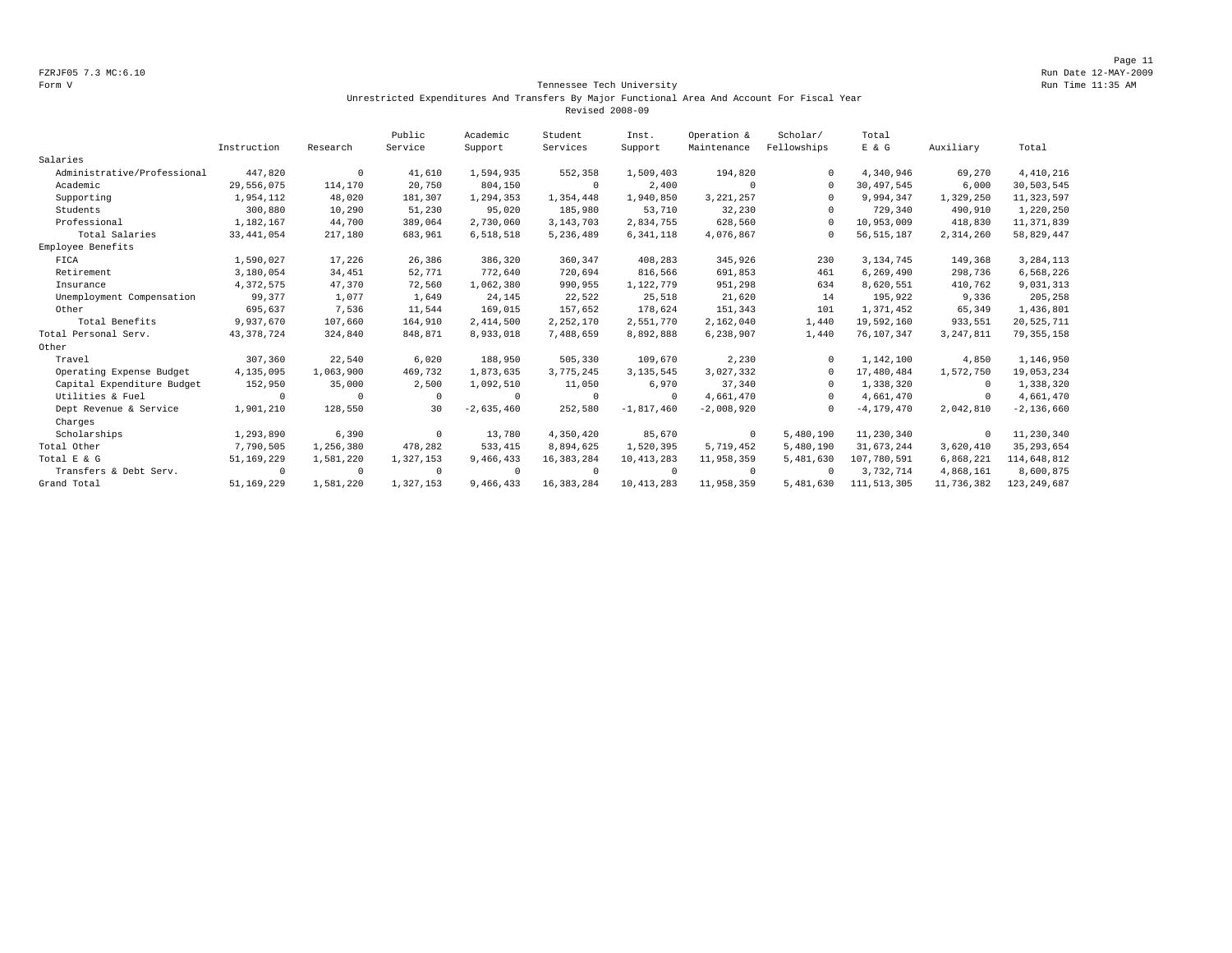FZRJF05 7.3 MC:6.10
Form V

Run Date 12-MAY-2009
Run Time 11:35 AM

## Tennessee Tech University

### Unrestricted Expenditures And Transfers By Major Functional Area And Account For Fiscal Year

### Revised 2008-09

| | Instruction | Research | Public Service | Academic Support | Student Services | Inst. Support | Operation & Maintenance | Scholar/ Fellowships | Total E & G | Auxiliary | Total |
|---|---|---|---|---|---|---|---|---|---|---|---|
| Salaries | | | | | | | | | | | |
| Administrative/Professional | 447,820 | 0 | 41,610 | 1,594,935 | 552,358 | 1,509,403 | 194,820 | 0 | 4,340,946 | 69,270 | 4,410,216 |
| Academic | 29,556,075 | 114,170 | 20,750 | 804,150 | 0 | 2,400 | 0 | 0 | 30,497,545 | 6,000 | 30,503,545 |
| Supporting | 1,954,112 | 48,020 | 181,307 | 1,294,353 | 1,354,448 | 1,940,850 | 3,221,257 | 0 | 9,994,347 | 1,329,250 | 11,323,597 |
| Students | 300,880 | 10,290 | 51,230 | 95,020 | 185,980 | 53,710 | 32,230 | 0 | 729,340 | 490,910 | 1,220,250 |
| Professional | 1,182,167 | 44,700 | 389,064 | 2,730,060 | 3,143,703 | 2,834,755 | 628,560 | 0 | 10,953,009 | 418,830 | 11,371,839 |
| Total Salaries | 33,441,054 | 217,180 | 683,961 | 6,518,518 | 5,236,489 | 6,341,118 | 4,076,867 | 0 | 56,515,187 | 2,314,260 | 58,829,447 |
| Employee Benefits | | | | | | | | | | | |
| FICA | 1,590,027 | 17,226 | 26,386 | 386,320 | 360,347 | 408,283 | 345,926 | 230 | 3,134,745 | 149,368 | 3,284,113 |
| Retirement | 3,180,054 | 34,451 | 52,771 | 772,640 | 720,694 | 816,566 | 691,853 | 461 | 6,269,490 | 298,736 | 6,568,226 |
| Insurance | 4,372,575 | 47,370 | 72,560 | 1,062,380 | 990,955 | 1,122,779 | 951,298 | 634 | 8,620,551 | 410,762 | 9,031,313 |
| Unemployment Compensation | 99,377 | 1,077 | 1,649 | 24,145 | 22,522 | 25,518 | 21,620 | 14 | 195,922 | 9,336 | 205,258 |
| Other | 695,637 | 7,536 | 11,544 | 169,015 | 157,652 | 178,624 | 151,343 | 101 | 1,371,452 | 65,349 | 1,436,801 |
| Total Benefits | 9,937,670 | 107,660 | 164,910 | 2,414,500 | 2,252,170 | 2,551,770 | 2,162,040 | 1,440 | 19,592,160 | 933,551 | 20,525,711 |
| Total Personal Serv. | 43,378,724 | 324,840 | 848,871 | 8,933,018 | 7,488,659 | 8,892,888 | 6,238,907 | 1,440 | 76,107,347 | 3,247,811 | 79,355,158 |
| Other | | | | | | | | | | | |
| Travel | 307,360 | 22,540 | 6,020 | 188,950 | 505,330 | 109,670 | 2,230 | 0 | 1,142,100 | 4,850 | 1,146,950 |
| Operating Expense Budget | 4,135,095 | 1,063,900 | 469,732 | 1,873,635 | 3,775,245 | 3,135,545 | 3,027,332 | 0 | 17,480,484 | 1,572,750 | 19,053,234 |
| Capital Expenditure Budget | 152,950 | 35,000 | 2,500 | 1,092,510 | 11,050 | 6,970 | 37,340 | 0 | 1,338,320 | 0 | 1,338,320 |
| Utilities & Fuel | 0 | 0 | 0 | 0 | 0 | 0 | 4,661,470 | 0 | 4,661,470 | 0 | 4,661,470 |
| Dept Revenue & Service Charges | 1,901,210 | 128,550 | 30 | -2,635,460 | 252,580 | -1,817,460 | -2,008,920 | 0 | -4,179,470 | 2,042,810 | -2,136,660 |
| Scholarships | 1,293,890 | 6,390 | 0 | 13,780 | 4,350,420 | 85,670 | 0 | 5,480,190 | 11,230,340 | 0 | 11,230,340 |
| Total Other | 7,790,505 | 1,256,380 | 478,282 | 533,415 | 8,894,625 | 1,520,395 | 5,719,452 | 5,480,190 | 31,673,244 | 3,620,410 | 35,293,654 |
| Total E & G | 51,169,229 | 1,581,220 | 1,327,153 | 9,466,433 | 16,383,284 | 10,413,283 | 11,958,359 | 5,481,630 | 107,780,591 | 6,868,221 | 114,648,812 |
| Transfers & Debt Serv. | 0 | 0 | 0 | 0 | 0 | 0 | 0 | 0 | 3,732,714 | 4,868,161 | 8,600,875 |
| Grand Total | 51,169,229 | 1,581,220 | 1,327,153 | 9,466,433 | 16,383,284 | 10,413,283 | 11,958,359 | 5,481,630 | 111,513,305 | 11,736,382 | 123,249,687 |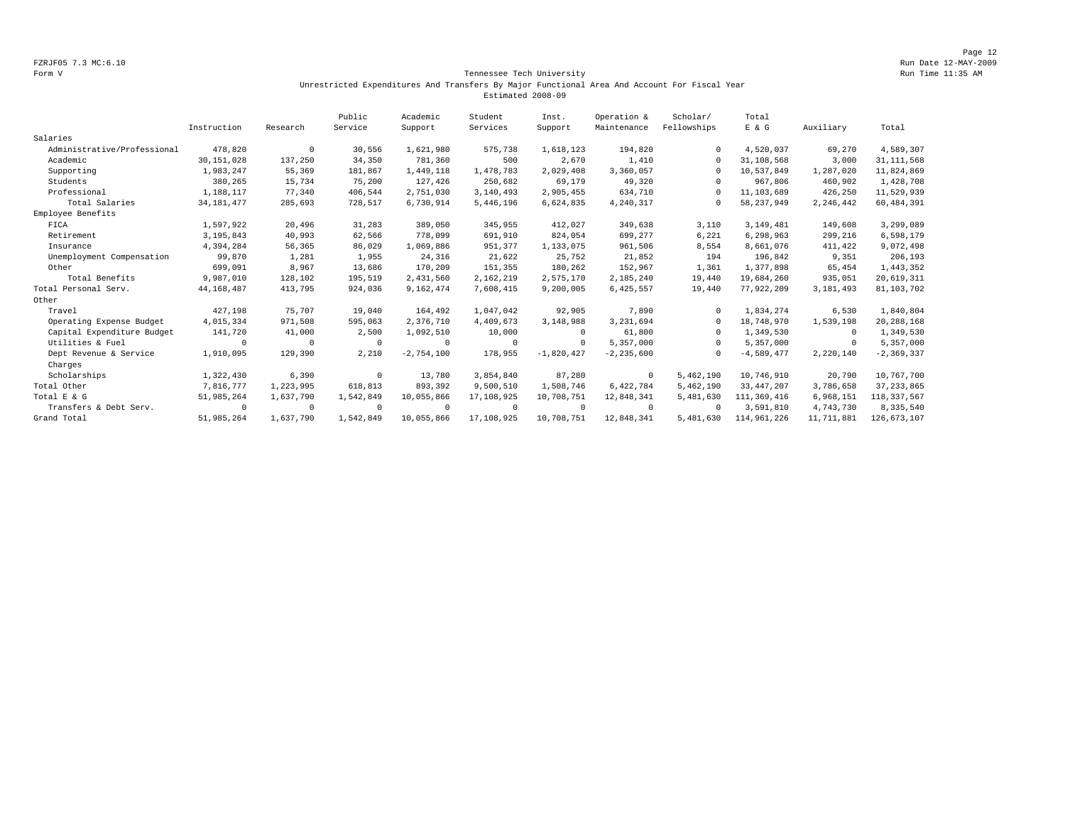FZRJF05 7.3 MC:6.10

Form V

Run Date 12-MAY-2009

Run Time 11:35 AM

## Tennessee Tech University

### Unrestricted Expenditures And Transfers By Major Functional Area And Account For Fiscal Year

### Estimated 2008-09

| | Instruction | Research | Public Service | Academic Support | Student Services | Inst. Support | Operation & Maintenance | Scholar/ Fellowships | Total E & G | Auxiliary | Total |
|---|---|---|---|---|---|---|---|---|---|---|---|
| Salaries | | | | | | | | | | | |
| Administrative/Professional | 478,820 | 0 | 30,556 | 1,621,980 | 575,738 | 1,618,123 | 194,820 | 0 | 4,520,037 | 69,270 | 4,589,307 |
| Academic | 30,151,028 | 137,250 | 34,350 | 781,360 | 500 | 2,670 | 1,410 | 0 | 31,108,568 | 3,000 | 31,111,568 |
| Supporting | 1,983,247 | 55,369 | 181,867 | 1,449,118 | 1,478,783 | 2,029,408 | 3,360,057 | 0 | 10,537,849 | 1,287,020 | 11,824,869 |
| Students | 380,265 | 15,734 | 75,200 | 127,426 | 250,682 | 69,179 | 49,320 | 0 | 967,806 | 460,902 | 1,428,708 |
| Professional | 1,188,117 | 77,340 | 406,544 | 2,751,030 | 3,140,493 | 2,905,455 | 634,710 | 0 | 11,103,689 | 426,250 | 11,529,939 |
| Total Salaries | 34,181,477 | 285,693 | 728,517 | 6,730,914 | 5,446,196 | 6,624,835 | 4,240,317 | 0 | 58,237,949 | 2,246,442 | 60,484,391 |
| Employee Benefits | | | | | | | | | | | |
| FICA | 1,597,922 | 20,496 | 31,283 | 389,050 | 345,955 | 412,027 | 349,638 | 3,110 | 3,149,481 | 149,608 | 3,299,089 |
| Retirement | 3,195,843 | 40,993 | 62,566 | 778,099 | 691,910 | 824,054 | 699,277 | 6,221 | 6,298,963 | 299,216 | 6,598,179 |
| Insurance | 4,394,284 | 56,365 | 86,029 | 1,069,886 | 951,377 | 1,133,075 | 961,506 | 8,554 | 8,661,076 | 411,422 | 9,072,498 |
| Unemployment Compensation | 99,870 | 1,281 | 1,955 | 24,316 | 21,622 | 25,752 | 21,852 | 194 | 196,842 | 9,351 | 206,193 |
| Other | 699,091 | 8,967 | 13,686 | 170,209 | 151,355 | 180,262 | 152,967 | 1,361 | 1,377,898 | 65,454 | 1,443,352 |
| Total Benefits | 9,987,010 | 128,102 | 195,519 | 2,431,560 | 2,162,219 | 2,575,170 | 2,185,240 | 19,440 | 19,684,260 | 935,051 | 20,619,311 |
| Total Personal Serv. | 44,168,487 | 413,795 | 924,036 | 9,162,474 | 7,608,415 | 9,200,005 | 6,425,557 | 19,440 | 77,922,209 | 3,181,493 | 81,103,702 |
| Other | | | | | | | | | | | |
| Travel | 427,198 | 75,707 | 19,040 | 164,492 | 1,047,042 | 92,905 | 7,890 | 0 | 1,834,274 | 6,530 | 1,840,804 |
| Operating Expense Budget | 4,015,334 | 971,508 | 595,063 | 2,376,710 | 4,409,673 | 3,148,988 | 3,231,694 | 0 | 18,748,970 | 1,539,198 | 20,288,168 |
| Capital Expenditure Budget | 141,720 | 41,000 | 2,500 | 1,092,510 | 10,000 | 0 | 61,800 | 0 | 1,349,530 | 0 | 1,349,530 |
| Utilities & Fuel | 0 | 0 | 0 | 0 | 0 | 0 | 5,357,000 | 0 | 5,357,000 | 0 | 5,357,000 |
| Dept Revenue & Service Charges | 1,910,095 | 129,390 | 2,210 | -2,754,100 | 178,955 | -1,820,427 | -2,235,600 | 0 | -4,589,477 | 2,220,140 | -2,369,337 |
| Scholarships | 1,322,430 | 6,390 | 0 | 13,780 | 3,854,840 | 87,280 | 0 | 5,462,190 | 10,746,910 | 20,790 | 10,767,700 |
| Total Other | 7,816,777 | 1,223,995 | 618,813 | 893,392 | 9,500,510 | 1,508,746 | 6,422,784 | 5,462,190 | 33,447,207 | 3,786,658 | 37,233,865 |
| Total E & G | 51,985,264 | 1,637,790 | 1,542,849 | 10,055,866 | 17,108,925 | 10,708,751 | 12,848,341 | 5,481,630 | 111,369,416 | 6,968,151 | 118,337,567 |
| Transfers & Debt Serv. | 0 | 0 | 0 | 0 | 0 | 0 | 0 | 0 | 3,591,810 | 4,743,730 | 8,335,540 |
| Grand Total | 51,985,264 | 1,637,790 | 1,542,849 | 10,055,866 | 17,108,925 | 10,708,751 | 12,848,341 | 5,481,630 | 114,961,226 | 11,711,881 | 126,673,107 |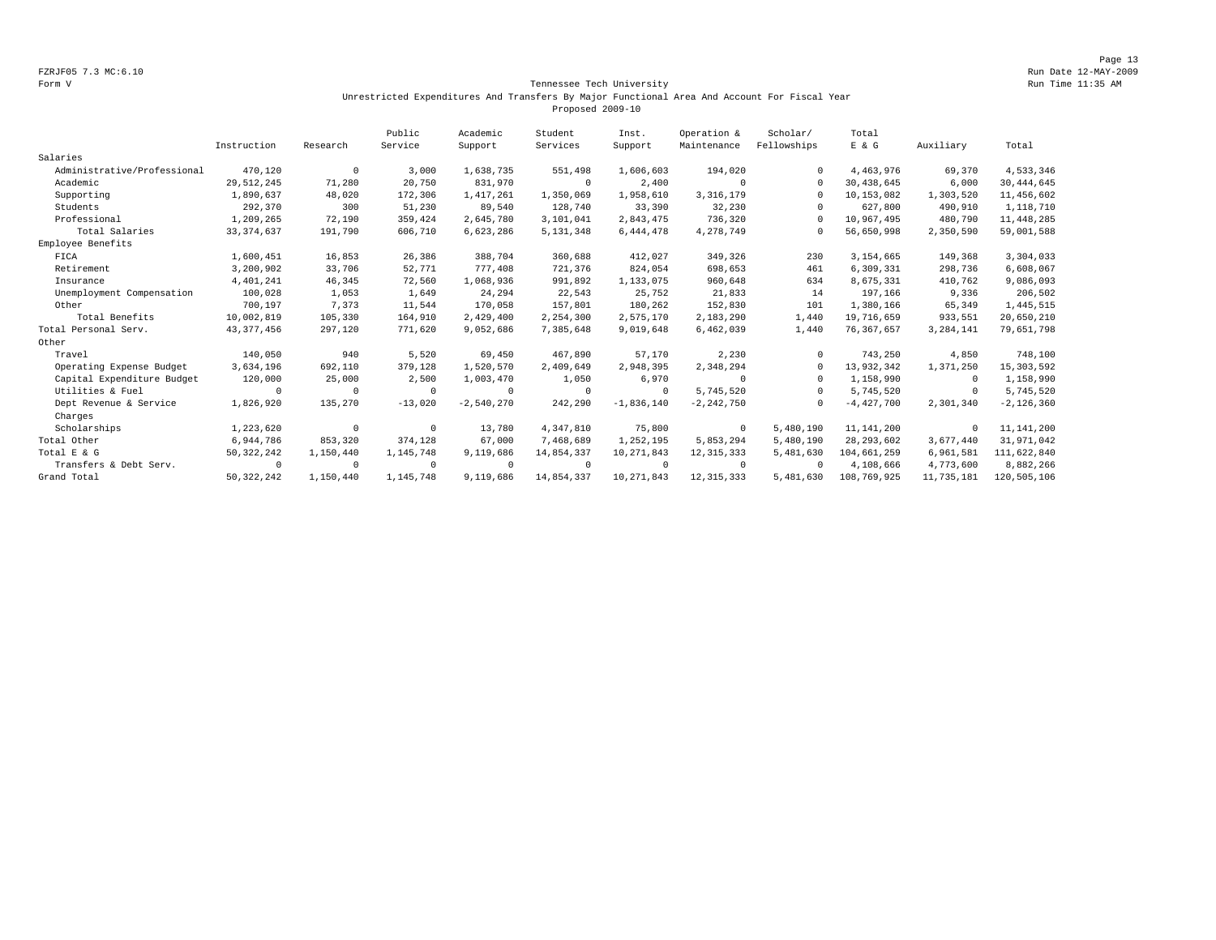FZRJF05 7.3 MC:6.10

Form V

Run Date 12-MAY-2009

Run Time 11:35 AM

## Tennessee Tech University

### Unrestricted Expenditures And Transfers By Major Functional Area And Account For Fiscal Year

### Proposed 2009-10

| | Instruction | Research | Public Service | Academic Support | Student Services | Inst. Support | Operation & Maintenance | Scholar/ Fellowships | Total E & G | Auxiliary | Total |
|---|---|---|---|---|---|---|---|---|---|---|---|
| Salaries | | | | | | | | | | | |
| Administrative/Professional | 470,120 | 0 | 3,000 | 1,638,735 | 551,498 | 1,606,603 | 194,020 | 0 | 4,463,976 | 69,370 | 4,533,346 |
| Academic | 29,512,245 | 71,280 | 20,750 | 831,970 | 0 | 2,400 | 0 | 0 | 30,438,645 | 6,000 | 30,444,645 |
| Supporting | 1,890,637 | 48,020 | 172,306 | 1,417,261 | 1,350,069 | 1,958,610 | 3,316,179 | 0 | 10,153,082 | 1,303,520 | 11,456,602 |
| Students | 292,370 | 300 | 51,230 | 89,540 | 128,740 | 33,390 | 32,230 | 0 | 627,800 | 490,910 | 1,118,710 |
| Professional | 1,209,265 | 72,190 | 359,424 | 2,645,780 | 3,101,041 | 2,843,475 | 736,320 | 0 | 10,967,495 | 480,790 | 11,448,285 |
| Total Salaries | 33,374,637 | 191,790 | 606,710 | 6,623,286 | 5,131,348 | 6,444,478 | 4,278,749 | 0 | 56,650,998 | 2,350,590 | 59,001,588 |
| Employee Benefits | | | | | | | | | | | |
| FICA | 1,600,451 | 16,853 | 26,386 | 388,704 | 360,688 | 412,027 | 349,326 | 230 | 3,154,665 | 149,368 | 3,304,033 |
| Retirement | 3,200,902 | 33,706 | 52,771 | 777,408 | 721,376 | 824,054 | 698,653 | 461 | 6,309,331 | 298,736 | 6,608,067 |
| Insurance | 4,401,241 | 46,345 | 72,560 | 1,068,936 | 991,892 | 1,133,075 | 960,648 | 634 | 8,675,331 | 410,762 | 9,086,093 |
| Unemployment Compensation | 100,028 | 1,053 | 1,649 | 24,294 | 22,543 | 25,752 | 21,833 | 14 | 197,166 | 9,336 | 206,502 |
| Other | 700,197 | 7,373 | 11,544 | 170,058 | 157,801 | 180,262 | 152,830 | 101 | 1,380,166 | 65,349 | 1,445,515 |
| Total Benefits | 10,002,819 | 105,330 | 164,910 | 2,429,400 | 2,254,300 | 2,575,170 | 2,183,290 | 1,440 | 19,716,659 | 933,551 | 20,650,210 |
| Total Personal Serv. | 43,377,456 | 297,120 | 771,620 | 9,052,686 | 7,385,648 | 9,019,648 | 6,462,039 | 1,440 | 76,367,657 | 3,284,141 | 79,651,798 |
| Other | | | | | | | | | | | |
| Travel | 140,050 | 940 | 5,520 | 69,450 | 467,890 | 57,170 | 2,230 | 0 | 743,250 | 4,850 | 748,100 |
| Operating Expense Budget | 3,634,196 | 692,110 | 379,128 | 1,520,570 | 2,409,649 | 2,948,395 | 2,348,294 | 0 | 13,932,342 | 1,371,250 | 15,303,592 |
| Capital Expenditure Budget | 120,000 | 25,000 | 2,500 | 1,003,470 | 1,050 | 6,970 | 0 | 0 | 1,158,990 | 0 | 1,158,990 |
| Utilities & Fuel | 0 | 0 | 0 | 0 | 0 | 0 | 5,745,520 | 0 | 5,745,520 | 0 | 5,745,520 |
| Dept Revenue & Service Charges | 1,826,920 | 135,270 | -13,020 | -2,540,270 | 242,290 | -1,836,140 | -2,242,750 | 0 | -4,427,700 | 2,301,340 | -2,126,360 |
| Scholarships | 1,223,620 | 0 | 0 | 13,780 | 4,347,810 | 75,800 | 0 | 5,480,190 | 11,141,200 | 0 | 11,141,200 |
| Total Other | 6,944,786 | 853,320 | 374,128 | 67,000 | 7,468,689 | 1,252,195 | 5,853,294 | 5,480,190 | 28,293,602 | 3,677,440 | 31,971,042 |
| Total E & G | 50,322,242 | 1,150,440 | 1,145,748 | 9,119,686 | 14,854,337 | 10,271,843 | 12,315,333 | 5,481,630 | 104,661,259 | 6,961,581 | 111,622,840 |
| Transfers & Debt Serv. | 0 | 0 | 0 | 0 | 0 | 0 | 0 | 0 | 4,108,666 | 4,773,600 | 8,882,266 |
| Grand Total | 50,322,242 | 1,150,440 | 1,145,748 | 9,119,686 | 14,854,337 | 10,271,843 | 12,315,333 | 5,481,630 | 108,769,925 | 11,735,181 | 120,505,106 |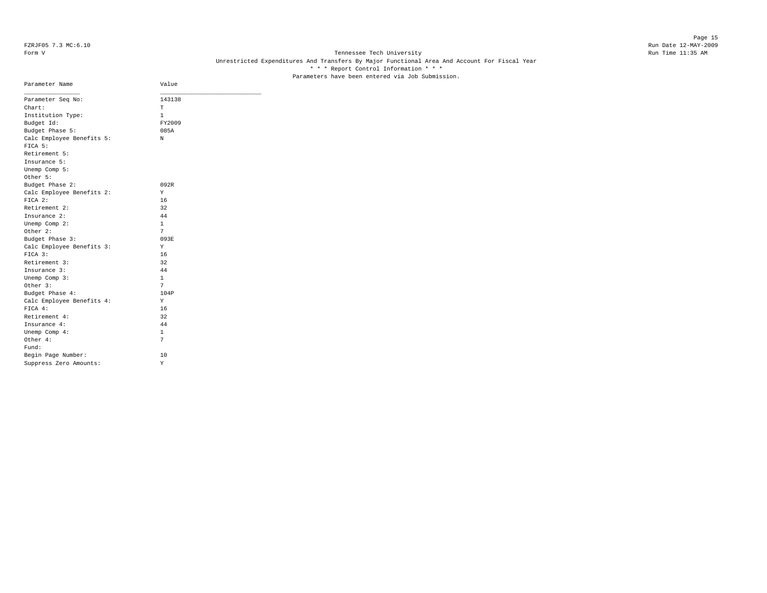FZRJF05 7.3 MC:6.10
Form V

Run Date 12-MAY-2009
Run Time 11:35 AM

Tennessee Tech University

Unrestricted Expenditures And Transfers By Major Functional Area And Account For Fiscal Year

* * * Report Control Information * * *

Parameters have been entered via Job Submission.

| Parameter Name | Value |
|---|---|
| Parameter Seq No: | 143138 |
| Chart: | T |
| Institution Type: | 1 |
| Budget Id: | FY2009 |
| Budget Phase 5: | 085A |
| Calc Employee Benefits 5: | N |
| FICA 5: | |
| Retirement 5: | |
| Insurance 5: | |
| Unemp Comp 5: | |
| Other 5: | |
| Budget Phase 2: | 092R |
| Calc Employee Benefits 2: | Y |
| FICA 2: | 16 |
| Retirement 2: | 32 |
| Insurance 2: | 44 |
| Unemp Comp 2: | 1 |
| Other 2: | 7 |
| Budget Phase 3: | 093E |
| Calc Employee Benefits 3: | Y |
| FICA 3: | 16 |
| Retirement 3: | 32 |
| Insurance 3: | 44 |
| Unemp Comp 3: | 1 |
| Other 3: | 7 |
| Budget Phase 4: | 104P |
| Calc Employee Benefits 4: | Y |
| FICA 4: | 16 |
| Retirement 4: | 32 |
| Insurance 4: | 44 |
| Unemp Comp 4: | 1 |
| Other 4: | 7 |
| Fund: | |
| Begin Page Number: | 10 |
| Suppress Zero Amounts: | Y |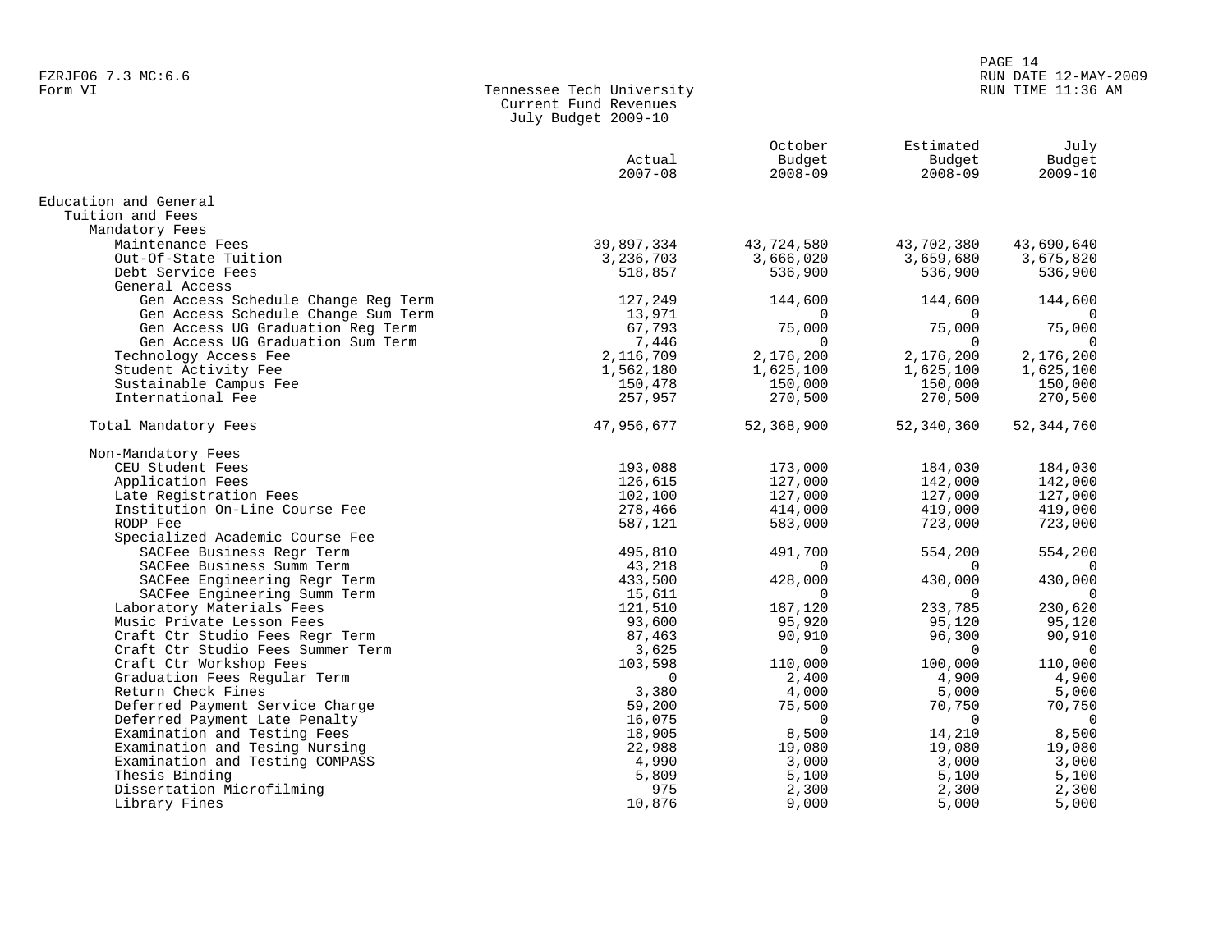FZRJF06 7.3 MC:6.6
Form VI

Tennessee Tech University
Current Fund Revenues
July Budget 2009-10

RUN DATE 12-MAY-2009
RUN TIME 11:36 AM

| | Actual 2007-08 | October Budget 2008-09 | Estimated Budget 2008-09 | July Budget 2009-10 |
|---|---|---|---|---|
| Education and General | | | | |
| Tuition and Fees | | | | |
| Mandatory Fees | | | | |
| Maintenance Fees | 39,897,334 | 43,724,580 | 43,702,380 | 43,690,640 |
| Out-Of-State Tuition | 3,236,703 | 3,666,020 | 3,659,680 | 3,675,820 |
| Debt Service Fees | 518,857 | 536,900 | 536,900 | 536,900 |
| General Access | | | | |
| Gen Access Schedule Change Reg Term | 127,249 | 144,600 | 144,600 | 144,600 |
| Gen Access Schedule Change Sum Term | 13,971 | 0 | 0 | 0 |
| Gen Access UG Graduation Reg Term | 67,793 | 75,000 | 75,000 | 75,000 |
| Gen Access UG Graduation Sum Term | 7,446 | 0 | 0 | 0 |
| Technology Access Fee | 2,116,709 | 2,176,200 | 2,176,200 | 2,176,200 |
| Student Activity Fee | 1,562,180 | 1,625,100 | 1,625,100 | 1,625,100 |
| Sustainable Campus Fee | 150,478 | 150,000 | 150,000 | 150,000 |
| International Fee | 257,957 | 270,500 | 270,500 | 270,500 |
| Total Mandatory Fees | 47,956,677 | 52,368,900 | 52,340,360 | 52,344,760 |
| Non-Mandatory Fees | | | | |
| CEU Student Fees | 193,088 | 173,000 | 184,030 | 184,030 |
| Application Fees | 126,615 | 127,000 | 142,000 | 142,000 |
| Late Registration Fees | 102,100 | 127,000 | 127,000 | 127,000 |
| Institution On-Line Course Fee | 278,466 | 414,000 | 419,000 | 419,000 |
| RODP Fee | 587,121 | 583,000 | 723,000 | 723,000 |
| Specialized Academic Course Fee | | | | |
| SACFee Business Regr Term | 495,810 | 491,700 | 554,200 | 554,200 |
| SACFee Business Summ Term | 43,218 | 0 | 0 | 0 |
| SACFee Engineering Regr Term | 433,500 | 428,000 | 430,000 | 430,000 |
| SACFee Engineering Summ Term | 15,611 | 0 | 0 | 0 |
| Laboratory Materials Fees | 121,510 | 187,120 | 233,785 | 230,620 |
| Music Private Lesson Fees | 93,600 | 95,920 | 95,120 | 95,120 |
| Craft Ctr Studio Fees Regr Term | 87,463 | 90,910 | 96,300 | 90,910 |
| Craft Ctr Studio Fees Summer Term | 3,625 | 0 | 0 | 0 |
| Craft Ctr Workshop Fees | 103,598 | 110,000 | 100,000 | 110,000 |
| Graduation Fees Regular Term | 0 | 2,400 | 4,900 | 4,900 |
| Return Check Fines | 3,380 | 4,000 | 5,000 | 5,000 |
| Deferred Payment Service Charge | 59,200 | 75,500 | 70,750 | 70,750 |
| Deferred Payment Late Penalty | 16,075 | 0 | 0 | 0 |
| Examination and Testing Fees | 18,905 | 8,500 | 14,210 | 8,500 |
| Examination and Tesing Nursing | 22,988 | 19,080 | 19,080 | 19,080 |
| Examination and Testing COMPASS | 4,990 | 3,000 | 3,000 | 3,000 |
| Thesis Binding | 5,809 | 5,100 | 5,100 | 5,100 |
| Dissertation Microfilming | 975 | 2,300 | 2,300 | 2,300 |
| Library Fines | 10,876 | 9,000 | 5,000 | 5,000 |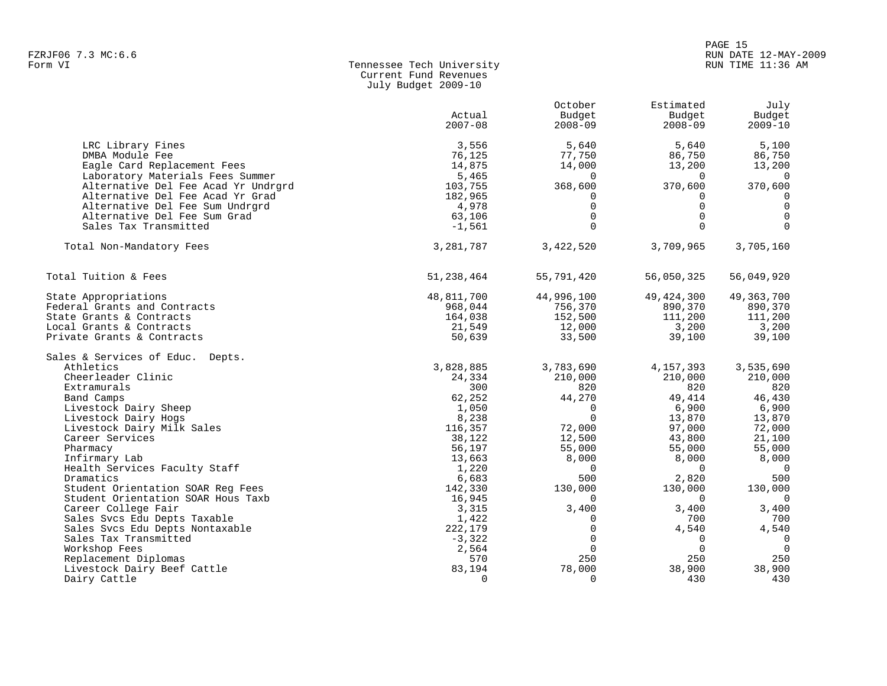FZRJF06 7.3 MC:6.6
Form VI

# Tennessee Tech University
## Current Fund Revenues
### July Budget 2009-10

| | Actual 2007-08 | October Budget 2008-09 | Estimated Budget 2008-09 | July Budget 2009-10 |
|---|---|---|---|---|
| LRC Library Fines | 3,556 | 5,640 | 5,640 | 5,100 |
| DMBA Module Fee | 76,125 | 77,750 | 86,750 | 86,750 |
| Eagle Card Replacement Fees | 14,875 | 14,000 | 13,200 | 13,200 |
| Laboratory Materials Fees Summer | 5,465 | 0 | 0 | 0 |
| Alternative Del Fee Acad Yr Undrgrd | 103,755 | 368,600 | 370,600 | 370,600 |
| Alternative Del Fee Acad Yr Grad | 182,965 | 0 | 0 | 0 |
| Alternative Del Fee Sum Undrgrd | 4,978 | 0 | 0 | 0 |
| Alternative Del Fee Sum Grad | 63,106 | 0 | 0 | 0 |
| Sales Tax Transmitted | -1,561 | 0 | 0 | 0 |
| Total Non-Mandatory Fees | 3,281,787 | 3,422,520 | 3,709,965 | 3,705,160 |
| Total Tuition & Fees | 51,238,464 | 55,791,420 | 56,050,325 | 56,049,920 |
| State Appropriations | 48,811,700 | 44,996,100 | 49,424,300 | 49,363,700 |
| Federal Grants and Contracts | 968,044 | 756,370 | 890,370 | 890,370 |
| State Grants & Contracts | 164,038 | 152,500 | 111,200 | 111,200 |
| Local Grants & Contracts | 21,549 | 12,000 | 3,200 | 3,200 |
| Private Grants & Contracts | 50,639 | 33,500 | 39,100 | 39,100 |
| Sales & Services of Educ. Depts. | | | | |
| Athletics | 3,828,885 | 3,783,690 | 4,157,393 | 3,535,690 |
| Cheerleader Clinic | 24,334 | 210,000 | 210,000 | 210,000 |
| Extramurals | 300 | 820 | 820 | 820 |
| Band Camps | 62,252 | 44,270 | 49,414 | 46,430 |
| Livestock Dairy Sheep | 1,050 | 0 | 6,900 | 6,900 |
| Livestock Dairy Hogs | 8,238 | 0 | 13,870 | 13,870 |
| Livestock Dairy Milk Sales | 116,357 | 72,000 | 97,000 | 72,000 |
| Career Services | 38,122 | 12,500 | 43,800 | 21,100 |
| Pharmacy | 56,197 | 55,000 | 55,000 | 55,000 |
| Infirmary Lab | 13,663 | 8,000 | 8,000 | 8,000 |
| Health Services Faculty Staff | 1,220 | 0 | 0 | 0 |
| Dramatics | 6,683 | 500 | 2,820 | 500 |
| Student Orientation SOAR Reg Fees | 142,330 | 130,000 | 130,000 | 130,000 |
| Student Orientation SOAR Hous Taxb | 16,945 | 0 | 0 | 0 |
| Career College Fair | 3,315 | 3,400 | 3,400 | 3,400 |
| Sales Svcs Edu Depts Taxable | 1,422 | 0 | 700 | 700 |
| Sales Svcs Edu Depts Nontaxable | 222,179 | 0 | 4,540 | 4,540 |
| Sales Tax Transmitted | -3,322 | 0 | 0 | 0 |
| Workshop Fees | 2,564 | 0 | 0 | 0 |
| Replacement Diplomas | 570 | 250 | 250 | 250 |
| Livestock Dairy Beef Cattle | 83,194 | 78,000 | 38,900 | 38,900 |
| Dairy Cattle | 0 | 0 | 430 | 430 |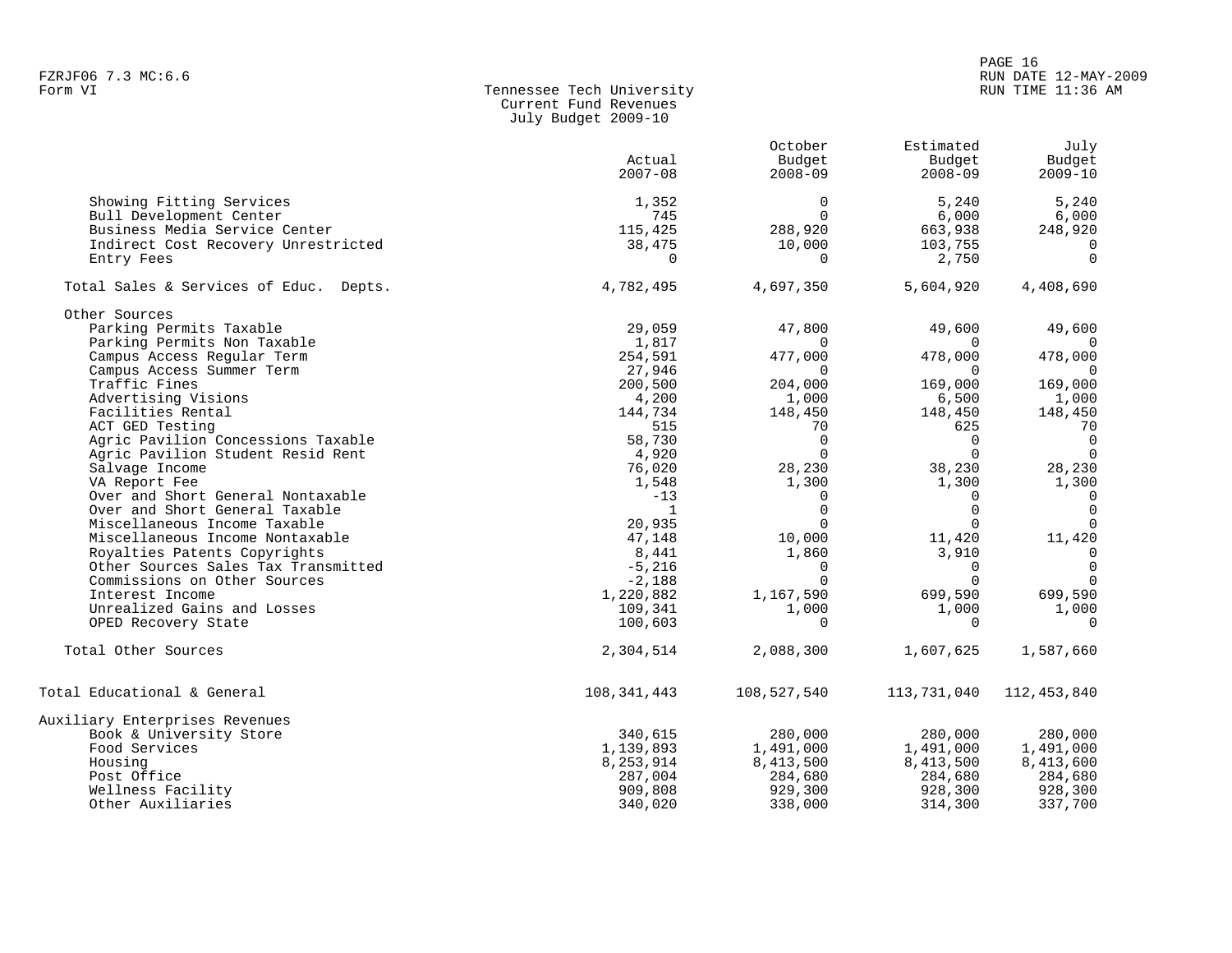FZRJF06 7.3 MC:6.6
Form VI

# Tennessee Tech University
## Current Fund Revenues
### July Budget 2009-10

RUN DATE 12-MAY-2009
RUN TIME 11:36 AM

| | Actual 2007-08 | October Budget 2008-09 | Estimated Budget 2008-09 | July Budget 2009-10 |
|---|---|---|---|---|
| Showing Fitting Services | 1,352 | 0 | 5,240 | 5,240 |
| Bull Development Center | 745 | 0 | 6,000 | 6,000 |
| Business Media Service Center | 115,425 | 288,920 | 663,938 | 248,920 |
| Indirect Cost Recovery Unrestricted | 38,475 | 10,000 | 103,755 | 0 |
| Entry Fees | 0 | 0 | 2,750 | 0 |
| Total Sales & Services of Educ. Depts. | 4,782,495 | 4,697,350 | 5,604,920 | 4,408,690 |
| Other Sources | | | | |
| Parking Permits Taxable | 29,059 | 47,800 | 49,600 | 49,600 |
| Parking Permits Non Taxable | 1,817 | 0 | 0 | 0 |
| Campus Access Regular Term | 254,591 | 477,000 | 478,000 | 478,000 |
| Campus Access Summer Term | 27,946 | 0 | 0 | 0 |
| Traffic Fines | 200,500 | 204,000 | 169,000 | 169,000 |
| Advertising Visions | 4,200 | 1,000 | 6,500 | 1,000 |
| Facilities Rental | 144,734 | 148,450 | 148,450 | 148,450 |
| ACT GED Testing | 515 | 70 | 625 | 70 |
| Agric Pavilion Concessions Taxable | 58,730 | 0 | 0 | 0 |
| Agric Pavilion Student Resid Rent | 4,920 | 0 | 0 | 0 |
| Salvage Income | 76,020 | 28,230 | 38,230 | 28,230 |
| VA Report Fee | 1,548 | 1,300 | 1,300 | 1,300 |
| Over and Short General Nontaxable | -13 | 0 | 0 | 0 |
| Over and Short General Taxable | 1 | 0 | 0 | 0 |
| Miscellaneous Income Taxable | 20,935 | 0 | 0 | 0 |
| Miscellaneous Income Nontaxable | 47,148 | 10,000 | 11,420 | 11,420 |
| Royalties Patents Copyrights | 8,441 | 1,860 | 3,910 | 0 |
| Other Sources Sales Tax Transmitted | -5,216 | 0 | 0 | 0 |
| Commissions on Other Sources | -2,188 | 0 | 0 | 0 |
| Interest Income | 1,220,882 | 1,167,590 | 699,590 | 699,590 |
| Unrealized Gains and Losses | 109,341 | 1,000 | 1,000 | 1,000 |
| OPED Recovery State | 100,603 | 0 | 0 | 0 |
| Total Other Sources | 2,304,514 | 2,088,300 | 1,607,625 | 1,587,660 |
| Total Educational & General | 108,341,443 | 108,527,540 | 113,731,040 | 112,453,840 |
| Auxiliary Enterprises Revenues | | | | |
| Book & University Store | 340,615 | 280,000 | 280,000 | 280,000 |
| Food Services | 1,139,893 | 1,491,000 | 1,491,000 | 1,491,000 |
| Housing | 8,253,914 | 8,413,500 | 8,413,500 | 8,413,600 |
| Post Office | 287,004 | 284,680 | 284,680 | 284,680 |
| Wellness Facility | 909,808 | 929,300 | 928,300 | 928,300 |
| Other Auxiliaries | 340,020 | 338,000 | 314,300 | 337,700 |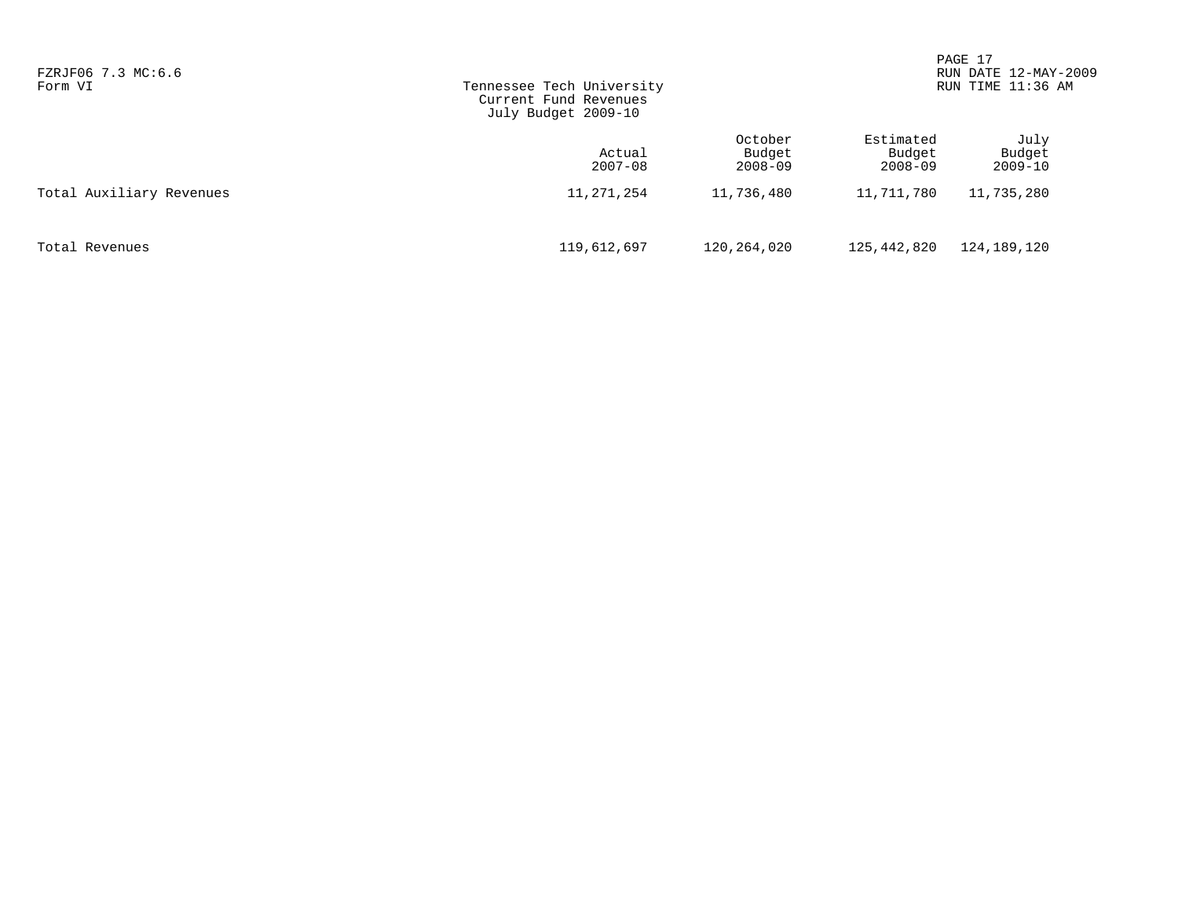Form VI

Tennessee Tech University
Current Fund Revenues
July Budget 2009-10

| | Actual 2007-08 | October Budget 2008-09 | Estimated Budget 2008-09 | July Budget 2009-10 |
|---|---|---|---|---|
| Total Auxiliary Revenues | 11,271,254 | 11,736,480 | 11,711,780 | 11,735,280 |
| Total Revenues | 119,612,697 | 120,264,020 | 125,442,820 | 124,189,120 |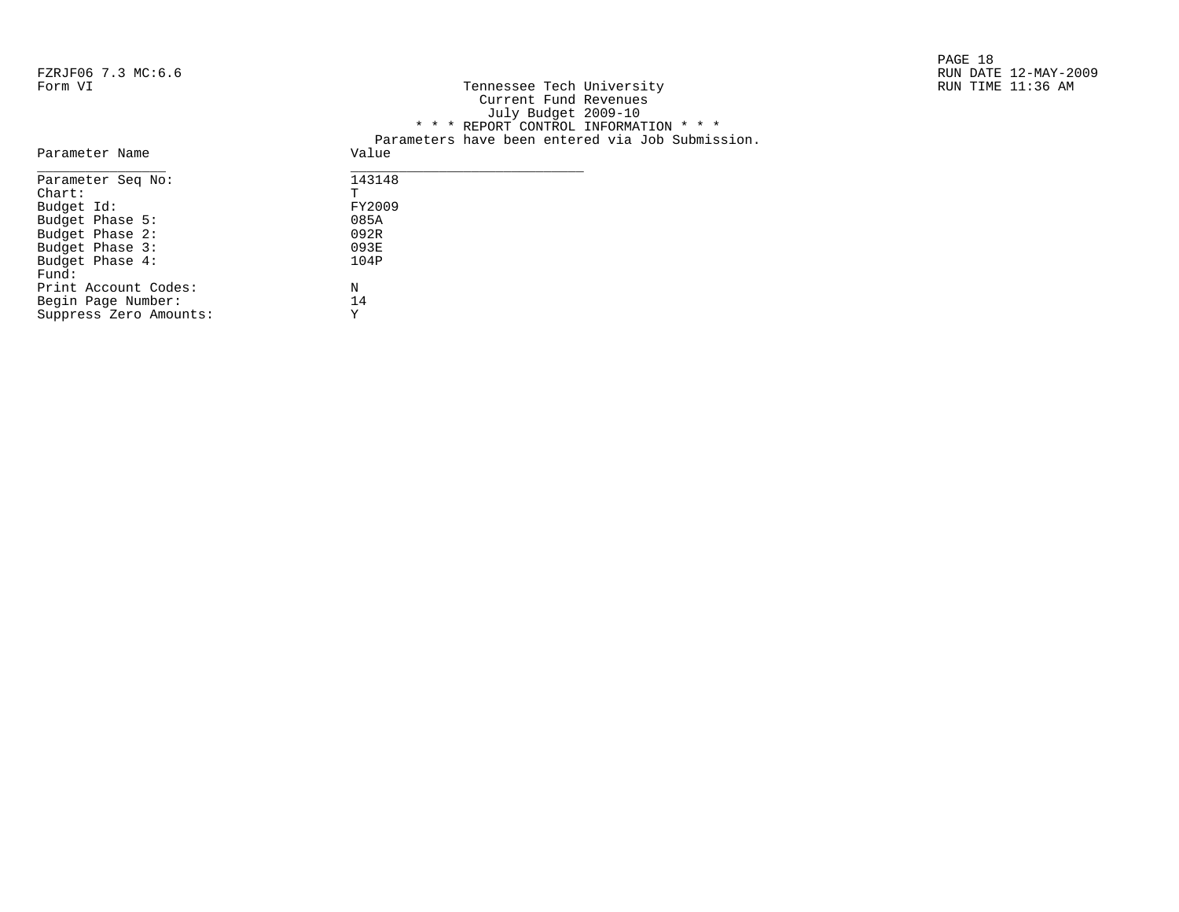FZRJF06 7.3 MC:6.6
Form VI

# Tennessee Tech University
## Current Fund Revenues
## July Budget 2009-10

RUN DATE 12-MAY-2009
RUN TIME 11:36 AM

\* \* \* REPORT CONTROL INFORMATION \* \* \*

Parameters have been entered via Job Submission.

| Parameter Name | Value |
|---|---|
| Parameter Seq No: | 143148 |
| Chart: | T |
| Budget Id: | FY2009 |
| Budget Phase 5: | 085A |
| Budget Phase 2: | 092R |
| Budget Phase 3: | 093E |
| Budget Phase 4: | 104P |
| Fund: | |
| Print Account Codes: | N |
| Begin Page Number: | 14 |
| Suppress Zero Amounts: | Y |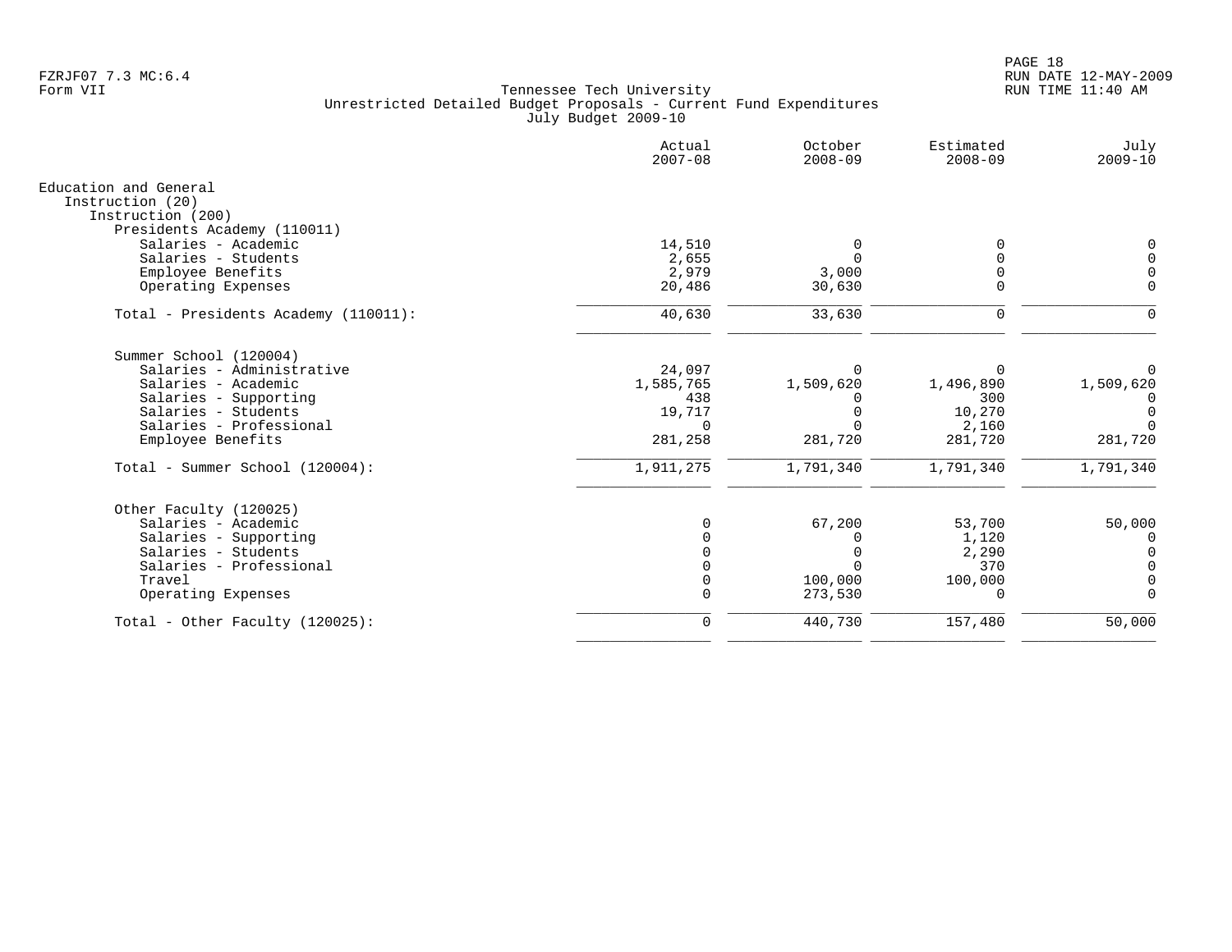FZRJF07 7.3 MC:6.4
Form VII

Tennessee Tech University
Unrestricted Detailed Budget Proposals - Current Fund Expenditures
July Budget 2009-10

RUN DATE 12-MAY-2009
RUN TIME 11:40 AM

| | Actual 2007-08 | October 2008-09 | Estimated 2008-09 | July 2009-10 |
|---|---|---|---|---|
| **Education and General** | | | | |
| Instruction (20) | | | | |
| Instruction (200) | | | | |
| Presidents Academy (110011) | | | | |
| Salaries - Academic | 14,510 | 0 | 0 | 0 |
| Salaries - Students | 2,655 | 0 | 0 | 0 |
| Employee Benefits | 2,979 | 3,000 | 0 | 0 |
| Operating Expenses | 20,486 | 30,630 | 0 | 0 |
| Total - Presidents Academy (110011): | 40,630 | 33,630 | 0 | 0 |
| Summer School (120004) | | | | |
| Salaries - Administrative | 24,097 | 0 | 0 | 0 |
| Salaries - Academic | 1,585,765 | 1,509,620 | 1,496,890 | 1,509,620 |
| Salaries - Supporting | 438 | 0 | 300 | 0 |
| Salaries - Students | 19,717 | 0 | 10,270 | 0 |
| Salaries - Professional | 0 | 0 | 2,160 | 0 |
| Employee Benefits | 281,258 | 281,720 | 281,720 | 281,720 |
| Total - Summer School (120004): | 1,911,275 | 1,791,340 | 1,791,340 | 1,791,340 |
| Other Faculty (120025) | | | | |
| Salaries - Academic | 0 | 67,200 | 53,700 | 50,000 |
| Salaries - Supporting | 0 | 0 | 1,120 | 0 |
| Salaries - Students | 0 | 0 | 2,290 | 0 |
| Salaries - Professional | 0 | 0 | 370 | 0 |
| Travel | 0 | 100,000 | 100,000 | 0 |
| Operating Expenses | 0 | 273,530 | 0 | 0 |
| Total - Other Faculty (120025): | 0 | 440,730 | 157,480 | 50,000 |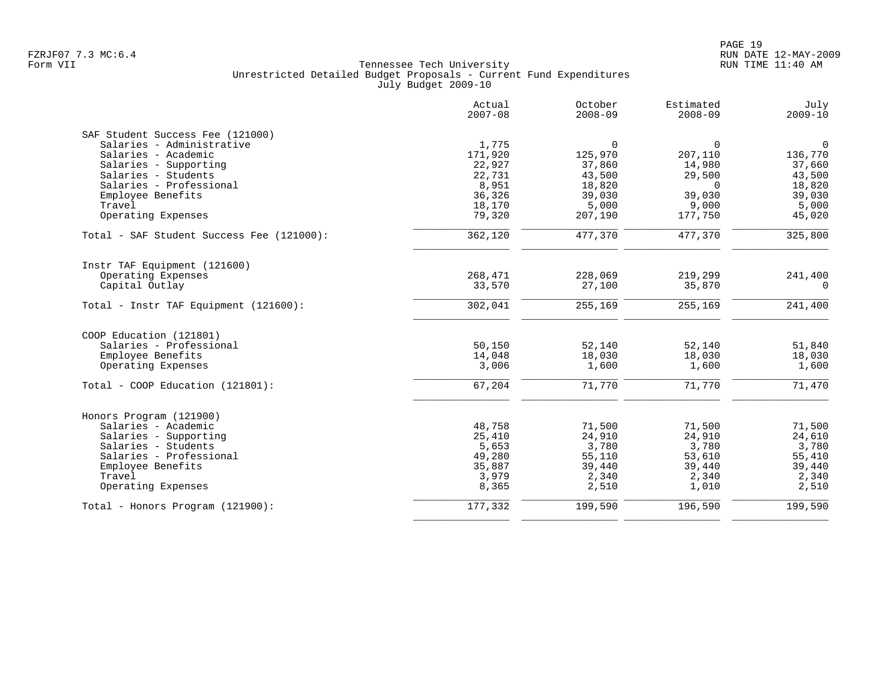FZRJF07 7.3 MC:6.4
Form VII

Tennessee Tech University
Unrestricted Detailed Budget Proposals - Current Fund Expenditures
July Budget 2009-10

| | Actual 2007-08 | October 2008-09 | Estimated 2008-09 | July 2009-10 |
|---|---|---|---|---|
| **SAF Student Success Fee (121000)** | | | | |
| Salaries - Administrative | 1,775 | 0 | 0 | 0 |
| Salaries - Academic | 171,920 | 125,970 | 207,110 | 136,770 |
| Salaries - Supporting | 22,927 | 37,860 | 14,980 | 37,660 |
| Salaries - Students | 22,731 | 43,500 | 29,500 | 43,500 |
| Salaries - Professional | 8,951 | 18,820 | 0 | 18,820 |
| Employee Benefits | 36,326 | 39,030 | 39,030 | 39,030 |
| Travel | 18,170 | 5,000 | 9,000 | 5,000 |
| Operating Expenses | 79,320 | 207,190 | 177,750 | 45,020 |
| Total - SAF Student Success Fee (121000): | 362,120 | 477,370 | 477,370 | 325,800 |
| **Instr TAF Equipment (121600)** | | | | |
| Operating Expenses | 268,471 | 228,069 | 219,299 | 241,400 |
| Capital Outlay | 33,570 | 27,100 | 35,870 | 0 |
| Total - Instr TAF Equipment (121600): | 302,041 | 255,169 | 255,169 | 241,400 |
| **COOP Education (121801)** | | | | |
| Salaries - Professional | 50,150 | 52,140 | 52,140 | 51,840 |
| Employee Benefits | 14,048 | 18,030 | 18,030 | 18,030 |
| Operating Expenses | 3,006 | 1,600 | 1,600 | 1,600 |
| Total - COOP Education (121801): | 67,204 | 71,770 | 71,770 | 71,470 |
| **Honors Program (121900)** | | | | |
| Salaries - Academic | 48,758 | 71,500 | 71,500 | 71,500 |
| Salaries - Supporting | 25,410 | 24,910 | 24,910 | 24,610 |
| Salaries - Students | 5,653 | 3,780 | 3,780 | 3,780 |
| Salaries - Professional | 49,280 | 55,110 | 53,610 | 55,410 |
| Employee Benefits | 35,887 | 39,440 | 39,440 | 39,440 |
| Travel | 3,979 | 2,340 | 2,340 | 2,340 |
| Operating Expenses | 8,365 | 2,510 | 1,010 | 2,510 |
| Total - Honors Program (121900): | 177,332 | 199,590 | 196,590 | 199,590 |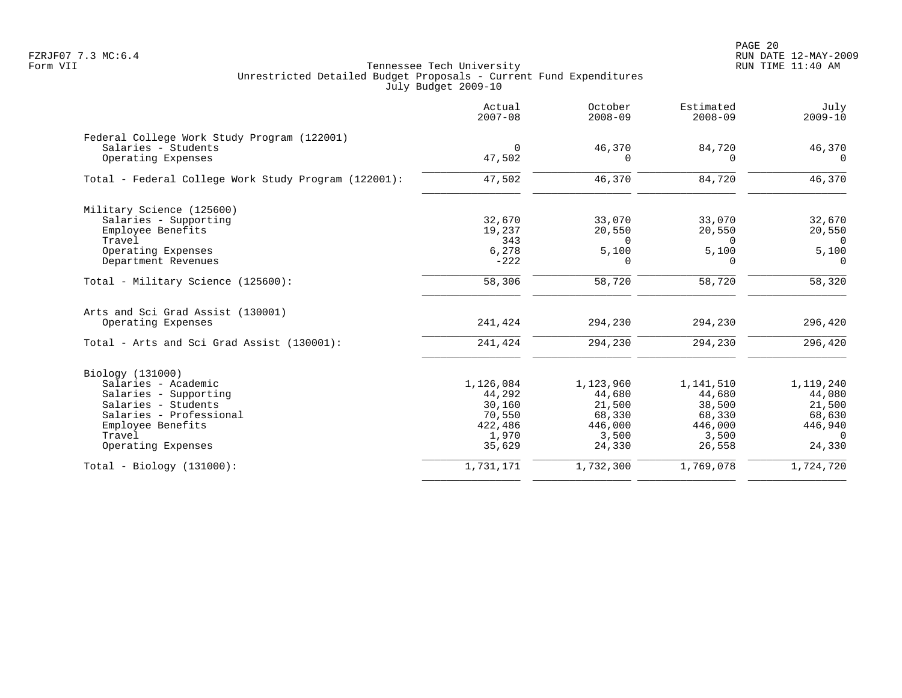Tennessee Tech University
Unrestricted Detailed Budget Proposals - Current Fund Expenditures
July Budget 2009-10

| | Actual 2007-08 | October 2008-09 | Estimated 2008-09 | July 2009-10 |
|---|---:|---:|---:|---:|
| **Federal College Work Study Program (122001)** | | | | |
| Salaries - Students | 0 | 46,370 | 84,720 | 46,370 |
| Operating Expenses | 47,502 | 0 | 0 | 0 |
| Total - Federal College Work Study Program (122001): | 47,502 | 46,370 | 84,720 | 46,370 |
| **Military Science (125600)** | | | | |
| Salaries - Supporting | 32,670 | 33,070 | 33,070 | 32,670 |
| Employee Benefits | 19,237 | 20,550 | 20,550 | 20,550 |
| Travel | 343 | 0 | 0 | 0 |
| Operating Expenses | 6,278 | 5,100 | 5,100 | 5,100 |
| Department Revenues | -222 | 0 | 0 | 0 |
| Total - Military Science (125600): | 58,306 | 58,720 | 58,720 | 58,320 |
| **Arts and Sci Grad Assist (130001)** | | | | |
| Operating Expenses | 241,424 | 294,230 | 294,230 | 296,420 |
| Total - Arts and Sci Grad Assist (130001): | 241,424 | 294,230 | 294,230 | 296,420 |
| **Biology (131000)** | | | | |
| Salaries - Academic | 1,126,084 | 1,123,960 | 1,141,510 | 1,119,240 |
| Salaries - Supporting | 44,292 | 44,680 | 44,680 | 44,080 |
| Salaries - Students | 30,160 | 21,500 | 38,500 | 21,500 |
| Salaries - Professional | 70,550 | 68,330 | 68,330 | 68,630 |
| Employee Benefits | 422,486 | 446,000 | 446,000 | 446,940 |
| Travel | 1,970 | 3,500 | 3,500 | 0 |
| Operating Expenses | 35,629 | 24,330 | 26,558 | 24,330 |
| Total - Biology (131000): | 1,731,171 | 1,732,300 | 1,769,078 | 1,724,720 |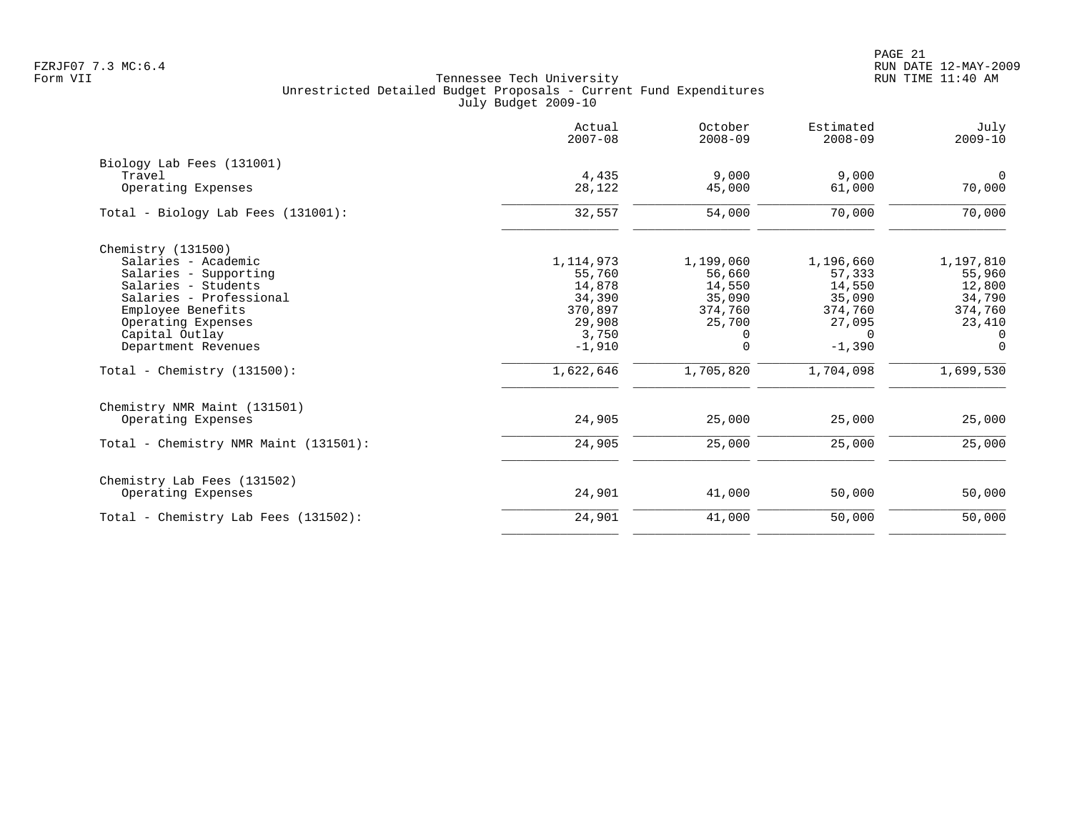Tennessee Tech University
Unrestricted Detailed Budget Proposals - Current Fund Expenditures
July Budget 2009-10

| | Actual 2007-08 | October 2008-09 | Estimated 2008-09 | July 2009-10 |
|---|---|---|---|---|
| **Biology Lab Fees (131001)** | | | | |
| Travel | 4,435 | 9,000 | 9,000 | 0 |
| Operating Expenses | 28,122 | 45,000 | 61,000 | 70,000 |
| Total - Biology Lab Fees (131001): | 32,557 | 54,000 | 70,000 | 70,000 |
| **Chemistry (131500)** | | | | |
| Salaries - Academic | 1,114,973 | 1,199,060 | 1,196,660 | 1,197,810 |
| Salaries - Supporting | 55,760 | 56,660 | 57,333 | 55,960 |
| Salaries - Students | 14,878 | 14,550 | 14,550 | 12,800 |
| Salaries - Professional | 34,390 | 35,090 | 35,090 | 34,790 |
| Employee Benefits | 370,897 | 374,760 | 374,760 | 374,760 |
| Operating Expenses | 29,908 | 25,700 | 27,095 | 23,410 |
| Capital Outlay | 3,750 | 0 | 0 | 0 |
| Department Revenues | -1,910 | 0 | -1,390 | 0 |
| Total - Chemistry (131500): | 1,622,646 | 1,705,820 | 1,704,098 | 1,699,530 |
| **Chemistry NMR Maint (131501)** | | | | |
| Operating Expenses | 24,905 | 25,000 | 25,000 | 25,000 |
| Total - Chemistry NMR Maint (131501): | 24,905 | 25,000 | 25,000 | 25,000 |
| **Chemistry Lab Fees (131502)** | | | | |
| Operating Expenses | 24,901 | 41,000 | 50,000 | 50,000 |
| Total - Chemistry Lab Fees (131502): | 24,901 | 41,000 | 50,000 | 50,000 |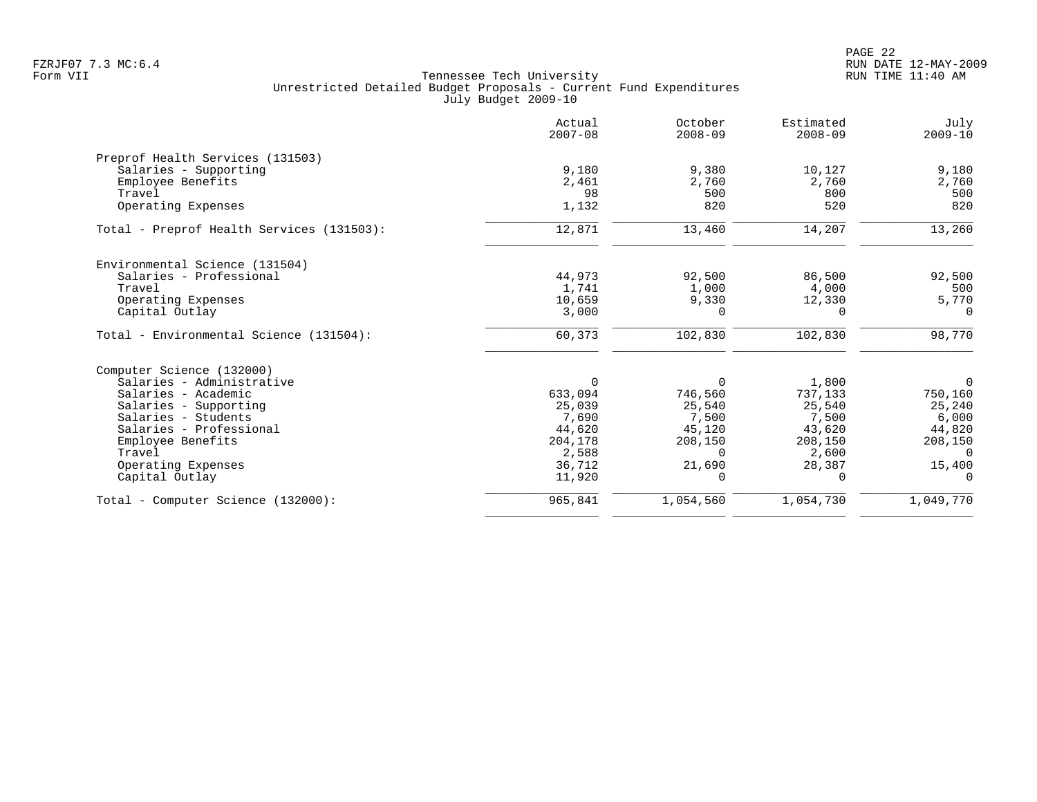Tennessee Tech University
Unrestricted Detailed Budget Proposals - Current Fund Expenditures
July Budget 2009-10

|  | Actual 2007-08 | October 2008-09 | Estimated 2008-09 | July 2009-10 |
|---|---|---|---|---|
| **Preprof Health Services (131503)** | | | | |
| Salaries - Supporting | 9,180 | 9,380 | 10,127 | 9,180 |
| Employee Benefits | 2,461 | 2,760 | 2,760 | 2,760 |
| Travel | 98 | 500 | 800 | 500 |
| Operating Expenses | 1,132 | 820 | 520 | 820 |
| Total - Preprof Health Services (131503): | 12,871 | 13,460 | 14,207 | 13,260 |
| **Environmental Science (131504)** | | | | |
| Salaries - Professional | 44,973 | 92,500 | 86,500 | 92,500 |
| Travel | 1,741 | 1,000 | 4,000 | 500 |
| Operating Expenses | 10,659 | 9,330 | 12,330 | 5,770 |
| Capital Outlay | 3,000 | 0 | 0 | 0 |
| Total - Environmental Science (131504): | 60,373 | 102,830 | 102,830 | 98,770 |
| **Computer Science (132000)** | | | | |
| Salaries - Administrative | 0 | 0 | 1,800 | 0 |
| Salaries - Academic | 633,094 | 746,560 | 737,133 | 750,160 |
| Salaries - Supporting | 25,039 | 25,540 | 25,540 | 25,240 |
| Salaries - Students | 7,690 | 7,500 | 7,500 | 6,000 |
| Salaries - Professional | 44,620 | 45,120 | 43,620 | 44,820 |
| Employee Benefits | 204,178 | 208,150 | 208,150 | 208,150 |
| Travel | 2,588 | 0 | 2,600 | 0 |
| Operating Expenses | 36,712 | 21,690 | 28,387 | 15,400 |
| Capital Outlay | 11,920 | 0 | 0 | 0 |
| Total - Computer Science (132000): | 965,841 | 1,054,560 | 1,054,730 | 1,049,770 |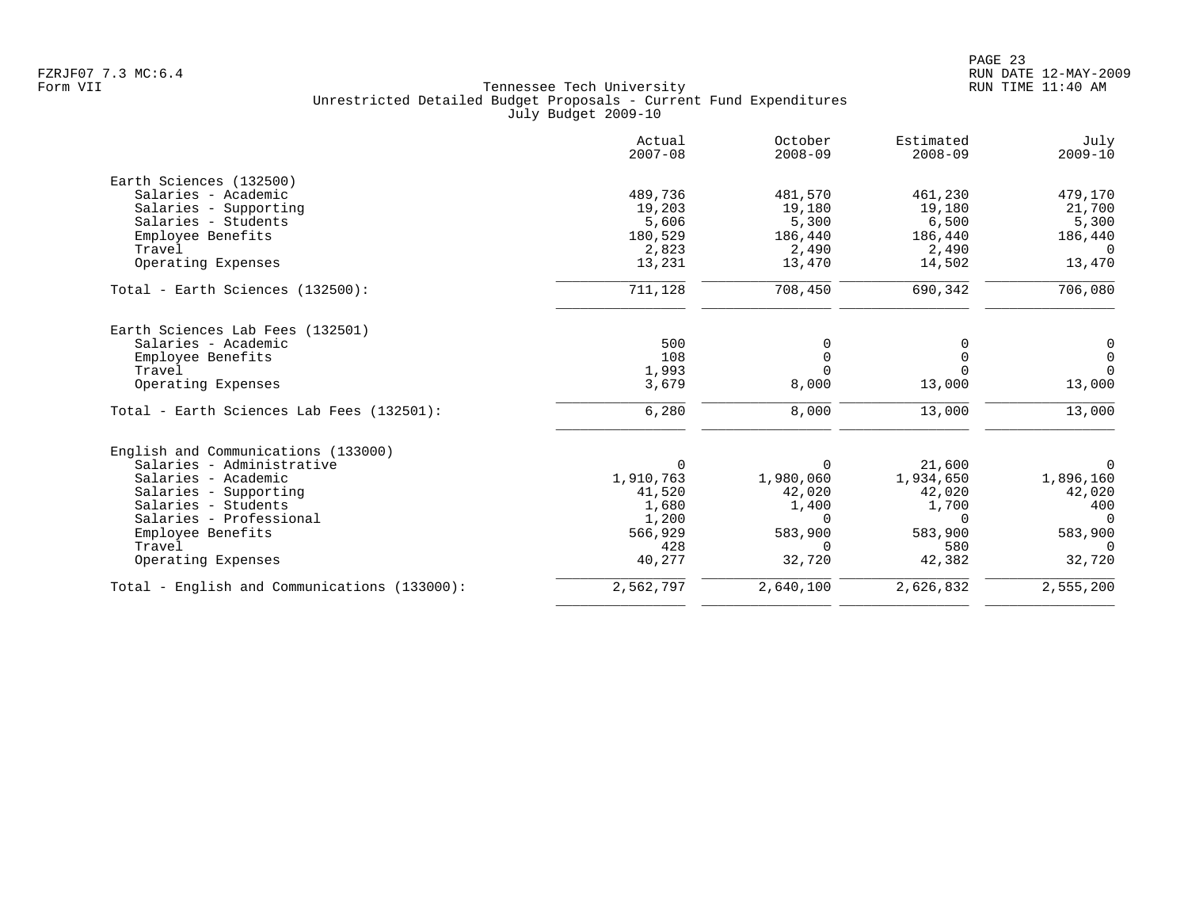Tennessee Tech University
Unrestricted Detailed Budget Proposals - Current Fund Expenditures
July Budget 2009-10

| | Actual 2007-08 | October 2008-09 | Estimated 2008-09 | July 2009-10 |
|---|---|---|---|---|
| **Earth Sciences (132500)** | | | | |
| Salaries - Academic | 489,736 | 481,570 | 461,230 | 479,170 |
| Salaries - Supporting | 19,203 | 19,180 | 19,180 | 21,700 |
| Salaries - Students | 5,606 | 5,300 | 6,500 | 5,300 |
| Employee Benefits | 180,529 | 186,440 | 186,440 | 186,440 |
| Travel | 2,823 | 2,490 | 2,490 | 0 |
| Operating Expenses | 13,231 | 13,470 | 14,502 | 13,470 |
| Total - Earth Sciences (132500): | 711,128 | 708,450 | 690,342 | 706,080 |
| **Earth Sciences Lab Fees (132501)** | | | | |
| Salaries - Academic | 500 | 0 | 0 | 0 |
| Employee Benefits | 108 | 0 | 0 | 0 |
| Travel | 1,993 | 0 | 0 | 0 |
| Operating Expenses | 3,679 | 8,000 | 13,000 | 13,000 |
| Total - Earth Sciences Lab Fees (132501): | 6,280 | 8,000 | 13,000 | 13,000 |
| **English and Communications (133000)** | | | | |
| Salaries - Administrative | 0 | 0 | 21,600 | 0 |
| Salaries - Academic | 1,910,763 | 1,980,060 | 1,934,650 | 1,896,160 |
| Salaries - Supporting | 41,520 | 42,020 | 42,020 | 42,020 |
| Salaries - Students | 1,680 | 1,400 | 1,700 | 400 |
| Salaries - Professional | 1,200 | 0 | 0 | 0 |
| Employee Benefits | 566,929 | 583,900 | 583,900 | 583,900 |
| Travel | 428 | 0 | 580 | 0 |
| Operating Expenses | 40,277 | 32,720 | 42,382 | 32,720 |
| Total - English and Communications (133000): | 2,562,797 | 2,640,100 | 2,626,832 | 2,555,200 |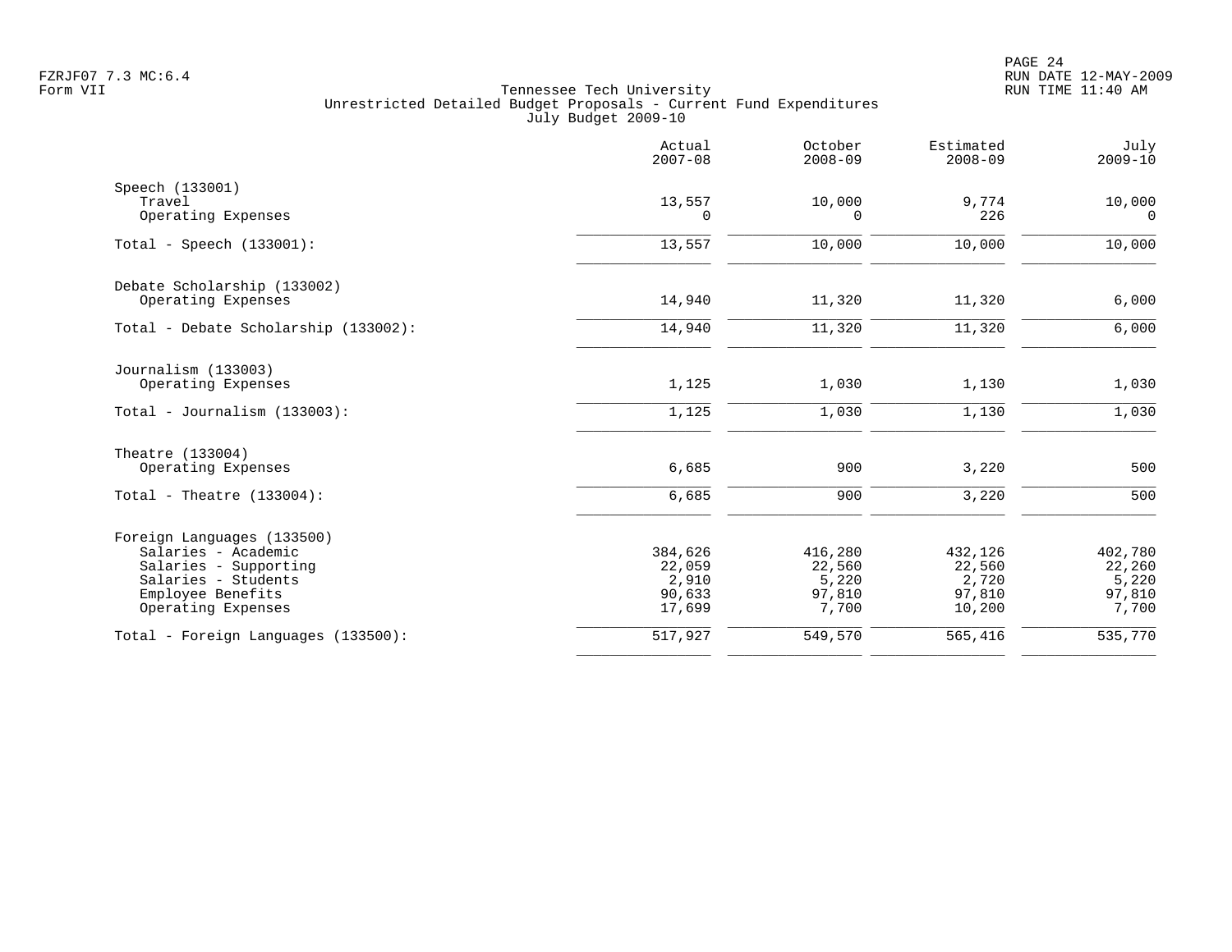Tennessee Tech University
Unrestricted Detailed Budget Proposals - Current Fund Expenditures
July Budget 2009-10

| | Actual 2007-08 | October 2008-09 | Estimated 2008-09 | July 2009-10 |
|---|---|---|---|---|
| **Speech (133001)** | | | | |
| Travel | 13,557 | 10,000 | 9,774 | 10,000 |
| Operating Expenses | 0 | 0 | 226 | 0 |
| Total - Speech (133001): | 13,557 | 10,000 | 10,000 | 10,000 |
| **Debate Scholarship (133002)** | | | | |
| Operating Expenses | 14,940 | 11,320 | 11,320 | 6,000 |
| Total - Debate Scholarship (133002): | 14,940 | 11,320 | 11,320 | 6,000 |
| **Journalism (133003)** | | | | |
| Operating Expenses | 1,125 | 1,030 | 1,130 | 1,030 |
| Total - Journalism (133003): | 1,125 | 1,030 | 1,130 | 1,030 |
| **Theatre (133004)** | | | | |
| Operating Expenses | 6,685 | 900 | 3,220 | 500 |
| Total - Theatre (133004): | 6,685 | 900 | 3,220 | 500 |
| **Foreign Languages (133500)** | | | | |
| Salaries - Academic | 384,626 | 416,280 | 432,126 | 402,780 |
| Salaries - Supporting | 22,059 | 22,560 | 22,560 | 22,260 |
| Salaries - Students | 2,910 | 5,220 | 2,720 | 5,220 |
| Employee Benefits | 90,633 | 97,810 | 97,810 | 97,810 |
| Operating Expenses | 17,699 | 7,700 | 10,200 | 7,700 |
| Total - Foreign Languages (133500): | 517,927 | 549,570 | 565,416 | 535,770 |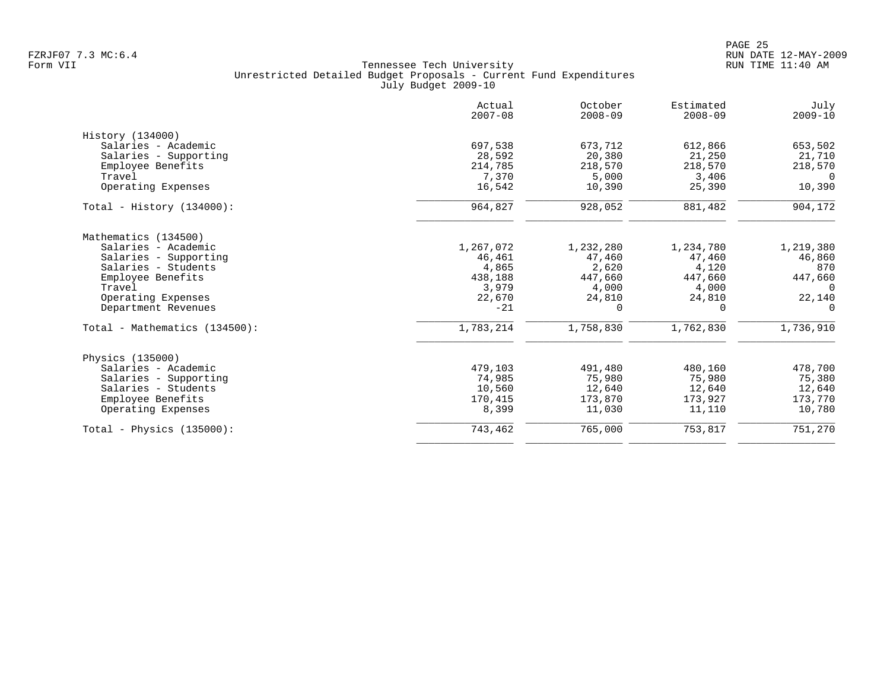Tennessee Tech University
Unrestricted Detailed Budget Proposals - Current Fund Expenditures
July Budget 2009-10

| | Actual 2007-08 | October 2008-09 | Estimated 2008-09 | July 2009-10 |
|---|---:|---:|---:|---:|
| **History (134000)** | | | | |
| Salaries - Academic | 697,538 | 673,712 | 612,866 | 653,502 |
| Salaries - Supporting | 28,592 | 20,380 | 21,250 | 21,710 |
| Employee Benefits | 214,785 | 218,570 | 218,570 | 218,570 |
| Travel | 7,370 | 5,000 | 3,406 | 0 |
| Operating Expenses | 16,542 | 10,390 | 25,390 | 10,390 |
| Total - History (134000): | 964,827 | 928,052 | 881,482 | 904,172 |
| **Mathematics (134500)** | | | | |
| Salaries - Academic | 1,267,072 | 1,232,280 | 1,234,780 | 1,219,380 |
| Salaries - Supporting | 46,461 | 47,460 | 47,460 | 46,860 |
| Salaries - Students | 4,865 | 2,620 | 4,120 | 870 |
| Employee Benefits | 438,188 | 447,660 | 447,660 | 447,660 |
| Travel | 3,979 | 4,000 | 4,000 | 0 |
| Operating Expenses | 22,670 | 24,810 | 24,810 | 22,140 |
| Department Revenues | -21 | 0 | 0 | 0 |
| Total - Mathematics (134500): | 1,783,214 | 1,758,830 | 1,762,830 | 1,736,910 |
| **Physics (135000)** | | | | |
| Salaries - Academic | 479,103 | 491,480 | 480,160 | 478,700 |
| Salaries - Supporting | 74,985 | 75,980 | 75,980 | 75,380 |
| Salaries - Students | 10,560 | 12,640 | 12,640 | 12,640 |
| Employee Benefits | 170,415 | 173,870 | 173,927 | 173,770 |
| Operating Expenses | 8,399 | 11,030 | 11,110 | 10,780 |
| Total - Physics (135000): | 743,462 | 765,000 | 753,817 | 751,270 |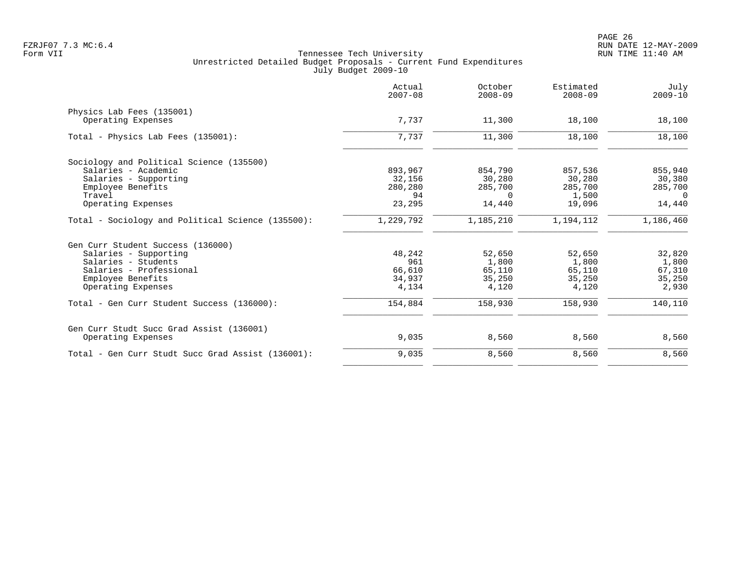Tennessee Tech University
Unrestricted Detailed Budget Proposals - Current Fund Expenditures
July Budget 2009-10

| | Actual 2007-08 | October 2008-09 | Estimated 2008-09 | July 2009-10 |
|---|---|---|---|---|
| Physics Lab Fees (135001) | | | | |
| Operating Expenses | 7,737 | 11,300 | 18,100 | 18,100 |
| Total - Physics Lab Fees (135001): | 7,737 | 11,300 | 18,100 | 18,100 |
| Sociology and Political Science (135500) | | | | |
| Salaries - Academic | 893,967 | 854,790 | 857,536 | 855,940 |
| Salaries - Supporting | 32,156 | 30,280 | 30,280 | 30,380 |
| Employee Benefits | 280,280 | 285,700 | 285,700 | 285,700 |
| Travel | 94 | 0 | 1,500 | 0 |
| Operating Expenses | 23,295 | 14,440 | 19,096 | 14,440 |
| Total - Sociology and Political Science (135500): | 1,229,792 | 1,185,210 | 1,194,112 | 1,186,460 |
| Gen Curr Student Success (136000) | | | | |
| Salaries - Supporting | 48,242 | 52,650 | 52,650 | 32,820 |
| Salaries - Students | 961 | 1,800 | 1,800 | 1,800 |
| Salaries - Professional | 66,610 | 65,110 | 65,110 | 67,310 |
| Employee Benefits | 34,937 | 35,250 | 35,250 | 35,250 |
| Operating Expenses | 4,134 | 4,120 | 4,120 | 2,930 |
| Total - Gen Curr Student Success (136000): | 154,884 | 158,930 | 158,930 | 140,110 |
| Gen Curr Studt Succ Grad Assist (136001) | | | | |
| Operating Expenses | 9,035 | 8,560 | 8,560 | 8,560 |
| Total - Gen Curr Studt Succ Grad Assist (136001): | 9,035 | 8,560 | 8,560 | 8,560 |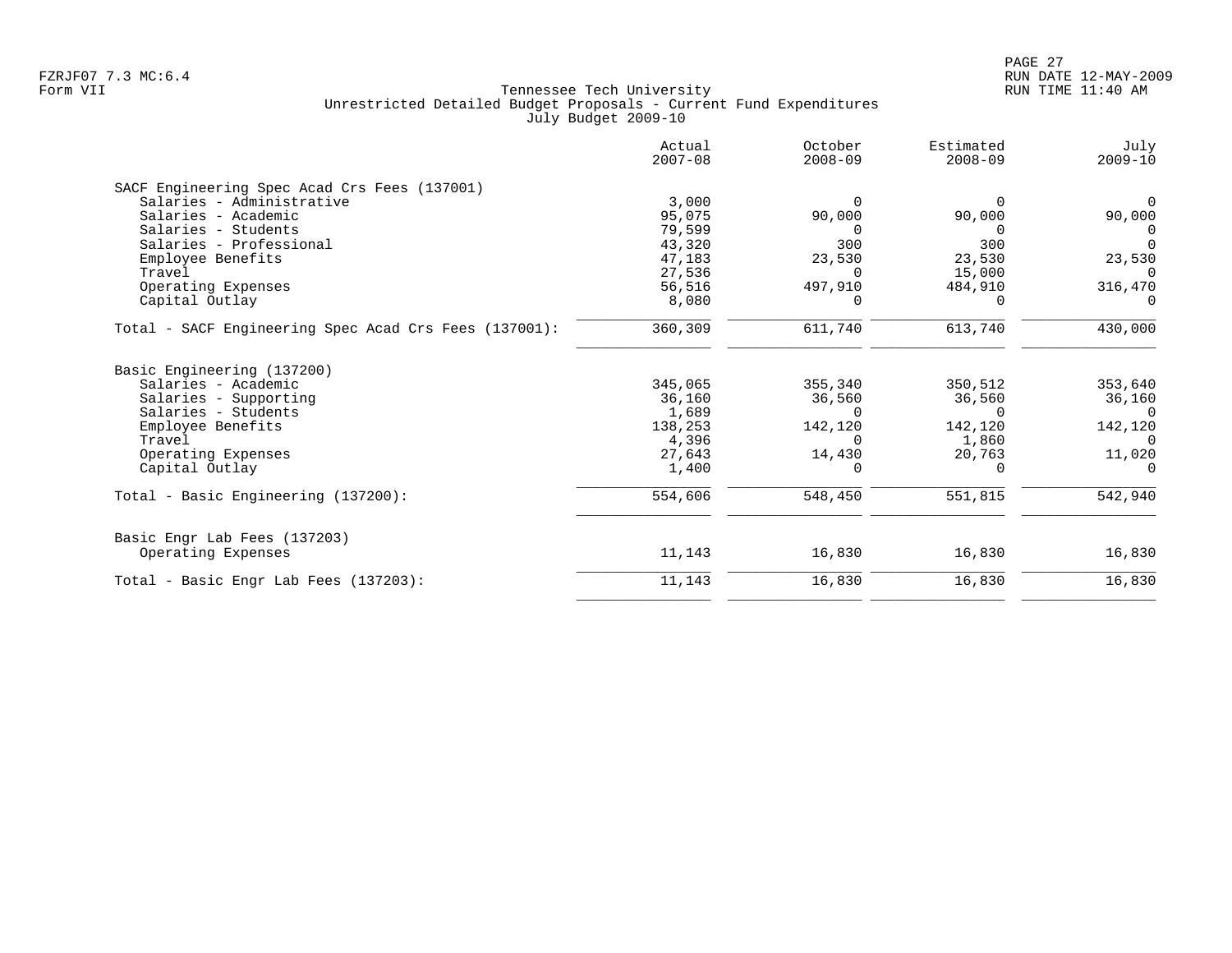Tennessee Tech University
Unrestricted Detailed Budget Proposals - Current Fund Expenditures
July Budget 2009-10

| | Actual 2007-08 | October 2008-09 | Estimated 2008-09 | July 2009-10 |
|---|---|---|---|---|
| **SACF Engineering Spec Acad Crs Fees (137001)** | | | | |
| Salaries - Administrative | 3,000 | 0 | 0 | 0 |
| Salaries - Academic | 95,075 | 90,000 | 90,000 | 90,000 |
| Salaries - Students | 79,599 | 0 | 0 | 0 |
| Salaries - Professional | 43,320 | 300 | 300 | 0 |
| Employee Benefits | 47,183 | 23,530 | 23,530 | 23,530 |
| Travel | 27,536 | 0 | 15,000 | 0 |
| Operating Expenses | 56,516 | 497,910 | 484,910 | 316,470 |
| Capital Outlay | 8,080 | 0 | 0 | 0 |
| Total - SACF Engineering Spec Acad Crs Fees (137001): | 360,309 | 611,740 | 613,740 | 430,000 |
| **Basic Engineering (137200)** | | | | |
| Salaries - Academic | 345,065 | 355,340 | 350,512 | 353,640 |
| Salaries - Supporting | 36,160 | 36,560 | 36,560 | 36,160 |
| Salaries - Students | 1,689 | 0 | 0 | 0 |
| Employee Benefits | 138,253 | 142,120 | 142,120 | 142,120 |
| Travel | 4,396 | 0 | 1,860 | 0 |
| Operating Expenses | 27,643 | 14,430 | 20,763 | 11,020 |
| Capital Outlay | 1,400 | 0 | 0 | 0 |
| Total - Basic Engineering (137200): | 554,606 | 548,450 | 551,815 | 542,940 |
| **Basic Engr Lab Fees (137203)** | | | | |
| Operating Expenses | 11,143 | 16,830 | 16,830 | 16,830 |
| Total - Basic Engr Lab Fees (137203): | 11,143 | 16,830 | 16,830 | 16,830 |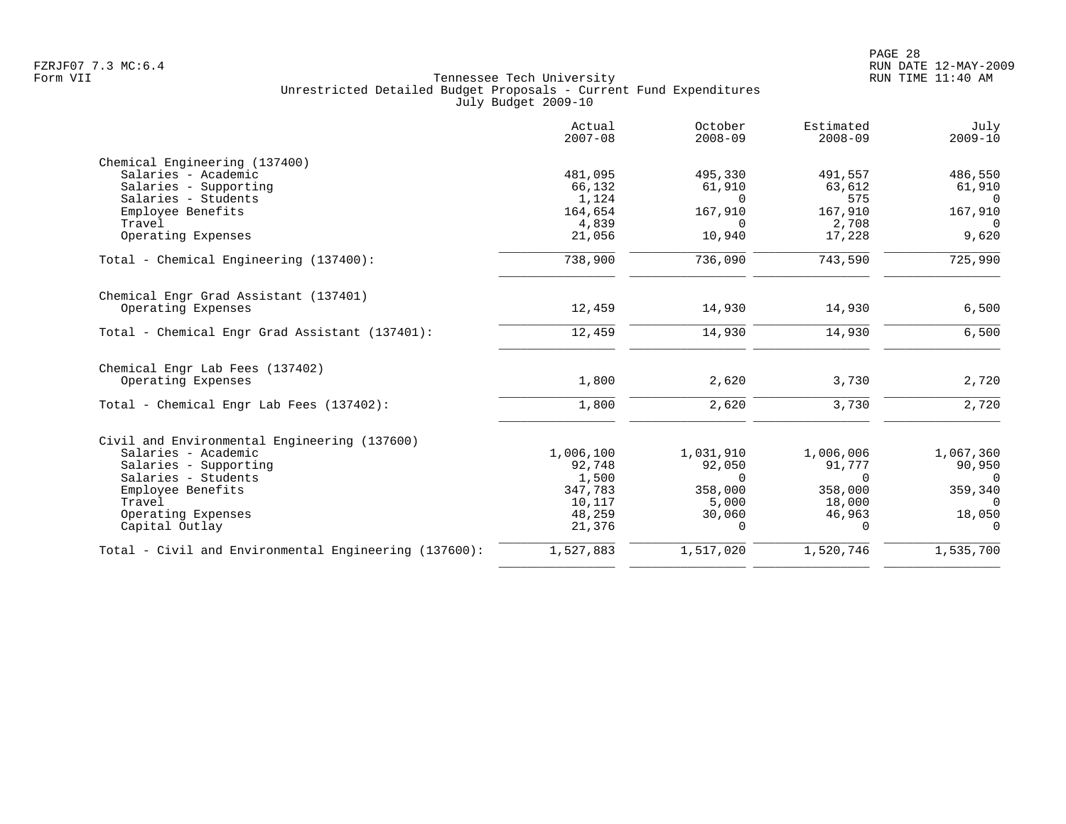Tennessee Tech University
Unrestricted Detailed Budget Proposals - Current Fund Expenditures
July Budget 2009-10

| | Actual 2007-08 | October 2008-09 | Estimated 2008-09 | July 2009-10 |
|---|---|---|---|---|
| **Chemical Engineering (137400)** | | | | |
| Salaries - Academic | 481,095 | 495,330 | 491,557 | 486,550 |
| Salaries - Supporting | 66,132 | 61,910 | 63,612 | 61,910 |
| Salaries - Students | 1,124 | 0 | 575 | 0 |
| Employee Benefits | 164,654 | 167,910 | 167,910 | 167,910 |
| Travel | 4,839 | 0 | 2,708 | 0 |
| Operating Expenses | 21,056 | 10,940 | 17,228 | 9,620 |
| Total - Chemical Engineering (137400): | 738,900 | 736,090 | 743,590 | 725,990 |
| **Chemical Engr Grad Assistant (137401)** | | | | |
| Operating Expenses | 12,459 | 14,930 | 14,930 | 6,500 |
| Total - Chemical Engr Grad Assistant (137401): | 12,459 | 14,930 | 14,930 | 6,500 |
| **Chemical Engr Lab Fees (137402)** | | | | |
| Operating Expenses | 1,800 | 2,620 | 3,730 | 2,720 |
| Total - Chemical Engr Lab Fees (137402): | 1,800 | 2,620 | 3,730 | 2,720 |
| **Civil and Environmental Engineering (137600)** | | | | |
| Salaries - Academic | 1,006,100 | 1,031,910 | 1,006,006 | 1,067,360 |
| Salaries - Supporting | 92,748 | 92,050 | 91,777 | 90,950 |
| Salaries - Students | 1,500 | 0 | 0 | 0 |
| Employee Benefits | 347,783 | 358,000 | 358,000 | 359,340 |
| Travel | 10,117 | 5,000 | 18,000 | 0 |
| Operating Expenses | 48,259 | 30,060 | 46,963 | 18,050 |
| Capital Outlay | 21,376 | 0 | 0 | 0 |
| Total - Civil and Environmental Engineering (137600): | 1,527,883 | 1,517,020 | 1,520,746 | 1,535,700 |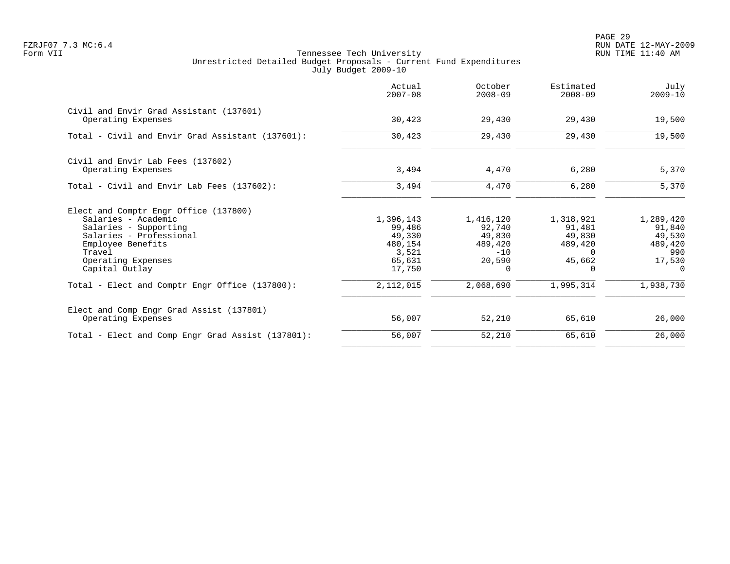Tennessee Tech University
Unrestricted Detailed Budget Proposals - Current Fund Expenditures
July Budget 2009-10

Form VII

| | Actual 2007-08 | October 2008-09 | Estimated 2008-09 | July 2009-10 |
|---|---|---|---|---|
| **Civil and Envir Grad Assistant (137601)** | | | | |
| Operating Expenses | 30,423 | 29,430 | 29,430 | 19,500 |
| Total - Civil and Envir Grad Assistant (137601): | 30,423 | 29,430 | 29,430 | 19,500 |
| **Civil and Envir Lab Fees (137602)** | | | | |
| Operating Expenses | 3,494 | 4,470 | 6,280 | 5,370 |
| Total - Civil and Envir Lab Fees (137602): | 3,494 | 4,470 | 6,280 | 5,370 |
| **Elect and Comptr Engr Office (137800)** | | | | |
| Salaries - Academic | 1,396,143 | 1,416,120 | 1,318,921 | 1,289,420 |
| Salaries - Supporting | 99,486 | 92,740 | 91,481 | 91,840 |
| Salaries - Professional | 49,330 | 49,830 | 49,830 | 49,530 |
| Employee Benefits | 480,154 | 489,420 | 489,420 | 489,420 |
| Travel | 3,521 | -10 | 0 | 990 |
| Operating Expenses | 65,631 | 20,590 | 45,662 | 17,530 |
| Capital Outlay | 17,750 | 0 | 0 | 0 |
| Total - Elect and Comptr Engr Office (137800): | 2,112,015 | 2,068,690 | 1,995,314 | 1,938,730 |
| **Elect and Comp Engr Grad Assist (137801)** | | | | |
| Operating Expenses | 56,007 | 52,210 | 65,610 | 26,000 |
| Total - Elect and Comp Engr Grad Assist (137801): | 56,007 | 52,210 | 65,610 | 26,000 |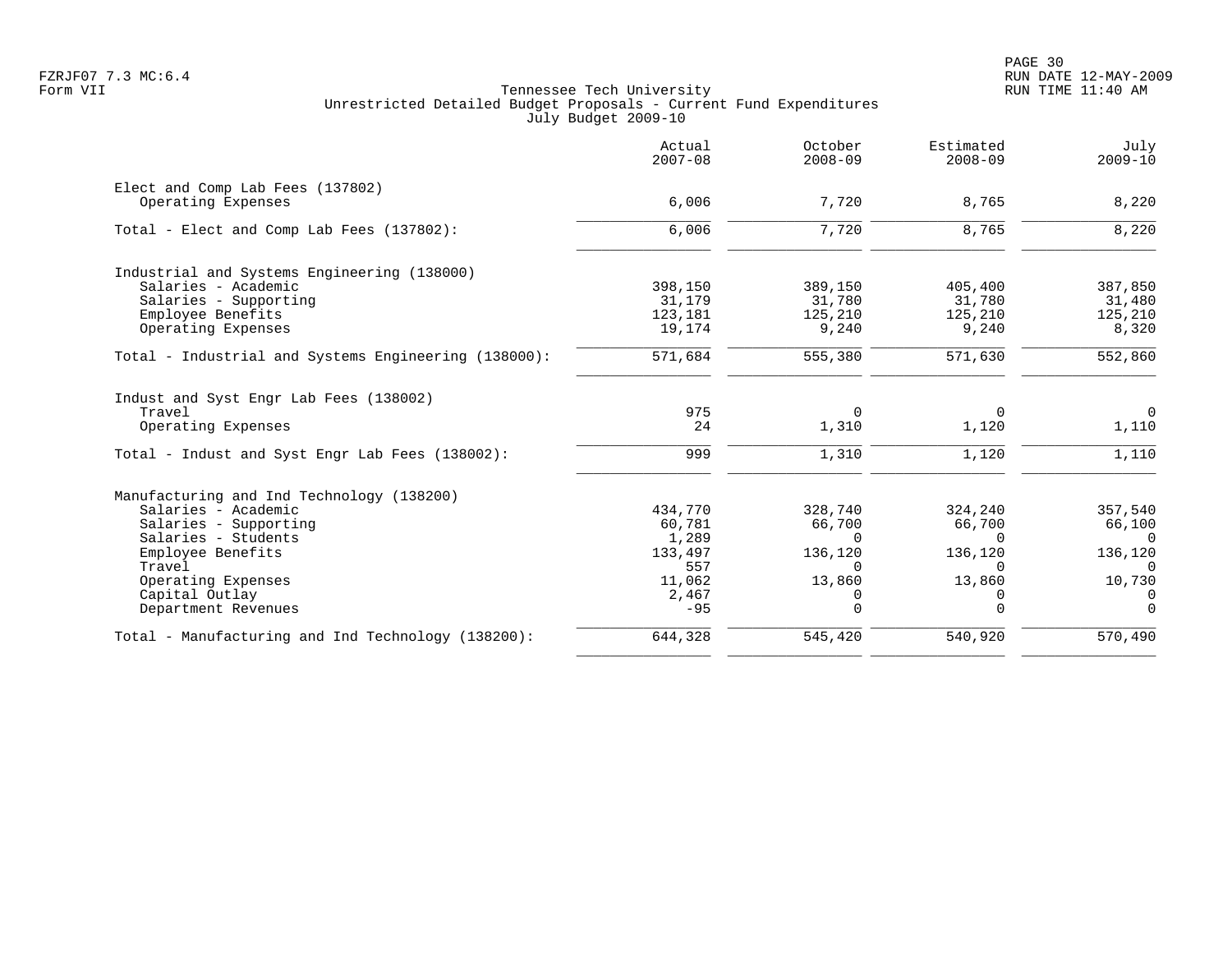Tennessee Tech University
Unrestricted Detailed Budget Proposals - Current Fund Expenditures
July Budget 2009-10

FZRJF07 7.3 MC:6.4
Form VII

RUN DATE 12-MAY-2009
RUN TIME 11:40 AM

| | Actual 2007-08 | October 2008-09 | Estimated 2008-09 | July 2009-10 |
|---|---|---|---|---|
| **Elect and Comp Lab Fees (137802)** | | | | |
| Operating Expenses | 6,006 | 7,720 | 8,765 | 8,220 |
| Total - Elect and Comp Lab Fees (137802): | 6,006 | 7,720 | 8,765 | 8,220 |
| **Industrial and Systems Engineering (138000)** | | | | |
| Salaries - Academic | 398,150 | 389,150 | 405,400 | 387,850 |
| Salaries - Supporting | 31,179 | 31,780 | 31,780 | 31,480 |
| Employee Benefits | 123,181 | 125,210 | 125,210 | 125,210 |
| Operating Expenses | 19,174 | 9,240 | 9,240 | 8,320 |
| Total - Industrial and Systems Engineering (138000): | 571,684 | 555,380 | 571,630 | 552,860 |
| **Indust and Syst Engr Lab Fees (138002)** | | | | |
| Travel | 975 | 0 | 0 | 0 |
| Operating Expenses | 24 | 1,310 | 1,120 | 1,110 |
| Total - Indust and Syst Engr Lab Fees (138002): | 999 | 1,310 | 1,120 | 1,110 |
| **Manufacturing and Ind Technology (138200)** | | | | |
| Salaries - Academic | 434,770 | 328,740 | 324,240 | 357,540 |
| Salaries - Supporting | 60,781 | 66,700 | 66,700 | 66,100 |
| Salaries - Students | 1,289 | 0 | 0 | 0 |
| Employee Benefits | 133,497 | 136,120 | 136,120 | 136,120 |
| Travel | 557 | 0 | 0 | 0 |
| Operating Expenses | 11,062 | 13,860 | 13,860 | 10,730 |
| Capital Outlay | 2,467 | 0 | 0 | 0 |
| Department Revenues | -95 | 0 | 0 | 0 |
| Total - Manufacturing and Ind Technology (138200): | 644,328 | 545,420 | 540,920 | 570,490 |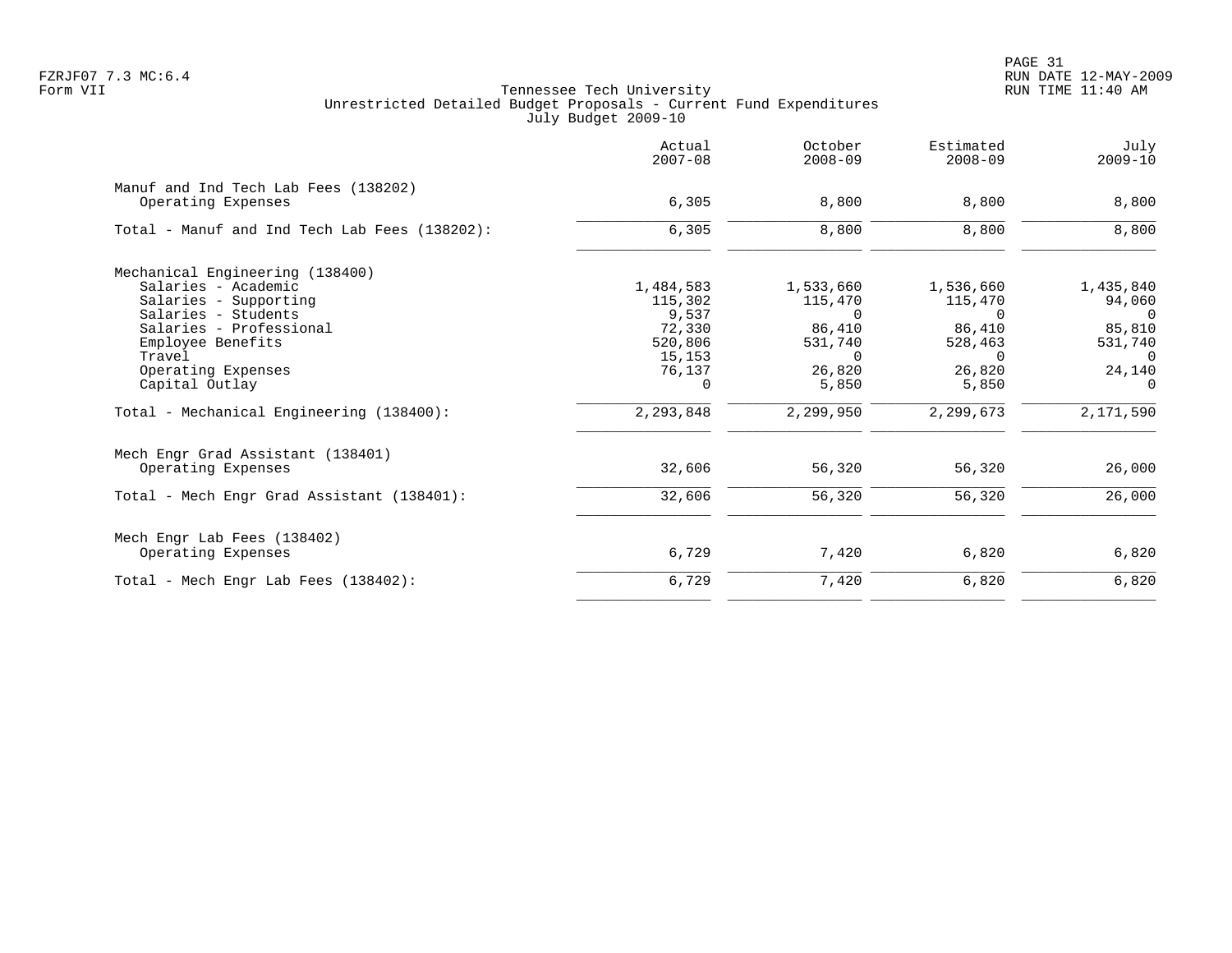FZRJF07 7.3 MC:6.4
Form VII

Tennessee Tech University
Unrestricted Detailed Budget Proposals - Current Fund Expenditures
July Budget 2009-10

| | Actual 2007-08 | October 2008-09 | Estimated 2008-09 | July 2009-10 |
|---|---|---|---|---|
| **Manuf and Ind Tech Lab Fees (138202)** | | | | |
| Operating Expenses | 6,305 | 8,800 | 8,800 | 8,800 |
| Total - Manuf and Ind Tech Lab Fees (138202): | 6,305 | 8,800 | 8,800 | 8,800 |
| **Mechanical Engineering (138400)** | | | | |
| Salaries - Academic | 1,484,583 | 1,533,660 | 1,536,660 | 1,435,840 |
| Salaries - Supporting | 115,302 | 115,470 | 115,470 | 94,060 |
| Salaries - Students | 9,537 | 0 | 0 | 0 |
| Salaries - Professional | 72,330 | 86,410 | 86,410 | 85,810 |
| Employee Benefits | 520,806 | 531,740 | 528,463 | 531,740 |
| Travel | 15,153 | 0 | 0 | 0 |
| Operating Expenses | 76,137 | 26,820 | 26,820 | 24,140 |
| Capital Outlay | 0 | 5,850 | 5,850 | 0 |
| Total - Mechanical Engineering (138400): | 2,293,848 | 2,299,950 | 2,299,673 | 2,171,590 |
| **Mech Engr Grad Assistant (138401)** | | | | |
| Operating Expenses | 32,606 | 56,320 | 56,320 | 26,000 |
| Total - Mech Engr Grad Assistant (138401): | 32,606 | 56,320 | 56,320 | 26,000 |
| **Mech Engr Lab Fees (138402)** | | | | |
| Operating Expenses | 6,729 | 7,420 | 6,820 | 6,820 |
| Total - Mech Engr Lab Fees (138402): | 6,729 | 7,420 | 6,820 | 6,820 |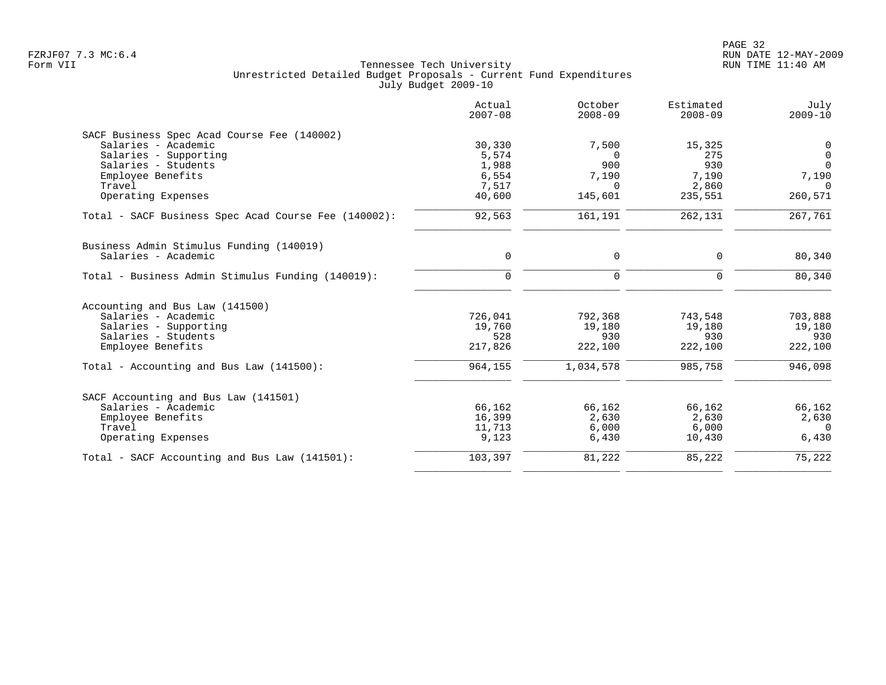Tennessee Tech University
Unrestricted Detailed Budget Proposals - Current Fund Expenditures
July Budget 2009-10

Form VII

| | Actual 2007-08 | October 2008-09 | Estimated 2008-09 | July 2009-10 |
|---|---|---|---|---|
| **SACF Business Spec Acad Course Fee (140002)** | | | | |
| Salaries - Academic | 30,330 | 7,500 | 15,325 | 0 |
| Salaries - Supporting | 5,574 | 0 | 275 | 0 |
| Salaries - Students | 1,988 | 900 | 930 | 0 |
| Employee Benefits | 6,554 | 7,190 | 7,190 | 7,190 |
| Travel | 7,517 | 0 | 2,860 | 0 |
| Operating Expenses | 40,600 | 145,601 | 235,551 | 260,571 |
| Total - SACF Business Spec Acad Course Fee (140002): | 92,563 | 161,191 | 262,131 | 267,761 |
| **Business Admin Stimulus Funding (140019)** | | | | |
| Salaries - Academic | 0 | 0 | 0 | 80,340 |
| Total - Business Admin Stimulus Funding (140019): | 0 | 0 | 0 | 80,340 |
| **Accounting and Bus Law (141500)** | | | | |
| Salaries - Academic | 726,041 | 792,368 | 743,548 | 703,888 |
| Salaries - Supporting | 19,760 | 19,180 | 19,180 | 19,180 |
| Salaries - Students | 528 | 930 | 930 | 930 |
| Employee Benefits | 217,826 | 222,100 | 222,100 | 222,100 |
| Total - Accounting and Bus Law (141500): | 964,155 | 1,034,578 | 985,758 | 946,098 |
| **SACF Accounting and Bus Law (141501)** | | | | |
| Salaries - Academic | 66,162 | 66,162 | 66,162 | 66,162 |
| Employee Benefits | 16,399 | 2,630 | 2,630 | 2,630 |
| Travel | 11,713 | 6,000 | 6,000 | 0 |
| Operating Expenses | 9,123 | 6,430 | 10,430 | 6,430 |
| Total - SACF Accounting and Bus Law (141501): | 103,397 | 81,222 | 85,222 | 75,222 |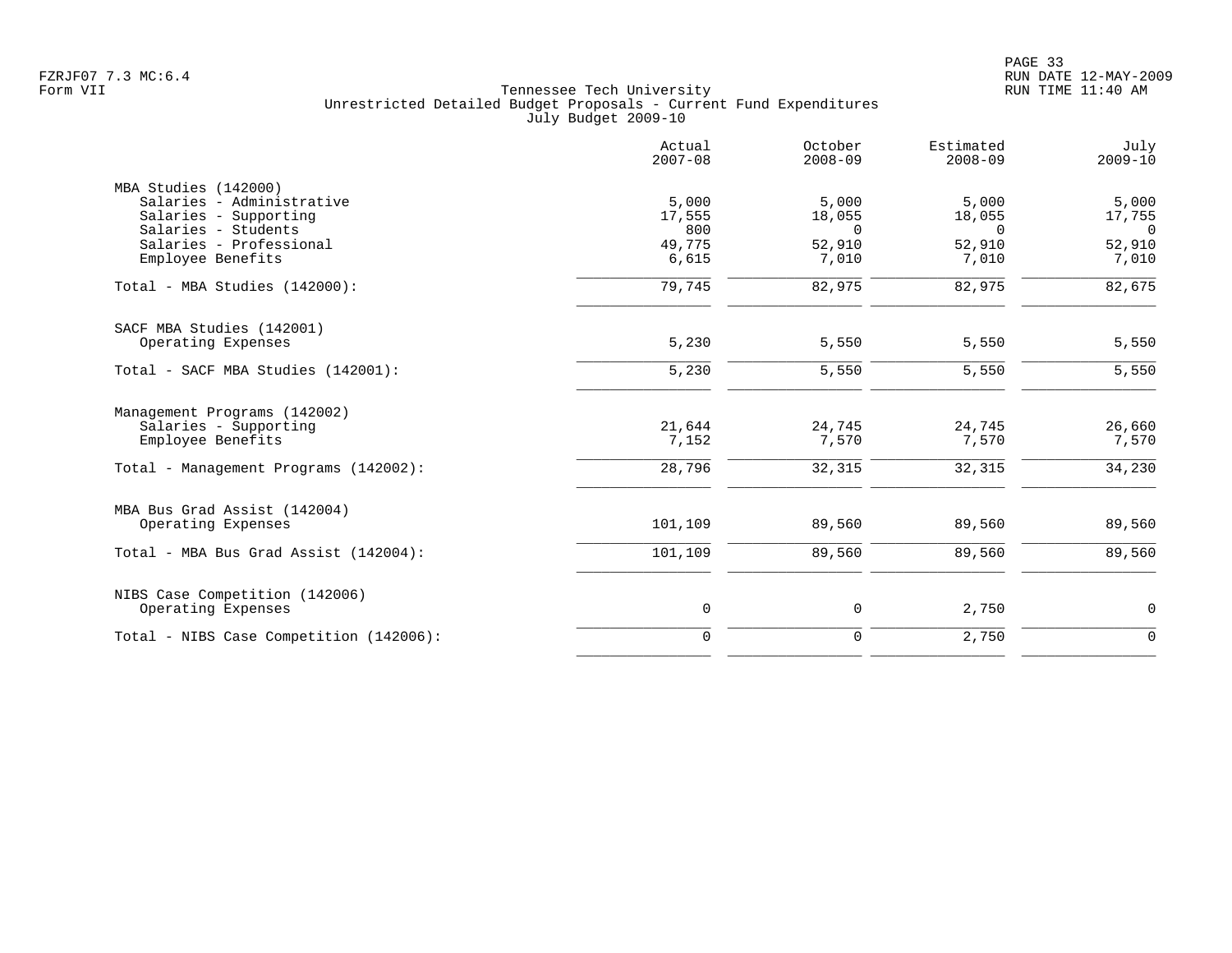Tennessee Tech University
Unrestricted Detailed Budget Proposals - Current Fund Expenditures
July Budget 2009-10

| | Actual 2007-08 | October 2008-09 | Estimated 2008-09 | July 2009-10 |
|---|---|---|---|---|
| **MBA Studies (142000)** | | | | |
| Salaries - Administrative | 5,000 | 5,000 | 5,000 | 5,000 |
| Salaries - Supporting | 17,555 | 18,055 | 18,055 | 17,755 |
| Salaries - Students | 800 | 0 | 0 | 0 |
| Salaries - Professional | 49,775 | 52,910 | 52,910 | 52,910 |
| Employee Benefits | 6,615 | 7,010 | 7,010 | 7,010 |
| Total - MBA Studies (142000): | 79,745 | 82,975 | 82,975 | 82,675 |
| **SACF MBA Studies (142001)** | | | | |
| Operating Expenses | 5,230 | 5,550 | 5,550 | 5,550 |
| Total - SACF MBA Studies (142001): | 5,230 | 5,550 | 5,550 | 5,550 |
| **Management Programs (142002)** | | | | |
| Salaries - Supporting | 21,644 | 24,745 | 24,745 | 26,660 |
| Employee Benefits | 7,152 | 7,570 | 7,570 | 7,570 |
| Total - Management Programs (142002): | 28,796 | 32,315 | 32,315 | 34,230 |
| **MBA Bus Grad Assist (142004)** | | | | |
| Operating Expenses | 101,109 | 89,560 | 89,560 | 89,560 |
| Total - MBA Bus Grad Assist (142004): | 101,109 | 89,560 | 89,560 | 89,560 |
| **NIBS Case Competition (142006)** | | | | |
| Operating Expenses | 0 | 0 | 2,750 | 0 |
| Total - NIBS Case Competition (142006): | 0 | 0 | 2,750 | 0 |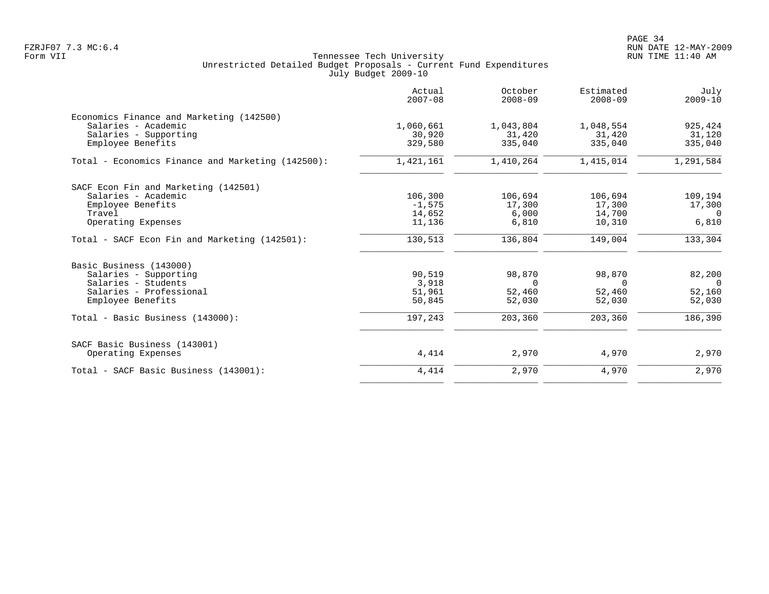Tennessee Tech University
Unrestricted Detailed Budget Proposals - Current Fund Expenditures
July Budget 2009-10

| | Actual 2007-08 | October 2008-09 | Estimated 2008-09 | July 2009-10 |
|---|---|---|---|---|
| **Economics Finance and Marketing (142500)** | | | | |
| Salaries - Academic | 1,060,661 | 1,043,804 | 1,048,554 | 925,424 |
| Salaries - Supporting | 30,920 | 31,420 | 31,420 | 31,120 |
| Employee Benefits | 329,580 | 335,040 | 335,040 | 335,040 |
| Total - Economics Finance and Marketing (142500): | 1,421,161 | 1,410,264 | 1,415,014 | 1,291,584 |
| **SACF Econ Fin and Marketing (142501)** | | | | |
| Salaries - Academic | 106,300 | 106,694 | 106,694 | 109,194 |
| Employee Benefits | -1,575 | 17,300 | 17,300 | 17,300 |
| Travel | 14,652 | 6,000 | 14,700 | 0 |
| Operating Expenses | 11,136 | 6,810 | 10,310 | 6,810 |
| Total - SACF Econ Fin and Marketing (142501): | 130,513 | 136,804 | 149,004 | 133,304 |
| **Basic Business (143000)** | | | | |
| Salaries - Supporting | 90,519 | 98,870 | 98,870 | 82,200 |
| Salaries - Students | 3,918 | 0 | 0 | 0 |
| Salaries - Professional | 51,961 | 52,460 | 52,460 | 52,160 |
| Employee Benefits | 50,845 | 52,030 | 52,030 | 52,030 |
| Total - Basic Business (143000): | 197,243 | 203,360 | 203,360 | 186,390 |
| **SACF Basic Business (143001)** | | | | |
| Operating Expenses | 4,414 | 2,970 | 4,970 | 2,970 |
| Total - SACF Basic Business (143001): | 4,414 | 2,970 | 4,970 | 2,970 |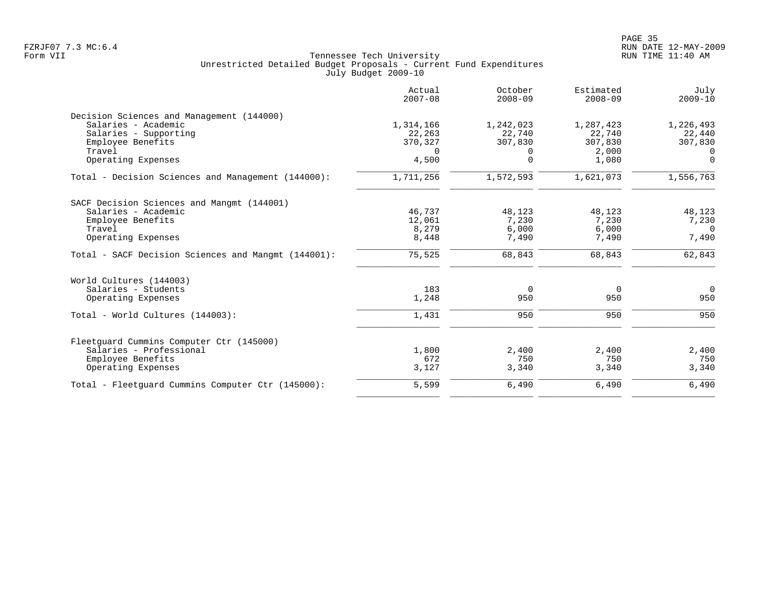Tennessee Tech University
Unrestricted Detailed Budget Proposals - Current Fund Expenditures
July Budget 2009-10

| | Actual 2007-08 | October 2008-09 | Estimated 2008-09 | July 2009-10 |
|---|---|---|---|---|
| **Decision Sciences and Management (144000)** | | | | |
| Salaries - Academic | 1,314,166 | 1,242,023 | 1,287,423 | 1,226,493 |
| Salaries - Supporting | 22,263 | 22,740 | 22,740 | 22,440 |
| Employee Benefits | 370,327 | 307,830 | 307,830 | 307,830 |
| Travel | 0 | 0 | 2,000 | 0 |
| Operating Expenses | 4,500 | 0 | 1,080 | 0 |
| Total - Decision Sciences and Management (144000): | 1,711,256 | 1,572,593 | 1,621,073 | 1,556,763 |
| **SACF Decision Sciences and Mangmt (144001)** | | | | |
| Salaries - Academic | 46,737 | 48,123 | 48,123 | 48,123 |
| Employee Benefits | 12,061 | 7,230 | 7,230 | 7,230 |
| Travel | 8,279 | 6,000 | 6,000 | 0 |
| Operating Expenses | 8,448 | 7,490 | 7,490 | 7,490 |
| Total - SACF Decision Sciences and Mangmt (144001): | 75,525 | 68,843 | 68,843 | 62,843 |
| **World Cultures (144003)** | | | | |
| Salaries - Students | 183 | 0 | 0 | 0 |
| Operating Expenses | 1,248 | 950 | 950 | 950 |
| Total - World Cultures (144003): | 1,431 | 950 | 950 | 950 |
| **Fleetguard Cummins Computer Ctr (145000)** | | | | |
| Salaries - Professional | 1,800 | 2,400 | 2,400 | 2,400 |
| Employee Benefits | 672 | 750 | 750 | 750 |
| Operating Expenses | 3,127 | 3,340 | 3,340 | 3,340 |
| Total - Fleetguard Cummins Computer Ctr (145000): | 5,599 | 6,490 | 6,490 | 6,490 |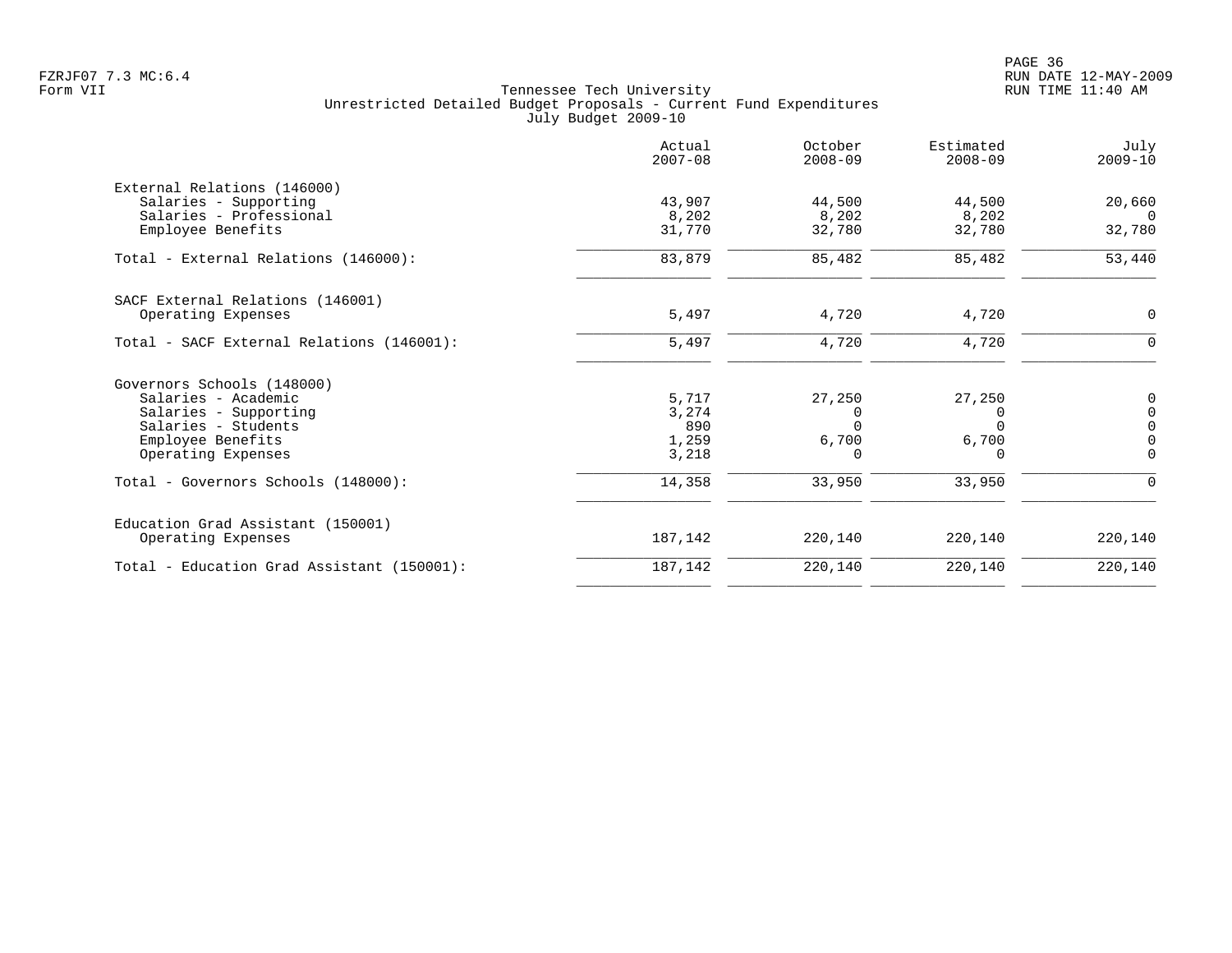Tennessee Tech University
Unrestricted Detailed Budget Proposals - Current Fund Expenditures
July Budget 2009-10

| | Actual 2007-08 | October 2008-09 | Estimated 2008-09 | July 2009-10 |
|---|---|---|---|---|
| **External Relations (146000)** | | | | |
| Salaries - Supporting | 43,907 | 44,500 | 44,500 | 20,660 |
| Salaries - Professional | 8,202 | 8,202 | 8,202 | 0 |
| Employee Benefits | 31,770 | 32,780 | 32,780 | 32,780 |
| Total - External Relations (146000): | 83,879 | 85,482 | 85,482 | 53,440 |
| **SACF External Relations (146001)** | | | | |
| Operating Expenses | 5,497 | 4,720 | 4,720 | 0 |
| Total - SACF External Relations (146001): | 5,497 | 4,720 | 4,720 | 0 |
| **Governors Schools (148000)** | | | | |
| Salaries - Academic | 5,717 | 27,250 | 27,250 | 0 |
| Salaries - Supporting | 3,274 | 0 | 0 | 0 |
| Salaries - Students | 890 | 0 | 0 | 0 |
| Employee Benefits | 1,259 | 6,700 | 6,700 | 0 |
| Operating Expenses | 3,218 | 0 | 0 | 0 |
| Total - Governors Schools (148000): | 14,358 | 33,950 | 33,950 | 0 |
| **Education Grad Assistant (150001)** | | | | |
| Operating Expenses | 187,142 | 220,140 | 220,140 | 220,140 |
| Total - Education Grad Assistant (150001): | 187,142 | 220,140 | 220,140 | 220,140 |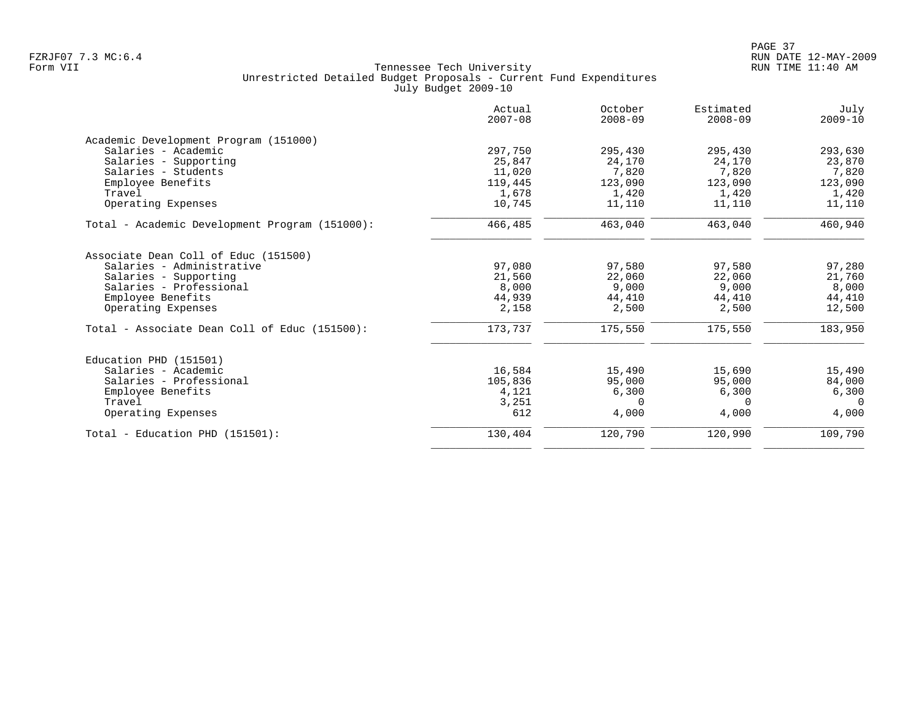Tennessee Tech University
Unrestricted Detailed Budget Proposals - Current Fund Expenditures
July Budget 2009-10

| | Actual 2007-08 | October 2008-09 | Estimated 2008-09 | July 2009-10 |
|---|---|---|---|---|
| **Academic Development Program (151000)** | | | | |
| Salaries - Academic | 297,750 | 295,430 | 295,430 | 293,630 |
| Salaries - Supporting | 25,847 | 24,170 | 24,170 | 23,870 |
| Salaries - Students | 11,020 | 7,820 | 7,820 | 7,820 |
| Employee Benefits | 119,445 | 123,090 | 123,090 | 123,090 |
| Travel | 1,678 | 1,420 | 1,420 | 1,420 |
| Operating Expenses | 10,745 | 11,110 | 11,110 | 11,110 |
| Total - Academic Development Program (151000): | 466,485 | 463,040 | 463,040 | 460,940 |
| **Associate Dean Coll of Educ (151500)** | | | | |
| Salaries - Administrative | 97,080 | 97,580 | 97,580 | 97,280 |
| Salaries - Supporting | 21,560 | 22,060 | 22,060 | 21,760 |
| Salaries - Professional | 8,000 | 9,000 | 9,000 | 8,000 |
| Employee Benefits | 44,939 | 44,410 | 44,410 | 44,410 |
| Operating Expenses | 2,158 | 2,500 | 2,500 | 12,500 |
| Total - Associate Dean Coll of Educ (151500): | 173,737 | 175,550 | 175,550 | 183,950 |
| **Education PHD (151501)** | | | | |
| Salaries - Academic | 16,584 | 15,490 | 15,690 | 15,490 |
| Salaries - Professional | 105,836 | 95,000 | 95,000 | 84,000 |
| Employee Benefits | 4,121 | 6,300 | 6,300 | 6,300 |
| Travel | 3,251 | 0 | 0 | 0 |
| Operating Expenses | 612 | 4,000 | 4,000 | 4,000 |
| Total - Education PHD (151501): | 130,404 | 120,790 | 120,990 | 109,790 |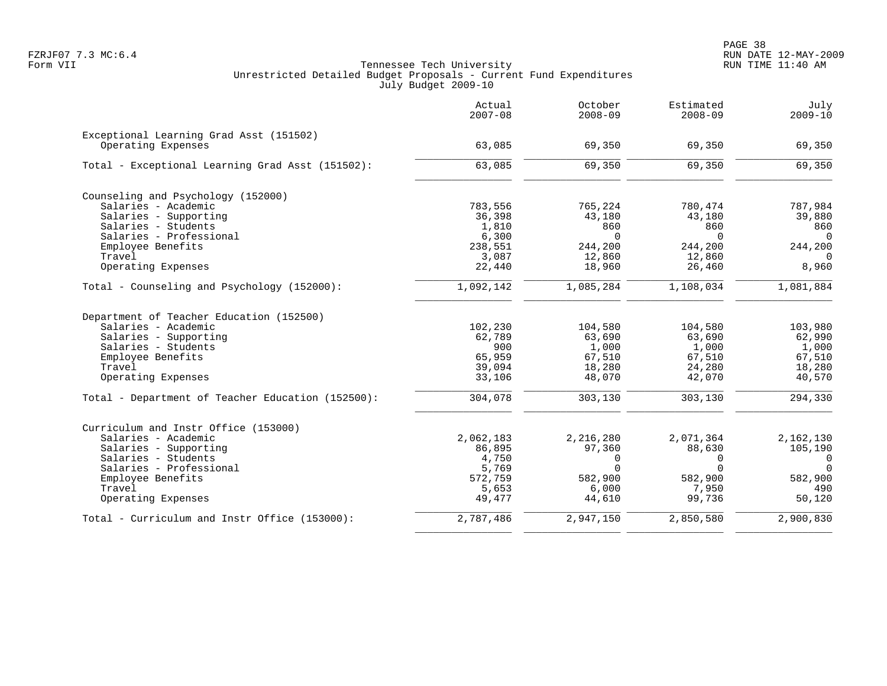Tennessee Tech University
Unrestricted Detailed Budget Proposals - Current Fund Expenditures
July Budget 2009-10

| | Actual 2007-08 | October 2008-09 | Estimated 2008-09 | July 2009-10 |
|---|---|---|---|---|
| **Exceptional Learning Grad Asst (151502)** | | | | |
| Operating Expenses | 63,085 | 69,350 | 69,350 | 69,350 |
| Total - Exceptional Learning Grad Asst (151502): | 63,085 | 69,350 | 69,350 | 69,350 |
| **Counseling and Psychology (152000)** | | | | |
| Salaries - Academic | 783,556 | 765,224 | 780,474 | 787,984 |
| Salaries - Supporting | 36,398 | 43,180 | 43,180 | 39,880 |
| Salaries - Students | 1,810 | 860 | 860 | 860 |
| Salaries - Professional | 6,300 | 0 | 0 | 0 |
| Employee Benefits | 238,551 | 244,200 | 244,200 | 244,200 |
| Travel | 3,087 | 12,860 | 12,860 | 0 |
| Operating Expenses | 22,440 | 18,960 | 26,460 | 8,960 |
| Total - Counseling and Psychology (152000): | 1,092,142 | 1,085,284 | 1,108,034 | 1,081,884 |
| **Department of Teacher Education (152500)** | | | | |
| Salaries - Academic | 102,230 | 104,580 | 104,580 | 103,980 |
| Salaries - Supporting | 62,789 | 63,690 | 63,690 | 62,990 |
| Salaries - Students | 900 | 1,000 | 1,000 | 1,000 |
| Employee Benefits | 65,959 | 67,510 | 67,510 | 67,510 |
| Travel | 39,094 | 18,280 | 24,280 | 18,280 |
| Operating Expenses | 33,106 | 48,070 | 42,070 | 40,570 |
| Total - Department of Teacher Education (152500): | 304,078 | 303,130 | 303,130 | 294,330 |
| **Curriculum and Instr Office (153000)** | | | | |
| Salaries - Academic | 2,062,183 | 2,216,280 | 2,071,364 | 2,162,130 |
| Salaries - Supporting | 86,895 | 97,360 | 88,630 | 105,190 |
| Salaries - Students | 4,750 | 0 | 0 | 0 |
| Salaries - Professional | 5,769 | 0 | 0 | 0 |
| Employee Benefits | 572,759 | 582,900 | 582,900 | 582,900 |
| Travel | 5,653 | 6,000 | 7,950 | 490 |
| Operating Expenses | 49,477 | 44,610 | 99,736 | 50,120 |
| Total - Curriculum and Instr Office (153000): | 2,787,486 | 2,947,150 | 2,850,580 | 2,900,830 |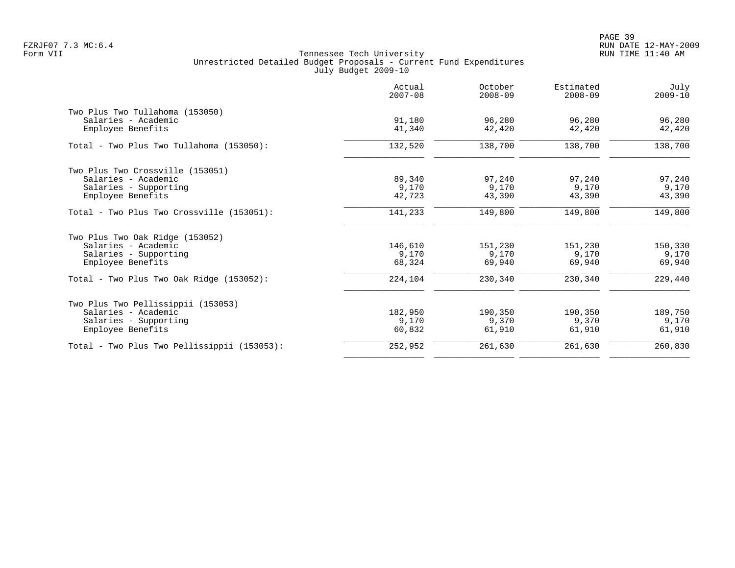Tennessee Tech University
Unrestricted Detailed Budget Proposals - Current Fund Expenditures
July Budget 2009-10

Form VII

| | Actual 2007-08 | October 2008-09 | Estimated 2008-09 | July 2009-10 |
|---|---|---|---|---|
| **Two Plus Two Tullahoma (153050)** | | | | |
| Salaries - Academic | 91,180 | 96,280 | 96,280 | 96,280 |
| Employee Benefits | 41,340 | 42,420 | 42,420 | 42,420 |
| Total - Two Plus Two Tullahoma (153050): | 132,520 | 138,700 | 138,700 | 138,700 |
| **Two Plus Two Crossville (153051)** | | | | |
| Salaries - Academic | 89,340 | 97,240 | 97,240 | 97,240 |
| Salaries - Supporting | 9,170 | 9,170 | 9,170 | 9,170 |
| Employee Benefits | 42,723 | 43,390 | 43,390 | 43,390 |
| Total - Two Plus Two Crossville (153051): | 141,233 | 149,800 | 149,800 | 149,800 |
| **Two Plus Two Oak Ridge (153052)** | | | | |
| Salaries - Academic | 146,610 | 151,230 | 151,230 | 150,330 |
| Salaries - Supporting | 9,170 | 9,170 | 9,170 | 9,170 |
| Employee Benefits | 68,324 | 69,940 | 69,940 | 69,940 |
| Total - Two Plus Two Oak Ridge (153052): | 224,104 | 230,340 | 230,340 | 229,440 |
| **Two Plus Two Pellissippii (153053)** | | | | |
| Salaries - Academic | 182,950 | 190,350 | 190,350 | 189,750 |
| Salaries - Supporting | 9,170 | 9,370 | 9,370 | 9,170 |
| Employee Benefits | 60,832 | 61,910 | 61,910 | 61,910 |
| Total - Two Plus Two Pellissippii (153053): | 252,952 | 261,630 | 261,630 | 260,830 |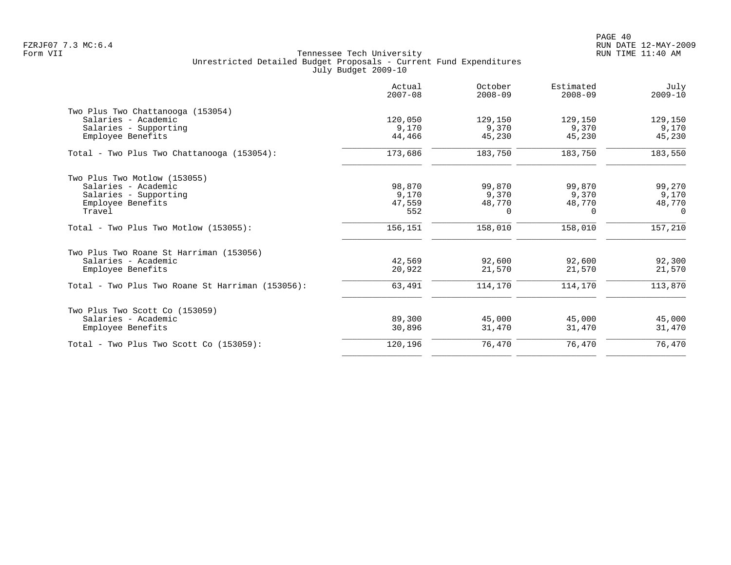Tennessee Tech University
Unrestricted Detailed Budget Proposals - Current Fund Expenditures
July Budget 2009-10

| | Actual 2007-08 | October 2008-09 | Estimated 2008-09 | July 2009-10 |
|---|---|---|---|---|
| **Two Plus Two Chattanooga (153054)** | | | | |
| Salaries - Academic | 120,050 | 129,150 | 129,150 | 129,150 |
| Salaries - Supporting | 9,170 | 9,370 | 9,370 | 9,170 |
| Employee Benefits | 44,466 | 45,230 | 45,230 | 45,230 |
| Total - Two Plus Two Chattanooga (153054): | 173,686 | 183,750 | 183,750 | 183,550 |
| **Two Plus Two Motlow (153055)** | | | | |
| Salaries - Academic | 98,870 | 99,870 | 99,870 | 99,270 |
| Salaries - Supporting | 9,170 | 9,370 | 9,370 | 9,170 |
| Employee Benefits | 47,559 | 48,770 | 48,770 | 48,770 |
| Travel | 552 | 0 | 0 | 0 |
| Total - Two Plus Two Motlow (153055): | 156,151 | 158,010 | 158,010 | 157,210 |
| **Two Plus Two Roane St Harriman (153056)** | | | | |
| Salaries - Academic | 42,569 | 92,600 | 92,600 | 92,300 |
| Employee Benefits | 20,922 | 21,570 | 21,570 | 21,570 |
| Total - Two Plus Two Roane St Harriman (153056): | 63,491 | 114,170 | 114,170 | 113,870 |
| **Two Plus Two Scott Co (153059)** | | | | |
| Salaries - Academic | 89,300 | 45,000 | 45,000 | 45,000 |
| Employee Benefits | 30,896 | 31,470 | 31,470 | 31,470 |
| Total - Two Plus Two Scott Co (153059): | 120,196 | 76,470 | 76,470 | 76,470 |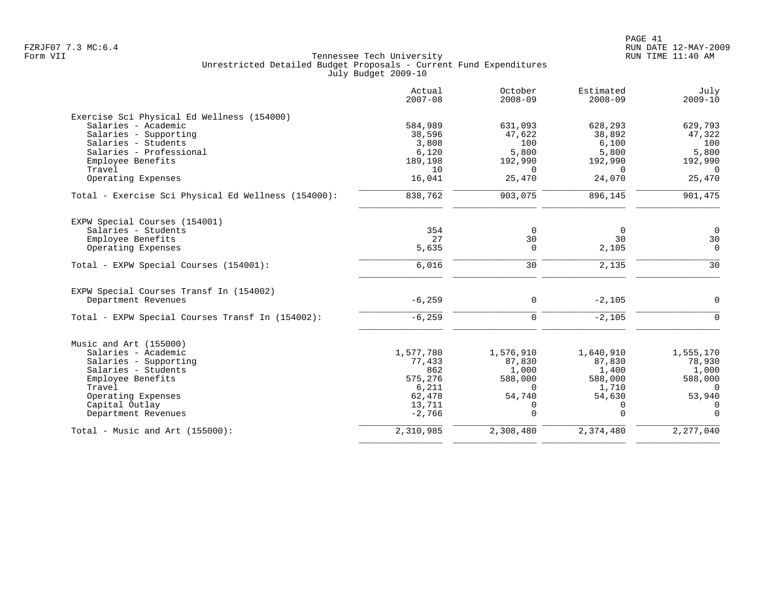Tennessee Tech University
Unrestricted Detailed Budget Proposals - Current Fund Expenditures
July Budget 2009-10

| | Actual 2007-08 | October 2008-09 | Estimated 2008-09 | July 2009-10 |
|---|---|---|---|---|
| **Exercise Sci Physical Ed Wellness (154000)** | | | | |
| Salaries - Academic | 584,989 | 631,093 | 628,293 | 629,793 |
| Salaries - Supporting | 38,596 | 47,622 | 38,892 | 47,322 |
| Salaries - Students | 3,808 | 100 | 6,100 | 100 |
| Salaries - Professional | 6,120 | 5,800 | 5,800 | 5,800 |
| Employee Benefits | 189,198 | 192,990 | 192,990 | 192,990 |
| Travel | 10 | 0 | 0 | 0 |
| Operating Expenses | 16,041 | 25,470 | 24,070 | 25,470 |
| Total - Exercise Sci Physical Ed Wellness (154000): | 838,762 | 903,075 | 896,145 | 901,475 |
| **EXPW Special Courses (154001)** | | | | |
| Salaries - Students | 354 | 0 | 0 | 0 |
| Employee Benefits | 27 | 30 | 30 | 30 |
| Operating Expenses | 5,635 | 0 | 2,105 | 0 |
| Total - EXPW Special Courses (154001): | 6,016 | 30 | 2,135 | 30 |
| **EXPW Special Courses Transf In (154002)** | | | | |
| Department Revenues | -6,259 | 0 | -2,105 | 0 |
| Total - EXPW Special Courses Transf In (154002): | -6,259 | 0 | -2,105 | 0 |
| **Music and Art (155000)** | | | | |
| Salaries - Academic | 1,577,780 | 1,576,910 | 1,640,910 | 1,555,170 |
| Salaries - Supporting | 77,433 | 87,830 | 87,830 | 78,930 |
| Salaries - Students | 862 | 1,000 | 1,400 | 1,000 |
| Employee Benefits | 575,276 | 588,000 | 588,000 | 588,000 |
| Travel | 6,211 | 0 | 1,710 | 0 |
| Operating Expenses | 62,478 | 54,740 | 54,630 | 53,940 |
| Capital Outlay | 13,711 | 0 | 0 | 0 |
| Department Revenues | -2,766 | 0 | 0 | 0 |
| Total - Music and Art (155000): | 2,310,985 | 2,308,480 | 2,374,480 | 2,277,040 |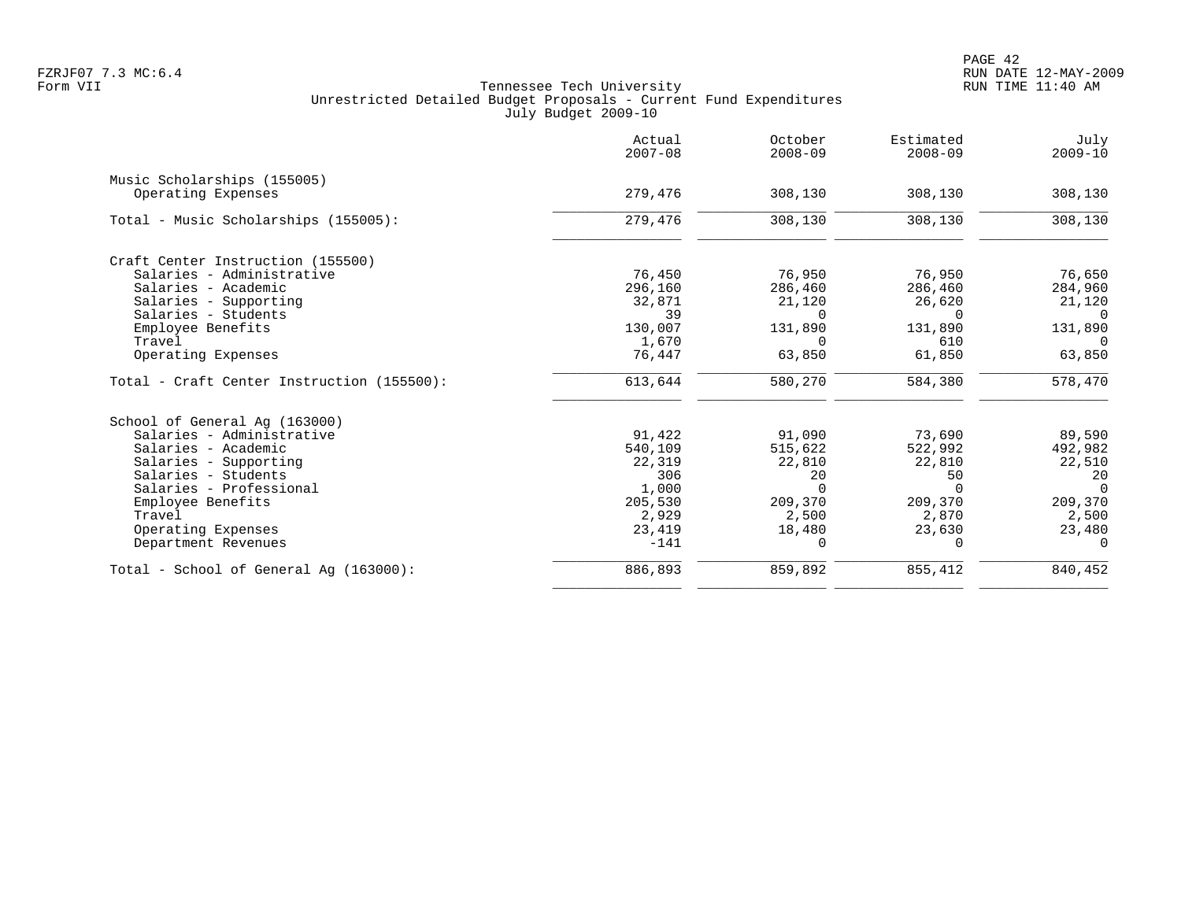Tennessee Tech University
Unrestricted Detailed Budget Proposals - Current Fund Expenditures
July Budget 2009-10

| | Actual 2007-08 | October 2008-09 | Estimated 2008-09 | July 2009-10 |
|---|---|---|---|---|
| Music Scholarships (155005) | | | | |
| Operating Expenses | 279,476 | 308,130 | 308,130 | 308,130 |
| Total - Music Scholarships (155005): | 279,476 | 308,130 | 308,130 | 308,130 |
| Craft Center Instruction (155500) | | | | |
| Salaries - Administrative | 76,450 | 76,950 | 76,950 | 76,650 |
| Salaries - Academic | 296,160 | 286,460 | 286,460 | 284,960 |
| Salaries - Supporting | 32,871 | 21,120 | 26,620 | 21,120 |
| Salaries - Students | 39 | 0 | 0 | 0 |
| Employee Benefits | 130,007 | 131,890 | 131,890 | 131,890 |
| Travel | 1,670 | 0 | 610 | 0 |
| Operating Expenses | 76,447 | 63,850 | 61,850 | 63,850 |
| Total - Craft Center Instruction (155500): | 613,644 | 580,270 | 584,380 | 578,470 |
| School of General Ag (163000) | | | | |
| Salaries - Administrative | 91,422 | 91,090 | 73,690 | 89,590 |
| Salaries - Academic | 540,109 | 515,622 | 522,992 | 492,982 |
| Salaries - Supporting | 22,319 | 22,810 | 22,810 | 22,510 |
| Salaries - Students | 306 | 20 | 50 | 20 |
| Salaries - Professional | 1,000 | 0 | 0 | 0 |
| Employee Benefits | 205,530 | 209,370 | 209,370 | 209,370 |
| Travel | 2,929 | 2,500 | 2,870 | 2,500 |
| Operating Expenses | 23,419 | 18,480 | 23,630 | 23,480 |
| Department Revenues | -141 | 0 | 0 | 0 |
| Total - School of General Ag (163000): | 886,893 | 859,892 | 855,412 | 840,452 |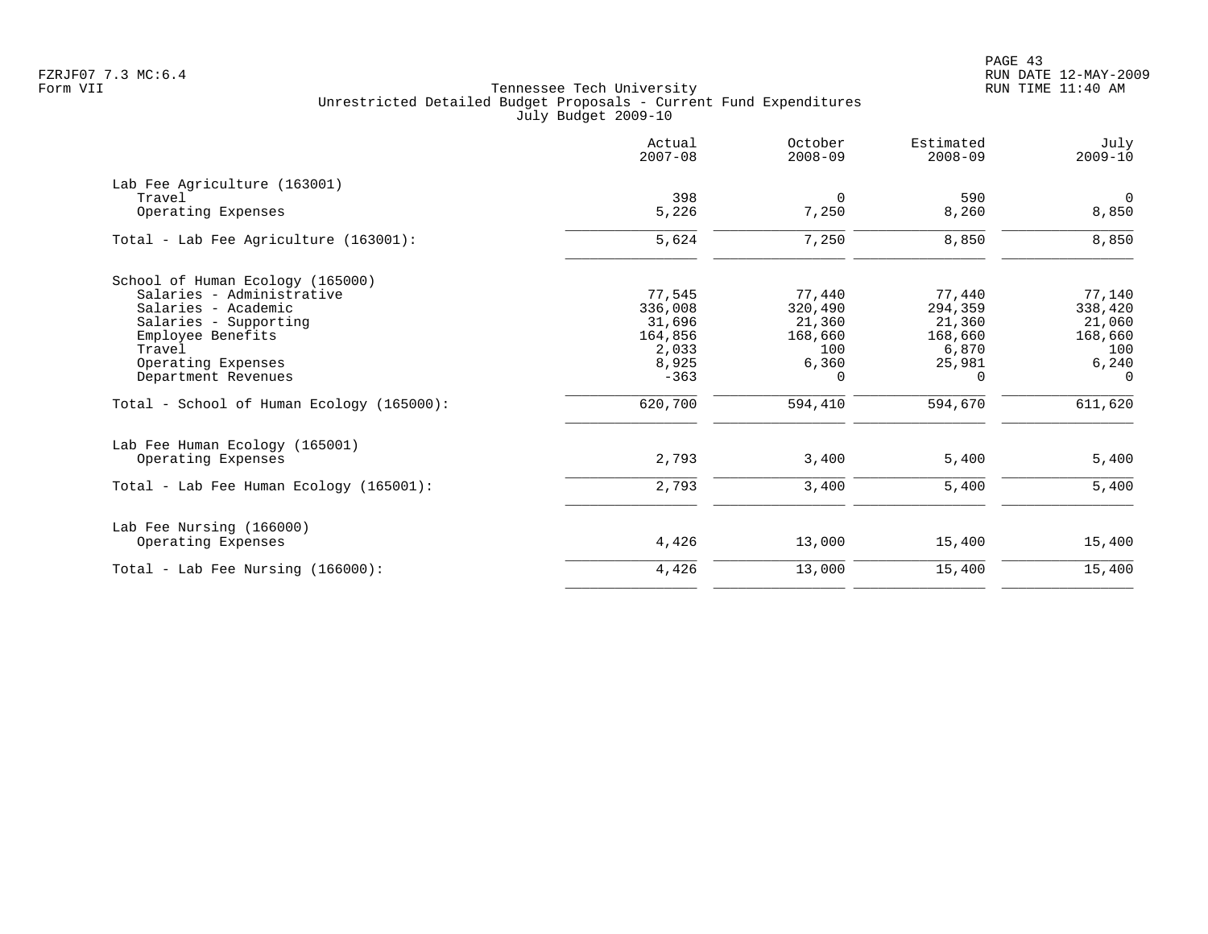Tennessee Tech University
Unrestricted Detailed Budget Proposals - Current Fund Expenditures
July Budget 2009-10

Form VII

| | Actual 2007-08 | October 2008-09 | Estimated 2008-09 | July 2009-10 |
|---|---|---|---|---|
| **Lab Fee Agriculture (163001)** | | | | |
| Travel | 398 | 0 | 590 | 0 |
| Operating Expenses | 5,226 | 7,250 | 8,260 | 8,850 |
| Total - Lab Fee Agriculture (163001): | 5,624 | 7,250 | 8,850 | 8,850 |
| **School of Human Ecology (165000)** | | | | |
| Salaries - Administrative | 77,545 | 77,440 | 77,440 | 77,140 |
| Salaries - Academic | 336,008 | 320,490 | 294,359 | 338,420 |
| Salaries - Supporting | 31,696 | 21,360 | 21,360 | 21,060 |
| Employee Benefits | 164,856 | 168,660 | 168,660 | 168,660 |
| Travel | 2,033 | 100 | 6,870 | 100 |
| Operating Expenses | 8,925 | 6,360 | 25,981 | 6,240 |
| Department Revenues | -363 | 0 | 0 | 0 |
| Total - School of Human Ecology (165000): | 620,700 | 594,410 | 594,670 | 611,620 |
| **Lab Fee Human Ecology (165001)** | | | | |
| Operating Expenses | 2,793 | 3,400 | 5,400 | 5,400 |
| Total - Lab Fee Human Ecology (165001): | 2,793 | 3,400 | 5,400 | 5,400 |
| **Lab Fee Nursing (166000)** | | | | |
| Operating Expenses | 4,426 | 13,000 | 15,400 | 15,400 |
| Total - Lab Fee Nursing (166000): | 4,426 | 13,000 | 15,400 | 15,400 |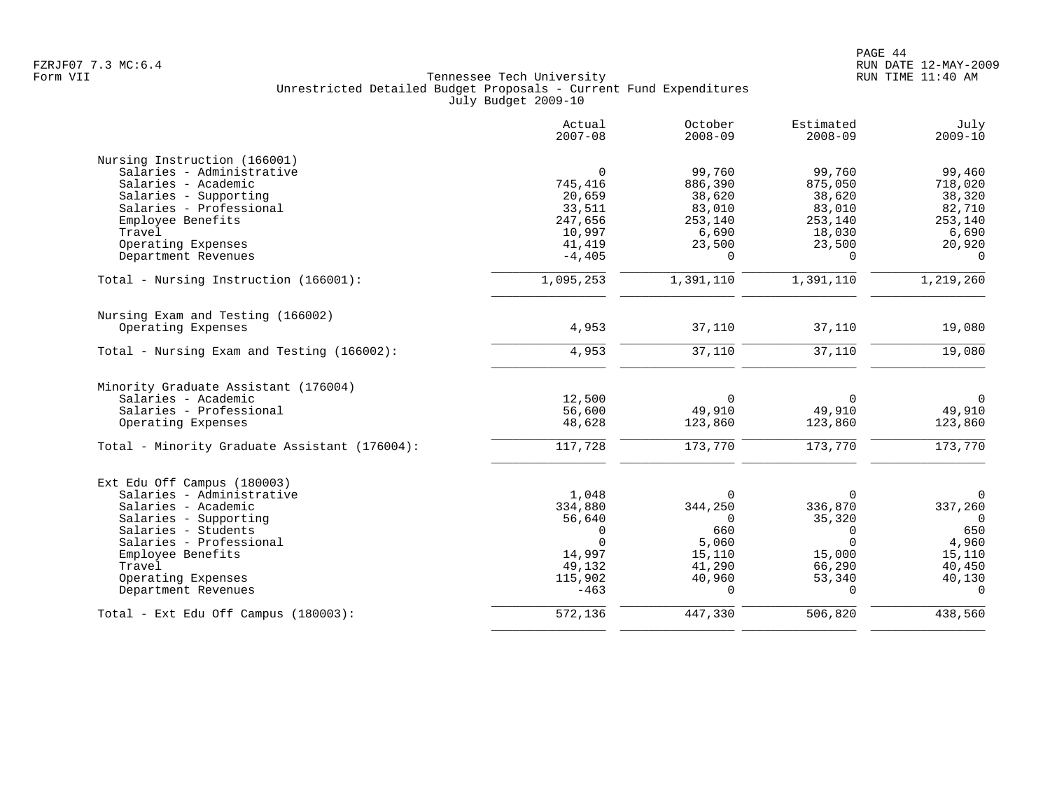Tennessee Tech University
Unrestricted Detailed Budget Proposals - Current Fund Expenditures
July Budget 2009-10

FZRJF07 7.3 MC:6.4
Form VII

RUN DATE 12-MAY-2009
RUN TIME 11:40 AM

| | Actual 2007-08 | October 2008-09 | Estimated 2008-09 | July 2009-10 |
|---|---|---|---|---|
| **Nursing Instruction (166001)** | | | | |
| Salaries - Administrative | 0 | 99,760 | 99,760 | 99,460 |
| Salaries - Academic | 745,416 | 886,390 | 875,050 | 718,020 |
| Salaries - Supporting | 20,659 | 38,620 | 38,620 | 38,320 |
| Salaries - Professional | 33,511 | 83,010 | 83,010 | 82,710 |
| Employee Benefits | 247,656 | 253,140 | 253,140 | 253,140 |
| Travel | 10,997 | 6,690 | 18,030 | 6,690 |
| Operating Expenses | 41,419 | 23,500 | 23,500 | 20,920 |
| Department Revenues | -4,405 | 0 | 0 | 0 |
| Total - Nursing Instruction (166001): | 1,095,253 | 1,391,110 | 1,391,110 | 1,219,260 |
| **Nursing Exam and Testing (166002)** | | | | |
| Operating Expenses | 4,953 | 37,110 | 37,110 | 19,080 |
| Total - Nursing Exam and Testing (166002): | 4,953 | 37,110 | 37,110 | 19,080 |
| **Minority Graduate Assistant (176004)** | | | | |
| Salaries - Academic | 12,500 | 0 | 0 | 0 |
| Salaries - Professional | 56,600 | 49,910 | 49,910 | 49,910 |
| Operating Expenses | 48,628 | 123,860 | 123,860 | 123,860 |
| Total - Minority Graduate Assistant (176004): | 117,728 | 173,770 | 173,770 | 173,770 |
| **Ext Edu Off Campus (180003)** | | | | |
| Salaries - Administrative | 1,048 | 0 | 0 | 0 |
| Salaries - Academic | 334,880 | 344,250 | 336,870 | 337,260 |
| Salaries - Supporting | 56,640 | 0 | 35,320 | 0 |
| Salaries - Students | 0 | 660 | 0 | 650 |
| Salaries - Professional | 0 | 5,060 | 0 | 4,960 |
| Employee Benefits | 14,997 | 15,110 | 15,000 | 15,110 |
| Travel | 49,132 | 41,290 | 66,290 | 40,450 |
| Operating Expenses | 115,902 | 40,960 | 53,340 | 40,130 |
| Department Revenues | -463 | 0 | 0 | 0 |
| Total - Ext Edu Off Campus (180003): | 572,136 | 447,330 | 506,820 | 438,560 |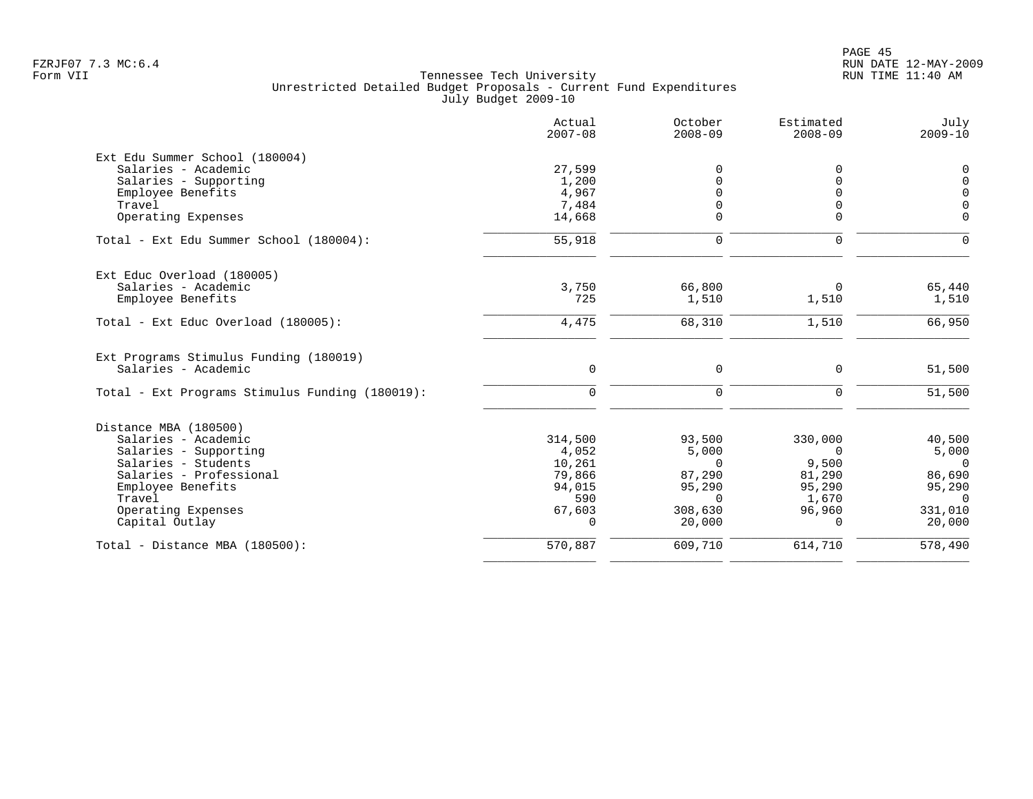Tennessee Tech University
Unrestricted Detailed Budget Proposals - Current Fund Expenditures
July Budget 2009-10

| | Actual 2007-08 | October 2008-09 | Estimated 2008-09 | July 2009-10 |
|---|---|---|---|---|
| **Ext Edu Summer School (180004)** | | | | |
| Salaries - Academic | 27,599 | 0 | 0 | 0 |
| Salaries - Supporting | 1,200 | 0 | 0 | 0 |
| Employee Benefits | 4,967 | 0 | 0 | 0 |
| Travel | 7,484 | 0 | 0 | 0 |
| Operating Expenses | 14,668 | 0 | 0 | 0 |
| Total - Ext Edu Summer School (180004): | 55,918 | 0 | 0 | 0 |
| **Ext Educ Overload (180005)** | | | | |
| Salaries - Academic | 3,750 | 66,800 | 0 | 65,440 |
| Employee Benefits | 725 | 1,510 | 1,510 | 1,510 |
| Total - Ext Educ Overload (180005): | 4,475 | 68,310 | 1,510 | 66,950 |
| **Ext Programs Stimulus Funding (180019)** | | | | |
| Salaries - Academic | 0 | 0 | 0 | 51,500 |
| Total - Ext Programs Stimulus Funding (180019): | 0 | 0 | 0 | 51,500 |
| **Distance MBA (180500)** | | | | |
| Salaries - Academic | 314,500 | 93,500 | 330,000 | 40,500 |
| Salaries - Supporting | 4,052 | 5,000 | 0 | 5,000 |
| Salaries - Students | 10,261 | 0 | 9,500 | 0 |
| Salaries - Professional | 79,866 | 87,290 | 81,290 | 86,690 |
| Employee Benefits | 94,015 | 95,290 | 95,290 | 95,290 |
| Travel | 590 | 0 | 1,670 | 0 |
| Operating Expenses | 67,603 | 308,630 | 96,960 | 331,010 |
| Capital Outlay | 0 | 20,000 | 0 | 20,000 |
| Total - Distance MBA (180500): | 570,887 | 609,710 | 614,710 | 578,490 |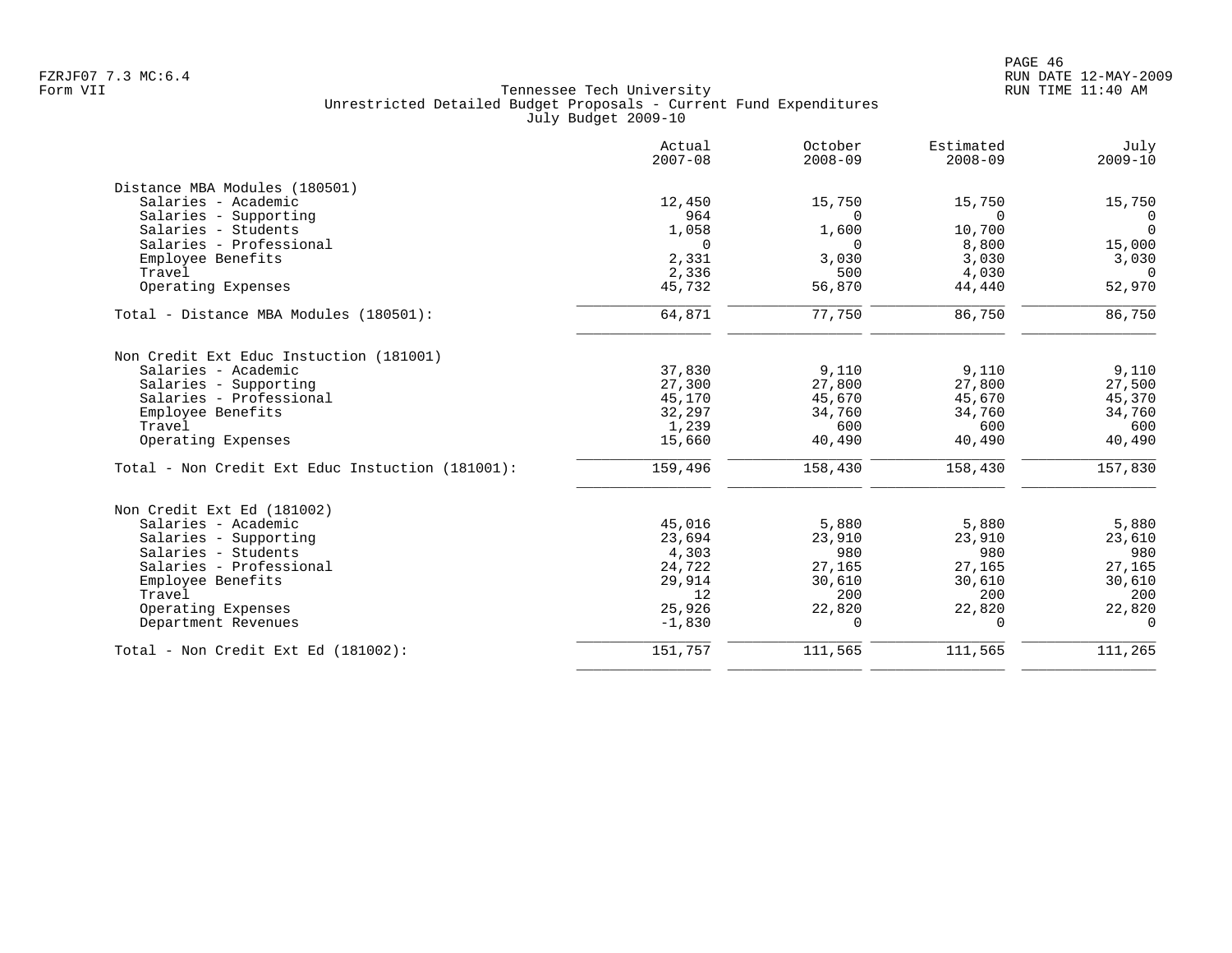FZRJF07 7.3 MC:6.4
Form VII

## Tennessee Tech University
### Unrestricted Detailed Budget Proposals - Current Fund Expenditures
### July Budget 2009-10

| | Actual 2007-08 | October 2008-09 | Estimated 2008-09 | July 2009-10 |
|---|---:|---:|---:|---:|
| **Distance MBA Modules (180501)** | | | | |
| Salaries - Academic | 12,450 | 15,750 | 15,750 | 15,750 |
| Salaries - Supporting | 964 | 0 | 0 | 0 |
| Salaries - Students | 1,058 | 1,600 | 10,700 | 0 |
| Salaries - Professional | 0 | 0 | 8,800 | 15,000 |
| Employee Benefits | 2,331 | 3,030 | 3,030 | 3,030 |
| Travel | 2,336 | 500 | 4,030 | 0 |
| Operating Expenses | 45,732 | 56,870 | 44,440 | 52,970 |
| Total - Distance MBA Modules (180501): | 64,871 | 77,750 | 86,750 | 86,750 |
| **Non Credit Ext Educ Instuction (181001)** | | | | |
| Salaries - Academic | 37,830 | 9,110 | 9,110 | 9,110 |
| Salaries - Supporting | 27,300 | 27,800 | 27,800 | 27,500 |
| Salaries - Professional | 45,170 | 45,670 | 45,670 | 45,370 |
| Employee Benefits | 32,297 | 34,760 | 34,760 | 34,760 |
| Travel | 1,239 | 600 | 600 | 600 |
| Operating Expenses | 15,660 | 40,490 | 40,490 | 40,490 |
| Total - Non Credit Ext Educ Instuction (181001): | 159,496 | 158,430 | 158,430 | 157,830 |
| **Non Credit Ext Ed (181002)** | | | | |
| Salaries - Academic | 45,016 | 5,880 | 5,880 | 5,880 |
| Salaries - Supporting | 23,694 | 23,910 | 23,910 | 23,610 |
| Salaries - Students | 4,303 | 980 | 980 | 980 |
| Salaries - Professional | 24,722 | 27,165 | 27,165 | 27,165 |
| Employee Benefits | 29,914 | 30,610 | 30,610 | 30,610 |
| Travel | 12 | 200 | 200 | 200 |
| Operating Expenses | 25,926 | 22,820 | 22,820 | 22,820 |
| Department Revenues | -1,830 | 0 | 0 | 0 |
| Total - Non Credit Ext Ed (181002): | 151,757 | 111,565 | 111,565 | 111,265 |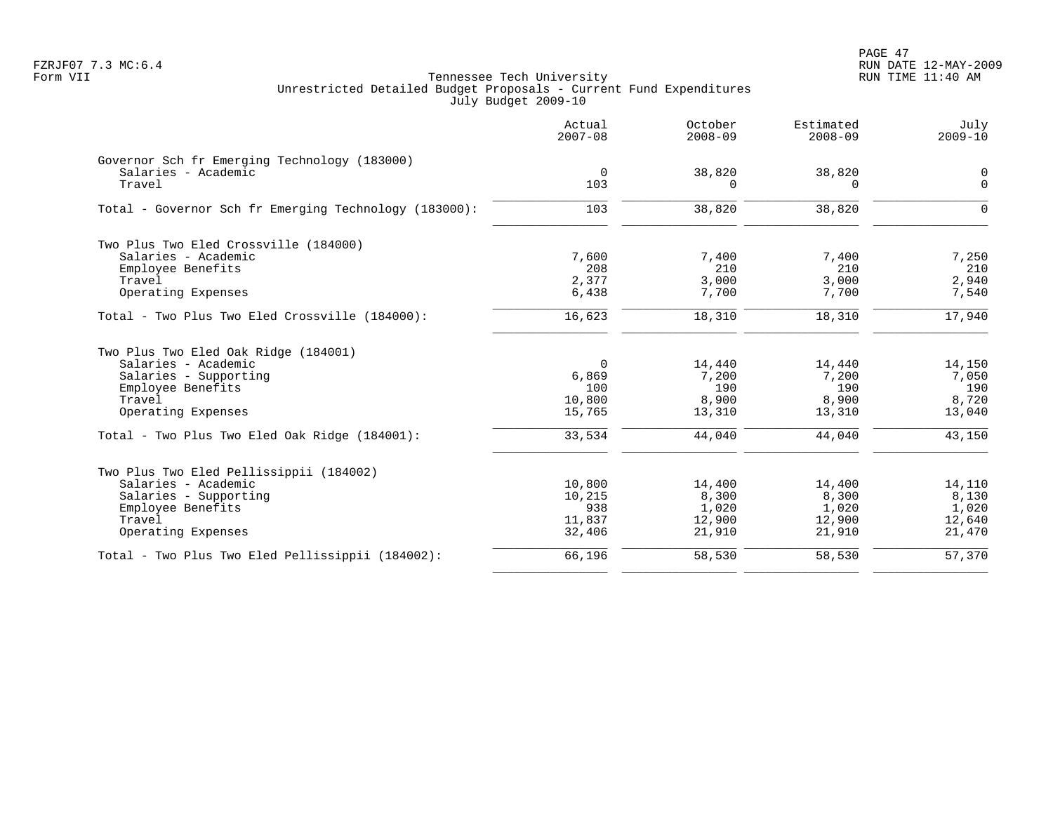Tennessee Tech University
Unrestricted Detailed Budget Proposals - Current Fund Expenditures
July Budget 2009-10

| | Actual 2007-08 | October 2008-09 | Estimated 2008-09 | July 2009-10 |
|---|---|---|---|---|
| **Governor Sch fr Emerging Technology (183000)** | | | | |
| Salaries - Academic | 0 | 38,820 | 38,820 | 0 |
| Travel | 103 | 0 | 0 | 0 |
| Total - Governor Sch fr Emerging Technology (183000): | 103 | 38,820 | 38,820 | 0 |
| **Two Plus Two Eled Crossville (184000)** | | | | |
| Salaries - Academic | 7,600 | 7,400 | 7,400 | 7,250 |
| Employee Benefits | 208 | 210 | 210 | 210 |
| Travel | 2,377 | 3,000 | 3,000 | 2,940 |
| Operating Expenses | 6,438 | 7,700 | 7,700 | 7,540 |
| Total - Two Plus Two Eled Crossville (184000): | 16,623 | 18,310 | 18,310 | 17,940 |
| **Two Plus Two Eled Oak Ridge (184001)** | | | | |
| Salaries - Academic | 0 | 14,440 | 14,440 | 14,150 |
| Salaries - Supporting | 6,869 | 7,200 | 7,200 | 7,050 |
| Employee Benefits | 100 | 190 | 190 | 190 |
| Travel | 10,800 | 8,900 | 8,900 | 8,720 |
| Operating Expenses | 15,765 | 13,310 | 13,310 | 13,040 |
| Total - Two Plus Two Eled Oak Ridge (184001): | 33,534 | 44,040 | 44,040 | 43,150 |
| **Two Plus Two Eled Pellissippii (184002)** | | | | |
| Salaries - Academic | 10,800 | 14,400 | 14,400 | 14,110 |
| Salaries - Supporting | 10,215 | 8,300 | 8,300 | 8,130 |
| Employee Benefits | 938 | 1,020 | 1,020 | 1,020 |
| Travel | 11,837 | 12,900 | 12,900 | 12,640 |
| Operating Expenses | 32,406 | 21,910 | 21,910 | 21,470 |
| Total - Two Plus Two Eled Pellissippii (184002): | 66,196 | 58,530 | 58,530 | 57,370 |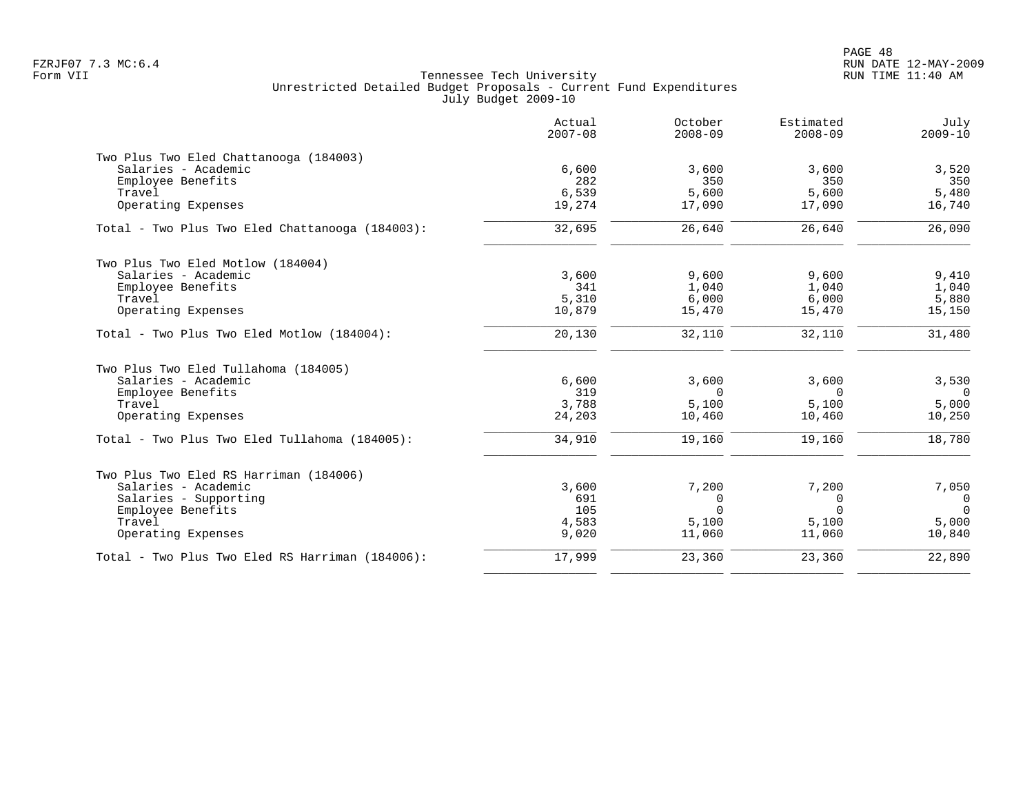Tennessee Tech University
Unrestricted Detailed Budget Proposals - Current Fund Expenditures
July Budget 2009-10

FZRJF07 7.3 MC:6.4
Form VII

RUN DATE 12-MAY-2009
RUN TIME 11:40 AM

| | Actual 2007-08 | October 2008-09 | Estimated 2008-09 | July 2009-10 |
|---|---|---|---|---|
| **Two Plus Two Eled Chattanooga (184003)** | | | | |
| Salaries - Academic | 6,600 | 3,600 | 3,600 | 3,520 |
| Employee Benefits | 282 | 350 | 350 | 350 |
| Travel | 6,539 | 5,600 | 5,600 | 5,480 |
| Operating Expenses | 19,274 | 17,090 | 17,090 | 16,740 |
| Total - Two Plus Two Eled Chattanooga (184003): | 32,695 | 26,640 | 26,640 | 26,090 |
| **Two Plus Two Eled Motlow (184004)** | | | | |
| Salaries - Academic | 3,600 | 9,600 | 9,600 | 9,410 |
| Employee Benefits | 341 | 1,040 | 1,040 | 1,040 |
| Travel | 5,310 | 6,000 | 6,000 | 5,880 |
| Operating Expenses | 10,879 | 15,470 | 15,470 | 15,150 |
| Total - Two Plus Two Eled Motlow (184004): | 20,130 | 32,110 | 32,110 | 31,480 |
| **Two Plus Two Eled Tullahoma (184005)** | | | | |
| Salaries - Academic | 6,600 | 3,600 | 3,600 | 3,530 |
| Employee Benefits | 319 | 0 | 0 | 0 |
| Travel | 3,788 | 5,100 | 5,100 | 5,000 |
| Operating Expenses | 24,203 | 10,460 | 10,460 | 10,250 |
| Total - Two Plus Two Eled Tullahoma (184005): | 34,910 | 19,160 | 19,160 | 18,780 |
| **Two Plus Two Eled RS Harriman (184006)** | | | | |
| Salaries - Academic | 3,600 | 7,200 | 7,200 | 7,050 |
| Salaries - Supporting | 691 | 0 | 0 | 0 |
| Employee Benefits | 105 | 0 | 0 | 0 |
| Travel | 4,583 | 5,100 | 5,100 | 5,000 |
| Operating Expenses | 9,020 | 11,060 | 11,060 | 10,840 |
| Total - Two Plus Two Eled RS Harriman (184006): | 17,999 | 23,360 | 23,360 | 22,890 |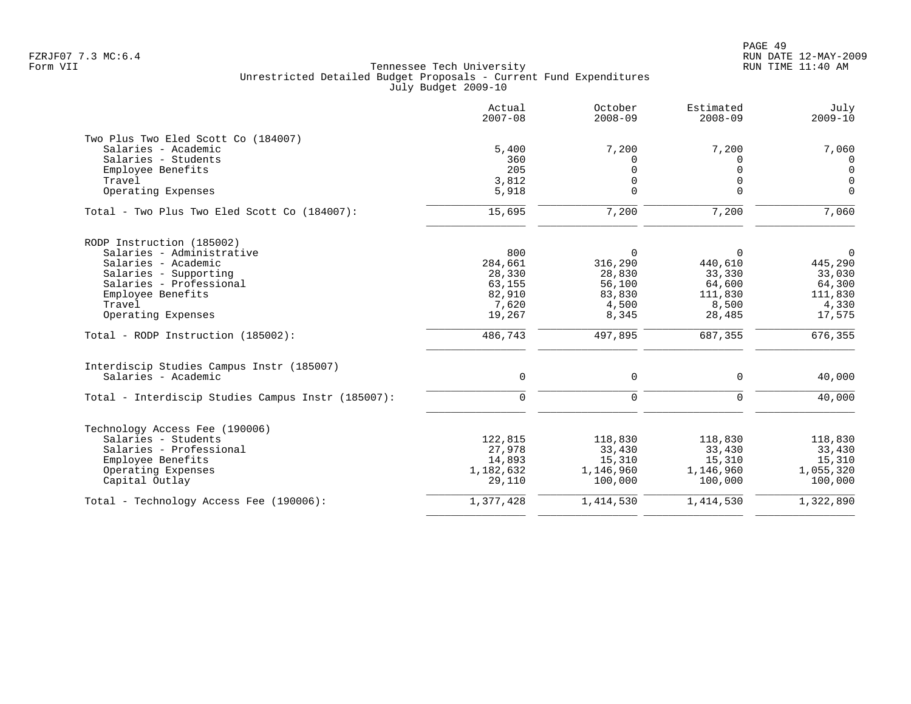Tennessee Tech University
Unrestricted Detailed Budget Proposals - Current Fund Expenditures
July Budget 2009-10

| | Actual 2007-08 | October 2008-09 | Estimated 2008-09 | July 2009-10 |
|---|---|---|---|---|
| **Two Plus Two Eled Scott Co (184007)** | | | | |
| Salaries - Academic | 5,400 | 7,200 | 7,200 | 7,060 |
| Salaries - Students | 360 | 0 | 0 | 0 |
| Employee Benefits | 205 | 0 | 0 | 0 |
| Travel | 3,812 | 0 | 0 | 0 |
| Operating Expenses | 5,918 | 0 | 0 | 0 |
| Total - Two Plus Two Eled Scott Co (184007): | 15,695 | 7,200 | 7,200 | 7,060 |
| **RODP Instruction (185002)** | | | | |
| Salaries - Administrative | 800 | 0 | 0 | 0 |
| Salaries - Academic | 284,661 | 316,290 | 440,610 | 445,290 |
| Salaries - Supporting | 28,330 | 28,830 | 33,330 | 33,030 |
| Salaries - Professional | 63,155 | 56,100 | 64,600 | 64,300 |
| Employee Benefits | 82,910 | 83,830 | 111,830 | 111,830 |
| Travel | 7,620 | 4,500 | 8,500 | 4,330 |
| Operating Expenses | 19,267 | 8,345 | 28,485 | 17,575 |
| Total - RODP Instruction (185002): | 486,743 | 497,895 | 687,355 | 676,355 |
| **Interdiscip Studies Campus Instr (185007)** | | | | |
| Salaries - Academic | 0 | 0 | 0 | 40,000 |
| Total - Interdiscip Studies Campus Instr (185007): | 0 | 0 | 0 | 40,000 |
| **Technology Access Fee (190006)** | | | | |
| Salaries - Students | 122,815 | 118,830 | 118,830 | 118,830 |
| Salaries - Professional | 27,978 | 33,430 | 33,430 | 33,430 |
| Employee Benefits | 14,893 | 15,310 | 15,310 | 15,310 |
| Operating Expenses | 1,182,632 | 1,146,960 | 1,146,960 | 1,055,320 |
| Capital Outlay | 29,110 | 100,000 | 100,000 | 100,000 |
| Total - Technology Access Fee (190006): | 1,377,428 | 1,414,530 | 1,414,530 | 1,322,890 |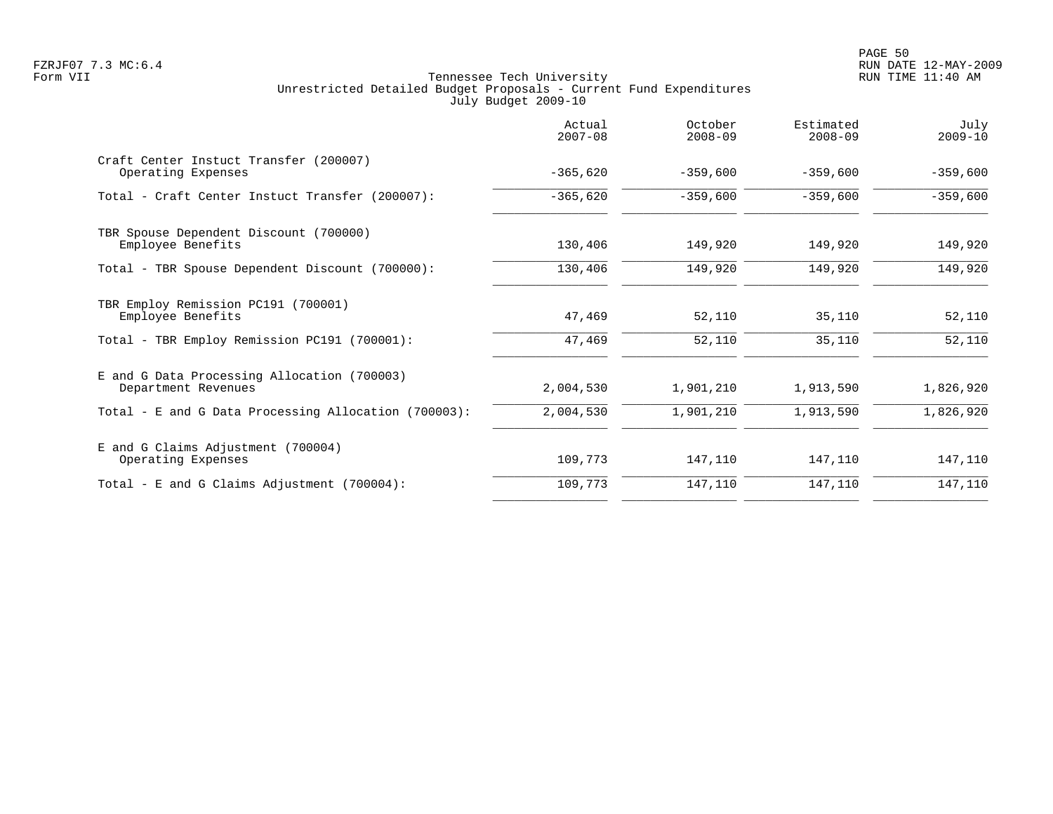Tennessee Tech University
Unrestricted Detailed Budget Proposals - Current Fund Expenditures
July Budget 2009-10

| | Actual 2007-08 | October 2008-09 | Estimated 2008-09 | July 2009-10 |
|---|---|---|---|---|
| Craft Center Instuct Transfer (200007) | | | | |
| Operating Expenses | -365,620 | -359,600 | -359,600 | -359,600 |
| Total - Craft Center Instuct Transfer (200007): | -365,620 | -359,600 | -359,600 | -359,600 |
| TBR Spouse Dependent Discount (700000) | | | | |
| Employee Benefits | 130,406 | 149,920 | 149,920 | 149,920 |
| Total - TBR Spouse Dependent Discount (700000): | 130,406 | 149,920 | 149,920 | 149,920 |
| TBR Employ Remission PC191 (700001) | | | | |
| Employee Benefits | 47,469 | 52,110 | 35,110 | 52,110 |
| Total - TBR Employ Remission PC191 (700001): | 47,469 | 52,110 | 35,110 | 52,110 |
| E and G Data Processing Allocation (700003) | | | | |
| Department Revenues | 2,004,530 | 1,901,210 | 1,913,590 | 1,826,920 |
| Total - E and G Data Processing Allocation (700003): | 2,004,530 | 1,901,210 | 1,913,590 | 1,826,920 |
| E and G Claims Adjustment (700004) | | | | |
| Operating Expenses | 109,773 | 147,110 | 147,110 | 147,110 |
| Total - E and G Claims Adjustment (700004): | 109,773 | 147,110 | 147,110 | 147,110 |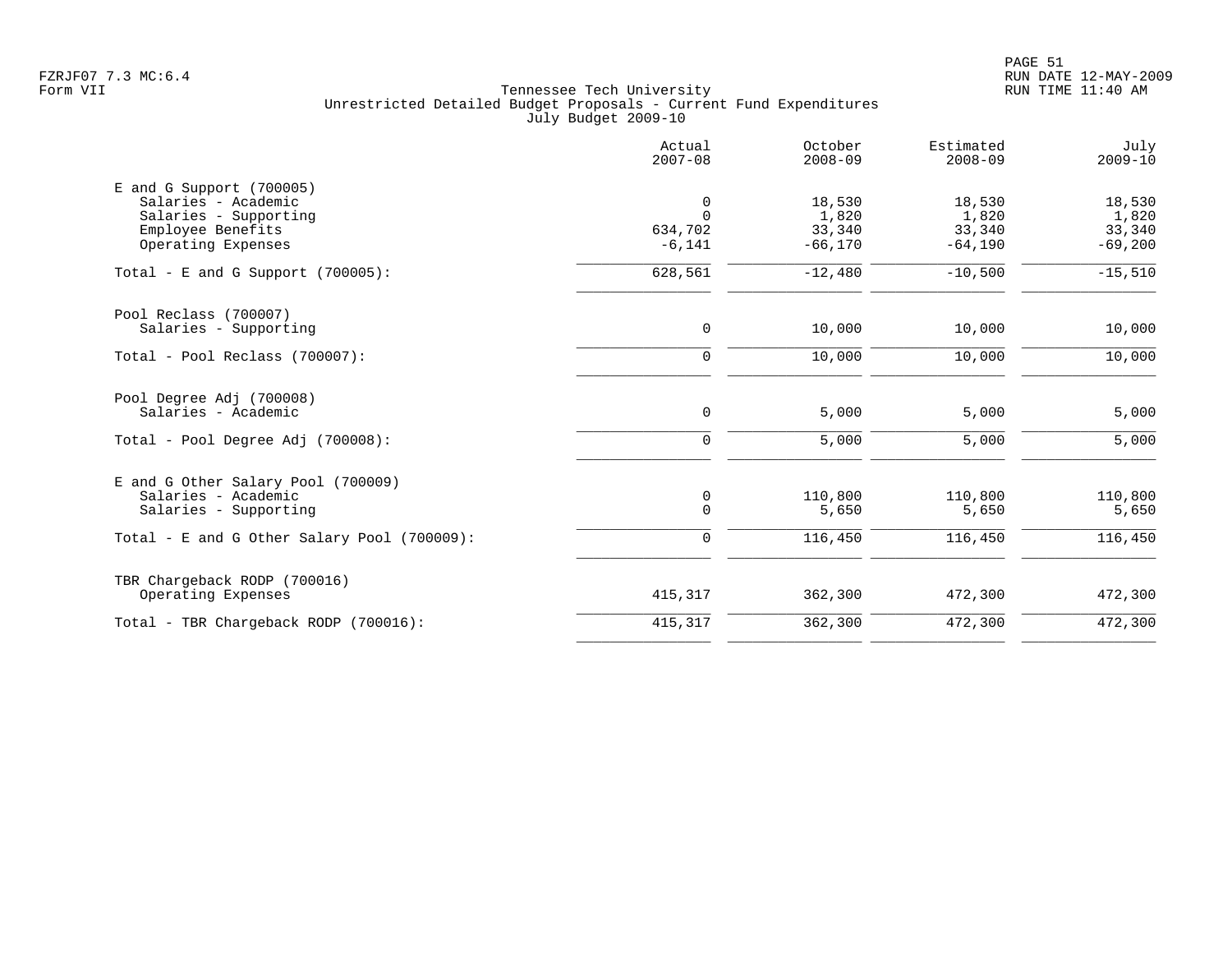Tennessee Tech University
Unrestricted Detailed Budget Proposals - Current Fund Expenditures
July Budget 2009-10

Form VII

| | Actual 2007-08 | October 2008-09 | Estimated 2008-09 | July 2009-10 |
|---|---|---|---|---|
| **E and G Support (700005)** | | | | |
| Salaries - Academic | 0 | 18,530 | 18,530 | 18,530 |
| Salaries - Supporting | 0 | 1,820 | 1,820 | 1,820 |
| Employee Benefits | 634,702 | 33,340 | 33,340 | 33,340 |
| Operating Expenses | -6,141 | -66,170 | -64,190 | -69,200 |
| Total - E and G Support (700005): | 628,561 | -12,480 | -10,500 | -15,510 |
| **Pool Reclass (700007)** | | | | |
| Salaries - Supporting | 0 | 10,000 | 10,000 | 10,000 |
| Total - Pool Reclass (700007): | 0 | 10,000 | 10,000 | 10,000 |
| **Pool Degree Adj (700008)** | | | | |
| Salaries - Academic | 0 | 5,000 | 5,000 | 5,000 |
| Total - Pool Degree Adj (700008): | 0 | 5,000 | 5,000 | 5,000 |
| **E and G Other Salary Pool (700009)** | | | | |
| Salaries - Academic | 0 | 110,800 | 110,800 | 110,800 |
| Salaries - Supporting | 0 | 5,650 | 5,650 | 5,650 |
| Total - E and G Other Salary Pool (700009): | 0 | 116,450 | 116,450 | 116,450 |
| **TBR Chargeback RODP (700016)** | | | | |
| Operating Expenses | 415,317 | 362,300 | 472,300 | 472,300 |
| Total - TBR Chargeback RODP (700016): | 415,317 | 362,300 | 472,300 | 472,300 |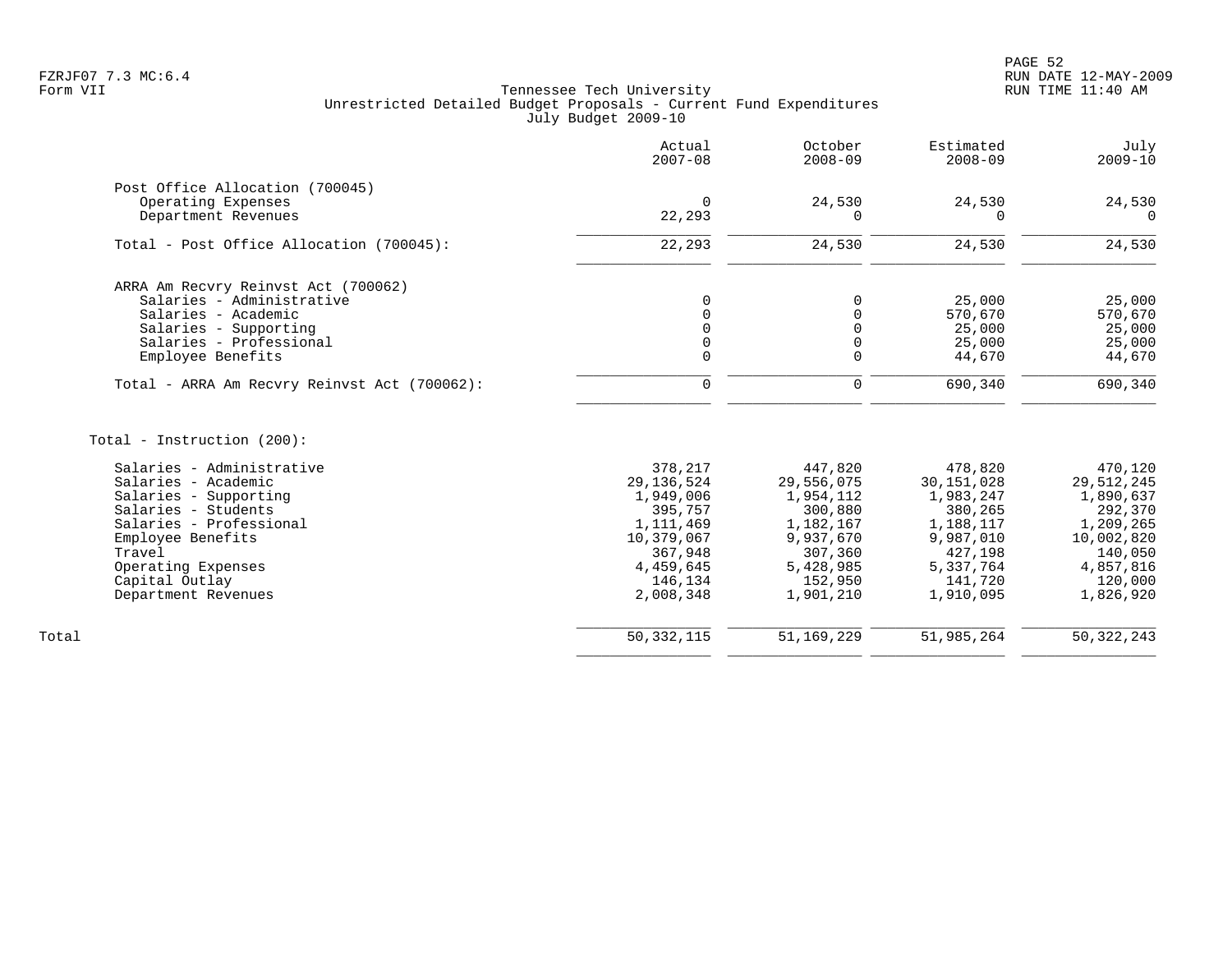FZRJF07 7.3 MC:6.4
Form VII

Tennessee Tech University
Unrestricted Detailed Budget Proposals - Current Fund Expenditures
July Budget 2009-10

RUN DATE 12-MAY-2009
RUN TIME 11:40 AM

| | Actual 2007-08 | October 2008-09 | Estimated 2008-09 | July 2009-10 |
|---|---|---|---|---|
| Post Office Allocation (700045) | | | | |
| Operating Expenses | 0 | 24,530 | 24,530 | 24,530 |
| Department Revenues | 22,293 | 0 | 0 | 0 |
| Total - Post Office Allocation (700045): | 22,293 | 24,530 | 24,530 | 24,530 |
| ARRA Am Recvry Reinvst Act (700062) | | | | |
| Salaries - Administrative | 0 | 0 | 25,000 | 25,000 |
| Salaries - Academic | 0 | 0 | 570,670 | 570,670 |
| Salaries - Supporting | 0 | 0 | 25,000 | 25,000 |
| Salaries - Professional | 0 | 0 | 25,000 | 25,000 |
| Employee Benefits | 0 | 0 | 44,670 | 44,670 |
| Total - ARRA Am Recvry Reinvst Act (700062): | 0 | 0 | 690,340 | 690,340 |
| Total - Instruction (200): | | | | |
| Salaries - Administrative | 378,217 | 447,820 | 478,820 | 470,120 |
| Salaries - Academic | 29,136,524 | 29,556,075 | 30,151,028 | 29,512,245 |
| Salaries - Supporting | 1,949,006 | 1,954,112 | 1,983,247 | 1,890,637 |
| Salaries - Students | 395,757 | 300,880 | 380,265 | 292,370 |
| Salaries - Professional | 1,111,469 | 1,182,167 | 1,188,117 | 1,209,265 |
| Employee Benefits | 10,379,067 | 9,937,670 | 9,987,010 | 10,002,820 |
| Travel | 367,948 | 307,360 | 427,198 | 140,050 |
| Operating Expenses | 4,459,645 | 5,428,985 | 5,337,764 | 4,857,816 |
| Capital Outlay | 146,134 | 152,950 | 141,720 | 120,000 |
| Department Revenues | 2,008,348 | 1,901,210 | 1,910,095 | 1,826,920 |
| Total | 50,332,115 | 51,169,229 | 51,985,264 | 50,322,243 |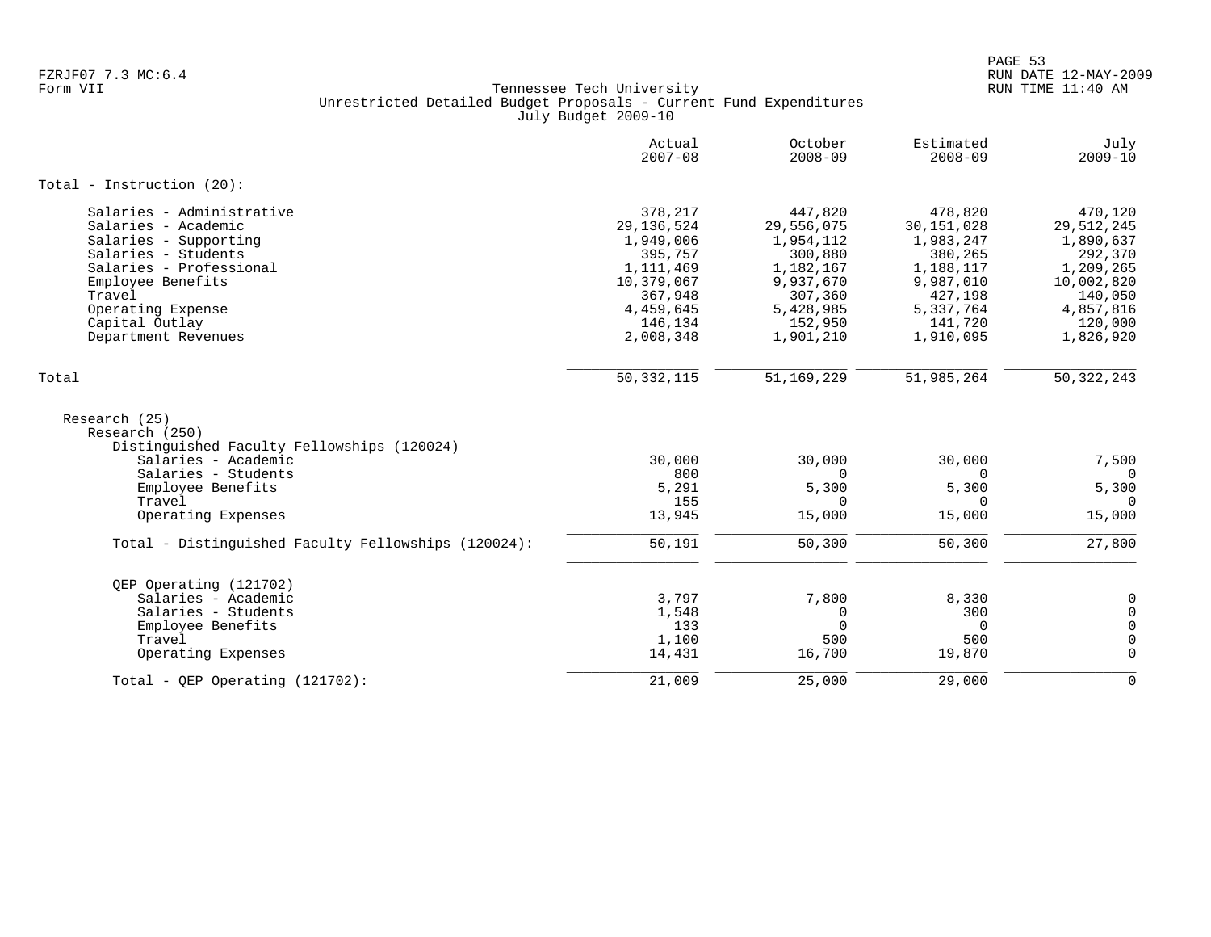Tennessee Tech University
Unrestricted Detailed Budget Proposals - Current Fund Expenditures
July Budget 2009-10

| | Actual 2007-08 | October 2008-09 | Estimated 2008-09 | July 2009-10 |
|---|---|---|---|---|
| **Total - Instruction (20):** | | | | |
| Salaries - Administrative | 378,217 | 447,820 | 478,820 | 470,120 |
| Salaries - Academic | 29,136,524 | 29,556,075 | 30,151,028 | 29,512,245 |
| Salaries - Supporting | 1,949,006 | 1,954,112 | 1,983,247 | 1,890,637 |
| Salaries - Students | 395,757 | 300,880 | 380,265 | 292,370 |
| Salaries - Professional | 1,111,469 | 1,182,167 | 1,188,117 | 1,209,265 |
| Employee Benefits | 10,379,067 | 9,937,670 | 9,987,010 | 10,002,820 |
| Travel | 367,948 | 307,360 | 427,198 | 140,050 |
| Operating Expense | 4,459,645 | 5,428,985 | 5,337,764 | 4,857,816 |
| Capital Outlay | 146,134 | 152,950 | 141,720 | 120,000 |
| Department Revenues | 2,008,348 | 1,901,210 | 1,910,095 | 1,826,920 |
| Total | 50,332,115 | 51,169,229 | 51,985,264 | 50,322,243 |
| Research (25) | | | | |
| Research (250) | | | | |
| Distinguished Faculty Fellowships (120024) | | | | |
| Salaries - Academic | 30,000 | 30,000 | 30,000 | 7,500 |
| Salaries - Students | 800 | 0 | 0 | 0 |
| Employee Benefits | 5,291 | 5,300 | 5,300 | 5,300 |
| Travel | 155 | 0 | 0 | 0 |
| Operating Expenses | 13,945 | 15,000 | 15,000 | 15,000 |
| Total - Distinguished Faculty Fellowships (120024): | 50,191 | 50,300 | 50,300 | 27,800 |
| QEP Operating (121702) | | | | |
| Salaries - Academic | 3,797 | 7,800 | 8,330 | 0 |
| Salaries - Students | 1,548 | 0 | 300 | 0 |
| Employee Benefits | 133 | 0 | 0 | 0 |
| Travel | 1,100 | 500 | 500 | 0 |
| Operating Expenses | 14,431 | 16,700 | 19,870 | 0 |
| Total - QEP Operating (121702): | 21,009 | 25,000 | 29,000 | 0 |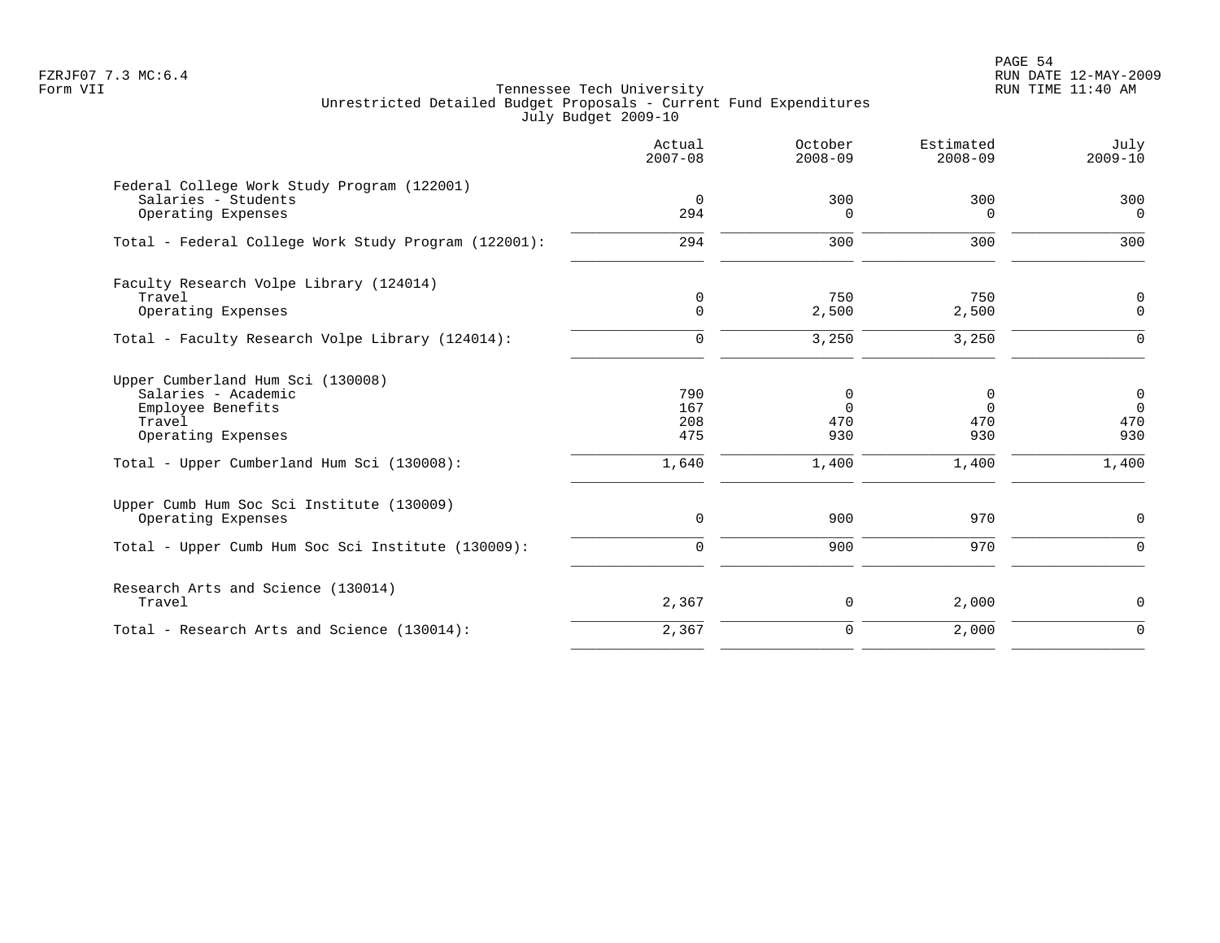Tennessee Tech University
Unrestricted Detailed Budget Proposals - Current Fund Expenditures
July Budget 2009-10

Form VII

| | Actual 2007-08 | October 2008-09 | Estimated 2008-09 | July 2009-10 |
|---|---|---|---|---|
| **Federal College Work Study Program (122001)** | | | | |
| Salaries - Students | 0 | 300 | 300 | 300 |
| Operating Expenses | 294 | 0 | 0 | 0 |
| Total - Federal College Work Study Program (122001): | 294 | 300 | 300 | 300 |
| **Faculty Research Volpe Library (124014)** | | | | |
| Travel | 0 | 750 | 750 | 0 |
| Operating Expenses | 0 | 2,500 | 2,500 | 0 |
| Total - Faculty Research Volpe Library (124014): | 0 | 3,250 | 3,250 | 0 |
| **Upper Cumberland Hum Sci (130008)** | | | | |
| Salaries - Academic | 790 | 0 | 0 | 0 |
| Employee Benefits | 167 | 0 | 0 | 0 |
| Travel | 208 | 470 | 470 | 470 |
| Operating Expenses | 475 | 930 | 930 | 930 |
| Total - Upper Cumberland Hum Sci (130008): | 1,640 | 1,400 | 1,400 | 1,400 |
| **Upper Cumb Hum Soc Sci Institute (130009)** | | | | |
| Operating Expenses | 0 | 900 | 970 | 0 |
| Total - Upper Cumb Hum Soc Sci Institute (130009): | 0 | 900 | 970 | 0 |
| **Research Arts and Science (130014)** | | | | |
| Travel | 2,367 | 0 | 2,000 | 0 |
| Total - Research Arts and Science (130014): | 2,367 | 0 | 2,000 | 0 |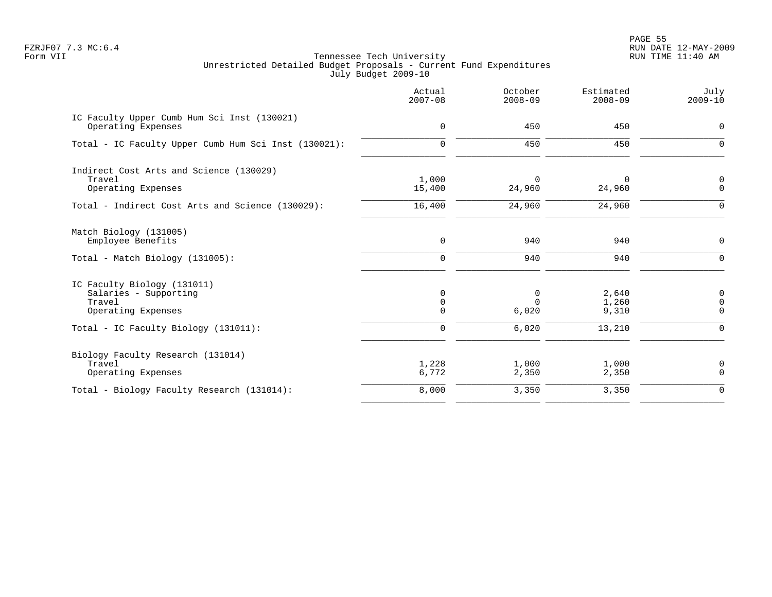Tennessee Tech University
Unrestricted Detailed Budget Proposals - Current Fund Expenditures
July Budget 2009-10

| | Actual 2007-08 | October 2008-09 | Estimated 2008-09 | July 2009-10 |
|---|---|---|---|---|
| IC Faculty Upper Cumb Hum Sci Inst (130021) | | | | |
| Operating Expenses | 0 | 450 | 450 | 0 |
| Total - IC Faculty Upper Cumb Hum Sci Inst (130021): | 0 | 450 | 450 | 0 |
| Indirect Cost Arts and Science (130029) | | | | |
| Travel | 1,000 | 0 | 0 | 0 |
| Operating Expenses | 15,400 | 24,960 | 24,960 | 0 |
| Total - Indirect Cost Arts and Science (130029): | 16,400 | 24,960 | 24,960 | 0 |
| Match Biology (131005) | | | | |
| Employee Benefits | 0 | 940 | 940 | 0 |
| Total - Match Biology (131005): | 0 | 940 | 940 | 0 |
| IC Faculty Biology (131011) | | | | |
| Salaries - Supporting | 0 | 0 | 2,640 | 0 |
| Travel | 0 | 0 | 1,260 | 0 |
| Operating Expenses | 0 | 6,020 | 9,310 | 0 |
| Total - IC Faculty Biology (131011): | 0 | 6,020 | 13,210 | 0 |
| Biology Faculty Research (131014) | | | | |
| Travel | 1,228 | 1,000 | 1,000 | 0 |
| Operating Expenses | 6,772 | 2,350 | 2,350 | 0 |
| Total - Biology Faculty Research (131014): | 8,000 | 3,350 | 3,350 | 0 |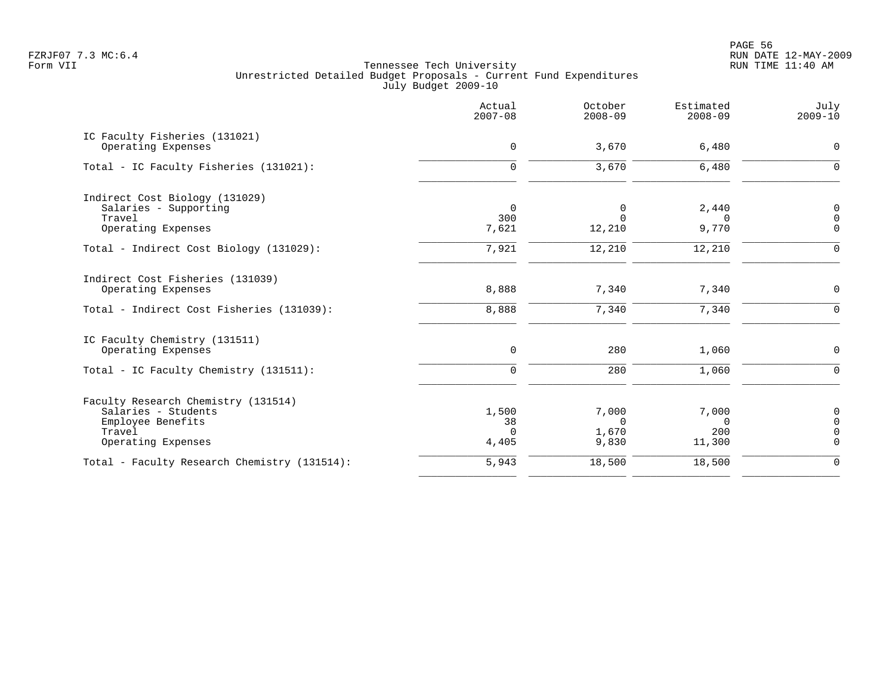Tennessee Tech University
Unrestricted Detailed Budget Proposals - Current Fund Expenditures
July Budget 2009-10

| | Actual 2007-08 | October 2008-09 | Estimated 2008-09 | July 2009-10 |
|---|---|---|---|---|
| **IC Faculty Fisheries (131021)** | | | | |
| Operating Expenses | 0 | 3,670 | 6,480 | 0 |
| Total - IC Faculty Fisheries (131021): | 0 | 3,670 | 6,480 | 0 |
| **Indirect Cost Biology (131029)** | | | | |
| Salaries - Supporting | 0 | 0 | 2,440 | 0 |
| Travel | 300 | 0 | 0 | 0 |
| Operating Expenses | 7,621 | 12,210 | 9,770 | 0 |
| Total - Indirect Cost Biology (131029): | 7,921 | 12,210 | 12,210 | 0 |
| **Indirect Cost Fisheries (131039)** | | | | |
| Operating Expenses | 8,888 | 7,340 | 7,340 | 0 |
| Total - Indirect Cost Fisheries (131039): | 8,888 | 7,340 | 7,340 | 0 |
| **IC Faculty Chemistry (131511)** | | | | |
| Operating Expenses | 0 | 280 | 1,060 | 0 |
| Total - IC Faculty Chemistry (131511): | 0 | 280 | 1,060 | 0 |
| **Faculty Research Chemistry (131514)** | | | | |
| Salaries - Students | 1,500 | 7,000 | 7,000 | 0 |
| Employee Benefits | 38 | 0 | 0 | 0 |
| Travel | 0 | 1,670 | 200 | 0 |
| Operating Expenses | 4,405 | 9,830 | 11,300 | 0 |
| Total - Faculty Research Chemistry (131514): | 5,943 | 18,500 | 18,500 | 0 |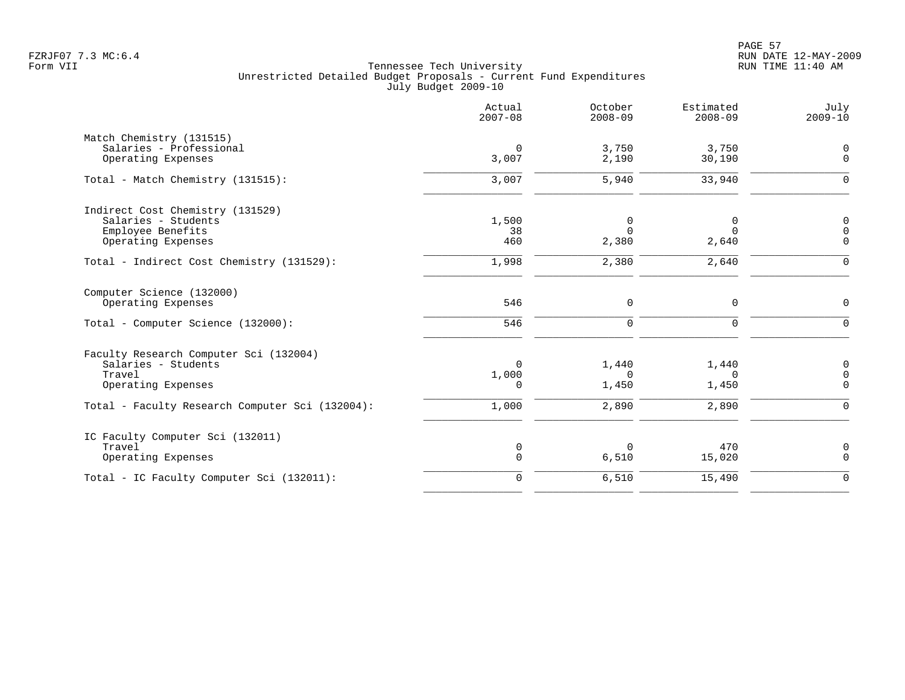Tennessee Tech University
Unrestricted Detailed Budget Proposals - Current Fund Expenditures
July Budget 2009-10

| | Actual 2007-08 | October 2008-09 | Estimated 2008-09 | July 2009-10 |
|---|---|---|---|---|
| **Match Chemistry (131515)** | | | | |
| Salaries - Professional | 0 | 3,750 | 3,750 | 0 |
| Operating Expenses | 3,007 | 2,190 | 30,190 | 0 |
| Total - Match Chemistry (131515): | 3,007 | 5,940 | 33,940 | 0 |
| **Indirect Cost Chemistry (131529)** | | | | |
| Salaries - Students | 1,500 | 0 | 0 | 0 |
| Employee Benefits | 38 | 0 | 0 | 0 |
| Operating Expenses | 460 | 2,380 | 2,640 | 0 |
| Total - Indirect Cost Chemistry (131529): | 1,998 | 2,380 | 2,640 | 0 |
| **Computer Science (132000)** | | | | |
| Operating Expenses | 546 | 0 | 0 | 0 |
| Total - Computer Science (132000): | 546 | 0 | 0 | 0 |
| **Faculty Research Computer Sci (132004)** | | | | |
| Salaries - Students | 0 | 1,440 | 1,440 | 0 |
| Travel | 1,000 | 0 | 0 | 0 |
| Operating Expenses | 0 | 1,450 | 1,450 | 0 |
| Total - Faculty Research Computer Sci (132004): | 1,000 | 2,890 | 2,890 | 0 |
| **IC Faculty Computer Sci (132011)** | | | | |
| Travel | 0 | 0 | 470 | 0 |
| Operating Expenses | 0 | 6,510 | 15,020 | 0 |
| Total - IC Faculty Computer Sci (132011): | 0 | 6,510 | 15,490 | 0 |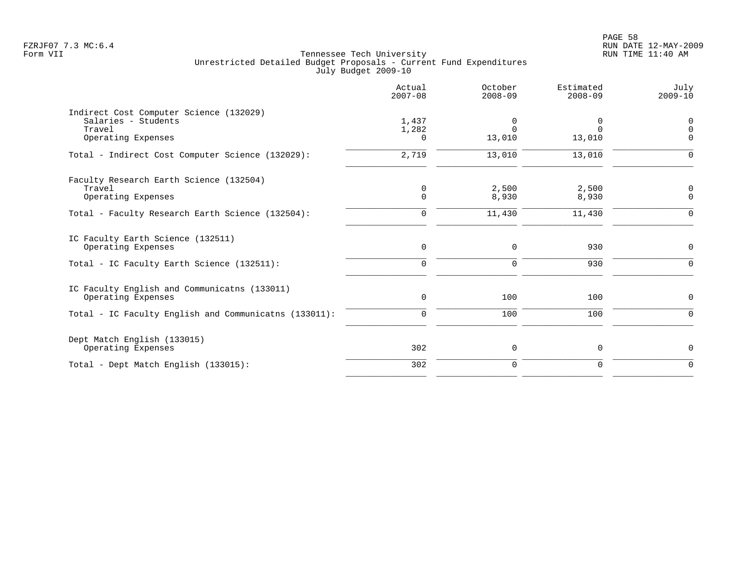Tennessee Tech University
Unrestricted Detailed Budget Proposals - Current Fund Expenditures
July Budget 2009-10

| | Actual 2007-08 | October 2008-09 | Estimated 2008-09 | July 2009-10 |
|---|---|---|---|---|
| Indirect Cost Computer Science (132029) | | | | |
| Salaries - Students | 1,437 | 0 | 0 | 0 |
| Travel | 1,282 | 0 | 0 | 0 |
| Operating Expenses | 0 | 13,010 | 13,010 | 0 |
| Total - Indirect Cost Computer Science (132029): | 2,719 | 13,010 | 13,010 | 0 |
| Faculty Research Earth Science (132504) | | | | |
| Travel | 0 | 2,500 | 2,500 | 0 |
| Operating Expenses | 0 | 8,930 | 8,930 | 0 |
| Total - Faculty Research Earth Science (132504): | 0 | 11,430 | 11,430 | 0 |
| IC Faculty Earth Science (132511) | | | | |
| Operating Expenses | 0 | 0 | 930 | 0 |
| Total - IC Faculty Earth Science (132511): | 0 | 0 | 930 | 0 |
| IC Faculty English and Communicatns (133011) | | | | |
| Operating Expenses | 0 | 100 | 100 | 0 |
| Total - IC Faculty English and Communicatns (133011): | 0 | 100 | 100 | 0 |
| Dept Match English (133015) | | | | |
| Operating Expenses | 302 | 0 | 0 | 0 |
| Total - Dept Match English (133015): | 302 | 0 | 0 | 0 |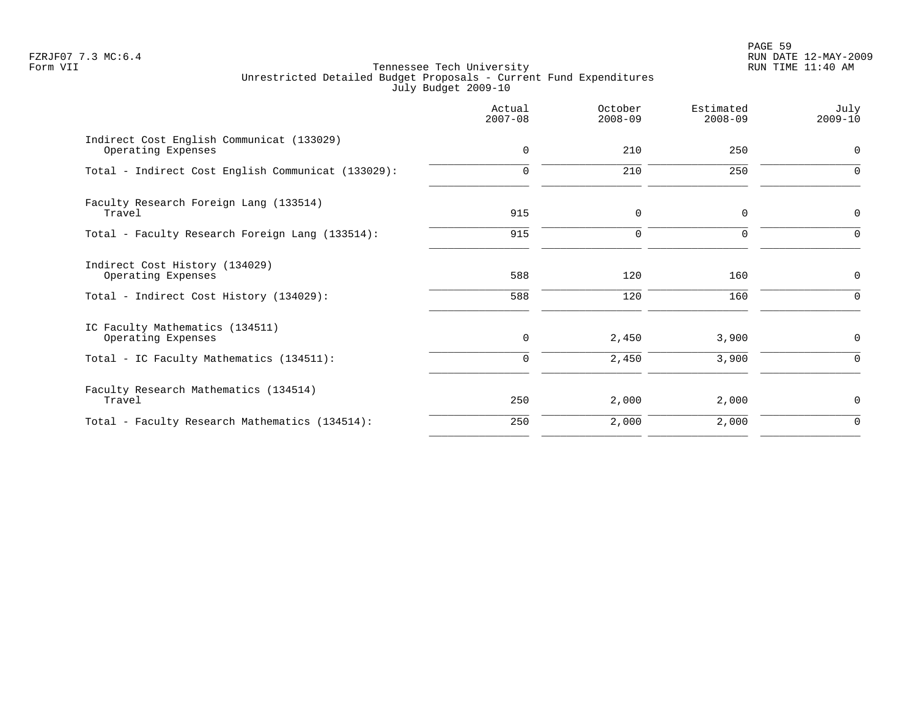Tennessee Tech University
Unrestricted Detailed Budget Proposals - Current Fund Expenditures
July Budget 2009-10

Form VII

| | Actual 2007-08 | October 2008-09 | Estimated 2008-09 | July 2009-10 |
|---|---|---|---|---|
| **Indirect Cost English Communicat (133029)** | | | | |
| Operating Expenses | 0 | 210 | 250 | 0 |
| Total - Indirect Cost English Communicat (133029): | 0 | 210 | 250 | 0 |
| **Faculty Research Foreign Lang (133514)** | | | | |
| Travel | 915 | 0 | 0 | 0 |
| Total - Faculty Research Foreign Lang (133514): | 915 | 0 | 0 | 0 |
| **Indirect Cost History (134029)** | | | | |
| Operating Expenses | 588 | 120 | 160 | 0 |
| Total - Indirect Cost History (134029): | 588 | 120 | 160 | 0 |
| **IC Faculty Mathematics (134511)** | | | | |
| Operating Expenses | 0 | 2,450 | 3,900 | 0 |
| Total - IC Faculty Mathematics (134511): | 0 | 2,450 | 3,900 | 0 |
| **Faculty Research Mathematics (134514)** | | | | |
| Travel | 250 | 2,000 | 2,000 | 0 |
| Total - Faculty Research Mathematics (134514): | 250 | 2,000 | 2,000 | 0 |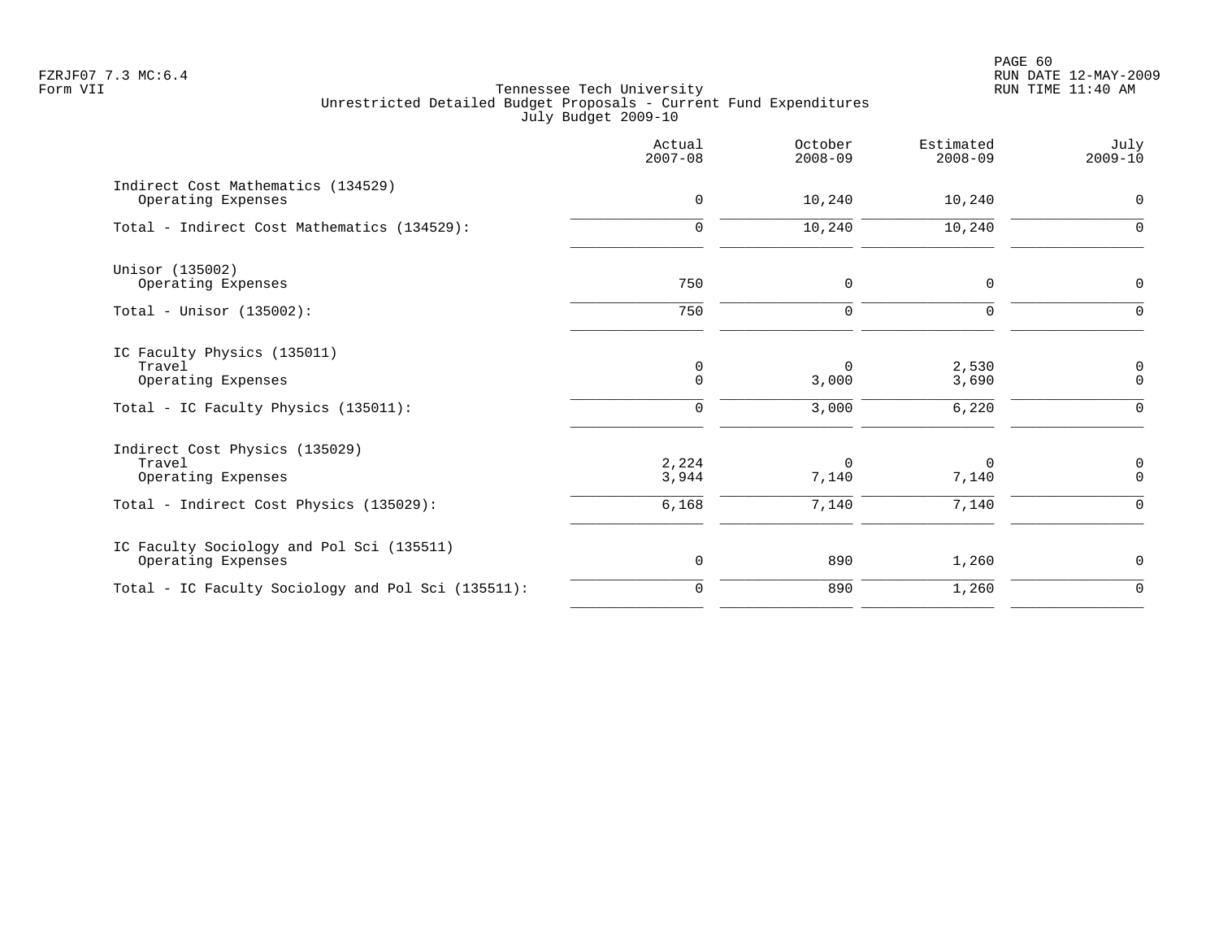FZRJF07 7.3 MC:6.4
Form VII

Tennessee Tech University
Unrestricted Detailed Budget Proposals - Current Fund Expenditures
July Budget 2009-10

RUN DATE 12-MAY-2009
RUN TIME 11:40 AM

| | Actual 2007-08 | October 2008-09 | Estimated 2008-09 | July 2009-10 |
|---|---|---|---|---|
| Indirect Cost Mathematics (134529) | | | | |
| Operating Expenses | 0 | 10,240 | 10,240 | 0 |
| Total - Indirect Cost Mathematics (134529): | 0 | 10,240 | 10,240 | 0 |
| Unisor (135002) | | | | |
| Operating Expenses | 750 | 0 | 0 | 0 |
| Total - Unisor (135002): | 750 | 0 | 0 | 0 |
| IC Faculty Physics (135011) | | | | |
| Travel | 0 | 0 | 2,530 | 0 |
| Operating Expenses | 0 | 3,000 | 3,690 | 0 |
| Total - IC Faculty Physics (135011): | 0 | 3,000 | 6,220 | 0 |
| Indirect Cost Physics (135029) | | | | |
| Travel | 2,224 | 0 | 0 | 0 |
| Operating Expenses | 3,944 | 7,140 | 7,140 | 0 |
| Total - Indirect Cost Physics (135029): | 6,168 | 7,140 | 7,140 | 0 |
| IC Faculty Sociology and Pol Sci (135511) | | | | |
| Operating Expenses | 0 | 890 | 1,260 | 0 |
| Total - IC Faculty Sociology and Pol Sci (135511): | 0 | 890 | 1,260 | 0 |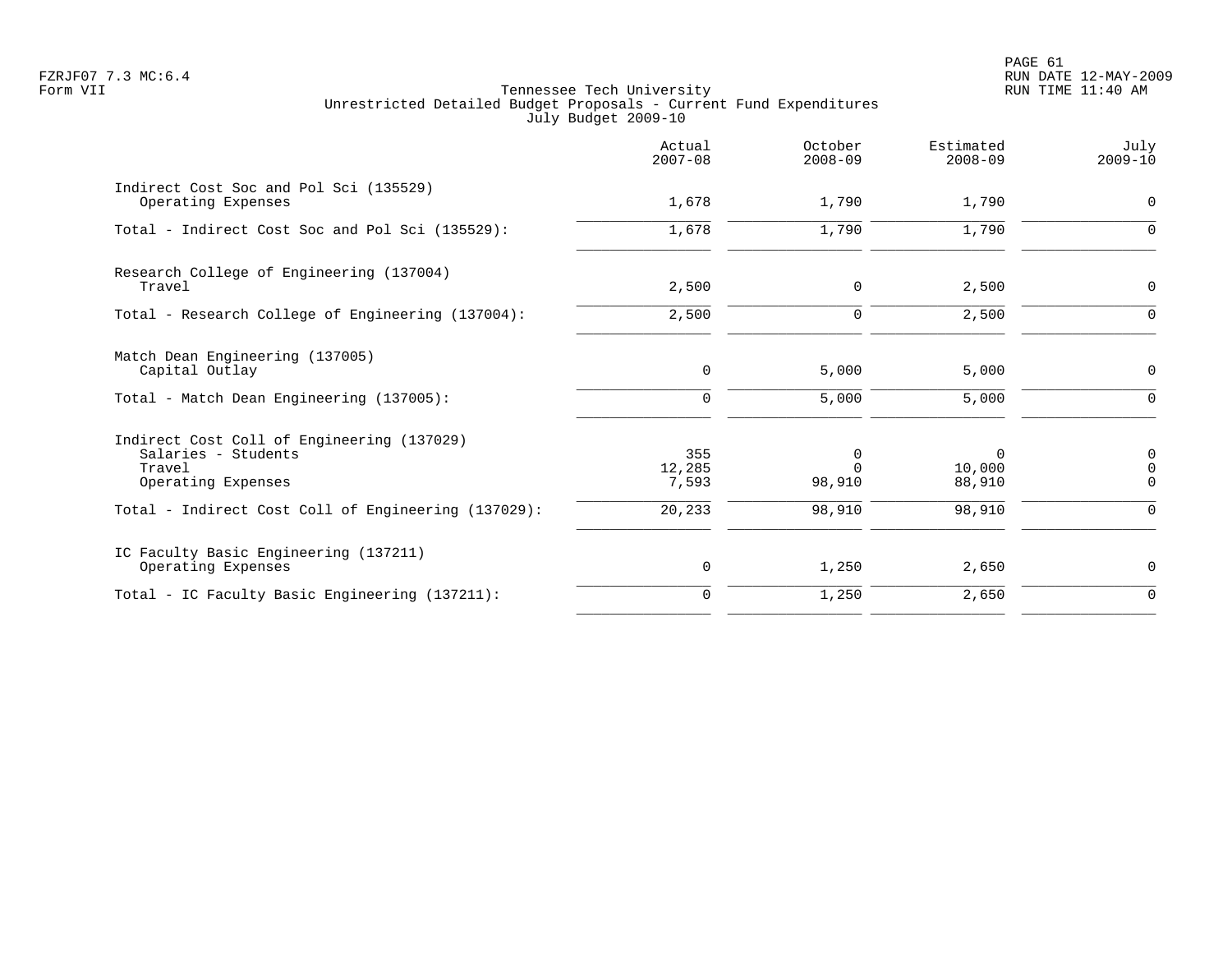Tennessee Tech University
Unrestricted Detailed Budget Proposals - Current Fund Expenditures
July Budget 2009-10

| | Actual 2007-08 | October 2008-09 | Estimated 2008-09 | July 2009-10 |
|---|---|---|---|---|
| **Indirect Cost Soc and Pol Sci (135529)** | | | | |
| Operating Expenses | 1,678 | 1,790 | 1,790 | 0 |
| Total - Indirect Cost Soc and Pol Sci (135529): | 1,678 | 1,790 | 1,790 | 0 |
| **Research College of Engineering (137004)** | | | | |
| Travel | 2,500 | 0 | 2,500 | 0 |
| Total - Research College of Engineering (137004): | 2,500 | 0 | 2,500 | 0 |
| **Match Dean Engineering (137005)** | | | | |
| Capital Outlay | 0 | 5,000 | 5,000 | 0 |
| Total - Match Dean Engineering (137005): | 0 | 5,000 | 5,000 | 0 |
| **Indirect Cost Coll of Engineering (137029)** | | | | |
| Salaries - Students | 355 | 0 | 0 | 0 |
| Travel | 12,285 | 0 | 10,000 | 0 |
| Operating Expenses | 7,593 | 98,910 | 88,910 | 0 |
| Total - Indirect Cost Coll of Engineering (137029): | 20,233 | 98,910 | 98,910 | 0 |
| **IC Faculty Basic Engineering (137211)** | | | | |
| Operating Expenses | 0 | 1,250 | 2,650 | 0 |
| Total - IC Faculty Basic Engineering (137211): | 0 | 1,250 | 2,650 | 0 |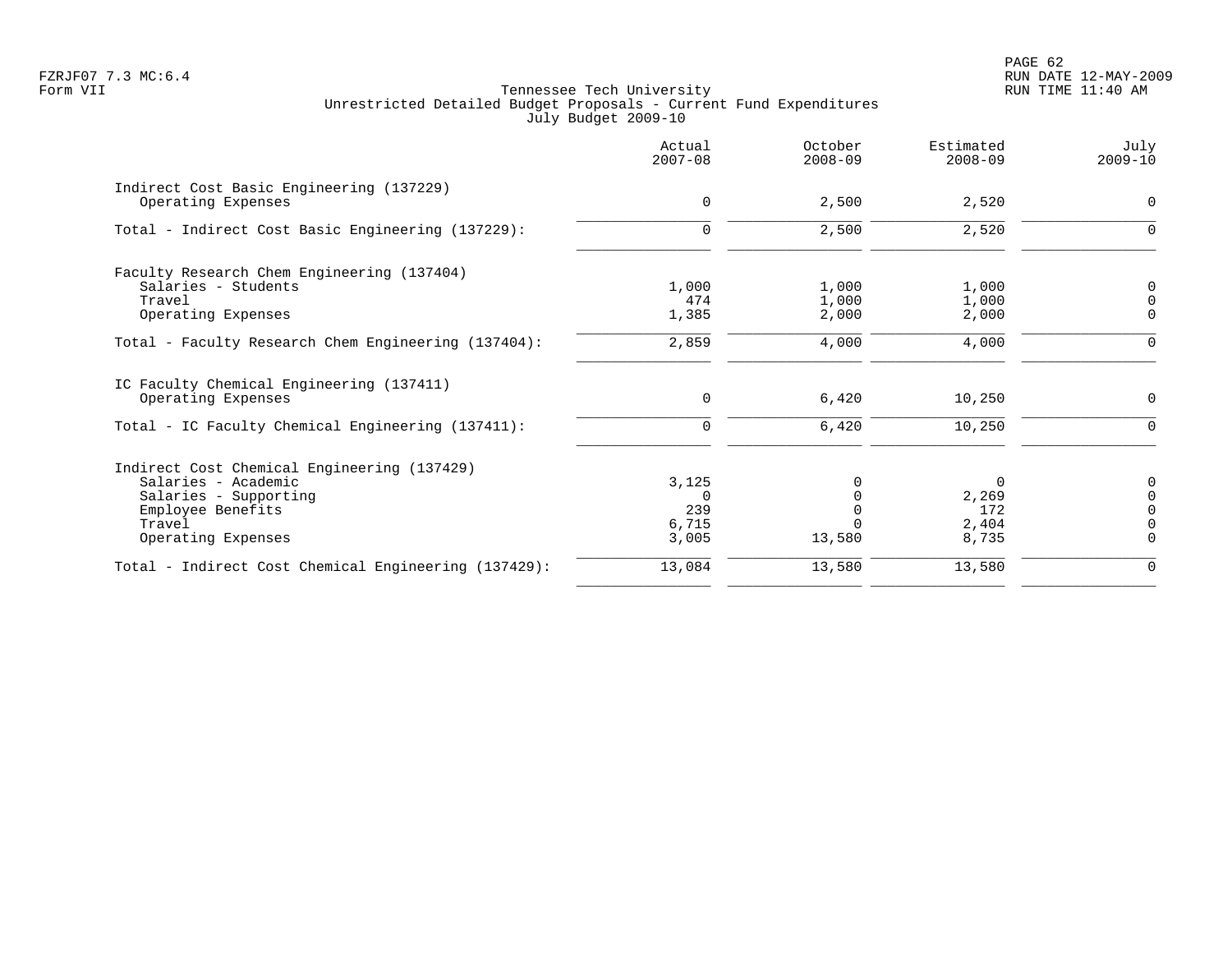Tennessee Tech University
Unrestricted Detailed Budget Proposals - Current Fund Expenditures
July Budget 2009-10

| | Actual 2007-08 | October 2008-09 | Estimated 2008-09 | July 2009-10 |
|---|---|---|---|---|
| **Indirect Cost Basic Engineering (137229)** | | | | |
| Operating Expenses | 0 | 2,500 | 2,520 | 0 |
| Total - Indirect Cost Basic Engineering (137229): | 0 | 2,500 | 2,520 | 0 |
| **Faculty Research Chem Engineering (137404)** | | | | |
| Salaries - Students | 1,000 | 1,000 | 1,000 | 0 |
| Travel | 474 | 1,000 | 1,000 | 0 |
| Operating Expenses | 1,385 | 2,000 | 2,000 | 0 |
| Total - Faculty Research Chem Engineering (137404): | 2,859 | 4,000 | 4,000 | 0 |
| **IC Faculty Chemical Engineering (137411)** | | | | |
| Operating Expenses | 0 | 6,420 | 10,250 | 0 |
| Total - IC Faculty Chemical Engineering (137411): | 0 | 6,420 | 10,250 | 0 |
| **Indirect Cost Chemical Engineering (137429)** | | | | |
| Salaries - Academic | 3,125 | 0 | 0 | 0 |
| Salaries - Supporting | 0 | 0 | 2,269 | 0 |
| Employee Benefits | 239 | 0 | 172 | 0 |
| Travel | 6,715 | 0 | 2,404 | 0 |
| Operating Expenses | 3,005 | 13,580 | 8,735 | 0 |
| Total - Indirect Cost Chemical Engineering (137429): | 13,084 | 13,580 | 13,580 | 0 |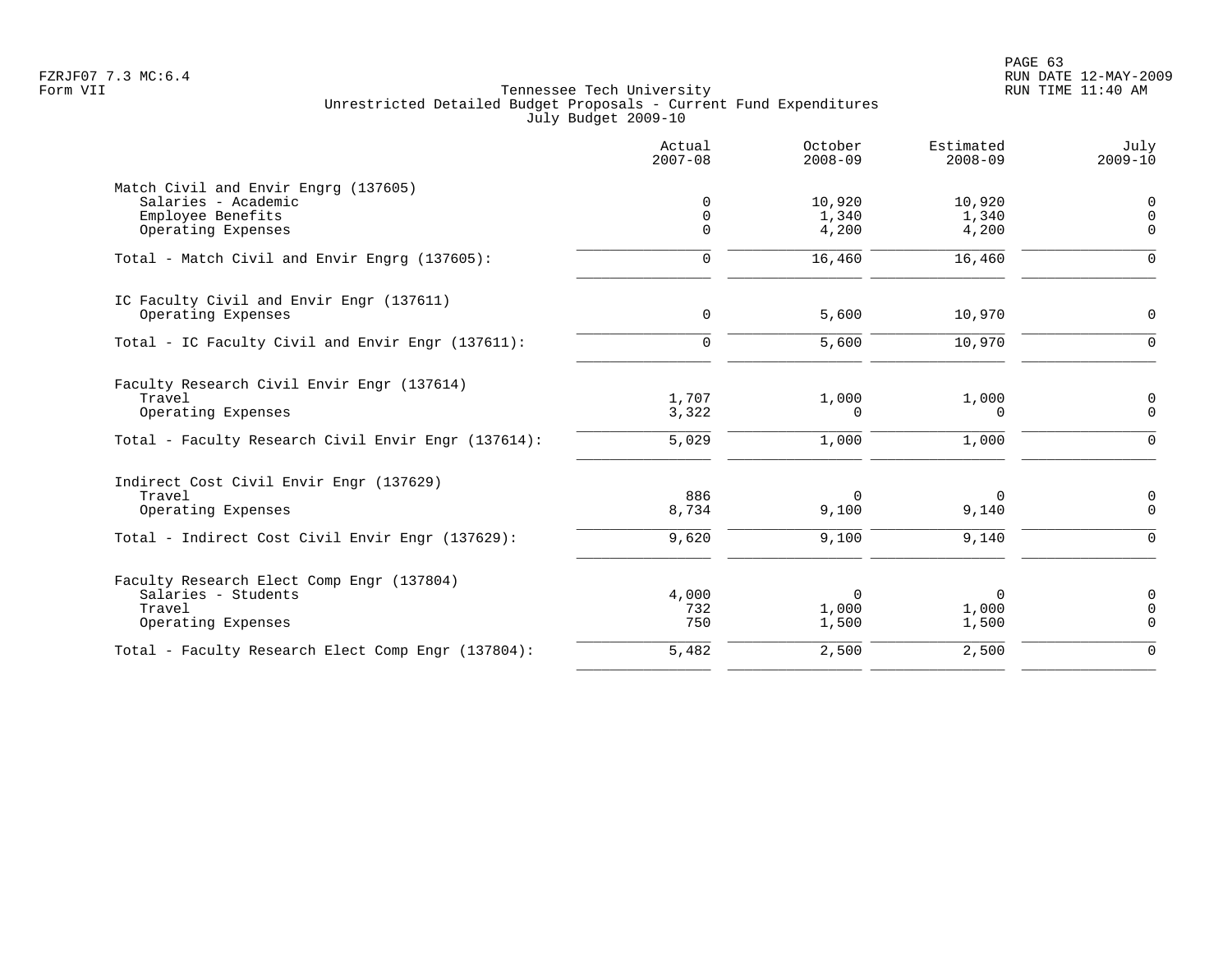Tennessee Tech University
Unrestricted Detailed Budget Proposals - Current Fund Expenditures
July Budget 2009-10

| | Actual 2007-08 | October 2008-09 | Estimated 2008-09 | July 2009-10 |
|---|---|---|---|---|
| **Match Civil and Envir Engrg (137605)** | | | | |
| Salaries - Academic | 0 | 10,920 | 10,920 | 0 |
| Employee Benefits | 0 | 1,340 | 1,340 | 0 |
| Operating Expenses | 0 | 4,200 | 4,200 | 0 |
| Total - Match Civil and Envir Engrg (137605): | 0 | 16,460 | 16,460 | 0 |
| **IC Faculty Civil and Envir Engr (137611)** | | | | |
| Operating Expenses | 0 | 5,600 | 10,970 | 0 |
| Total - IC Faculty Civil and Envir Engr (137611): | 0 | 5,600 | 10,970 | 0 |
| **Faculty Research Civil Envir Engr (137614)** | | | | |
| Travel | 1,707 | 1,000 | 1,000 | 0 |
| Operating Expenses | 3,322 | 0 | 0 | 0 |
| Total - Faculty Research Civil Envir Engr (137614): | 5,029 | 1,000 | 1,000 | 0 |
| **Indirect Cost Civil Envir Engr (137629)** | | | | |
| Travel | 886 | 0 | 0 | 0 |
| Operating Expenses | 8,734 | 9,100 | 9,140 | 0 |
| Total - Indirect Cost Civil Envir Engr (137629): | 9,620 | 9,100 | 9,140 | 0 |
| **Faculty Research Elect Comp Engr (137804)** | | | | |
| Salaries - Students | 4,000 | 0 | 0 | 0 |
| Travel | 732 | 1,000 | 1,000 | 0 |
| Operating Expenses | 750 | 1,500 | 1,500 | 0 |
| Total - Faculty Research Elect Comp Engr (137804): | 5,482 | 2,500 | 2,500 | 0 |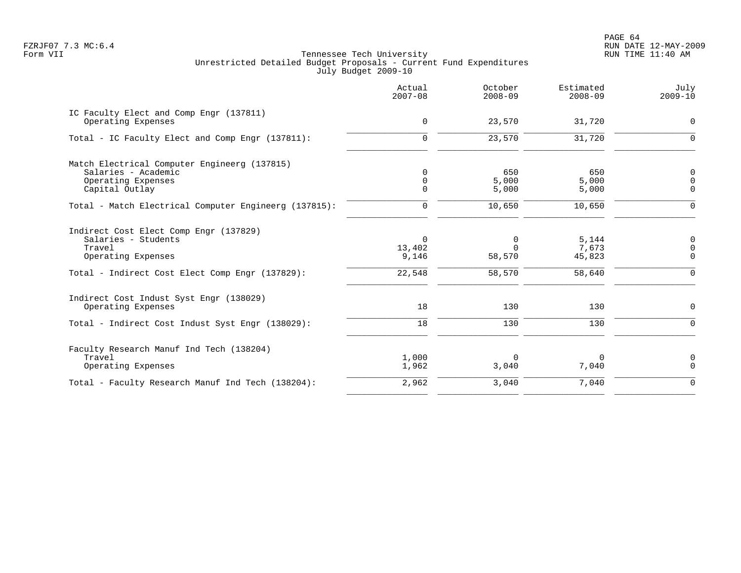Form VII

Tennessee Tech University
Unrestricted Detailed Budget Proposals - Current Fund Expenditures
July Budget 2009-10

| | Actual 2007-08 | October 2008-09 | Estimated 2008-09 | July 2009-10 |
|---|---|---|---|---|
| **IC Faculty Elect and Comp Engr (137811)** | | | | |
| Operating Expenses | 0 | 23,570 | 31,720 | 0 |
| Total - IC Faculty Elect and Comp Engr (137811): | 0 | 23,570 | 31,720 | 0 |
| **Match Electrical Computer Engineerg (137815)** | | | | |
| Salaries - Academic | 0 | 650 | 650 | 0 |
| Operating Expenses | 0 | 5,000 | 5,000 | 0 |
| Capital Outlay | 0 | 5,000 | 5,000 | 0 |
| Total - Match Electrical Computer Engineerg (137815): | 0 | 10,650 | 10,650 | 0 |
| **Indirect Cost Elect Comp Engr (137829)** | | | | |
| Salaries - Students | 0 | 0 | 5,144 | 0 |
| Travel | 13,402 | 0 | 7,673 | 0 |
| Operating Expenses | 9,146 | 58,570 | 45,823 | 0 |
| Total - Indirect Cost Elect Comp Engr (137829): | 22,548 | 58,570 | 58,640 | 0 |
| **Indirect Cost Indust Syst Engr (138029)** | | | | |
| Operating Expenses | 18 | 130 | 130 | 0 |
| Total - Indirect Cost Indust Syst Engr (138029): | 18 | 130 | 130 | 0 |
| **Faculty Research Manuf Ind Tech (138204)** | | | | |
| Travel | 1,000 | 0 | 0 | 0 |
| Operating Expenses | 1,962 | 3,040 | 7,040 | 0 |
| Total - Faculty Research Manuf Ind Tech (138204): | 2,962 | 3,040 | 7,040 | 0 |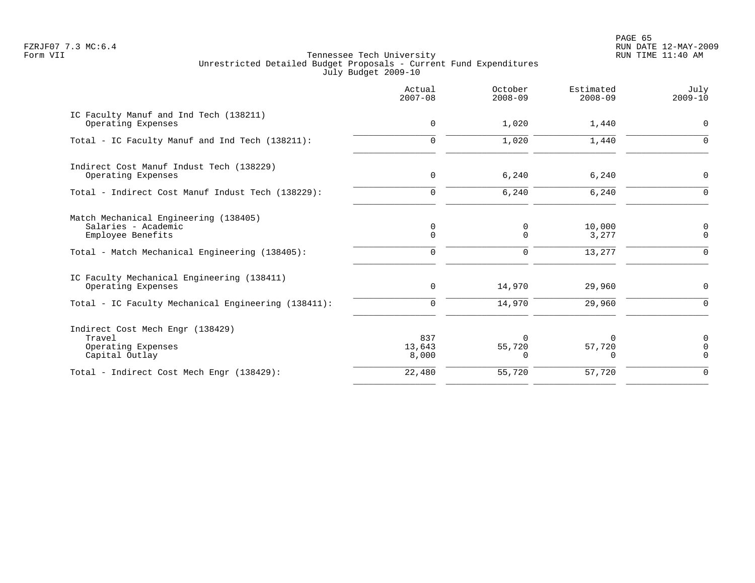Tennessee Tech University
Unrestricted Detailed Budget Proposals - Current Fund Expenditures
July Budget 2009-10

| | Actual 2007-08 | October 2008-09 | Estimated 2008-09 | July 2009-10 |
|---|---|---|---|---|
| IC Faculty Manuf and Ind Tech (138211) | | | | |
| Operating Expenses | 0 | 1,020 | 1,440 | 0 |
| Total - IC Faculty Manuf and Ind Tech (138211): | 0 | 1,020 | 1,440 | 0 |
| Indirect Cost Manuf Indust Tech (138229) | | | | |
| Operating Expenses | 0 | 6,240 | 6,240 | 0 |
| Total - Indirect Cost Manuf Indust Tech (138229): | 0 | 6,240 | 6,240 | 0 |
| Match Mechanical Engineering (138405) | | | | |
| Salaries - Academic | 0 | 0 | 10,000 | 0 |
| Employee Benefits | 0 | 0 | 3,277 | 0 |
| Total - Match Mechanical Engineering (138405): | 0 | 0 | 13,277 | 0 |
| IC Faculty Mechanical Engineering (138411) | | | | |
| Operating Expenses | 0 | 14,970 | 29,960 | 0 |
| Total - IC Faculty Mechanical Engineering (138411): | 0 | 14,970 | 29,960 | 0 |
| Indirect Cost Mech Engr (138429) | | | | |
| Travel | 837 | 0 | 0 | 0 |
| Operating Expenses | 13,643 | 55,720 | 57,720 | 0 |
| Capital Outlay | 8,000 | 0 | 0 | 0 |
| Total - Indirect Cost Mech Engr (138429): | 22,480 | 55,720 | 57,720 | 0 |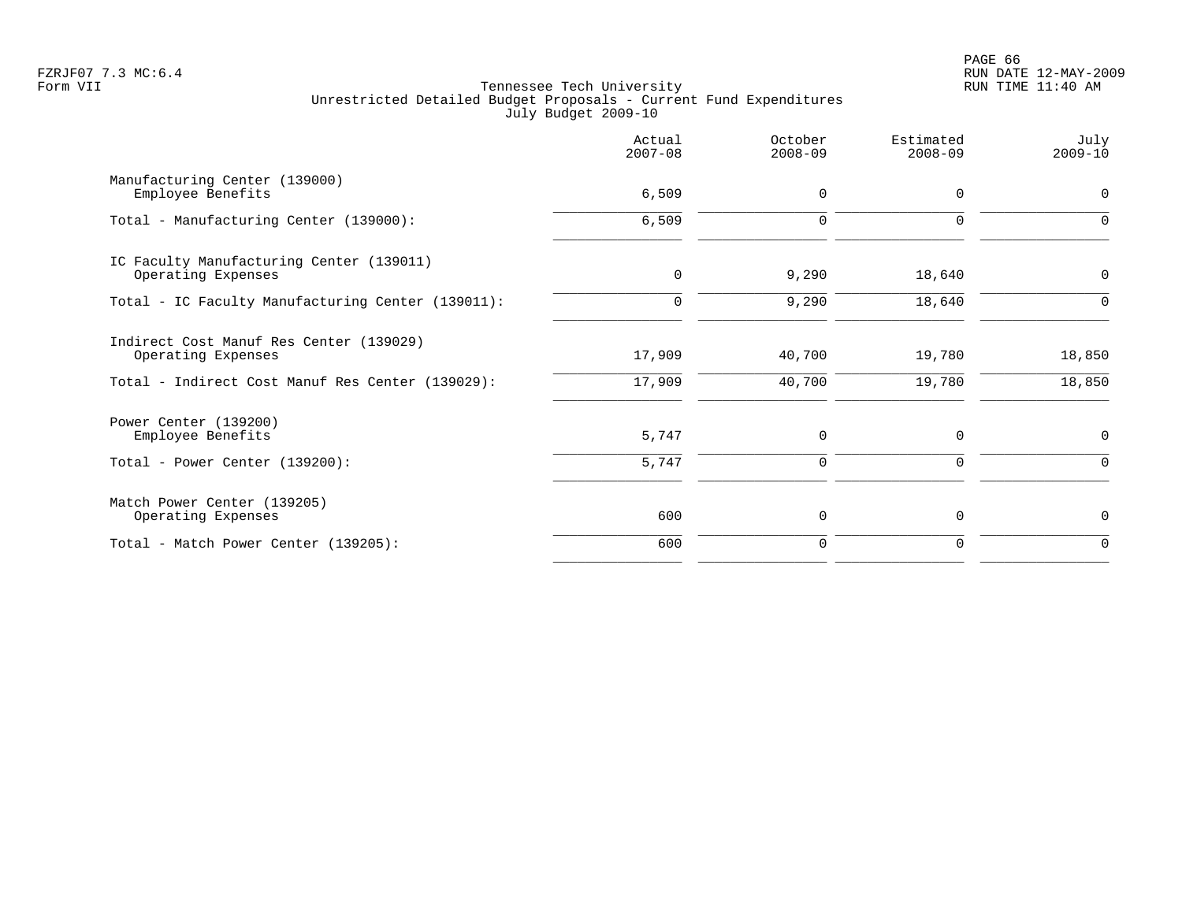FZRJF07 7.3 MC:6.4
Form VII

Tennessee Tech University
Unrestricted Detailed Budget Proposals - Current Fund Expenditures
July Budget 2009-10

| | Actual 2007-08 | October 2008-09 | Estimated 2008-09 | July 2009-10 |
|---|---|---|---|---|
| Manufacturing Center (139000) | | | | |
| Employee Benefits | 6,509 | 0 | 0 | 0 |
| Total - Manufacturing Center (139000): | 6,509 | 0 | 0 | 0 |
| IC Faculty Manufacturing Center (139011) | | | | |
| Operating Expenses | 0 | 9,290 | 18,640 | 0 |
| Total - IC Faculty Manufacturing Center (139011): | 0 | 9,290 | 18,640 | 0 |
| Indirect Cost Manuf Res Center (139029) | | | | |
| Operating Expenses | 17,909 | 40,700 | 19,780 | 18,850 |
| Total - Indirect Cost Manuf Res Center (139029): | 17,909 | 40,700 | 19,780 | 18,850 |
| Power Center (139200) | | | | |
| Employee Benefits | 5,747 | 0 | 0 | 0 |
| Total - Power Center (139200): | 5,747 | 0 | 0 | 0 |
| Match Power Center (139205) | | | | |
| Operating Expenses | 600 | 0 | 0 | 0 |
| Total - Match Power Center (139205): | 600 | 0 | 0 | 0 |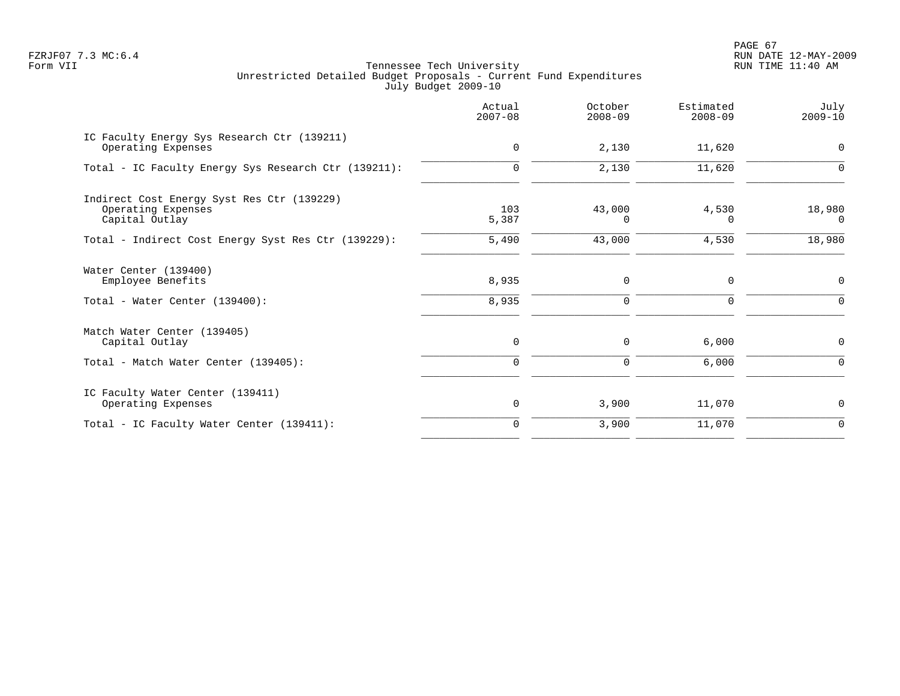Tennessee Tech University
Unrestricted Detailed Budget Proposals - Current Fund Expenditures
July Budget 2009-10

| | Actual 2007-08 | October 2008-09 | Estimated 2008-09 | July 2009-10 |
|---|---|---|---|---|
| IC Faculty Energy Sys Research Ctr (139211) | | | | |
| Operating Expenses | 0 | 2,130 | 11,620 | 0 |
| Total - IC Faculty Energy Sys Research Ctr (139211): | 0 | 2,130 | 11,620 | 0 |
| Indirect Cost Energy Syst Res Ctr (139229) | | | | |
| Operating Expenses | 103 | 43,000 | 4,530 | 18,980 |
| Capital Outlay | 5,387 | 0 | 0 | 0 |
| Total - Indirect Cost Energy Syst Res Ctr (139229): | 5,490 | 43,000 | 4,530 | 18,980 |
| Water Center (139400) | | | | |
| Employee Benefits | 8,935 | 0 | 0 | 0 |
| Total - Water Center (139400): | 8,935 | 0 | 0 | 0 |
| Match Water Center (139405) | | | | |
| Capital Outlay | 0 | 0 | 6,000 | 0 |
| Total - Match Water Center (139405): | 0 | 0 | 6,000 | 0 |
| IC Faculty Water Center (139411) | | | | |
| Operating Expenses | 0 | 3,900 | 11,070 | 0 |
| Total - IC Faculty Water Center (139411): | 0 | 3,900 | 11,070 | 0 |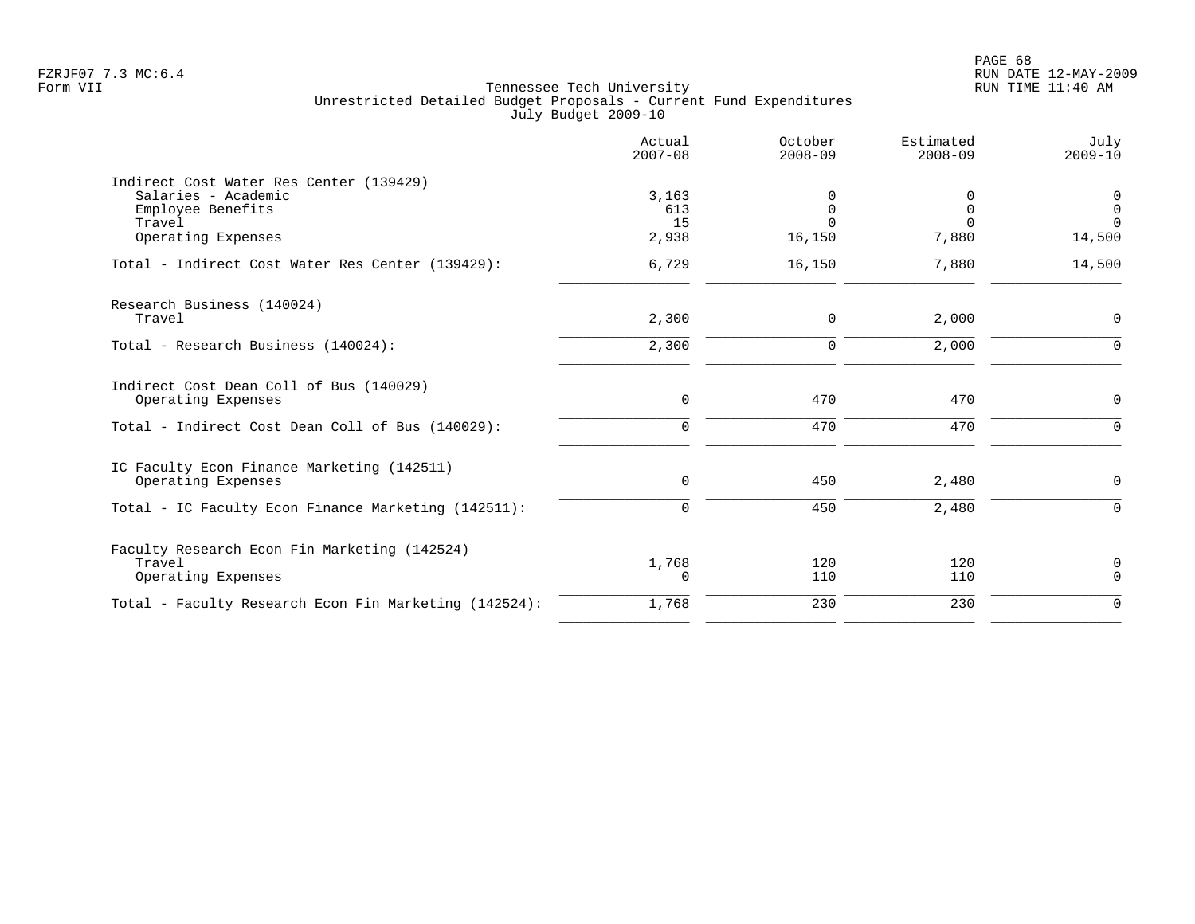Tennessee Tech University
Unrestricted Detailed Budget Proposals - Current Fund Expenditures
July Budget 2009-10

| | Actual 2007-08 | October 2008-09 | Estimated 2008-09 | July 2009-10 |
|---|---|---|---|---|
| **Indirect Cost Water Res Center (139429)** | | | | |
| Salaries - Academic | 3,163 | 0 | 0 | 0 |
| Employee Benefits | 613 | 0 | 0 | 0 |
| Travel | 15 | 0 | 0 | 0 |
| Operating Expenses | 2,938 | 16,150 | 7,880 | 14,500 |
| Total - Indirect Cost Water Res Center (139429): | 6,729 | 16,150 | 7,880 | 14,500 |
| **Research Business (140024)** | | | | |
| Travel | 2,300 | 0 | 2,000 | 0 |
| Total - Research Business (140024): | 2,300 | 0 | 2,000 | 0 |
| **Indirect Cost Dean Coll of Bus (140029)** | | | | |
| Operating Expenses | 0 | 470 | 470 | 0 |
| Total - Indirect Cost Dean Coll of Bus (140029): | 0 | 470 | 470 | 0 |
| **IC Faculty Econ Finance Marketing (142511)** | | | | |
| Operating Expenses | 0 | 450 | 2,480 | 0 |
| Total - IC Faculty Econ Finance Marketing (142511): | 0 | 450 | 2,480 | 0 |
| **Faculty Research Econ Fin Marketing (142524)** | | | | |
| Travel | 1,768 | 120 | 120 | 0 |
| Operating Expenses | 0 | 110 | 110 | 0 |
| Total - Faculty Research Econ Fin Marketing (142524): | 1,768 | 230 | 230 | 0 |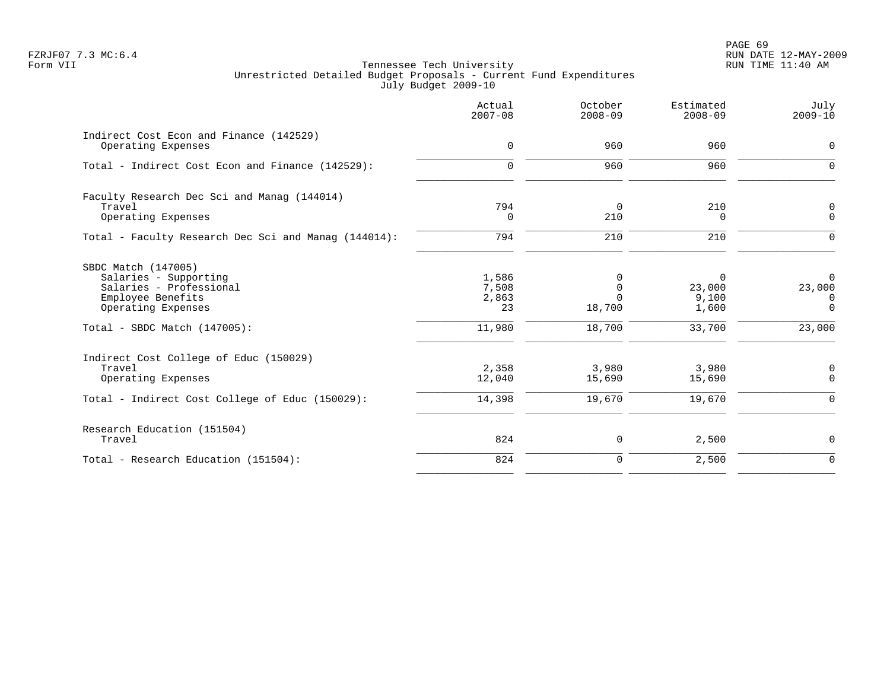Tennessee Tech University
Unrestricted Detailed Budget Proposals - Current Fund Expenditures
July Budget 2009-10

| | Actual 2007-08 | October 2008-09 | Estimated 2008-09 | July 2009-10 |
|---|---|---|---|---|
| **Indirect Cost Econ and Finance (142529)** | | | | |
| Operating Expenses | 0 | 960 | 960 | 0 |
| Total - Indirect Cost Econ and Finance (142529): | 0 | 960 | 960 | 0 |
| **Faculty Research Dec Sci and Manag (144014)** | | | | |
| Travel | 794 | 0 | 210 | 0 |
| Operating Expenses | 0 | 210 | 0 | 0 |
| Total - Faculty Research Dec Sci and Manag (144014): | 794 | 210 | 210 | 0 |
| **SBDC Match (147005)** | | | | |
| Salaries - Supporting | 1,586 | 0 | 0 | 0 |
| Salaries - Professional | 7,508 | 0 | 23,000 | 23,000 |
| Employee Benefits | 2,863 | 0 | 9,100 | 0 |
| Operating Expenses | 23 | 18,700 | 1,600 | 0 |
| Total - SBDC Match (147005): | 11,980 | 18,700 | 33,700 | 23,000 |
| **Indirect Cost College of Educ (150029)** | | | | |
| Travel | 2,358 | 3,980 | 3,980 | 0 |
| Operating Expenses | 12,040 | 15,690 | 15,690 | 0 |
| Total - Indirect Cost College of Educ (150029): | 14,398 | 19,670 | 19,670 | 0 |
| **Research Education (151504)** | | | | |
| Travel | 824 | 0 | 2,500 | 0 |
| Total - Research Education (151504): | 824 | 0 | 2,500 | 0 |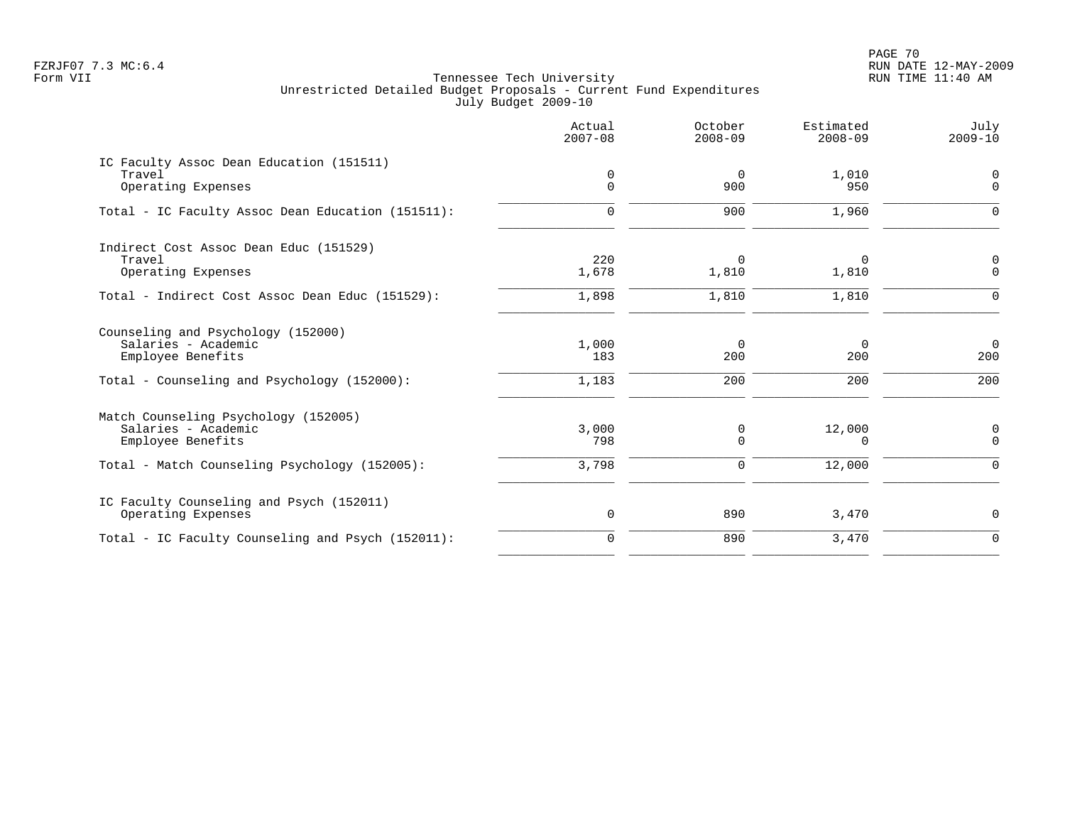Tennessee Tech University
Unrestricted Detailed Budget Proposals - Current Fund Expenditures
July Budget 2009-10

Form VII

| | Actual 2007-08 | October 2008-09 | Estimated 2008-09 | July 2009-10 |
|---|---|---|---|---|
| **IC Faculty Assoc Dean Education (151511)** | | | | |
| Travel | 0 | 0 | 1,010 | 0 |
| Operating Expenses | 0 | 900 | 950 | 0 |
| Total - IC Faculty Assoc Dean Education (151511): | 0 | 900 | 1,960 | 0 |
| **Indirect Cost Assoc Dean Educ (151529)** | | | | |
| Travel | 220 | 0 | 0 | 0 |
| Operating Expenses | 1,678 | 1,810 | 1,810 | 0 |
| Total - Indirect Cost Assoc Dean Educ (151529): | 1,898 | 1,810 | 1,810 | 0 |
| **Counseling and Psychology (152000)** | | | | |
| Salaries - Academic | 1,000 | 0 | 0 | 0 |
| Employee Benefits | 183 | 200 | 200 | 200 |
| Total - Counseling and Psychology (152000): | 1,183 | 200 | 200 | 200 |
| **Match Counseling Psychology (152005)** | | | | |
| Salaries - Academic | 3,000 | 0 | 12,000 | 0 |
| Employee Benefits | 798 | 0 | 0 | 0 |
| Total - Match Counseling Psychology (152005): | 3,798 | 0 | 12,000 | 0 |
| **IC Faculty Counseling and Psych (152011)** | | | | |
| Operating Expenses | 0 | 890 | 3,470 | 0 |
| Total - IC Faculty Counseling and Psych (152011): | 0 | 890 | 3,470 | 0 |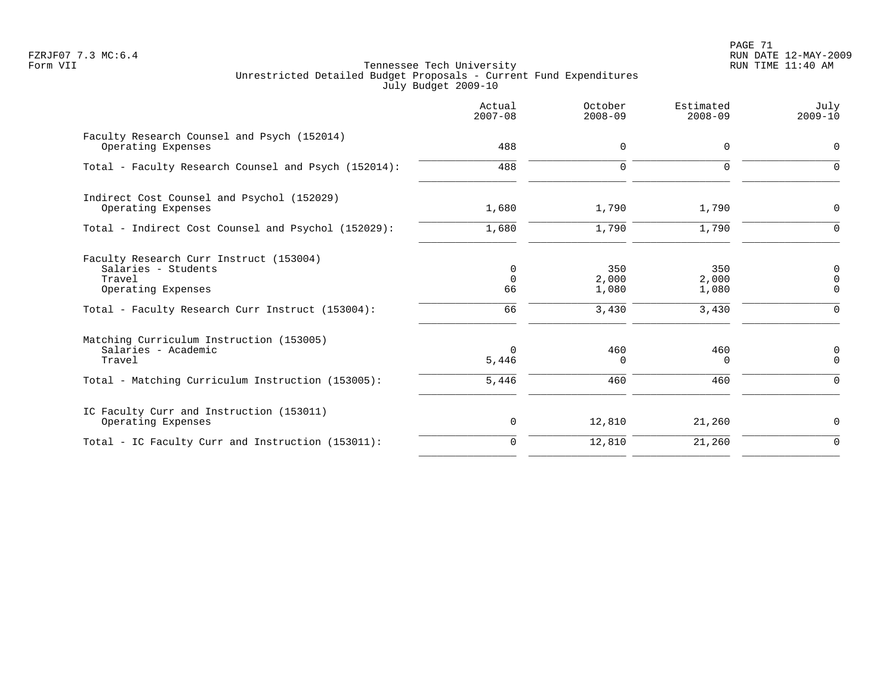Tennessee Tech University
Unrestricted Detailed Budget Proposals - Current Fund Expenditures
July Budget 2009-10

| | Actual 2007-08 | October 2008-09 | Estimated 2008-09 | July 2009-10 |
|---|---|---|---|---|
| **Faculty Research Counsel and Psych (152014)** | | | | |
| Operating Expenses | 488 | 0 | 0 | 0 |
| Total - Faculty Research Counsel and Psych (152014): | 488 | 0 | 0 | 0 |
| **Indirect Cost Counsel and Psychol (152029)** | | | | |
| Operating Expenses | 1,680 | 1,790 | 1,790 | 0 |
| Total - Indirect Cost Counsel and Psychol (152029): | 1,680 | 1,790 | 1,790 | 0 |
| **Faculty Research Curr Instruct (153004)** | | | | |
| Salaries - Students | 0 | 350 | 350 | 0 |
| Travel | 0 | 2,000 | 2,000 | 0 |
| Operating Expenses | 66 | 1,080 | 1,080 | 0 |
| Total - Faculty Research Curr Instruct (153004): | 66 | 3,430 | 3,430 | 0 |
| **Matching Curriculum Instruction (153005)** | | | | |
| Salaries - Academic | 0 | 460 | 460 | 0 |
| Travel | 5,446 | 0 | 0 | 0 |
| Total - Matching Curriculum Instruction (153005): | 5,446 | 460 | 460 | 0 |
| **IC Faculty Curr and Instruction (153011)** | | | | |
| Operating Expenses | 0 | 12,810 | 21,260 | 0 |
| Total - IC Faculty Curr and Instruction (153011): | 0 | 12,810 | 21,260 | 0 |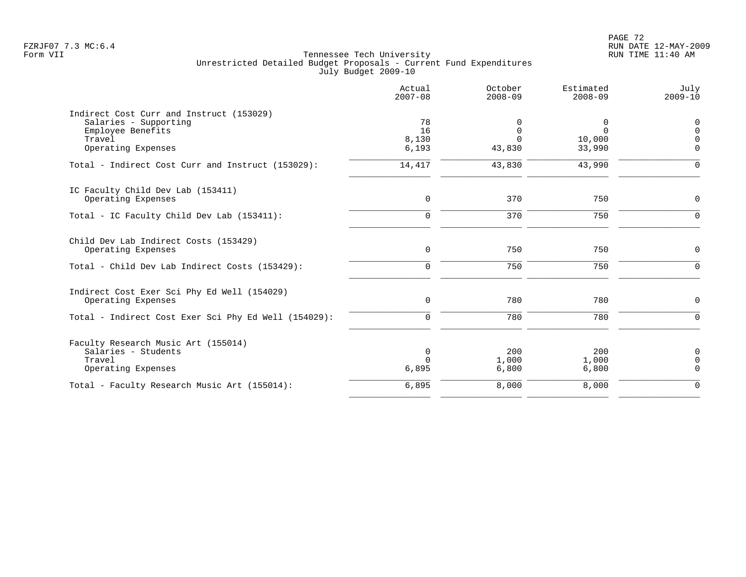Tennessee Tech University
Unrestricted Detailed Budget Proposals - Current Fund Expenditures
July Budget 2009-10

| | Actual 2007-08 | October 2008-09 | Estimated 2008-09 | July 2009-10 |
|---|---|---|---|---|
| **Indirect Cost Curr and Instruct (153029)** | | | | |
| Salaries - Supporting | 78 | 0 | 0 | 0 |
| Employee Benefits | 16 | 0 | 0 | 0 |
| Travel | 8,130 | 0 | 10,000 | 0 |
| Operating Expenses | 6,193 | 43,830 | 33,990 | 0 |
| Total - Indirect Cost Curr and Instruct (153029): | 14,417 | 43,830 | 43,990 | 0 |
| **IC Faculty Child Dev Lab (153411)** | | | | |
| Operating Expenses | 0 | 370 | 750 | 0 |
| Total - IC Faculty Child Dev Lab (153411): | 0 | 370 | 750 | 0 |
| **Child Dev Lab Indirect Costs (153429)** | | | | |
| Operating Expenses | 0 | 750 | 750 | 0 |
| Total - Child Dev Lab Indirect Costs (153429): | 0 | 750 | 750 | 0 |
| **Indirect Cost Exer Sci Phy Ed Well (154029)** | | | | |
| Operating Expenses | 0 | 780 | 780 | 0 |
| Total - Indirect Cost Exer Sci Phy Ed Well (154029): | 0 | 780 | 780 | 0 |
| **Faculty Research Music Art (155014)** | | | | |
| Salaries - Students | 0 | 200 | 200 | 0 |
| Travel | 0 | 1,000 | 1,000 | 0 |
| Operating Expenses | 6,895 | 6,800 | 6,800 | 0 |
| Total - Faculty Research Music Art (155014): | 6,895 | 8,000 | 8,000 | 0 |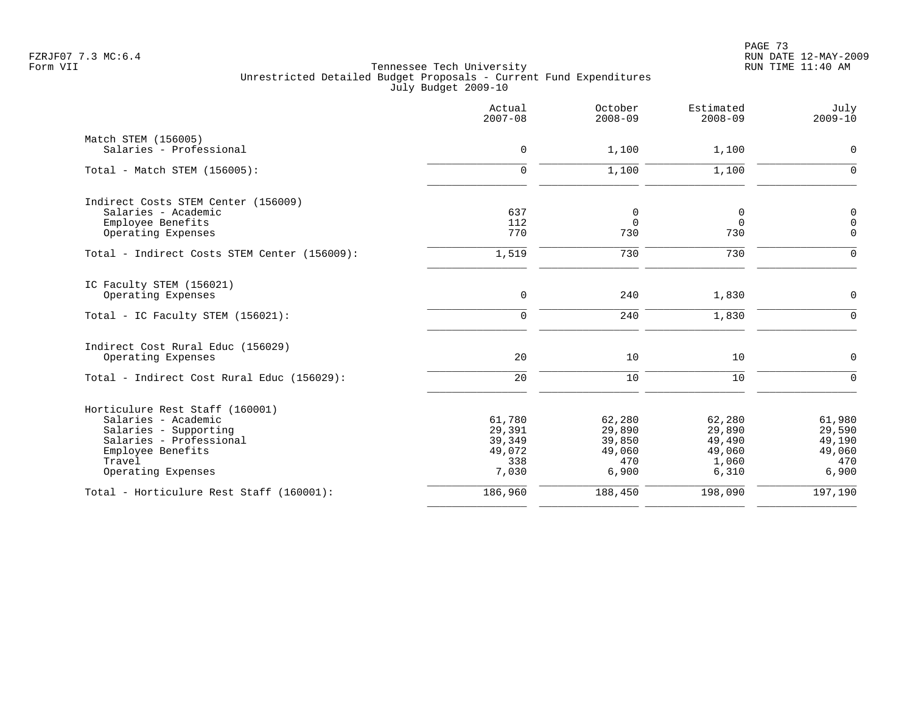Tennessee Tech University
Unrestricted Detailed Budget Proposals - Current Fund Expenditures
July Budget 2009-10

| | Actual 2007-08 | October 2008-09 | Estimated 2008-09 | July 2009-10 |
|---|---|---|---|---|
| **Match STEM (156005)** | | | | |
| Salaries - Professional | 0 | 1,100 | 1,100 | 0 |
| Total - Match STEM (156005): | 0 | 1,100 | 1,100 | 0 |
| **Indirect Costs STEM Center (156009)** | | | | |
| Salaries - Academic | 637 | 0 | 0 | 0 |
| Employee Benefits | 112 | 0 | 0 | 0 |
| Operating Expenses | 770 | 730 | 730 | 0 |
| Total - Indirect Costs STEM Center (156009): | 1,519 | 730 | 730 | 0 |
| **IC Faculty STEM (156021)** | | | | |
| Operating Expenses | 0 | 240 | 1,830 | 0 |
| Total - IC Faculty STEM (156021): | 0 | 240 | 1,830 | 0 |
| **Indirect Cost Rural Educ (156029)** | | | | |
| Operating Expenses | 20 | 10 | 10 | 0 |
| Total - Indirect Cost Rural Educ (156029): | 20 | 10 | 10 | 0 |
| **Horticulure Rest Staff (160001)** | | | | |
| Salaries - Academic | 61,780 | 62,280 | 62,280 | 61,980 |
| Salaries - Supporting | 29,391 | 29,890 | 29,890 | 29,590 |
| Salaries - Professional | 39,349 | 39,850 | 49,490 | 49,190 |
| Employee Benefits | 49,072 | 49,060 | 49,060 | 49,060 |
| Travel | 338 | 470 | 1,060 | 470 |
| Operating Expenses | 7,030 | 6,900 | 6,310 | 6,900 |
| Total - Horticulure Rest Staff (160001): | 186,960 | 188,450 | 198,090 | 197,190 |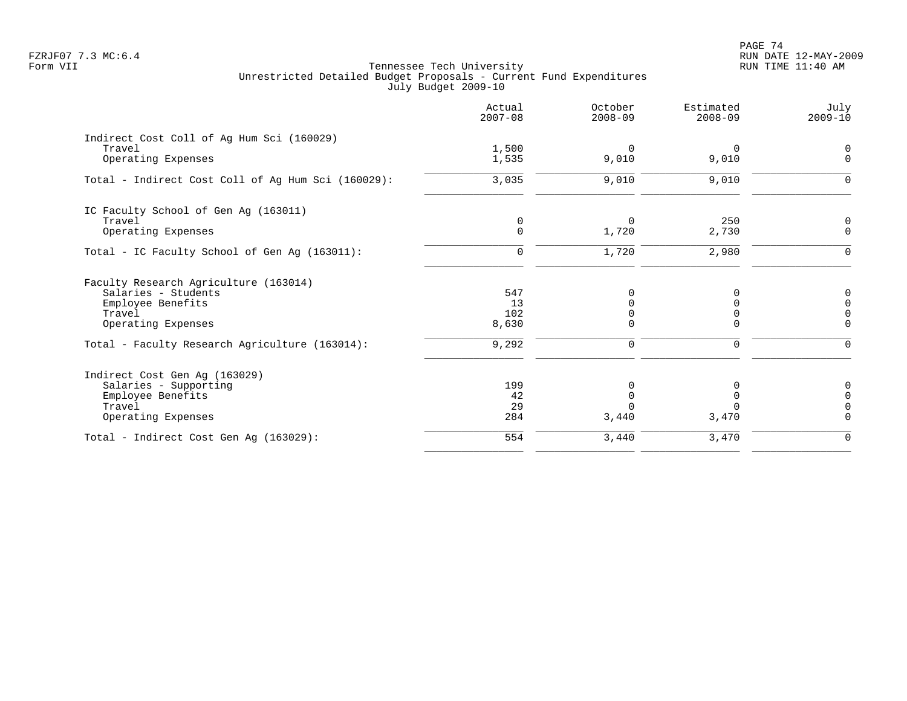FZRJF07 7.3 MC:6.4
Form VII

Tennessee Tech University
Unrestricted Detailed Budget Proposals - Current Fund Expenditures
July Budget 2009-10

| | Actual 2007-08 | October 2008-09 | Estimated 2008-09 | July 2009-10 |
|---|---|---|---|---|
| **Indirect Cost Coll of Ag Hum Sci (160029)** | | | | |
| Travel | 1,500 | 0 | 0 | 0 |
| Operating Expenses | 1,535 | 9,010 | 9,010 | 0 |
| Total - Indirect Cost Coll of Ag Hum Sci (160029): | 3,035 | 9,010 | 9,010 | 0 |
| **IC Faculty School of Gen Ag (163011)** | | | | |
| Travel | 0 | 0 | 250 | 0 |
| Operating Expenses | 0 | 1,720 | 2,730 | 0 |
| Total - IC Faculty School of Gen Ag (163011): | 0 | 1,720 | 2,980 | 0 |
| **Faculty Research Agriculture (163014)** | | | | |
| Salaries - Students | 547 | 0 | 0 | 0 |
| Employee Benefits | 13 | 0 | 0 | 0 |
| Travel | 102 | 0 | 0 | 0 |
| Operating Expenses | 8,630 | 0 | 0 | 0 |
| Total - Faculty Research Agriculture (163014): | 9,292 | 0 | 0 | 0 |
| **Indirect Cost Gen Ag (163029)** | | | | |
| Salaries - Supporting | 199 | 0 | 0 | 0 |
| Employee Benefits | 42 | 0 | 0 | 0 |
| Travel | 29 | 0 | 0 | 0 |
| Operating Expenses | 284 | 3,440 | 3,470 | 0 |
| Total - Indirect Cost Gen Ag (163029): | 554 | 3,440 | 3,470 | 0 |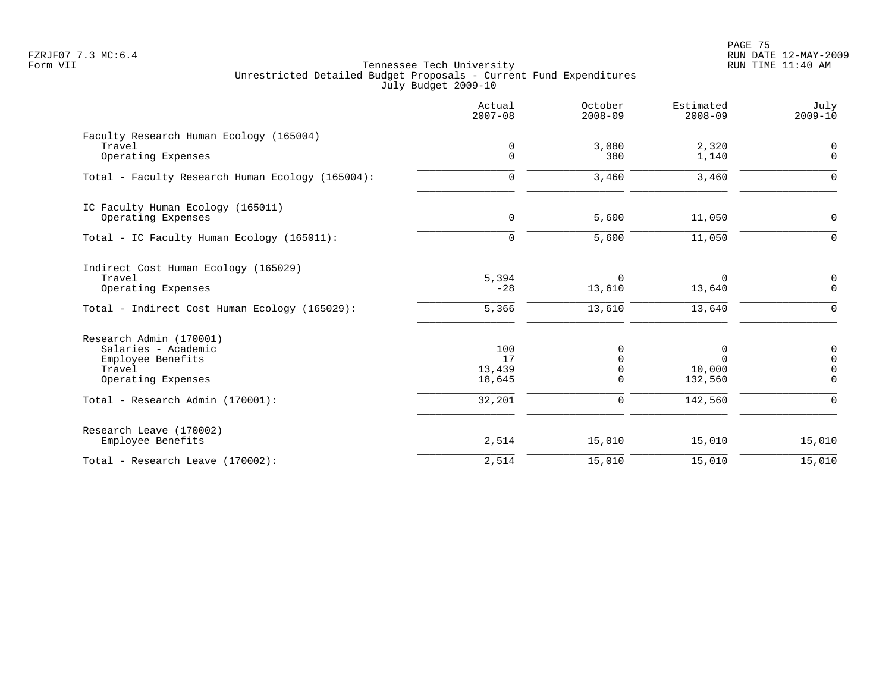Tennessee Tech University
Unrestricted Detailed Budget Proposals - Current Fund Expenditures
July Budget 2009-10

| | Actual 2007-08 | October 2008-09 | Estimated 2008-09 | July 2009-10 |
|---|---|---|---|---|
| Faculty Research Human Ecology (165004) | | | | |
| Travel | 0 | 3,080 | 2,320 | 0 |
| Operating Expenses | 0 | 380 | 1,140 | 0 |
| Total - Faculty Research Human Ecology (165004): | 0 | 3,460 | 3,460 | 0 |
| IC Faculty Human Ecology (165011) | | | | |
| Operating Expenses | 0 | 5,600 | 11,050 | 0 |
| Total - IC Faculty Human Ecology (165011): | 0 | 5,600 | 11,050 | 0 |
| Indirect Cost Human Ecology (165029) | | | | |
| Travel | 5,394 | 0 | 0 | 0 |
| Operating Expenses | -28 | 13,610 | 13,640 | 0 |
| Total - Indirect Cost Human Ecology (165029): | 5,366 | 13,610 | 13,640 | 0 |
| Research Admin (170001) | | | | |
| Salaries - Academic | 100 | 0 | 0 | 0 |
| Employee Benefits | 17 | 0 | 0 | 0 |
| Travel | 13,439 | 0 | 10,000 | 0 |
| Operating Expenses | 18,645 | 0 | 132,560 | 0 |
| Total - Research Admin (170001): | 32,201 | 0 | 142,560 | 0 |
| Research Leave (170002) | | | | |
| Employee Benefits | 2,514 | 15,010 | 15,010 | 15,010 |
| Total - Research Leave (170002): | 2,514 | 15,010 | 15,010 | 15,010 |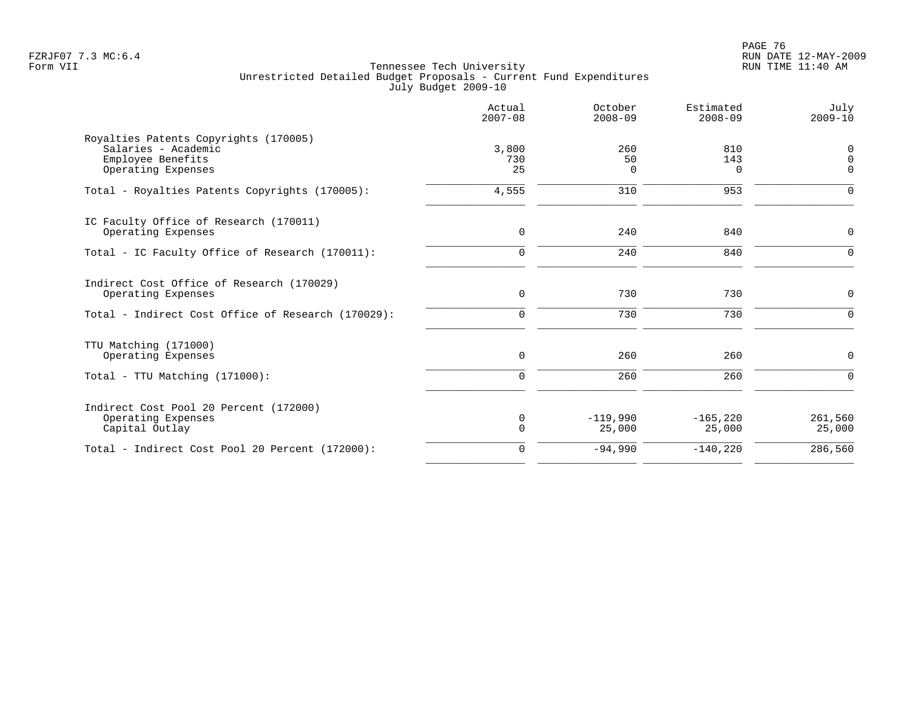Tennessee Tech University
Unrestricted Detailed Budget Proposals - Current Fund Expenditures
July Budget 2009-10

| | Actual 2007-08 | October 2008-09 | Estimated 2008-09 | July 2009-10 |
|---|---|---|---|---|
| **Royalties Patents Copyrights (170005)** | | | | |
| Salaries - Academic | 3,800 | 260 | 810 | 0 |
| Employee Benefits | 730 | 50 | 143 | 0 |
| Operating Expenses | 25 | 0 | 0 | 0 |
| Total - Royalties Patents Copyrights (170005): | 4,555 | 310 | 953 | 0 |
| **IC Faculty Office of Research (170011)** | | | | |
| Operating Expenses | 0 | 240 | 840 | 0 |
| Total - IC Faculty Office of Research (170011): | 0 | 240 | 840 | 0 |
| **Indirect Cost Office of Research (170029)** | | | | |
| Operating Expenses | 0 | 730 | 730 | 0 |
| Total - Indirect Cost Office of Research (170029): | 0 | 730 | 730 | 0 |
| **TTU Matching (171000)** | | | | |
| Operating Expenses | 0 | 260 | 260 | 0 |
| Total - TTU Matching (171000): | 0 | 260 | 260 | 0 |
| **Indirect Cost Pool 20 Percent (172000)** | | | | |
| Operating Expenses | 0 | -119,990 | -165,220 | 261,560 |
| Capital Outlay | 0 | 25,000 | 25,000 | 25,000 |
| Total - Indirect Cost Pool 20 Percent (172000): | 0 | -94,990 | -140,220 | 286,560 |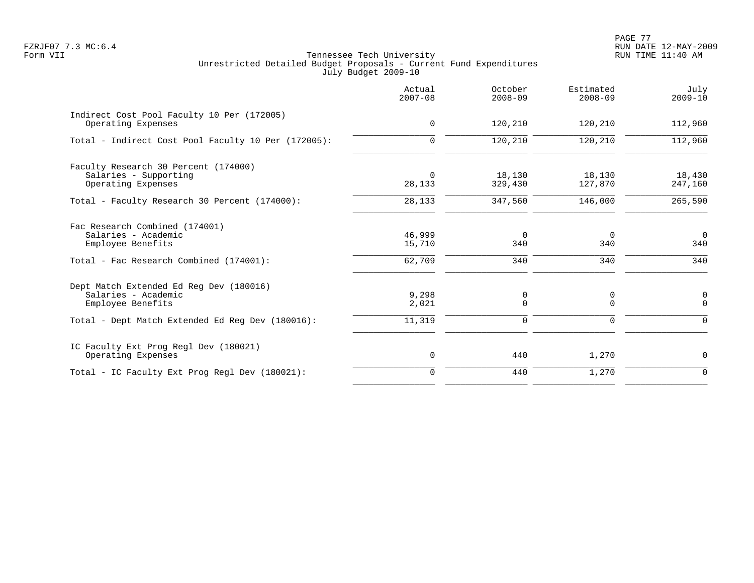Tennessee Tech University
Unrestricted Detailed Budget Proposals - Current Fund Expenditures
July Budget 2009-10

| | Actual 2007-08 | October 2008-09 | Estimated 2008-09 | July 2009-10 |
|---|---:|---:|---:|---:|
| **Indirect Cost Pool Faculty 10 Per (172005)** | | | | |
| Operating Expenses | 0 | 120,210 | 120,210 | 112,960 |
| Total - Indirect Cost Pool Faculty 10 Per (172005): | 0 | 120,210 | 120,210 | 112,960 |
| **Faculty Research 30 Percent (174000)** | | | | |
| Salaries - Supporting | 0 | 18,130 | 18,130 | 18,430 |
| Operating Expenses | 28,133 | 329,430 | 127,870 | 247,160 |
| Total - Faculty Research 30 Percent (174000): | 28,133 | 347,560 | 146,000 | 265,590 |
| **Fac Research Combined (174001)** | | | | |
| Salaries - Academic | 46,999 | 0 | 0 | 0 |
| Employee Benefits | 15,710 | 340 | 340 | 340 |
| Total - Fac Research Combined (174001): | 62,709 | 340 | 340 | 340 |
| **Dept Match Extended Ed Reg Dev (180016)** | | | | |
| Salaries - Academic | 9,298 | 0 | 0 | 0 |
| Employee Benefits | 2,021 | 0 | 0 | 0 |
| Total - Dept Match Extended Ed Reg Dev (180016): | 11,319 | 0 | 0 | 0 |
| **IC Faculty Ext Prog Regl Dev (180021)** | | | | |
| Operating Expenses | 0 | 440 | 1,270 | 0 |
| Total - IC Faculty Ext Prog Regl Dev (180021): | 0 | 440 | 1,270 | 0 |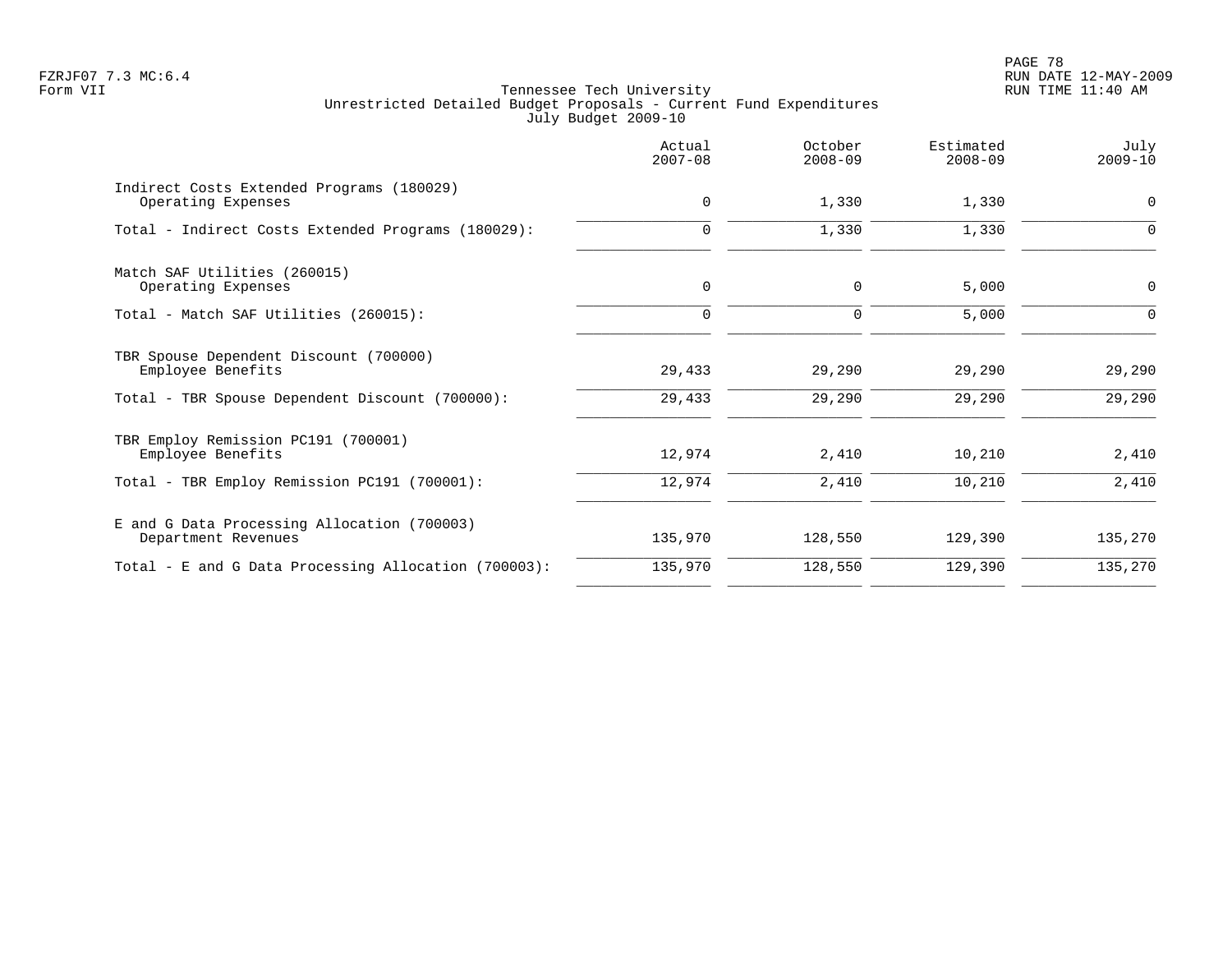Tennessee Tech University
Unrestricted Detailed Budget Proposals - Current Fund Expenditures
July Budget 2009-10

| | Actual 2007-08 | October 2008-09 | Estimated 2008-09 | July 2009-10 |
|---|---|---|---|---|
| Indirect Costs Extended Programs (180029) | | | | |
| Operating Expenses | 0 | 1,330 | 1,330 | 0 |
| Total - Indirect Costs Extended Programs (180029): | 0 | 1,330 | 1,330 | 0 |
| Match SAF Utilities (260015) | | | | |
| Operating Expenses | 0 | 0 | 5,000 | 0 |
| Total - Match SAF Utilities (260015): | 0 | 0 | 5,000 | 0 |
| TBR Spouse Dependent Discount (700000) | | | | |
| Employee Benefits | 29,433 | 29,290 | 29,290 | 29,290 |
| Total - TBR Spouse Dependent Discount (700000): | 29,433 | 29,290 | 29,290 | 29,290 |
| TBR Employ Remission PC191 (700001) | | | | |
| Employee Benefits | 12,974 | 2,410 | 10,210 | 2,410 |
| Total - TBR Employ Remission PC191 (700001): | 12,974 | 2,410 | 10,210 | 2,410 |
| E and G Data Processing Allocation (700003) | | | | |
| Department Revenues | 135,970 | 128,550 | 129,390 | 135,270 |
| Total - E and G Data Processing Allocation (700003): | 135,970 | 128,550 | 129,390 | 135,270 |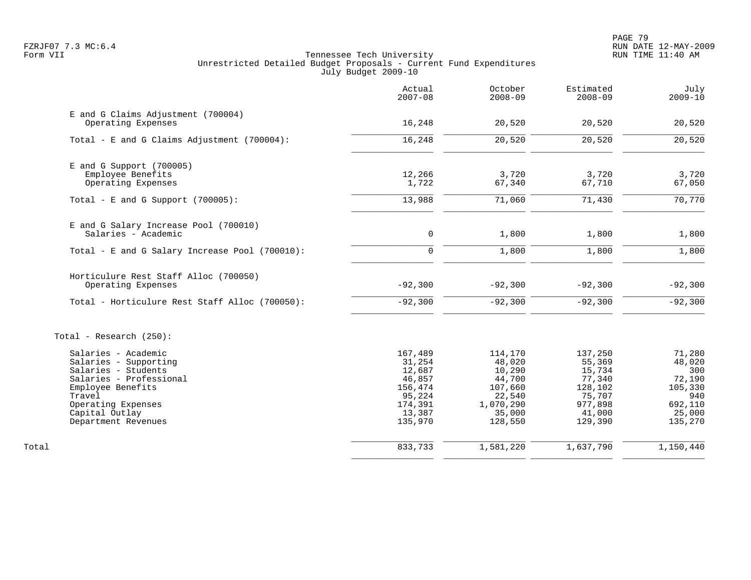Tennessee Tech University
Unrestricted Detailed Budget Proposals - Current Fund Expenditures
July Budget 2009-10

| | Actual 2007-08 | October 2008-09 | Estimated 2008-09 | July 2009-10 |
|---|---|---|---|---|
| E and G Claims Adjustment (700004) | | | | |
| Operating Expenses | 16,248 | 20,520 | 20,520 | 20,520 |
| Total - E and G Claims Adjustment (700004): | 16,248 | 20,520 | 20,520 | 20,520 |
| E and G Support (700005) | | | | |
| Employee Benefits | 12,266 | 3,720 | 3,720 | 3,720 |
| Operating Expenses | 1,722 | 67,340 | 67,710 | 67,050 |
| Total - E and G Support (700005): | 13,988 | 71,060 | 71,430 | 70,770 |
| E and G Salary Increase Pool (700010) | | | | |
| Salaries - Academic | 0 | 1,800 | 1,800 | 1,800 |
| Total - E and G Salary Increase Pool (700010): | 0 | 1,800 | 1,800 | 1,800 |
| Horticulure Rest Staff Alloc (700050) | | | | |
| Operating Expenses | -92,300 | -92,300 | -92,300 | -92,300 |
| Total - Horticulure Rest Staff Alloc (700050): | -92,300 | -92,300 | -92,300 | -92,300 |
| Total - Research (250): | | | | |
| Salaries - Academic | 167,489 | 114,170 | 137,250 | 71,280 |
| Salaries - Supporting | 31,254 | 48,020 | 55,369 | 48,020 |
| Salaries - Students | 12,687 | 10,290 | 15,734 | 300 |
| Salaries - Professional | 46,857 | 44,700 | 77,340 | 72,190 |
| Employee Benefits | 156,474 | 107,660 | 128,102 | 105,330 |
| Travel | 95,224 | 22,540 | 75,707 | 940 |
| Operating Expenses | 174,391 | 1,070,290 | 977,898 | 692,110 |
| Capital Outlay | 13,387 | 35,000 | 41,000 | 25,000 |
| Department Revenues | 135,970 | 128,550 | 129,390 | 135,270 |
| Total | 833,733 | 1,581,220 | 1,637,790 | 1,150,440 |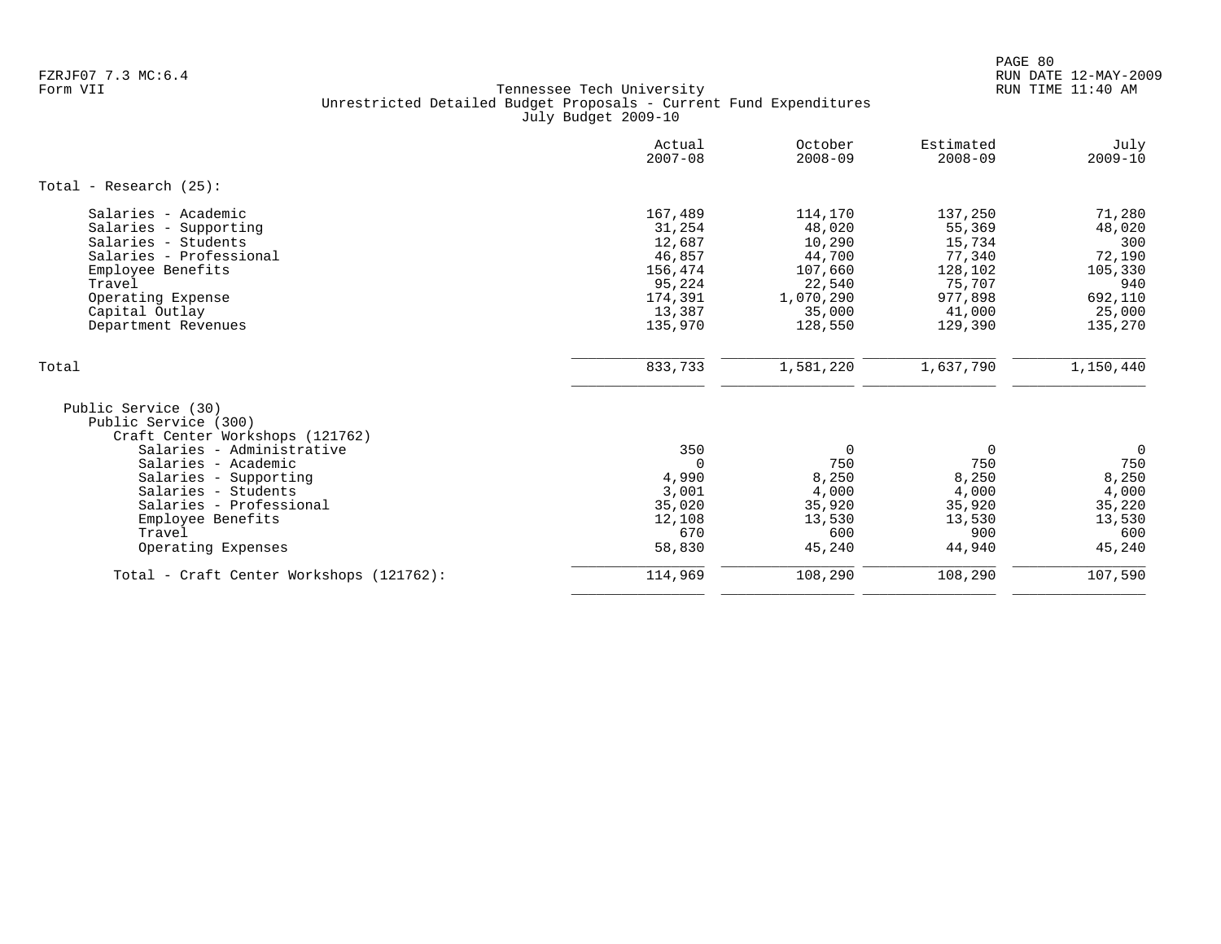FZRJF07 7.3 MC:6.4
Form VII

Tennessee Tech University
Unrestricted Detailed Budget Proposals - Current Fund Expenditures
July Budget 2009-10

| | Actual 2007-08 | October 2008-09 | Estimated 2008-09 | July 2009-10 |
|---|---|---|---|---|
| Total - Research (25): | | | | |
| Salaries - Academic | 167,489 | 114,170 | 137,250 | 71,280 |
| Salaries - Supporting | 31,254 | 48,020 | 55,369 | 48,020 |
| Salaries - Students | 12,687 | 10,290 | 15,734 | 300 |
| Salaries - Professional | 46,857 | 44,700 | 77,340 | 72,190 |
| Employee Benefits | 156,474 | 107,660 | 128,102 | 105,330 |
| Travel | 95,224 | 22,540 | 75,707 | 940 |
| Operating Expense | 174,391 | 1,070,290 | 977,898 | 692,110 |
| Capital Outlay | 13,387 | 35,000 | 41,000 | 25,000 |
| Department Revenues | 135,970 | 128,550 | 129,390 | 135,270 |
| Total | 833,733 | 1,581,220 | 1,637,790 | 1,150,440 |
| Public Service (30) | | | | |
| Public Service (300) | | | | |
| Craft Center Workshops (121762) | | | | |
| Salaries - Administrative | 350 | 0 | 0 | 0 |
| Salaries - Academic | 0 | 750 | 750 | 750 |
| Salaries - Supporting | 4,990 | 8,250 | 8,250 | 8,250 |
| Salaries - Students | 3,001 | 4,000 | 4,000 | 4,000 |
| Salaries - Professional | 35,020 | 35,920 | 35,920 | 35,220 |
| Employee Benefits | 12,108 | 13,530 | 13,530 | 13,530 |
| Travel | 670 | 600 | 900 | 600 |
| Operating Expenses | 58,830 | 45,240 | 44,940 | 45,240 |
| Total - Craft Center Workshops (121762): | 114,969 | 108,290 | 108,290 | 107,590 |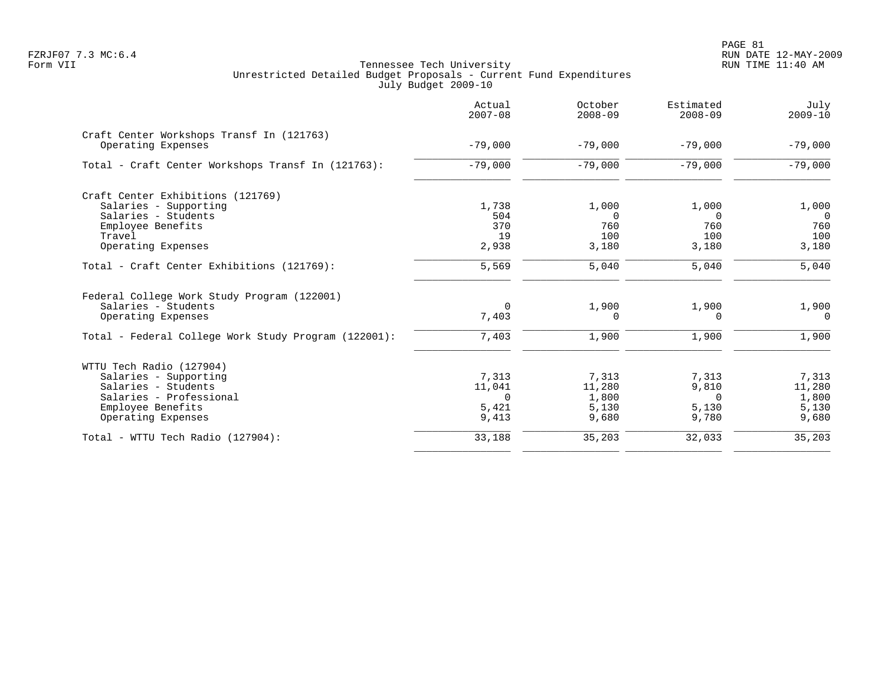Tennessee Tech University
Unrestricted Detailed Budget Proposals - Current Fund Expenditures
July Budget 2009-10

| | Actual 2007-08 | October 2008-09 | Estimated 2008-09 | July 2009-10 |
|---|---|---|---|---|
| Craft Center Workshops Transf In (121763) | | | | |
| Operating Expenses | -79,000 | -79,000 | -79,000 | -79,000 |
| Total - Craft Center Workshops Transf In (121763): | -79,000 | -79,000 | -79,000 | -79,000 |
| Craft Center Exhibitions (121769) | | | | |
| Salaries - Supporting | 1,738 | 1,000 | 1,000 | 1,000 |
| Salaries - Students | 504 | 0 | 0 | 0 |
| Employee Benefits | 370 | 760 | 760 | 760 |
| Travel | 19 | 100 | 100 | 100 |
| Operating Expenses | 2,938 | 3,180 | 3,180 | 3,180 |
| Total - Craft Center Exhibitions (121769): | 5,569 | 5,040 | 5,040 | 5,040 |
| Federal College Work Study Program (122001) | | | | |
| Salaries - Students | 0 | 1,900 | 1,900 | 1,900 |
| Operating Expenses | 7,403 | 0 | 0 | 0 |
| Total - Federal College Work Study Program (122001): | 7,403 | 1,900 | 1,900 | 1,900 |
| WTTU Tech Radio (127904) | | | | |
| Salaries - Supporting | 7,313 | 7,313 | 7,313 | 7,313 |
| Salaries - Students | 11,041 | 11,280 | 9,810 | 11,280 |
| Salaries - Professional | 0 | 1,800 | 0 | 1,800 |
| Employee Benefits | 5,421 | 5,130 | 5,130 | 5,130 |
| Operating Expenses | 9,413 | 9,680 | 9,780 | 9,680 |
| Total - WTTU Tech Radio (127904): | 33,188 | 35,203 | 32,033 | 35,203 |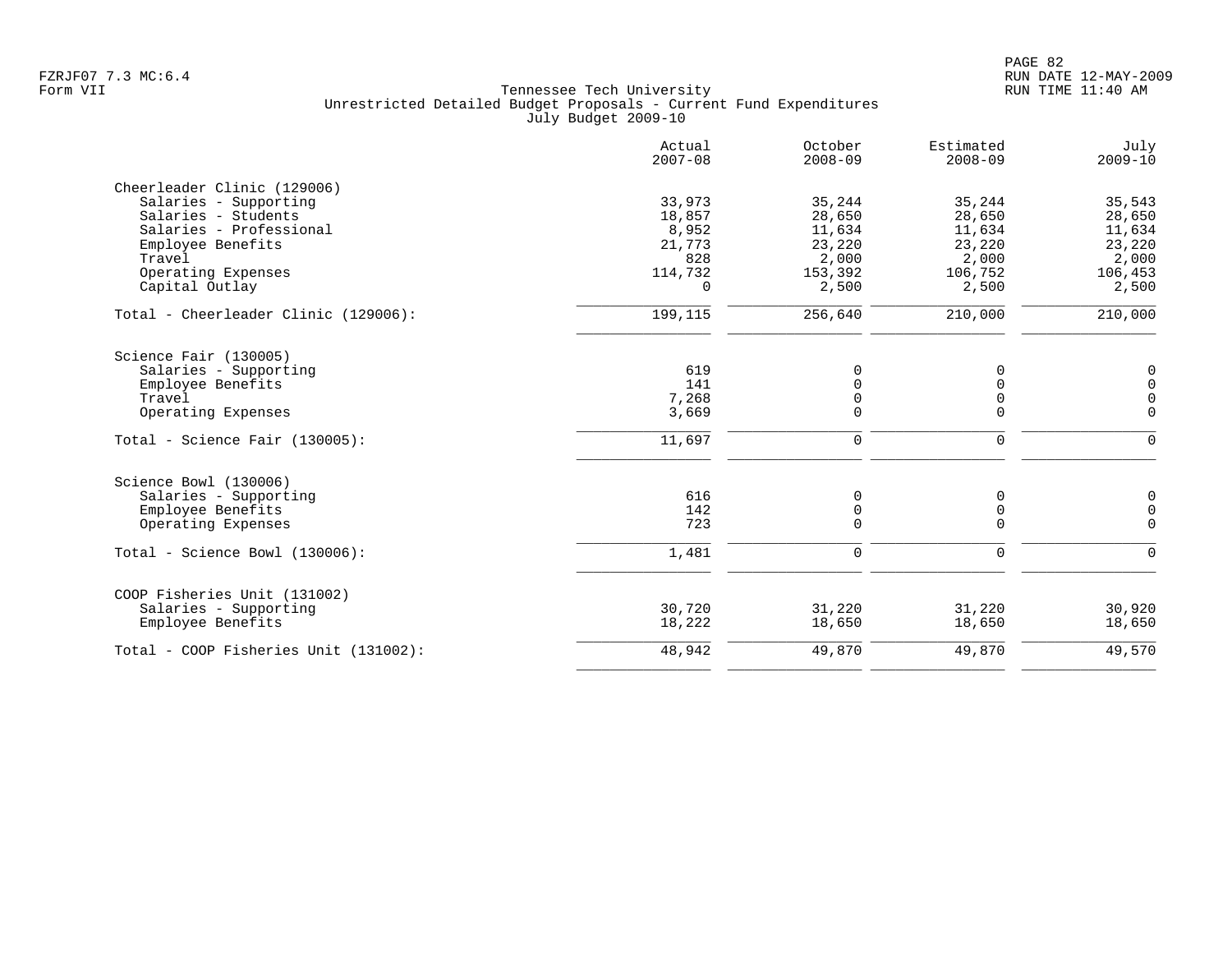Tennessee Tech University
Unrestricted Detailed Budget Proposals - Current Fund Expenditures
July Budget 2009-10

| | Actual 2007-08 | October 2008-09 | Estimated 2008-09 | July 2009-10 |
|---|---|---|---|---|
| **Cheerleader Clinic (129006)** | | | | |
| Salaries - Supporting | 33,973 | 35,244 | 35,244 | 35,543 |
| Salaries - Students | 18,857 | 28,650 | 28,650 | 28,650 |
| Salaries - Professional | 8,952 | 11,634 | 11,634 | 11,634 |
| Employee Benefits | 21,773 | 23,220 | 23,220 | 23,220 |
| Travel | 828 | 2,000 | 2,000 | 2,000 |
| Operating Expenses | 114,732 | 153,392 | 106,752 | 106,453 |
| Capital Outlay | 0 | 2,500 | 2,500 | 2,500 |
| Total - Cheerleader Clinic (129006): | 199,115 | 256,640 | 210,000 | 210,000 |
| **Science Fair (130005)** | | | | |
| Salaries - Supporting | 619 | 0 | 0 | 0 |
| Employee Benefits | 141 | 0 | 0 | 0 |
| Travel | 7,268 | 0 | 0 | 0 |
| Operating Expenses | 3,669 | 0 | 0 | 0 |
| Total - Science Fair (130005): | 11,697 | 0 | 0 | 0 |
| **Science Bowl (130006)** | | | | |
| Salaries - Supporting | 616 | 0 | 0 | 0 |
| Employee Benefits | 142 | 0 | 0 | 0 |
| Operating Expenses | 723 | 0 | 0 | 0 |
| Total - Science Bowl (130006): | 1,481 | 0 | 0 | 0 |
| **COOP Fisheries Unit (131002)** | | | | |
| Salaries - Supporting | 30,720 | 31,220 | 31,220 | 30,920 |
| Employee Benefits | 18,222 | 18,650 | 18,650 | 18,650 |
| Total - COOP Fisheries Unit (131002): | 48,942 | 49,870 | 49,870 | 49,570 |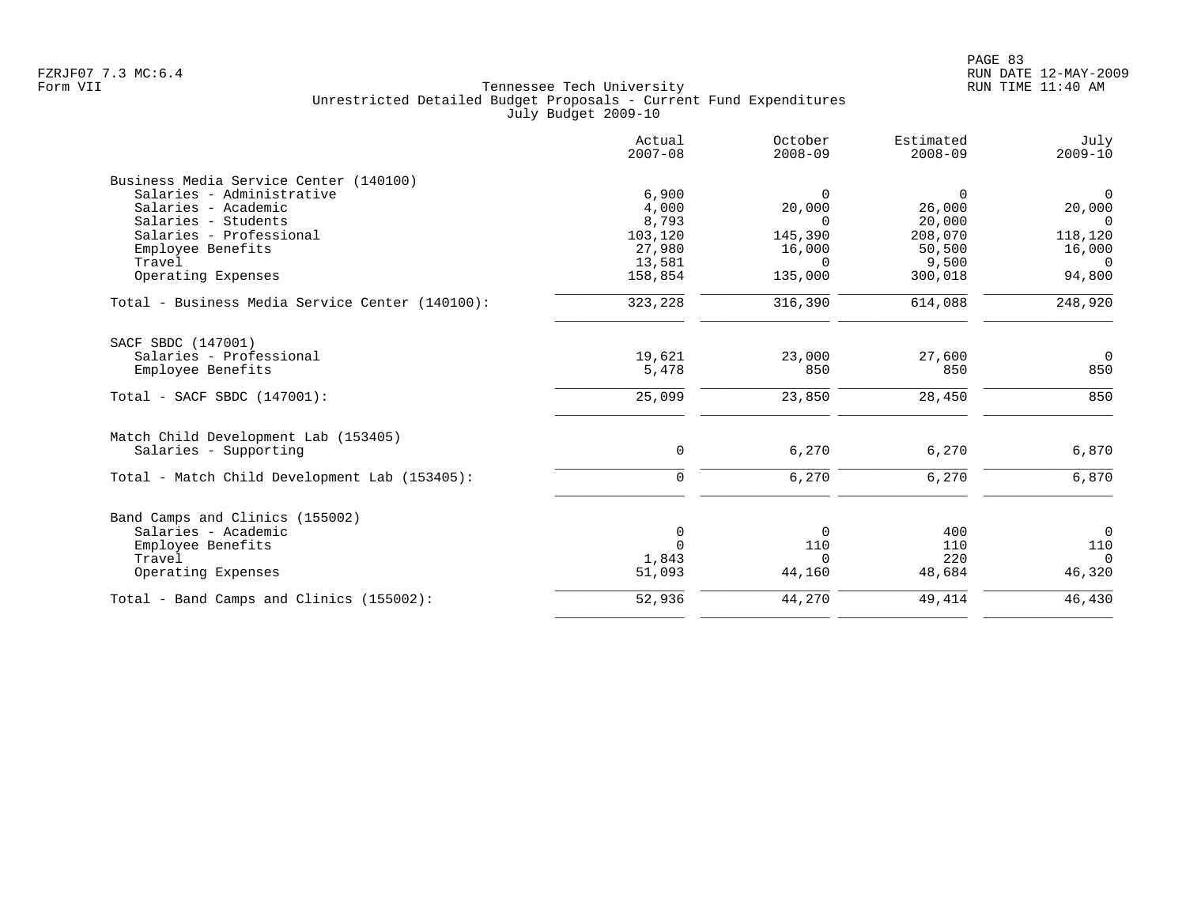FZRJF07 7.3 MC:6.4
Form VII

Tennessee Tech University
Unrestricted Detailed Budget Proposals - Current Fund Expenditures
July Budget 2009-10

| | Actual 2007-08 | October 2008-09 | Estimated 2008-09 | July 2009-10 |
|---|---|---|---|---|
| **Business Media Service Center (140100)** | | | | |
| Salaries - Administrative | 6,900 | 0 | 0 | 0 |
| Salaries - Academic | 4,000 | 20,000 | 26,000 | 20,000 |
| Salaries - Students | 8,793 | 0 | 20,000 | 0 |
| Salaries - Professional | 103,120 | 145,390 | 208,070 | 118,120 |
| Employee Benefits | 27,980 | 16,000 | 50,500 | 16,000 |
| Travel | 13,581 | 0 | 9,500 | 0 |
| Operating Expenses | 158,854 | 135,000 | 300,018 | 94,800 |
| Total - Business Media Service Center (140100): | 323,228 | 316,390 | 614,088 | 248,920 |
| **SACF SBDC (147001)** | | | | |
| Salaries - Professional | 19,621 | 23,000 | 27,600 | 0 |
| Employee Benefits | 5,478 | 850 | 850 | 850 |
| Total - SACF SBDC (147001): | 25,099 | 23,850 | 28,450 | 850 |
| **Match Child Development Lab (153405)** | | | | |
| Salaries - Supporting | 0 | 6,270 | 6,270 | 6,870 |
| Total - Match Child Development Lab (153405): | 0 | 6,270 | 6,270 | 6,870 |
| **Band Camps and Clinics (155002)** | | | | |
| Salaries - Academic | 0 | 0 | 400 | 0 |
| Employee Benefits | 0 | 110 | 110 | 110 |
| Travel | 1,843 | 0 | 220 | 0 |
| Operating Expenses | 51,093 | 44,160 | 48,684 | 46,320 |
| Total - Band Camps and Clinics (155002): | 52,936 | 44,270 | 49,414 | 46,430 |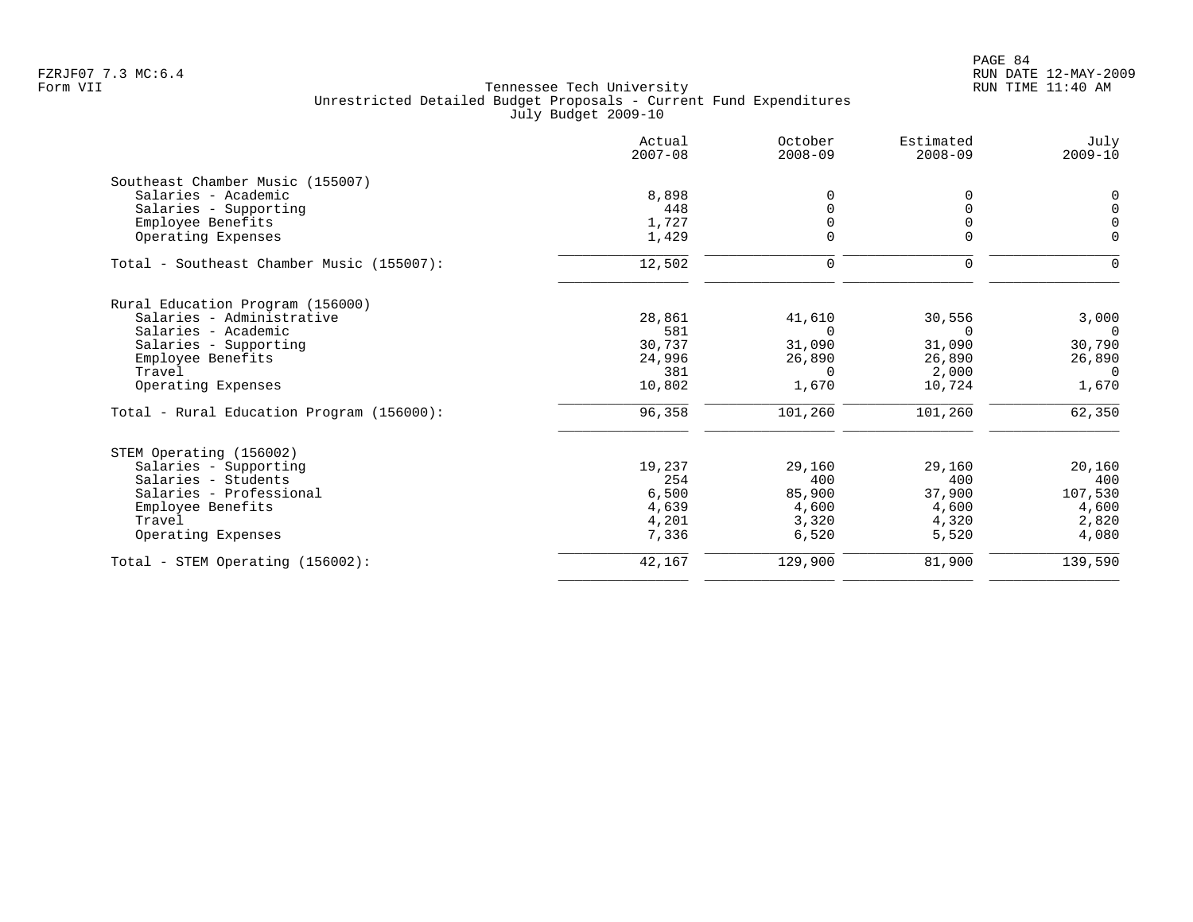FZRJF07 7.3 MC:6.4
Form VII

Tennessee Tech University
Unrestricted Detailed Budget Proposals - Current Fund Expenditures
July Budget 2009-10

RUN DATE 12-MAY-2009
RUN TIME 11:40 AM

| | Actual 2007-08 | October 2008-09 | Estimated 2008-09 | July 2009-10 |
|---|---|---|---|---|
| **Southeast Chamber Music (155007)** | | | | |
| Salaries - Academic | 8,898 | 0 | 0 | 0 |
| Salaries - Supporting | 448 | 0 | 0 | 0 |
| Employee Benefits | 1,727 | 0 | 0 | 0 |
| Operating Expenses | 1,429 | 0 | 0 | 0 |
| Total - Southeast Chamber Music (155007): | 12,502 | 0 | 0 | 0 |
| **Rural Education Program (156000)** | | | | |
| Salaries - Administrative | 28,861 | 41,610 | 30,556 | 3,000 |
| Salaries - Academic | 581 | 0 | 0 | 0 |
| Salaries - Supporting | 30,737 | 31,090 | 31,090 | 30,790 |
| Employee Benefits | 24,996 | 26,890 | 26,890 | 26,890 |
| Travel | 381 | 0 | 2,000 | 0 |
| Operating Expenses | 10,802 | 1,670 | 10,724 | 1,670 |
| Total - Rural Education Program (156000): | 96,358 | 101,260 | 101,260 | 62,350 |
| **STEM Operating (156002)** | | | | |
| Salaries - Supporting | 19,237 | 29,160 | 29,160 | 20,160 |
| Salaries - Students | 254 | 400 | 400 | 400 |
| Salaries - Professional | 6,500 | 85,900 | 37,900 | 107,530 |
| Employee Benefits | 4,639 | 4,600 | 4,600 | 4,600 |
| Travel | 4,201 | 3,320 | 4,320 | 2,820 |
| Operating Expenses | 7,336 | 6,520 | 5,520 | 4,080 |
| Total - STEM Operating (156002): | 42,167 | 129,900 | 81,900 | 139,590 |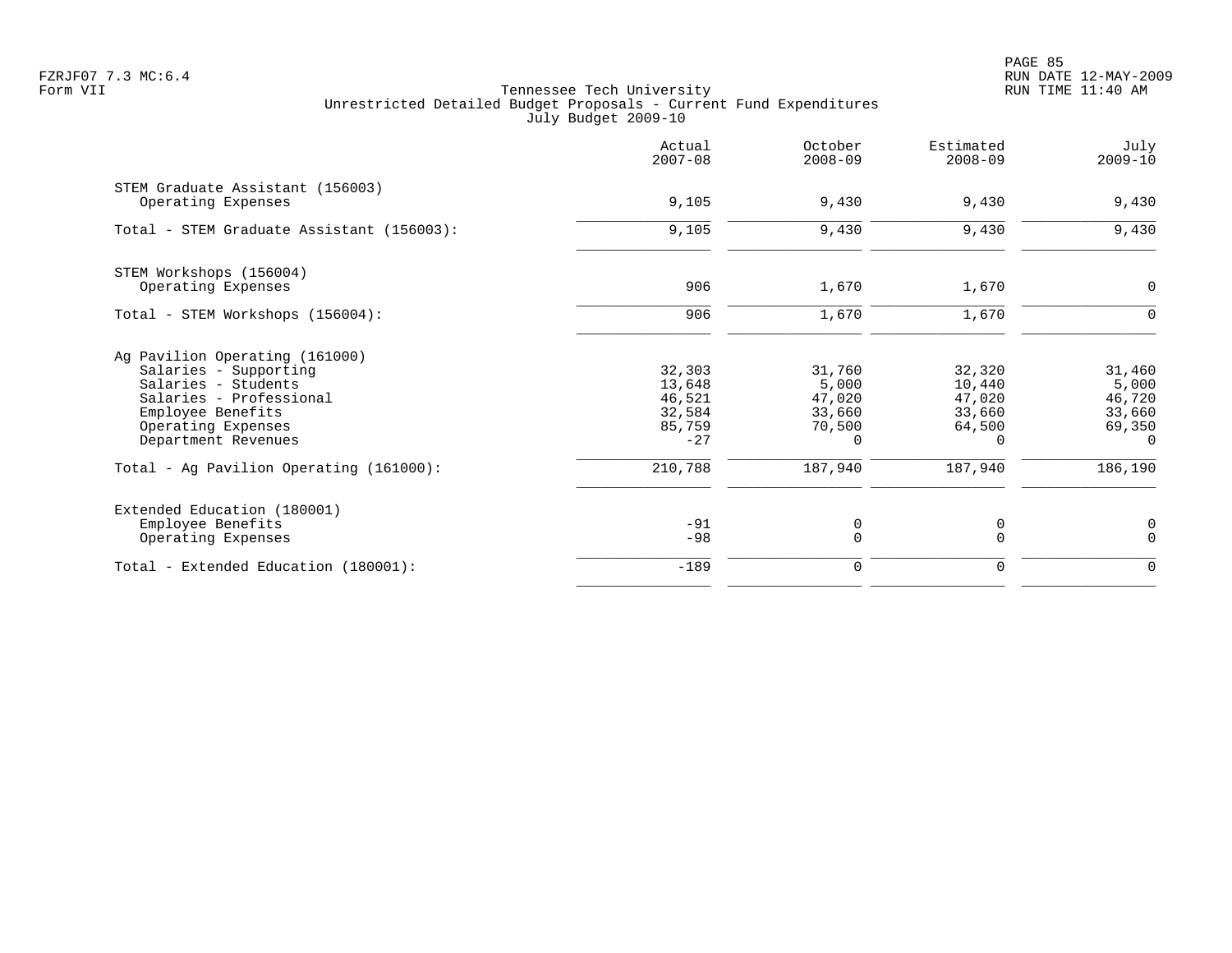FZRJF07 7.3 MC:6.4
Form VII

Tennessee Tech University
Unrestricted Detailed Budget Proposals - Current Fund Expenditures
July Budget 2009-10

|  | Actual 2007-08 | October 2008-09 | Estimated 2008-09 | July 2009-10 |
|---|---|---|---|---|
| STEM Graduate Assistant (156003) |  |  |  |  |
| Operating Expenses | 9,105 | 9,430 | 9,430 | 9,430 |
| Total - STEM Graduate Assistant (156003): | 9,105 | 9,430 | 9,430 | 9,430 |
| STEM Workshops (156004) |  |  |  |  |
| Operating Expenses | 906 | 1,670 | 1,670 | 0 |
| Total - STEM Workshops (156004): | 906 | 1,670 | 1,670 | 0 |
| Ag Pavilion Operating (161000) |  |  |  |  |
| Salaries - Supporting | 32,303 | 31,760 | 32,320 | 31,460 |
| Salaries - Students | 13,648 | 5,000 | 10,440 | 5,000 |
| Salaries - Professional | 46,521 | 47,020 | 47,020 | 46,720 |
| Employee Benefits | 32,584 | 33,660 | 33,660 | 33,660 |
| Operating Expenses | 85,759 | 70,500 | 64,500 | 69,350 |
| Department Revenues | -27 | 0 | 0 | 0 |
| Total - Ag Pavilion Operating (161000): | 210,788 | 187,940 | 187,940 | 186,190 |
| Extended Education (180001) |  |  |  |  |
| Employee Benefits | -91 | 0 | 0 | 0 |
| Operating Expenses | -98 | 0 | 0 | 0 |
| Total - Extended Education (180001): | -189 | 0 | 0 | 0 |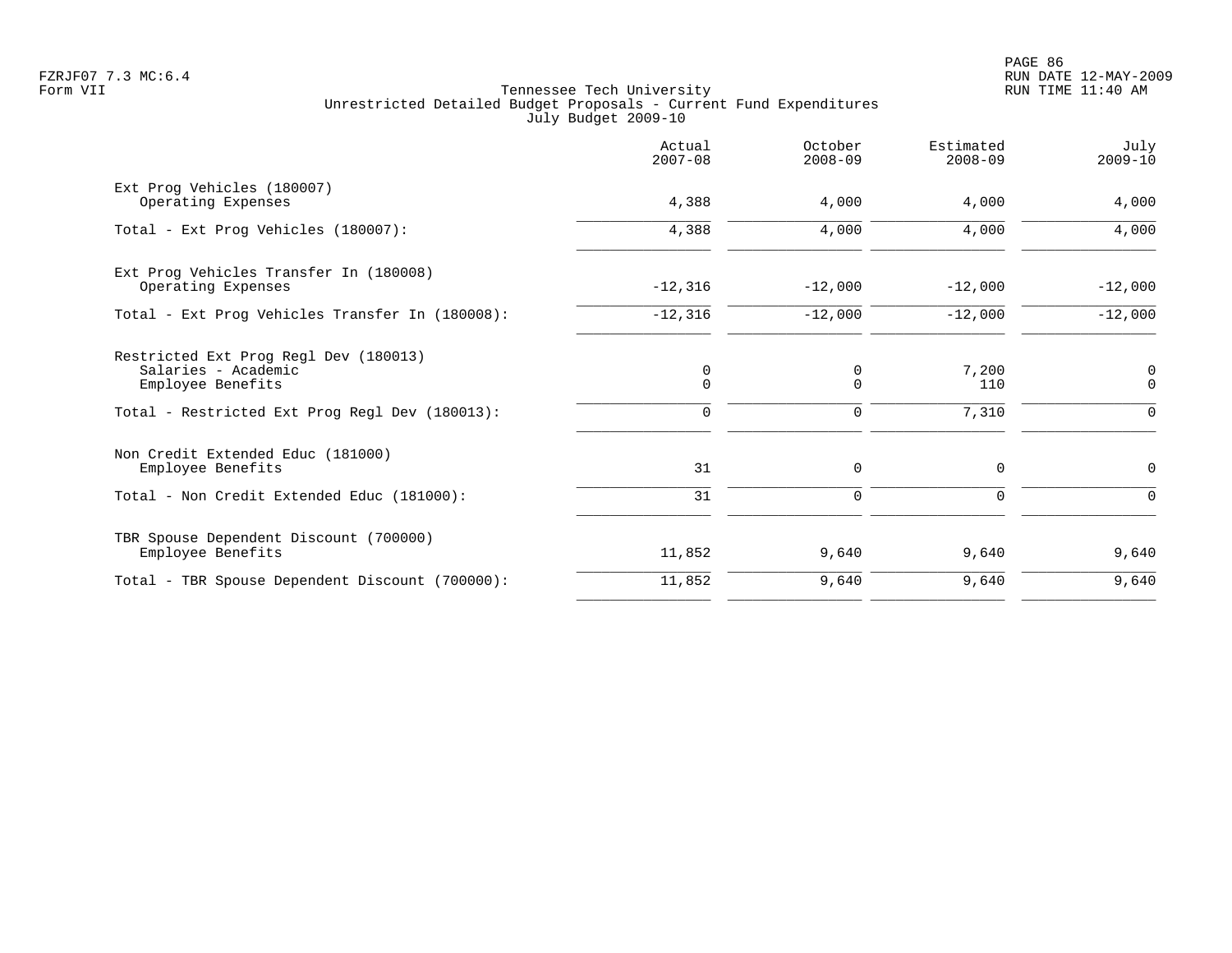FZRJF07 7.3 MC:6.4
Form VII

Tennessee Tech University
Unrestricted Detailed Budget Proposals - Current Fund Expenditures
July Budget 2009-10

RUN DATE 12-MAY-2009
RUN TIME 11:40 AM

| | Actual 2007-08 | October 2008-09 | Estimated 2008-09 | July 2009-10 |
|---|---:|---:|---:|---:|
| Ext Prog Vehicles (180007) | | | | |
| Operating Expenses | 4,388 | 4,000 | 4,000 | 4,000 |
| Total - Ext Prog Vehicles (180007): | 4,388 | 4,000 | 4,000 | 4,000 |
| Ext Prog Vehicles Transfer In (180008) | | | | |
| Operating Expenses | -12,316 | -12,000 | -12,000 | -12,000 |
| Total - Ext Prog Vehicles Transfer In (180008): | -12,316 | -12,000 | -12,000 | -12,000 |
| Restricted Ext Prog Regl Dev (180013) | | | | |
| Salaries - Academic | 0 | 0 | 7,200 | 0 |
| Employee Benefits | 0 | 0 | 110 | 0 |
| Total - Restricted Ext Prog Regl Dev (180013): | 0 | 0 | 7,310 | 0 |
| Non Credit Extended Educ (181000) | | | | |
| Employee Benefits | 31 | 0 | 0 | 0 |
| Total - Non Credit Extended Educ (181000): | 31 | 0 | 0 | 0 |
| TBR Spouse Dependent Discount (700000) | | | | |
| Employee Benefits | 11,852 | 9,640 | 9,640 | 9,640 |
| Total - TBR Spouse Dependent Discount (700000): | 11,852 | 9,640 | 9,640 | 9,640 |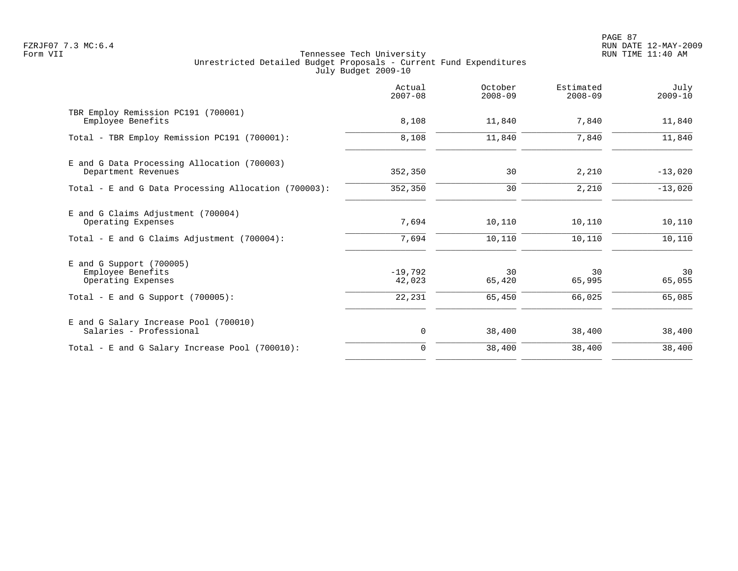Tennessee Tech University
Unrestricted Detailed Budget Proposals - Current Fund Expenditures
July Budget 2009-10

| | Actual 2007-08 | October 2008-09 | Estimated 2008-09 | July 2009-10 |
|---|---:|---:|---:|---:|
| **TBR Employ Remission PC191 (700001)** | | | | |
| Employee Benefits | 8,108 | 11,840 | 7,840 | 11,840 |
| Total - TBR Employ Remission PC191 (700001): | 8,108 | 11,840 | 7,840 | 11,840 |
| **E and G Data Processing Allocation (700003)** | | | | |
| Department Revenues | 352,350 | 30 | 2,210 | -13,020 |
| Total - E and G Data Processing Allocation (700003): | 352,350 | 30 | 2,210 | -13,020 |
| **E and G Claims Adjustment (700004)** | | | | |
| Operating Expenses | 7,694 | 10,110 | 10,110 | 10,110 |
| Total - E and G Claims Adjustment (700004): | 7,694 | 10,110 | 10,110 | 10,110 |
| **E and G Support (700005)** | | | | |
| Employee Benefits | -19,792 | 30 | 30 | 30 |
| Operating Expenses | 42,023 | 65,420 | 65,995 | 65,055 |
| Total - E and G Support (700005): | 22,231 | 65,450 | 66,025 | 65,085 |
| **E and G Salary Increase Pool (700010)** | | | | |
| Salaries - Professional | 0 | 38,400 | 38,400 | 38,400 |
| Total - E and G Salary Increase Pool (700010): | 0 | 38,400 | 38,400 | 38,400 |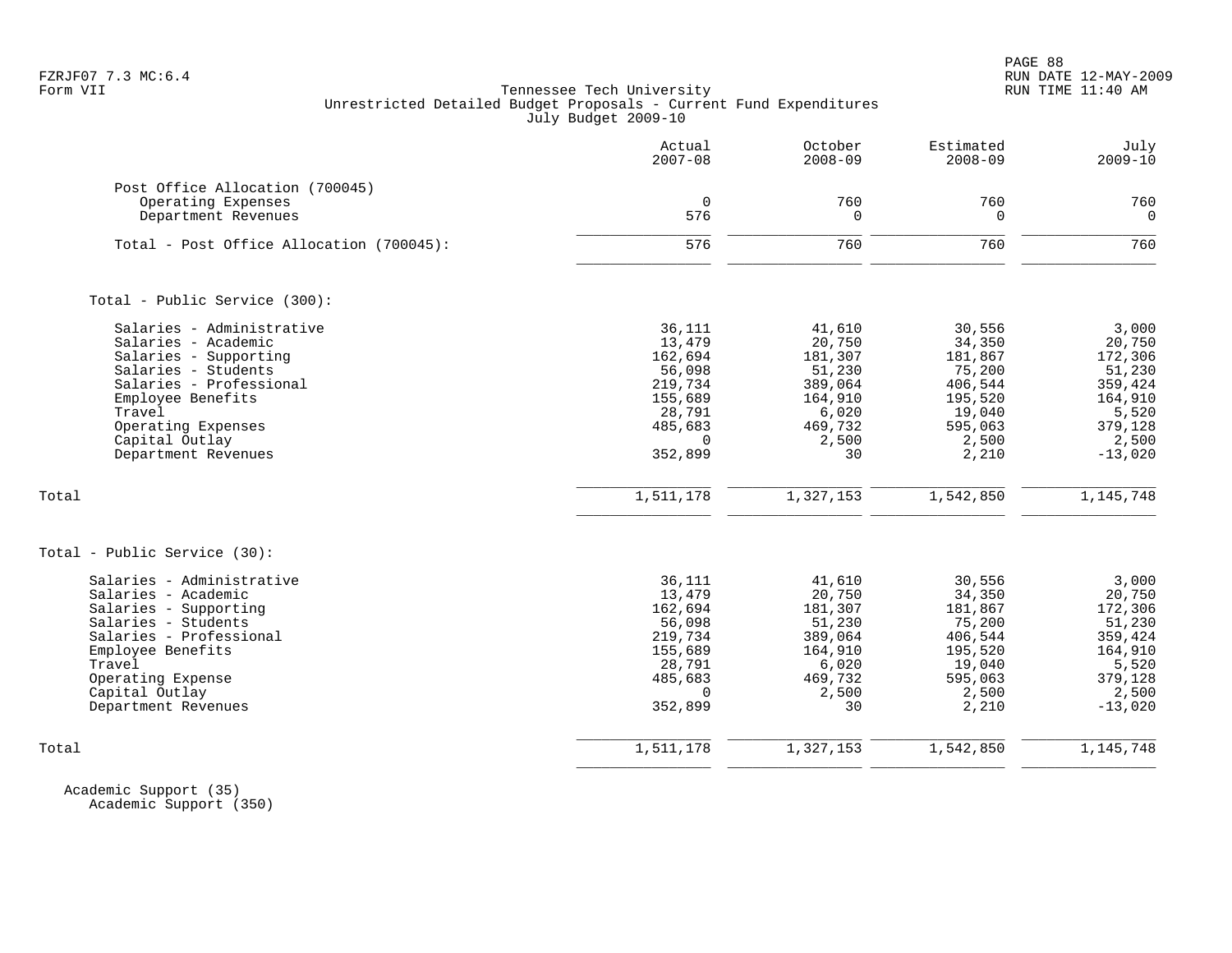Tennessee Tech University
Unrestricted Detailed Budget Proposals - Current Fund Expenditures
July Budget 2009-10

| | Actual 2007-08 | October 2008-09 | Estimated 2008-09 | July 2009-10 |
|---|---|---|---|---|
| **Post Office Allocation (700045)** | | | | |
| Operating Expenses | 0 | 760 | 760 | 760 |
| Department Revenues | 576 | 0 | 0 | 0 |
| Total - Post Office Allocation (700045): | 576 | 760 | 760 | 760 |

| | Actual 2007-08 | October 2008-09 | Estimated 2008-09 | July 2009-10 |
|---|---|---|---|---|
| **Total - Public Service (300):** | | | | |
| Salaries - Administrative | 36,111 | 41,610 | 30,556 | 3,000 |
| Salaries - Academic | 13,479 | 20,750 | 34,350 | 20,750 |
| Salaries - Supporting | 162,694 | 181,307 | 181,867 | 172,306 |
| Salaries - Students | 56,098 | 51,230 | 75,200 | 51,230 |
| Salaries - Professional | 219,734 | 389,064 | 406,544 | 359,424 |
| Employee Benefits | 155,689 | 164,910 | 195,520 | 164,910 |
| Travel | 28,791 | 6,020 | 19,040 | 5,520 |
| Operating Expenses | 485,683 | 469,732 | 595,063 | 379,128 |
| Capital Outlay | 0 | 2,500 | 2,500 | 2,500 |
| Department Revenues | 352,899 | 30 | 2,210 | -13,020 |
| Total | 1,511,178 | 1,327,153 | 1,542,850 | 1,145,748 |

| | Actual 2007-08 | October 2008-09 | Estimated 2008-09 | July 2009-10 |
|---|---|---|---|---|
| **Total - Public Service (30):** | | | | |
| Salaries - Administrative | 36,111 | 41,610 | 30,556 | 3,000 |
| Salaries - Academic | 13,479 | 20,750 | 34,350 | 20,750 |
| Salaries - Supporting | 162,694 | 181,307 | 181,867 | 172,306 |
| Salaries - Students | 56,098 | 51,230 | 75,200 | 51,230 |
| Salaries - Professional | 219,734 | 389,064 | 406,544 | 359,424 |
| Employee Benefits | 155,689 | 164,910 | 195,520 | 164,910 |
| Travel | 28,791 | 6,020 | 19,040 | 5,520 |
| Operating Expense | 485,683 | 469,732 | 595,063 | 379,128 |
| Capital Outlay | 0 | 2,500 | 2,500 | 2,500 |
| Department Revenues | 352,899 | 30 | 2,210 | -13,020 |
| Total | 1,511,178 | 1,327,153 | 1,542,850 | 1,145,748 |

Academic Support (35)
Academic Support (350)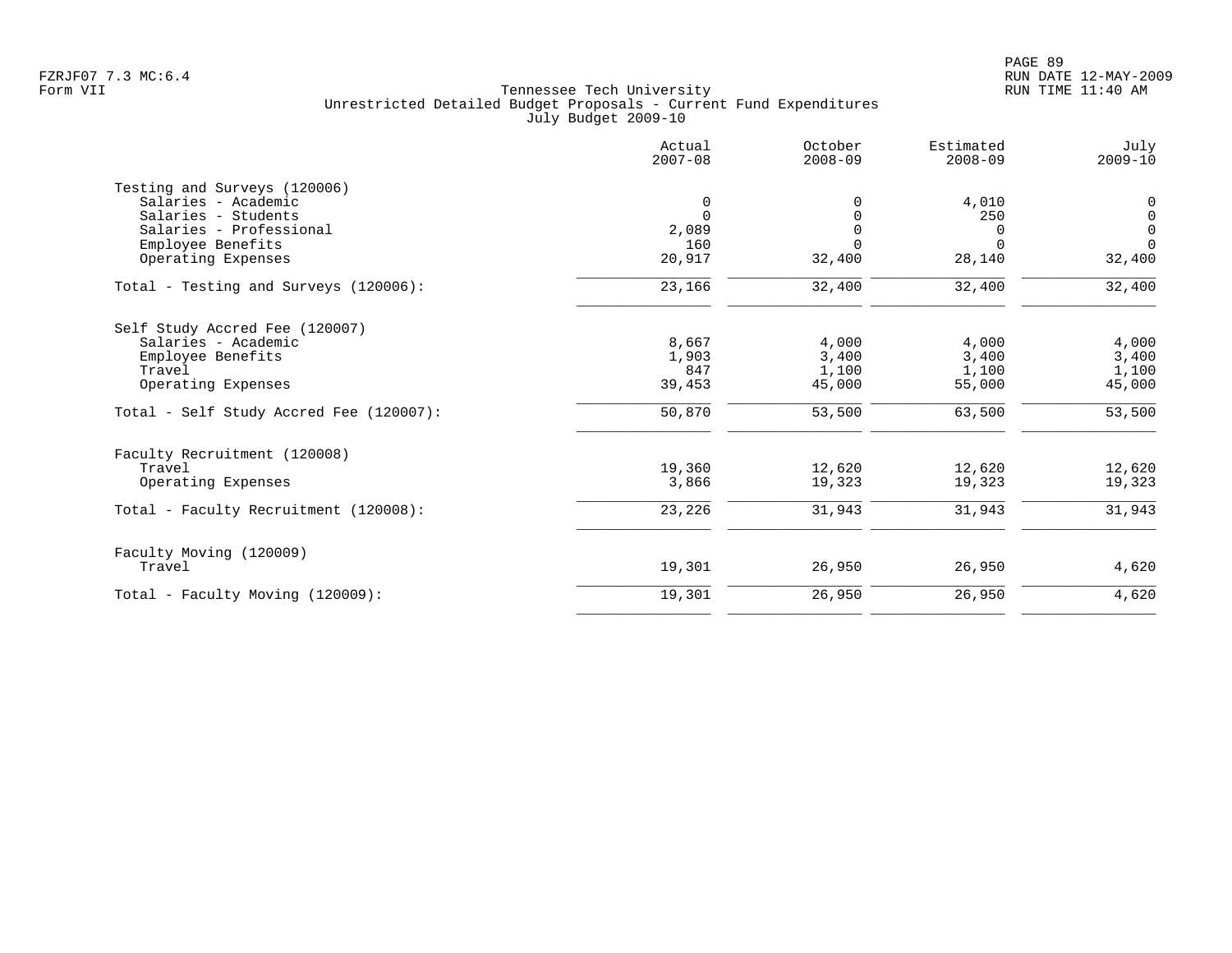Tennessee Tech University
Unrestricted Detailed Budget Proposals - Current Fund Expenditures
July Budget 2009-10

| | Actual 2007-08 | October 2008-09 | Estimated 2008-09 | July 2009-10 |
|---|---|---|---|---|
| **Testing and Surveys (120006)** | | | | |
| Salaries - Academic | 0 | 0 | 4,010 | 0 |
| Salaries - Students | 0 | 0 | 250 | 0 |
| Salaries - Professional | 2,089 | 0 | 0 | 0 |
| Employee Benefits | 160 | 0 | 0 | 0 |
| Operating Expenses | 20,917 | 32,400 | 28,140 | 32,400 |
| Total - Testing and Surveys (120006): | 23,166 | 32,400 | 32,400 | 32,400 |
| **Self Study Accred Fee (120007)** | | | | |
| Salaries - Academic | 8,667 | 4,000 | 4,000 | 4,000 |
| Employee Benefits | 1,903 | 3,400 | 3,400 | 3,400 |
| Travel | 847 | 1,100 | 1,100 | 1,100 |
| Operating Expenses | 39,453 | 45,000 | 55,000 | 45,000 |
| Total - Self Study Accred Fee (120007): | 50,870 | 53,500 | 63,500 | 53,500 |
| **Faculty Recruitment (120008)** | | | | |
| Travel | 19,360 | 12,620 | 12,620 | 12,620 |
| Operating Expenses | 3,866 | 19,323 | 19,323 | 19,323 |
| Total - Faculty Recruitment (120008): | 23,226 | 31,943 | 31,943 | 31,943 |
| **Faculty Moving (120009)** | | | | |
| Travel | 19,301 | 26,950 | 26,950 | 4,620 |
| Total - Faculty Moving (120009): | 19,301 | 26,950 | 26,950 | 4,620 |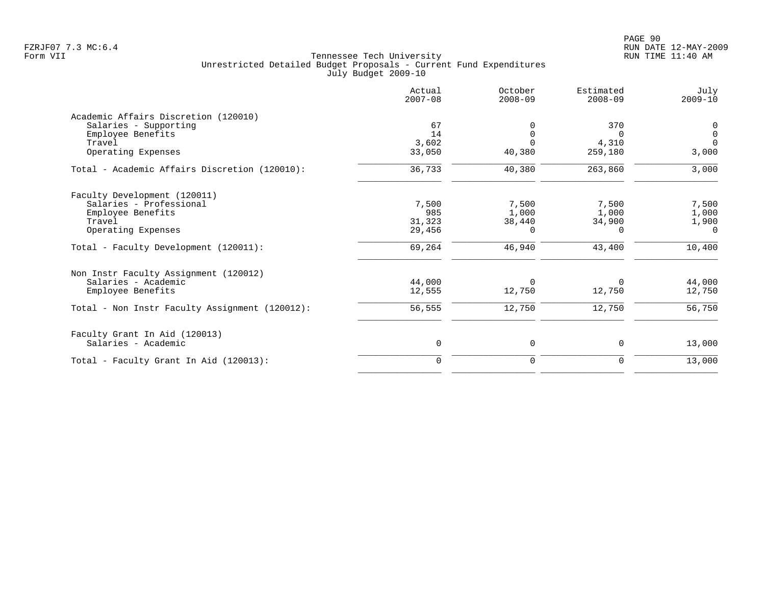FZRJF07 7.3 MC:6.4
Form VII

Tennessee Tech University
Unrestricted Detailed Budget Proposals - Current Fund Expenditures
July Budget 2009-10

RUN DATE 12-MAY-2009
RUN TIME 11:40 AM

| | Actual 2007-08 | October 2008-09 | Estimated 2008-09 | July 2009-10 |
|---|---|---|---|---|
| **Academic Affairs Discretion (120010)** | | | | |
| Salaries - Supporting | 67 | 0 | 370 | 0 |
| Employee Benefits | 14 | 0 | 0 | 0 |
| Travel | 3,602 | 0 | 4,310 | 0 |
| Operating Expenses | 33,050 | 40,380 | 259,180 | 3,000 |
| Total - Academic Affairs Discretion (120010): | 36,733 | 40,380 | 263,860 | 3,000 |
| **Faculty Development (120011)** | | | | |
| Salaries - Professional | 7,500 | 7,500 | 7,500 | 7,500 |
| Employee Benefits | 985 | 1,000 | 1,000 | 1,000 |
| Travel | 31,323 | 38,440 | 34,900 | 1,900 |
| Operating Expenses | 29,456 | 0 | 0 | 0 |
| Total - Faculty Development (120011): | 69,264 | 46,940 | 43,400 | 10,400 |
| **Non Instr Faculty Assignment (120012)** | | | | |
| Salaries - Academic | 44,000 | 0 | 0 | 44,000 |
| Employee Benefits | 12,555 | 12,750 | 12,750 | 12,750 |
| Total - Non Instr Faculty Assignment (120012): | 56,555 | 12,750 | 12,750 | 56,750 |
| **Faculty Grant In Aid (120013)** | | | | |
| Salaries - Academic | 0 | 0 | 0 | 13,000 |
| Total - Faculty Grant In Aid (120013): | 0 | 0 | 0 | 13,000 |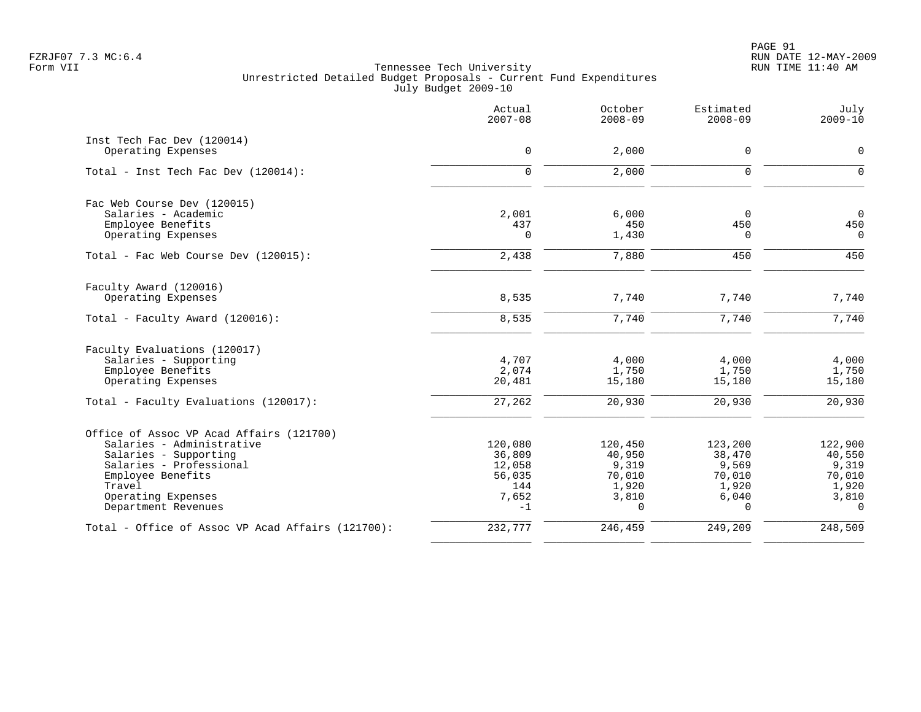FZRJF07 7.3 MC:6.4
Form VII

Tennessee Tech University
Unrestricted Detailed Budget Proposals - Current Fund Expenditures
July Budget 2009-10

RUN DATE 12-MAY-2009
RUN TIME 11:40 AM

| | Actual 2007-08 | October 2008-09 | Estimated 2008-09 | July 2009-10 |
|---|---|---|---|---|
| **Inst Tech Fac Dev (120014)** | | | | |
| Operating Expenses | 0 | 2,000 | 0 | 0 |
| Total - Inst Tech Fac Dev (120014): | 0 | 2,000 | 0 | 0 |
| **Fac Web Course Dev (120015)** | | | | |
| Salaries - Academic | 2,001 | 6,000 | 0 | 0 |
| Employee Benefits | 437 | 450 | 450 | 450 |
| Operating Expenses | 0 | 1,430 | 0 | 0 |
| Total - Fac Web Course Dev (120015): | 2,438 | 7,880 | 450 | 450 |
| **Faculty Award (120016)** | | | | |
| Operating Expenses | 8,535 | 7,740 | 7,740 | 7,740 |
| Total - Faculty Award (120016): | 8,535 | 7,740 | 7,740 | 7,740 |
| **Faculty Evaluations (120017)** | | | | |
| Salaries - Supporting | 4,707 | 4,000 | 4,000 | 4,000 |
| Employee Benefits | 2,074 | 1,750 | 1,750 | 1,750 |
| Operating Expenses | 20,481 | 15,180 | 15,180 | 15,180 |
| Total - Faculty Evaluations (120017): | 27,262 | 20,930 | 20,930 | 20,930 |
| **Office of Assoc VP Acad Affairs (121700)** | | | | |
| Salaries - Administrative | 120,080 | 120,450 | 123,200 | 122,900 |
| Salaries - Supporting | 36,809 | 40,950 | 38,470 | 40,550 |
| Salaries - Professional | 12,058 | 9,319 | 9,569 | 9,319 |
| Employee Benefits | 56,035 | 70,010 | 70,010 | 70,010 |
| Travel | 144 | 1,920 | 1,920 | 1,920 |
| Operating Expenses | 7,652 | 3,810 | 6,040 | 3,810 |
| Department Revenues | -1 | 0 | 0 | 0 |
| Total - Office of Assoc VP Acad Affairs (121700): | 232,777 | 246,459 | 249,209 | 248,509 |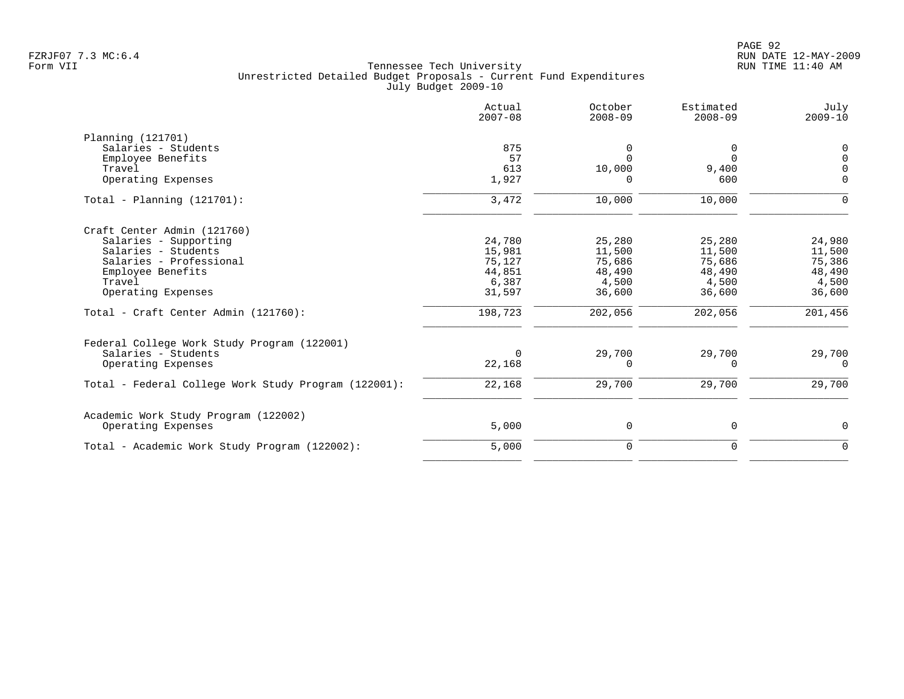Tennessee Tech University
Unrestricted Detailed Budget Proposals - Current Fund Expenditures
July Budget 2009-10

| | Actual 2007-08 | October 2008-09 | Estimated 2008-09 | July 2009-10 |
|---|---|---|---|---|
| **Planning (121701)** | | | | |
| Salaries - Students | 875 | 0 | 0 | 0 |
| Employee Benefits | 57 | 0 | 0 | 0 |
| Travel | 613 | 10,000 | 9,400 | 0 |
| Operating Expenses | 1,927 | 0 | 600 | 0 |
| Total - Planning (121701): | 3,472 | 10,000 | 10,000 | 0 |
| **Craft Center Admin (121760)** | | | | |
| Salaries - Supporting | 24,780 | 25,280 | 25,280 | 24,980 |
| Salaries - Students | 15,981 | 11,500 | 11,500 | 11,500 |
| Salaries - Professional | 75,127 | 75,686 | 75,686 | 75,386 |
| Employee Benefits | 44,851 | 48,490 | 48,490 | 48,490 |
| Travel | 6,387 | 4,500 | 4,500 | 4,500 |
| Operating Expenses | 31,597 | 36,600 | 36,600 | 36,600 |
| Total - Craft Center Admin (121760): | 198,723 | 202,056 | 202,056 | 201,456 |
| **Federal College Work Study Program (122001)** | | | | |
| Salaries - Students | 0 | 29,700 | 29,700 | 29,700 |
| Operating Expenses | 22,168 | 0 | 0 | 0 |
| Total - Federal College Work Study Program (122001): | 22,168 | 29,700 | 29,700 | 29,700 |
| **Academic Work Study Program (122002)** | | | | |
| Operating Expenses | 5,000 | 0 | 0 | 0 |
| Total - Academic Work Study Program (122002): | 5,000 | 0 | 0 | 0 |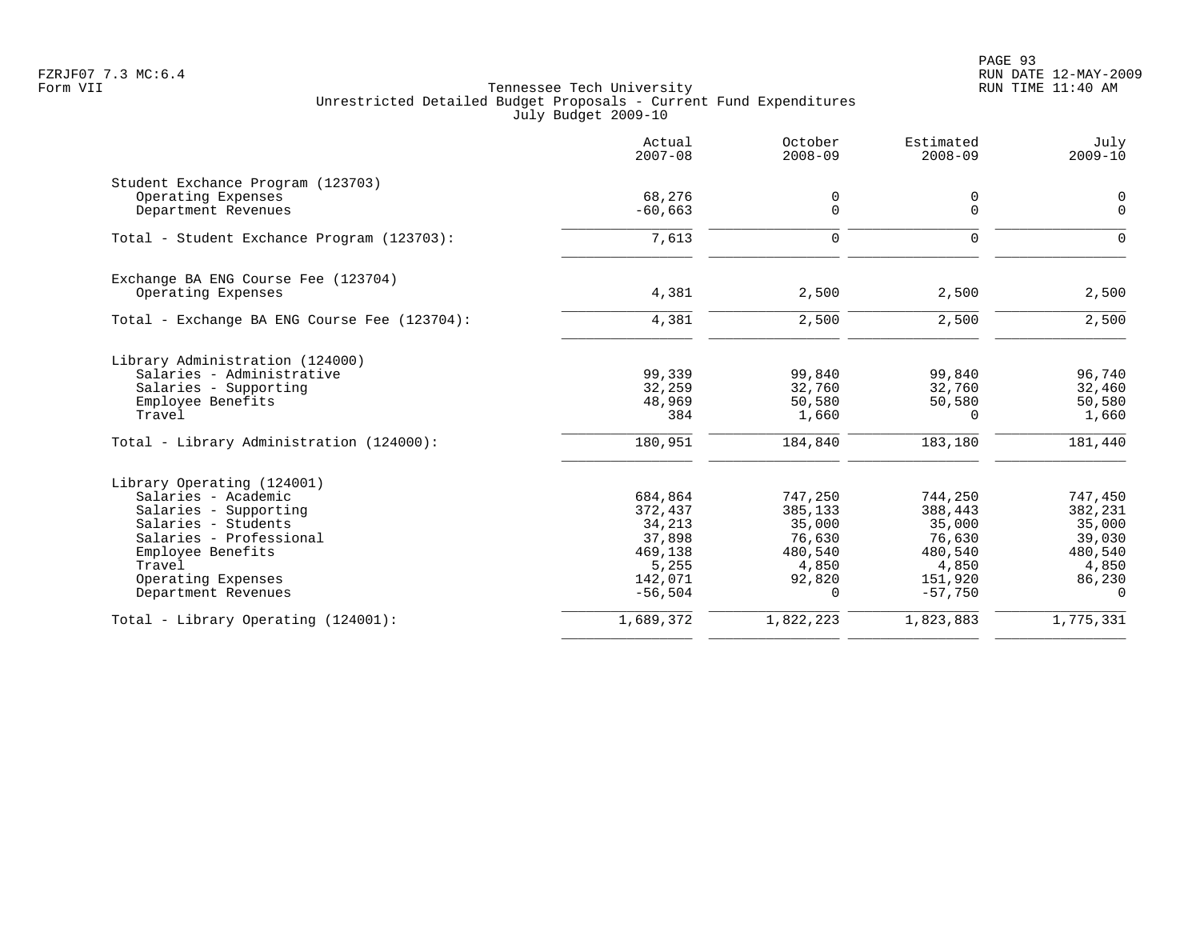Tennessee Tech University
Unrestricted Detailed Budget Proposals - Current Fund Expenditures
July Budget 2009-10

| | Actual 2007-08 | October 2008-09 | Estimated 2008-09 | July 2009-10 |
|---|---|---|---|---|
| **Student Exchance Program (123703)** | | | | |
| Operating Expenses | 68,276 | 0 | 0 | 0 |
| Department Revenues | -60,663 | 0 | 0 | 0 |
| Total - Student Exchance Program (123703): | 7,613 | 0 | 0 | 0 |
| **Exchange BA ENG Course Fee (123704)** | | | | |
| Operating Expenses | 4,381 | 2,500 | 2,500 | 2,500 |
| Total - Exchange BA ENG Course Fee (123704): | 4,381 | 2,500 | 2,500 | 2,500 |
| **Library Administration (124000)** | | | | |
| Salaries - Administrative | 99,339 | 99,840 | 99,840 | 96,740 |
| Salaries - Supporting | 32,259 | 32,760 | 32,760 | 32,460 |
| Employee Benefits | 48,969 | 50,580 | 50,580 | 50,580 |
| Travel | 384 | 1,660 | 0 | 1,660 |
| Total - Library Administration (124000): | 180,951 | 184,840 | 183,180 | 181,440 |
| **Library Operating (124001)** | | | | |
| Salaries - Academic | 684,864 | 747,250 | 744,250 | 747,450 |
| Salaries - Supporting | 372,437 | 385,133 | 388,443 | 382,231 |
| Salaries - Students | 34,213 | 35,000 | 35,000 | 35,000 |
| Salaries - Professional | 37,898 | 76,630 | 76,630 | 39,030 |
| Employee Benefits | 469,138 | 480,540 | 480,540 | 480,540 |
| Travel | 5,255 | 4,850 | 4,850 | 4,850 |
| Operating Expenses | 142,071 | 92,820 | 151,920 | 86,230 |
| Department Revenues | -56,504 | 0 | -57,750 | 0 |
| Total - Library Operating (124001): | 1,689,372 | 1,822,223 | 1,823,883 | 1,775,331 |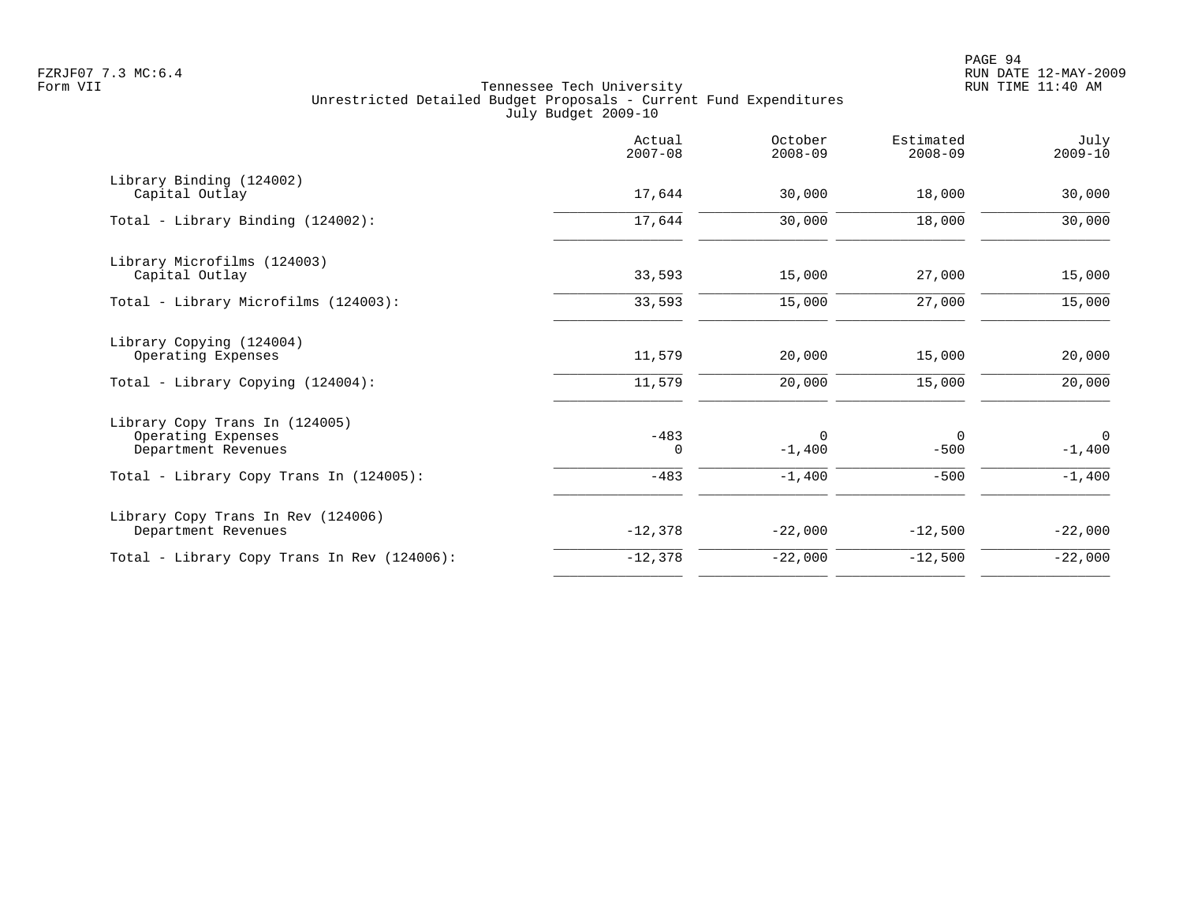Tennessee Tech University
Unrestricted Detailed Budget Proposals - Current Fund Expenditures
July Budget 2009-10

FZRJF07 7.3 MC:6.4
Form VII

RUN DATE 12-MAY-2009
RUN TIME 11:40 AM

| | Actual 2007-08 | October 2008-09 | Estimated 2008-09 | July 2009-10 |
|---|---|---|---|---|
| Library Binding (124002) | | | | |
| Capital Outlay | 17,644 | 30,000 | 18,000 | 30,000 |
| Total - Library Binding (124002): | 17,644 | 30,000 | 18,000 | 30,000 |
| Library Microfilms (124003) | | | | |
| Capital Outlay | 33,593 | 15,000 | 27,000 | 15,000 |
| Total - Library Microfilms (124003): | 33,593 | 15,000 | 27,000 | 15,000 |
| Library Copying (124004) | | | | |
| Operating Expenses | 11,579 | 20,000 | 15,000 | 20,000 |
| Total - Library Copying (124004): | 11,579 | 20,000 | 15,000 | 20,000 |
| Library Copy Trans In (124005) | | | | |
| Operating Expenses | -483 | 0 | 0 | 0 |
| Department Revenues | 0 | -1,400 | -500 | -1,400 |
| Total - Library Copy Trans In (124005): | -483 | -1,400 | -500 | -1,400 |
| Library Copy Trans In Rev (124006) | | | | |
| Department Revenues | -12,378 | -22,000 | -12,500 | -22,000 |
| Total - Library Copy Trans In Rev (124006): | -12,378 | -22,000 | -12,500 | -22,000 |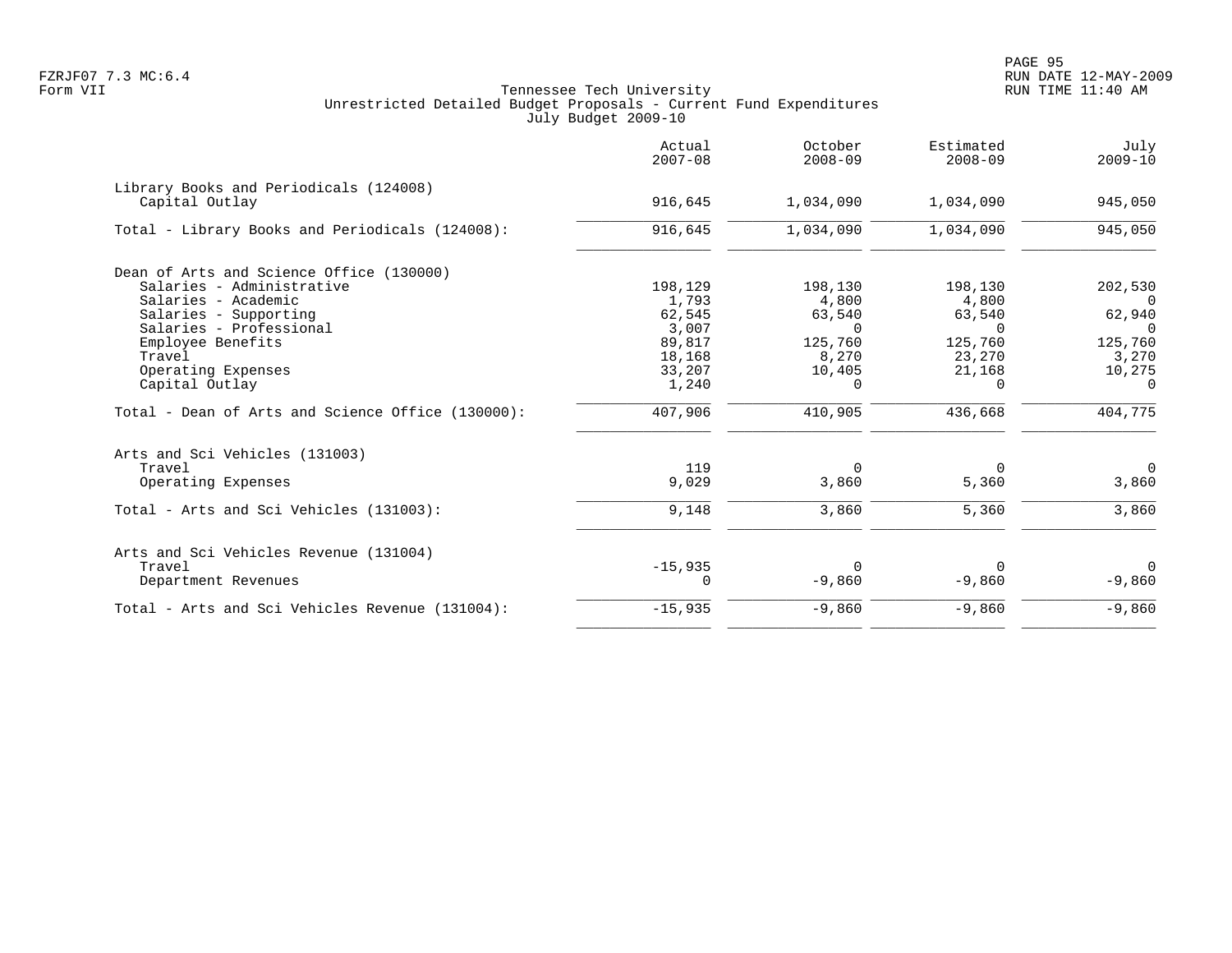Tennessee Tech University
Unrestricted Detailed Budget Proposals - Current Fund Expenditures
July Budget 2009-10

| | Actual 2007-08 | October 2008-09 | Estimated 2008-09 | July 2009-10 |
|---|---|---|---|---|
| **Library Books and Periodicals (124008)** | | | | |
| Capital Outlay | 916,645 | 1,034,090 | 1,034,090 | 945,050 |
| Total - Library Books and Periodicals (124008): | 916,645 | 1,034,090 | 1,034,090 | 945,050 |
| **Dean of Arts and Science Office (130000)** | | | | |
| Salaries - Administrative | 198,129 | 198,130 | 198,130 | 202,530 |
| Salaries - Academic | 1,793 | 4,800 | 4,800 | 0 |
| Salaries - Supporting | 62,545 | 63,540 | 63,540 | 62,940 |
| Salaries - Professional | 3,007 | 0 | 0 | 0 |
| Employee Benefits | 89,817 | 125,760 | 125,760 | 125,760 |
| Travel | 18,168 | 8,270 | 23,270 | 3,270 |
| Operating Expenses | 33,207 | 10,405 | 21,168 | 10,275 |
| Capital Outlay | 1,240 | 0 | 0 | 0 |
| Total - Dean of Arts and Science Office (130000): | 407,906 | 410,905 | 436,668 | 404,775 |
| **Arts and Sci Vehicles (131003)** | | | | |
| Travel | 119 | 0 | 0 | 0 |
| Operating Expenses | 9,029 | 3,860 | 5,360 | 3,860 |
| Total - Arts and Sci Vehicles (131003): | 9,148 | 3,860 | 5,360 | 3,860 |
| **Arts and Sci Vehicles Revenue (131004)** | | | | |
| Travel | -15,935 | 0 | 0 | 0 |
| Department Revenues | 0 | -9,860 | -9,860 | -9,860 |
| Total - Arts and Sci Vehicles Revenue (131004): | -15,935 | -9,860 | -9,860 | -9,860 |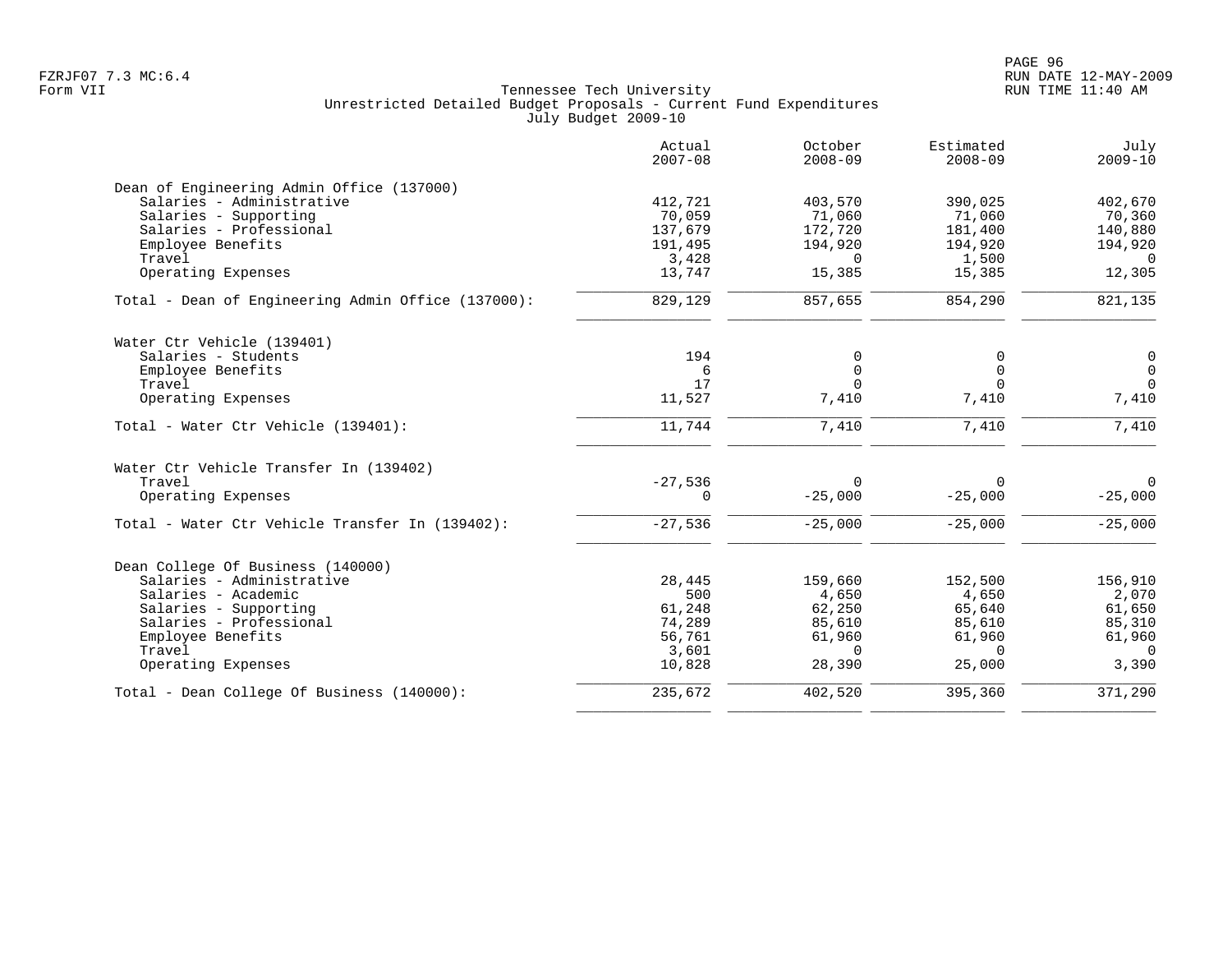Tennessee Tech University
Unrestricted Detailed Budget Proposals - Current Fund Expenditures
July Budget 2009-10

| | Actual 2007-08 | October 2008-09 | Estimated 2008-09 | July 2009-10 |
|---|---|---|---|---|
| **Dean of Engineering Admin Office (137000)** | | | | |
| Salaries - Administrative | 412,721 | 403,570 | 390,025 | 402,670 |
| Salaries - Supporting | 70,059 | 71,060 | 71,060 | 70,360 |
| Salaries - Professional | 137,679 | 172,720 | 181,400 | 140,880 |
| Employee Benefits | 191,495 | 194,920 | 194,920 | 194,920 |
| Travel | 3,428 | 0 | 1,500 | 0 |
| Operating Expenses | 13,747 | 15,385 | 15,385 | 12,305 |
| Total - Dean of Engineering Admin Office (137000): | 829,129 | 857,655 | 854,290 | 821,135 |
| **Water Ctr Vehicle (139401)** | | | | |
| Salaries - Students | 194 | 0 | 0 | 0 |
| Employee Benefits | 6 | 0 | 0 | 0 |
| Travel | 17 | 0 | 0 | 0 |
| Operating Expenses | 11,527 | 7,410 | 7,410 | 7,410 |
| Total - Water Ctr Vehicle (139401): | 11,744 | 7,410 | 7,410 | 7,410 |
| **Water Ctr Vehicle Transfer In (139402)** | | | | |
| Travel | -27,536 | 0 | 0 | 0 |
| Operating Expenses | 0 | -25,000 | -25,000 | -25,000 |
| Total - Water Ctr Vehicle Transfer In (139402): | -27,536 | -25,000 | -25,000 | -25,000 |
| **Dean College Of Business (140000)** | | | | |
| Salaries - Administrative | 28,445 | 159,660 | 152,500 | 156,910 |
| Salaries - Academic | 500 | 4,650 | 4,650 | 2,070 |
| Salaries - Supporting | 61,248 | 62,250 | 65,640 | 61,650 |
| Salaries - Professional | 74,289 | 85,610 | 85,610 | 85,310 |
| Employee Benefits | 56,761 | 61,960 | 61,960 | 61,960 |
| Travel | 3,601 | 0 | 0 | 0 |
| Operating Expenses | 10,828 | 28,390 | 25,000 | 3,390 |
| Total - Dean College Of Business (140000): | 235,672 | 402,520 | 395,360 | 371,290 |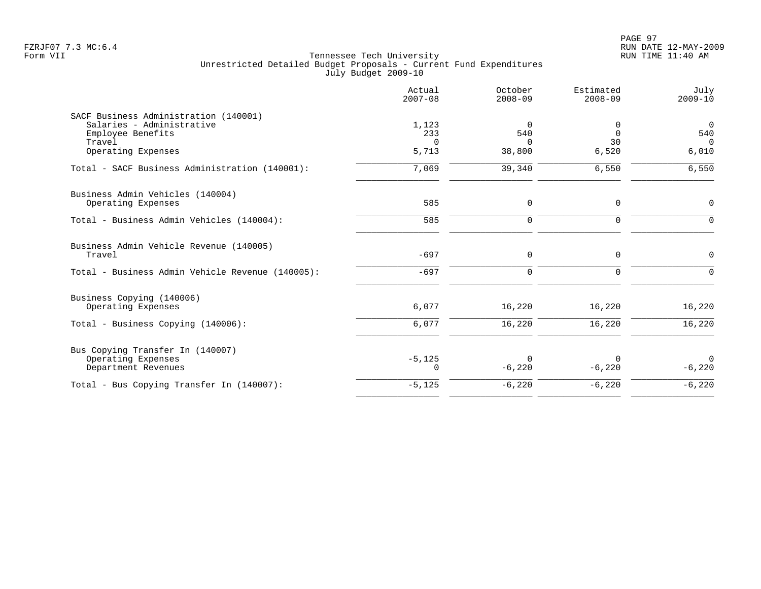Tennessee Tech University
Unrestricted Detailed Budget Proposals - Current Fund Expenditures
July Budget 2009-10

| | Actual 2007-08 | October 2008-09 | Estimated 2008-09 | July 2009-10 |
|---|---|---|---|---|
| **SACF Business Administration (140001)** | | | | |
| Salaries - Administrative | 1,123 | 0 | 0 | 0 |
| Employee Benefits | 233 | 540 | 0 | 540 |
| Travel | 0 | 0 | 30 | 0 |
| Operating Expenses | 5,713 | 38,800 | 6,520 | 6,010 |
| Total - SACF Business Administration (140001): | 7,069 | 39,340 | 6,550 | 6,550 |
| **Business Admin Vehicles (140004)** | | | | |
| Operating Expenses | 585 | 0 | 0 | 0 |
| Total - Business Admin Vehicles (140004): | 585 | 0 | 0 | 0 |
| **Business Admin Vehicle Revenue (140005)** | | | | |
| Travel | -697 | 0 | 0 | 0 |
| Total - Business Admin Vehicle Revenue (140005): | -697 | 0 | 0 | 0 |
| **Business Copying (140006)** | | | | |
| Operating Expenses | 6,077 | 16,220 | 16,220 | 16,220 |
| Total - Business Copying (140006): | 6,077 | 16,220 | 16,220 | 16,220 |
| **Bus Copying Transfer In (140007)** | | | | |
| Operating Expenses | -5,125 | 0 | 0 | 0 |
| Department Revenues | 0 | -6,220 | -6,220 | -6,220 |
| Total - Bus Copying Transfer In (140007): | -5,125 | -6,220 | -6,220 | -6,220 |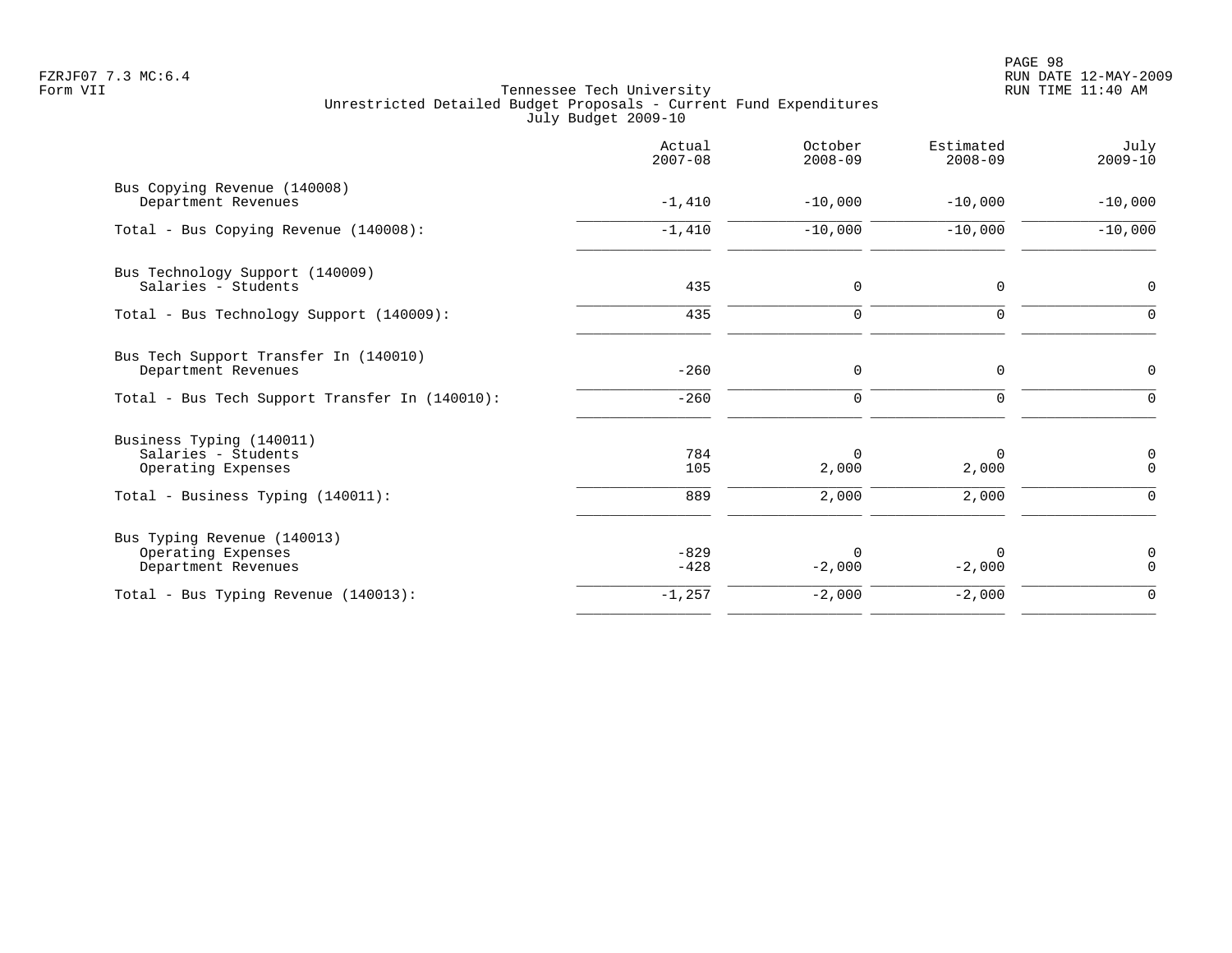Tennessee Tech University
Unrestricted Detailed Budget Proposals - Current Fund Expenditures
July Budget 2009-10

| | Actual 2007-08 | October 2008-09 | Estimated 2008-09 | July 2009-10 |
|---|---|---|---|---|
| **Bus Copying Revenue (140008)** | | | | |
| Department Revenues | -1,410 | -10,000 | -10,000 | -10,000 |
| Total - Bus Copying Revenue (140008): | -1,410 | -10,000 | -10,000 | -10,000 |
| **Bus Technology Support (140009)** | | | | |
| Salaries - Students | 435 | 0 | 0 | 0 |
| Total - Bus Technology Support (140009): | 435 | 0 | 0 | 0 |
| **Bus Tech Support Transfer In (140010)** | | | | |
| Department Revenues | -260 | 0 | 0 | 0 |
| Total - Bus Tech Support Transfer In (140010): | -260 | 0 | 0 | 0 |
| **Business Typing (140011)** | | | | |
| Salaries - Students | 784 | 0 | 0 | 0 |
| Operating Expenses | 105 | 2,000 | 2,000 | 0 |
| Total - Business Typing (140011): | 889 | 2,000 | 2,000 | 0 |
| **Bus Typing Revenue (140013)** | | | | |
| Operating Expenses | -829 | 0 | 0 | 0 |
| Department Revenues | -428 | -2,000 | -2,000 | 0 |
| Total - Bus Typing Revenue (140013): | -1,257 | -2,000 | -2,000 | 0 |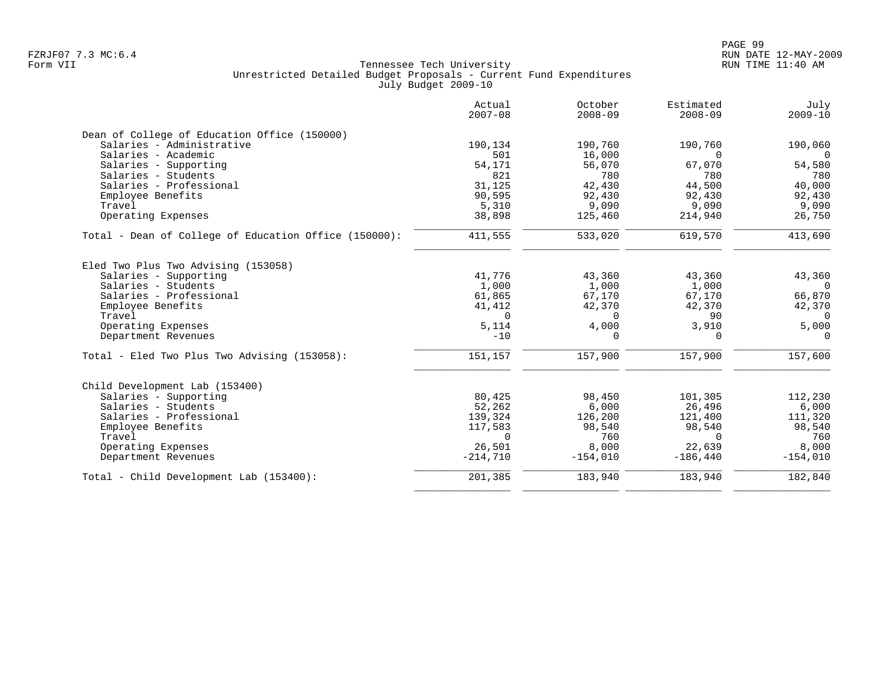Tennessee Tech University
Unrestricted Detailed Budget Proposals - Current Fund Expenditures
July Budget 2009-10

| | Actual 2007-08 | October 2008-09 | Estimated 2008-09 | July 2009-10 |
|---|---|---|---|---|
| **Dean of College of Education Office (150000)** | | | | |
| Salaries - Administrative | 190,134 | 190,760 | 190,760 | 190,060 |
| Salaries - Academic | 501 | 16,000 | 0 | 0 |
| Salaries - Supporting | 54,171 | 56,070 | 67,070 | 54,580 |
| Salaries - Students | 821 | 780 | 780 | 780 |
| Salaries - Professional | 31,125 | 42,430 | 44,500 | 40,000 |
| Employee Benefits | 90,595 | 92,430 | 92,430 | 92,430 |
| Travel | 5,310 | 9,090 | 9,090 | 9,090 |
| Operating Expenses | 38,898 | 125,460 | 214,940 | 26,750 |
| Total - Dean of College of Education Office (150000): | 411,555 | 533,020 | 619,570 | 413,690 |
| **Eled Two Plus Two Advising (153058)** | | | | |
| Salaries - Supporting | 41,776 | 43,360 | 43,360 | 43,360 |
| Salaries - Students | 1,000 | 1,000 | 1,000 | 0 |
| Salaries - Professional | 61,865 | 67,170 | 67,170 | 66,870 |
| Employee Benefits | 41,412 | 42,370 | 42,370 | 42,370 |
| Travel | 0 | 0 | 90 | 0 |
| Operating Expenses | 5,114 | 4,000 | 3,910 | 5,000 |
| Department Revenues | -10 | 0 | 0 | 0 |
| Total - Eled Two Plus Two Advising (153058): | 151,157 | 157,900 | 157,900 | 157,600 |
| **Child Development Lab (153400)** | | | | |
| Salaries - Supporting | 80,425 | 98,450 | 101,305 | 112,230 |
| Salaries - Students | 52,262 | 6,000 | 26,496 | 6,000 |
| Salaries - Professional | 139,324 | 126,200 | 121,400 | 111,320 |
| Employee Benefits | 117,583 | 98,540 | 98,540 | 98,540 |
| Travel | 0 | 760 | 0 | 760 |
| Operating Expenses | 26,501 | 8,000 | 22,639 | 8,000 |
| Department Revenues | -214,710 | -154,010 | -186,440 | -154,010 |
| Total - Child Development Lab (153400): | 201,385 | 183,940 | 183,940 | 182,840 |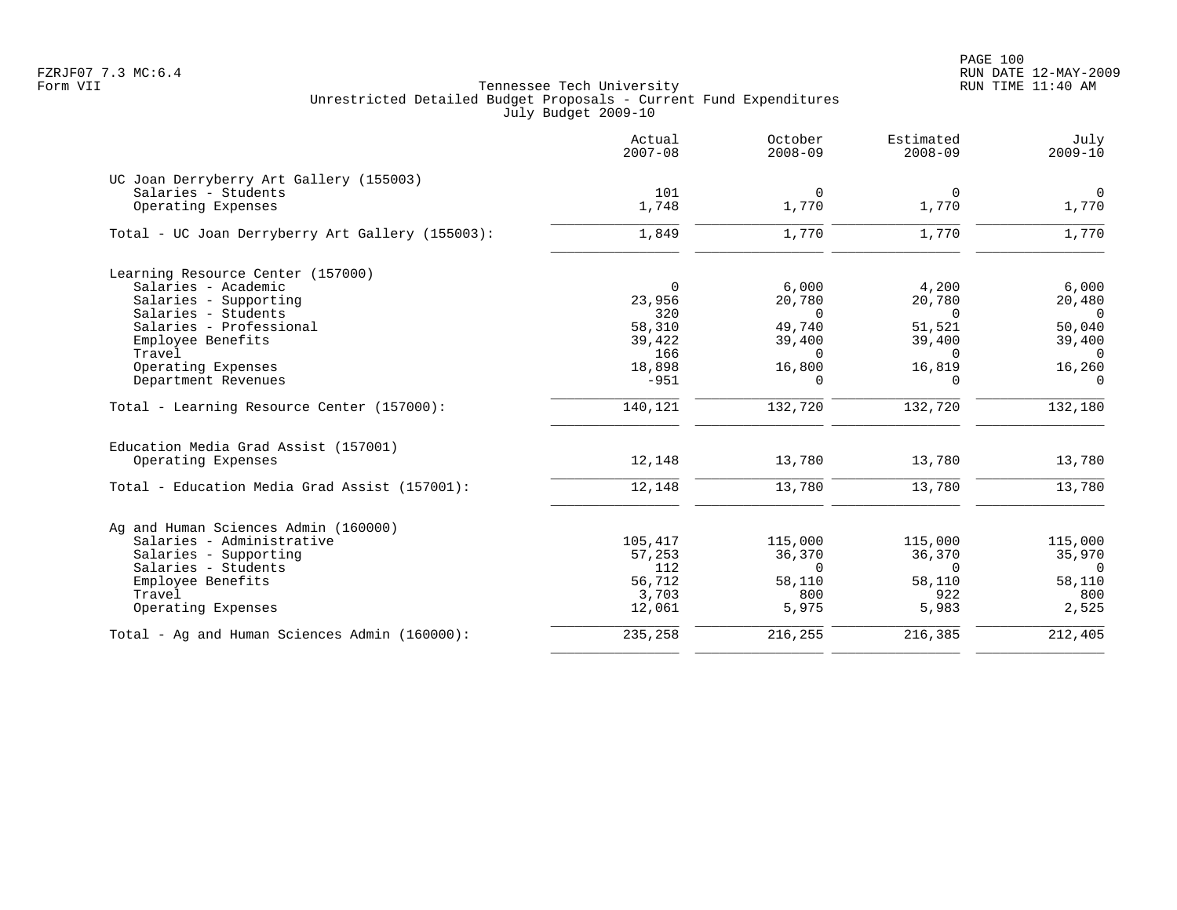Tennessee Tech University
Unrestricted Detailed Budget Proposals - Current Fund Expenditures
July Budget 2009-10

| | Actual 2007-08 | October 2008-09 | Estimated 2008-09 | July 2009-10 |
|---|---|---|---|---|
| **UC Joan Derryberry Art Gallery (155003)** | | | | |
| Salaries - Students | 101 | 0 | 0 | 0 |
| Operating Expenses | 1,748 | 1,770 | 1,770 | 1,770 |
| Total - UC Joan Derryberry Art Gallery (155003): | 1,849 | 1,770 | 1,770 | 1,770 |
| **Learning Resource Center (157000)** | | | | |
| Salaries - Academic | 0 | 6,000 | 4,200 | 6,000 |
| Salaries - Supporting | 23,956 | 20,780 | 20,780 | 20,480 |
| Salaries - Students | 320 | 0 | 0 | 0 |
| Salaries - Professional | 58,310 | 49,740 | 51,521 | 50,040 |
| Employee Benefits | 39,422 | 39,400 | 39,400 | 39,400 |
| Travel | 166 | 0 | 0 | 0 |
| Operating Expenses | 18,898 | 16,800 | 16,819 | 16,260 |
| Department Revenues | -951 | 0 | 0 | 0 |
| Total - Learning Resource Center (157000): | 140,121 | 132,720 | 132,720 | 132,180 |
| **Education Media Grad Assist (157001)** | | | | |
| Operating Expenses | 12,148 | 13,780 | 13,780 | 13,780 |
| Total - Education Media Grad Assist (157001): | 12,148 | 13,780 | 13,780 | 13,780 |
| **Ag and Human Sciences Admin (160000)** | | | | |
| Salaries - Administrative | 105,417 | 115,000 | 115,000 | 115,000 |
| Salaries - Supporting | 57,253 | 36,370 | 36,370 | 35,970 |
| Salaries - Students | 112 | 0 | 0 | 0 |
| Employee Benefits | 56,712 | 58,110 | 58,110 | 58,110 |
| Travel | 3,703 | 800 | 922 | 800 |
| Operating Expenses | 12,061 | 5,975 | 5,983 | 2,525 |
| Total - Ag and Human Sciences Admin (160000): | 235,258 | 216,255 | 216,385 | 212,405 |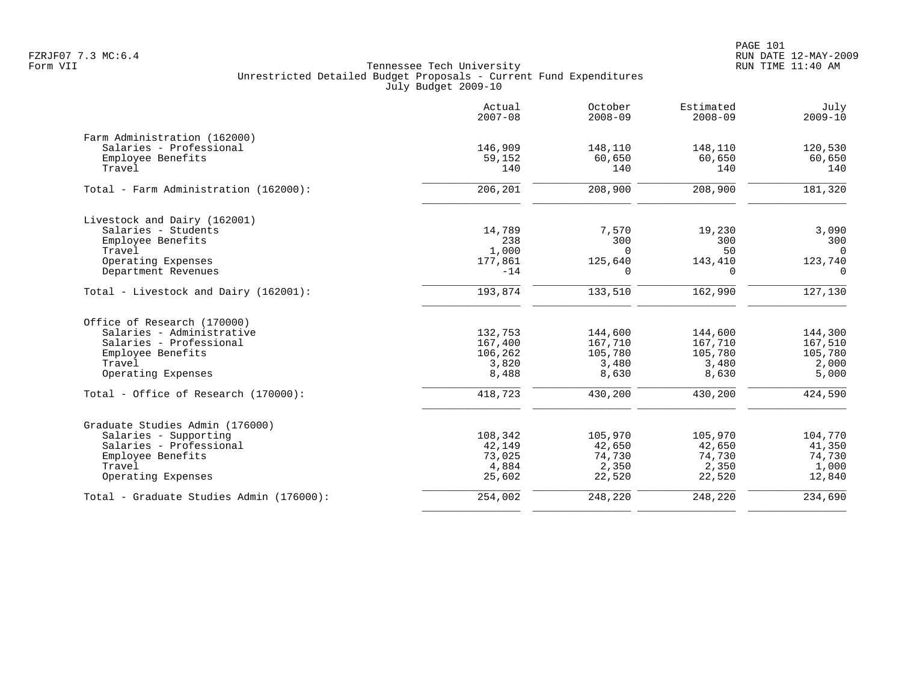FZRJF07 7.3 MC:6.4
Form VII

# Tennessee Tech University
## Unrestricted Detailed Budget Proposals - Current Fund Expenditures
### July Budget 2009-10

| | Actual 2007-08 | October 2008-09 | Estimated 2008-09 | July 2009-10 |
|---|---|---|---|---|
| **Farm Administration (162000)** | | | | |
| Salaries - Professional | 146,909 | 148,110 | 148,110 | 120,530 |
| Employee Benefits | 59,152 | 60,650 | 60,650 | 60,650 |
| Travel | 140 | 140 | 140 | 140 |
| Total - Farm Administration (162000): | 206,201 | 208,900 | 208,900 | 181,320 |
| **Livestock and Dairy (162001)** | | | | |
| Salaries - Students | 14,789 | 7,570 | 19,230 | 3,090 |
| Employee Benefits | 238 | 300 | 300 | 300 |
| Travel | 1,000 | 0 | 50 | 0 |
| Operating Expenses | 177,861 | 125,640 | 143,410 | 123,740 |
| Department Revenues | -14 | 0 | 0 | 0 |
| Total - Livestock and Dairy (162001): | 193,874 | 133,510 | 162,990 | 127,130 |
| **Office of Research (170000)** | | | | |
| Salaries - Administrative | 132,753 | 144,600 | 144,600 | 144,300 |
| Salaries - Professional | 167,400 | 167,710 | 167,710 | 167,510 |
| Employee Benefits | 106,262 | 105,780 | 105,780 | 105,780 |
| Travel | 3,820 | 3,480 | 3,480 | 2,000 |
| Operating Expenses | 8,488 | 8,630 | 8,630 | 5,000 |
| Total - Office of Research (170000): | 418,723 | 430,200 | 430,200 | 424,590 |
| **Graduate Studies Admin (176000)** | | | | |
| Salaries - Supporting | 108,342 | 105,970 | 105,970 | 104,770 |
| Salaries - Professional | 42,149 | 42,650 | 42,650 | 41,350 |
| Employee Benefits | 73,025 | 74,730 | 74,730 | 74,730 |
| Travel | 4,884 | 2,350 | 2,350 | 1,000 |
| Operating Expenses | 25,602 | 22,520 | 22,520 | 12,840 |
| Total - Graduate Studies Admin (176000): | 254,002 | 248,220 | 248,220 | 234,690 |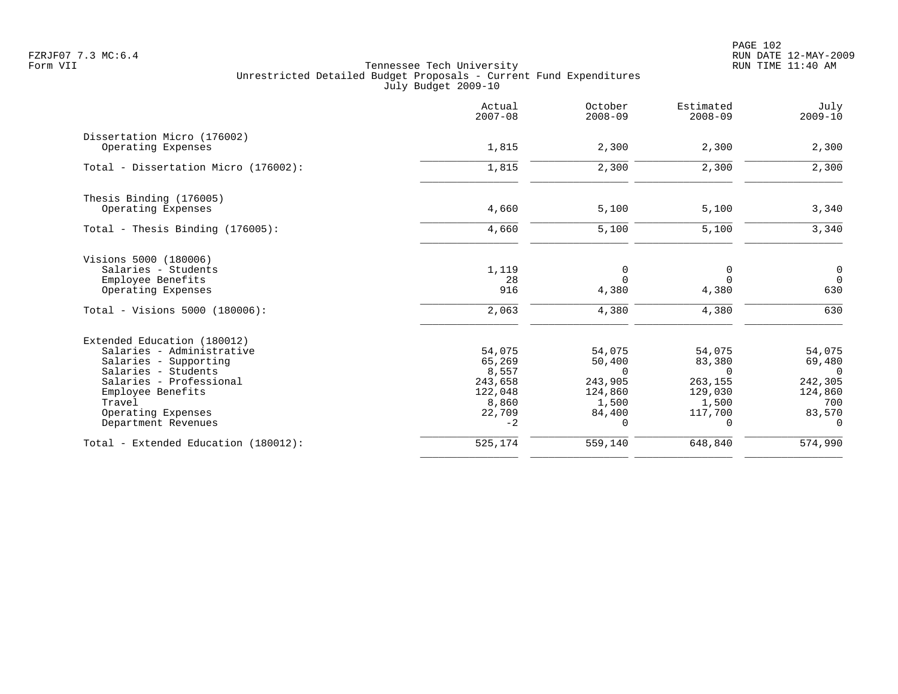Tennessee Tech University
Unrestricted Detailed Budget Proposals - Current Fund Expenditures
July Budget 2009-10

| | Actual 2007-08 | October 2008-09 | Estimated 2008-09 | July 2009-10 |
|---|---|---|---|---|
| **Dissertation Micro (176002)** | | | | |
| Operating Expenses | 1,815 | 2,300 | 2,300 | 2,300 |
| Total - Dissertation Micro (176002): | 1,815 | 2,300 | 2,300 | 2,300 |
| **Thesis Binding (176005)** | | | | |
| Operating Expenses | 4,660 | 5,100 | 5,100 | 3,340 |
| Total - Thesis Binding (176005): | 4,660 | 5,100 | 5,100 | 3,340 |
| **Visions 5000 (180006)** | | | | |
| Salaries - Students | 1,119 | 0 | 0 | 0 |
| Employee Benefits | 28 | 0 | 0 | 0 |
| Operating Expenses | 916 | 4,380 | 4,380 | 630 |
| Total - Visions 5000 (180006): | 2,063 | 4,380 | 4,380 | 630 |
| **Extended Education (180012)** | | | | |
| Salaries - Administrative | 54,075 | 54,075 | 54,075 | 54,075 |
| Salaries - Supporting | 65,269 | 50,400 | 83,380 | 69,480 |
| Salaries - Students | 8,557 | 0 | 0 | 0 |
| Salaries - Professional | 243,658 | 243,905 | 263,155 | 242,305 |
| Employee Benefits | 122,048 | 124,860 | 129,030 | 124,860 |
| Travel | 8,860 | 1,500 | 1,500 | 700 |
| Operating Expenses | 22,709 | 84,400 | 117,700 | 83,570 |
| Department Revenues | -2 | 0 | 0 | 0 |
| Total - Extended Education (180012): | 525,174 | 559,140 | 648,840 | 574,990 |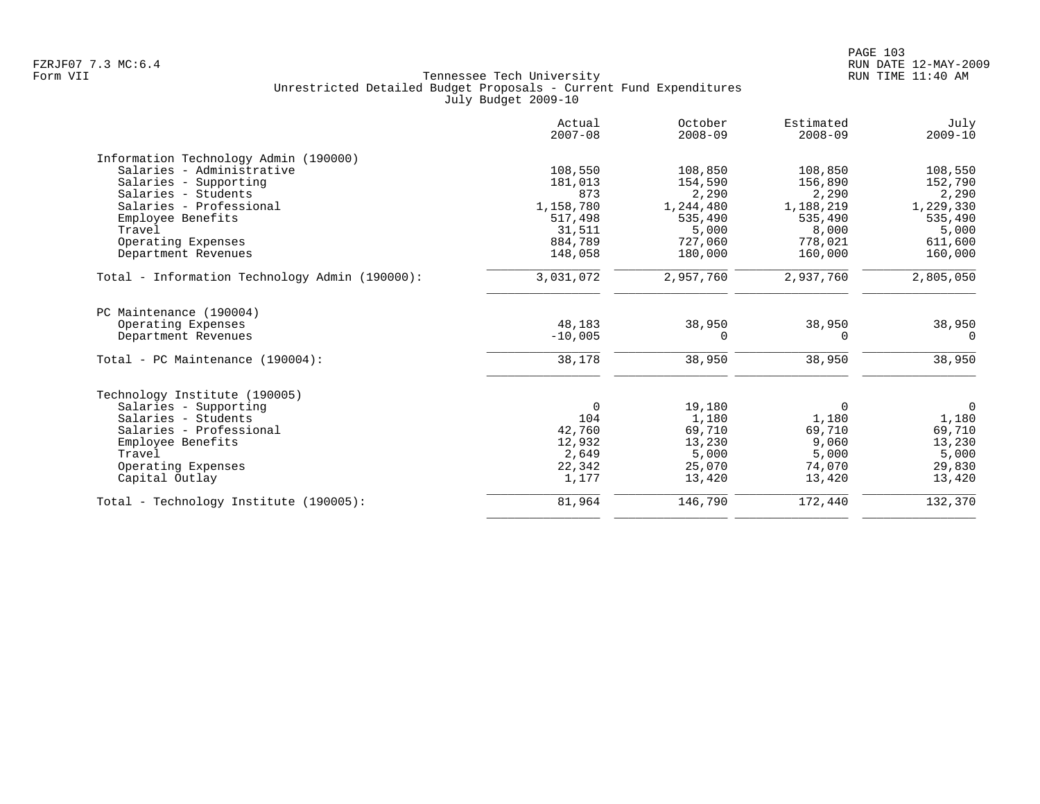Tennessee Tech University
Unrestricted Detailed Budget Proposals - Current Fund Expenditures
July Budget 2009-10

Form VII

| | Actual 2007-08 | October 2008-09 | Estimated 2008-09 | July 2009-10 |
|---|---|---|---|---|
| **Information Technology Admin (190000)** | | | | |
| Salaries - Administrative | 108,550 | 108,850 | 108,850 | 108,550 |
| Salaries - Supporting | 181,013 | 154,590 | 156,890 | 152,790 |
| Salaries - Students | 873 | 2,290 | 2,290 | 2,290 |
| Salaries - Professional | 1,158,780 | 1,244,480 | 1,188,219 | 1,229,330 |
| Employee Benefits | 517,498 | 535,490 | 535,490 | 535,490 |
| Travel | 31,511 | 5,000 | 8,000 | 5,000 |
| Operating Expenses | 884,789 | 727,060 | 778,021 | 611,600 |
| Department Revenues | 148,058 | 180,000 | 160,000 | 160,000 |
| Total - Information Technology Admin (190000): | 3,031,072 | 2,957,760 | 2,937,760 | 2,805,050 |
| **PC Maintenance (190004)** | | | | |
| Operating Expenses | 48,183 | 38,950 | 38,950 | 38,950 |
| Department Revenues | -10,005 | 0 | 0 | 0 |
| Total - PC Maintenance (190004): | 38,178 | 38,950 | 38,950 | 38,950 |
| **Technology Institute (190005)** | | | | |
| Salaries - Supporting | 0 | 19,180 | 0 | 0 |
| Salaries - Students | 104 | 1,180 | 1,180 | 1,180 |
| Salaries - Professional | 42,760 | 69,710 | 69,710 | 69,710 |
| Employee Benefits | 12,932 | 13,230 | 9,060 | 13,230 |
| Travel | 2,649 | 5,000 | 5,000 | 5,000 |
| Operating Expenses | 22,342 | 25,070 | 74,070 | 29,830 |
| Capital Outlay | 1,177 | 13,420 | 13,420 | 13,420 |
| Total - Technology Institute (190005): | 81,964 | 146,790 | 172,440 | 132,370 |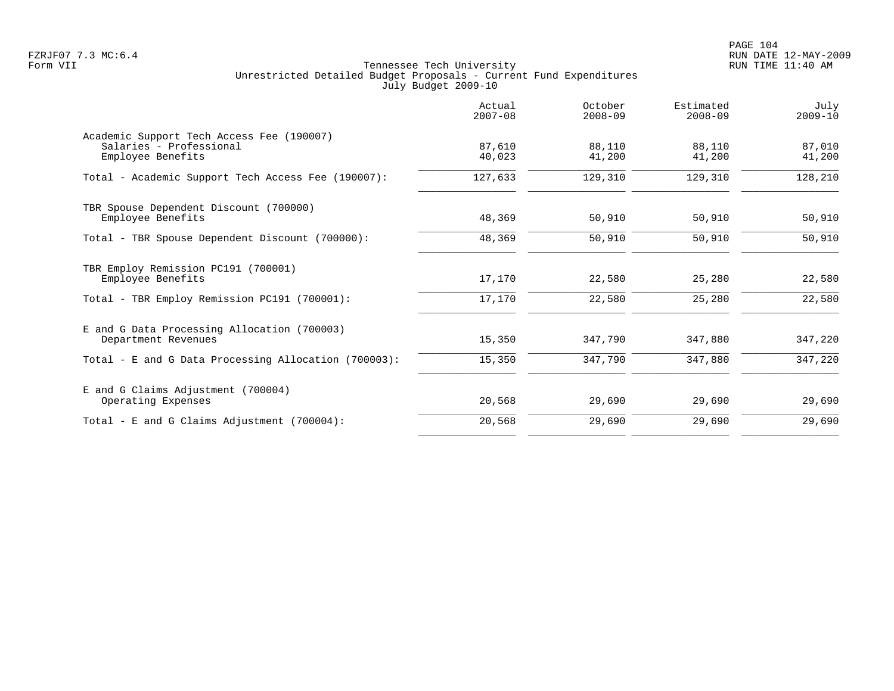Tennessee Tech University
Unrestricted Detailed Budget Proposals - Current Fund Expenditures
July Budget 2009-10

| | Actual 2007-08 | October 2008-09 | Estimated 2008-09 | July 2009-10 |
|---|---|---|---|---|
| Academic Support Tech Access Fee (190007) | | | | |
| Salaries - Professional | 87,610 | 88,110 | 88,110 | 87,010 |
| Employee Benefits | 40,023 | 41,200 | 41,200 | 41,200 |
| Total - Academic Support Tech Access Fee (190007): | 127,633 | 129,310 | 129,310 | 128,210 |
| TBR Spouse Dependent Discount (700000) | | | | |
| Employee Benefits | 48,369 | 50,910 | 50,910 | 50,910 |
| Total - TBR Spouse Dependent Discount (700000): | 48,369 | 50,910 | 50,910 | 50,910 |
| TBR Employ Remission PC191 (700001) | | | | |
| Employee Benefits | 17,170 | 22,580 | 25,280 | 22,580 |
| Total - TBR Employ Remission PC191 (700001): | 17,170 | 22,580 | 25,280 | 22,580 |
| E and G Data Processing Allocation (700003) | | | | |
| Department Revenues | 15,350 | 347,790 | 347,880 | 347,220 |
| Total - E and G Data Processing Allocation (700003): | 15,350 | 347,790 | 347,880 | 347,220 |
| E and G Claims Adjustment (700004) | | | | |
| Operating Expenses | 20,568 | 29,690 | 29,690 | 29,690 |
| Total - E and G Claims Adjustment (700004): | 20,568 | 29,690 | 29,690 | 29,690 |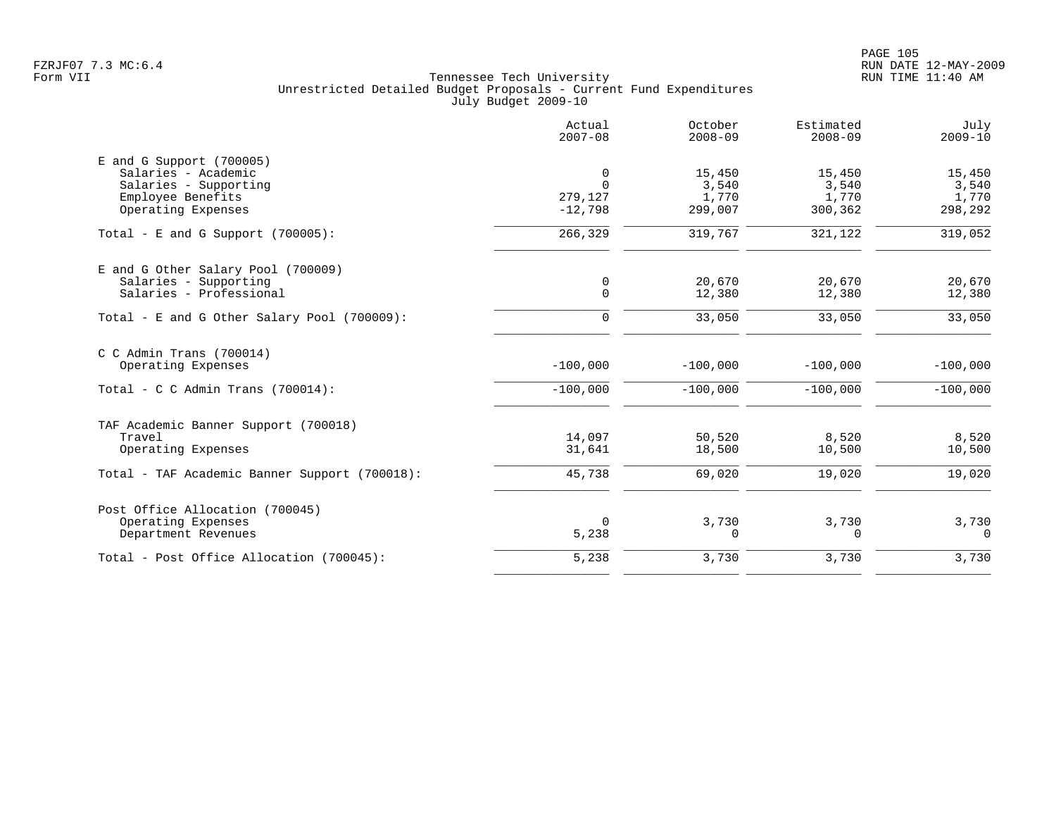Tennessee Tech University
Unrestricted Detailed Budget Proposals - Current Fund Expenditures
July Budget 2009-10

| | Actual 2007-08 | October 2008-09 | Estimated 2008-09 | July 2009-10 |
|---|---|---|---|---|
| **E and G Support (700005)** | | | | |
| Salaries - Academic | 0 | 15,450 | 15,450 | 15,450 |
| Salaries - Supporting | 0 | 3,540 | 3,540 | 3,540 |
| Employee Benefits | 279,127 | 1,770 | 1,770 | 1,770 |
| Operating Expenses | -12,798 | 299,007 | 300,362 | 298,292 |
| Total - E and G Support (700005): | 266,329 | 319,767 | 321,122 | 319,052 |
| **E and G Other Salary Pool (700009)** | | | | |
| Salaries - Supporting | 0 | 20,670 | 20,670 | 20,670 |
| Salaries - Professional | 0 | 12,380 | 12,380 | 12,380 |
| Total - E and G Other Salary Pool (700009): | 0 | 33,050 | 33,050 | 33,050 |
| **C C Admin Trans (700014)** | | | | |
| Operating Expenses | -100,000 | -100,000 | -100,000 | -100,000 |
| Total - C C Admin Trans (700014): | -100,000 | -100,000 | -100,000 | -100,000 |
| **TAF Academic Banner Support (700018)** | | | | |
| Travel | 14,097 | 50,520 | 8,520 | 8,520 |
| Operating Expenses | 31,641 | 18,500 | 10,500 | 10,500 |
| Total - TAF Academic Banner Support (700018): | 45,738 | 69,020 | 19,020 | 19,020 |
| **Post Office Allocation (700045)** | | | | |
| Operating Expenses | 0 | 3,730 | 3,730 | 3,730 |
| Department Revenues | 5,238 | 0 | 0 | 0 |
| Total - Post Office Allocation (700045): | 5,238 | 3,730 | 3,730 | 3,730 |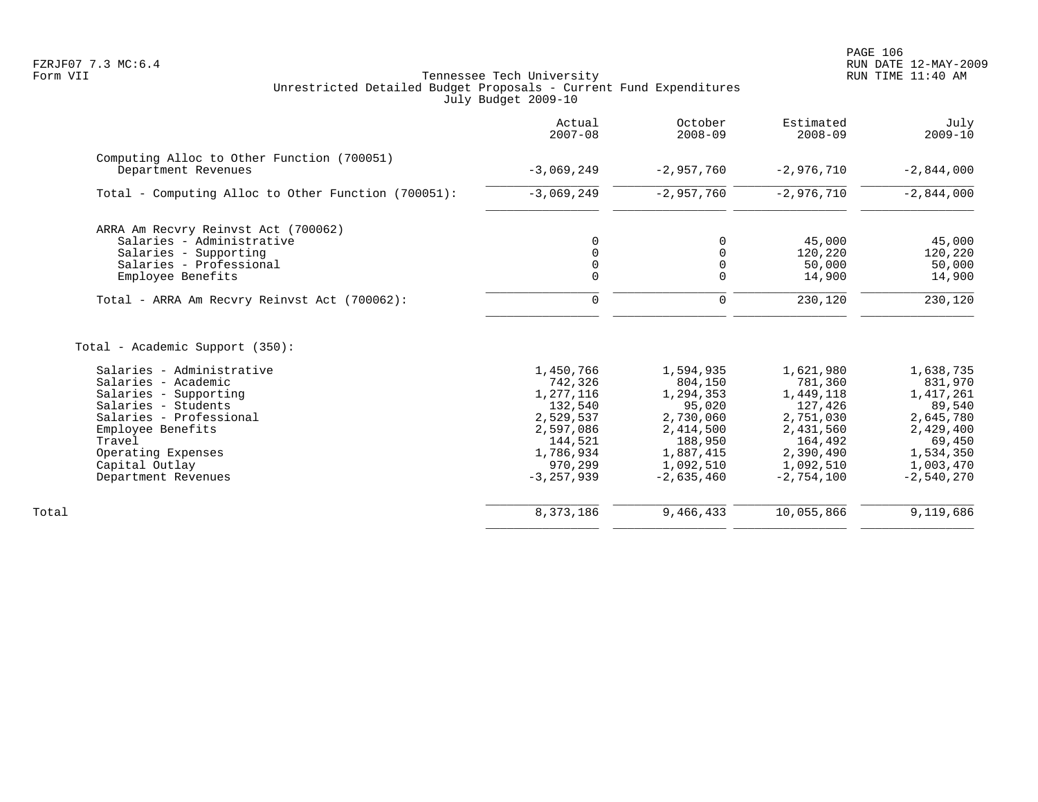Tennessee Tech University
Unrestricted Detailed Budget Proposals - Current Fund Expenditures
July Budget 2009-10

| | Actual 2007-08 | October 2008-09 | Estimated 2008-09 | July 2009-10 |
|---|---|---|---|---|
| **Computing Alloc to Other Function (700051)** | | | | |
| Department Revenues | -3,069,249 | -2,957,760 | -2,976,710 | -2,844,000 |
| Total - Computing Alloc to Other Function (700051): | -3,069,249 | -2,957,760 | -2,976,710 | -2,844,000 |
| **ARRA Am Recvry Reinvst Act (700062)** | | | | |
| Salaries - Administrative | 0 | 0 | 45,000 | 45,000 |
| Salaries - Supporting | 0 | 0 | 120,220 | 120,220 |
| Salaries - Professional | 0 | 0 | 50,000 | 50,000 |
| Employee Benefits | 0 | 0 | 14,900 | 14,900 |
| Total - ARRA Am Recvry Reinvst Act (700062): | 0 | 0 | 230,120 | 230,120 |
| **Total - Academic Support (350):** | | | | |
| Salaries - Administrative | 1,450,766 | 1,594,935 | 1,621,980 | 1,638,735 |
| Salaries - Academic | 742,326 | 804,150 | 781,360 | 831,970 |
| Salaries - Supporting | 1,277,116 | 1,294,353 | 1,449,118 | 1,417,261 |
| Salaries - Students | 132,540 | 95,020 | 127,426 | 89,540 |
| Salaries - Professional | 2,529,537 | 2,730,060 | 2,751,030 | 2,645,780 |
| Employee Benefits | 2,597,086 | 2,414,500 | 2,431,560 | 2,429,400 |
| Travel | 144,521 | 188,950 | 164,492 | 69,450 |
| Operating Expenses | 1,786,934 | 1,887,415 | 2,390,490 | 1,534,350 |
| Capital Outlay | 970,299 | 1,092,510 | 1,092,510 | 1,003,470 |
| Department Revenues | -3,257,939 | -2,635,460 | -2,754,100 | -2,540,270 |
| **Total** | 8,373,186 | 9,466,433 | 10,055,866 | 9,119,686 |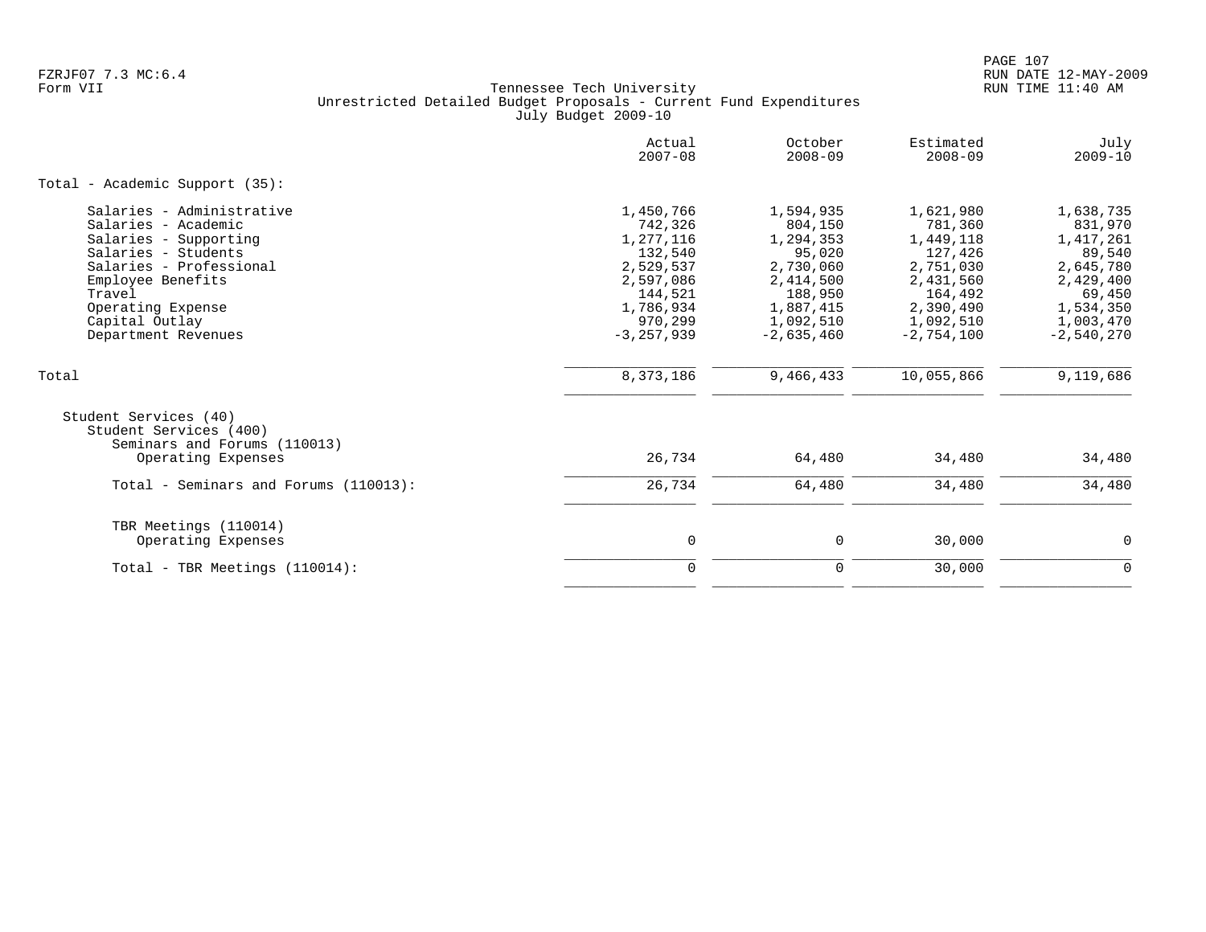Tennessee Tech University
Unrestricted Detailed Budget Proposals - Current Fund Expenditures
July Budget 2009-10

| | Actual 2007-08 | October 2008-09 | Estimated 2008-09 | July 2009-10 |
|---|---|---|---|---|
| **Total - Academic Support (35):** | | | | |
| Salaries - Administrative | 1,450,766 | 1,594,935 | 1,621,980 | 1,638,735 |
| Salaries - Academic | 742,326 | 804,150 | 781,360 | 831,970 |
| Salaries - Supporting | 1,277,116 | 1,294,353 | 1,449,118 | 1,417,261 |
| Salaries - Students | 132,540 | 95,020 | 127,426 | 89,540 |
| Salaries - Professional | 2,529,537 | 2,730,060 | 2,751,030 | 2,645,780 |
| Employee Benefits | 2,597,086 | 2,414,500 | 2,431,560 | 2,429,400 |
| Travel | 144,521 | 188,950 | 164,492 | 69,450 |
| Operating Expense | 1,786,934 | 1,887,415 | 2,390,490 | 1,534,350 |
| Capital Outlay | 970,299 | 1,092,510 | 1,092,510 | 1,003,470 |
| Department Revenues | -3,257,939 | -2,635,460 | -2,754,100 | -2,540,270 |
| Total | 8,373,186 | 9,466,433 | 10,055,866 | 9,119,686 |
| Student Services (40) | | | | |
| Student Services (400) | | | | |
| Seminars and Forums (110013) | | | | |
| Operating Expenses | 26,734 | 64,480 | 34,480 | 34,480 |
| Total - Seminars and Forums (110013): | 26,734 | 64,480 | 34,480 | 34,480 |
| TBR Meetings (110014) | | | | |
| Operating Expenses | 0 | 0 | 30,000 | 0 |
| Total - TBR Meetings (110014): | 0 | 0 | 30,000 | 0 |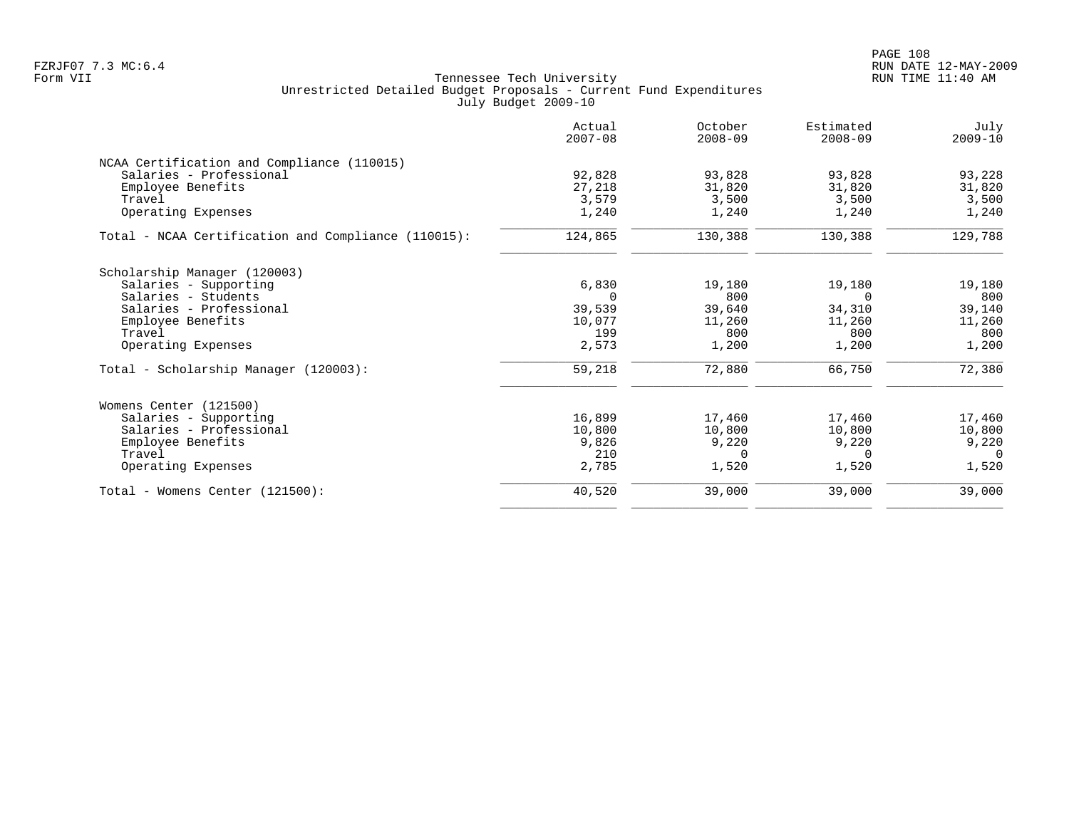Tennessee Tech University
Unrestricted Detailed Budget Proposals - Current Fund Expenditures
July Budget 2009-10

| | Actual 2007-08 | October 2008-09 | Estimated 2008-09 | July 2009-10 |
|---|---:|---:|---:|---:|
| **NCAA Certification and Compliance (110015)** | | | | |
| Salaries - Professional | 92,828 | 93,828 | 93,828 | 93,228 |
| Employee Benefits | 27,218 | 31,820 | 31,820 | 31,820 |
| Travel | 3,579 | 3,500 | 3,500 | 3,500 |
| Operating Expenses | 1,240 | 1,240 | 1,240 | 1,240 |
| Total - NCAA Certification and Compliance (110015): | 124,865 | 130,388 | 130,388 | 129,788 |
| **Scholarship Manager (120003)** | | | | |
| Salaries - Supporting | 6,830 | 19,180 | 19,180 | 19,180 |
| Salaries - Students | 0 | 800 | 0 | 800 |
| Salaries - Professional | 39,539 | 39,640 | 34,310 | 39,140 |
| Employee Benefits | 10,077 | 11,260 | 11,260 | 11,260 |
| Travel | 199 | 800 | 800 | 800 |
| Operating Expenses | 2,573 | 1,200 | 1,200 | 1,200 |
| Total - Scholarship Manager (120003): | 59,218 | 72,880 | 66,750 | 72,380 |
| **Womens Center (121500)** | | | | |
| Salaries - Supporting | 16,899 | 17,460 | 17,460 | 17,460 |
| Salaries - Professional | 10,800 | 10,800 | 10,800 | 10,800 |
| Employee Benefits | 9,826 | 9,220 | 9,220 | 9,220 |
| Travel | 210 | 0 | 0 | 0 |
| Operating Expenses | 2,785 | 1,520 | 1,520 | 1,520 |
| Total - Womens Center (121500): | 40,520 | 39,000 | 39,000 | 39,000 |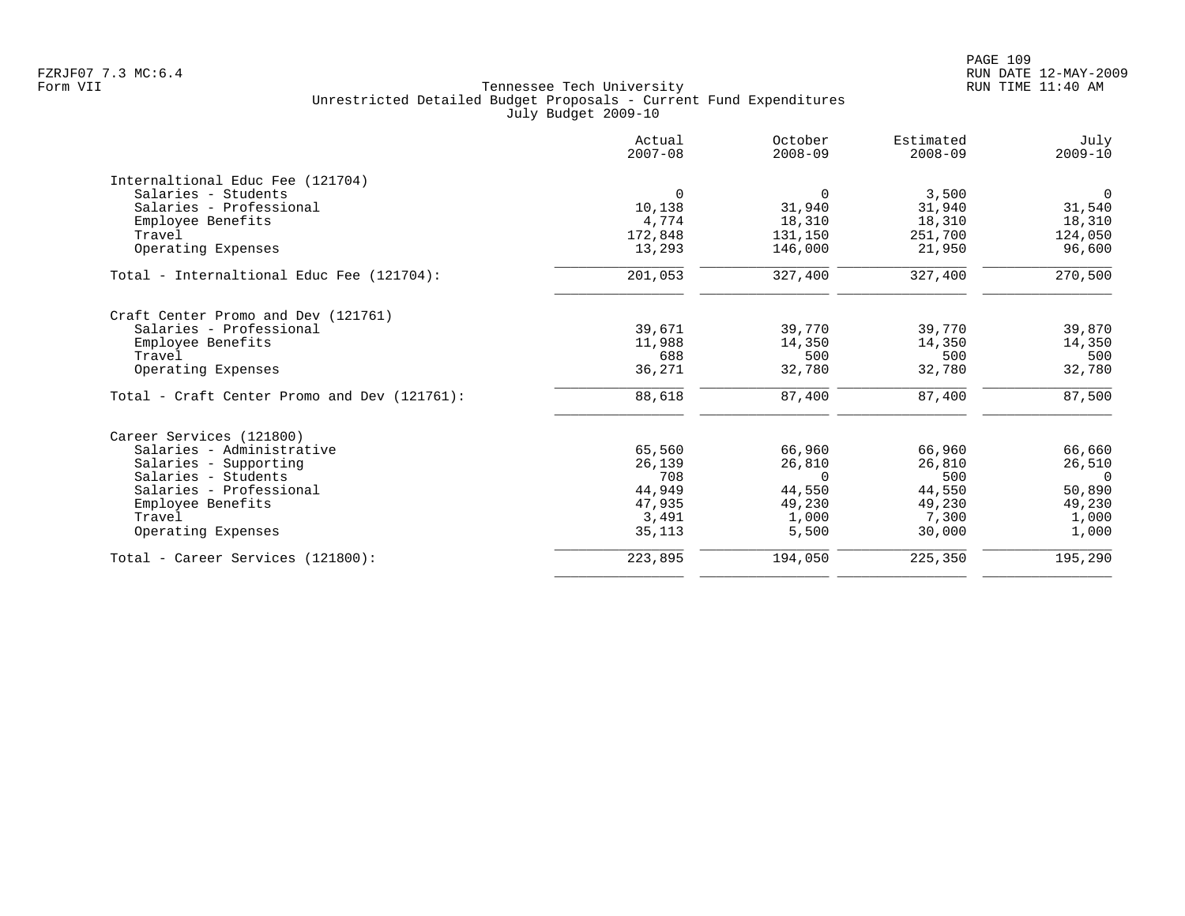Tennessee Tech University
Unrestricted Detailed Budget Proposals - Current Fund Expenditures
July Budget 2009-10

| | Actual 2007-08 | October 2008-09 | Estimated 2008-09 | July 2009-10 |
|---|---|---|---|---|
| **Internaltional Educ Fee (121704)** | | | | |
| Salaries - Students | 0 | 0 | 3,500 | 0 |
| Salaries - Professional | 10,138 | 31,940 | 31,940 | 31,540 |
| Employee Benefits | 4,774 | 18,310 | 18,310 | 18,310 |
| Travel | 172,848 | 131,150 | 251,700 | 124,050 |
| Operating Expenses | 13,293 | 146,000 | 21,950 | 96,600 |
| Total - Internaltional Educ Fee (121704): | 201,053 | 327,400 | 327,400 | 270,500 |
| **Craft Center Promo and Dev (121761)** | | | | |
| Salaries - Professional | 39,671 | 39,770 | 39,770 | 39,870 |
| Employee Benefits | 11,988 | 14,350 | 14,350 | 14,350 |
| Travel | 688 | 500 | 500 | 500 |
| Operating Expenses | 36,271 | 32,780 | 32,780 | 32,780 |
| Total - Craft Center Promo and Dev (121761): | 88,618 | 87,400 | 87,400 | 87,500 |
| **Career Services (121800)** | | | | |
| Salaries - Administrative | 65,560 | 66,960 | 66,960 | 66,660 |
| Salaries - Supporting | 26,139 | 26,810 | 26,810 | 26,510 |
| Salaries - Students | 708 | 0 | 500 | 0 |
| Salaries - Professional | 44,949 | 44,550 | 44,550 | 50,890 |
| Employee Benefits | 47,935 | 49,230 | 49,230 | 49,230 |
| Travel | 3,491 | 1,000 | 7,300 | 1,000 |
| Operating Expenses | 35,113 | 5,500 | 30,000 | 1,000 |
| Total - Career Services (121800): | 223,895 | 194,050 | 225,350 | 195,290 |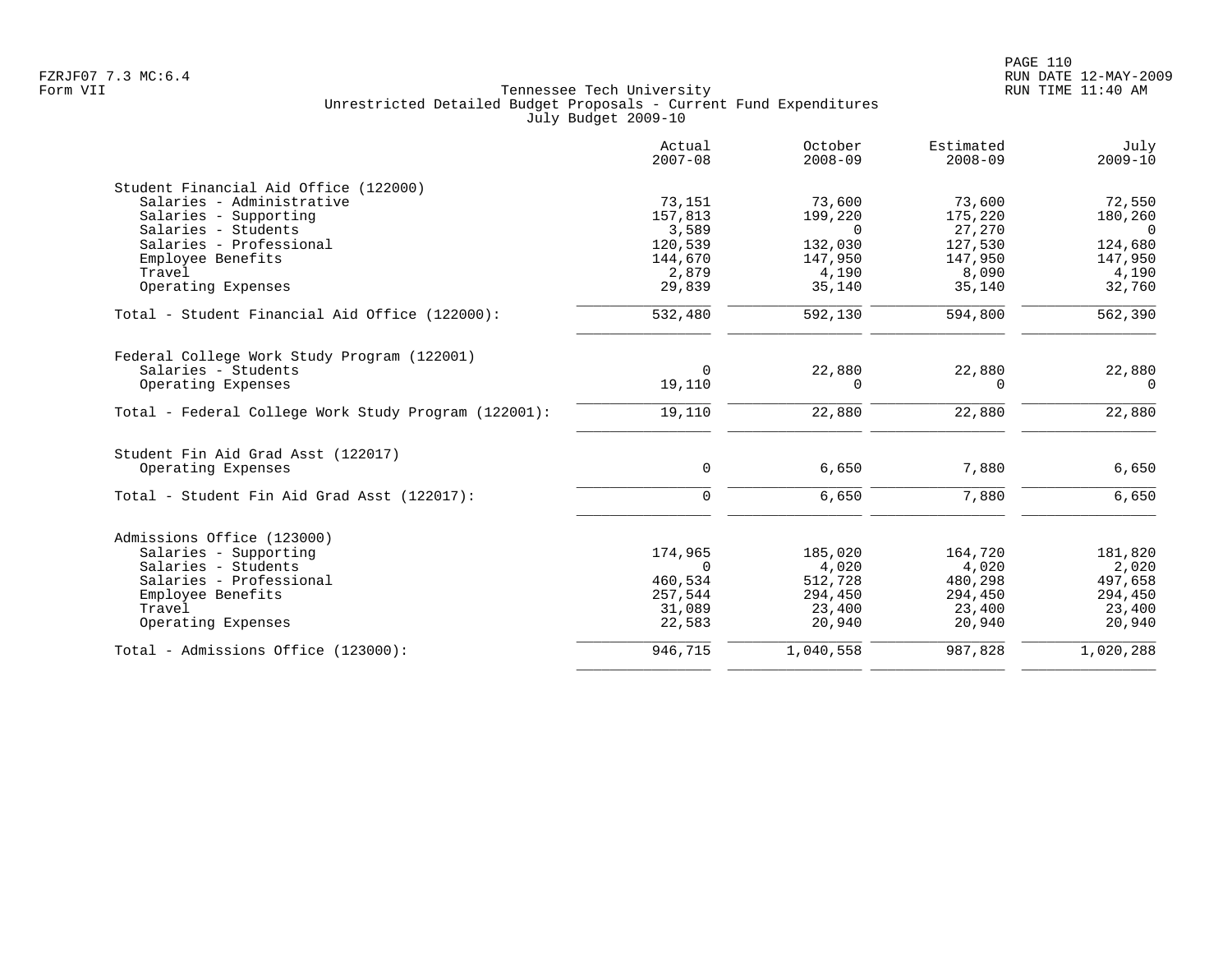Tennessee Tech University
Unrestricted Detailed Budget Proposals - Current Fund Expenditures
July Budget 2009-10

FZRJF07 7.3 MC:6.4
Form VII

RUN DATE 12-MAY-2009
RUN TIME 11:40 AM

| | Actual 2007-08 | October 2008-09 | Estimated 2008-09 | July 2009-10 |
|---|---|---|---|---|
| **Student Financial Aid Office (122000)** | | | | |
| Salaries - Administrative | 73,151 | 73,600 | 73,600 | 72,550 |
| Salaries - Supporting | 157,813 | 199,220 | 175,220 | 180,260 |
| Salaries - Students | 3,589 | 0 | 27,270 | 0 |
| Salaries - Professional | 120,539 | 132,030 | 127,530 | 124,680 |
| Employee Benefits | 144,670 | 147,950 | 147,950 | 147,950 |
| Travel | 2,879 | 4,190 | 8,090 | 4,190 |
| Operating Expenses | 29,839 | 35,140 | 35,140 | 32,760 |
| Total - Student Financial Aid Office (122000): | 532,480 | 592,130 | 594,800 | 562,390 |
| **Federal College Work Study Program (122001)** | | | | |
| Salaries - Students | 0 | 22,880 | 22,880 | 22,880 |
| Operating Expenses | 19,110 | 0 | 0 | 0 |
| Total - Federal College Work Study Program (122001): | 19,110 | 22,880 | 22,880 | 22,880 |
| **Student Fin Aid Grad Asst (122017)** | | | | |
| Operating Expenses | 0 | 6,650 | 7,880 | 6,650 |
| Total - Student Fin Aid Grad Asst (122017): | 0 | 6,650 | 7,880 | 6,650 |
| **Admissions Office (123000)** | | | | |
| Salaries - Supporting | 174,965 | 185,020 | 164,720 | 181,820 |
| Salaries - Students | 0 | 4,020 | 4,020 | 2,020 |
| Salaries - Professional | 460,534 | 512,728 | 480,298 | 497,658 |
| Employee Benefits | 257,544 | 294,450 | 294,450 | 294,450 |
| Travel | 31,089 | 23,400 | 23,400 | 23,400 |
| Operating Expenses | 22,583 | 20,940 | 20,940 | 20,940 |
| Total - Admissions Office (123000): | 946,715 | 1,040,558 | 987,828 | 1,020,288 |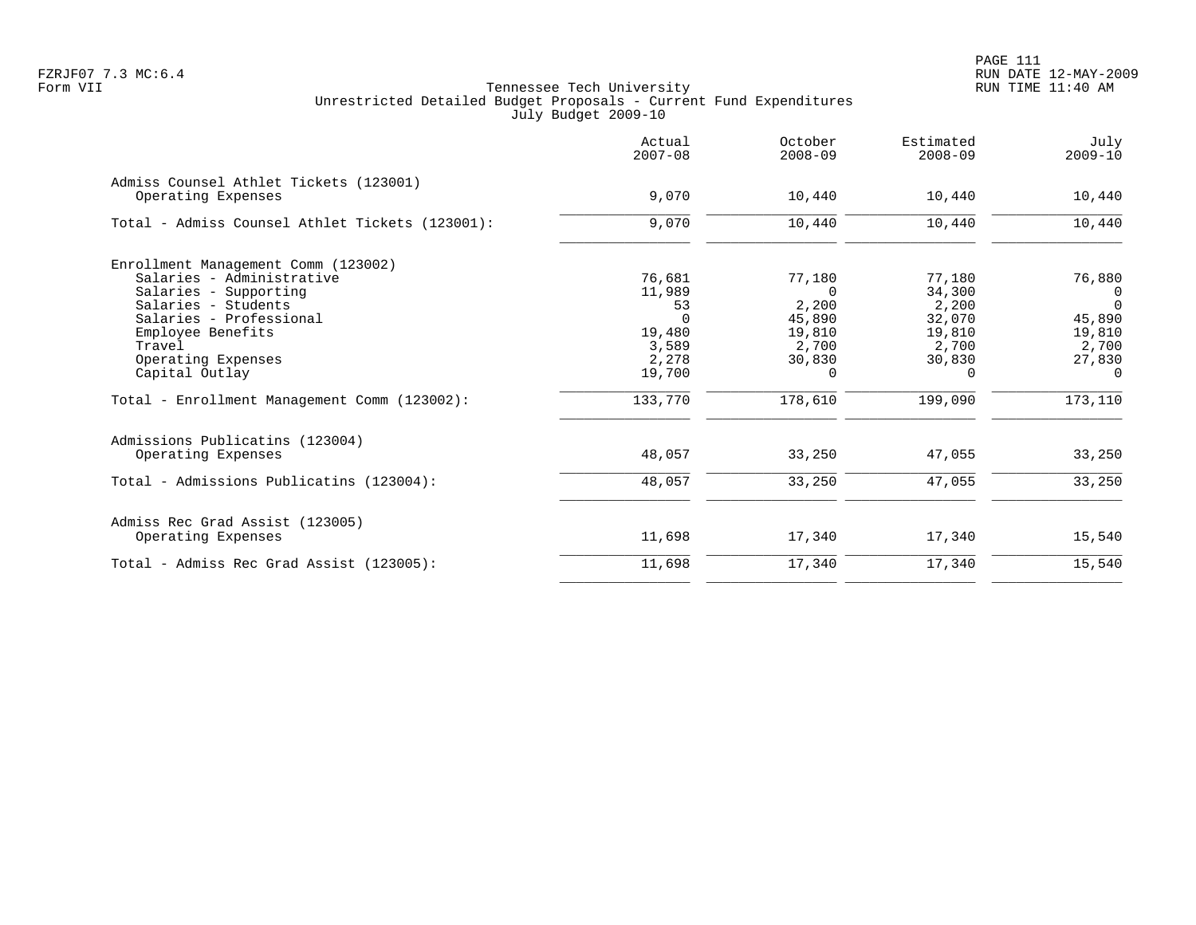Tennessee Tech University
Unrestricted Detailed Budget Proposals - Current Fund Expenditures
July Budget 2009-10

Form VII

| | Actual 2007-08 | October 2008-09 | Estimated 2008-09 | July 2009-10 |
|---|---|---|---|---|
| **Admiss Counsel Athlet Tickets (123001)** | | | | |
| Operating Expenses | 9,070 | 10,440 | 10,440 | 10,440 |
| Total - Admiss Counsel Athlet Tickets (123001): | 9,070 | 10,440 | 10,440 | 10,440 |
| **Enrollment Management Comm (123002)** | | | | |
| Salaries - Administrative | 76,681 | 77,180 | 77,180 | 76,880 |
| Salaries - Supporting | 11,989 | 0 | 34,300 | 0 |
| Salaries - Students | 53 | 2,200 | 2,200 | 0 |
| Salaries - Professional | 0 | 45,890 | 32,070 | 45,890 |
| Employee Benefits | 19,480 | 19,810 | 19,810 | 19,810 |
| Travel | 3,589 | 2,700 | 2,700 | 2,700 |
| Operating Expenses | 2,278 | 30,830 | 30,830 | 27,830 |
| Capital Outlay | 19,700 | 0 | 0 | 0 |
| Total - Enrollment Management Comm (123002): | 133,770 | 178,610 | 199,090 | 173,110 |
| **Admissions Publicatins (123004)** | | | | |
| Operating Expenses | 48,057 | 33,250 | 47,055 | 33,250 |
| Total - Admissions Publicatins (123004): | 48,057 | 33,250 | 47,055 | 33,250 |
| **Admiss Rec Grad Assist (123005)** | | | | |
| Operating Expenses | 11,698 | 17,340 | 17,340 | 15,540 |
| Total - Admiss Rec Grad Assist (123005): | 11,698 | 17,340 | 17,340 | 15,540 |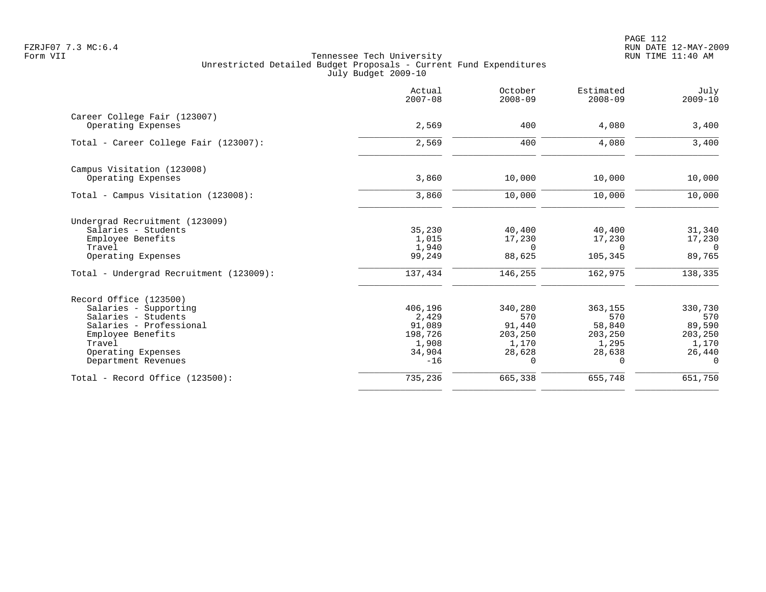FZRJF07 7.3 MC:6.4
Form VII

Tennessee Tech University
Unrestricted Detailed Budget Proposals - Current Fund Expenditures
July Budget 2009-10

RUN DATE 12-MAY-2009
RUN TIME 11:40 AM

| | Actual 2007-08 | October 2008-09 | Estimated 2008-09 | July 2009-10 |
|---|---|---|---|---|
| Career College Fair (123007) | | | | |
| Operating Expenses | 2,569 | 400 | 4,080 | 3,400 |
| Total - Career College Fair (123007): | 2,569 | 400 | 4,080 | 3,400 |
| Campus Visitation (123008) | | | | |
| Operating Expenses | 3,860 | 10,000 | 10,000 | 10,000 |
| Total - Campus Visitation (123008): | 3,860 | 10,000 | 10,000 | 10,000 |
| Undergrad Recruitment (123009) | | | | |
| Salaries - Students | 35,230 | 40,400 | 40,400 | 31,340 |
| Employee Benefits | 1,015 | 17,230 | 17,230 | 17,230 |
| Travel | 1,940 | 0 | 0 | 0 |
| Operating Expenses | 99,249 | 88,625 | 105,345 | 89,765 |
| Total - Undergrad Recruitment (123009): | 137,434 | 146,255 | 162,975 | 138,335 |
| Record Office (123500) | | | | |
| Salaries - Supporting | 406,196 | 340,280 | 363,155 | 330,730 |
| Salaries - Students | 2,429 | 570 | 570 | 570 |
| Salaries - Professional | 91,089 | 91,440 | 58,840 | 89,590 |
| Employee Benefits | 198,726 | 203,250 | 203,250 | 203,250 |
| Travel | 1,908 | 1,170 | 1,295 | 1,170 |
| Operating Expenses | 34,904 | 28,628 | 28,638 | 26,440 |
| Department Revenues | -16 | 0 | 0 | 0 |
| Total - Record Office (123500): | 735,236 | 665,338 | 655,748 | 651,750 |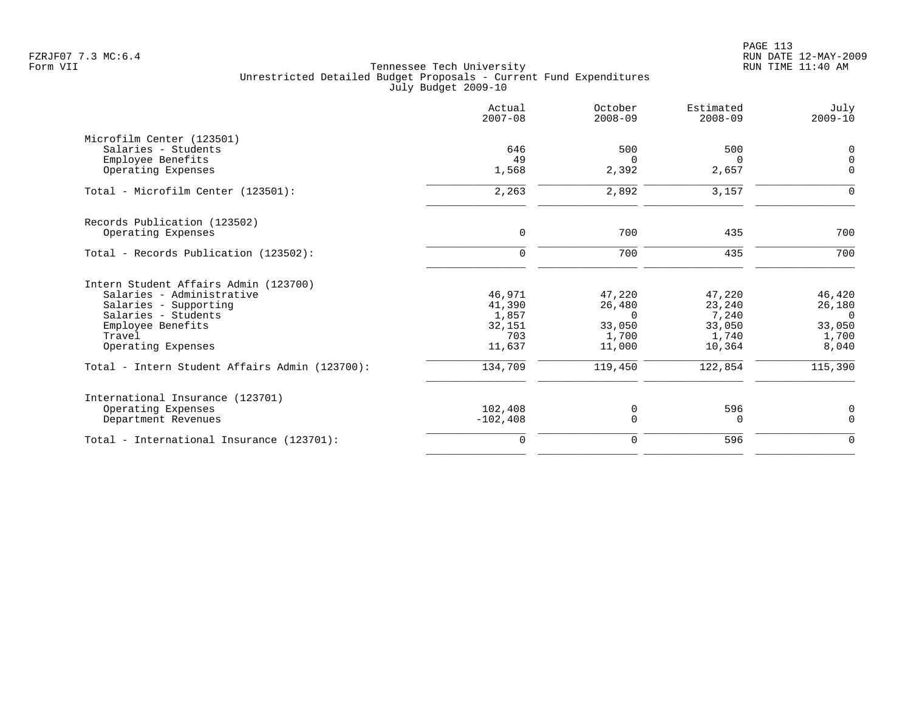Tennessee Tech University
Unrestricted Detailed Budget Proposals - Current Fund Expenditures
July Budget 2009-10

| | Actual 2007-08 | October 2008-09 | Estimated 2008-09 | July 2009-10 |
|---|---|---|---|---|
| **Microfilm Center (123501)** | | | | |
| Salaries - Students | 646 | 500 | 500 | 0 |
| Employee Benefits | 49 | 0 | 0 | 0 |
| Operating Expenses | 1,568 | 2,392 | 2,657 | 0 |
| Total - Microfilm Center (123501): | 2,263 | 2,892 | 3,157 | 0 |
| **Records Publication (123502)** | | | | |
| Operating Expenses | 0 | 700 | 435 | 700 |
| Total - Records Publication (123502): | 0 | 700 | 435 | 700 |
| **Intern Student Affairs Admin (123700)** | | | | |
| Salaries - Administrative | 46,971 | 47,220 | 47,220 | 46,420 |
| Salaries - Supporting | 41,390 | 26,480 | 23,240 | 26,180 |
| Salaries - Students | 1,857 | 0 | 7,240 | 0 |
| Employee Benefits | 32,151 | 33,050 | 33,050 | 33,050 |
| Travel | 703 | 1,700 | 1,740 | 1,700 |
| Operating Expenses | 11,637 | 11,000 | 10,364 | 8,040 |
| Total - Intern Student Affairs Admin (123700): | 134,709 | 119,450 | 122,854 | 115,390 |
| **International Insurance (123701)** | | | | |
| Operating Expenses | 102,408 | 0 | 596 | 0 |
| Department Revenues | -102,408 | 0 | 0 | 0 |
| Total - International Insurance (123701): | 0 | 0 | 596 | 0 |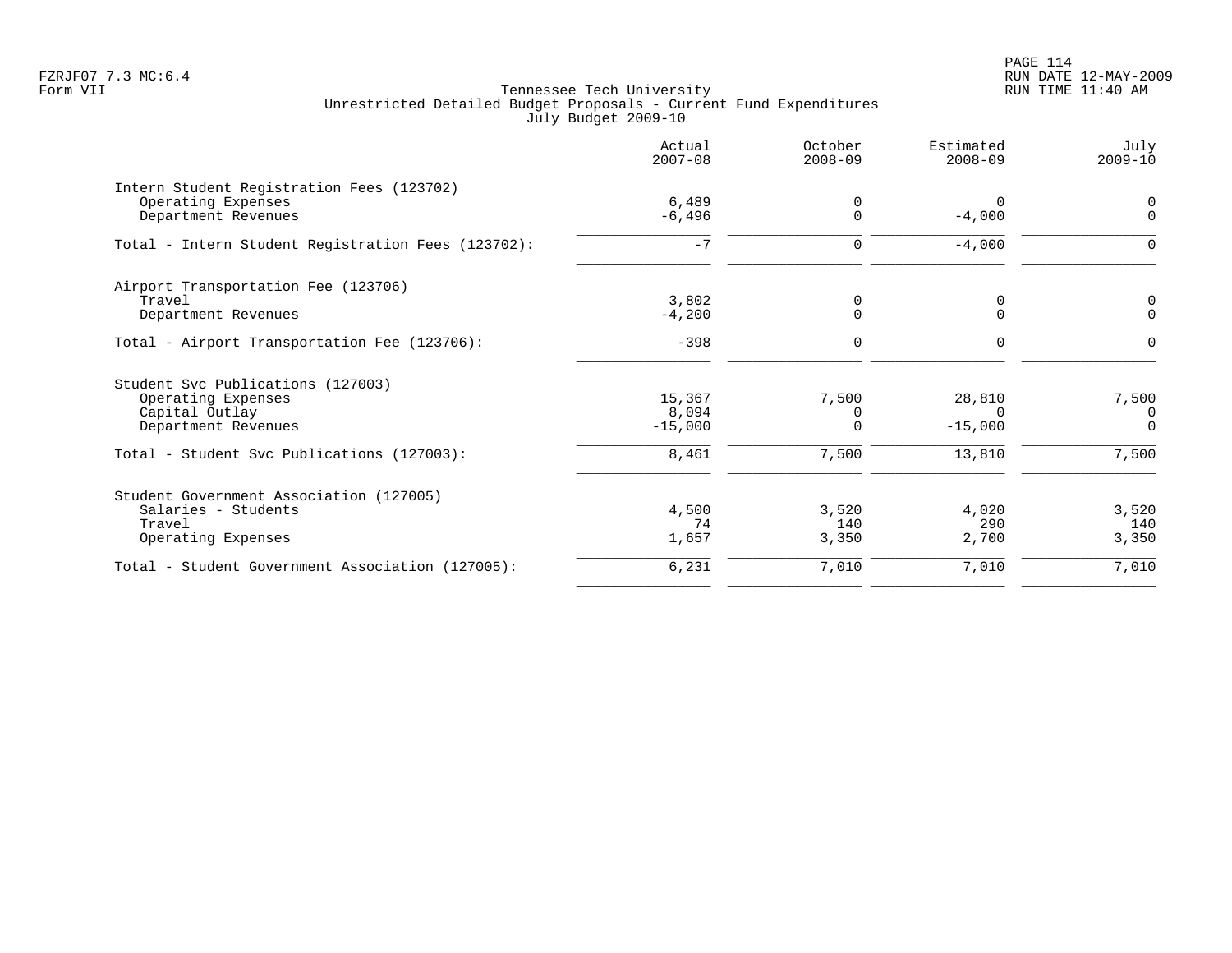Tennessee Tech University
Unrestricted Detailed Budget Proposals - Current Fund Expenditures
July Budget 2009-10

| | Actual 2007-08 | October 2008-09 | Estimated 2008-09 | July 2009-10 |
|---|---|---|---|---|
| **Intern Student Registration Fees (123702)** | | | | |
| Operating Expenses | 6,489 | 0 | 0 | 0 |
| Department Revenues | -6,496 | 0 | -4,000 | 0 |
| Total - Intern Student Registration Fees (123702): | -7 | 0 | -4,000 | 0 |
| **Airport Transportation Fee (123706)** | | | | |
| Travel | 3,802 | 0 | 0 | 0 |
| Department Revenues | -4,200 | 0 | 0 | 0 |
| Total - Airport Transportation Fee (123706): | -398 | 0 | 0 | 0 |
| **Student Svc Publications (127003)** | | | | |
| Operating Expenses | 15,367 | 7,500 | 28,810 | 7,500 |
| Capital Outlay | 8,094 | 0 | 0 | 0 |
| Department Revenues | -15,000 | 0 | -15,000 | 0 |
| Total - Student Svc Publications (127003): | 8,461 | 7,500 | 13,810 | 7,500 |
| **Student Government Association (127005)** | | | | |
| Salaries - Students | 4,500 | 3,520 | 4,020 | 3,520 |
| Travel | 74 | 140 | 290 | 140 |
| Operating Expenses | 1,657 | 3,350 | 2,700 | 3,350 |
| Total - Student Government Association (127005): | 6,231 | 7,010 | 7,010 | 7,010 |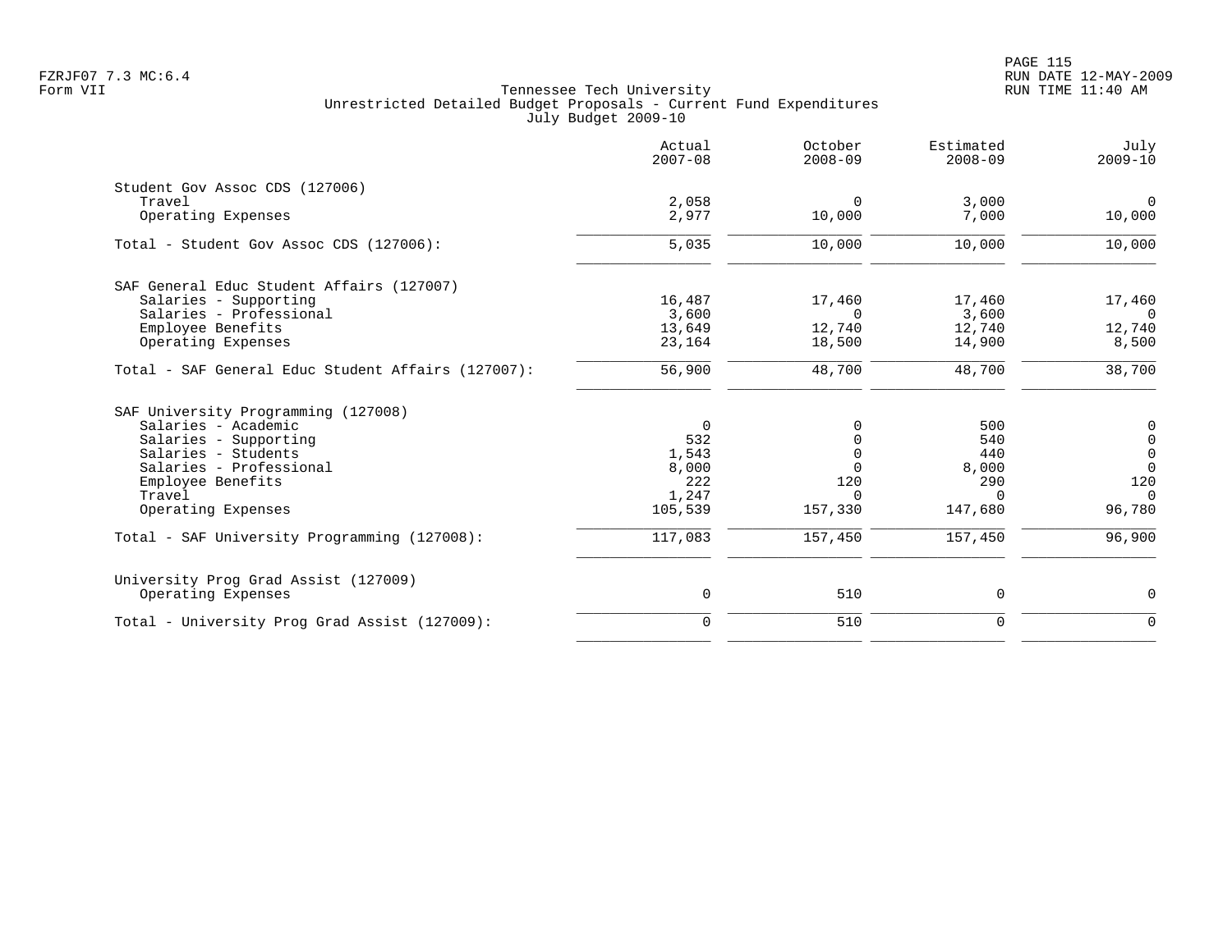Tennessee Tech University
Unrestricted Detailed Budget Proposals - Current Fund Expenditures
July Budget 2009-10

| | Actual 2007-08 | October 2008-09 | Estimated 2008-09 | July 2009-10 |
|---|---|---|---|---|
| **Student Gov Assoc CDS (127006)** | | | | |
| Travel | 2,058 | 0 | 3,000 | 0 |
| Operating Expenses | 2,977 | 10,000 | 7,000 | 10,000 |
| Total - Student Gov Assoc CDS (127006): | 5,035 | 10,000 | 10,000 | 10,000 |
| **SAF General Educ Student Affairs (127007)** | | | | |
| Salaries - Supporting | 16,487 | 17,460 | 17,460 | 17,460 |
| Salaries - Professional | 3,600 | 0 | 3,600 | 0 |
| Employee Benefits | 13,649 | 12,740 | 12,740 | 12,740 |
| Operating Expenses | 23,164 | 18,500 | 14,900 | 8,500 |
| Total - SAF General Educ Student Affairs (127007): | 56,900 | 48,700 | 48,700 | 38,700 |
| **SAF University Programming (127008)** | | | | |
| Salaries - Academic | 0 | 0 | 500 | 0 |
| Salaries - Supporting | 532 | 0 | 540 | 0 |
| Salaries - Students | 1,543 | 0 | 440 | 0 |
| Salaries - Professional | 8,000 | 0 | 8,000 | 0 |
| Employee Benefits | 222 | 120 | 290 | 120 |
| Travel | 1,247 | 0 | 0 | 0 |
| Operating Expenses | 105,539 | 157,330 | 147,680 | 96,780 |
| Total - SAF University Programming (127008): | 117,083 | 157,450 | 157,450 | 96,900 |
| **University Prog Grad Assist (127009)** | | | | |
| Operating Expenses | 0 | 510 | 0 | 0 |
| Total - University Prog Grad Assist (127009): | 0 | 510 | 0 | 0 |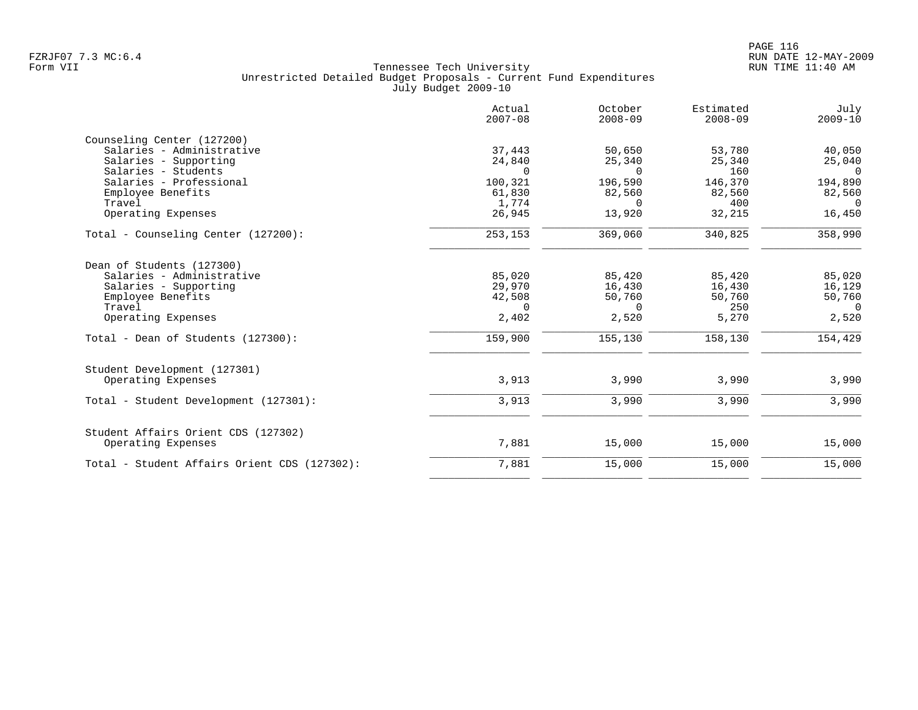Tennessee Tech University
Unrestricted Detailed Budget Proposals - Current Fund Expenditures
July Budget 2009-10

| | Actual 2007-08 | October 2008-09 | Estimated 2008-09 | July 2009-10 |
|---|---|---|---|---|
| **Counseling Center (127200)** | | | | |
| Salaries - Administrative | 37,443 | 50,650 | 53,780 | 40,050 |
| Salaries - Supporting | 24,840 | 25,340 | 25,340 | 25,040 |
| Salaries - Students | 0 | 0 | 160 | 0 |
| Salaries - Professional | 100,321 | 196,590 | 146,370 | 194,890 |
| Employee Benefits | 61,830 | 82,560 | 82,560 | 82,560 |
| Travel | 1,774 | 0 | 400 | 0 |
| Operating Expenses | 26,945 | 13,920 | 32,215 | 16,450 |
| Total - Counseling Center (127200): | 253,153 | 369,060 | 340,825 | 358,990 |
| **Dean of Students (127300)** | | | | |
| Salaries - Administrative | 85,020 | 85,420 | 85,420 | 85,020 |
| Salaries - Supporting | 29,970 | 16,430 | 16,430 | 16,129 |
| Employee Benefits | 42,508 | 50,760 | 50,760 | 50,760 |
| Travel | 0 | 0 | 250 | 0 |
| Operating Expenses | 2,402 | 2,520 | 5,270 | 2,520 |
| Total - Dean of Students (127300): | 159,900 | 155,130 | 158,130 | 154,429 |
| **Student Development (127301)** | | | | |
| Operating Expenses | 3,913 | 3,990 | 3,990 | 3,990 |
| Total - Student Development (127301): | 3,913 | 3,990 | 3,990 | 3,990 |
| **Student Affairs Orient CDS (127302)** | | | | |
| Operating Expenses | 7,881 | 15,000 | 15,000 | 15,000 |
| Total - Student Affairs Orient CDS (127302): | 7,881 | 15,000 | 15,000 | 15,000 |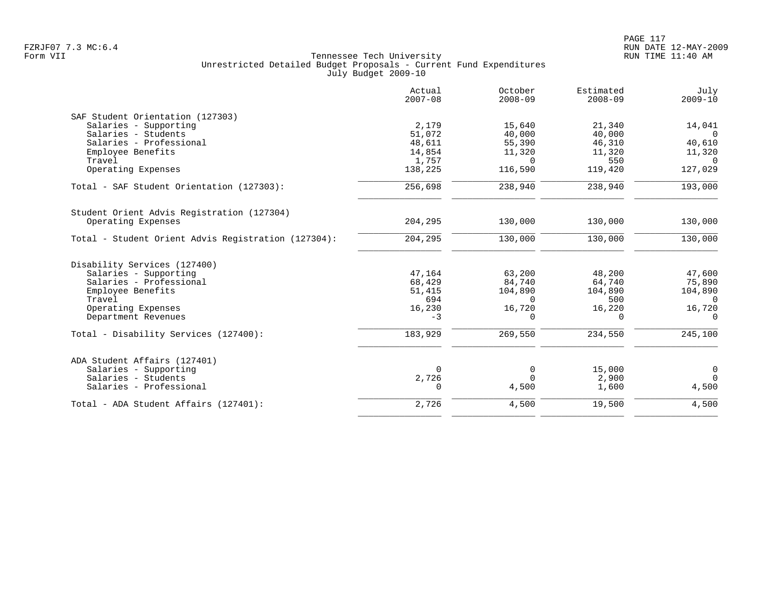Tennessee Tech University
Unrestricted Detailed Budget Proposals - Current Fund Expenditures
July Budget 2009-10

| | Actual 2007-08 | October 2008-09 | Estimated 2008-09 | July 2009-10 |
|---|---|---|---|---|
| **SAF Student Orientation (127303)** | | | | |
| Salaries - Supporting | 2,179 | 15,640 | 21,340 | 14,041 |
| Salaries - Students | 51,072 | 40,000 | 40,000 | 0 |
| Salaries - Professional | 48,611 | 55,390 | 46,310 | 40,610 |
| Employee Benefits | 14,854 | 11,320 | 11,320 | 11,320 |
| Travel | 1,757 | 0 | 550 | 0 |
| Operating Expenses | 138,225 | 116,590 | 119,420 | 127,029 |
| Total - SAF Student Orientation (127303): | 256,698 | 238,940 | 238,940 | 193,000 |
| **Student Orient Advis Registration (127304)** | | | | |
| Operating Expenses | 204,295 | 130,000 | 130,000 | 130,000 |
| Total - Student Orient Advis Registration (127304): | 204,295 | 130,000 | 130,000 | 130,000 |
| **Disability Services (127400)** | | | | |
| Salaries - Supporting | 47,164 | 63,200 | 48,200 | 47,600 |
| Salaries - Professional | 68,429 | 84,740 | 64,740 | 75,890 |
| Employee Benefits | 51,415 | 104,890 | 104,890 | 104,890 |
| Travel | 694 | 0 | 500 | 0 |
| Operating Expenses | 16,230 | 16,720 | 16,220 | 16,720 |
| Department Revenues | -3 | 0 | 0 | 0 |
| Total - Disability Services (127400): | 183,929 | 269,550 | 234,550 | 245,100 |
| **ADA Student Affairs (127401)** | | | | |
| Salaries - Supporting | 0 | 0 | 15,000 | 0 |
| Salaries - Students | 2,726 | 0 | 2,900 | 0 |
| Salaries - Professional | 0 | 4,500 | 1,600 | 4,500 |
| Total - ADA Student Affairs (127401): | 2,726 | 4,500 | 19,500 | 4,500 |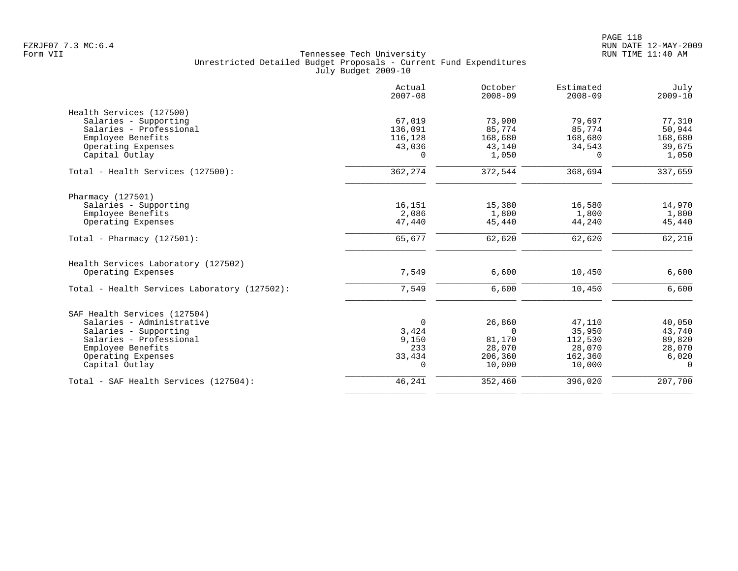Tennessee Tech University
Unrestricted Detailed Budget Proposals - Current Fund Expenditures
July Budget 2009-10

| | Actual 2007-08 | October 2008-09 | Estimated 2008-09 | July 2009-10 |
|---|---|---|---|---|
| **Health Services (127500)** | | | | |
| Salaries - Supporting | 67,019 | 73,900 | 79,697 | 77,310 |
| Salaries - Professional | 136,091 | 85,774 | 85,774 | 50,944 |
| Employee Benefits | 116,128 | 168,680 | 168,680 | 168,680 |
| Operating Expenses | 43,036 | 43,140 | 34,543 | 39,675 |
| Capital Outlay | 0 | 1,050 | 0 | 1,050 |
| Total - Health Services (127500): | 362,274 | 372,544 | 368,694 | 337,659 |
| **Pharmacy (127501)** | | | | |
| Salaries - Supporting | 16,151 | 15,380 | 16,580 | 14,970 |
| Employee Benefits | 2,086 | 1,800 | 1,800 | 1,800 |
| Operating Expenses | 47,440 | 45,440 | 44,240 | 45,440 |
| Total - Pharmacy (127501): | 65,677 | 62,620 | 62,620 | 62,210 |
| **Health Services Laboratory (127502)** | | | | |
| Operating Expenses | 7,549 | 6,600 | 10,450 | 6,600 |
| Total - Health Services Laboratory (127502): | 7,549 | 6,600 | 10,450 | 6,600 |
| **SAF Health Services (127504)** | | | | |
| Salaries - Administrative | 0 | 26,860 | 47,110 | 40,050 |
| Salaries - Supporting | 3,424 | 0 | 35,950 | 43,740 |
| Salaries - Professional | 9,150 | 81,170 | 112,530 | 89,820 |
| Employee Benefits | 233 | 28,070 | 28,070 | 28,070 |
| Operating Expenses | 33,434 | 206,360 | 162,360 | 6,020 |
| Capital Outlay | 0 | 10,000 | 10,000 | 0 |
| Total - SAF Health Services (127504): | 46,241 | 352,460 | 396,020 | 207,700 |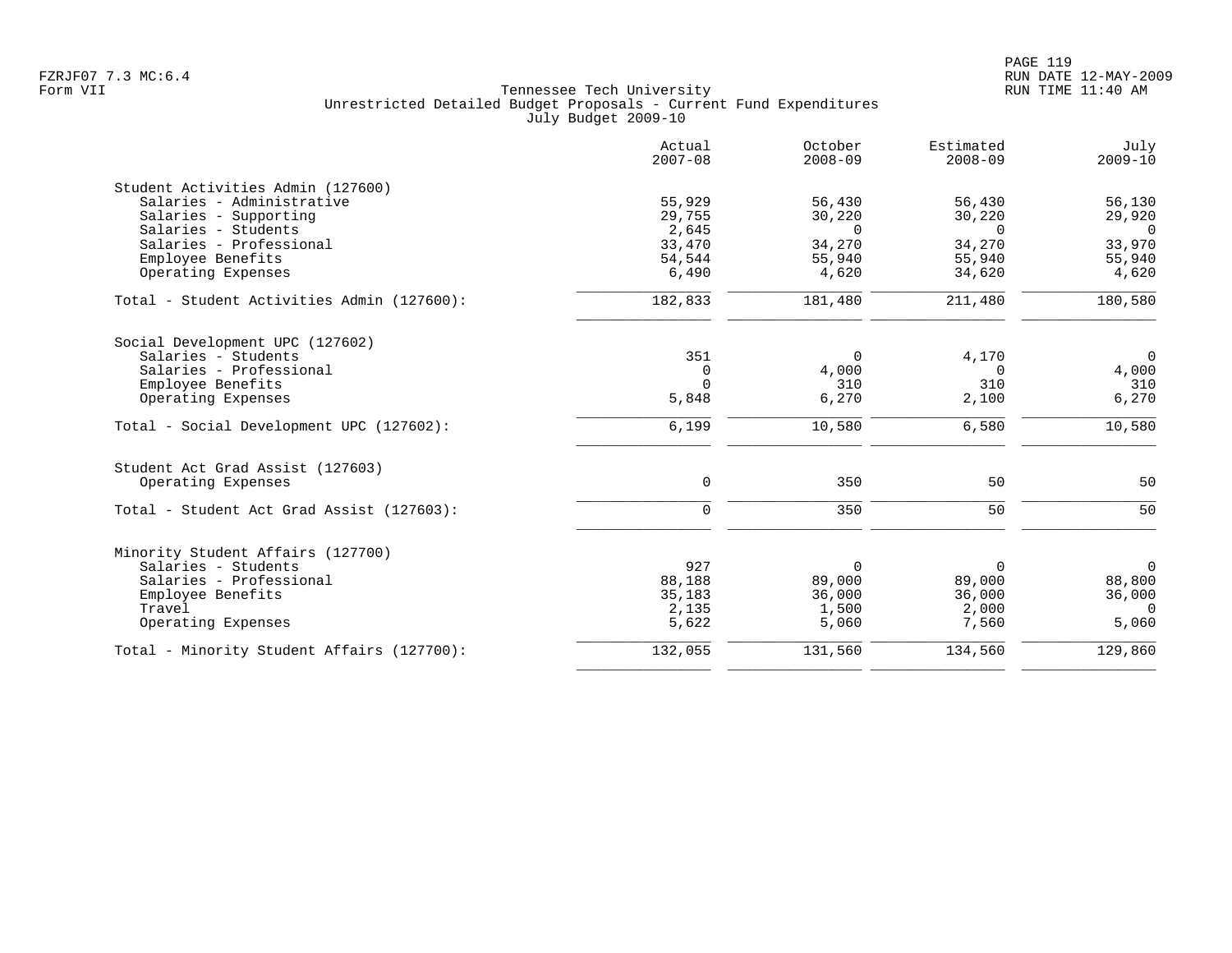Tennessee Tech University
Unrestricted Detailed Budget Proposals - Current Fund Expenditures
July Budget 2009-10

| | Actual 2007-08 | October 2008-09 | Estimated 2008-09 | July 2009-10 |
|---|---|---|---|---|
| **Student Activities Admin (127600)** | | | | |
| Salaries - Administrative | 55,929 | 56,430 | 56,430 | 56,130 |
| Salaries - Supporting | 29,755 | 30,220 | 30,220 | 29,920 |
| Salaries - Students | 2,645 | 0 | 0 | 0 |
| Salaries - Professional | 33,470 | 34,270 | 34,270 | 33,970 |
| Employee Benefits | 54,544 | 55,940 | 55,940 | 55,940 |
| Operating Expenses | 6,490 | 4,620 | 34,620 | 4,620 |
| Total - Student Activities Admin (127600): | 182,833 | 181,480 | 211,480 | 180,580 |
| **Social Development UPC (127602)** | | | | |
| Salaries - Students | 351 | 0 | 4,170 | 0 |
| Salaries - Professional | 0 | 4,000 | 0 | 4,000 |
| Employee Benefits | 0 | 310 | 310 | 310 |
| Operating Expenses | 5,848 | 6,270 | 2,100 | 6,270 |
| Total - Social Development UPC (127602): | 6,199 | 10,580 | 6,580 | 10,580 |
| **Student Act Grad Assist (127603)** | | | | |
| Operating Expenses | 0 | 350 | 50 | 50 |
| Total - Student Act Grad Assist (127603): | 0 | 350 | 50 | 50 |
| **Minority Student Affairs (127700)** | | | | |
| Salaries - Students | 927 | 0 | 0 | 0 |
| Salaries - Professional | 88,188 | 89,000 | 89,000 | 88,800 |
| Employee Benefits | 35,183 | 36,000 | 36,000 | 36,000 |
| Travel | 2,135 | 1,500 | 2,000 | 0 |
| Operating Expenses | 5,622 | 5,060 | 7,560 | 5,060 |
| Total - Minority Student Affairs (127700): | 132,055 | 131,560 | 134,560 | 129,860 |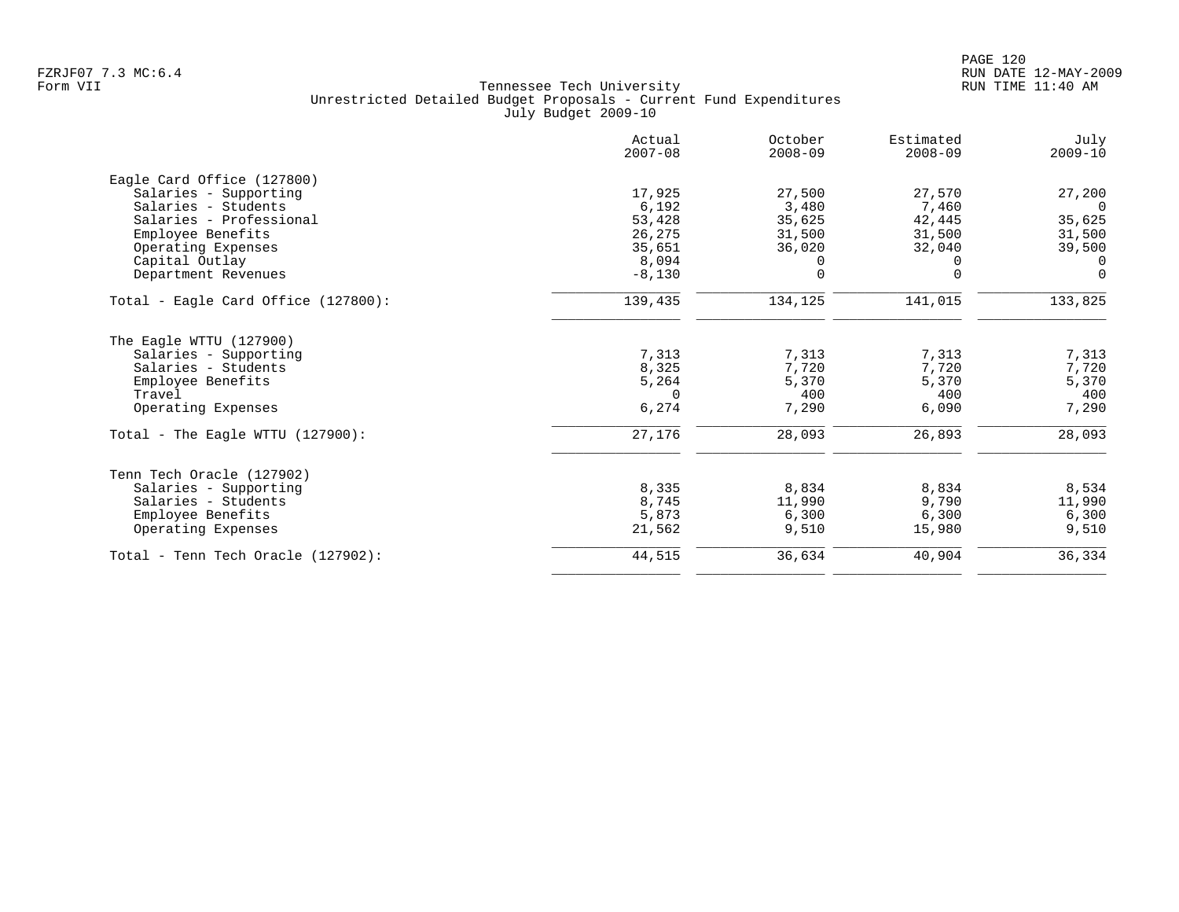Tennessee Tech University
Unrestricted Detailed Budget Proposals - Current Fund Expenditures
July Budget 2009-10

Form VII

| | Actual 2007-08 | October 2008-09 | Estimated 2008-09 | July 2009-10 |
|---|---|---|---|---|
| **Eagle Card Office (127800)** | | | | |
| Salaries - Supporting | 17,925 | 27,500 | 27,570 | 27,200 |
| Salaries - Students | 6,192 | 3,480 | 7,460 | 0 |
| Salaries - Professional | 53,428 | 35,625 | 42,445 | 35,625 |
| Employee Benefits | 26,275 | 31,500 | 31,500 | 31,500 |
| Operating Expenses | 35,651 | 36,020 | 32,040 | 39,500 |
| Capital Outlay | 8,094 | 0 | 0 | 0 |
| Department Revenues | -8,130 | 0 | 0 | 0 |
| Total - Eagle Card Office (127800): | 139,435 | 134,125 | 141,015 | 133,825 |
| **The Eagle WTTU (127900)** | | | | |
| Salaries - Supporting | 7,313 | 7,313 | 7,313 | 7,313 |
| Salaries - Students | 8,325 | 7,720 | 7,720 | 7,720 |
| Employee Benefits | 5,264 | 5,370 | 5,370 | 5,370 |
| Travel | 0 | 400 | 400 | 400 |
| Operating Expenses | 6,274 | 7,290 | 6,090 | 7,290 |
| Total - The Eagle WTTU (127900): | 27,176 | 28,093 | 26,893 | 28,093 |
| **Tenn Tech Oracle (127902)** | | | | |
| Salaries - Supporting | 8,335 | 8,834 | 8,834 | 8,534 |
| Salaries - Students | 8,745 | 11,990 | 9,790 | 11,990 |
| Employee Benefits | 5,873 | 6,300 | 6,300 | 6,300 |
| Operating Expenses | 21,562 | 9,510 | 15,980 | 9,510 |
| Total - Tenn Tech Oracle (127902): | 44,515 | 36,634 | 40,904 | 36,334 |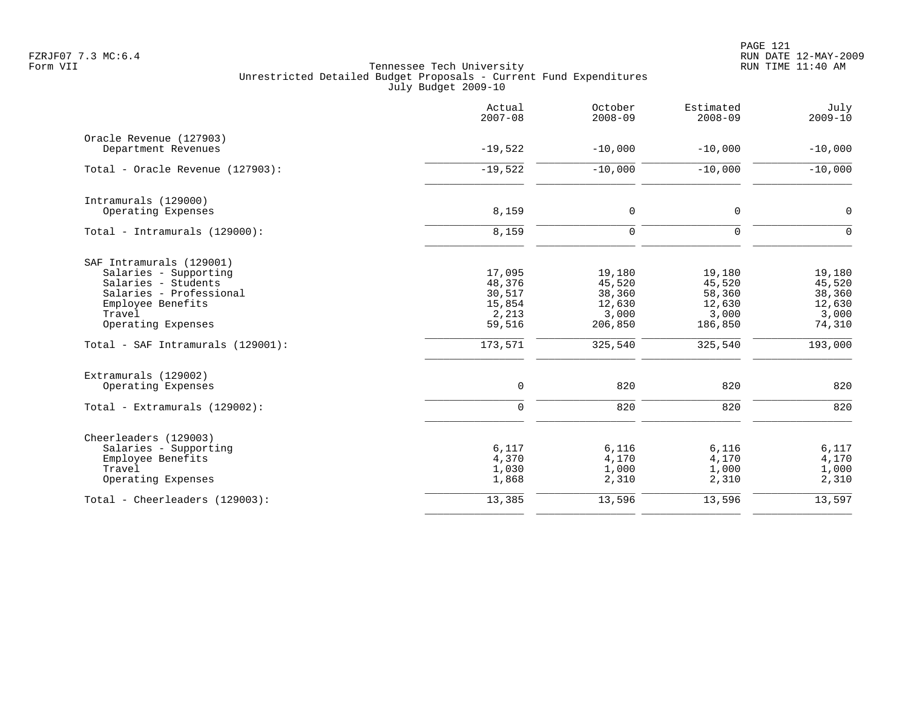Tennessee Tech University
Unrestricted Detailed Budget Proposals - Current Fund Expenditures
July Budget 2009-10

| | Actual 2007-08 | October 2008-09 | Estimated 2008-09 | July 2009-10 |
|---|---|---|---|---|
| **Oracle Revenue (127903)** | | | | |
| Department Revenues | -19,522 | -10,000 | -10,000 | -10,000 |
| Total - Oracle Revenue (127903): | -19,522 | -10,000 | -10,000 | -10,000 |
| **Intramurals (129000)** | | | | |
| Operating Expenses | 8,159 | 0 | 0 | 0 |
| Total - Intramurals (129000): | 8,159 | 0 | 0 | 0 |
| **SAF Intramurals (129001)** | | | | |
| Salaries - Supporting | 17,095 | 19,180 | 19,180 | 19,180 |
| Salaries - Students | 48,376 | 45,520 | 45,520 | 45,520 |
| Salaries - Professional | 30,517 | 38,360 | 58,360 | 38,360 |
| Employee Benefits | 15,854 | 12,630 | 12,630 | 12,630 |
| Travel | 2,213 | 3,000 | 3,000 | 3,000 |
| Operating Expenses | 59,516 | 206,850 | 186,850 | 74,310 |
| Total - SAF Intramurals (129001): | 173,571 | 325,540 | 325,540 | 193,000 |
| **Extramurals (129002)** | | | | |
| Operating Expenses | 0 | 820 | 820 | 820 |
| Total - Extramurals (129002): | 0 | 820 | 820 | 820 |
| **Cheerleaders (129003)** | | | | |
| Salaries - Supporting | 6,117 | 6,116 | 6,116 | 6,117 |
| Employee Benefits | 4,370 | 4,170 | 4,170 | 4,170 |
| Travel | 1,030 | 1,000 | 1,000 | 1,000 |
| Operating Expenses | 1,868 | 2,310 | 2,310 | 2,310 |
| Total - Cheerleaders (129003): | 13,385 | 13,596 | 13,596 | 13,597 |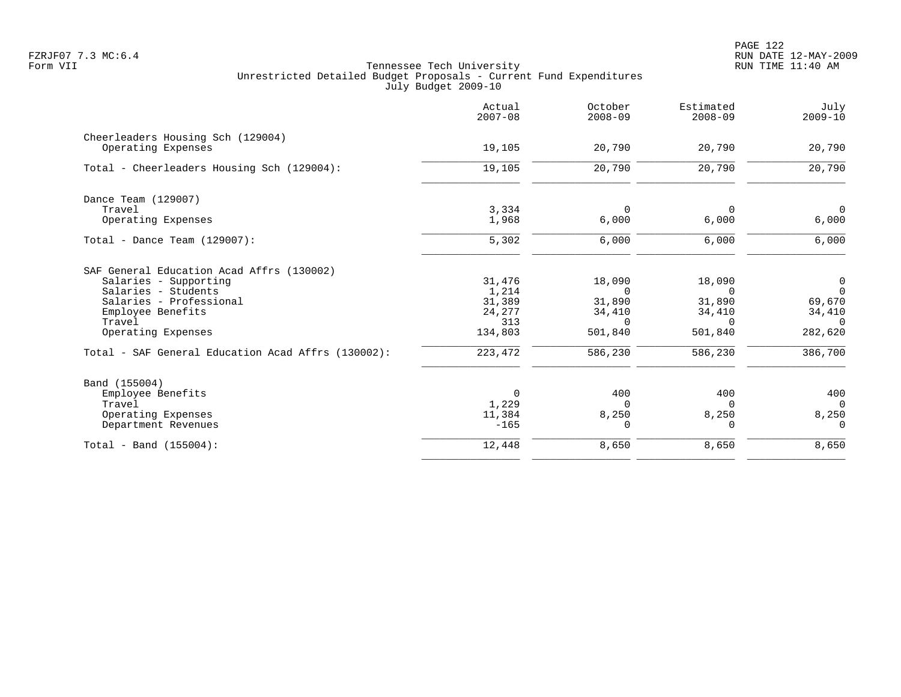FZRJF07 7.3 MC:6.4
Form VII

Tennessee Tech University
Unrestricted Detailed Budget Proposals - Current Fund Expenditures
July Budget 2009-10

RUN DATE 12-MAY-2009
RUN TIME 11:40 AM

| | Actual 2007-08 | October 2008-09 | Estimated 2008-09 | July 2009-10 |
|---|---|---|---|---|
| **Cheerleaders Housing Sch (129004)** | | | | |
| Operating Expenses | 19,105 | 20,790 | 20,790 | 20,790 |
| Total - Cheerleaders Housing Sch (129004): | 19,105 | 20,790 | 20,790 | 20,790 |
| **Dance Team (129007)** | | | | |
| Travel | 3,334 | 0 | 0 | 0 |
| Operating Expenses | 1,968 | 6,000 | 6,000 | 6,000 |
| Total - Dance Team (129007): | 5,302 | 6,000 | 6,000 | 6,000 |
| **SAF General Education Acad Affrs (130002)** | | | | |
| Salaries - Supporting | 31,476 | 18,090 | 18,090 | 0 |
| Salaries - Students | 1,214 | 0 | 0 | 0 |
| Salaries - Professional | 31,389 | 31,890 | 31,890 | 69,670 |
| Employee Benefits | 24,277 | 34,410 | 34,410 | 34,410 |
| Travel | 313 | 0 | 0 | 0 |
| Operating Expenses | 134,803 | 501,840 | 501,840 | 282,620 |
| Total - SAF General Education Acad Affrs (130002): | 223,472 | 586,230 | 586,230 | 386,700 |
| **Band (155004)** | | | | |
| Employee Benefits | 0 | 400 | 400 | 400 |
| Travel | 1,229 | 0 | 0 | 0 |
| Operating Expenses | 11,384 | 8,250 | 8,250 | 8,250 |
| Department Revenues | -165 | 0 | 0 | 0 |
| Total - Band (155004): | 12,448 | 8,650 | 8,650 | 8,650 |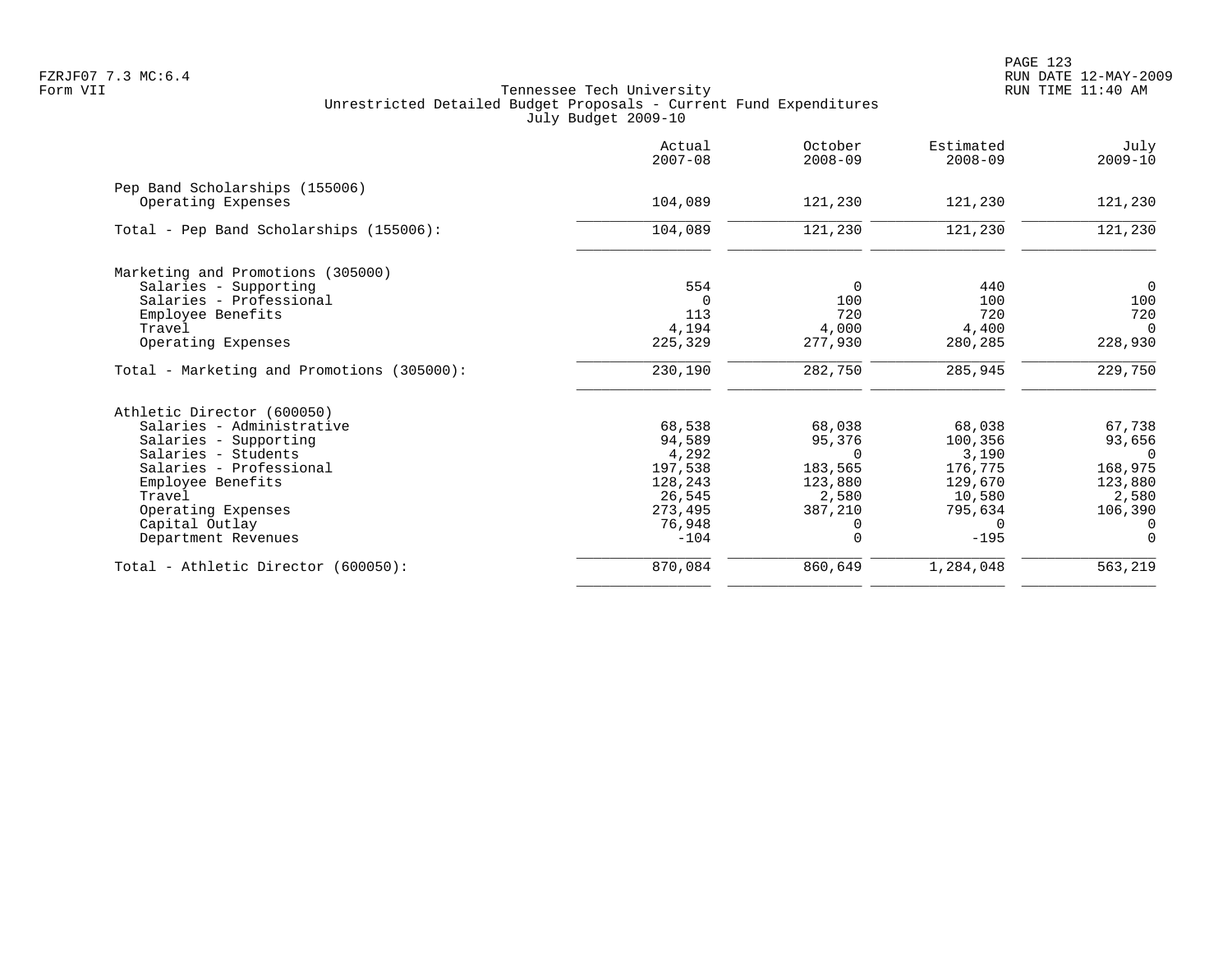Tennessee Tech University
Unrestricted Detailed Budget Proposals - Current Fund Expenditures
July Budget 2009-10

| | Actual 2007-08 | October 2008-09 | Estimated 2008-09 | July 2009-10 |
|---|---|---|---|---|
| **Pep Band Scholarships (155006)** | | | | |
| Operating Expenses | 104,089 | 121,230 | 121,230 | 121,230 |
| Total - Pep Band Scholarships (155006): | 104,089 | 121,230 | 121,230 | 121,230 |
| **Marketing and Promotions (305000)** | | | | |
| Salaries - Supporting | 554 | 0 | 440 | 0 |
| Salaries - Professional | 0 | 100 | 100 | 100 |
| Employee Benefits | 113 | 720 | 720 | 720 |
| Travel | 4,194 | 4,000 | 4,400 | 0 |
| Operating Expenses | 225,329 | 277,930 | 280,285 | 228,930 |
| Total - Marketing and Promotions (305000): | 230,190 | 282,750 | 285,945 | 229,750 |
| **Athletic Director (600050)** | | | | |
| Salaries - Administrative | 68,538 | 68,038 | 68,038 | 67,738 |
| Salaries - Supporting | 94,589 | 95,376 | 100,356 | 93,656 |
| Salaries - Students | 4,292 | 0 | 3,190 | 0 |
| Salaries - Professional | 197,538 | 183,565 | 176,775 | 168,975 |
| Employee Benefits | 128,243 | 123,880 | 129,670 | 123,880 |
| Travel | 26,545 | 2,580 | 10,580 | 2,580 |
| Operating Expenses | 273,495 | 387,210 | 795,634 | 106,390 |
| Capital Outlay | 76,948 | 0 | 0 | 0 |
| Department Revenues | -104 | 0 | -195 | 0 |
| Total - Athletic Director (600050): | 870,084 | 860,649 | 1,284,048 | 563,219 |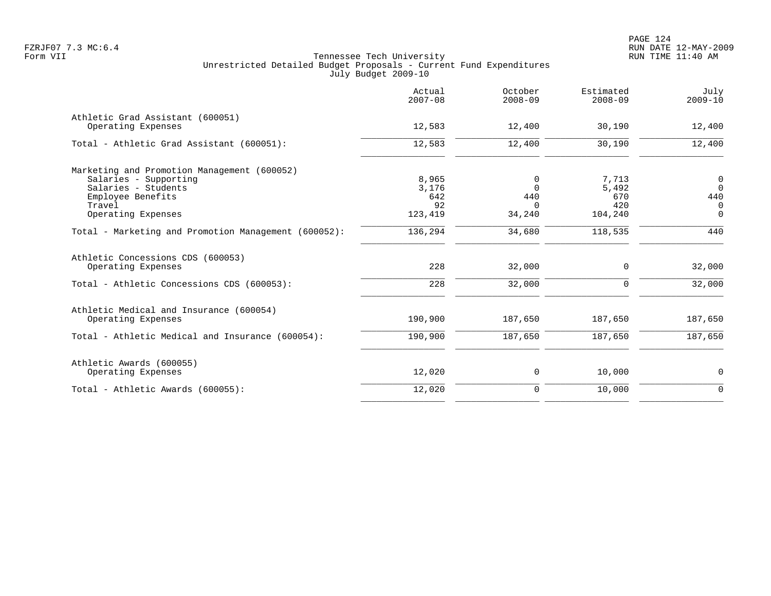Tennessee Tech University
Unrestricted Detailed Budget Proposals - Current Fund Expenditures
July Budget 2009-10

| | Actual 2007-08 | October 2008-09 | Estimated 2008-09 | July 2009-10 |
|---|---|---|---|---|
| **Athletic Grad Assistant (600051)** | | | | |
| Operating Expenses | 12,583 | 12,400 | 30,190 | 12,400 |
| Total - Athletic Grad Assistant (600051): | 12,583 | 12,400 | 30,190 | 12,400 |
| **Marketing and Promotion Management (600052)** | | | | |
| Salaries - Supporting | 8,965 | 0 | 7,713 | 0 |
| Salaries - Students | 3,176 | 0 | 5,492 | 0 |
| Employee Benefits | 642 | 440 | 670 | 440 |
| Travel | 92 | 0 | 420 | 0 |
| Operating Expenses | 123,419 | 34,240 | 104,240 | 0 |
| Total - Marketing and Promotion Management (600052): | 136,294 | 34,680 | 118,535 | 440 |
| **Athletic Concessions CDS (600053)** | | | | |
| Operating Expenses | 228 | 32,000 | 0 | 32,000 |
| Total - Athletic Concessions CDS (600053): | 228 | 32,000 | 0 | 32,000 |
| **Athletic Medical and Insurance (600054)** | | | | |
| Operating Expenses | 190,900 | 187,650 | 187,650 | 187,650 |
| Total - Athletic Medical and Insurance (600054): | 190,900 | 187,650 | 187,650 | 187,650 |
| **Athletic Awards (600055)** | | | | |
| Operating Expenses | 12,020 | 0 | 10,000 | 0 |
| Total - Athletic Awards (600055): | 12,020 | 0 | 10,000 | 0 |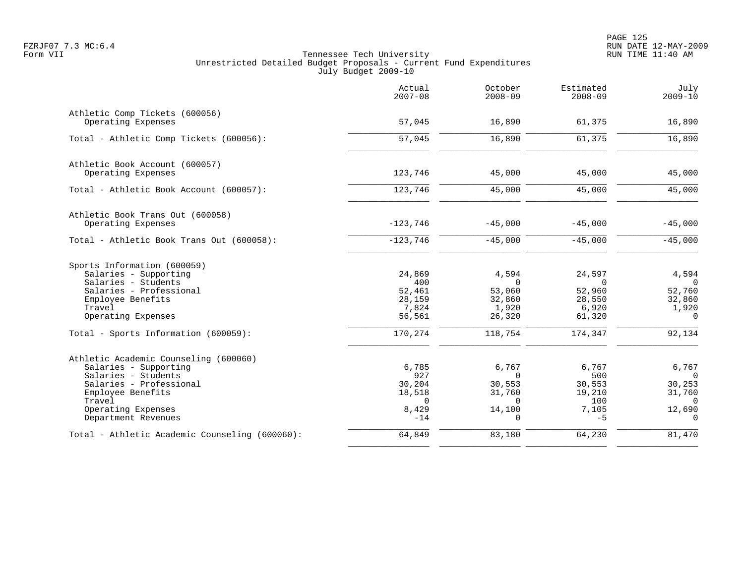Tennessee Tech University
Unrestricted Detailed Budget Proposals - Current Fund Expenditures
July Budget 2009-10

| | Actual 2007-08 | October 2008-09 | Estimated 2008-09 | July 2009-10 |
|---|---|---|---|---|
| **Athletic Comp Tickets (600056)** | | | | |
| Operating Expenses | 57,045 | 16,890 | 61,375 | 16,890 |
| Total - Athletic Comp Tickets (600056): | 57,045 | 16,890 | 61,375 | 16,890 |
| **Athletic Book Account (600057)** | | | | |
| Operating Expenses | 123,746 | 45,000 | 45,000 | 45,000 |
| Total - Athletic Book Account (600057): | 123,746 | 45,000 | 45,000 | 45,000 |
| **Athletic Book Trans Out (600058)** | | | | |
| Operating Expenses | -123,746 | -45,000 | -45,000 | -45,000 |
| Total - Athletic Book Trans Out (600058): | -123,746 | -45,000 | -45,000 | -45,000 |
| **Sports Information (600059)** | | | | |
| Salaries - Supporting | 24,869 | 4,594 | 24,597 | 4,594 |
| Salaries - Students | 400 | 0 | 0 | 0 |
| Salaries - Professional | 52,461 | 53,060 | 52,960 | 52,760 |
| Employee Benefits | 28,159 | 32,860 | 28,550 | 32,860 |
| Travel | 7,824 | 1,920 | 6,920 | 1,920 |
| Operating Expenses | 56,561 | 26,320 | 61,320 | 0 |
| Total - Sports Information (600059): | 170,274 | 118,754 | 174,347 | 92,134 |
| **Athletic Academic Counseling (600060)** | | | | |
| Salaries - Supporting | 6,785 | 6,767 | 6,767 | 6,767 |
| Salaries - Students | 927 | 0 | 500 | 0 |
| Salaries - Professional | 30,204 | 30,553 | 30,553 | 30,253 |
| Employee Benefits | 18,518 | 31,760 | 19,210 | 31,760 |
| Travel | 0 | 0 | 100 | 0 |
| Operating Expenses | 8,429 | 14,100 | 7,105 | 12,690 |
| Department Revenues | -14 | 0 | -5 | 0 |
| Total - Athletic Academic Counseling (600060): | 64,849 | 83,180 | 64,230 | 81,470 |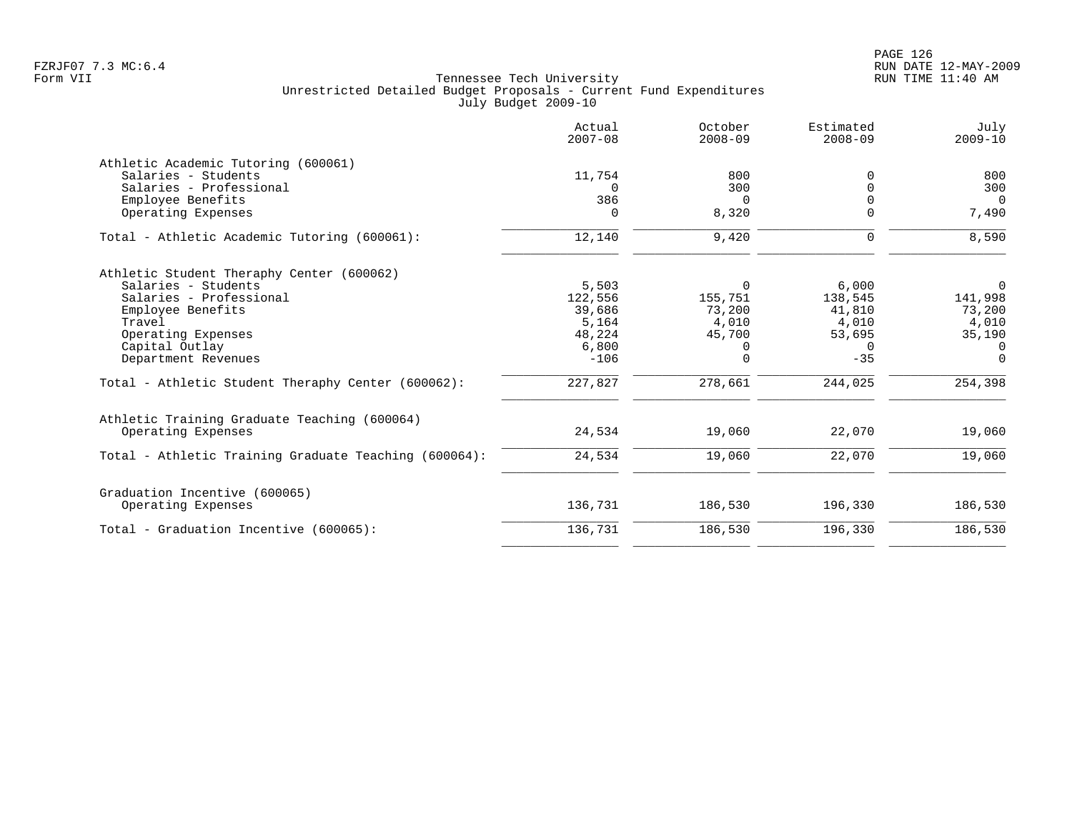Tennessee Tech University
Unrestricted Detailed Budget Proposals - Current Fund Expenditures
July Budget 2009-10

| | Actual 2007-08 | October 2008-09 | Estimated 2008-09 | July 2009-10 |
|---|---|---|---|---|
| **Athletic Academic Tutoring (600061)** | | | | |
| Salaries - Students | 11,754 | 800 | 0 | 800 |
| Salaries - Professional | 0 | 300 | 0 | 300 |
| Employee Benefits | 386 | 0 | 0 | 0 |
| Operating Expenses | 0 | 8,320 | 0 | 7,490 |
| Total - Athletic Academic Tutoring (600061): | 12,140 | 9,420 | 0 | 8,590 |
| **Athletic Student Theraphy Center (600062)** | | | | |
| Salaries - Students | 5,503 | 0 | 6,000 | 0 |
| Salaries - Professional | 122,556 | 155,751 | 138,545 | 141,998 |
| Employee Benefits | 39,686 | 73,200 | 41,810 | 73,200 |
| Travel | 5,164 | 4,010 | 4,010 | 4,010 |
| Operating Expenses | 48,224 | 45,700 | 53,695 | 35,190 |
| Capital Outlay | 6,800 | 0 | 0 | 0 |
| Department Revenues | -106 | 0 | -35 | 0 |
| Total - Athletic Student Theraphy Center (600062): | 227,827 | 278,661 | 244,025 | 254,398 |
| **Athletic Training Graduate Teaching (600064)** | | | | |
| Operating Expenses | 24,534 | 19,060 | 22,070 | 19,060 |
| Total - Athletic Training Graduate Teaching (600064): | 24,534 | 19,060 | 22,070 | 19,060 |
| **Graduation Incentive (600065)** | | | | |
| Operating Expenses | 136,731 | 186,530 | 196,330 | 186,530 |
| Total - Graduation Incentive (600065): | 136,731 | 186,530 | 196,330 | 186,530 |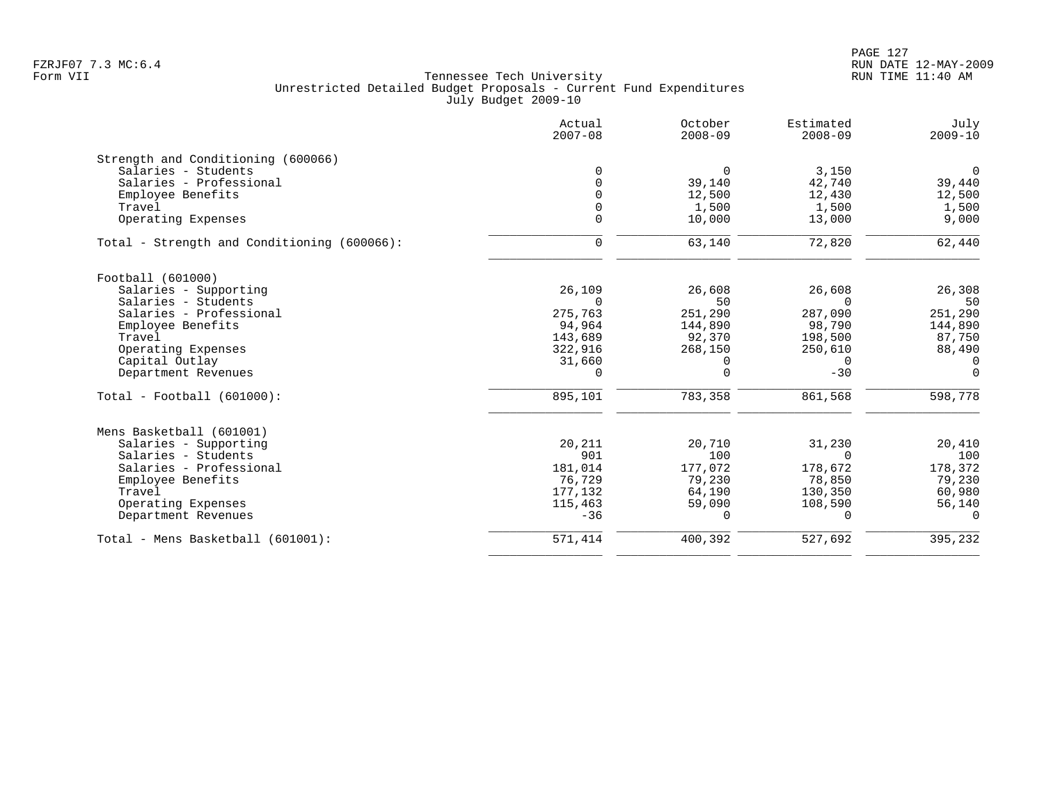Tennessee Tech University
Unrestricted Detailed Budget Proposals - Current Fund Expenditures
July Budget 2009-10

| | Actual 2007-08 | October 2008-09 | Estimated 2008-09 | July 2009-10 |
|---|---:|---:|---:|---:|
| **Strength and Conditioning (600066)** | | | | |
| Salaries - Students | 0 | 0 | 3,150 | 0 |
| Salaries - Professional | 0 | 39,140 | 42,740 | 39,440 |
| Employee Benefits | 0 | 12,500 | 12,430 | 12,500 |
| Travel | 0 | 1,500 | 1,500 | 1,500 |
| Operating Expenses | 0 | 10,000 | 13,000 | 9,000 |
| Total - Strength and Conditioning (600066): | 0 | 63,140 | 72,820 | 62,440 |
| **Football (601000)** | | | | |
| Salaries - Supporting | 26,109 | 26,608 | 26,608 | 26,308 |
| Salaries - Students | 0 | 50 | 0 | 50 |
| Salaries - Professional | 275,763 | 251,290 | 287,090 | 251,290 |
| Employee Benefits | 94,964 | 144,890 | 98,790 | 144,890 |
| Travel | 143,689 | 92,370 | 198,500 | 87,750 |
| Operating Expenses | 322,916 | 268,150 | 250,610 | 88,490 |
| Capital Outlay | 31,660 | 0 | 0 | 0 |
| Department Revenues | 0 | 0 | -30 | 0 |
| Total - Football (601000): | 895,101 | 783,358 | 861,568 | 598,778 |
| **Mens Basketball (601001)** | | | | |
| Salaries - Supporting | 20,211 | 20,710 | 31,230 | 20,410 |
| Salaries - Students | 901 | 100 | 0 | 100 |
| Salaries - Professional | 181,014 | 177,072 | 178,672 | 178,372 |
| Employee Benefits | 76,729 | 79,230 | 78,850 | 79,230 |
| Travel | 177,132 | 64,190 | 130,350 | 60,980 |
| Operating Expenses | 115,463 | 59,090 | 108,590 | 56,140 |
| Department Revenues | -36 | 0 | 0 | 0 |
| Total - Mens Basketball (601001): | 571,414 | 400,392 | 527,692 | 395,232 |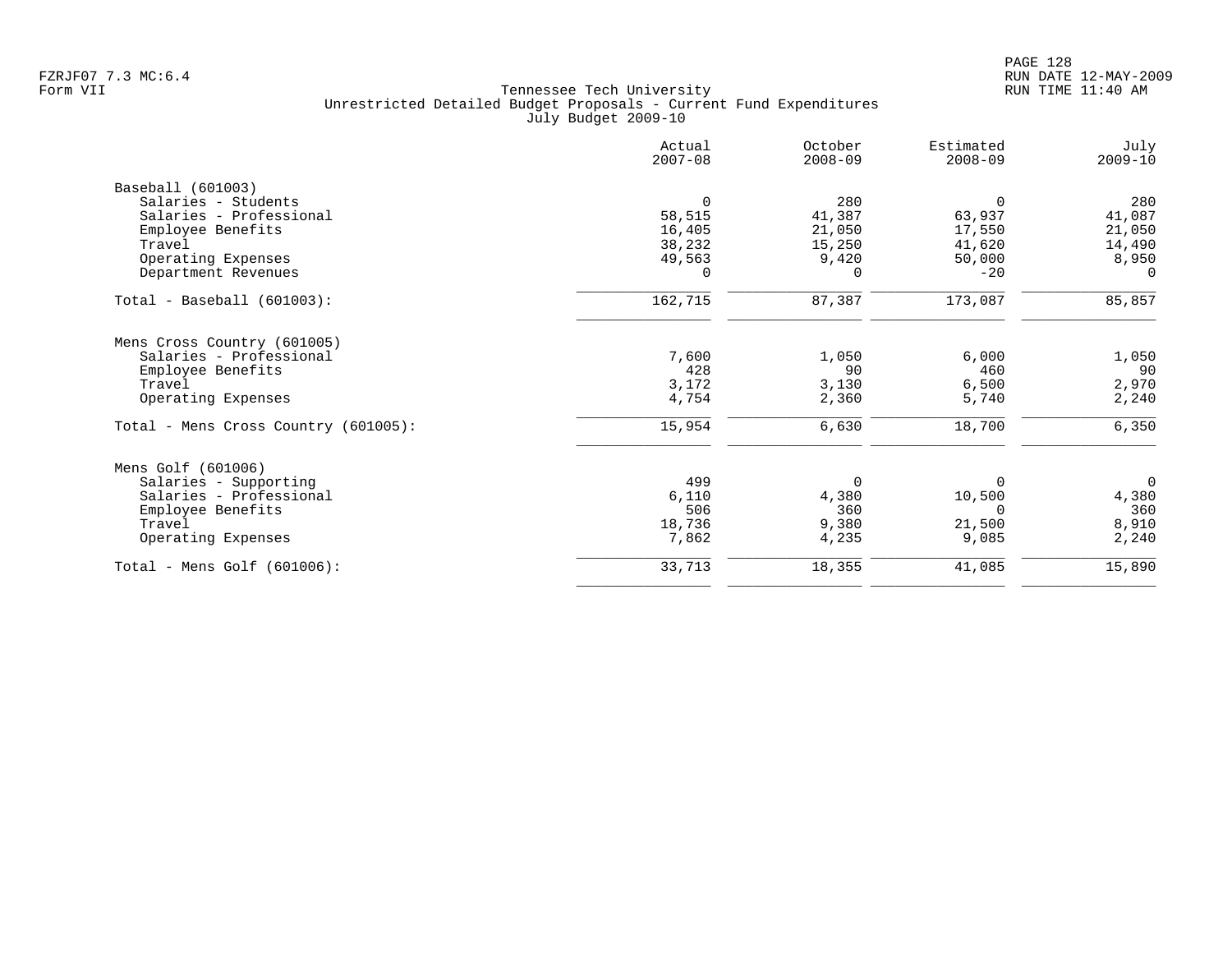Tennessee Tech University
Unrestricted Detailed Budget Proposals - Current Fund Expenditures
July Budget 2009-10

| | Actual 2007-08 | October 2008-09 | Estimated 2008-09 | July 2009-10 |
|---|---|---|---|---|
| **Baseball (601003)** | | | | |
| Salaries - Students | 0 | 280 | 0 | 280 |
| Salaries - Professional | 58,515 | 41,387 | 63,937 | 41,087 |
| Employee Benefits | 16,405 | 21,050 | 17,550 | 21,050 |
| Travel | 38,232 | 15,250 | 41,620 | 14,490 |
| Operating Expenses | 49,563 | 9,420 | 50,000 | 8,950 |
| Department Revenues | 0 | 0 | -20 | 0 |
| Total - Baseball (601003): | 162,715 | 87,387 | 173,087 | 85,857 |
| **Mens Cross Country (601005)** | | | | |
| Salaries - Professional | 7,600 | 1,050 | 6,000 | 1,050 |
| Employee Benefits | 428 | 90 | 460 | 90 |
| Travel | 3,172 | 3,130 | 6,500 | 2,970 |
| Operating Expenses | 4,754 | 2,360 | 5,740 | 2,240 |
| Total - Mens Cross Country (601005): | 15,954 | 6,630 | 18,700 | 6,350 |
| **Mens Golf (601006)** | | | | |
| Salaries - Supporting | 499 | 0 | 0 | 0 |
| Salaries - Professional | 6,110 | 4,380 | 10,500 | 4,380 |
| Employee Benefits | 506 | 360 | 0 | 360 |
| Travel | 18,736 | 9,380 | 21,500 | 8,910 |
| Operating Expenses | 7,862 | 4,235 | 9,085 | 2,240 |
| Total - Mens Golf (601006): | 33,713 | 18,355 | 41,085 | 15,890 |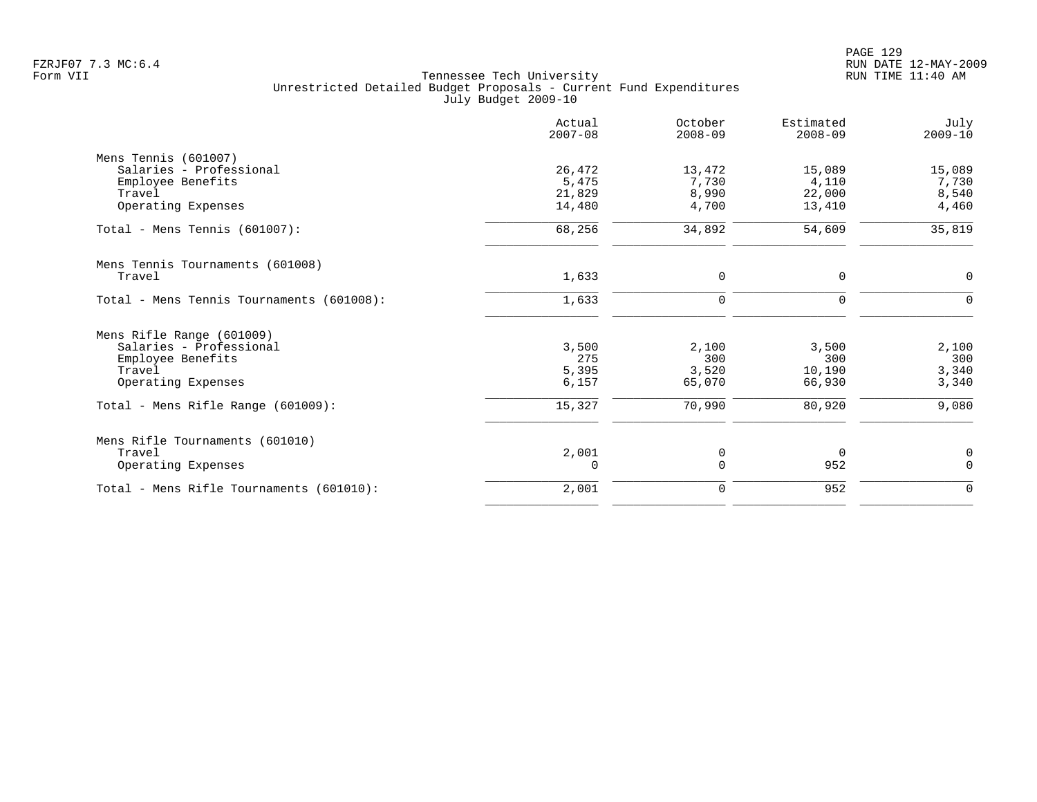Tennessee Tech University
Unrestricted Detailed Budget Proposals - Current Fund Expenditures
July Budget 2009-10

Form VII

| | Actual 2007-08 | October 2008-09 | Estimated 2008-09 | July 2009-10 |
|---|---|---|---|---|
| **Mens Tennis (601007)** | | | | |
| Salaries - Professional | 26,472 | 13,472 | 15,089 | 15,089 |
| Employee Benefits | 5,475 | 7,730 | 4,110 | 7,730 |
| Travel | 21,829 | 8,990 | 22,000 | 8,540 |
| Operating Expenses | 14,480 | 4,700 | 13,410 | 4,460 |
| Total - Mens Tennis (601007): | 68,256 | 34,892 | 54,609 | 35,819 |
| **Mens Tennis Tournaments (601008)** | | | | |
| Travel | 1,633 | 0 | 0 | 0 |
| Total - Mens Tennis Tournaments (601008): | 1,633 | 0 | 0 | 0 |
| **Mens Rifle Range (601009)** | | | | |
| Salaries - Professional | 3,500 | 2,100 | 3,500 | 2,100 |
| Employee Benefits | 275 | 300 | 300 | 300 |
| Travel | 5,395 | 3,520 | 10,190 | 3,340 |
| Operating Expenses | 6,157 | 65,070 | 66,930 | 3,340 |
| Total - Mens Rifle Range (601009): | 15,327 | 70,990 | 80,920 | 9,080 |
| **Mens Rifle Tournaments (601010)** | | | | |
| Travel | 2,001 | 0 | 0 | 0 |
| Operating Expenses | 0 | 0 | 952 | 0 |
| Total - Mens Rifle Tournaments (601010): | 2,001 | 0 | 952 | 0 |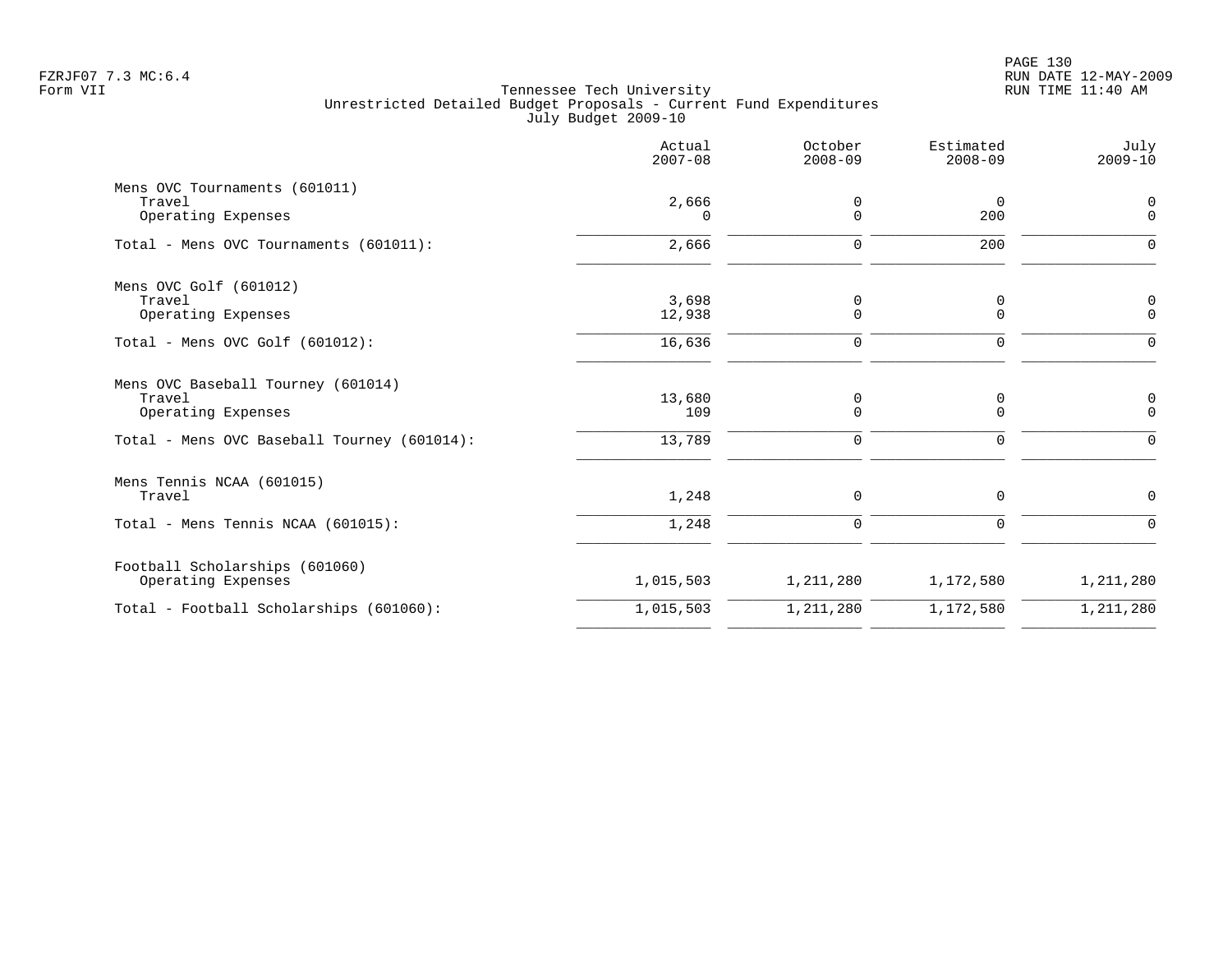Tennessee Tech University
Unrestricted Detailed Budget Proposals - Current Fund Expenditures
July Budget 2009-10

| | Actual 2007-08 | October 2008-09 | Estimated 2008-09 | July 2009-10 |
|---|---|---|---|---|
| Mens OVC Tournaments (601011) | | | | |
| Travel | 2,666 | 0 | 0 | 0 |
| Operating Expenses | 0 | 0 | 200 | 0 |
| Total - Mens OVC Tournaments (601011): | 2,666 | 0 | 200 | 0 |
| Mens OVC Golf (601012) | | | | |
| Travel | 3,698 | 0 | 0 | 0 |
| Operating Expenses | 12,938 | 0 | 0 | 0 |
| Total - Mens OVC Golf (601012): | 16,636 | 0 | 0 | 0 |
| Mens OVC Baseball Tourney (601014) | | | | |
| Travel | 13,680 | 0 | 0 | 0 |
| Operating Expenses | 109 | 0 | 0 | 0 |
| Total - Mens OVC Baseball Tourney (601014): | 13,789 | 0 | 0 | 0 |
| Mens Tennis NCAA (601015) | | | | |
| Travel | 1,248 | 0 | 0 | 0 |
| Total - Mens Tennis NCAA (601015): | 1,248 | 0 | 0 | 0 |
| Football Scholarships (601060) | | | | |
| Operating Expenses | 1,015,503 | 1,211,280 | 1,172,580 | 1,211,280 |
| Total - Football Scholarships (601060): | 1,015,503 | 1,211,280 | 1,172,580 | 1,211,280 |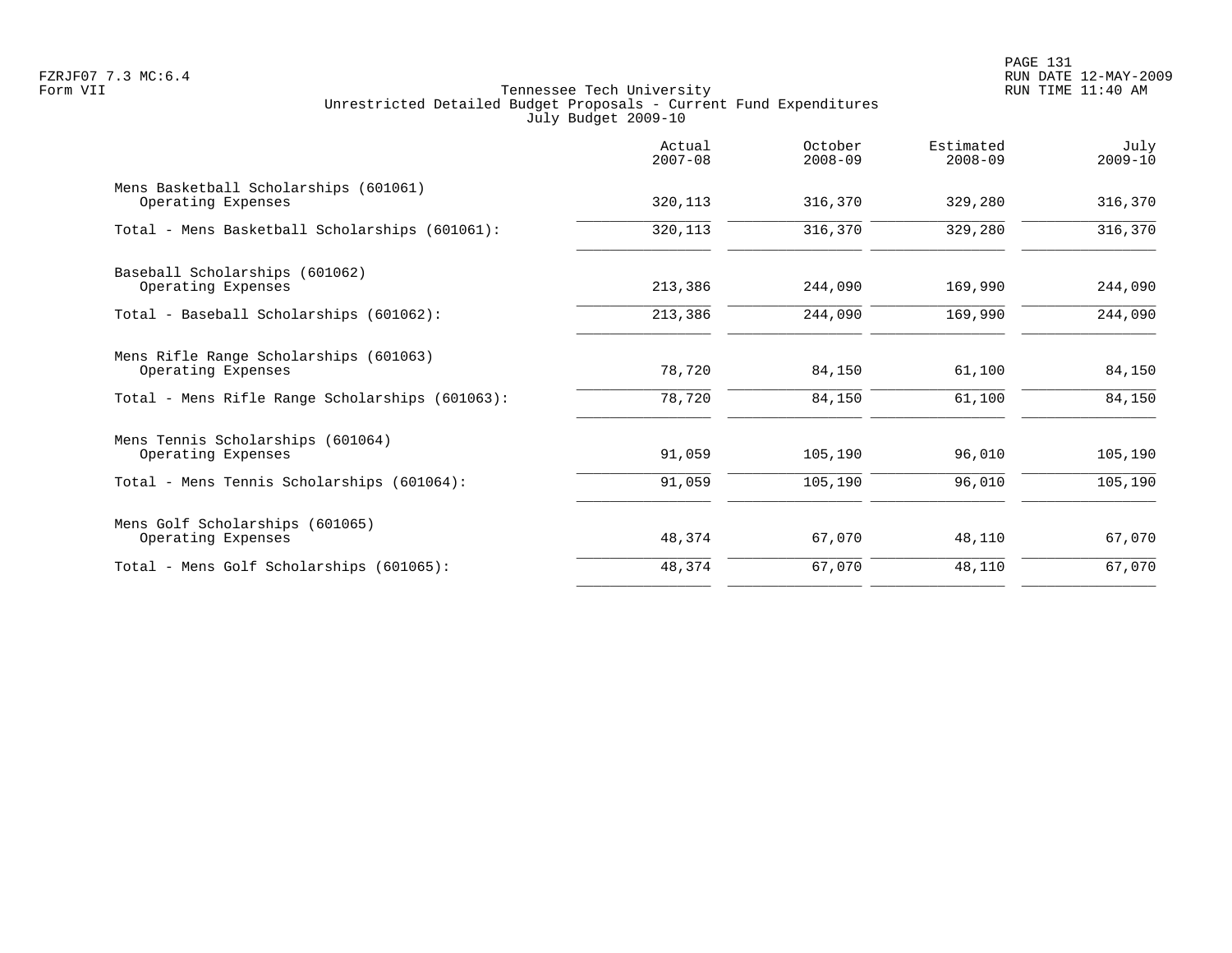Tennessee Tech University
Unrestricted Detailed Budget Proposals - Current Fund Expenditures
July Budget 2009-10

| | Actual 2007-08 | October 2008-09 | Estimated 2008-09 | July 2009-10 |
|---|---|---|---|---|
| Mens Basketball Scholarships (601061) | | | | |
| Operating Expenses | 320,113 | 316,370 | 329,280 | 316,370 |
| Total - Mens Basketball Scholarships (601061): | 320,113 | 316,370 | 329,280 | 316,370 |
| Baseball Scholarships (601062) | | | | |
| Operating Expenses | 213,386 | 244,090 | 169,990 | 244,090 |
| Total - Baseball Scholarships (601062): | 213,386 | 244,090 | 169,990 | 244,090 |
| Mens Rifle Range Scholarships (601063) | | | | |
| Operating Expenses | 78,720 | 84,150 | 61,100 | 84,150 |
| Total - Mens Rifle Range Scholarships (601063): | 78,720 | 84,150 | 61,100 | 84,150 |
| Mens Tennis Scholarships (601064) | | | | |
| Operating Expenses | 91,059 | 105,190 | 96,010 | 105,190 |
| Total - Mens Tennis Scholarships (601064): | 91,059 | 105,190 | 96,010 | 105,190 |
| Mens Golf Scholarships (601065) | | | | |
| Operating Expenses | 48,374 | 67,070 | 48,110 | 67,070 |
| Total - Mens Golf Scholarships (601065): | 48,374 | 67,070 | 48,110 | 67,070 |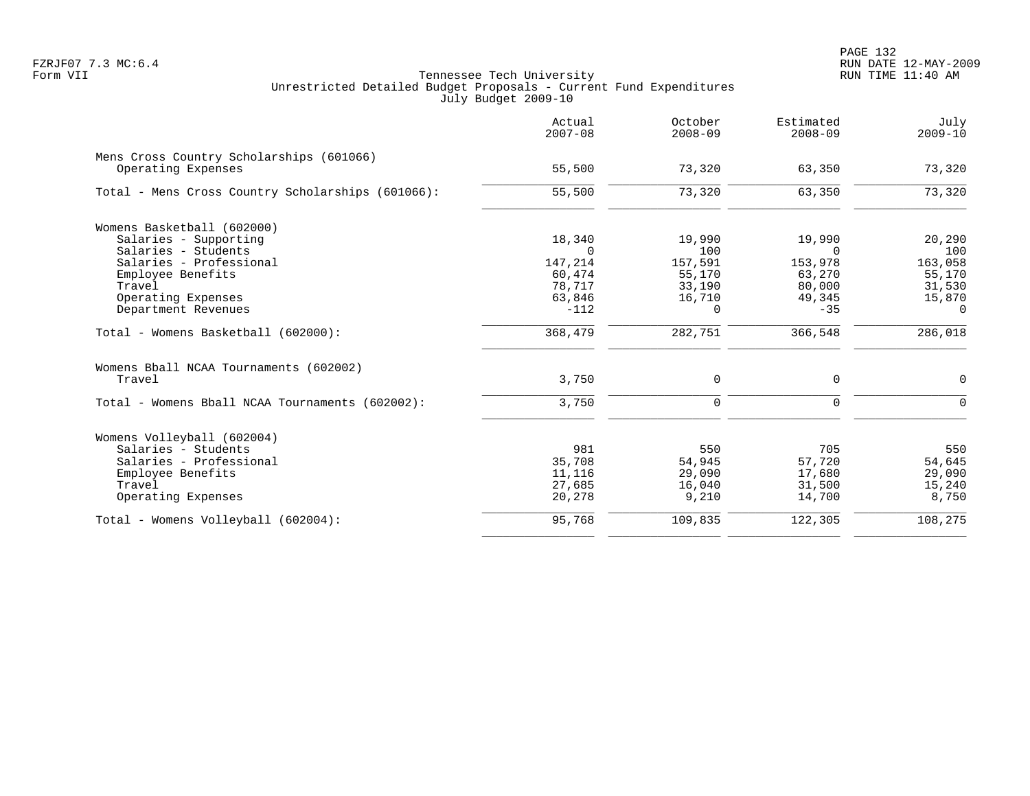Tennessee Tech University
Unrestricted Detailed Budget Proposals - Current Fund Expenditures
July Budget 2009-10

FZRJF07 7.3 MC:6.4
Form VII

RUN DATE 12-MAY-2009
RUN TIME 11:40 AM

| | Actual 2007-08 | October 2008-09 | Estimated 2008-09 | July 2009-10 |
|---|---|---|---|---|
| **Mens Cross Country Scholarships (601066)** | | | | |
| Operating Expenses | 55,500 | 73,320 | 63,350 | 73,320 |
| Total - Mens Cross Country Scholarships (601066): | 55,500 | 73,320 | 63,350 | 73,320 |
| **Womens Basketball (602000)** | | | | |
| Salaries - Supporting | 18,340 | 19,990 | 19,990 | 20,290 |
| Salaries - Students | 0 | 100 | 0 | 100 |
| Salaries - Professional | 147,214 | 157,591 | 153,978 | 163,058 |
| Employee Benefits | 60,474 | 55,170 | 63,270 | 55,170 |
| Travel | 78,717 | 33,190 | 80,000 | 31,530 |
| Operating Expenses | 63,846 | 16,710 | 49,345 | 15,870 |
| Department Revenues | -112 | 0 | -35 | 0 |
| Total - Womens Basketball (602000): | 368,479 | 282,751 | 366,548 | 286,018 |
| **Womens Bball NCAA Tournaments (602002)** | | | | |
| Travel | 3,750 | 0 | 0 | 0 |
| Total - Womens Bball NCAA Tournaments (602002): | 3,750 | 0 | 0 | 0 |
| **Womens Volleyball (602004)** | | | | |
| Salaries - Students | 981 | 550 | 705 | 550 |
| Salaries - Professional | 35,708 | 54,945 | 57,720 | 54,645 |
| Employee Benefits | 11,116 | 29,090 | 17,680 | 29,090 |
| Travel | 27,685 | 16,040 | 31,500 | 15,240 |
| Operating Expenses | 20,278 | 9,210 | 14,700 | 8,750 |
| Total - Womens Volleyball (602004): | 95,768 | 109,835 | 122,305 | 108,275 |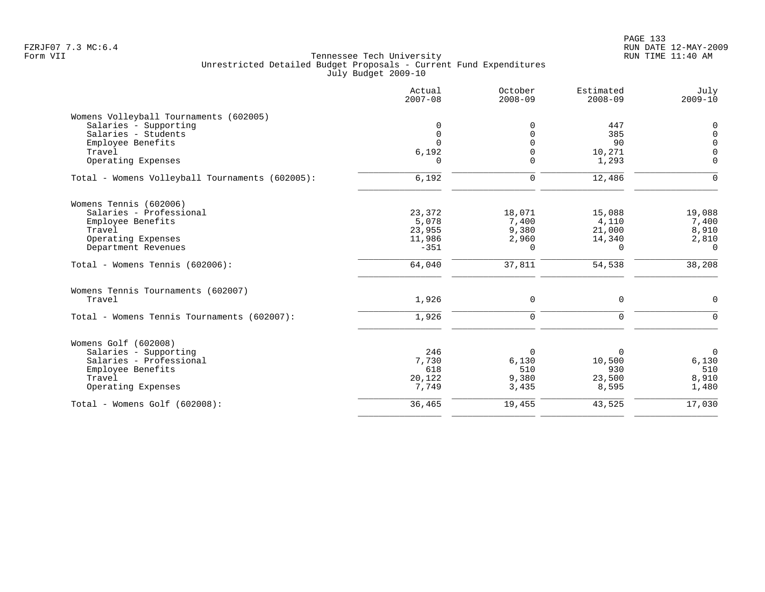Tennessee Tech University
Unrestricted Detailed Budget Proposals - Current Fund Expenditures
July Budget 2009-10

| | Actual 2007-08 | October 2008-09 | Estimated 2008-09 | July 2009-10 |
|---|---|---|---|---|
| **Womens Volleyball Tournaments (602005)** | | | | |
| Salaries - Supporting | 0 | 0 | 447 | 0 |
| Salaries - Students | 0 | 0 | 385 | 0 |
| Employee Benefits | 0 | 0 | 90 | 0 |
| Travel | 6,192 | 0 | 10,271 | 0 |
| Operating Expenses | 0 | 0 | 1,293 | 0 |
| Total - Womens Volleyball Tournaments (602005): | 6,192 | 0 | 12,486 | 0 |
| **Womens Tennis (602006)** | | | | |
| Salaries - Professional | 23,372 | 18,071 | 15,088 | 19,088 |
| Employee Benefits | 5,078 | 7,400 | 4,110 | 7,400 |
| Travel | 23,955 | 9,380 | 21,000 | 8,910 |
| Operating Expenses | 11,986 | 2,960 | 14,340 | 2,810 |
| Department Revenues | -351 | 0 | 0 | 0 |
| Total - Womens Tennis (602006): | 64,040 | 37,811 | 54,538 | 38,208 |
| **Womens Tennis Tournaments (602007)** | | | | |
| Travel | 1,926 | 0 | 0 | 0 |
| Total - Womens Tennis Tournaments (602007): | 1,926 | 0 | 0 | 0 |
| **Womens Golf (602008)** | | | | |
| Salaries - Supporting | 246 | 0 | 0 | 0 |
| Salaries - Professional | 7,730 | 6,130 | 10,500 | 6,130 |
| Employee Benefits | 618 | 510 | 930 | 510 |
| Travel | 20,122 | 9,380 | 23,500 | 8,910 |
| Operating Expenses | 7,749 | 3,435 | 8,595 | 1,480 |
| Total - Womens Golf (602008): | 36,465 | 19,455 | 43,525 | 17,030 |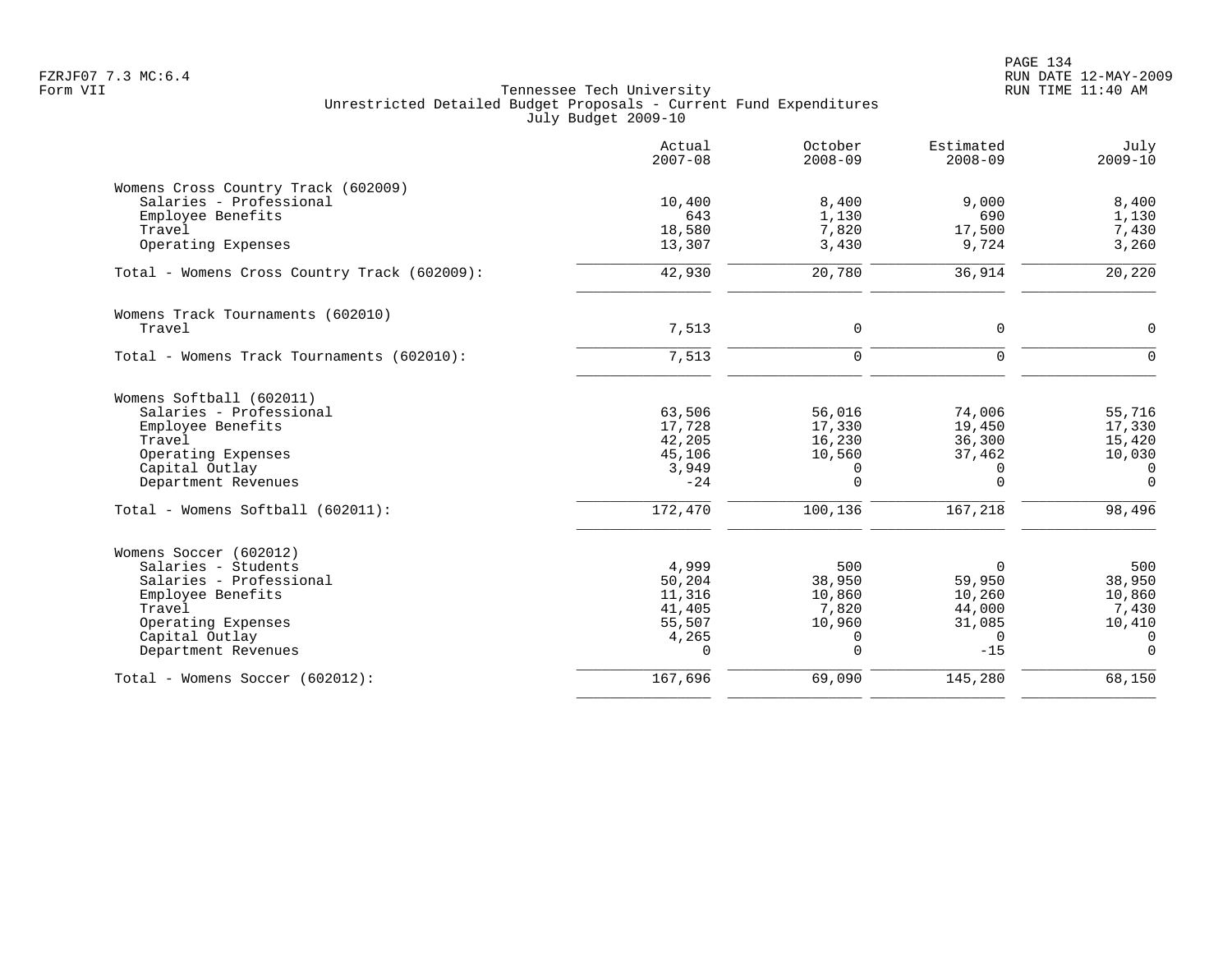Tennessee Tech University
Unrestricted Detailed Budget Proposals - Current Fund Expenditures
July Budget 2009-10

| | Actual 2007-08 | October 2008-09 | Estimated 2008-09 | July 2009-10 |
|---|---|---|---|---|
| **Womens Cross Country Track (602009)** | | | | |
| Salaries - Professional | 10,400 | 8,400 | 9,000 | 8,400 |
| Employee Benefits | 643 | 1,130 | 690 | 1,130 |
| Travel | 18,580 | 7,820 | 17,500 | 7,430 |
| Operating Expenses | 13,307 | 3,430 | 9,724 | 3,260 |
| Total - Womens Cross Country Track (602009): | 42,930 | 20,780 | 36,914 | 20,220 |
| **Womens Track Tournaments (602010)** | | | | |
| Travel | 7,513 | 0 | 0 | 0 |
| Total - Womens Track Tournaments (602010): | 7,513 | 0 | 0 | 0 |
| **Womens Softball (602011)** | | | | |
| Salaries - Professional | 63,506 | 56,016 | 74,006 | 55,716 |
| Employee Benefits | 17,728 | 17,330 | 19,450 | 17,330 |
| Travel | 42,205 | 16,230 | 36,300 | 15,420 |
| Operating Expenses | 45,106 | 10,560 | 37,462 | 10,030 |
| Capital Outlay | 3,949 | 0 | 0 | 0 |
| Department Revenues | -24 | 0 | 0 | 0 |
| Total - Womens Softball (602011): | 172,470 | 100,136 | 167,218 | 98,496 |
| **Womens Soccer (602012)** | | | | |
| Salaries - Students | 4,999 | 500 | 0 | 500 |
| Salaries - Professional | 50,204 | 38,950 | 59,950 | 38,950 |
| Employee Benefits | 11,316 | 10,860 | 10,260 | 10,860 |
| Travel | 41,405 | 7,820 | 44,000 | 7,430 |
| Operating Expenses | 55,507 | 10,960 | 31,085 | 10,410 |
| Capital Outlay | 4,265 | 0 | 0 | 0 |
| Department Revenues | 0 | 0 | -15 | 0 |
| Total - Womens Soccer (602012): | 167,696 | 69,090 | 145,280 | 68,150 |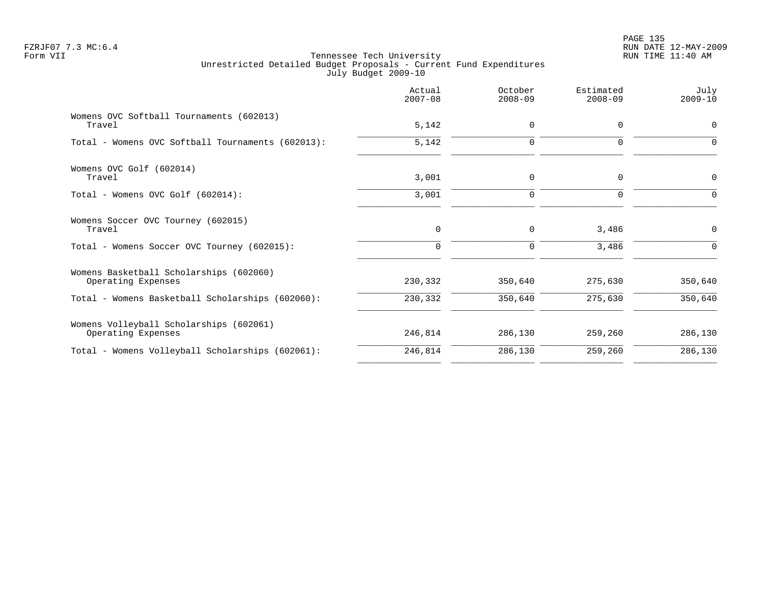Tennessee Tech University
Unrestricted Detailed Budget Proposals - Current Fund Expenditures
July Budget 2009-10

| | Actual 2007-08 | October 2008-09 | Estimated 2008-09 | July 2009-10 |
|---|---:|---:|---:|---:|
| Womens OVC Softball Tournaments (602013) | | | | |
| Travel | 5,142 | 0 | 0 | 0 |
| Total - Womens OVC Softball Tournaments (602013): | 5,142 | 0 | 0 | 0 |
| Womens OVC Golf (602014) | | | | |
| Travel | 3,001 | 0 | 0 | 0 |
| Total - Womens OVC Golf (602014): | 3,001 | 0 | 0 | 0 |
| Womens Soccer OVC Tourney (602015) | | | | |
| Travel | 0 | 0 | 3,486 | 0 |
| Total - Womens Soccer OVC Tourney (602015): | 0 | 0 | 3,486 | 0 |
| Womens Basketball Scholarships (602060) | | | | |
| Operating Expenses | 230,332 | 350,640 | 275,630 | 350,640 |
| Total - Womens Basketball Scholarships (602060): | 230,332 | 350,640 | 275,630 | 350,640 |
| Womens Volleyball Scholarships (602061) | | | | |
| Operating Expenses | 246,814 | 286,130 | 259,260 | 286,130 |
| Total - Womens Volleyball Scholarships (602061): | 246,814 | 286,130 | 259,260 | 286,130 |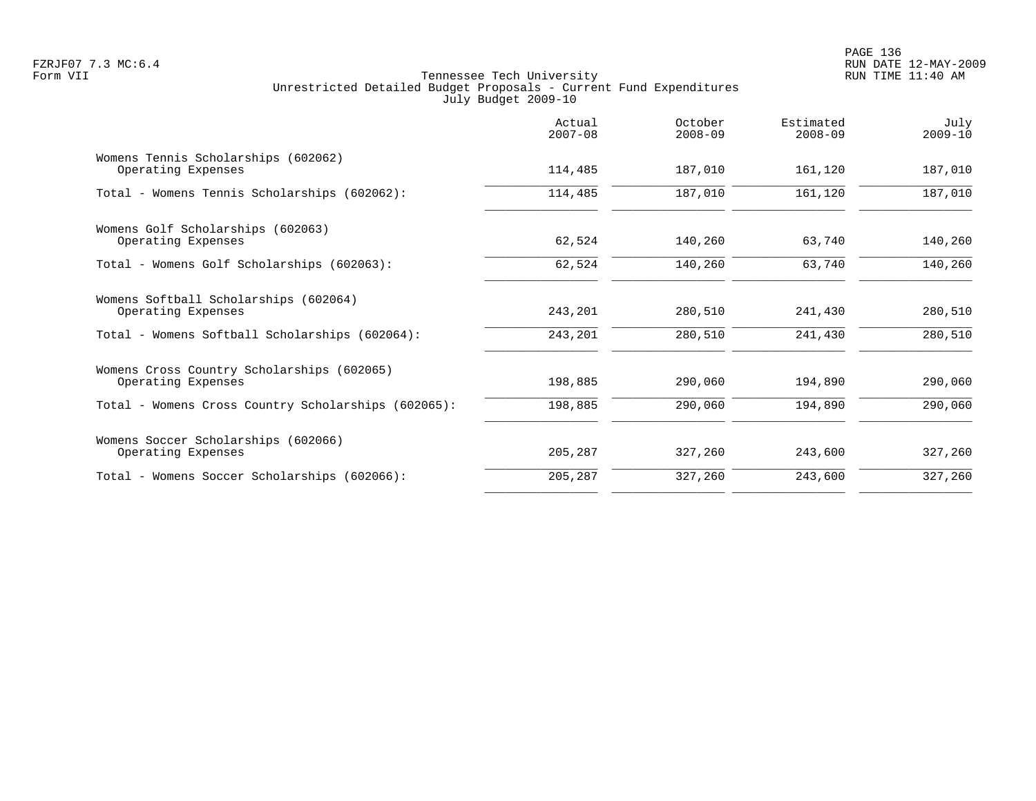Tennessee Tech University
Unrestricted Detailed Budget Proposals - Current Fund Expenditures
July Budget 2009-10

| | Actual 2007-08 | October 2008-09 | Estimated 2008-09 | July 2009-10 |
|---|---|---|---|---|
| Womens Tennis Scholarships (602062) | | | | |
| Operating Expenses | 114,485 | 187,010 | 161,120 | 187,010 |
| Total - Womens Tennis Scholarships (602062): | 114,485 | 187,010 | 161,120 | 187,010 |
| Womens Golf Scholarships (602063) | | | | |
| Operating Expenses | 62,524 | 140,260 | 63,740 | 140,260 |
| Total - Womens Golf Scholarships (602063): | 62,524 | 140,260 | 63,740 | 140,260 |
| Womens Softball Scholarships (602064) | | | | |
| Operating Expenses | 243,201 | 280,510 | 241,430 | 280,510 |
| Total - Womens Softball Scholarships (602064): | 243,201 | 280,510 | 241,430 | 280,510 |
| Womens Cross Country Scholarships (602065) | | | | |
| Operating Expenses | 198,885 | 290,060 | 194,890 | 290,060 |
| Total - Womens Cross Country Scholarships (602065): | 198,885 | 290,060 | 194,890 | 290,060 |
| Womens Soccer Scholarships (602066) | | | | |
| Operating Expenses | 205,287 | 327,260 | 243,600 | 327,260 |
| Total - Womens Soccer Scholarships (602066): | 205,287 | 327,260 | 243,600 | 327,260 |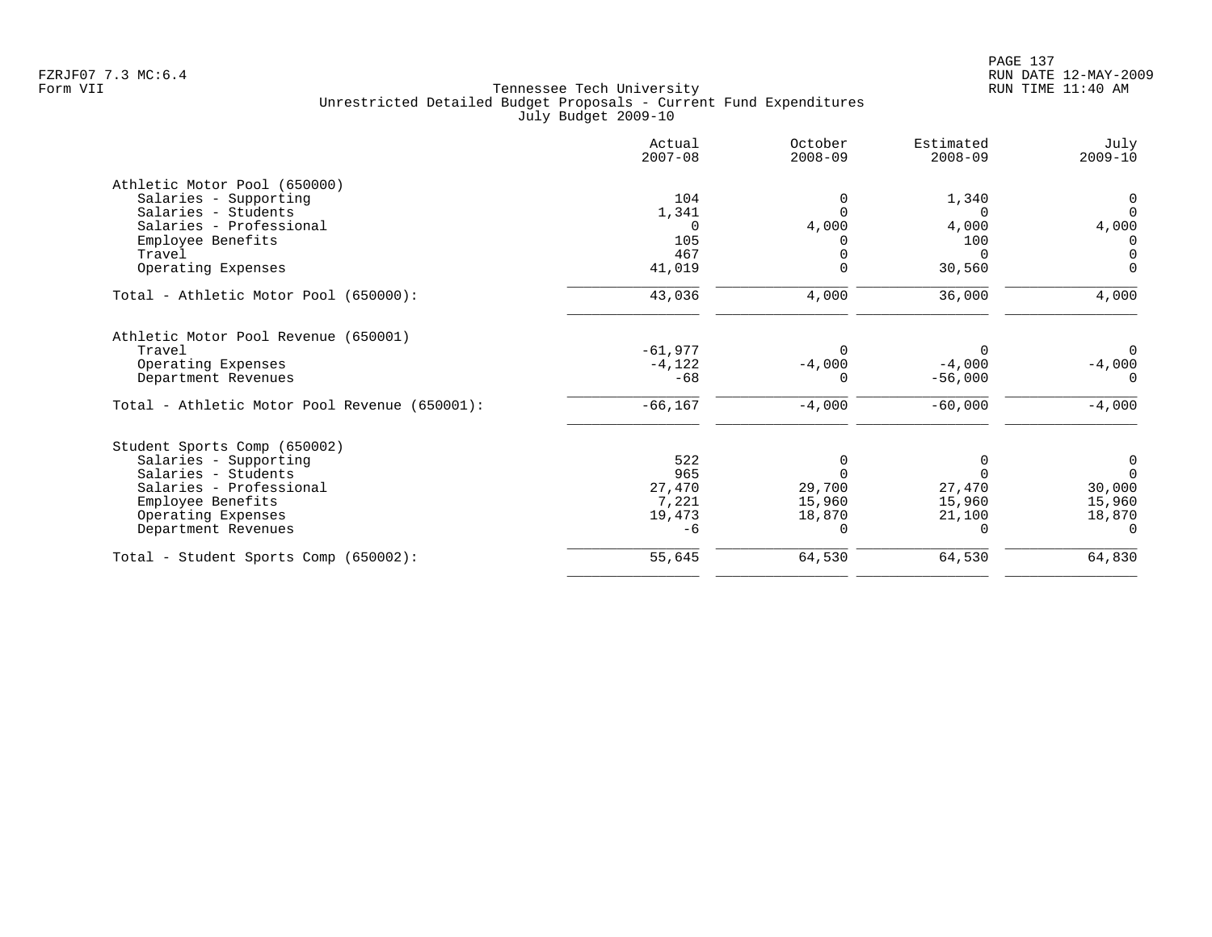FZRJF07 7.3 MC:6.4
Form VII

# Tennessee Tech University
## Unrestricted Detailed Budget Proposals - Current Fund Expenditures
### July Budget 2009-10

| | Actual 2007-08 | October 2008-09 | Estimated 2008-09 | July 2009-10 |
|---|---|---|---|---|
| **Athletic Motor Pool (650000)** | | | | |
| Salaries - Supporting | 104 | 0 | 1,340 | 0 |
| Salaries - Students | 1,341 | 0 | 0 | 0 |
| Salaries - Professional | 0 | 4,000 | 4,000 | 4,000 |
| Employee Benefits | 105 | 0 | 100 | 0 |
| Travel | 467 | 0 | 0 | 0 |
| Operating Expenses | 41,019 | 0 | 30,560 | 0 |
| Total - Athletic Motor Pool (650000): | 43,036 | 4,000 | 36,000 | 4,000 |
| **Athletic Motor Pool Revenue (650001)** | | | | |
| Travel | -61,977 | 0 | 0 | 0 |
| Operating Expenses | -4,122 | -4,000 | -4,000 | -4,000 |
| Department Revenues | -68 | 0 | -56,000 | 0 |
| Total - Athletic Motor Pool Revenue (650001): | -66,167 | -4,000 | -60,000 | -4,000 |
| **Student Sports Comp (650002)** | | | | |
| Salaries - Supporting | 522 | 0 | 0 | 0 |
| Salaries - Students | 965 | 0 | 0 | 0 |
| Salaries - Professional | 27,470 | 29,700 | 27,470 | 30,000 |
| Employee Benefits | 7,221 | 15,960 | 15,960 | 15,960 |
| Operating Expenses | 19,473 | 18,870 | 21,100 | 18,870 |
| Department Revenues | -6 | 0 | 0 | 0 |
| Total - Student Sports Comp (650002): | 55,645 | 64,530 | 64,530 | 64,830 |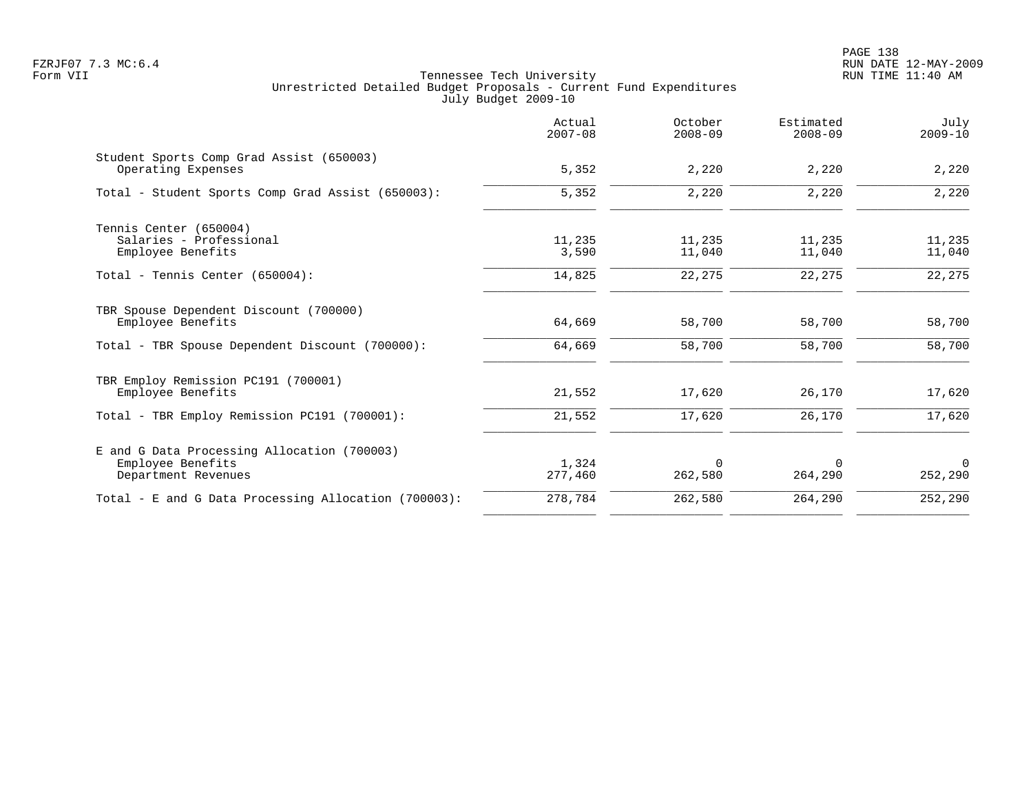Tennessee Tech University
Unrestricted Detailed Budget Proposals - Current Fund Expenditures
July Budget 2009-10

| | Actual 2007-08 | October 2008-09 | Estimated 2008-09 | July 2009-10 |
|---|---|---|---|---|
| Student Sports Comp Grad Assist (650003) | | | | |
| Operating Expenses | 5,352 | 2,220 | 2,220 | 2,220 |
| Total - Student Sports Comp Grad Assist (650003): | 5,352 | 2,220 | 2,220 | 2,220 |
| Tennis Center (650004) | | | | |
| Salaries - Professional | 11,235 | 11,235 | 11,235 | 11,235 |
| Employee Benefits | 3,590 | 11,040 | 11,040 | 11,040 |
| Total - Tennis Center (650004): | 14,825 | 22,275 | 22,275 | 22,275 |
| TBR Spouse Dependent Discount (700000) | | | | |
| Employee Benefits | 64,669 | 58,700 | 58,700 | 58,700 |
| Total - TBR Spouse Dependent Discount (700000): | 64,669 | 58,700 | 58,700 | 58,700 |
| TBR Employ Remission PC191 (700001) | | | | |
| Employee Benefits | 21,552 | 17,620 | 26,170 | 17,620 |
| Total - TBR Employ Remission PC191 (700001): | 21,552 | 17,620 | 26,170 | 17,620 |
| E and G Data Processing Allocation (700003) | | | | |
| Employee Benefits | 1,324 | 0 | 0 | 0 |
| Department Revenues | 277,460 | 262,580 | 264,290 | 252,290 |
| Total - E and G Data Processing Allocation (700003): | 278,784 | 262,580 | 264,290 | 252,290 |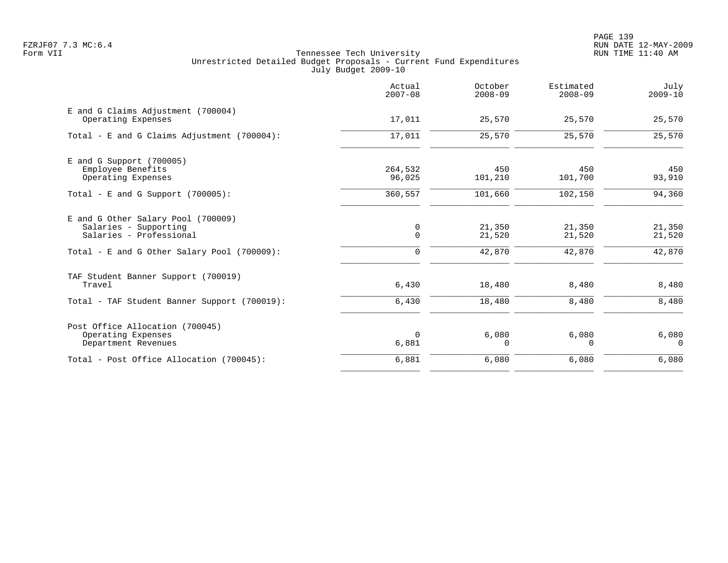FZRJF07 7.3 MC:6.4
Form VII

Tennessee Tech University
Unrestricted Detailed Budget Proposals - Current Fund Expenditures
July Budget 2009-10

| | Actual 2007-08 | October 2008-09 | Estimated 2008-09 | July 2009-10 |
|---|---|---|---|---|
| **E and G Claims Adjustment (700004)** | | | | |
| Operating Expenses | 17,011 | 25,570 | 25,570 | 25,570 |
| Total - E and G Claims Adjustment (700004): | 17,011 | 25,570 | 25,570 | 25,570 |
| **E and G Support (700005)** | | | | |
| Employee Benefits | 264,532 | 450 | 450 | 450 |
| Operating Expenses | 96,025 | 101,210 | 101,700 | 93,910 |
| Total - E and G Support (700005): | 360,557 | 101,660 | 102,150 | 94,360 |
| **E and G Other Salary Pool (700009)** | | | | |
| Salaries - Supporting | 0 | 21,350 | 21,350 | 21,350 |
| Salaries - Professional | 0 | 21,520 | 21,520 | 21,520 |
| Total - E and G Other Salary Pool (700009): | 0 | 42,870 | 42,870 | 42,870 |
| **TAF Student Banner Support (700019)** | | | | |
| Travel | 6,430 | 18,480 | 8,480 | 8,480 |
| Total - TAF Student Banner Support (700019): | 6,430 | 18,480 | 8,480 | 8,480 |
| **Post Office Allocation (700045)** | | | | |
| Operating Expenses | 0 | 6,080 | 6,080 | 6,080 |
| Department Revenues | 6,881 | 0 | 0 | 0 |
| Total - Post Office Allocation (700045): | 6,881 | 6,080 | 6,080 | 6,080 |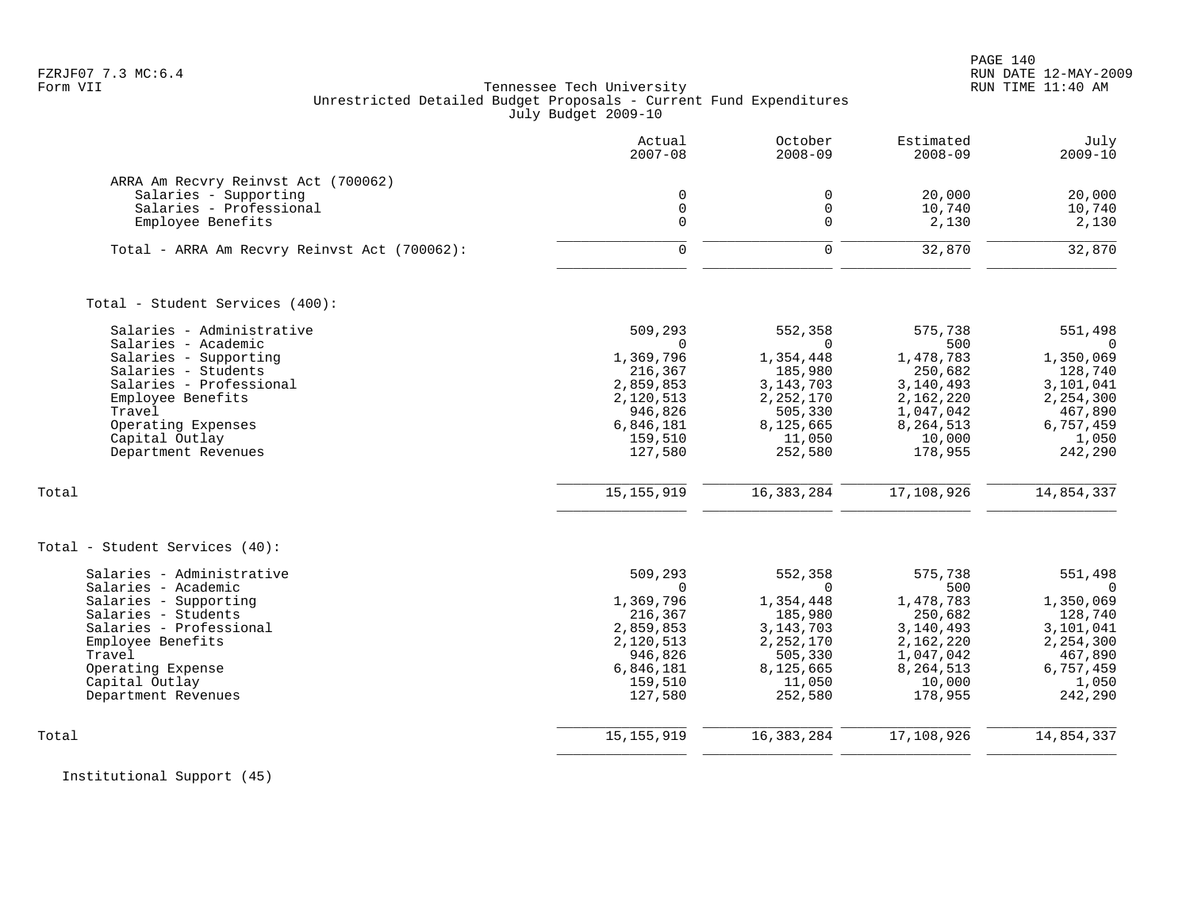Tennessee Tech University
Unrestricted Detailed Budget Proposals - Current Fund Expenditures
July Budget 2009-10

| | Actual 2007-08 | October 2008-09 | Estimated 2008-09 | July 2009-10 |
|---|---|---|---|---|
| **ARRA Am Recvry Reinvst Act (700062)** | | | | |
| Salaries - Supporting | 0 | 0 | 20,000 | 20,000 |
| Salaries - Professional | 0 | 0 | 10,740 | 10,740 |
| Employee Benefits | 0 | 0 | 2,130 | 2,130 |
| Total - ARRA Am Recvry Reinvst Act (700062): | 0 | 0 | 32,870 | 32,870 |
| **Total - Student Services (400):** | | | | |
| Salaries - Administrative | 509,293 | 552,358 | 575,738 | 551,498 |
| Salaries - Academic | 0 | 0 | 500 | 0 |
| Salaries - Supporting | 1,369,796 | 1,354,448 | 1,478,783 | 1,350,069 |
| Salaries - Students | 216,367 | 185,980 | 250,682 | 128,740 |
| Salaries - Professional | 2,859,853 | 3,143,703 | 3,140,493 | 3,101,041 |
| Employee Benefits | 2,120,513 | 2,252,170 | 2,162,220 | 2,254,300 |
| Travel | 946,826 | 505,330 | 1,047,042 | 467,890 |
| Operating Expenses | 6,846,181 | 8,125,665 | 8,264,513 | 6,757,459 |
| Capital Outlay | 159,510 | 11,050 | 10,000 | 1,050 |
| Department Revenues | 127,580 | 252,580 | 178,955 | 242,290 |
| Total | 15,155,919 | 16,383,284 | 17,108,926 | 14,854,337 |
| **Total - Student Services (40):** | | | | |
| Salaries - Administrative | 509,293 | 552,358 | 575,738 | 551,498 |
| Salaries - Academic | 0 | 0 | 500 | 0 |
| Salaries - Supporting | 1,369,796 | 1,354,448 | 1,478,783 | 1,350,069 |
| Salaries - Students | 216,367 | 185,980 | 250,682 | 128,740 |
| Salaries - Professional | 2,859,853 | 3,143,703 | 3,140,493 | 3,101,041 |
| Employee Benefits | 2,120,513 | 2,252,170 | 2,162,220 | 2,254,300 |
| Travel | 946,826 | 505,330 | 1,047,042 | 467,890 |
| Operating Expense | 6,846,181 | 8,125,665 | 8,264,513 | 6,757,459 |
| Capital Outlay | 159,510 | 11,050 | 10,000 | 1,050 |
| Department Revenues | 127,580 | 252,580 | 178,955 | 242,290 |
| Total | 15,155,919 | 16,383,284 | 17,108,926 | 14,854,337 |

Institutional Support (45)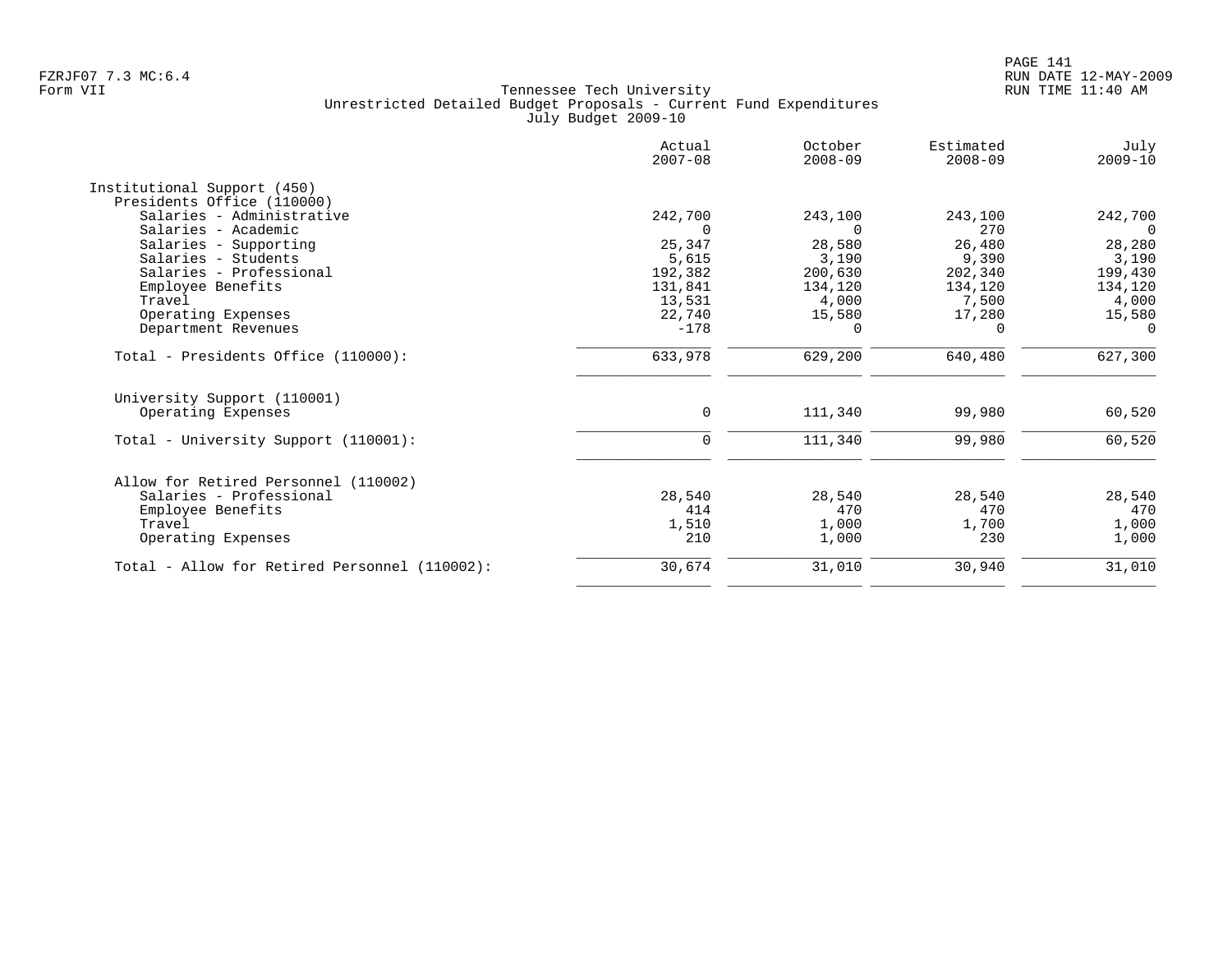Tennessee Tech University
Unrestricted Detailed Budget Proposals - Current Fund Expenditures
July Budget 2009-10

| | Actual 2007-08 | October 2008-09 | Estimated 2008-09 | July 2009-10 |
|---|---|---|---|---|
| **Institutional Support (450)** | | | | |
| **Presidents Office (110000)** | | | | |
| Salaries - Administrative | 242,700 | 243,100 | 243,100 | 242,700 |
| Salaries - Academic | 0 | 0 | 270 | 0 |
| Salaries - Supporting | 25,347 | 28,580 | 26,480 | 28,280 |
| Salaries - Students | 5,615 | 3,190 | 9,390 | 3,190 |
| Salaries - Professional | 192,382 | 200,630 | 202,340 | 199,430 |
| Employee Benefits | 131,841 | 134,120 | 134,120 | 134,120 |
| Travel | 13,531 | 4,000 | 7,500 | 4,000 |
| Operating Expenses | 22,740 | 15,580 | 17,280 | 15,580 |
| Department Revenues | -178 | 0 | 0 | 0 |
| Total - Presidents Office (110000): | 633,978 | 629,200 | 640,480 | 627,300 |
| **University Support (110001)** | | | | |
| Operating Expenses | 0 | 111,340 | 99,980 | 60,520 |
| Total - University Support (110001): | 0 | 111,340 | 99,980 | 60,520 |
| **Allow for Retired Personnel (110002)** | | | | |
| Salaries - Professional | 28,540 | 28,540 | 28,540 | 28,540 |
| Employee Benefits | 414 | 470 | 470 | 470 |
| Travel | 1,510 | 1,000 | 1,700 | 1,000 |
| Operating Expenses | 210 | 1,000 | 230 | 1,000 |
| Total - Allow for Retired Personnel (110002): | 30,674 | 31,010 | 30,940 | 31,010 |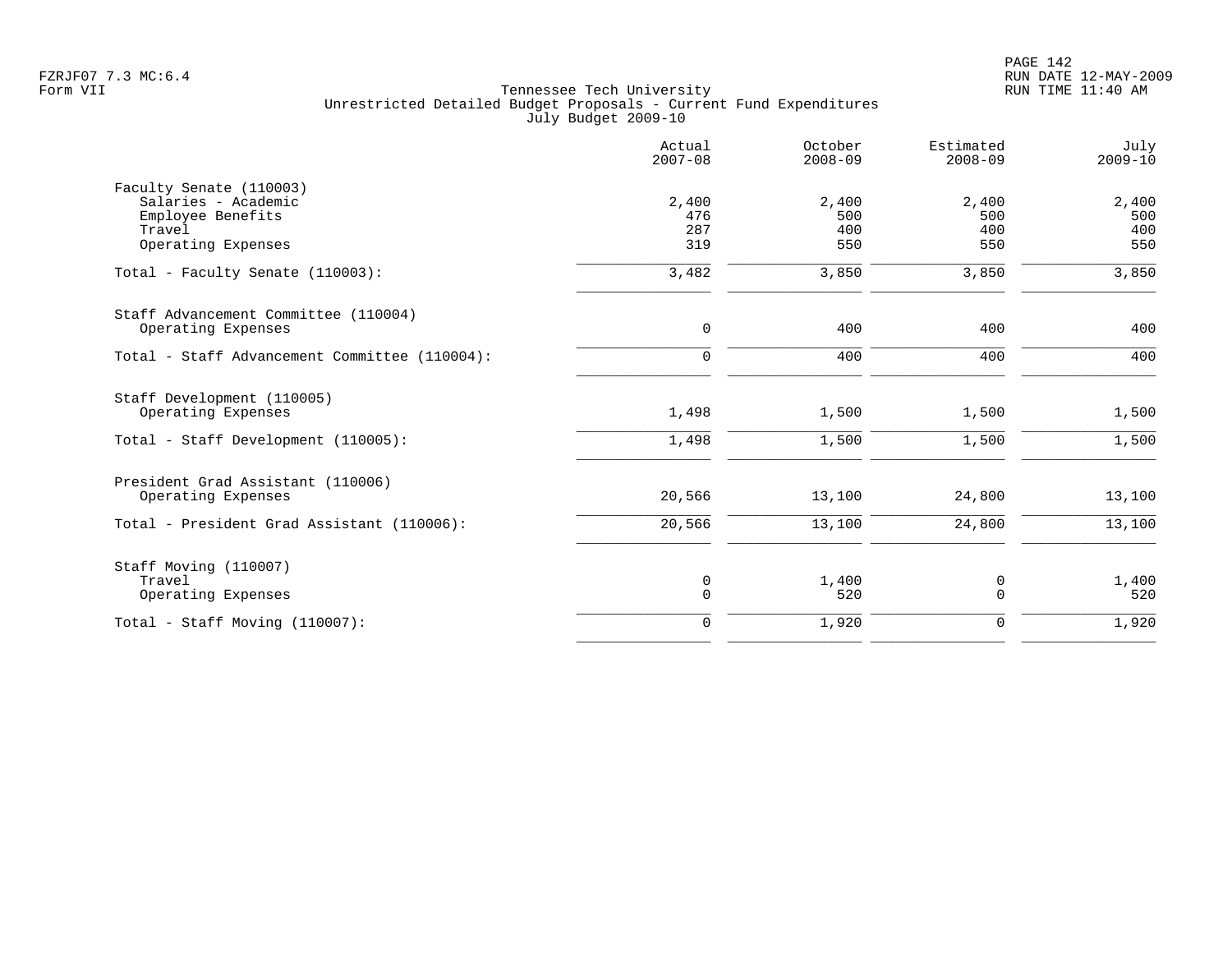Tennessee Tech University
Unrestricted Detailed Budget Proposals - Current Fund Expenditures
July Budget 2009-10

FZRJF07 7.3 MC:6.4
Form VII

RUN DATE 12-MAY-2009
RUN TIME 11:40 AM

| | Actual 2007-08 | October 2008-09 | Estimated 2008-09 | July 2009-10 |
|---|---|---|---|---|
| **Faculty Senate (110003)** | | | | |
| Salaries - Academic | 2,400 | 2,400 | 2,400 | 2,400 |
| Employee Benefits | 476 | 500 | 500 | 500 |
| Travel | 287 | 400 | 400 | 400 |
| Operating Expenses | 319 | 550 | 550 | 550 |
| Total - Faculty Senate (110003): | 3,482 | 3,850 | 3,850 | 3,850 |
| **Staff Advancement Committee (110004)** | | | | |
| Operating Expenses | 0 | 400 | 400 | 400 |
| Total - Staff Advancement Committee (110004): | 0 | 400 | 400 | 400 |
| **Staff Development (110005)** | | | | |
| Operating Expenses | 1,498 | 1,500 | 1,500 | 1,500 |
| Total - Staff Development (110005): | 1,498 | 1,500 | 1,500 | 1,500 |
| **President Grad Assistant (110006)** | | | | |
| Operating Expenses | 20,566 | 13,100 | 24,800 | 13,100 |
| Total - President Grad Assistant (110006): | 20,566 | 13,100 | 24,800 | 13,100 |
| **Staff Moving (110007)** | | | | |
| Travel | 0 | 1,400 | 0 | 1,400 |
| Operating Expenses | 0 | 520 | 0 | 520 |
| Total - Staff Moving (110007): | 0 | 1,920 | 0 | 1,920 |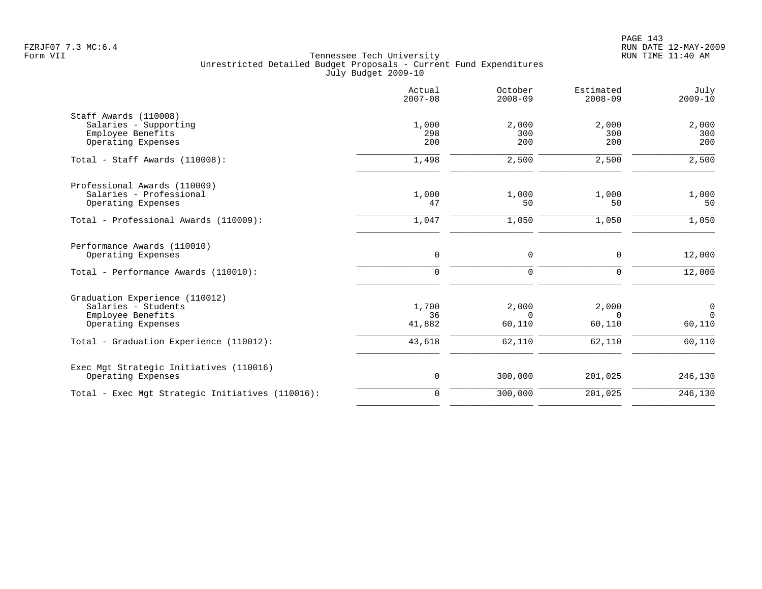Tennessee Tech University
Unrestricted Detailed Budget Proposals - Current Fund Expenditures
July Budget 2009-10

Form VII

| | Actual 2007-08 | October 2008-09 | Estimated 2008-09 | July 2009-10 |
|---|---|---|---|---|
| **Staff Awards (110008)** | | | | |
| Salaries - Supporting | 1,000 | 2,000 | 2,000 | 2,000 |
| Employee Benefits | 298 | 300 | 300 | 300 |
| Operating Expenses | 200 | 200 | 200 | 200 |
| Total - Staff Awards (110008): | 1,498 | 2,500 | 2,500 | 2,500 |
| **Professional Awards (110009)** | | | | |
| Salaries - Professional | 1,000 | 1,000 | 1,000 | 1,000 |
| Operating Expenses | 47 | 50 | 50 | 50 |
| Total - Professional Awards (110009): | 1,047 | 1,050 | 1,050 | 1,050 |
| **Performance Awards (110010)** | | | | |
| Operating Expenses | 0 | 0 | 0 | 12,000 |
| Total - Performance Awards (110010): | 0 | 0 | 0 | 12,000 |
| **Graduation Experience (110012)** | | | | |
| Salaries - Students | 1,700 | 2,000 | 2,000 | 0 |
| Employee Benefits | 36 | 0 | 0 | 0 |
| Operating Expenses | 41,882 | 60,110 | 60,110 | 60,110 |
| Total - Graduation Experience (110012): | 43,618 | 62,110 | 62,110 | 60,110 |
| **Exec Mgt Strategic Initiatives (110016)** | | | | |
| Operating Expenses | 0 | 300,000 | 201,025 | 246,130 |
| Total - Exec Mgt Strategic Initiatives (110016): | 0 | 300,000 | 201,025 | 246,130 |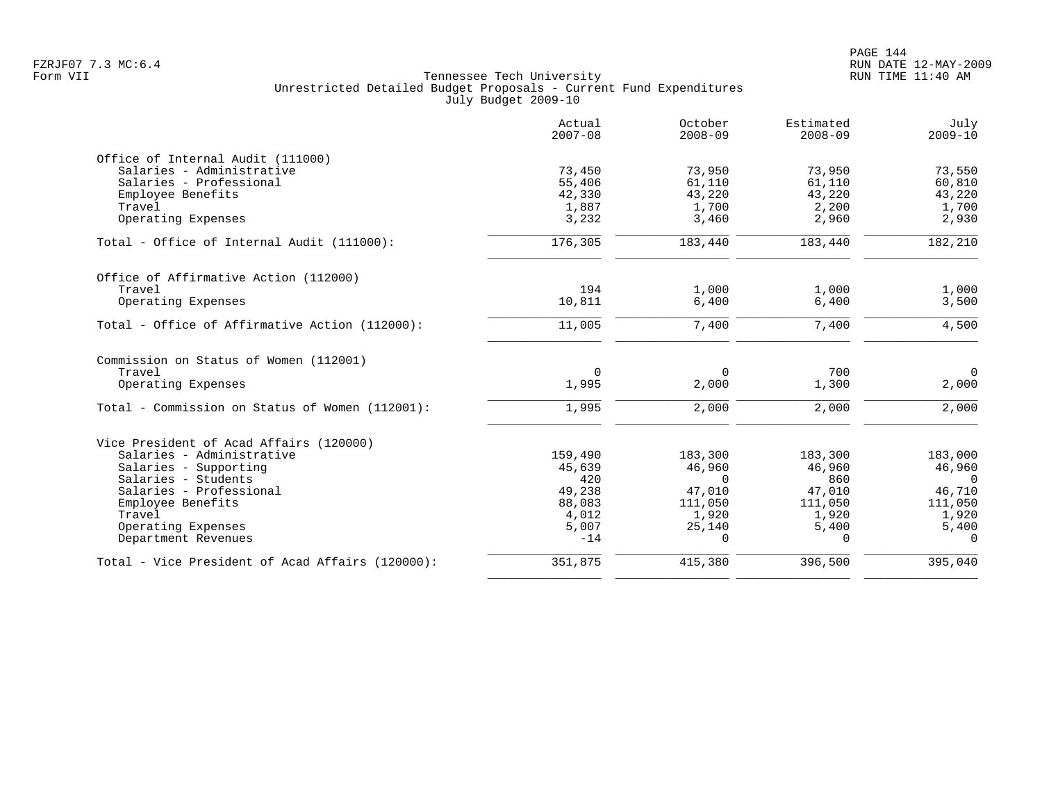Tennessee Tech University
Unrestricted Detailed Budget Proposals - Current Fund Expenditures
July Budget 2009-10

| | Actual 2007-08 | October 2008-09 | Estimated 2008-09 | July 2009-10 |
|---|---|---|---|---|
| **Office of Internal Audit (111000)** | | | | |
| Salaries - Administrative | 73,450 | 73,950 | 73,950 | 73,550 |
| Salaries - Professional | 55,406 | 61,110 | 61,110 | 60,810 |
| Employee Benefits | 42,330 | 43,220 | 43,220 | 43,220 |
| Travel | 1,887 | 1,700 | 2,200 | 1,700 |
| Operating Expenses | 3,232 | 3,460 | 2,960 | 2,930 |
| Total - Office of Internal Audit (111000): | 176,305 | 183,440 | 183,440 | 182,210 |
| **Office of Affirmative Action (112000)** | | | | |
| Travel | 194 | 1,000 | 1,000 | 1,000 |
| Operating Expenses | 10,811 | 6,400 | 6,400 | 3,500 |
| Total - Office of Affirmative Action (112000): | 11,005 | 7,400 | 7,400 | 4,500 |
| **Commission on Status of Women (112001)** | | | | |
| Travel | 0 | 0 | 700 | 0 |
| Operating Expenses | 1,995 | 2,000 | 1,300 | 2,000 |
| Total - Commission on Status of Women (112001): | 1,995 | 2,000 | 2,000 | 2,000 |
| **Vice President of Acad Affairs (120000)** | | | | |
| Salaries - Administrative | 159,490 | 183,300 | 183,300 | 183,000 |
| Salaries - Supporting | 45,639 | 46,960 | 46,960 | 46,960 |
| Salaries - Students | 420 | 0 | 860 | 0 |
| Salaries - Professional | 49,238 | 47,010 | 47,010 | 46,710 |
| Employee Benefits | 88,083 | 111,050 | 111,050 | 111,050 |
| Travel | 4,012 | 1,920 | 1,920 | 1,920 |
| Operating Expenses | 5,007 | 25,140 | 5,400 | 5,400 |
| Department Revenues | -14 | 0 | 0 | 0 |
| Total - Vice President of Acad Affairs (120000): | 351,875 | 415,380 | 396,500 | 395,040 |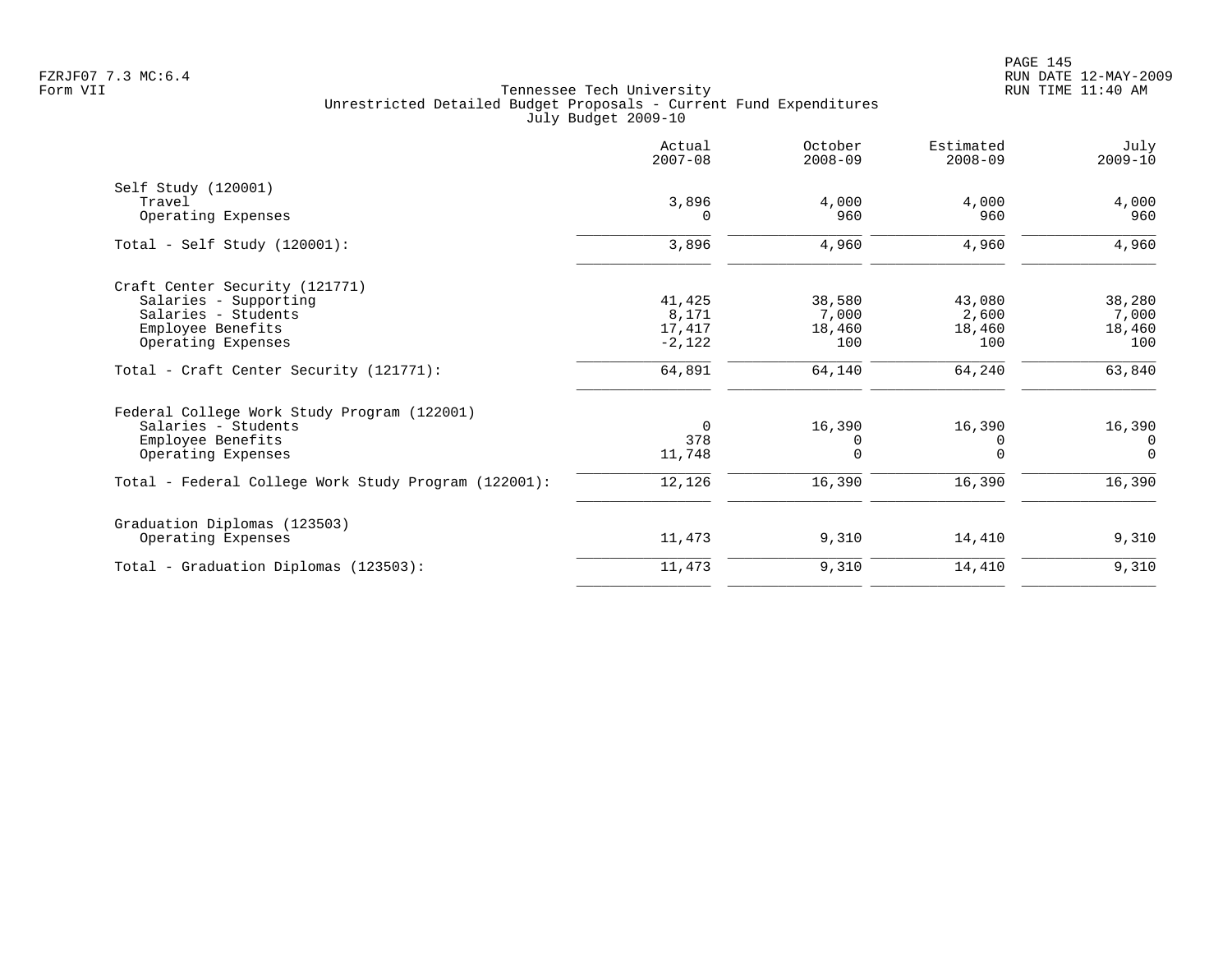FZRJF07 7.3 MC:6.4
Form VII

Tennessee Tech University
Unrestricted Detailed Budget Proposals - Current Fund Expenditures
July Budget 2009-10

|  | Actual 2007-08 | October 2008-09 | Estimated 2008-09 | July 2009-10 |
|---|---|---|---|---|
| Self Study (120001) | | | | |
| Travel | 3,896 | 4,000 | 4,000 | 4,000 |
| Operating Expenses | 0 | 960 | 960 | 960 |
| Total - Self Study (120001): | 3,896 | 4,960 | 4,960 | 4,960 |
| Craft Center Security (121771) | | | | |
| Salaries - Supporting | 41,425 | 38,580 | 43,080 | 38,280 |
| Salaries - Students | 8,171 | 7,000 | 2,600 | 7,000 |
| Employee Benefits | 17,417 | 18,460 | 18,460 | 18,460 |
| Operating Expenses | -2,122 | 100 | 100 | 100 |
| Total - Craft Center Security (121771): | 64,891 | 64,140 | 64,240 | 63,840 |
| Federal College Work Study Program (122001) | | | | |
| Salaries - Students | 0 | 16,390 | 16,390 | 16,390 |
| Employee Benefits | 378 | 0 | 0 | 0 |
| Operating Expenses | 11,748 | 0 | 0 | 0 |
| Total - Federal College Work Study Program (122001): | 12,126 | 16,390 | 16,390 | 16,390 |
| Graduation Diplomas (123503) | | | | |
| Operating Expenses | 11,473 | 9,310 | 14,410 | 9,310 |
| Total - Graduation Diplomas (123503): | 11,473 | 9,310 | 14,410 | 9,310 |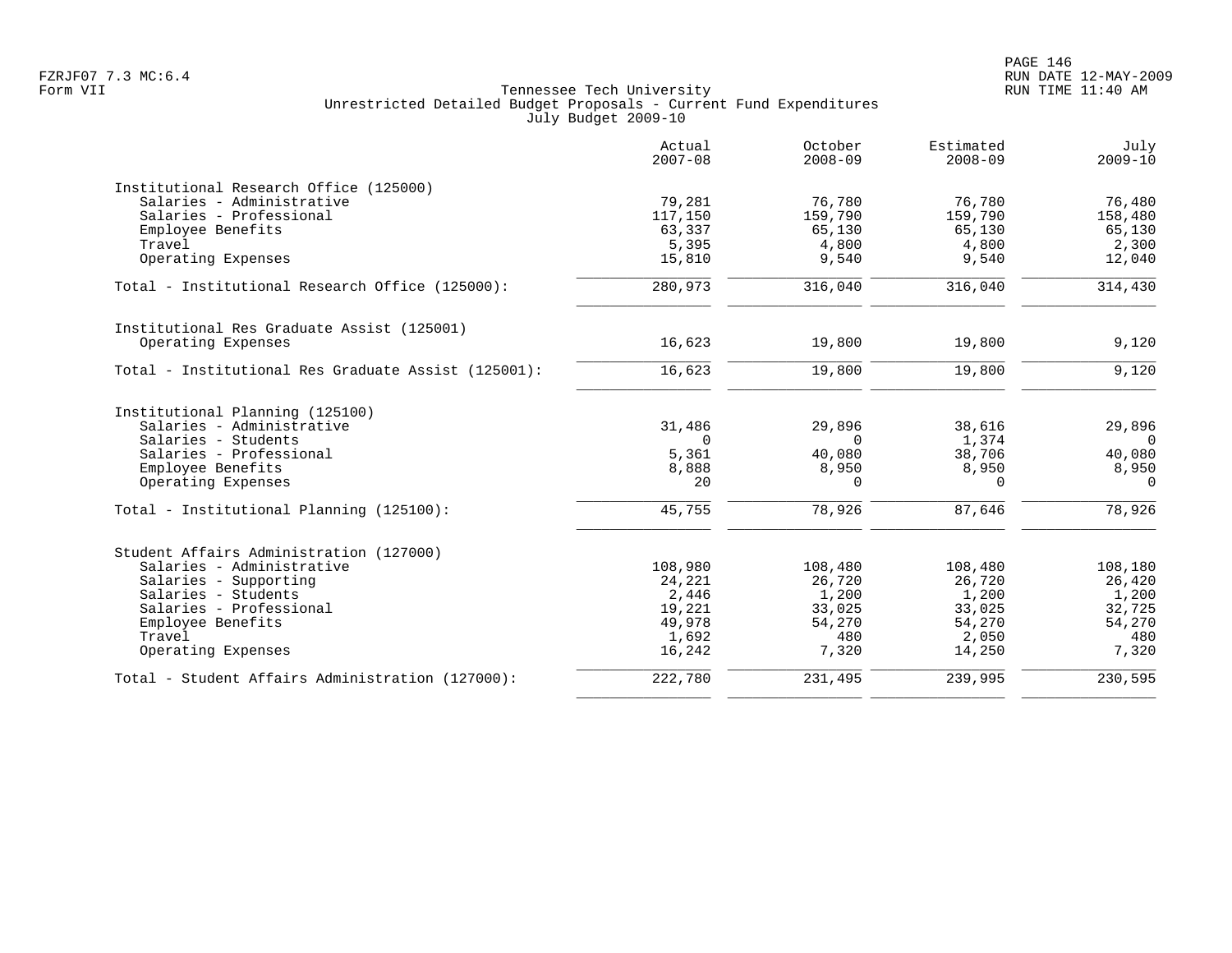Tennessee Tech University
Unrestricted Detailed Budget Proposals - Current Fund Expenditures
July Budget 2009-10

| | Actual 2007-08 | October 2008-09 | Estimated 2008-09 | July 2009-10 |
|---|---|---|---|---|
| **Institutional Research Office (125000)** | | | | |
| Salaries - Administrative | 79,281 | 76,780 | 76,780 | 76,480 |
| Salaries - Professional | 117,150 | 159,790 | 159,790 | 158,480 |
| Employee Benefits | 63,337 | 65,130 | 65,130 | 65,130 |
| Travel | 5,395 | 4,800 | 4,800 | 2,300 |
| Operating Expenses | 15,810 | 9,540 | 9,540 | 12,040 |
| Total - Institutional Research Office (125000): | 280,973 | 316,040 | 316,040 | 314,430 |
| **Institutional Res Graduate Assist (125001)** | | | | |
| Operating Expenses | 16,623 | 19,800 | 19,800 | 9,120 |
| Total - Institutional Res Graduate Assist (125001): | 16,623 | 19,800 | 19,800 | 9,120 |
| **Institutional Planning (125100)** | | | | |
| Salaries - Administrative | 31,486 | 29,896 | 38,616 | 29,896 |
| Salaries - Students | 0 | 0 | 1,374 | 0 |
| Salaries - Professional | 5,361 | 40,080 | 38,706 | 40,080 |
| Employee Benefits | 8,888 | 8,950 | 8,950 | 8,950 |
| Operating Expenses | 20 | 0 | 0 | 0 |
| Total - Institutional Planning (125100): | 45,755 | 78,926 | 87,646 | 78,926 |
| **Student Affairs Administration (127000)** | | | | |
| Salaries - Administrative | 108,980 | 108,480 | 108,480 | 108,180 |
| Salaries - Supporting | 24,221 | 26,720 | 26,720 | 26,420 |
| Salaries - Students | 2,446 | 1,200 | 1,200 | 1,200 |
| Salaries - Professional | 19,221 | 33,025 | 33,025 | 32,725 |
| Employee Benefits | 49,978 | 54,270 | 54,270 | 54,270 |
| Travel | 1,692 | 480 | 2,050 | 480 |
| Operating Expenses | 16,242 | 7,320 | 14,250 | 7,320 |
| Total - Student Affairs Administration (127000): | 222,780 | 231,495 | 239,995 | 230,595 |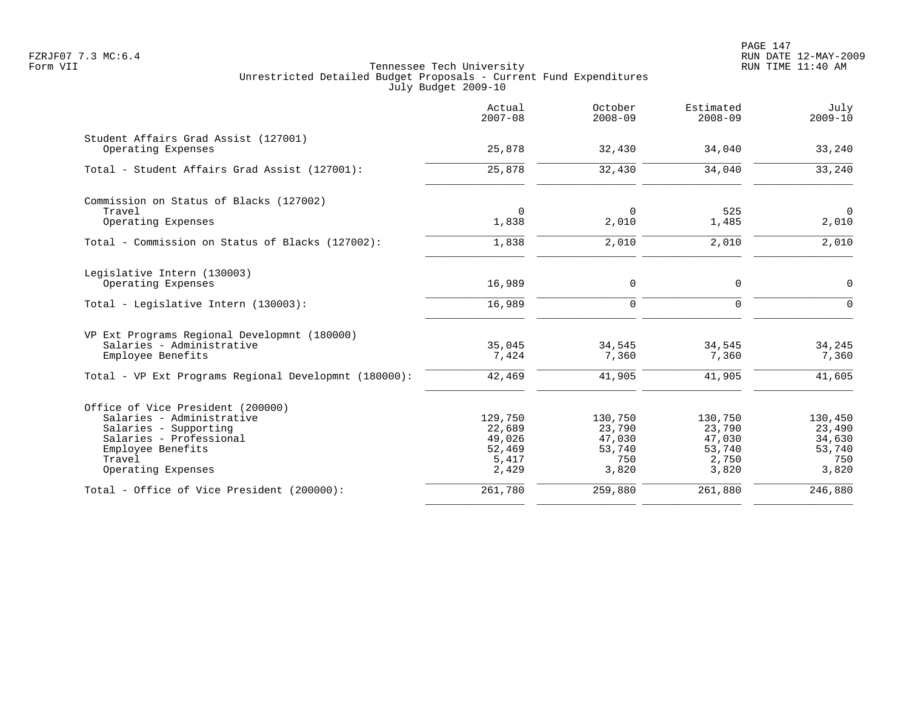Tennessee Tech University
Unrestricted Detailed Budget Proposals - Current Fund Expenditures
July Budget 2009-10

| | Actual 2007-08 | October 2008-09 | Estimated 2008-09 | July 2009-10 |
|---|---|---|---|---|
| Student Affairs Grad Assist (127001) | | | | |
| Operating Expenses | 25,878 | 32,430 | 34,040 | 33,240 |
| Total - Student Affairs Grad Assist (127001): | 25,878 | 32,430 | 34,040 | 33,240 |
| Commission on Status of Blacks (127002) | | | | |
| Travel | 0 | 0 | 525 | 0 |
| Operating Expenses | 1,838 | 2,010 | 1,485 | 2,010 |
| Total - Commission on Status of Blacks (127002): | 1,838 | 2,010 | 2,010 | 2,010 |
| Legislative Intern (130003) | | | | |
| Operating Expenses | 16,989 | 0 | 0 | 0 |
| Total - Legislative Intern (130003): | 16,989 | 0 | 0 | 0 |
| VP Ext Programs Regional Developmnt (180000) | | | | |
| Salaries - Administrative | 35,045 | 34,545 | 34,545 | 34,245 |
| Employee Benefits | 7,424 | 7,360 | 7,360 | 7,360 |
| Total - VP Ext Programs Regional Developmnt (180000): | 42,469 | 41,905 | 41,905 | 41,605 |
| Office of Vice President (200000) | | | | |
| Salaries - Administrative | 129,750 | 130,750 | 130,750 | 130,450 |
| Salaries - Supporting | 22,689 | 23,790 | 23,790 | 23,490 |
| Salaries - Professional | 49,026 | 47,030 | 47,030 | 34,630 |
| Employee Benefits | 52,469 | 53,740 | 53,740 | 53,740 |
| Travel | 5,417 | 750 | 2,750 | 750 |
| Operating Expenses | 2,429 | 3,820 | 3,820 | 3,820 |
| Total - Office of Vice President (200000): | 261,780 | 259,880 | 261,880 | 246,880 |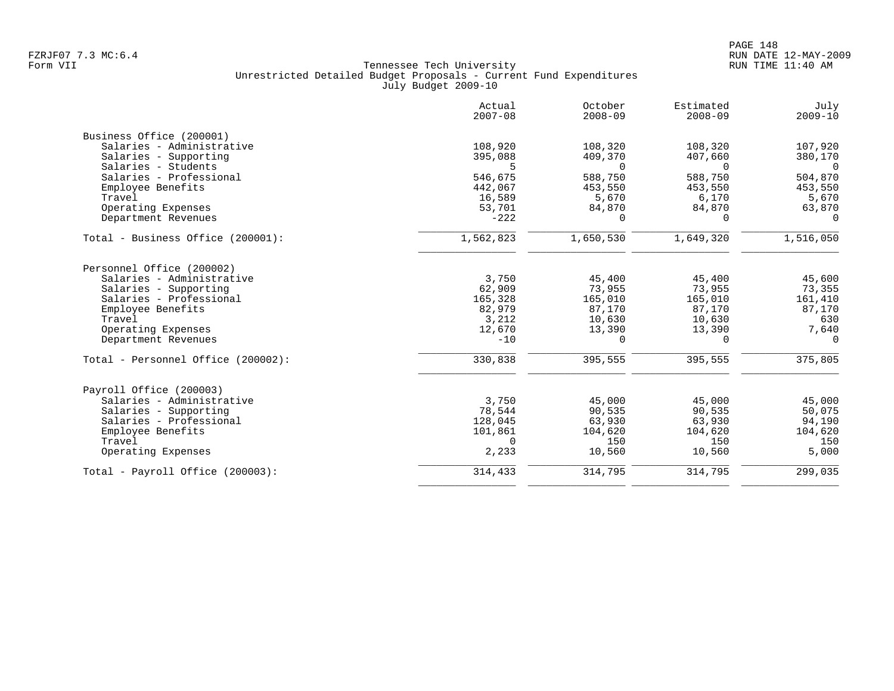Tennessee Tech University
Unrestricted Detailed Budget Proposals - Current Fund Expenditures
July Budget 2009-10

| | Actual 2007-08 | October 2008-09 | Estimated 2008-09 | July 2009-10 |
|---|---|---|---|---|
| **Business Office (200001)** | | | | |
| Salaries - Administrative | 108,920 | 108,320 | 108,320 | 107,920 |
| Salaries - Supporting | 395,088 | 409,370 | 407,660 | 380,170 |
| Salaries - Students | 5 | 0 | 0 | 0 |
| Salaries - Professional | 546,675 | 588,750 | 588,750 | 504,870 |
| Employee Benefits | 442,067 | 453,550 | 453,550 | 453,550 |
| Travel | 16,589 | 5,670 | 6,170 | 5,670 |
| Operating Expenses | 53,701 | 84,870 | 84,870 | 63,870 |
| Department Revenues | -222 | 0 | 0 | 0 |
| Total - Business Office (200001): | 1,562,823 | 1,650,530 | 1,649,320 | 1,516,050 |
| **Personnel Office (200002)** | | | | |
| Salaries - Administrative | 3,750 | 45,400 | 45,400 | 45,600 |
| Salaries - Supporting | 62,909 | 73,955 | 73,955 | 73,355 |
| Salaries - Professional | 165,328 | 165,010 | 165,010 | 161,410 |
| Employee Benefits | 82,979 | 87,170 | 87,170 | 87,170 |
| Travel | 3,212 | 10,630 | 10,630 | 630 |
| Operating Expenses | 12,670 | 13,390 | 13,390 | 7,640 |
| Department Revenues | -10 | 0 | 0 | 0 |
| Total - Personnel Office (200002): | 330,838 | 395,555 | 395,555 | 375,805 |
| **Payroll Office (200003)** | | | | |
| Salaries - Administrative | 3,750 | 45,000 | 45,000 | 45,000 |
| Salaries - Supporting | 78,544 | 90,535 | 90,535 | 50,075 |
| Salaries - Professional | 128,045 | 63,930 | 63,930 | 94,190 |
| Employee Benefits | 101,861 | 104,620 | 104,620 | 104,620 |
| Travel | 0 | 150 | 150 | 150 |
| Operating Expenses | 2,233 | 10,560 | 10,560 | 5,000 |
| Total - Payroll Office (200003): | 314,433 | 314,795 | 314,795 | 299,035 |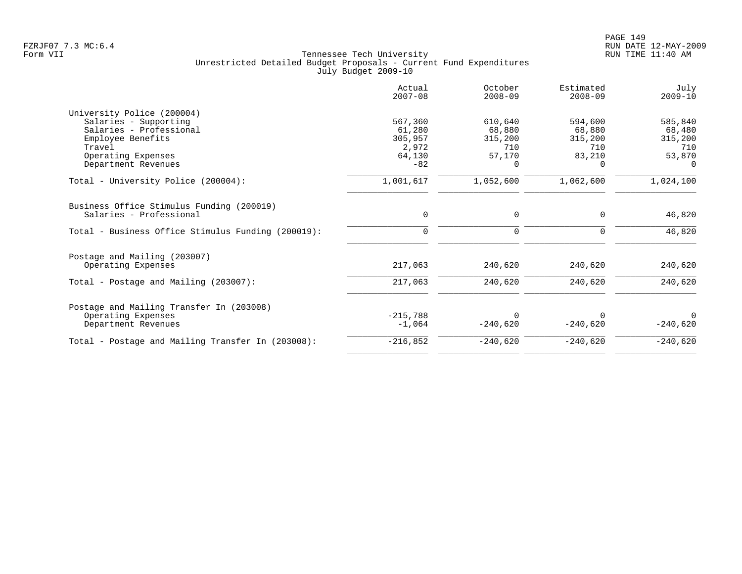Tennessee Tech University
Unrestricted Detailed Budget Proposals - Current Fund Expenditures
July Budget 2009-10

| | Actual 2007-08 | October 2008-09 | Estimated 2008-09 | July 2009-10 |
|---|---|---|---|---|
| **University Police (200004)** | | | | |
| Salaries - Supporting | 567,360 | 610,640 | 594,600 | 585,840 |
| Salaries - Professional | 61,280 | 68,880 | 68,880 | 68,480 |
| Employee Benefits | 305,957 | 315,200 | 315,200 | 315,200 |
| Travel | 2,972 | 710 | 710 | 710 |
| Operating Expenses | 64,130 | 57,170 | 83,210 | 53,870 |
| Department Revenues | -82 | 0 | 0 | 0 |
| Total - University Police (200004): | 1,001,617 | 1,052,600 | 1,062,600 | 1,024,100 |
| **Business Office Stimulus Funding (200019)** | | | | |
| Salaries - Professional | 0 | 0 | 0 | 46,820 |
| Total - Business Office Stimulus Funding (200019): | 0 | 0 | 0 | 46,820 |
| **Postage and Mailing (203007)** | | | | |
| Operating Expenses | 217,063 | 240,620 | 240,620 | 240,620 |
| Total - Postage and Mailing (203007): | 217,063 | 240,620 | 240,620 | 240,620 |
| **Postage and Mailing Transfer In (203008)** | | | | |
| Operating Expenses | -215,788 | 0 | 0 | 0 |
| Department Revenues | -1,064 | -240,620 | -240,620 | -240,620 |
| Total - Postage and Mailing Transfer In (203008): | -216,852 | -240,620 | -240,620 | -240,620 |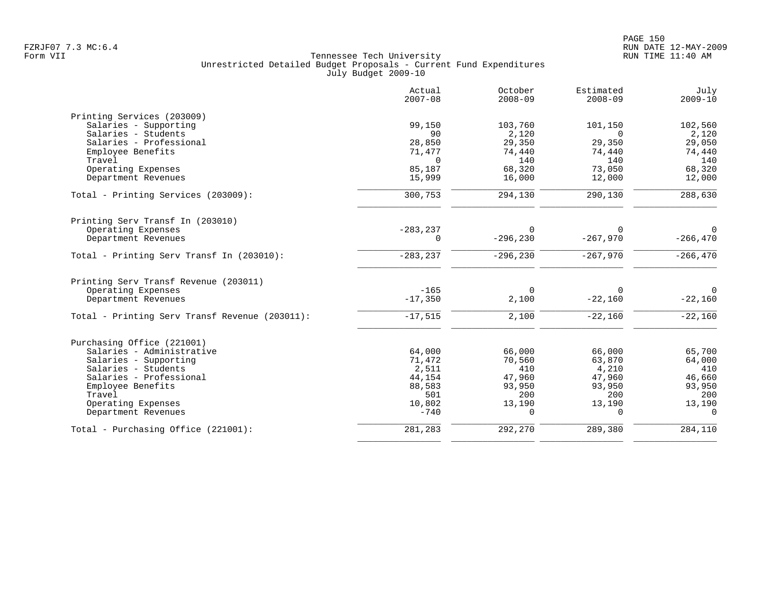Tennessee Tech University
Unrestricted Detailed Budget Proposals - Current Fund Expenditures
July Budget 2009-10

| | Actual 2007-08 | October 2008-09 | Estimated 2008-09 | July 2009-10 |
|---|---|---|---|---|
| **Printing Services (203009)** | | | | |
| Salaries - Supporting | 99,150 | 103,760 | 101,150 | 102,560 |
| Salaries - Students | 90 | 2,120 | 0 | 2,120 |
| Salaries - Professional | 28,850 | 29,350 | 29,350 | 29,050 |
| Employee Benefits | 71,477 | 74,440 | 74,440 | 74,440 |
| Travel | 0 | 140 | 140 | 140 |
| Operating Expenses | 85,187 | 68,320 | 73,050 | 68,320 |
| Department Revenues | 15,999 | 16,000 | 12,000 | 12,000 |
| Total - Printing Services (203009): | 300,753 | 294,130 | 290,130 | 288,630 |
| **Printing Serv Transf In (203010)** | | | | |
| Operating Expenses | -283,237 | 0 | 0 | 0 |
| Department Revenues | 0 | -296,230 | -267,970 | -266,470 |
| Total - Printing Serv Transf In (203010): | -283,237 | -296,230 | -267,970 | -266,470 |
| **Printing Serv Transf Revenue (203011)** | | | | |
| Operating Expenses | -165 | 0 | 0 | 0 |
| Department Revenues | -17,350 | 2,100 | -22,160 | -22,160 |
| Total - Printing Serv Transf Revenue (203011): | -17,515 | 2,100 | -22,160 | -22,160 |
| **Purchasing Office (221001)** | | | | |
| Salaries - Administrative | 64,000 | 66,000 | 66,000 | 65,700 |
| Salaries - Supporting | 71,472 | 70,560 | 63,870 | 64,000 |
| Salaries - Students | 2,511 | 410 | 4,210 | 410 |
| Salaries - Professional | 44,154 | 47,960 | 47,960 | 46,660 |
| Employee Benefits | 88,583 | 93,950 | 93,950 | 93,950 |
| Travel | 501 | 200 | 200 | 200 |
| Operating Expenses | 10,802 | 13,190 | 13,190 | 13,190 |
| Department Revenues | -740 | 0 | 0 | 0 |
| Total - Purchasing Office (221001): | 281,283 | 292,270 | 289,380 | 284,110 |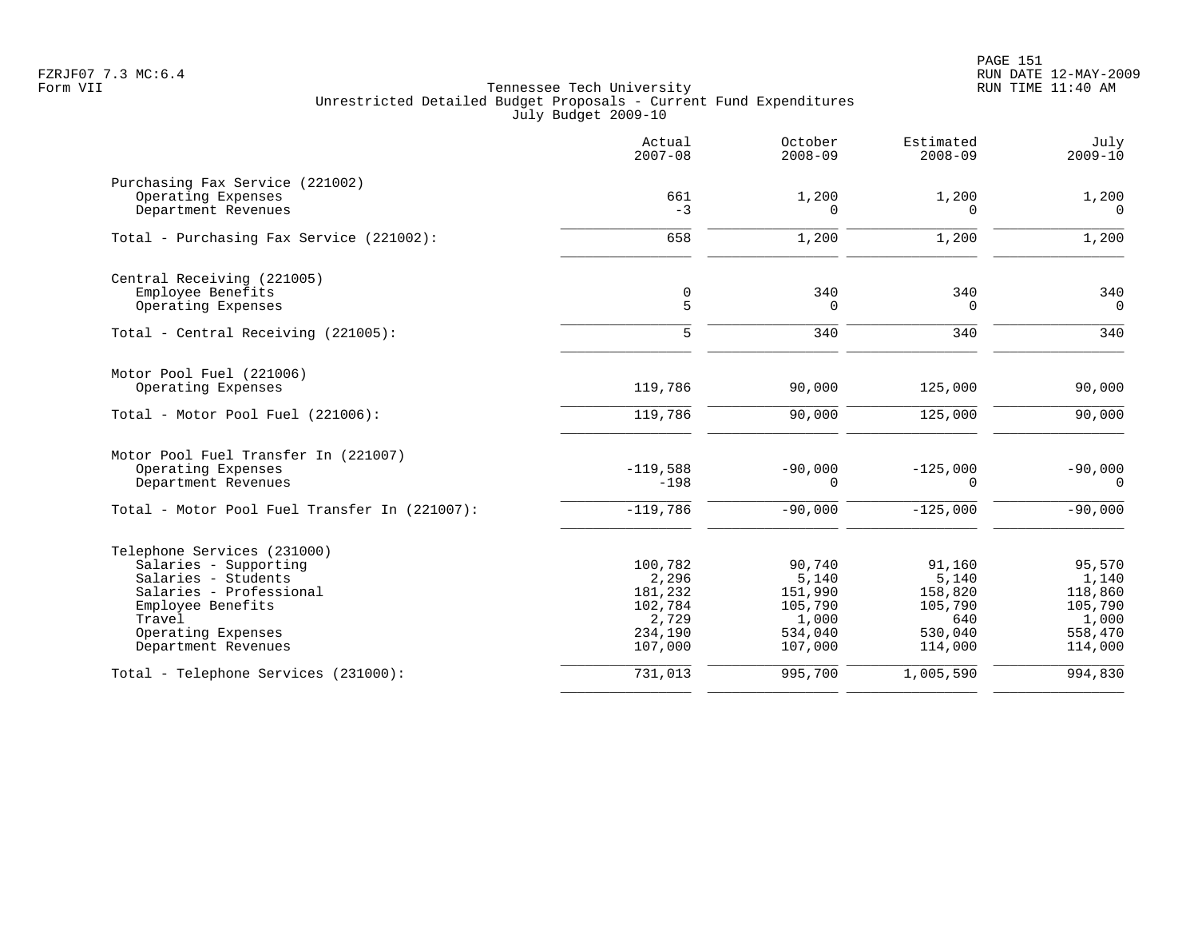Tennessee Tech University
Unrestricted Detailed Budget Proposals - Current Fund Expenditures
July Budget 2009-10

| | Actual 2007-08 | October 2008-09 | Estimated 2008-09 | July 2009-10 |
|---|---|---|---|---|
| **Purchasing Fax Service (221002)** | | | | |
| Operating Expenses | 661 | 1,200 | 1,200 | 1,200 |
| Department Revenues | -3 | 0 | 0 | 0 |
| Total - Purchasing Fax Service (221002): | 658 | 1,200 | 1,200 | 1,200 |
| **Central Receiving (221005)** | | | | |
| Employee Benefits | 0 | 340 | 340 | 340 |
| Operating Expenses | 5 | 0 | 0 | 0 |
| Total - Central Receiving (221005): | 5 | 340 | 340 | 340 |
| **Motor Pool Fuel (221006)** | | | | |
| Operating Expenses | 119,786 | 90,000 | 125,000 | 90,000 |
| Total - Motor Pool Fuel (221006): | 119,786 | 90,000 | 125,000 | 90,000 |
| **Motor Pool Fuel Transfer In (221007)** | | | | |
| Operating Expenses | -119,588 | -90,000 | -125,000 | -90,000 |
| Department Revenues | -198 | 0 | 0 | 0 |
| Total - Motor Pool Fuel Transfer In (221007): | -119,786 | -90,000 | -125,000 | -90,000 |
| **Telephone Services (231000)** | | | | |
| Salaries - Supporting | 100,782 | 90,740 | 91,160 | 95,570 |
| Salaries - Students | 2,296 | 5,140 | 5,140 | 1,140 |
| Salaries - Professional | 181,232 | 151,990 | 158,820 | 118,860 |
| Employee Benefits | 102,784 | 105,790 | 105,790 | 105,790 |
| Travel | 2,729 | 1,000 | 640 | 1,000 |
| Operating Expenses | 234,190 | 534,040 | 530,040 | 558,470 |
| Department Revenues | 107,000 | 107,000 | 114,000 | 114,000 |
| Total - Telephone Services (231000): | 731,013 | 995,700 | 1,005,590 | 994,830 |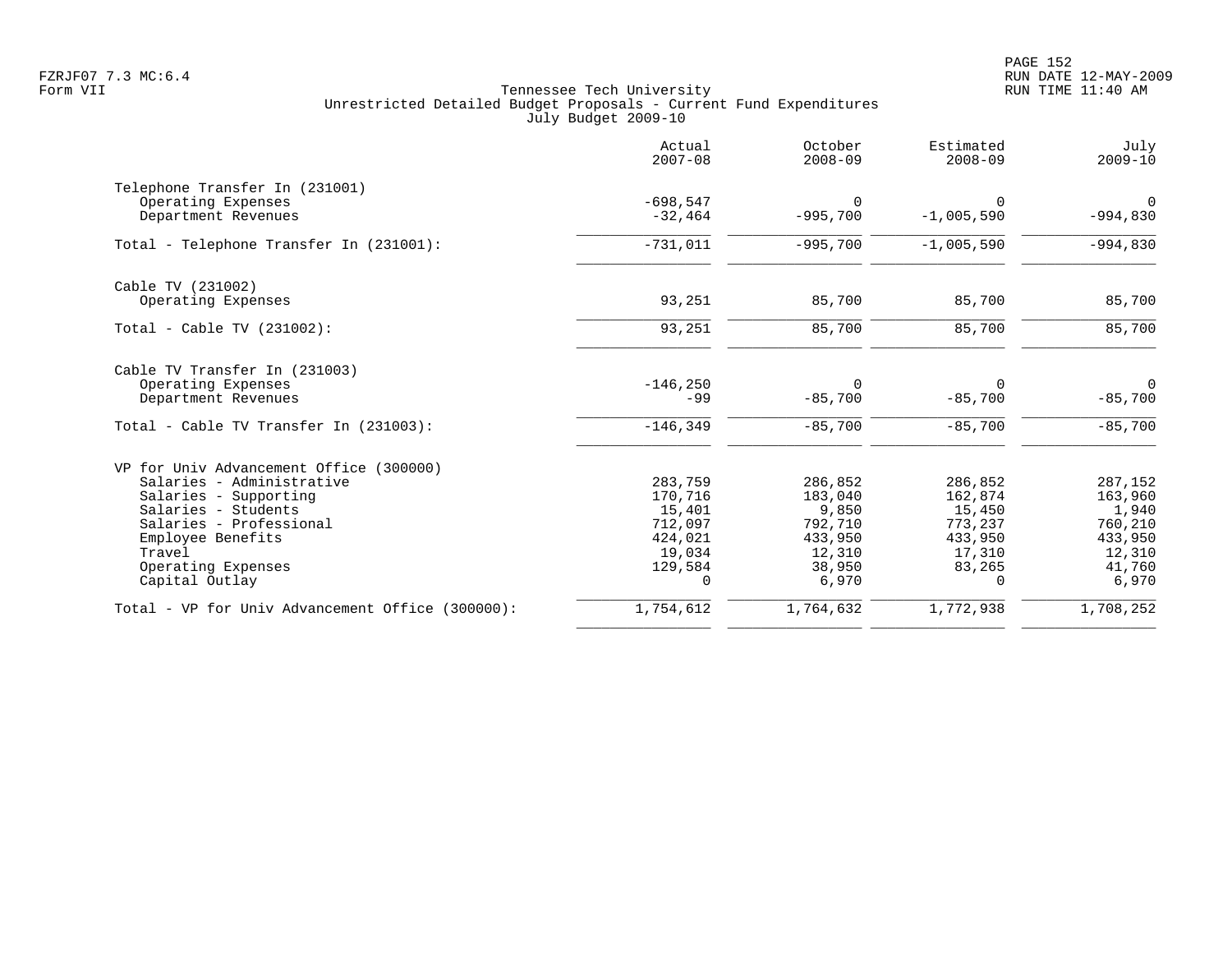Tennessee Tech University
Unrestricted Detailed Budget Proposals - Current Fund Expenditures
July Budget 2009-10

| | Actual 2007-08 | October 2008-09 | Estimated 2008-09 | July 2009-10 |
|---|---|---|---|---|
| **Telephone Transfer In (231001)** | | | | |
| Operating Expenses | -698,547 | 0 | 0 | 0 |
| Department Revenues | -32,464 | -995,700 | -1,005,590 | -994,830 |
| Total - Telephone Transfer In (231001): | -731,011 | -995,700 | -1,005,590 | -994,830 |
| **Cable TV (231002)** | | | | |
| Operating Expenses | 93,251 | 85,700 | 85,700 | 85,700 |
| Total - Cable TV (231002): | 93,251 | 85,700 | 85,700 | 85,700 |
| **Cable TV Transfer In (231003)** | | | | |
| Operating Expenses | -146,250 | 0 | 0 | 0 |
| Department Revenues | -99 | -85,700 | -85,700 | -85,700 |
| Total - Cable TV Transfer In (231003): | -146,349 | -85,700 | -85,700 | -85,700 |
| **VP for Univ Advancement Office (300000)** | | | | |
| Salaries - Administrative | 283,759 | 286,852 | 286,852 | 287,152 |
| Salaries - Supporting | 170,716 | 183,040 | 162,874 | 163,960 |
| Salaries - Students | 15,401 | 9,850 | 15,450 | 1,940 |
| Salaries - Professional | 712,097 | 792,710 | 773,237 | 760,210 |
| Employee Benefits | 424,021 | 433,950 | 433,950 | 433,950 |
| Travel | 19,034 | 12,310 | 17,310 | 12,310 |
| Operating Expenses | 129,584 | 38,950 | 83,265 | 41,760 |
| Capital Outlay | 0 | 6,970 | 0 | 6,970 |
| Total - VP for Univ Advancement Office (300000): | 1,754,612 | 1,764,632 | 1,772,938 | 1,708,252 |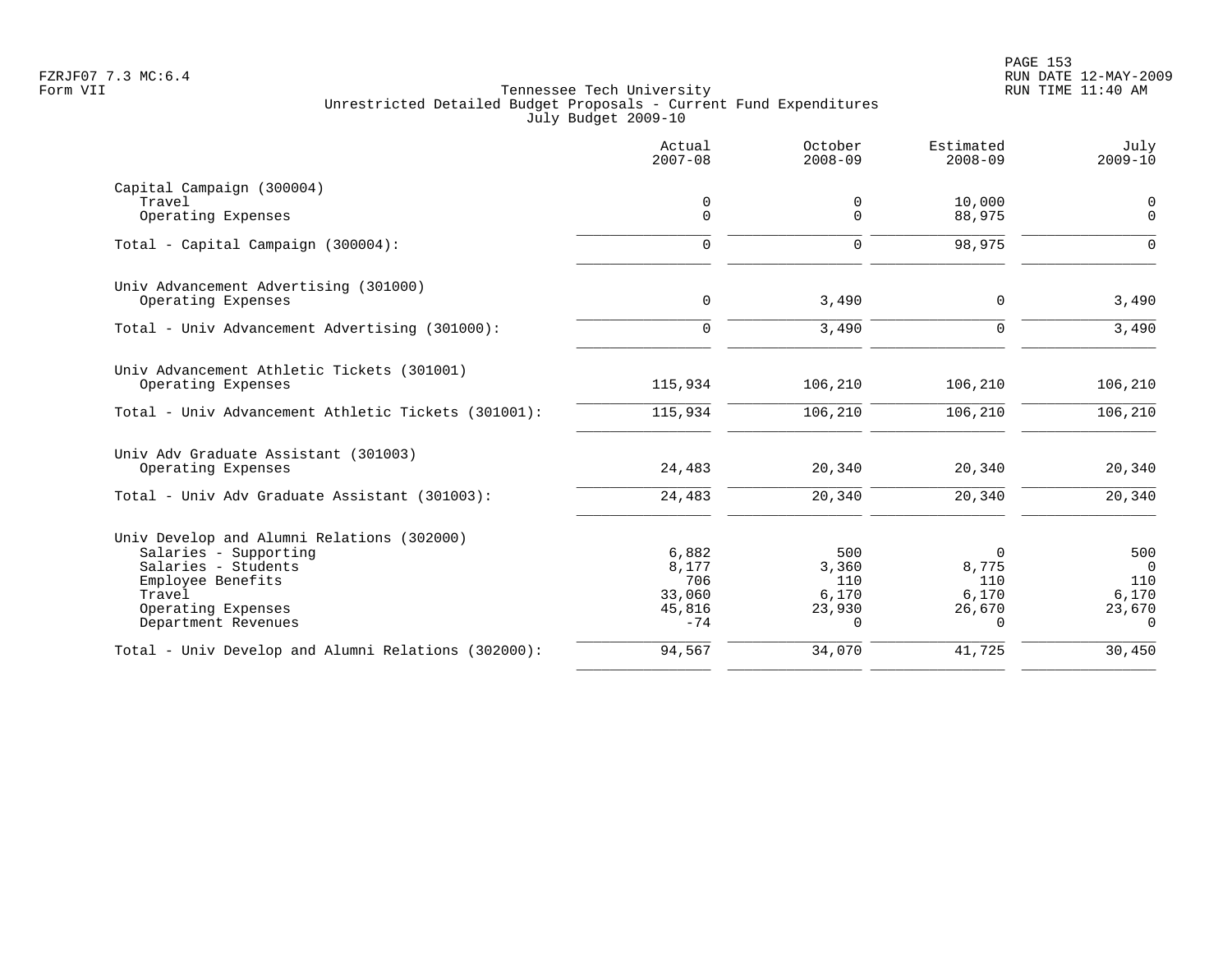Tennessee Tech University
Unrestricted Detailed Budget Proposals - Current Fund Expenditures
July Budget 2009-10

| | Actual 2007-08 | October 2008-09 | Estimated 2008-09 | July 2009-10 |
|---|---|---|---|---|
| **Capital Campaign (300004)** | | | | |
| Travel | 0 | 0 | 10,000 | 0 |
| Operating Expenses | 0 | 0 | 88,975 | 0 |
| Total - Capital Campaign (300004): | 0 | 0 | 98,975 | 0 |
| **Univ Advancement Advertising (301000)** | | | | |
| Operating Expenses | 0 | 3,490 | 0 | 3,490 |
| Total - Univ Advancement Advertising (301000): | 0 | 3,490 | 0 | 3,490 |
| **Univ Advancement Athletic Tickets (301001)** | | | | |
| Operating Expenses | 115,934 | 106,210 | 106,210 | 106,210 |
| Total - Univ Advancement Athletic Tickets (301001): | 115,934 | 106,210 | 106,210 | 106,210 |
| **Univ Adv Graduate Assistant (301003)** | | | | |
| Operating Expenses | 24,483 | 20,340 | 20,340 | 20,340 |
| Total - Univ Adv Graduate Assistant (301003): | 24,483 | 20,340 | 20,340 | 20,340 |
| **Univ Develop and Alumni Relations (302000)** | | | | |
| Salaries - Supporting | 6,882 | 500 | 0 | 500 |
| Salaries - Students | 8,177 | 3,360 | 8,775 | 0 |
| Employee Benefits | 706 | 110 | 110 | 110 |
| Travel | 33,060 | 6,170 | 6,170 | 6,170 |
| Operating Expenses | 45,816 | 23,930 | 26,670 | 23,670 |
| Department Revenues | -74 | 0 | 0 | 0 |
| Total - Univ Develop and Alumni Relations (302000): | 94,567 | 34,070 | 41,725 | 30,450 |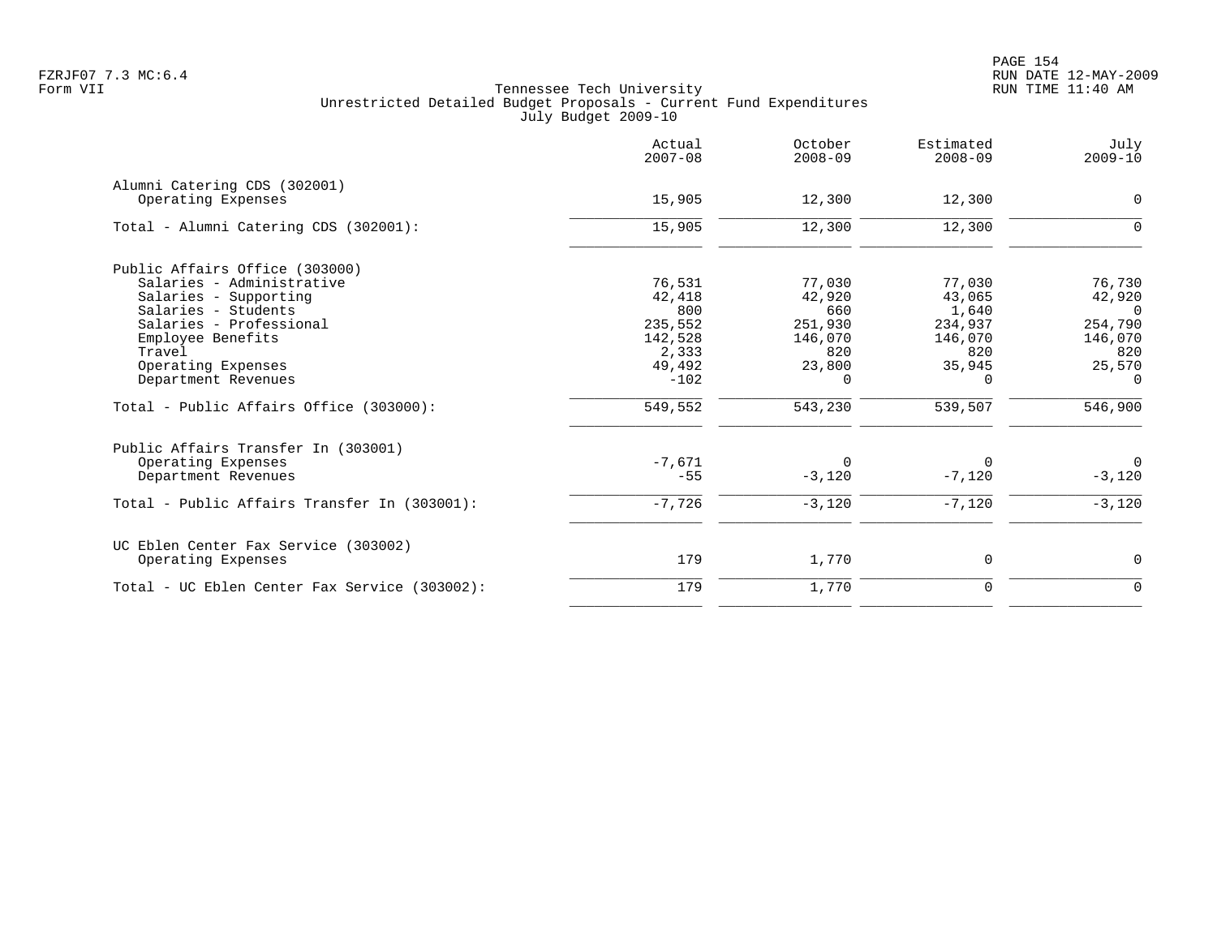Tennessee Tech University
Unrestricted Detailed Budget Proposals - Current Fund Expenditures
July Budget 2009-10

| | Actual 2007-08 | October 2008-09 | Estimated 2008-09 | July 2009-10 |
|---|---|---|---|---|
| **Alumni Catering CDS (302001)** | | | | |
| Operating Expenses | 15,905 | 12,300 | 12,300 | 0 |
| Total - Alumni Catering CDS (302001): | 15,905 | 12,300 | 12,300 | 0 |
| **Public Affairs Office (303000)** | | | | |
| Salaries - Administrative | 76,531 | 77,030 | 77,030 | 76,730 |
| Salaries - Supporting | 42,418 | 42,920 | 43,065 | 42,920 |
| Salaries - Students | 800 | 660 | 1,640 | 0 |
| Salaries - Professional | 235,552 | 251,930 | 234,937 | 254,790 |
| Employee Benefits | 142,528 | 146,070 | 146,070 | 146,070 |
| Travel | 2,333 | 820 | 820 | 820 |
| Operating Expenses | 49,492 | 23,800 | 35,945 | 25,570 |
| Department Revenues | -102 | 0 | 0 | 0 |
| Total - Public Affairs Office (303000): | 549,552 | 543,230 | 539,507 | 546,900 |
| **Public Affairs Transfer In (303001)** | | | | |
| Operating Expenses | -7,671 | 0 | 0 | 0 |
| Department Revenues | -55 | -3,120 | -7,120 | -3,120 |
| Total - Public Affairs Transfer In (303001): | -7,726 | -3,120 | -7,120 | -3,120 |
| **UC Eblen Center Fax Service (303002)** | | | | |
| Operating Expenses | 179 | 1,770 | 0 | 0 |
| Total - UC Eblen Center Fax Service (303002): | 179 | 1,770 | 0 | 0 |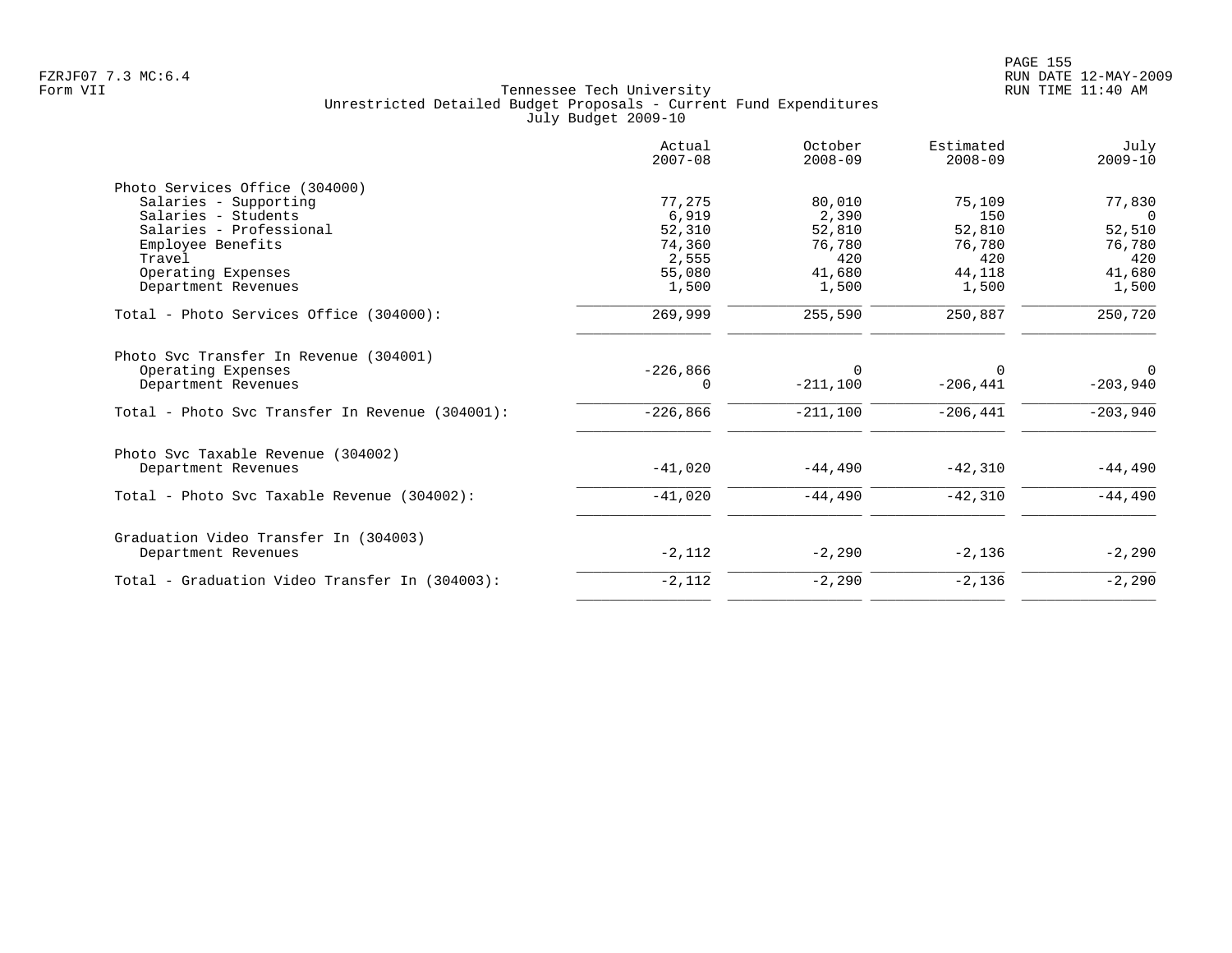FZRJF07 7.3 MC:6.4
Form VII

Tennessee Tech University
Unrestricted Detailed Budget Proposals - Current Fund Expenditures
July Budget 2009-10

RUN DATE 12-MAY-2009
RUN TIME 11:40 AM

| | Actual 2007-08 | October 2008-09 | Estimated 2008-09 | July 2009-10 |
|---|---|---|---|---|
| **Photo Services Office (304000)** | | | | |
| Salaries - Supporting | 77,275 | 80,010 | 75,109 | 77,830 |
| Salaries - Students | 6,919 | 2,390 | 150 | 0 |
| Salaries - Professional | 52,310 | 52,810 | 52,810 | 52,510 |
| Employee Benefits | 74,360 | 76,780 | 76,780 | 76,780 |
| Travel | 2,555 | 420 | 420 | 420 |
| Operating Expenses | 55,080 | 41,680 | 44,118 | 41,680 |
| Department Revenues | 1,500 | 1,500 | 1,500 | 1,500 |
| Total - Photo Services Office (304000): | 269,999 | 255,590 | 250,887 | 250,720 |
| **Photo Svc Transfer In Revenue (304001)** | | | | |
| Operating Expenses | -226,866 | 0 | 0 | 0 |
| Department Revenues | 0 | -211,100 | -206,441 | -203,940 |
| Total - Photo Svc Transfer In Revenue (304001): | -226,866 | -211,100 | -206,441 | -203,940 |
| **Photo Svc Taxable Revenue (304002)** | | | | |
| Department Revenues | -41,020 | -44,490 | -42,310 | -44,490 |
| Total - Photo Svc Taxable Revenue (304002): | -41,020 | -44,490 | -42,310 | -44,490 |
| **Graduation Video Transfer In (304003)** | | | | |
| Department Revenues | -2,112 | -2,290 | -2,136 | -2,290 |
| Total - Graduation Video Transfer In (304003): | -2,112 | -2,290 | -2,136 | -2,290 |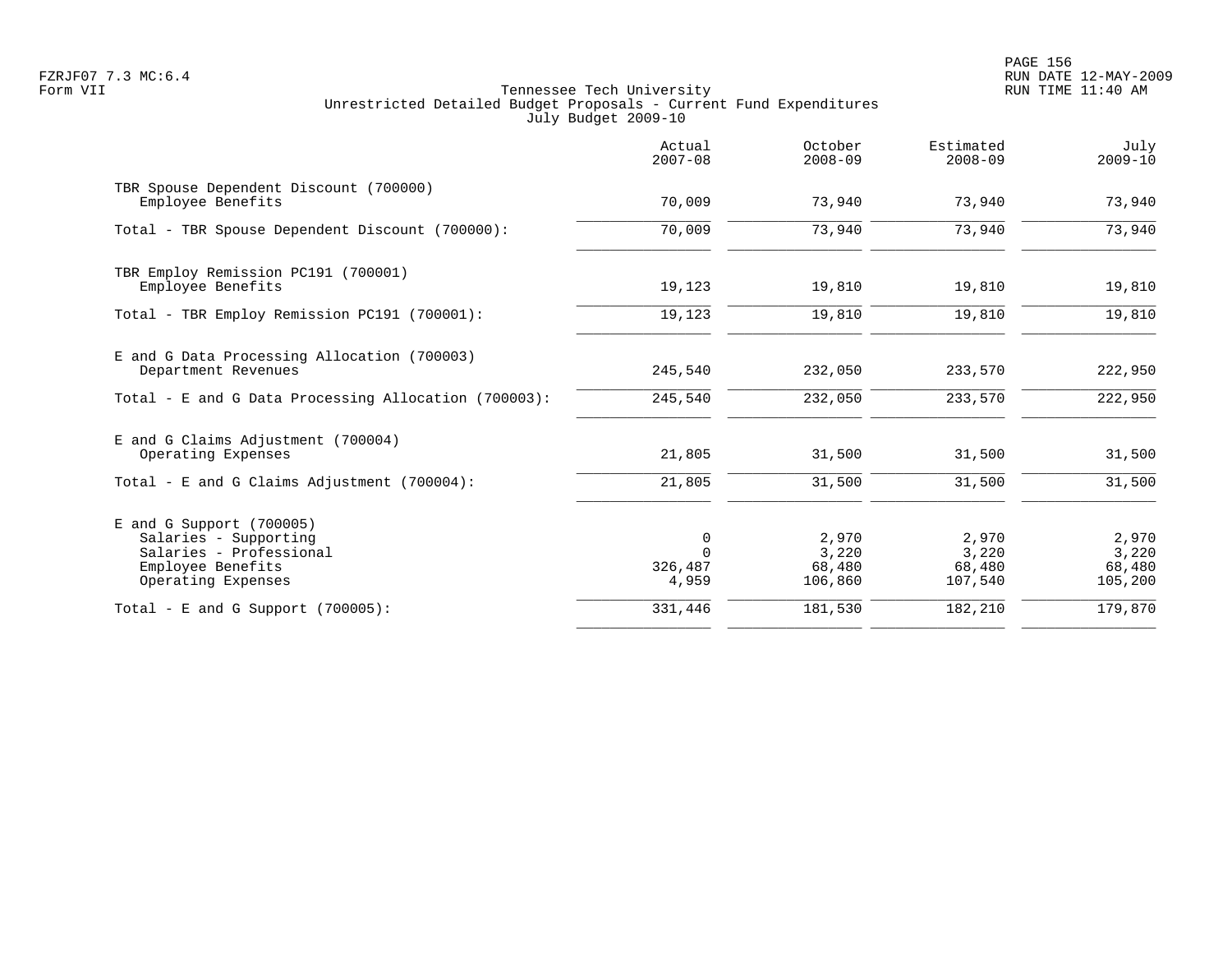Tennessee Tech University
Unrestricted Detailed Budget Proposals - Current Fund Expenditures
July Budget 2009-10

| | Actual 2007-08 | October 2008-09 | Estimated 2008-09 | July 2009-10 |
|---|---|---|---|---|
| TBR Spouse Dependent Discount (700000) | | | | |
| Employee Benefits | 70,009 | 73,940 | 73,940 | 73,940 |
| Total - TBR Spouse Dependent Discount (700000): | 70,009 | 73,940 | 73,940 | 73,940 |
| TBR Employ Remission PC191 (700001) | | | | |
| Employee Benefits | 19,123 | 19,810 | 19,810 | 19,810 |
| Total - TBR Employ Remission PC191 (700001): | 19,123 | 19,810 | 19,810 | 19,810 |
| E and G Data Processing Allocation (700003) | | | | |
| Department Revenues | 245,540 | 232,050 | 233,570 | 222,950 |
| Total - E and G Data Processing Allocation (700003): | 245,540 | 232,050 | 233,570 | 222,950 |
| E and G Claims Adjustment (700004) | | | | |
| Operating Expenses | 21,805 | 31,500 | 31,500 | 31,500 |
| Total - E and G Claims Adjustment (700004): | 21,805 | 31,500 | 31,500 | 31,500 |
| E and G Support (700005) | | | | |
| Salaries - Supporting | 0 | 2,970 | 2,970 | 2,970 |
| Salaries - Professional | 0 | 3,220 | 3,220 | 3,220 |
| Employee Benefits | 326,487 | 68,480 | 68,480 | 68,480 |
| Operating Expenses | 4,959 | 106,860 | 107,540 | 105,200 |
| Total - E and G Support (700005): | 331,446 | 181,530 | 182,210 | 179,870 |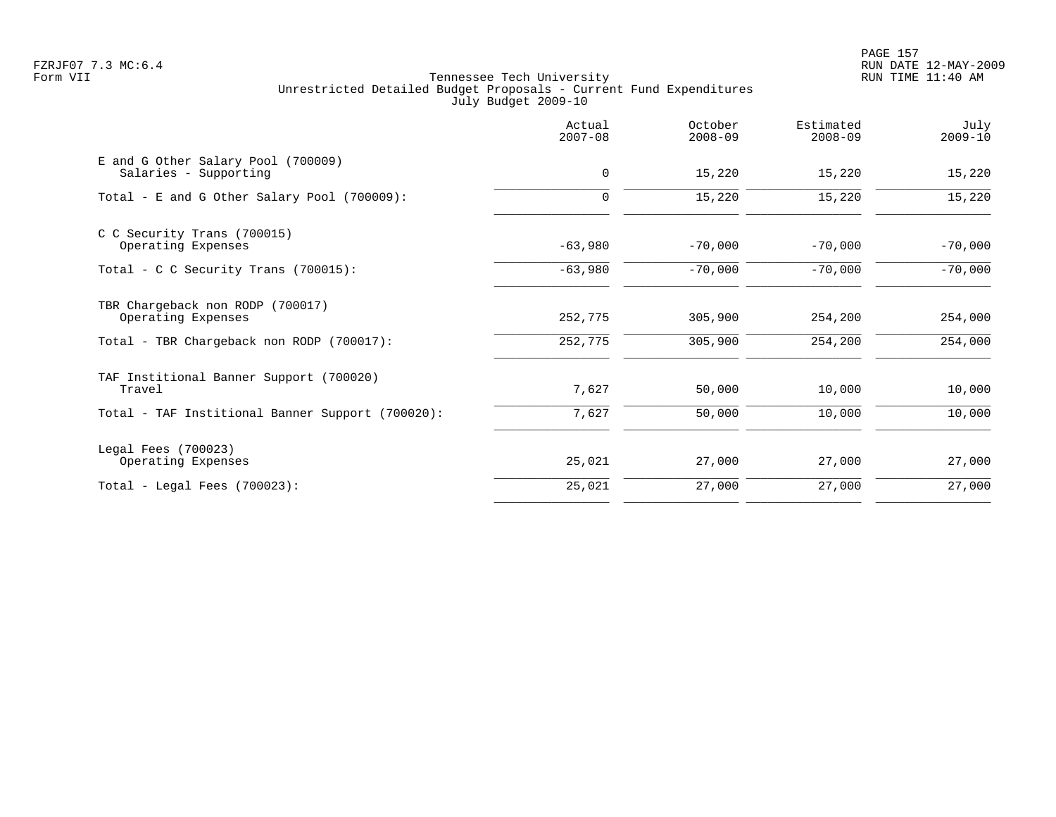Tennessee Tech University
Unrestricted Detailed Budget Proposals - Current Fund Expenditures
July Budget 2009-10

| | Actual 2007-08 | October 2008-09 | Estimated 2008-09 | July 2009-10 |
|---|---|---|---|---|
| E and G Other Salary Pool (700009) | | | | |
| Salaries - Supporting | 0 | 15,220 | 15,220 | 15,220 |
| Total - E and G Other Salary Pool (700009): | 0 | 15,220 | 15,220 | 15,220 |
| C C Security Trans (700015) | | | | |
| Operating Expenses | -63,980 | -70,000 | -70,000 | -70,000 |
| Total - C C Security Trans (700015): | -63,980 | -70,000 | -70,000 | -70,000 |
| TBR Chargeback non RODP (700017) | | | | |
| Operating Expenses | 252,775 | 305,900 | 254,200 | 254,000 |
| Total - TBR Chargeback non RODP (700017): | 252,775 | 305,900 | 254,200 | 254,000 |
| TAF Institional Banner Support (700020) | | | | |
| Travel | 7,627 | 50,000 | 10,000 | 10,000 |
| Total - TAF Institional Banner Support (700020): | 7,627 | 50,000 | 10,000 | 10,000 |
| Legal Fees (700023) | | | | |
| Operating Expenses | 25,021 | 27,000 | 27,000 | 27,000 |
| Total - Legal Fees (700023): | 25,021 | 27,000 | 27,000 | 27,000 |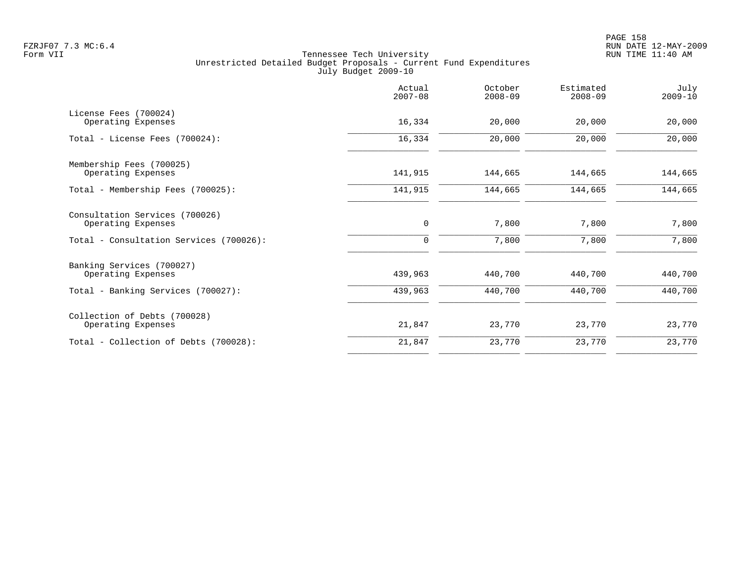Tennessee Tech University
Unrestricted Detailed Budget Proposals - Current Fund Expenditures
July Budget 2009-10

| | Actual 2007-08 | October 2008-09 | Estimated 2008-09 | July 2009-10 |
|---|---|---|---|---|
| License Fees (700024) | | | | |
| Operating Expenses | 16,334 | 20,000 | 20,000 | 20,000 |
| Total - License Fees (700024): | 16,334 | 20,000 | 20,000 | 20,000 |
| Membership Fees (700025) | | | | |
| Operating Expenses | 141,915 | 144,665 | 144,665 | 144,665 |
| Total - Membership Fees (700025): | 141,915 | 144,665 | 144,665 | 144,665 |
| Consultation Services (700026) | | | | |
| Operating Expenses | 0 | 7,800 | 7,800 | 7,800 |
| Total - Consultation Services (700026): | 0 | 7,800 | 7,800 | 7,800 |
| Banking Services (700027) | | | | |
| Operating Expenses | 439,963 | 440,700 | 440,700 | 440,700 |
| Total - Banking Services (700027): | 439,963 | 440,700 | 440,700 | 440,700 |
| Collection of Debts (700028) | | | | |
| Operating Expenses | 21,847 | 23,770 | 23,770 | 23,770 |
| Total - Collection of Debts (700028): | 21,847 | 23,770 | 23,770 | 23,770 |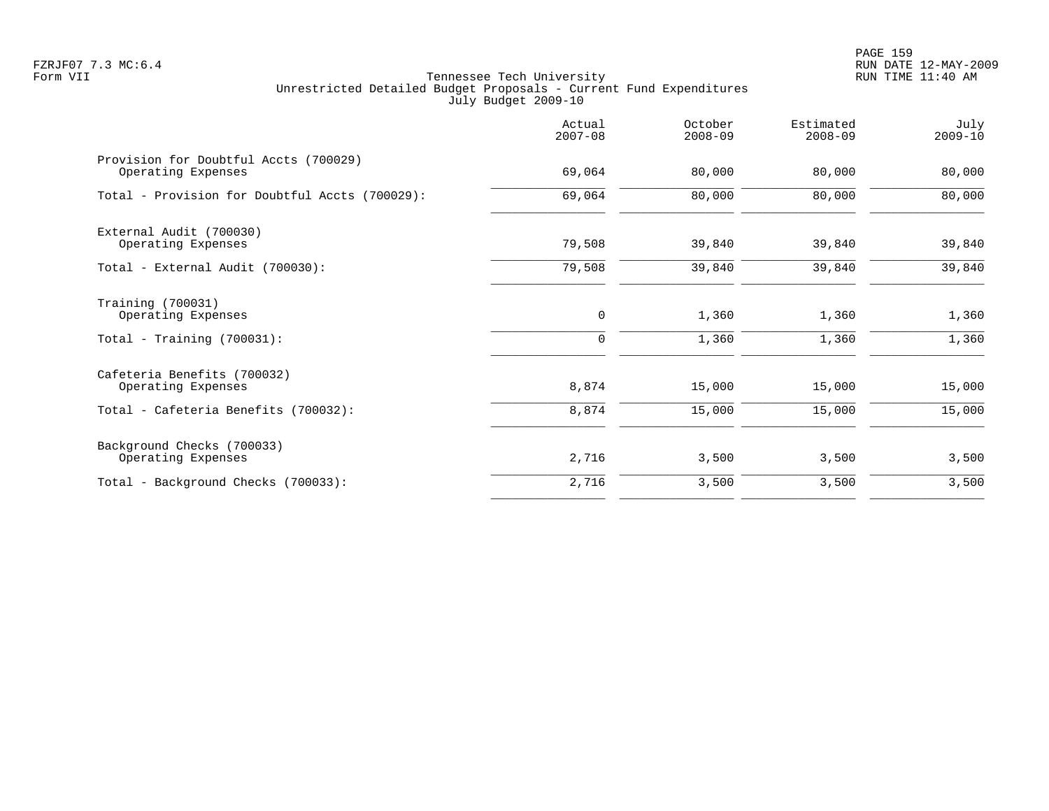Tennessee Tech University
Unrestricted Detailed Budget Proposals - Current Fund Expenditures
July Budget 2009-10

| | Actual 2007-08 | October 2008-09 | Estimated 2008-09 | July 2009-10 |
|---|---|---|---|---|
| Provision for Doubtful Accts (700029) | | | | |
| Operating Expenses | 69,064 | 80,000 | 80,000 | 80,000 |
| Total - Provision for Doubtful Accts (700029): | 69,064 | 80,000 | 80,000 | 80,000 |
| External Audit (700030) | | | | |
| Operating Expenses | 79,508 | 39,840 | 39,840 | 39,840 |
| Total - External Audit (700030): | 79,508 | 39,840 | 39,840 | 39,840 |
| Training (700031) | | | | |
| Operating Expenses | 0 | 1,360 | 1,360 | 1,360 |
| Total - Training (700031): | 0 | 1,360 | 1,360 | 1,360 |
| Cafeteria Benefits (700032) | | | | |
| Operating Expenses | 8,874 | 15,000 | 15,000 | 15,000 |
| Total - Cafeteria Benefits (700032): | 8,874 | 15,000 | 15,000 | 15,000 |
| Background Checks (700033) | | | | |
| Operating Expenses | 2,716 | 3,500 | 3,500 | 3,500 |
| Total - Background Checks (700033): | 2,716 | 3,500 | 3,500 | 3,500 |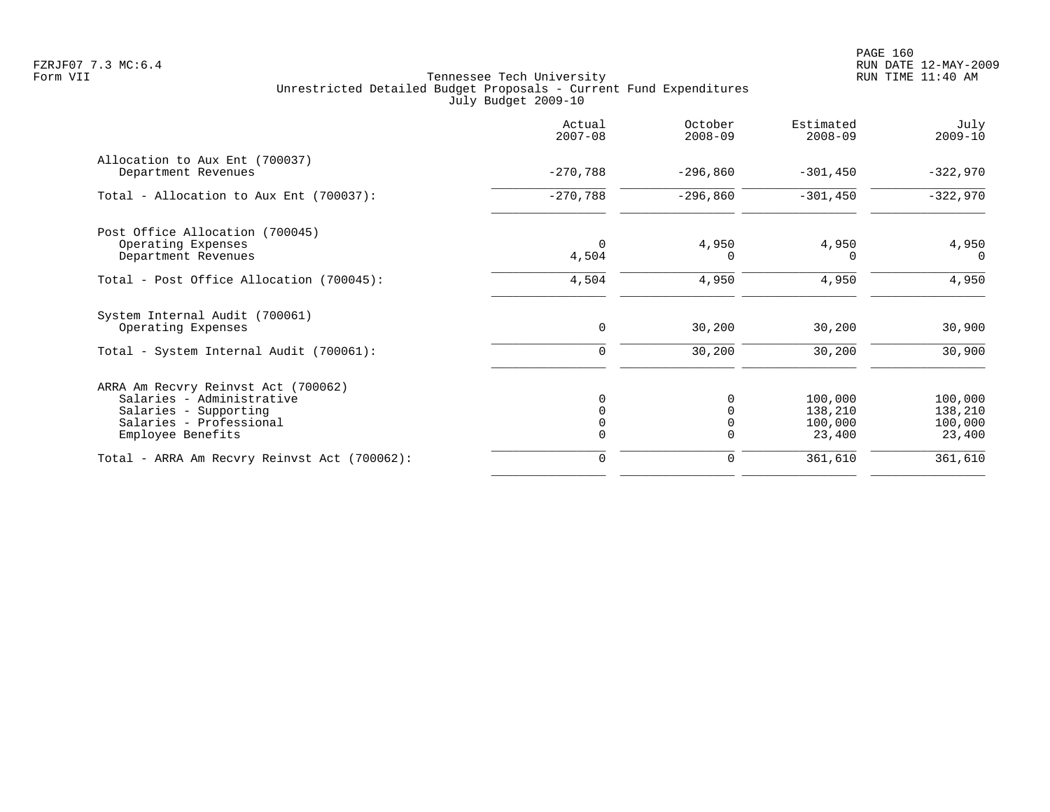FZRJF07 7.3 MC:6.4
Form VII

Tennessee Tech University
Unrestricted Detailed Budget Proposals - Current Fund Expenditures
July Budget 2009-10

RUN DATE 12-MAY-2009
RUN TIME 11:40 AM

| | Actual 2007-08 | October 2008-09 | Estimated 2008-09 | July 2009-10 |
|---|---|---|---|---|
| **Allocation to Aux Ent (700037)** | | | | |
| Department Revenues | -270,788 | -296,860 | -301,450 | -322,970 |
| Total - Allocation to Aux Ent (700037): | -270,788 | -296,860 | -301,450 | -322,970 |
| **Post Office Allocation (700045)** | | | | |
| Operating Expenses | 0 | 4,950 | 4,950 | 4,950 |
| Department Revenues | 4,504 | 0 | 0 | 0 |
| Total - Post Office Allocation (700045): | 4,504 | 4,950 | 4,950 | 4,950 |
| **System Internal Audit (700061)** | | | | |
| Operating Expenses | 0 | 30,200 | 30,200 | 30,900 |
| Total - System Internal Audit (700061): | 0 | 30,200 | 30,200 | 30,900 |
| **ARRA Am Recvry Reinvst Act (700062)** | | | | |
| Salaries - Administrative | 0 | 0 | 100,000 | 100,000 |
| Salaries - Supporting | 0 | 0 | 138,210 | 138,210 |
| Salaries - Professional | 0 | 0 | 100,000 | 100,000 |
| Employee Benefits | 0 | 0 | 23,400 | 23,400 |
| Total - ARRA Am Recvry Reinvst Act (700062): | 0 | 0 | 361,610 | 361,610 |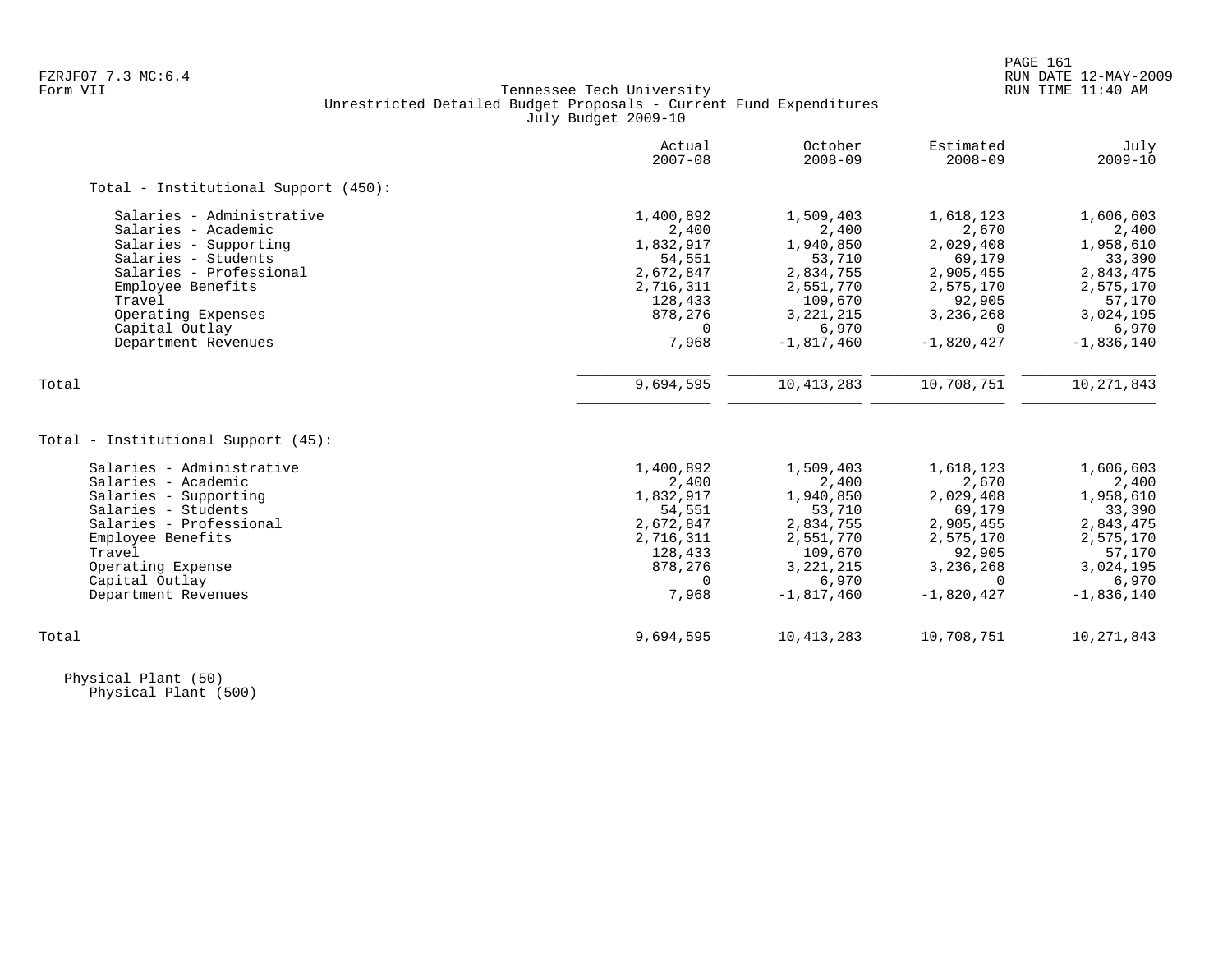Tennessee Tech University
Unrestricted Detailed Budget Proposals - Current Fund Expenditures
July Budget 2009-10

| | Actual 2007-08 | October 2008-09 | Estimated 2008-09 | July 2009-10 |
|---|---|---|---|---|
| **Total - Institutional Support (450):** | | | | |
| Salaries - Administrative | 1,400,892 | 1,509,403 | 1,618,123 | 1,606,603 |
| Salaries - Academic | 2,400 | 2,400 | 2,670 | 2,400 |
| Salaries - Supporting | 1,832,917 | 1,940,850 | 2,029,408 | 1,958,610 |
| Salaries - Students | 54,551 | 53,710 | 69,179 | 33,390 |
| Salaries - Professional | 2,672,847 | 2,834,755 | 2,905,455 | 2,843,475 |
| Employee Benefits | 2,716,311 | 2,551,770 | 2,575,170 | 2,575,170 |
| Travel | 128,433 | 109,670 | 92,905 | 57,170 |
| Operating Expenses | 878,276 | 3,221,215 | 3,236,268 | 3,024,195 |
| Capital Outlay | 0 | 6,970 | 0 | 6,970 |
| Department Revenues | 7,968 | -1,817,460 | -1,820,427 | -1,836,140 |
| Total | 9,694,595 | 10,413,283 | 10,708,751 | 10,271,843 |

| | Actual 2007-08 | October 2008-09 | Estimated 2008-09 | July 2009-10 |
|---|---|---|---|---|
| **Total - Institutional Support (45):** | | | | |
| Salaries - Administrative | 1,400,892 | 1,509,403 | 1,618,123 | 1,606,603 |
| Salaries - Academic | 2,400 | 2,400 | 2,670 | 2,400 |
| Salaries - Supporting | 1,832,917 | 1,940,850 | 2,029,408 | 1,958,610 |
| Salaries - Students | 54,551 | 53,710 | 69,179 | 33,390 |
| Salaries - Professional | 2,672,847 | 2,834,755 | 2,905,455 | 2,843,475 |
| Employee Benefits | 2,716,311 | 2,551,770 | 2,575,170 | 2,575,170 |
| Travel | 128,433 | 109,670 | 92,905 | 57,170 |
| Operating Expense | 878,276 | 3,221,215 | 3,236,268 | 3,024,195 |
| Capital Outlay | 0 | 6,970 | 0 | 6,970 |
| Department Revenues | 7,968 | -1,817,460 | -1,820,427 | -1,836,140 |
| Total | 9,694,595 | 10,413,283 | 10,708,751 | 10,271,843 |

Physical Plant (50)
Physical Plant (500)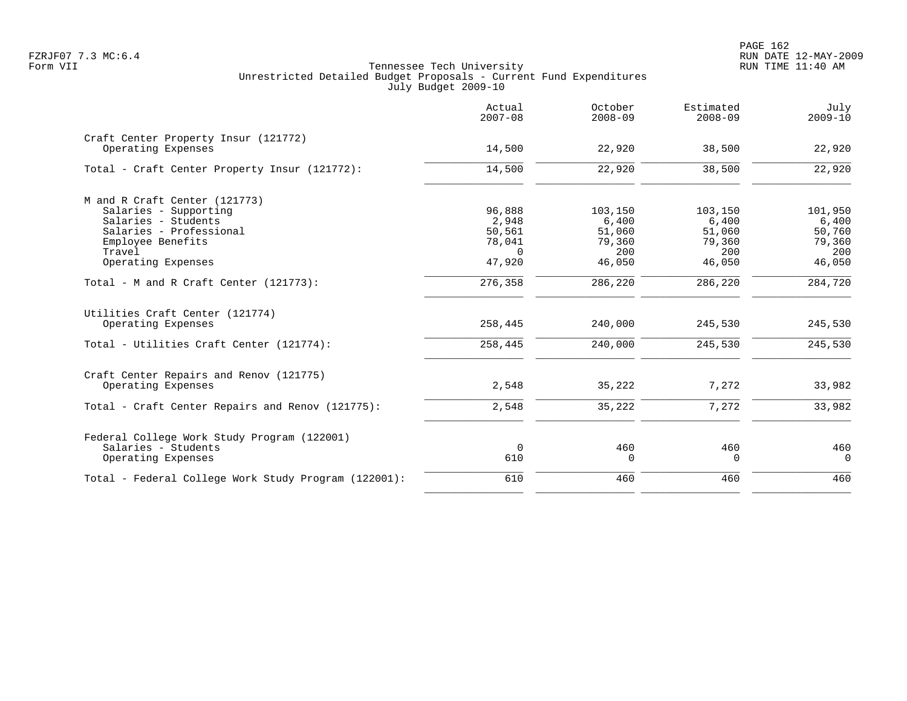Tennessee Tech University
Unrestricted Detailed Budget Proposals - Current Fund Expenditures
July Budget 2009-10

| | Actual 2007-08 | October 2008-09 | Estimated 2008-09 | July 2009-10 |
|---|---|---|---|---|
| **Craft Center Property Insur (121772)** | | | | |
| Operating Expenses | 14,500 | 22,920 | 38,500 | 22,920 |
| Total - Craft Center Property Insur (121772): | 14,500 | 22,920 | 38,500 | 22,920 |
| **M and R Craft Center (121773)** | | | | |
| Salaries - Supporting | 96,888 | 103,150 | 103,150 | 101,950 |
| Salaries - Students | 2,948 | 6,400 | 6,400 | 6,400 |
| Salaries - Professional | 50,561 | 51,060 | 51,060 | 50,760 |
| Employee Benefits | 78,041 | 79,360 | 79,360 | 79,360 |
| Travel | 0 | 200 | 200 | 200 |
| Operating Expenses | 47,920 | 46,050 | 46,050 | 46,050 |
| Total - M and R Craft Center (121773): | 276,358 | 286,220 | 286,220 | 284,720 |
| **Utilities Craft Center (121774)** | | | | |
| Operating Expenses | 258,445 | 240,000 | 245,530 | 245,530 |
| Total - Utilities Craft Center (121774): | 258,445 | 240,000 | 245,530 | 245,530 |
| **Craft Center Repairs and Renov (121775)** | | | | |
| Operating Expenses | 2,548 | 35,222 | 7,272 | 33,982 |
| Total - Craft Center Repairs and Renov (121775): | 2,548 | 35,222 | 7,272 | 33,982 |
| **Federal College Work Study Program (122001)** | | | | |
| Salaries - Students | 0 | 460 | 460 | 460 |
| Operating Expenses | 610 | 0 | 0 | 0 |
| Total - Federal College Work Study Program (122001): | 610 | 460 | 460 | 460 |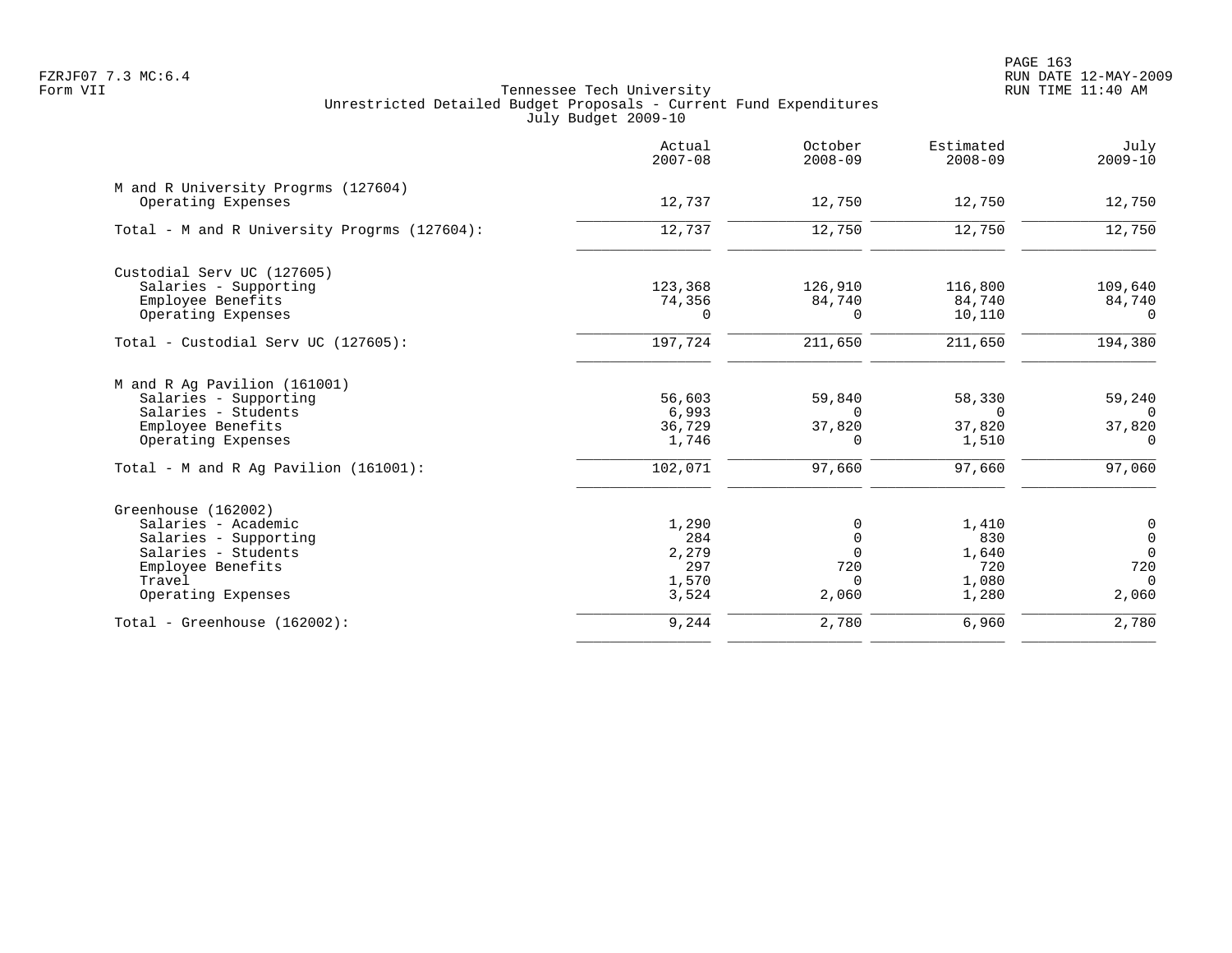FZRJF07 7.3 MC:6.4
Form VII

Tennessee Tech University
Unrestricted Detailed Budget Proposals - Current Fund Expenditures
July Budget 2009-10

PAGE 163
RUN DATE 12-MAY-2009
RUN TIME 11:40 AM

| | Actual 2007-08 | October 2008-09 | Estimated 2008-09 | July 2009-10 |
|---|---|---|---|---|
| M and R University Progrms (127604) | | | | |
| Operating Expenses | 12,737 | 12,750 | 12,750 | 12,750 |
| Total - M and R University Progrms (127604): | 12,737 | 12,750 | 12,750 | 12,750 |
| Custodial Serv UC (127605) | | | | |
| Salaries - Supporting | 123,368 | 126,910 | 116,800 | 109,640 |
| Employee Benefits | 74,356 | 84,740 | 84,740 | 84,740 |
| Operating Expenses | 0 | 0 | 10,110 | 0 |
| Total - Custodial Serv UC (127605): | 197,724 | 211,650 | 211,650 | 194,380 |
| M and R Ag Pavilion (161001) | | | | |
| Salaries - Supporting | 56,603 | 59,840 | 58,330 | 59,240 |
| Salaries - Students | 6,993 | 0 | 0 | 0 |
| Employee Benefits | 36,729 | 37,820 | 37,820 | 37,820 |
| Operating Expenses | 1,746 | 0 | 1,510 | 0 |
| Total - M and R Ag Pavilion (161001): | 102,071 | 97,660 | 97,660 | 97,060 |
| Greenhouse (162002) | | | | |
| Salaries - Academic | 1,290 | 0 | 1,410 | 0 |
| Salaries - Supporting | 284 | 0 | 830 | 0 |
| Salaries - Students | 2,279 | 0 | 1,640 | 0 |
| Employee Benefits | 297 | 720 | 720 | 720 |
| Travel | 1,570 | 0 | 1,080 | 0 |
| Operating Expenses | 3,524 | 2,060 | 1,280 | 2,060 |
| Total - Greenhouse (162002): | 9,244 | 2,780 | 6,960 | 2,780 |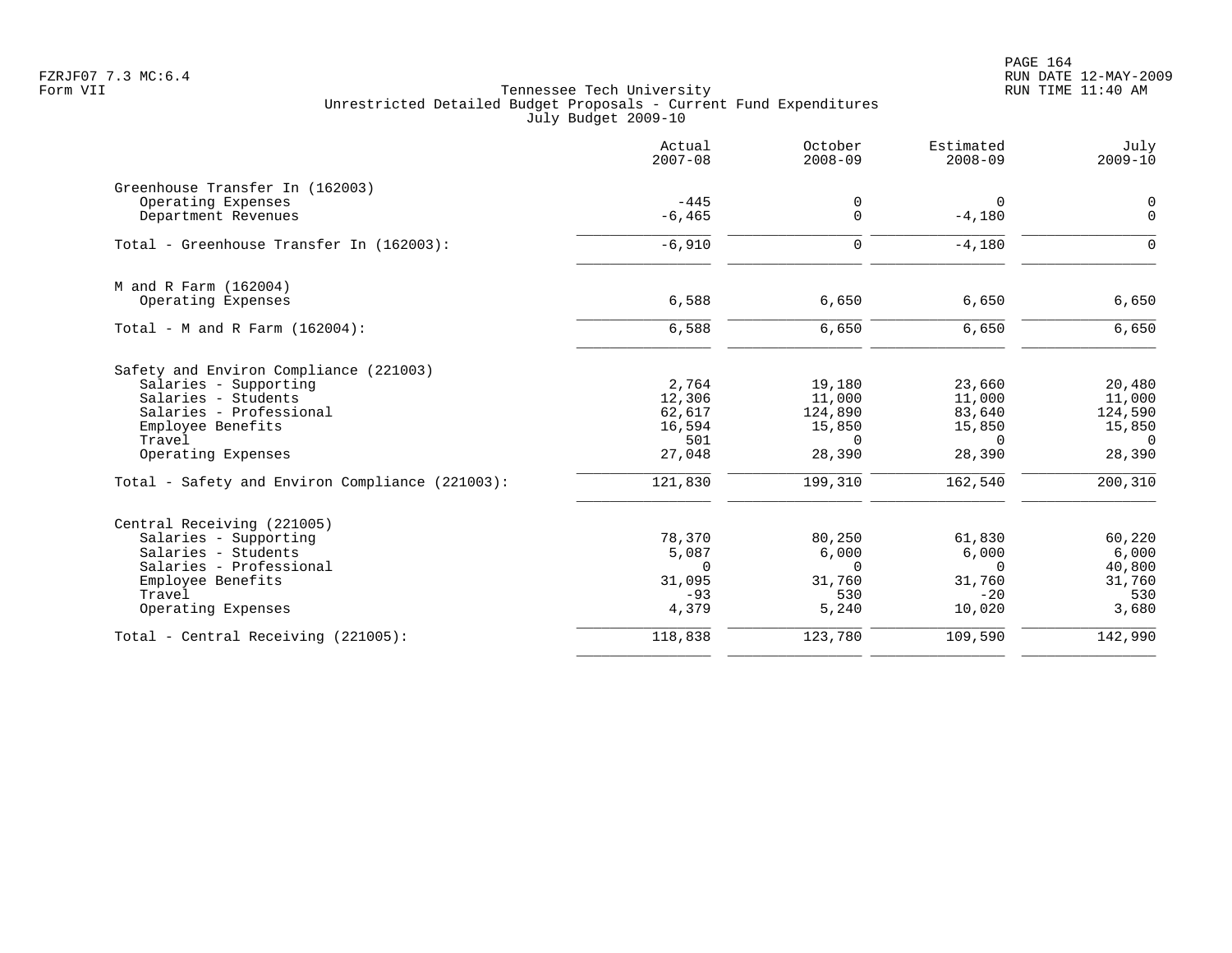Tennessee Tech University
Unrestricted Detailed Budget Proposals - Current Fund Expenditures
July Budget 2009-10

Form VII

| | Actual 2007-08 | October 2008-09 | Estimated 2008-09 | July 2009-10 |
|---|---|---|---|---|
| **Greenhouse Transfer In (162003)** | | | | |
| Operating Expenses | -445 | 0 | 0 | 0 |
| Department Revenues | -6,465 | 0 | -4,180 | 0 |
| Total - Greenhouse Transfer In (162003): | -6,910 | 0 | -4,180 | 0 |
| **M and R Farm (162004)** | | | | |
| Operating Expenses | 6,588 | 6,650 | 6,650 | 6,650 |
| Total - M and R Farm (162004): | 6,588 | 6,650 | 6,650 | 6,650 |
| **Safety and Environ Compliance (221003)** | | | | |
| Salaries - Supporting | 2,764 | 19,180 | 23,660 | 20,480 |
| Salaries - Students | 12,306 | 11,000 | 11,000 | 11,000 |
| Salaries - Professional | 62,617 | 124,890 | 83,640 | 124,590 |
| Employee Benefits | 16,594 | 15,850 | 15,850 | 15,850 |
| Travel | 501 | 0 | 0 | 0 |
| Operating Expenses | 27,048 | 28,390 | 28,390 | 28,390 |
| Total - Safety and Environ Compliance (221003): | 121,830 | 199,310 | 162,540 | 200,310 |
| **Central Receiving (221005)** | | | | |
| Salaries - Supporting | 78,370 | 80,250 | 61,830 | 60,220 |
| Salaries - Students | 5,087 | 6,000 | 6,000 | 6,000 |
| Salaries - Professional | 0 | 0 | 0 | 40,800 |
| Employee Benefits | 31,095 | 31,760 | 31,760 | 31,760 |
| Travel | -93 | 530 | -20 | 530 |
| Operating Expenses | 4,379 | 5,240 | 10,020 | 3,680 |
| Total - Central Receiving (221005): | 118,838 | 123,780 | 109,590 | 142,990 |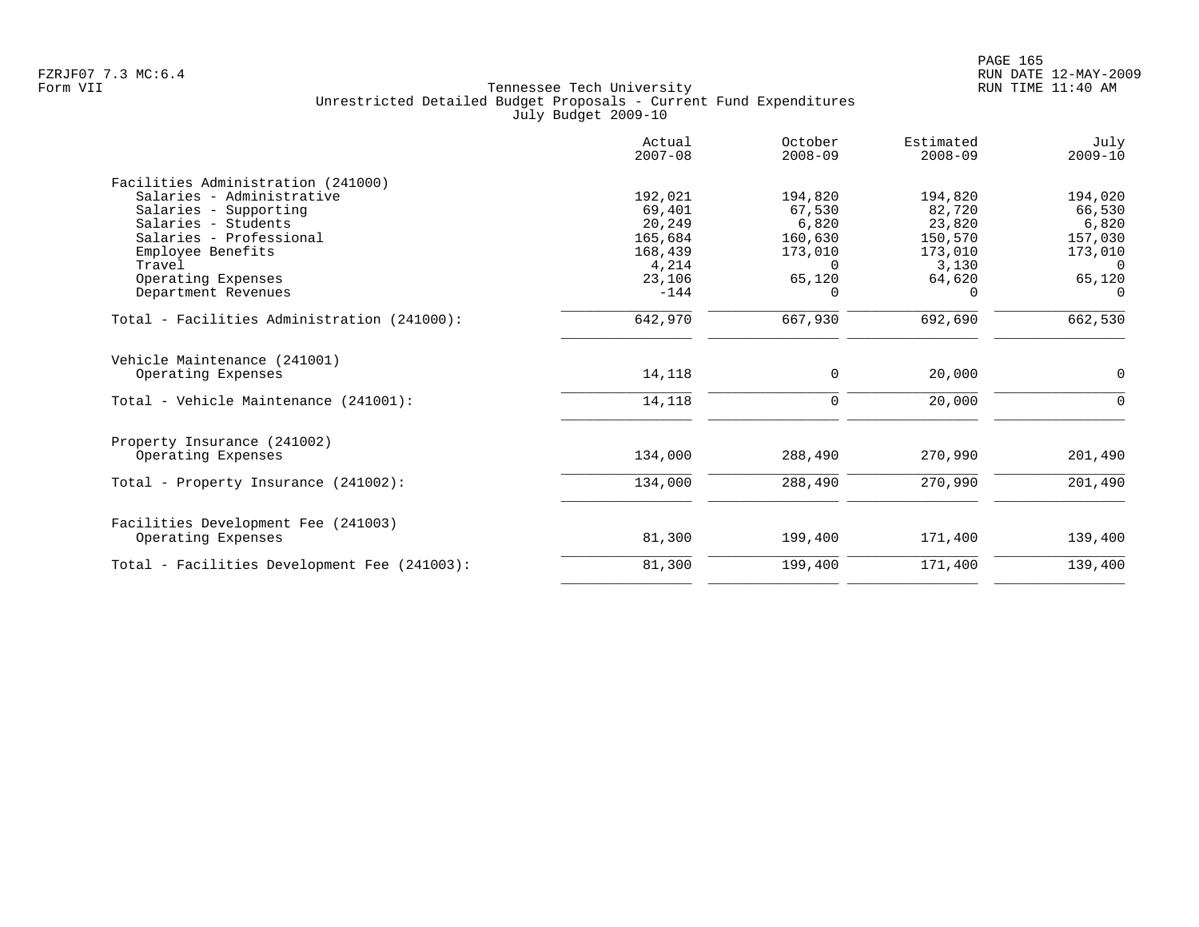Tennessee Tech University
Unrestricted Detailed Budget Proposals - Current Fund Expenditures
July Budget 2009-10

| | Actual 2007-08 | October 2008-09 | Estimated 2008-09 | July 2009-10 |
|---|---:|---:|---:|---:|
| **Facilities Administration (241000)** | | | | |
| Salaries - Administrative | 192,021 | 194,820 | 194,820 | 194,020 |
| Salaries - Supporting | 69,401 | 67,530 | 82,720 | 66,530 |
| Salaries - Students | 20,249 | 6,820 | 23,820 | 6,820 |
| Salaries - Professional | 165,684 | 160,630 | 150,570 | 157,030 |
| Employee Benefits | 168,439 | 173,010 | 173,010 | 173,010 |
| Travel | 4,214 | 0 | 3,130 | 0 |
| Operating Expenses | 23,106 | 65,120 | 64,620 | 65,120 |
| Department Revenues | -144 | 0 | 0 | 0 |
| Total - Facilities Administration (241000): | 642,970 | 667,930 | 692,690 | 662,530 |
| **Vehicle Maintenance (241001)** | | | | |
| Operating Expenses | 14,118 | 0 | 20,000 | 0 |
| Total - Vehicle Maintenance (241001): | 14,118 | 0 | 20,000 | 0 |
| **Property Insurance (241002)** | | | | |
| Operating Expenses | 134,000 | 288,490 | 270,990 | 201,490 |
| Total - Property Insurance (241002): | 134,000 | 288,490 | 270,990 | 201,490 |
| **Facilities Development Fee (241003)** | | | | |
| Operating Expenses | 81,300 | 199,400 | 171,400 | 139,400 |
| Total - Facilities Development Fee (241003): | 81,300 | 199,400 | 171,400 | 139,400 |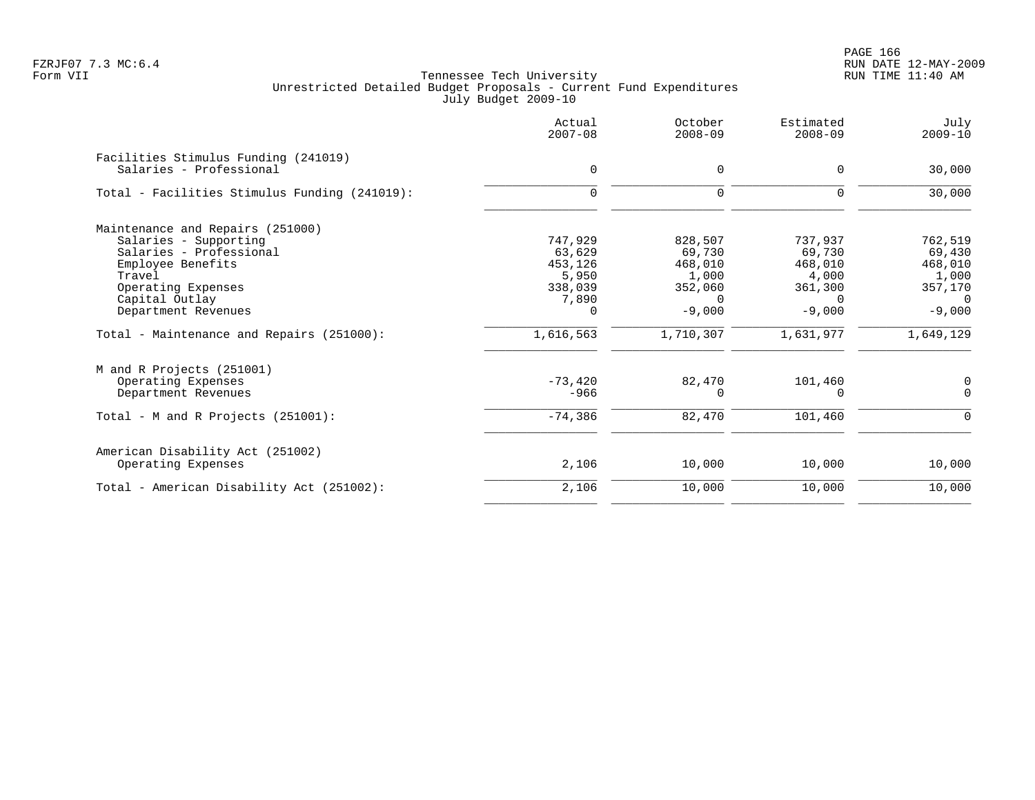Tennessee Tech University
Unrestricted Detailed Budget Proposals - Current Fund Expenditures
July Budget 2009-10

| | Actual 2007-08 | October 2008-09 | Estimated 2008-09 | July 2009-10 |
|---|---|---|---|---|
| **Facilities Stimulus Funding (241019)** | | | | |
| Salaries - Professional | 0 | 0 | 0 | 30,000 |
| Total - Facilities Stimulus Funding (241019): | 0 | 0 | 0 | 30,000 |
| **Maintenance and Repairs (251000)** | | | | |
| Salaries - Supporting | 747,929 | 828,507 | 737,937 | 762,519 |
| Salaries - Professional | 63,629 | 69,730 | 69,730 | 69,430 |
| Employee Benefits | 453,126 | 468,010 | 468,010 | 468,010 |
| Travel | 5,950 | 1,000 | 4,000 | 1,000 |
| Operating Expenses | 338,039 | 352,060 | 361,300 | 357,170 |
| Capital Outlay | 7,890 | 0 | 0 | 0 |
| Department Revenues | 0 | -9,000 | -9,000 | -9,000 |
| Total - Maintenance and Repairs (251000): | 1,616,563 | 1,710,307 | 1,631,977 | 1,649,129 |
| **M and R Projects (251001)** | | | | |
| Operating Expenses | -73,420 | 82,470 | 101,460 | 0 |
| Department Revenues | -966 | 0 | 0 | 0 |
| Total - M and R Projects (251001): | -74,386 | 82,470 | 101,460 | 0 |
| **American Disability Act (251002)** | | | | |
| Operating Expenses | 2,106 | 10,000 | 10,000 | 10,000 |
| Total - American Disability Act (251002): | 2,106 | 10,000 | 10,000 | 10,000 |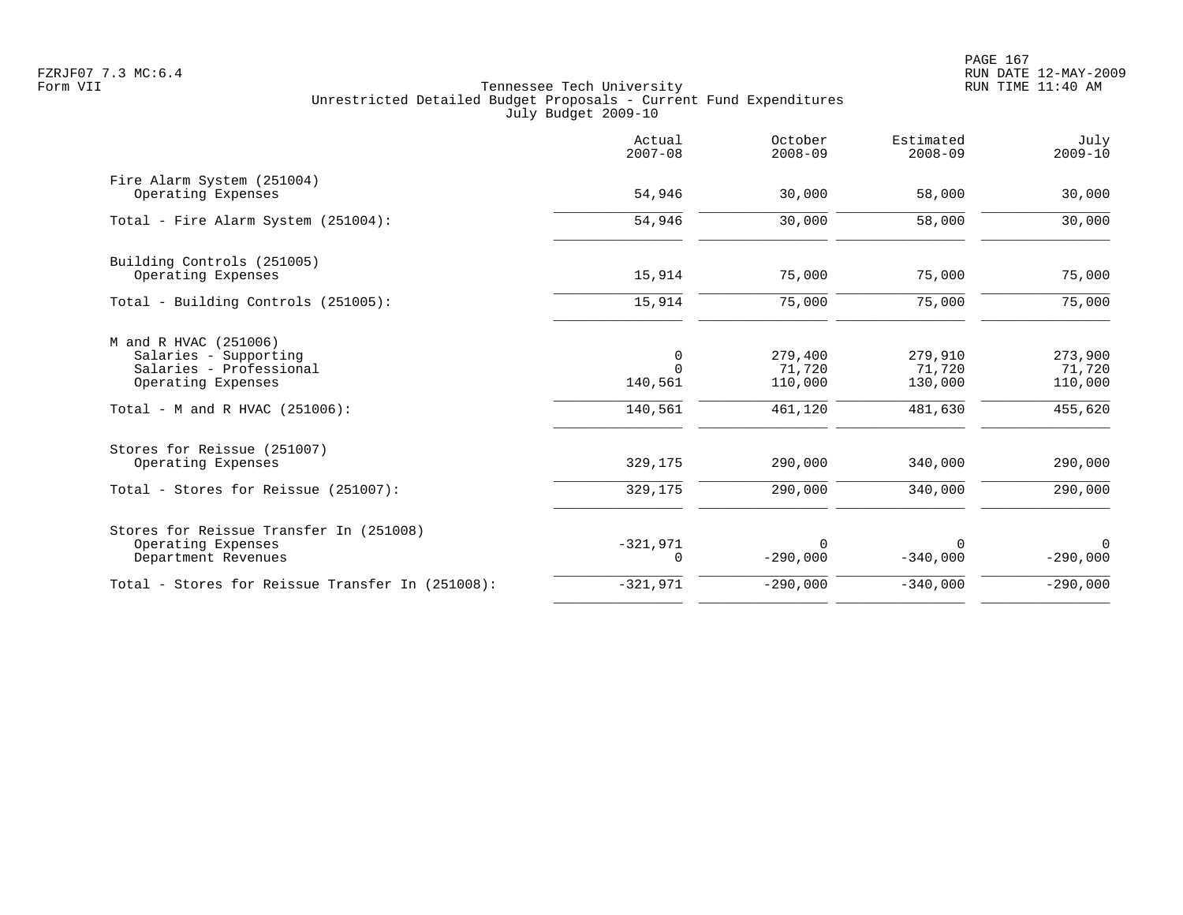Tennessee Tech University
Unrestricted Detailed Budget Proposals - Current Fund Expenditures
July Budget 2009-10

| | Actual 2007-08 | October 2008-09 | Estimated 2008-09 | July 2009-10 |
|---|---|---|---|---|
| **Fire Alarm System (251004)** | | | | |
| Operating Expenses | 54,946 | 30,000 | 58,000 | 30,000 |
| Total - Fire Alarm System (251004): | 54,946 | 30,000 | 58,000 | 30,000 |
| **Building Controls (251005)** | | | | |
| Operating Expenses | 15,914 | 75,000 | 75,000 | 75,000 |
| Total - Building Controls (251005): | 15,914 | 75,000 | 75,000 | 75,000 |
| **M and R HVAC (251006)** | | | | |
| Salaries - Supporting | 0 | 279,400 | 279,910 | 273,900 |
| Salaries - Professional | 0 | 71,720 | 71,720 | 71,720 |
| Operating Expenses | 140,561 | 110,000 | 130,000 | 110,000 |
| Total - M and R HVAC (251006): | 140,561 | 461,120 | 481,630 | 455,620 |
| **Stores for Reissue (251007)** | | | | |
| Operating Expenses | 329,175 | 290,000 | 340,000 | 290,000 |
| Total - Stores for Reissue (251007): | 329,175 | 290,000 | 340,000 | 290,000 |
| **Stores for Reissue Transfer In (251008)** | | | | |
| Operating Expenses | -321,971 | 0 | 0 | 0 |
| Department Revenues | 0 | -290,000 | -340,000 | -290,000 |
| Total - Stores for Reissue Transfer In (251008): | -321,971 | -290,000 | -340,000 | -290,000 |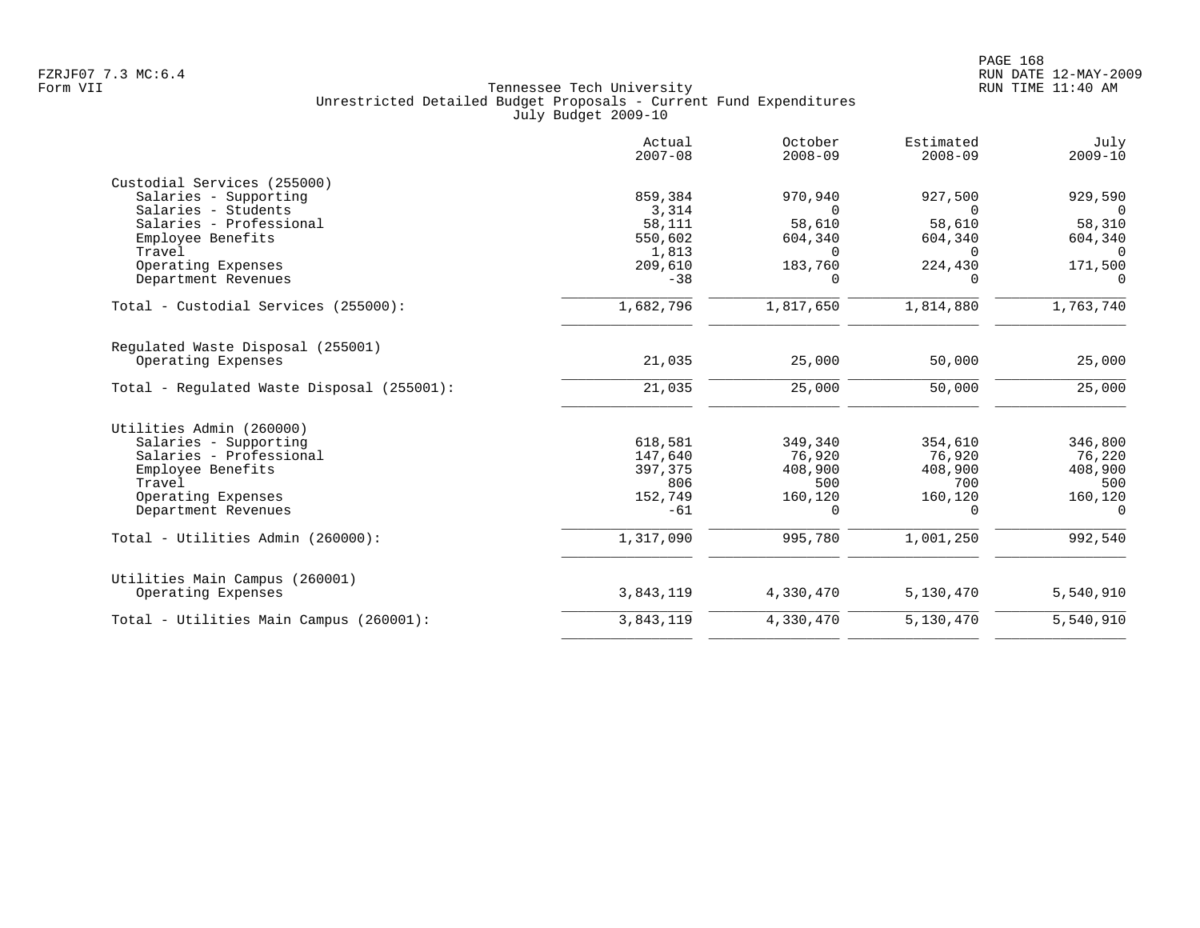Tennessee Tech University
Unrestricted Detailed Budget Proposals - Current Fund Expenditures
July Budget 2009-10

| | Actual 2007-08 | October 2008-09 | Estimated 2008-09 | July 2009-10 |
|---|---|---|---|---|
| **Custodial Services (255000)** | | | | |
| Salaries - Supporting | 859,384 | 970,940 | 927,500 | 929,590 |
| Salaries - Students | 3,314 | 0 | 0 | 0 |
| Salaries - Professional | 58,111 | 58,610 | 58,610 | 58,310 |
| Employee Benefits | 550,602 | 604,340 | 604,340 | 604,340 |
| Travel | 1,813 | 0 | 0 | 0 |
| Operating Expenses | 209,610 | 183,760 | 224,430 | 171,500 |
| Department Revenues | -38 | 0 | 0 | 0 |
| Total - Custodial Services (255000): | 1,682,796 | 1,817,650 | 1,814,880 | 1,763,740 |
| **Regulated Waste Disposal (255001)** | | | | |
| Operating Expenses | 21,035 | 25,000 | 50,000 | 25,000 |
| Total - Regulated Waste Disposal (255001): | 21,035 | 25,000 | 50,000 | 25,000 |
| **Utilities Admin (260000)** | | | | |
| Salaries - Supporting | 618,581 | 349,340 | 354,610 | 346,800 |
| Salaries - Professional | 147,640 | 76,920 | 76,920 | 76,220 |
| Employee Benefits | 397,375 | 408,900 | 408,900 | 408,900 |
| Travel | 806 | 500 | 700 | 500 |
| Operating Expenses | 152,749 | 160,120 | 160,120 | 160,120 |
| Department Revenues | -61 | 0 | 0 | 0 |
| Total - Utilities Admin (260000): | 1,317,090 | 995,780 | 1,001,250 | 992,540 |
| **Utilities Main Campus (260001)** | | | | |
| Operating Expenses | 3,843,119 | 4,330,470 | 5,130,470 | 5,540,910 |
| Total - Utilities Main Campus (260001): | 3,843,119 | 4,330,470 | 5,130,470 | 5,540,910 |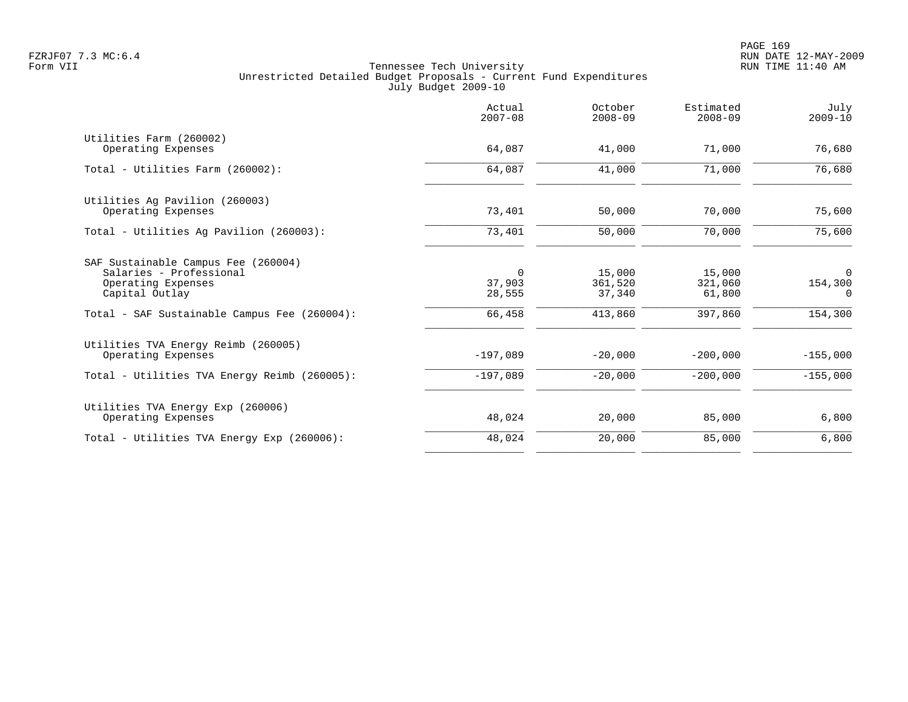FZRJF07 7.3 MC:6.4
Form VII

Tennessee Tech University
Unrestricted Detailed Budget Proposals - Current Fund Expenditures
July Budget 2009-10

| | Actual 2007-08 | October 2008-09 | Estimated 2008-09 | July 2009-10 |
|---|---|---|---|---|
| **Utilities Farm (260002)** | | | | |
| Operating Expenses | 64,087 | 41,000 | 71,000 | 76,680 |
| Total - Utilities Farm (260002): | 64,087 | 41,000 | 71,000 | 76,680 |
| **Utilities Ag Pavilion (260003)** | | | | |
| Operating Expenses | 73,401 | 50,000 | 70,000 | 75,600 |
| Total - Utilities Ag Pavilion (260003): | 73,401 | 50,000 | 70,000 | 75,600 |
| **SAF Sustainable Campus Fee (260004)** | | | | |
| Salaries - Professional | 0 | 15,000 | 15,000 | 0 |
| Operating Expenses | 37,903 | 361,520 | 321,060 | 154,300 |
| Capital Outlay | 28,555 | 37,340 | 61,800 | 0 |
| Total - SAF Sustainable Campus Fee (260004): | 66,458 | 413,860 | 397,860 | 154,300 |
| **Utilities TVA Energy Reimb (260005)** | | | | |
| Operating Expenses | -197,089 | -20,000 | -200,000 | -155,000 |
| Total - Utilities TVA Energy Reimb (260005): | -197,089 | -20,000 | -200,000 | -155,000 |
| **Utilities TVA Energy Exp (260006)** | | | | |
| Operating Expenses | 48,024 | 20,000 | 85,000 | 6,800 |
| Total - Utilities TVA Energy Exp (260006): | 48,024 | 20,000 | 85,000 | 6,800 |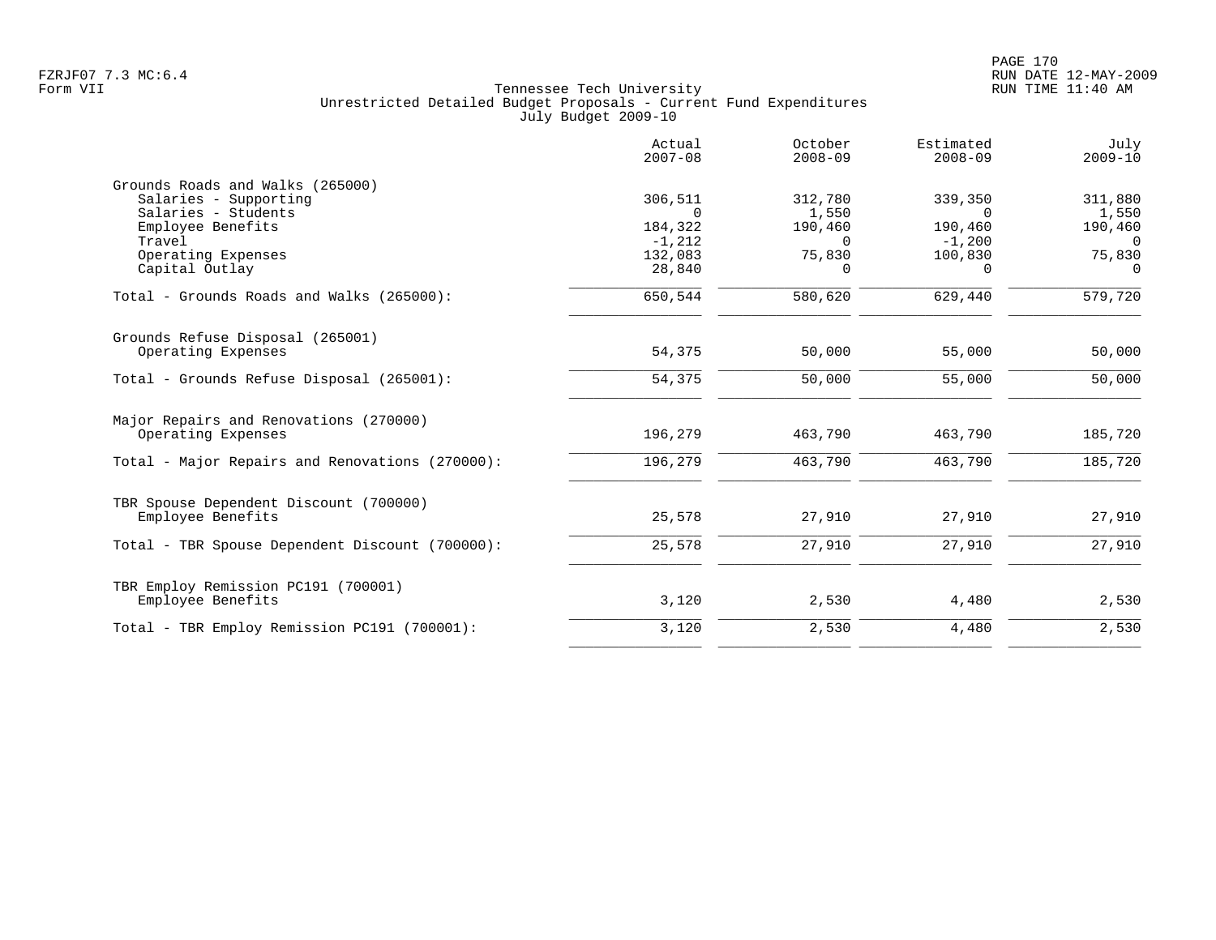Tennessee Tech University
Unrestricted Detailed Budget Proposals - Current Fund Expenditures
July Budget 2009-10

| | Actual 2007-08 | October 2008-09 | Estimated 2008-09 | July 2009-10 |
|---|---|---|---|---|
| **Grounds Roads and Walks (265000)** | | | | |
| Salaries - Supporting | 306,511 | 312,780 | 339,350 | 311,880 |
| Salaries - Students | 0 | 1,550 | 0 | 1,550 |
| Employee Benefits | 184,322 | 190,460 | 190,460 | 190,460 |
| Travel | -1,212 | 0 | -1,200 | 0 |
| Operating Expenses | 132,083 | 75,830 | 100,830 | 75,830 |
| Capital Outlay | 28,840 | 0 | 0 | 0 |
| Total - Grounds Roads and Walks (265000): | 650,544 | 580,620 | 629,440 | 579,720 |
| **Grounds Refuse Disposal (265001)** | | | | |
| Operating Expenses | 54,375 | 50,000 | 55,000 | 50,000 |
| Total - Grounds Refuse Disposal (265001): | 54,375 | 50,000 | 55,000 | 50,000 |
| **Major Repairs and Renovations (270000)** | | | | |
| Operating Expenses | 196,279 | 463,790 | 463,790 | 185,720 |
| Total - Major Repairs and Renovations (270000): | 196,279 | 463,790 | 463,790 | 185,720 |
| **TBR Spouse Dependent Discount (700000)** | | | | |
| Employee Benefits | 25,578 | 27,910 | 27,910 | 27,910 |
| Total - TBR Spouse Dependent Discount (700000): | 25,578 | 27,910 | 27,910 | 27,910 |
| **TBR Employ Remission PC191 (700001)** | | | | |
| Employee Benefits | 3,120 | 2,530 | 4,480 | 2,530 |
| Total - TBR Employ Remission PC191 (700001): | 3,120 | 2,530 | 4,480 | 2,530 |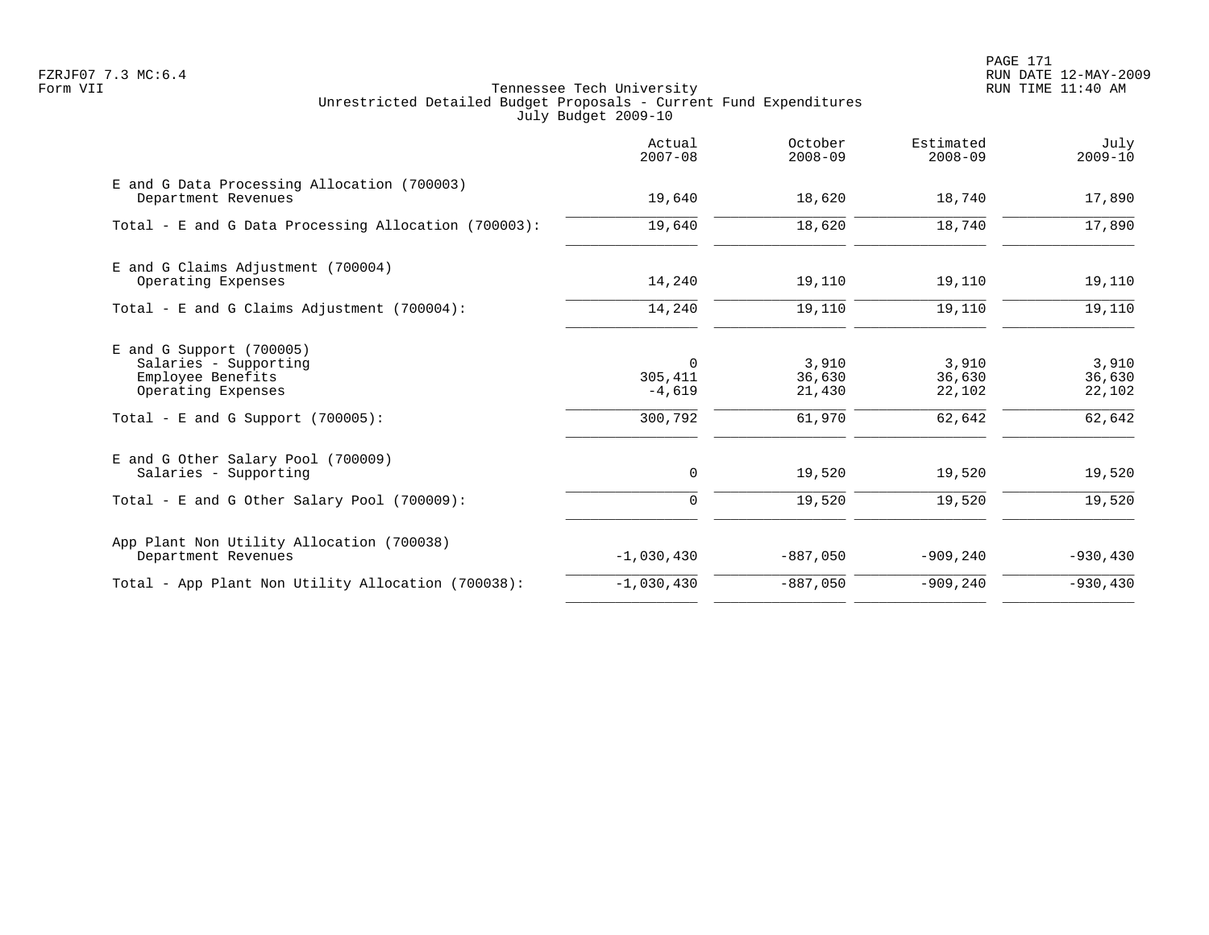FZRJF07 7.3 MC:6.4
Form VII

# Tennessee Tech University
## Unrestricted Detailed Budget Proposals - Current Fund Expenditures
### July Budget 2009-10

PAGE 171
RUN DATE 12-MAY-2009
RUN TIME 11:40 AM

| | Actual 2007-08 | October 2008-09 | Estimated 2008-09 | July 2009-10 |
|---|---:|---:|---:|---:|
| E and G Data Processing Allocation (700003) | | | | |
| Department Revenues | 19,640 | 18,620 | 18,740 | 17,890 |
| Total - E and G Data Processing Allocation (700003): | 19,640 | 18,620 | 18,740 | 17,890 |
| E and G Claims Adjustment (700004) | | | | |
| Operating Expenses | 14,240 | 19,110 | 19,110 | 19,110 |
| Total - E and G Claims Adjustment (700004): | 14,240 | 19,110 | 19,110 | 19,110 |
| E and G Support (700005) | | | | |
| Salaries - Supporting | 0 | 3,910 | 3,910 | 3,910 |
| Employee Benefits | 305,411 | 36,630 | 36,630 | 36,630 |
| Operating Expenses | -4,619 | 21,430 | 22,102 | 22,102 |
| Total - E and G Support (700005): | 300,792 | 61,970 | 62,642 | 62,642 |
| E and G Other Salary Pool (700009) | | | | |
| Salaries - Supporting | 0 | 19,520 | 19,520 | 19,520 |
| Total - E and G Other Salary Pool (700009): | 0 | 19,520 | 19,520 | 19,520 |
| App Plant Non Utility Allocation (700038) | | | | |
| Department Revenues | -1,030,430 | -887,050 | -909,240 | -930,430 |
| Total - App Plant Non Utility Allocation (700038): | -1,030,430 | -887,050 | -909,240 | -930,430 |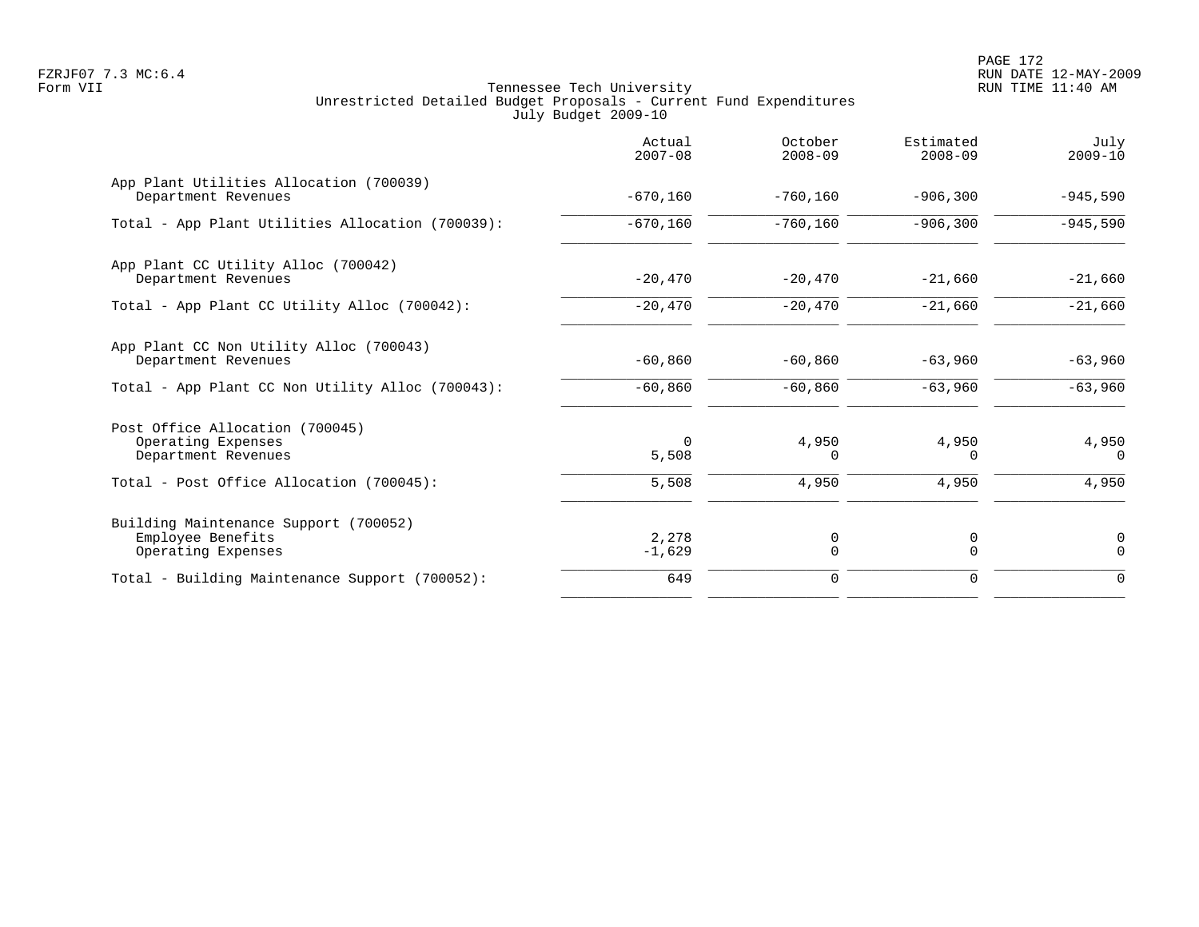Tennessee Tech University
Unrestricted Detailed Budget Proposals - Current Fund Expenditures
July Budget 2009-10

FZRJF07 7.3 MC:6.4
Form VII

RUN DATE 12-MAY-2009
RUN TIME 11:40 AM

| | Actual 2007-08 | October 2008-09 | Estimated 2008-09 | July 2009-10 |
|---|---|---|---|---|
| **App Plant Utilities Allocation (700039)** | | | | |
| Department Revenues | -670,160 | -760,160 | -906,300 | -945,590 |
| Total - App Plant Utilities Allocation (700039): | -670,160 | -760,160 | -906,300 | -945,590 |
| **App Plant CC Utility Alloc (700042)** | | | | |
| Department Revenues | -20,470 | -20,470 | -21,660 | -21,660 |
| Total - App Plant CC Utility Alloc (700042): | -20,470 | -20,470 | -21,660 | -21,660 |
| **App Plant CC Non Utility Alloc (700043)** | | | | |
| Department Revenues | -60,860 | -60,860 | -63,960 | -63,960 |
| Total - App Plant CC Non Utility Alloc (700043): | -60,860 | -60,860 | -63,960 | -63,960 |
| **Post Office Allocation (700045)** | | | | |
| Operating Expenses | 0 | 4,950 | 4,950 | 4,950 |
| Department Revenues | 5,508 | 0 | 0 | 0 |
| Total - Post Office Allocation (700045): | 5,508 | 4,950 | 4,950 | 4,950 |
| **Building Maintenance Support (700052)** | | | | |
| Employee Benefits | 2,278 | 0 | 0 | 0 |
| Operating Expenses | -1,629 | 0 | 0 | 0 |
| Total - Building Maintenance Support (700052): | 649 | 0 | 0 | 0 |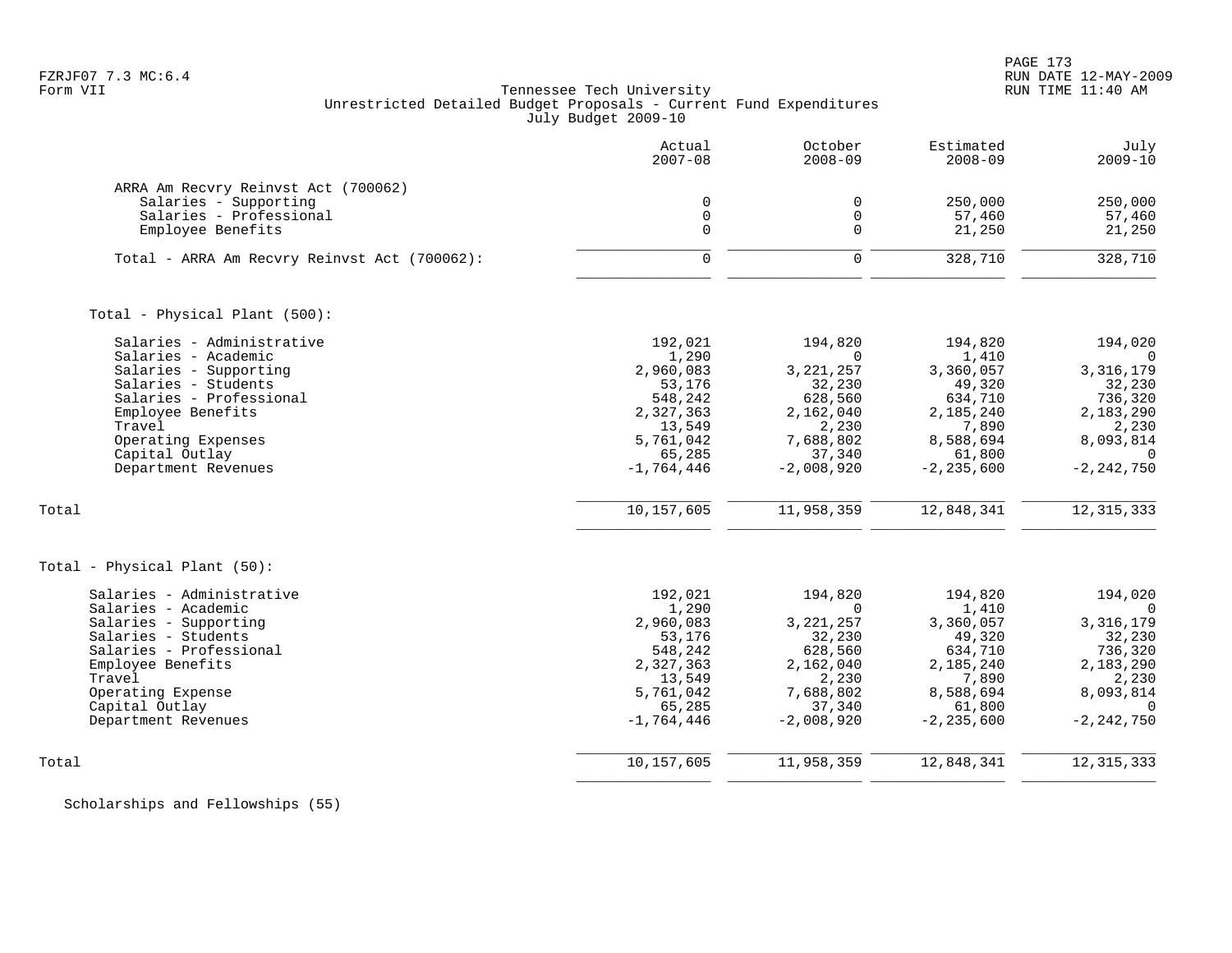Tennessee Tech University
Unrestricted Detailed Budget Proposals - Current Fund Expenditures
July Budget 2009-10

| | Actual 2007-08 | October 2008-09 | Estimated 2008-09 | July 2009-10 |
|---|---|---|---|---|
| **ARRA Am Recvry Reinvst Act (700062)** | | | | |
| Salaries - Supporting | 0 | 0 | 250,000 | 250,000 |
| Salaries - Professional | 0 | 0 | 57,460 | 57,460 |
| Employee Benefits | 0 | 0 | 21,250 | 21,250 |
| Total - ARRA Am Recvry Reinvst Act (700062): | 0 | 0 | 328,710 | 328,710 |
| **Total - Physical Plant (500):** | | | | |
| Salaries - Administrative | 192,021 | 194,820 | 194,820 | 194,020 |
| Salaries - Academic | 1,290 | 0 | 1,410 | 0 |
| Salaries - Supporting | 2,960,083 | 3,221,257 | 3,360,057 | 3,316,179 |
| Salaries - Students | 53,176 | 32,230 | 49,320 | 32,230 |
| Salaries - Professional | 548,242 | 628,560 | 634,710 | 736,320 |
| Employee Benefits | 2,327,363 | 2,162,040 | 2,185,240 | 2,183,290 |
| Travel | 13,549 | 2,230 | 7,890 | 2,230 |
| Operating Expenses | 5,761,042 | 7,688,802 | 8,588,694 | 8,093,814 |
| Capital Outlay | 65,285 | 37,340 | 61,800 | 0 |
| Department Revenues | -1,764,446 | -2,008,920 | -2,235,600 | -2,242,750 |
| Total | 10,157,605 | 11,958,359 | 12,848,341 | 12,315,333 |
| **Total - Physical Plant (50):** | | | | |
| Salaries - Administrative | 192,021 | 194,820 | 194,820 | 194,020 |
| Salaries - Academic | 1,290 | 0 | 1,410 | 0 |
| Salaries - Supporting | 2,960,083 | 3,221,257 | 3,360,057 | 3,316,179 |
| Salaries - Students | 53,176 | 32,230 | 49,320 | 32,230 |
| Salaries - Professional | 548,242 | 628,560 | 634,710 | 736,320 |
| Employee Benefits | 2,327,363 | 2,162,040 | 2,185,240 | 2,183,290 |
| Travel | 13,549 | 2,230 | 7,890 | 2,230 |
| Operating Expense | 5,761,042 | 7,688,802 | 8,588,694 | 8,093,814 |
| Capital Outlay | 65,285 | 37,340 | 61,800 | 0 |
| Department Revenues | -1,764,446 | -2,008,920 | -2,235,600 | -2,242,750 |
| Total | 10,157,605 | 11,958,359 | 12,848,341 | 12,315,333 |

Scholarships and Fellowships (55)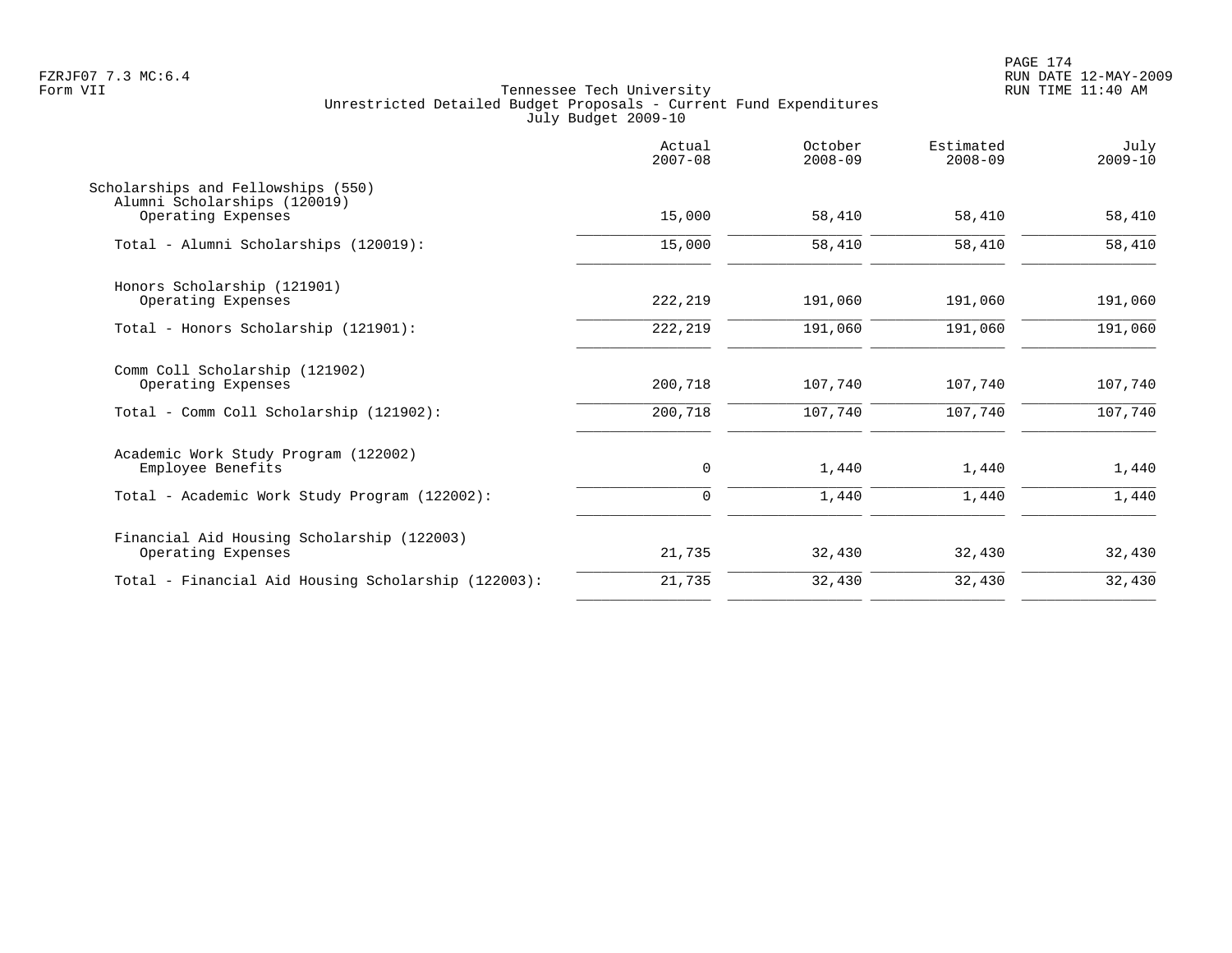Tennessee Tech University
Unrestricted Detailed Budget Proposals - Current Fund Expenditures
July Budget 2009-10

| | Actual 2007-08 | October 2008-09 | Estimated 2008-09 | July 2009-10 |
|---|---|---|---|---|
| Scholarships and Fellowships (550) | | | | |
| Alumni Scholarships (120019) | | | | |
| Operating Expenses | 15,000 | 58,410 | 58,410 | 58,410 |
| Total - Alumni Scholarships (120019): | 15,000 | 58,410 | 58,410 | 58,410 |
| Honors Scholarship (121901) | | | | |
| Operating Expenses | 222,219 | 191,060 | 191,060 | 191,060 |
| Total - Honors Scholarship (121901): | 222,219 | 191,060 | 191,060 | 191,060 |
| Comm Coll Scholarship (121902) | | | | |
| Operating Expenses | 200,718 | 107,740 | 107,740 | 107,740 |
| Total - Comm Coll Scholarship (121902): | 200,718 | 107,740 | 107,740 | 107,740 |
| Academic Work Study Program (122002) | | | | |
| Employee Benefits | 0 | 1,440 | 1,440 | 1,440 |
| Total - Academic Work Study Program (122002): | 0 | 1,440 | 1,440 | 1,440 |
| Financial Aid Housing Scholarship (122003) | | | | |
| Operating Expenses | 21,735 | 32,430 | 32,430 | 32,430 |
| Total - Financial Aid Housing Scholarship (122003): | 21,735 | 32,430 | 32,430 | 32,430 |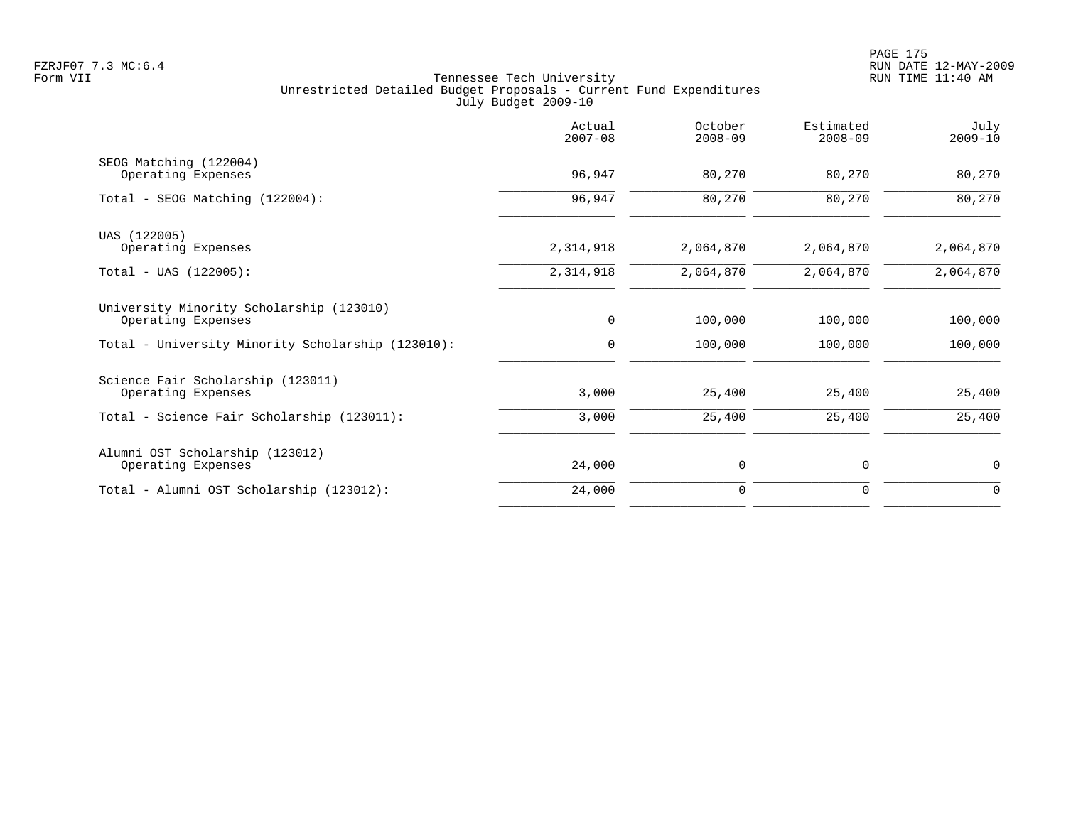Tennessee Tech University
Unrestricted Detailed Budget Proposals - Current Fund Expenditures
July Budget 2009-10

| | Actual 2007-08 | October 2008-09 | Estimated 2008-09 | July 2009-10 |
|---|---|---|---|---|
| SEOG Matching (122004) | | | | |
| Operating Expenses | 96,947 | 80,270 | 80,270 | 80,270 |
| Total - SEOG Matching (122004): | 96,947 | 80,270 | 80,270 | 80,270 |
| UAS (122005) | | | | |
| Operating Expenses | 2,314,918 | 2,064,870 | 2,064,870 | 2,064,870 |
| Total - UAS (122005): | 2,314,918 | 2,064,870 | 2,064,870 | 2,064,870 |
| University Minority Scholarship (123010) | | | | |
| Operating Expenses | 0 | 100,000 | 100,000 | 100,000 |
| Total - University Minority Scholarship (123010): | 0 | 100,000 | 100,000 | 100,000 |
| Science Fair Scholarship (123011) | | | | |
| Operating Expenses | 3,000 | 25,400 | 25,400 | 25,400 |
| Total - Science Fair Scholarship (123011): | 3,000 | 25,400 | 25,400 | 25,400 |
| Alumni OST Scholarship (123012) | | | | |
| Operating Expenses | 24,000 | 0 | 0 | 0 |
| Total - Alumni OST Scholarship (123012): | 24,000 | 0 | 0 | 0 |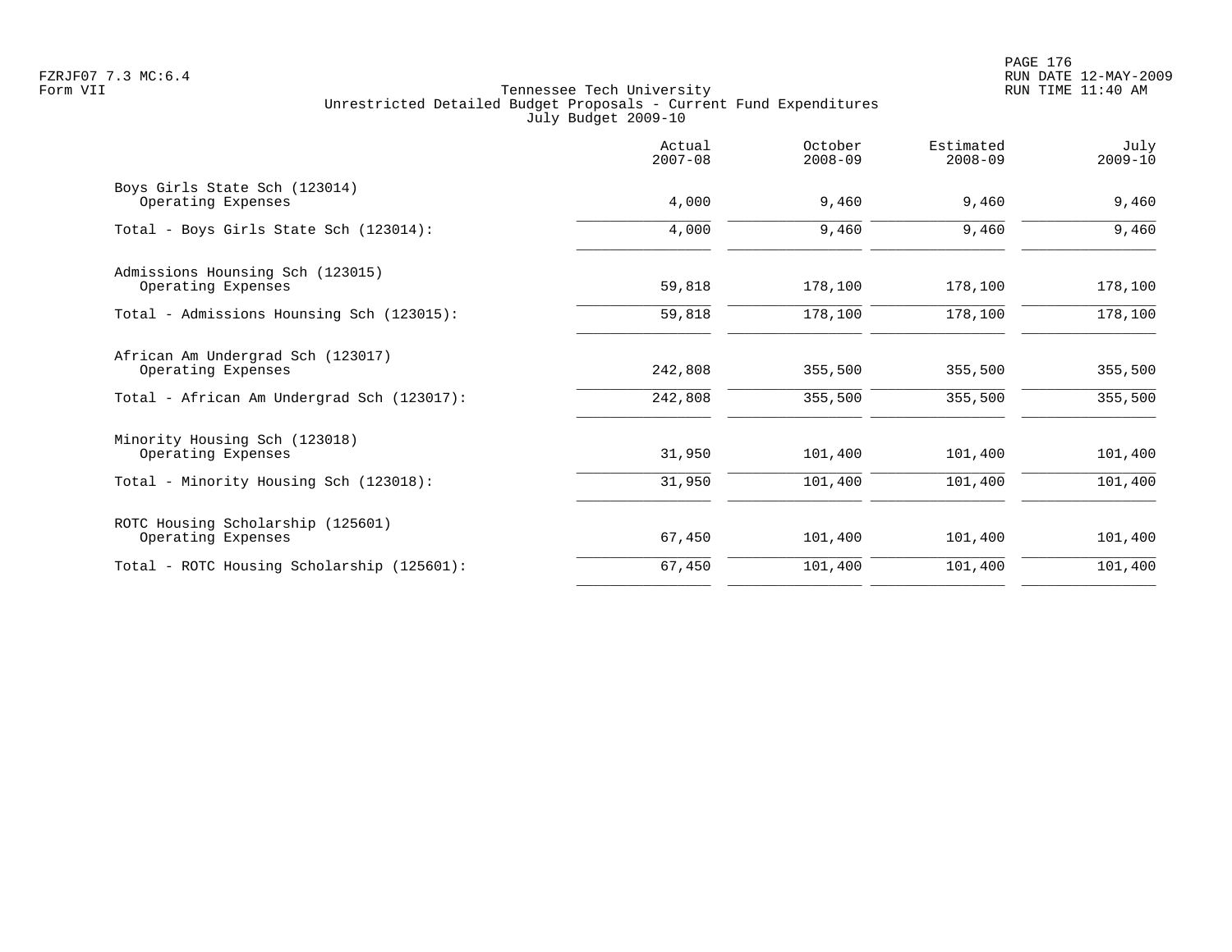Tennessee Tech University
Unrestricted Detailed Budget Proposals - Current Fund Expenditures
July Budget 2009-10

| | Actual 2007-08 | October 2008-09 | Estimated 2008-09 | July 2009-10 |
|---|---|---|---|---|
| Boys Girls State Sch (123014) | | | | |
| Operating Expenses | 4,000 | 9,460 | 9,460 | 9,460 |
| Total - Boys Girls State Sch (123014): | 4,000 | 9,460 | 9,460 | 9,460 |
| Admissions Hounsing Sch (123015) | | | | |
| Operating Expenses | 59,818 | 178,100 | 178,100 | 178,100 |
| Total - Admissions Hounsing Sch (123015): | 59,818 | 178,100 | 178,100 | 178,100 |
| African Am Undergrad Sch (123017) | | | | |
| Operating Expenses | 242,808 | 355,500 | 355,500 | 355,500 |
| Total - African Am Undergrad Sch (123017): | 242,808 | 355,500 | 355,500 | 355,500 |
| Minority Housing Sch (123018) | | | | |
| Operating Expenses | 31,950 | 101,400 | 101,400 | 101,400 |
| Total - Minority Housing Sch (123018): | 31,950 | 101,400 | 101,400 | 101,400 |
| ROTC Housing Scholarship (125601) | | | | |
| Operating Expenses | 67,450 | 101,400 | 101,400 | 101,400 |
| Total - ROTC Housing Scholarship (125601): | 67,450 | 101,400 | 101,400 | 101,400 |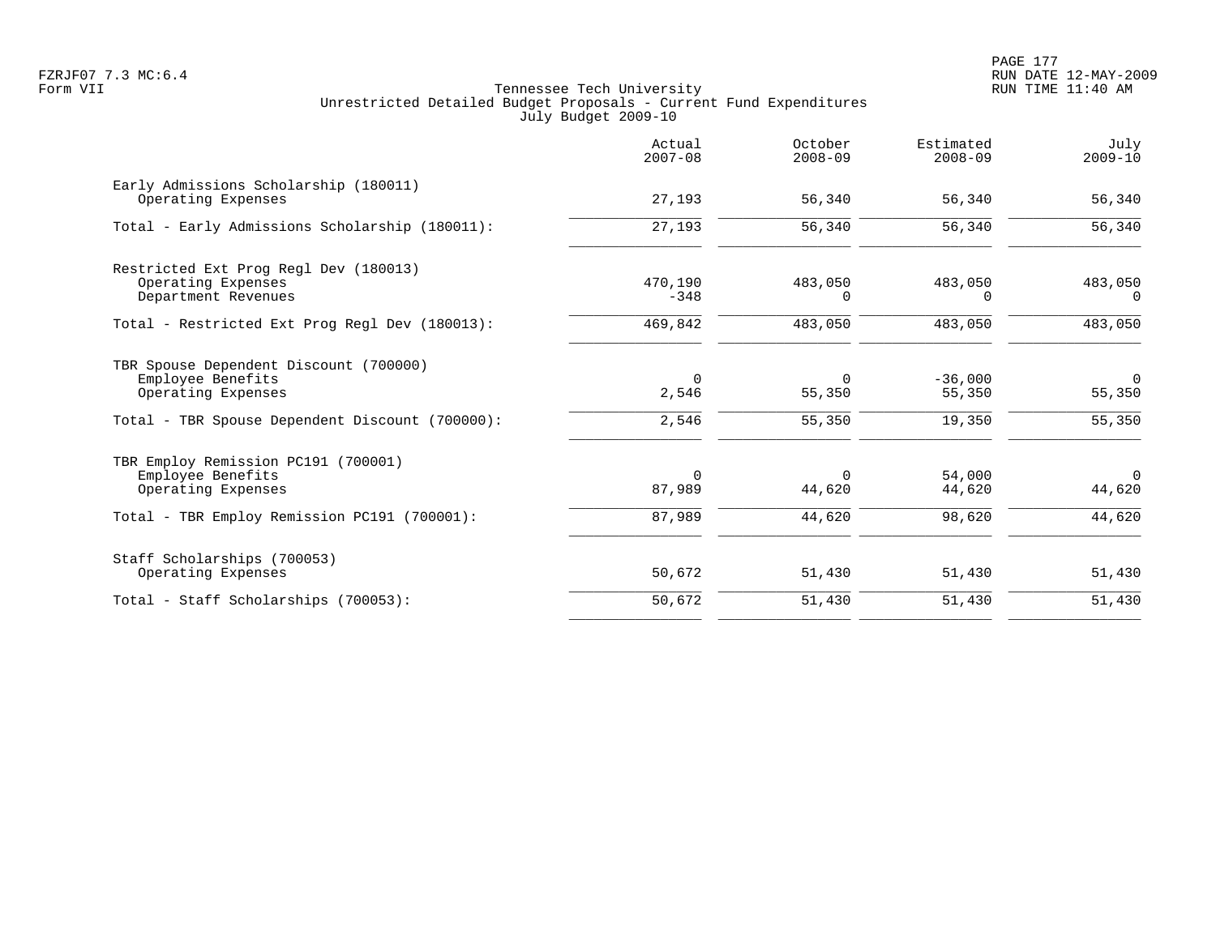Tennessee Tech University
Unrestricted Detailed Budget Proposals - Current Fund Expenditures
July Budget 2009-10

| | Actual 2007-08 | October 2008-09 | Estimated 2008-09 | July 2009-10 |
|---|---|---|---|---|
| Early Admissions Scholarship (180011) | | | | |
| Operating Expenses | 27,193 | 56,340 | 56,340 | 56,340 |
| Total - Early Admissions Scholarship (180011): | 27,193 | 56,340 | 56,340 | 56,340 |
| Restricted Ext Prog Regl Dev (180013) | | | | |
| Operating Expenses | 470,190 | 483,050 | 483,050 | 483,050 |
| Department Revenues | -348 | 0 | 0 | 0 |
| Total - Restricted Ext Prog Regl Dev (180013): | 469,842 | 483,050 | 483,050 | 483,050 |
| TBR Spouse Dependent Discount (700000) | | | | |
| Employee Benefits | 0 | 0 | -36,000 | 0 |
| Operating Expenses | 2,546 | 55,350 | 55,350 | 55,350 |
| Total - TBR Spouse Dependent Discount (700000): | 2,546 | 55,350 | 19,350 | 55,350 |
| TBR Employ Remission PC191 (700001) | | | | |
| Employee Benefits | 0 | 0 | 54,000 | 0 |
| Operating Expenses | 87,989 | 44,620 | 44,620 | 44,620 |
| Total - TBR Employ Remission PC191 (700001): | 87,989 | 44,620 | 98,620 | 44,620 |
| Staff Scholarships (700053) | | | | |
| Operating Expenses | 50,672 | 51,430 | 51,430 | 51,430 |
| Total - Staff Scholarships (700053): | 50,672 | 51,430 | 51,430 | 51,430 |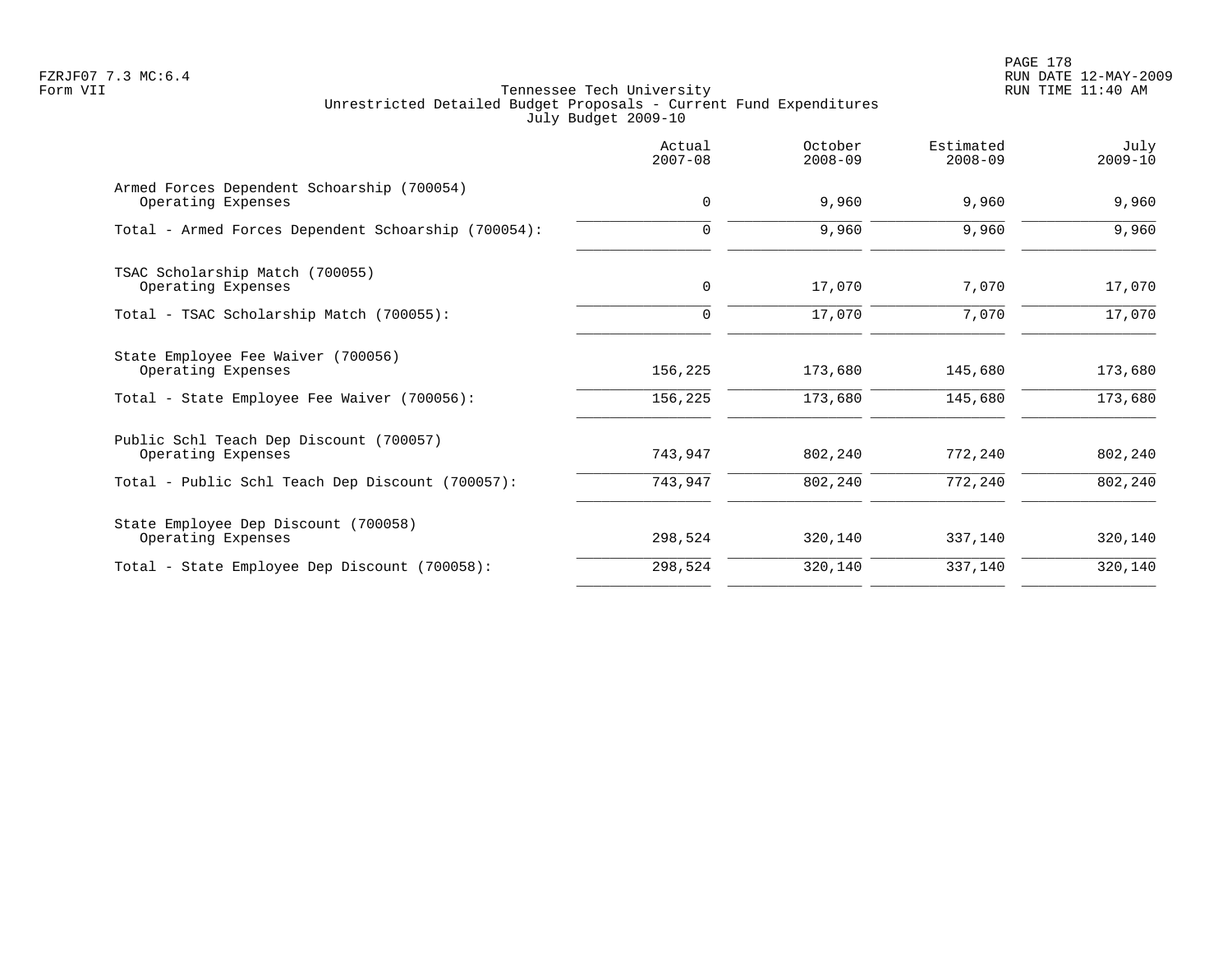Tennessee Tech University
Unrestricted Detailed Budget Proposals - Current Fund Expenditures
July Budget 2009-10

Form VII

| | Actual 2007-08 | October 2008-09 | Estimated 2008-09 | July 2009-10 |
|---|---|---|---|---|
| Armed Forces Dependent Schoarship (700054) | | | | |
| Operating Expenses | 0 | 9,960 | 9,960 | 9,960 |
| Total - Armed Forces Dependent Schoarship (700054): | 0 | 9,960 | 9,960 | 9,960 |
| TSAC Scholarship Match (700055) | | | | |
| Operating Expenses | 0 | 17,070 | 7,070 | 17,070 |
| Total - TSAC Scholarship Match (700055): | 0 | 17,070 | 7,070 | 17,070 |
| State Employee Fee Waiver (700056) | | | | |
| Operating Expenses | 156,225 | 173,680 | 145,680 | 173,680 |
| Total - State Employee Fee Waiver (700056): | 156,225 | 173,680 | 145,680 | 173,680 |
| Public Schl Teach Dep Discount (700057) | | | | |
| Operating Expenses | 743,947 | 802,240 | 772,240 | 802,240 |
| Total - Public Schl Teach Dep Discount (700057): | 743,947 | 802,240 | 772,240 | 802,240 |
| State Employee Dep Discount (700058) | | | | |
| Operating Expenses | 298,524 | 320,140 | 337,140 | 320,140 |
| Total - State Employee Dep Discount (700058): | 298,524 | 320,140 | 337,140 | 320,140 |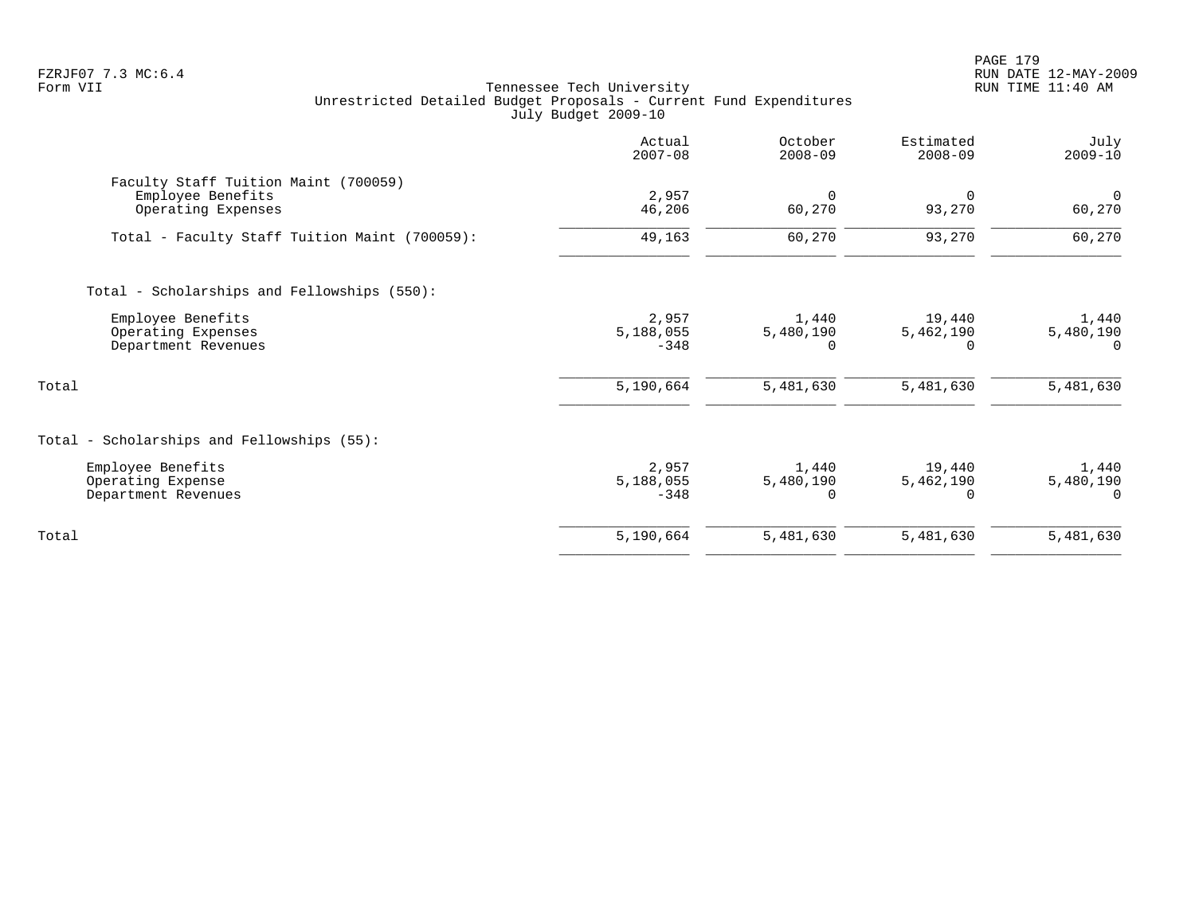FZRJF07 7.3 MC:6.4
Form VII

Tennessee Tech University
Unrestricted Detailed Budget Proposals - Current Fund Expenditures
July Budget 2009-10

RUN DATE 12-MAY-2009
RUN TIME 11:40 AM

| | Actual 2007-08 | October 2008-09 | Estimated 2008-09 | July 2009-10 |
|---|---|---|---|---|
| Faculty Staff Tuition Maint (700059) | | | | |
| Employee Benefits | 2,957 | 0 | 0 | 0 |
| Operating Expenses | 46,206 | 60,270 | 93,270 | 60,270 |
| Total - Faculty Staff Tuition Maint (700059): | 49,163 | 60,270 | 93,270 | 60,270 |
| Total - Scholarships and Fellowships (550): | | | | |
| Employee Benefits | 2,957 | 1,440 | 19,440 | 1,440 |
| Operating Expenses | 5,188,055 | 5,480,190 | 5,462,190 | 5,480,190 |
| Department Revenues | -348 | 0 | 0 | 0 |
| Total | 5,190,664 | 5,481,630 | 5,481,630 | 5,481,630 |
| Total - Scholarships and Fellowships (55): | | | | |
| Employee Benefits | 2,957 | 1,440 | 19,440 | 1,440 |
| Operating Expense | 5,188,055 | 5,480,190 | 5,462,190 | 5,480,190 |
| Department Revenues | -348 | 0 | 0 | 0 |
| Total | 5,190,664 | 5,481,630 | 5,481,630 | 5,481,630 |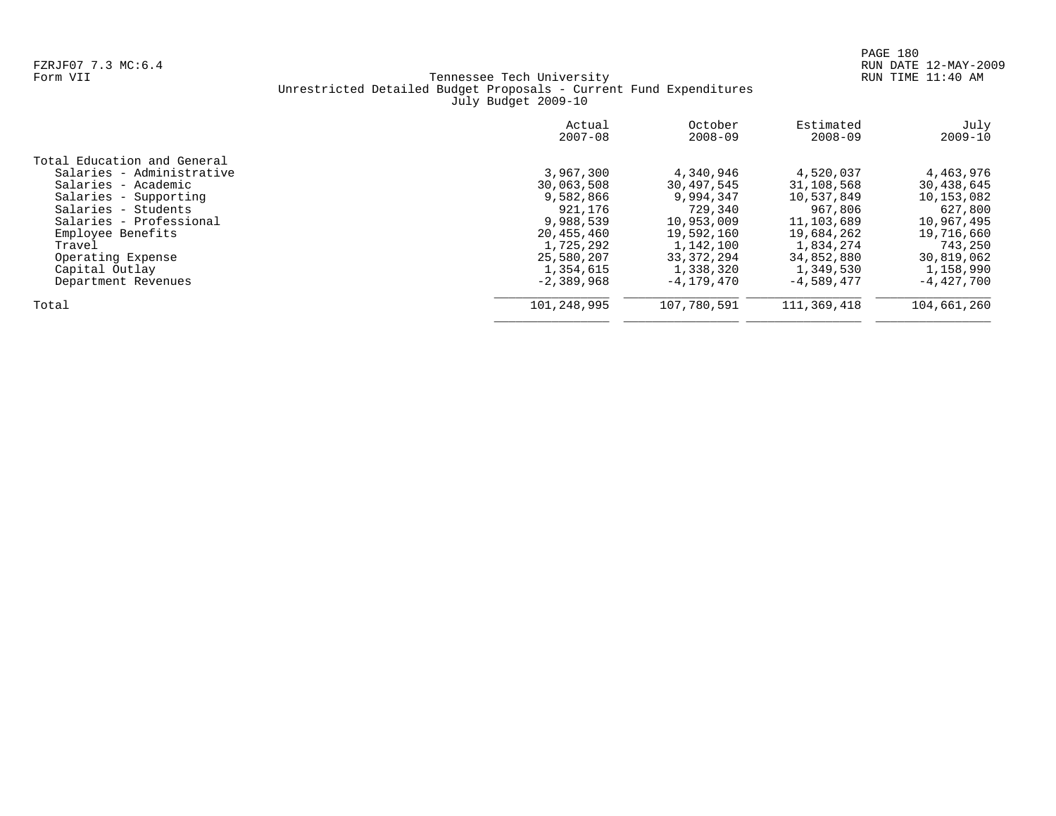FZRJF07 7.3 MC:6.4
Form VII

Tennessee Tech University
Unrestricted Detailed Budget Proposals - Current Fund Expenditures
July Budget 2009-10

RUN DATE 12-MAY-2009
RUN TIME 11:40 AM

| | Actual 2007-08 | October 2008-09 | Estimated 2008-09 | July 2009-10 |
|---|---|---|---|---|
| Total Education and General | | | | |
| Salaries - Administrative | 3,967,300 | 4,340,946 | 4,520,037 | 4,463,976 |
| Salaries - Academic | 30,063,508 | 30,497,545 | 31,108,568 | 30,438,645 |
| Salaries - Supporting | 9,582,866 | 9,994,347 | 10,537,849 | 10,153,082 |
| Salaries - Students | 921,176 | 729,340 | 967,806 | 627,800 |
| Salaries - Professional | 9,988,539 | 10,953,009 | 11,103,689 | 10,967,495 |
| Employee Benefits | 20,455,460 | 19,592,160 | 19,684,262 | 19,716,660 |
| Travel | 1,725,292 | 1,142,100 | 1,834,274 | 743,250 |
| Operating Expense | 25,580,207 | 33,372,294 | 34,852,880 | 30,819,062 |
| Capital Outlay | 1,354,615 | 1,338,320 | 1,349,530 | 1,158,990 |
| Department Revenues | -2,389,968 | -4,179,470 | -4,589,477 | -4,427,700 |
| Total | 101,248,995 | 107,780,591 | 111,369,418 | 104,661,260 |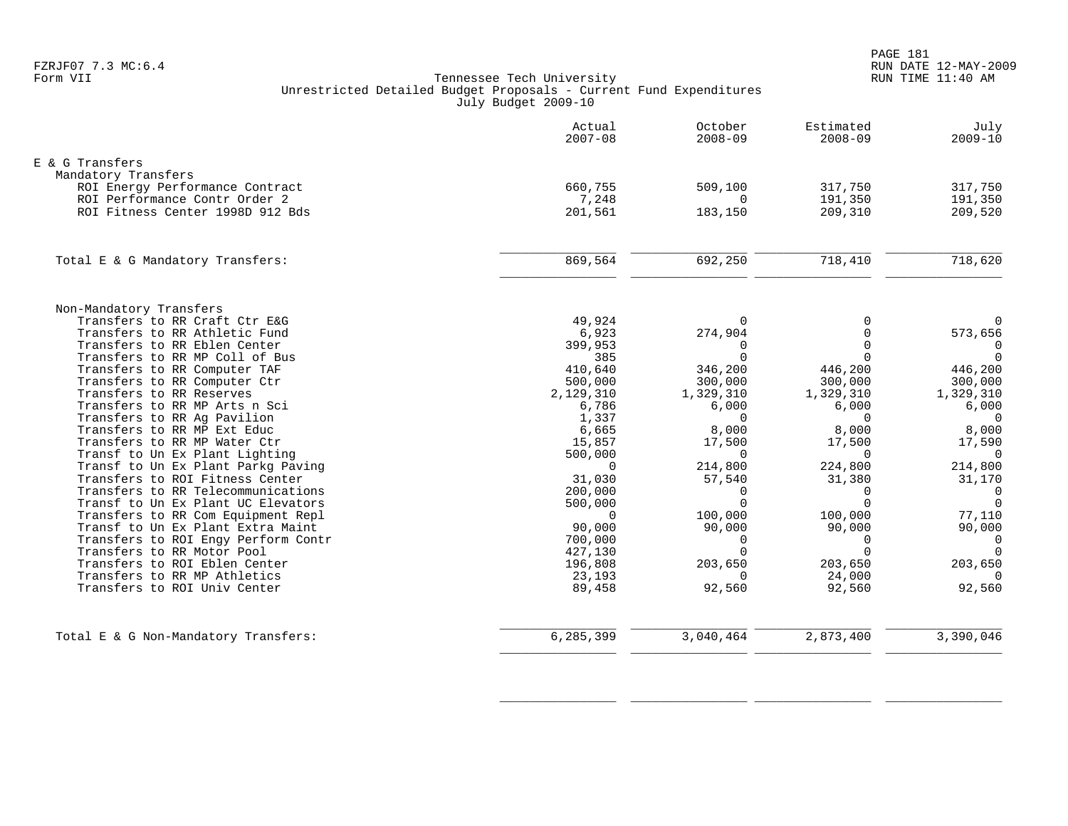FZRJF07 7.3 MC:6.4
Form VII

## Tennessee Tech University
### Unrestricted Detailed Budget Proposals - Current Fund Expenditures
July Budget 2009-10

| | Actual 2007-08 | October 2008-09 | Estimated 2008-09 | July 2009-10 |
|---|---|---|---|---|
| **E & G Transfers** | | | | |
| Mandatory Transfers | | | | |
| ROI Energy Performance Contract | 660,755 | 509,100 | 317,750 | 317,750 |
| ROI Performance Contr Order 2 | 7,248 | 0 | 191,350 | 191,350 |
| ROI Fitness Center 1998D 912 Bds | 201,561 | 183,150 | 209,310 | 209,520 |
| Total E & G Mandatory Transfers: | 869,564 | 692,250 | 718,410 | 718,620 |
| Non-Mandatory Transfers | | | | |
| Transfers to RR Craft Ctr E&G | 49,924 | 0 | 0 | 0 |
| Transfers to RR Athletic Fund | 6,923 | 274,904 | 0 | 573,656 |
| Transfers to RR Eblen Center | 399,953 | 0 | 0 | 0 |
| Transfers to RR MP Coll of Bus | 385 | 0 | 0 | 0 |
| Transfers to RR Computer TAF | 410,640 | 346,200 | 446,200 | 446,200 |
| Transfers to RR Computer Ctr | 500,000 | 300,000 | 300,000 | 300,000 |
| Transfers to RR Reserves | 2,129,310 | 1,329,310 | 1,329,310 | 1,329,310 |
| Transfers to RR MP Arts n Sci | 6,786 | 6,000 | 6,000 | 6,000 |
| Transfers to RR Ag Pavilion | 1,337 | 0 | 0 | 0 |
| Transfers to RR MP Ext Educ | 6,665 | 8,000 | 8,000 | 8,000 |
| Transfers to RR MP Water Ctr | 15,857 | 17,500 | 17,500 | 17,590 |
| Transf to Un Ex Plant Lighting | 500,000 | 0 | 0 | 0 |
| Transf to Un Ex Plant Parkg Paving | 0 | 214,800 | 224,800 | 214,800 |
| Transfers to ROI Fitness Center | 31,030 | 57,540 | 31,380 | 31,170 |
| Transfers to RR Telecommunications | 200,000 | 0 | 0 | 0 |
| Transf to Un Ex Plant UC Elevators | 500,000 | 0 | 0 | 0 |
| Transfers to RR Com Equipment Repl | 0 | 100,000 | 100,000 | 77,110 |
| Transf to Un Ex Plant Extra Maint | 90,000 | 90,000 | 90,000 | 90,000 |
| Transfers to ROI Engy Perform Contr | 700,000 | 0 | 0 | 0 |
| Transfers to RR Motor Pool | 427,130 | 0 | 0 | 0 |
| Transfers to ROI Eblen Center | 196,808 | 203,650 | 203,650 | 203,650 |
| Transfers to RR MP Athletics | 23,193 | 0 | 24,000 | 0 |
| Transfers to ROI Univ Center | 89,458 | 92,560 | 92,560 | 92,560 |
| Total E & G Non-Mandatory Transfers: | 6,285,399 | 3,040,464 | 2,873,400 | 3,390,046 |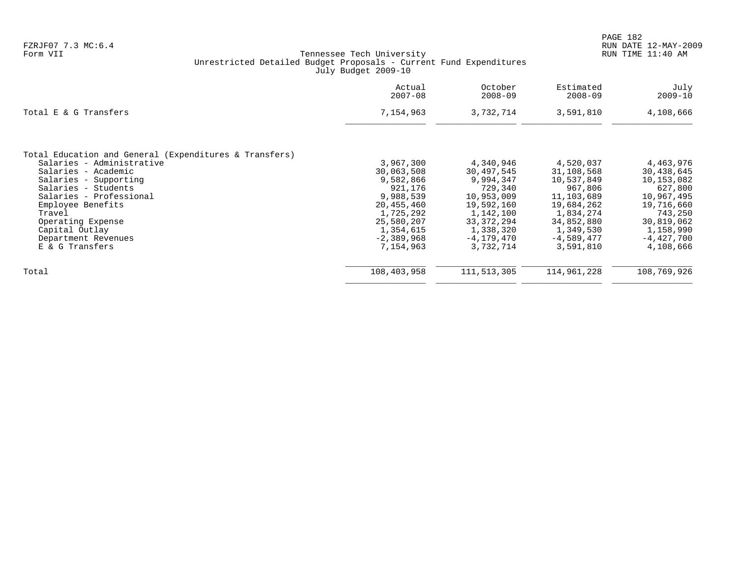FZRJF07 7.3 MC:6.4
Form VII

Tennessee Tech University
Unrestricted Detailed Budget Proposals - Current Fund Expenditures
July Budget 2009-10

| | Actual 2007-08 | October 2008-09 | Estimated 2008-09 | July 2009-10 |
|---|---|---|---|---|
| Total E & G Transfers | 7,154,963 | 3,732,714 | 3,591,810 | 4,108,666 |
| | | | | |
| **Total Education and General (Expenditures & Transfers)** | | | | |
| Salaries - Administrative | 3,967,300 | 4,340,946 | 4,520,037 | 4,463,976 |
| Salaries - Academic | 30,063,508 | 30,497,545 | 31,108,568 | 30,438,645 |
| Salaries - Supporting | 9,582,866 | 9,994,347 | 10,537,849 | 10,153,082 |
| Salaries - Students | 921,176 | 729,340 | 967,806 | 627,800 |
| Salaries - Professional | 9,988,539 | 10,953,009 | 11,103,689 | 10,967,495 |
| Employee Benefits | 20,455,460 | 19,592,160 | 19,684,262 | 19,716,660 |
| Travel | 1,725,292 | 1,142,100 | 1,834,274 | 743,250 |
| Operating Expense | 25,580,207 | 33,372,294 | 34,852,880 | 30,819,062 |
| Capital Outlay | 1,354,615 | 1,338,320 | 1,349,530 | 1,158,990 |
| Department Revenues | -2,389,968 | -4,179,470 | -4,589,477 | -4,427,700 |
| E & G Transfers | 7,154,963 | 3,732,714 | 3,591,810 | 4,108,666 |
| Total | 108,403,958 | 111,513,305 | 114,961,228 | 108,769,926 |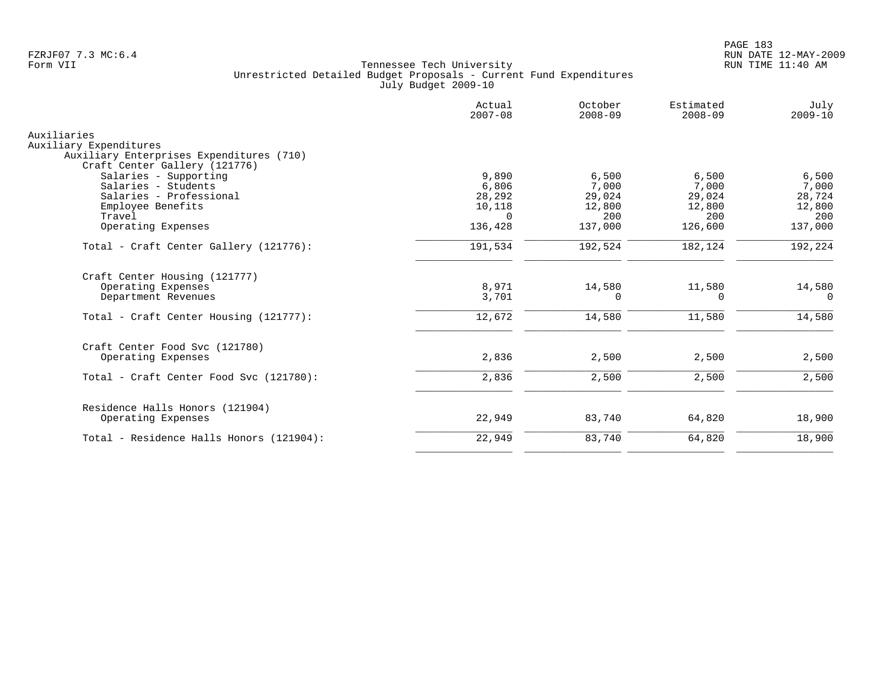Tennessee Tech University
Unrestricted Detailed Budget Proposals - Current Fund Expenditures
July Budget 2009-10

| | Actual 2007-08 | October 2008-09 | Estimated 2008-09 | July 2009-10 |
|---|---|---|---|---|
| **Auxiliaries** | | | | |
| **Auxiliary Expenditures** | | | | |
| Auxiliary Enterprises Expenditures (710) | | | | |
| Craft Center Gallery (121776) | | | | |
| Salaries - Supporting | 9,890 | 6,500 | 6,500 | 6,500 |
| Salaries - Students | 6,806 | 7,000 | 7,000 | 7,000 |
| Salaries - Professional | 28,292 | 29,024 | 29,024 | 28,724 |
| Employee Benefits | 10,118 | 12,800 | 12,800 | 12,800 |
| Travel | 0 | 200 | 200 | 200 |
| Operating Expenses | 136,428 | 137,000 | 126,600 | 137,000 |
| Total - Craft Center Gallery (121776): | 191,534 | 192,524 | 182,124 | 192,224 |
| Craft Center Housing (121777) | | | | |
| Operating Expenses | 8,971 | 14,580 | 11,580 | 14,580 |
| Department Revenues | 3,701 | 0 | 0 | 0 |
| Total - Craft Center Housing (121777): | 12,672 | 14,580 | 11,580 | 14,580 |
| Craft Center Food Svc (121780) | | | | |
| Operating Expenses | 2,836 | 2,500 | 2,500 | 2,500 |
| Total - Craft Center Food Svc (121780): | 2,836 | 2,500 | 2,500 | 2,500 |
| Residence Halls Honors (121904) | | | | |
| Operating Expenses | 22,949 | 83,740 | 64,820 | 18,900 |
| Total - Residence Halls Honors (121904): | 22,949 | 83,740 | 64,820 | 18,900 |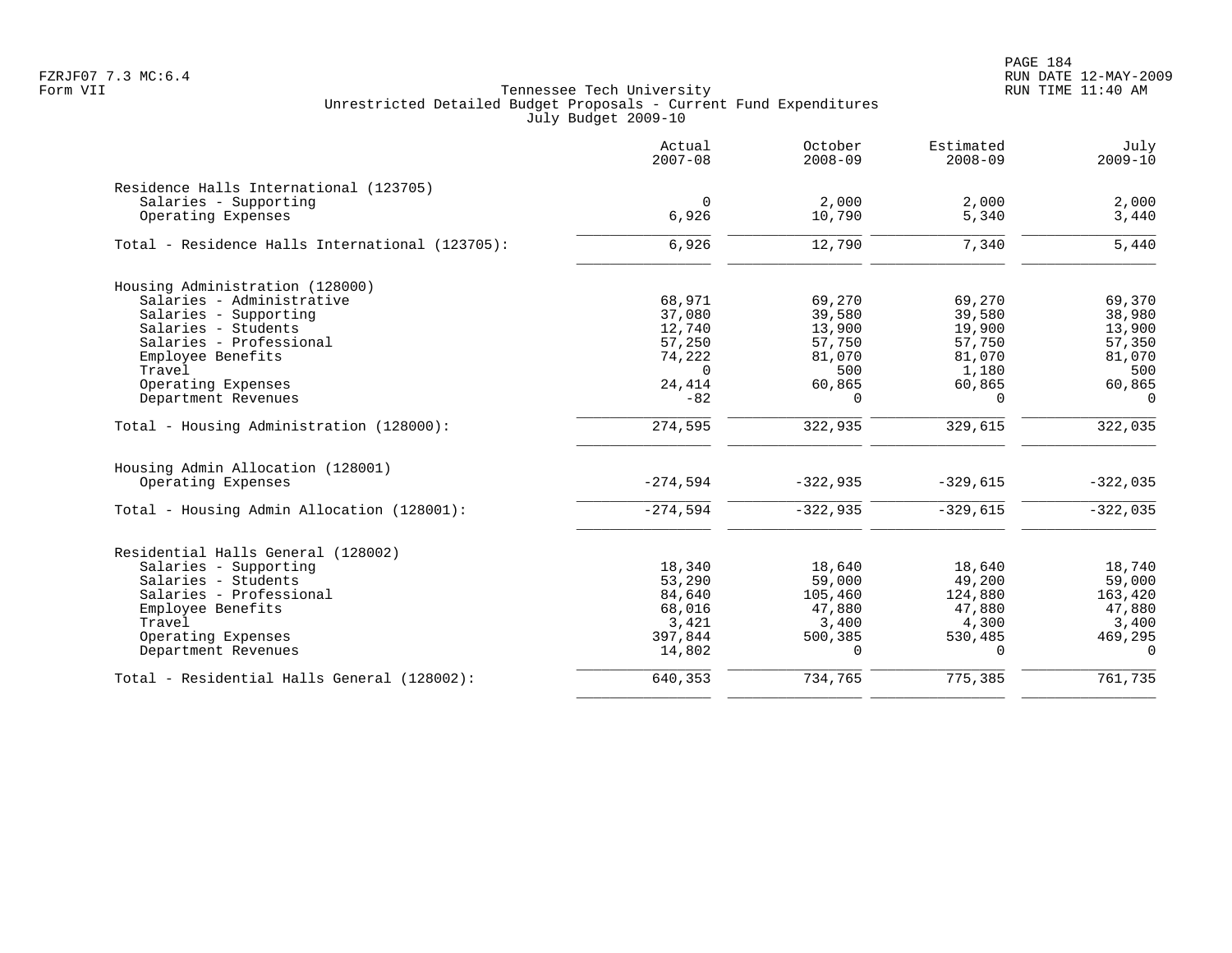FZRJF07 7.3 MC:6.4
Form VII

Tennessee Tech University
Unrestricted Detailed Budget Proposals - Current Fund Expenditures
July Budget 2009-10

RUN DATE 12-MAY-2009
RUN TIME 11:40 AM

| | Actual 2007-08 | October 2008-09 | Estimated 2008-09 | July 2009-10 |
|---|---|---|---|---|
| **Residence Halls International (123705)** | | | | |
| Salaries - Supporting | 0 | 2,000 | 2,000 | 2,000 |
| Operating Expenses | 6,926 | 10,790 | 5,340 | 3,440 |
| Total - Residence Halls International (123705): | 6,926 | 12,790 | 7,340 | 5,440 |
| **Housing Administration (128000)** | | | | |
| Salaries - Administrative | 68,971 | 69,270 | 69,270 | 69,370 |
| Salaries - Supporting | 37,080 | 39,580 | 39,580 | 38,980 |
| Salaries - Students | 12,740 | 13,900 | 19,900 | 13,900 |
| Salaries - Professional | 57,250 | 57,750 | 57,750 | 57,350 |
| Employee Benefits | 74,222 | 81,070 | 81,070 | 81,070 |
| Travel | 0 | 500 | 1,180 | 500 |
| Operating Expenses | 24,414 | 60,865 | 60,865 | 60,865 |
| Department Revenues | -82 | 0 | 0 | 0 |
| Total - Housing Administration (128000): | 274,595 | 322,935 | 329,615 | 322,035 |
| **Housing Admin Allocation (128001)** | | | | |
| Operating Expenses | -274,594 | -322,935 | -329,615 | -322,035 |
| Total - Housing Admin Allocation (128001): | -274,594 | -322,935 | -329,615 | -322,035 |
| **Residential Halls General (128002)** | | | | |
| Salaries - Supporting | 18,340 | 18,640 | 18,640 | 18,740 |
| Salaries - Students | 53,290 | 59,000 | 49,200 | 59,000 |
| Salaries - Professional | 84,640 | 105,460 | 124,880 | 163,420 |
| Employee Benefits | 68,016 | 47,880 | 47,880 | 47,880 |
| Travel | 3,421 | 3,400 | 4,300 | 3,400 |
| Operating Expenses | 397,844 | 500,385 | 530,485 | 469,295 |
| Department Revenues | 14,802 | 0 | 0 | 0 |
| Total - Residential Halls General (128002): | 640,353 | 734,765 | 775,385 | 761,735 |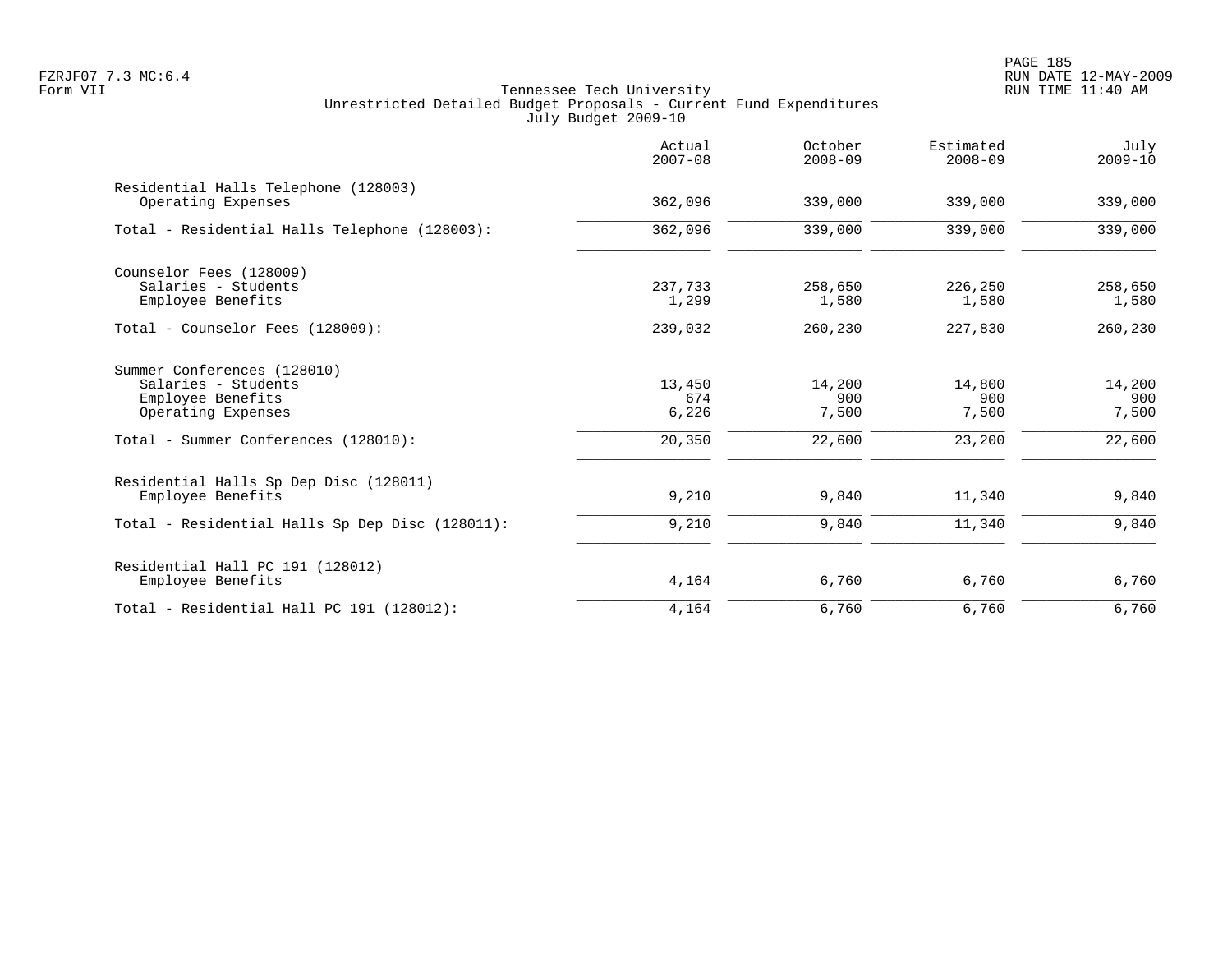Tennessee Tech University
Unrestricted Detailed Budget Proposals - Current Fund Expenditures
July Budget 2009-10

| | Actual 2007-08 | October 2008-09 | Estimated 2008-09 | July 2009-10 |
|---|---|---|---|---|
| Residential Halls Telephone (128003) | | | | |
| Operating Expenses | 362,096 | 339,000 | 339,000 | 339,000 |
| Total - Residential Halls Telephone (128003): | 362,096 | 339,000 | 339,000 | 339,000 |
| Counselor Fees (128009) | | | | |
| Salaries - Students | 237,733 | 258,650 | 226,250 | 258,650 |
| Employee Benefits | 1,299 | 1,580 | 1,580 | 1,580 |
| Total - Counselor Fees (128009): | 239,032 | 260,230 | 227,830 | 260,230 |
| Summer Conferences (128010) | | | | |
| Salaries - Students | 13,450 | 14,200 | 14,800 | 14,200 |
| Employee Benefits | 674 | 900 | 900 | 900 |
| Operating Expenses | 6,226 | 7,500 | 7,500 | 7,500 |
| Total - Summer Conferences (128010): | 20,350 | 22,600 | 23,200 | 22,600 |
| Residential Halls Sp Dep Disc (128011) | | | | |
| Employee Benefits | 9,210 | 9,840 | 11,340 | 9,840 |
| Total - Residential Halls Sp Dep Disc (128011): | 9,210 | 9,840 | 11,340 | 9,840 |
| Residential Hall PC 191 (128012) | | | | |
| Employee Benefits | 4,164 | 6,760 | 6,760 | 6,760 |
| Total - Residential Hall PC 191 (128012): | 4,164 | 6,760 | 6,760 | 6,760 |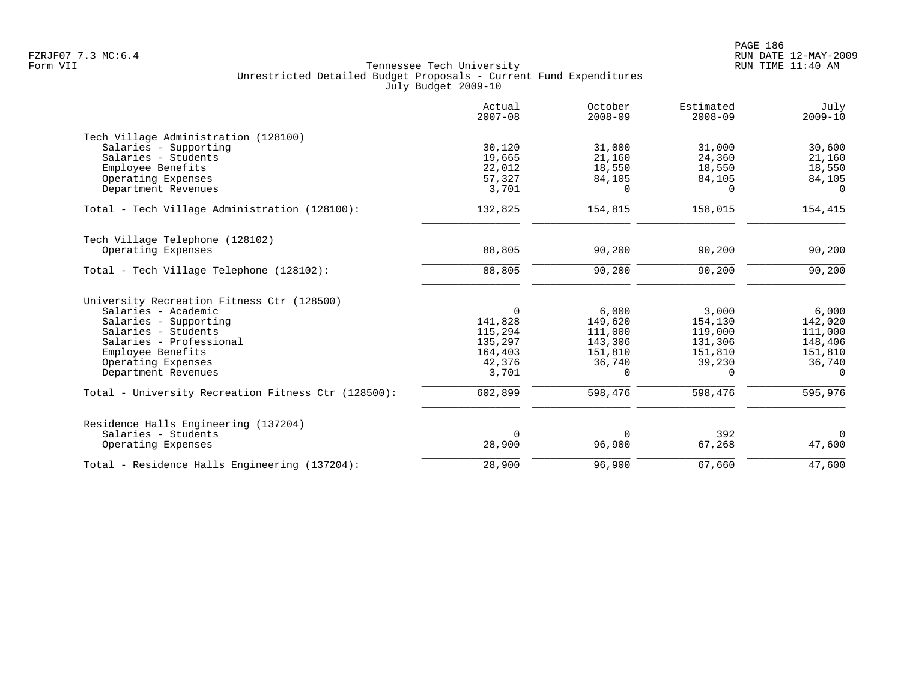Tennessee Tech University
Unrestricted Detailed Budget Proposals - Current Fund Expenditures
July Budget 2009-10

| | Actual 2007-08 | October 2008-09 | Estimated 2008-09 | July 2009-10 |
|---|---|---|---|---|
| **Tech Village Administration (128100)** | | | | |
| Salaries - Supporting | 30,120 | 31,000 | 31,000 | 30,600 |
| Salaries - Students | 19,665 | 21,160 | 24,360 | 21,160 |
| Employee Benefits | 22,012 | 18,550 | 18,550 | 18,550 |
| Operating Expenses | 57,327 | 84,105 | 84,105 | 84,105 |
| Department Revenues | 3,701 | 0 | 0 | 0 |
| Total - Tech Village Administration (128100): | 132,825 | 154,815 | 158,015 | 154,415 |
| **Tech Village Telephone (128102)** | | | | |
| Operating Expenses | 88,805 | 90,200 | 90,200 | 90,200 |
| Total - Tech Village Telephone (128102): | 88,805 | 90,200 | 90,200 | 90,200 |
| **University Recreation Fitness Ctr (128500)** | | | | |
| Salaries - Academic | 0 | 6,000 | 3,000 | 6,000 |
| Salaries - Supporting | 141,828 | 149,620 | 154,130 | 142,020 |
| Salaries - Students | 115,294 | 111,000 | 119,000 | 111,000 |
| Salaries - Professional | 135,297 | 143,306 | 131,306 | 148,406 |
| Employee Benefits | 164,403 | 151,810 | 151,810 | 151,810 |
| Operating Expenses | 42,376 | 36,740 | 39,230 | 36,740 |
| Department Revenues | 3,701 | 0 | 0 | 0 |
| Total - University Recreation Fitness Ctr (128500): | 602,899 | 598,476 | 598,476 | 595,976 |
| **Residence Halls Engineering (137204)** | | | | |
| Salaries - Students | 0 | 0 | 392 | 0 |
| Operating Expenses | 28,900 | 96,900 | 67,268 | 47,600 |
| Total - Residence Halls Engineering (137204): | 28,900 | 96,900 | 67,660 | 47,600 |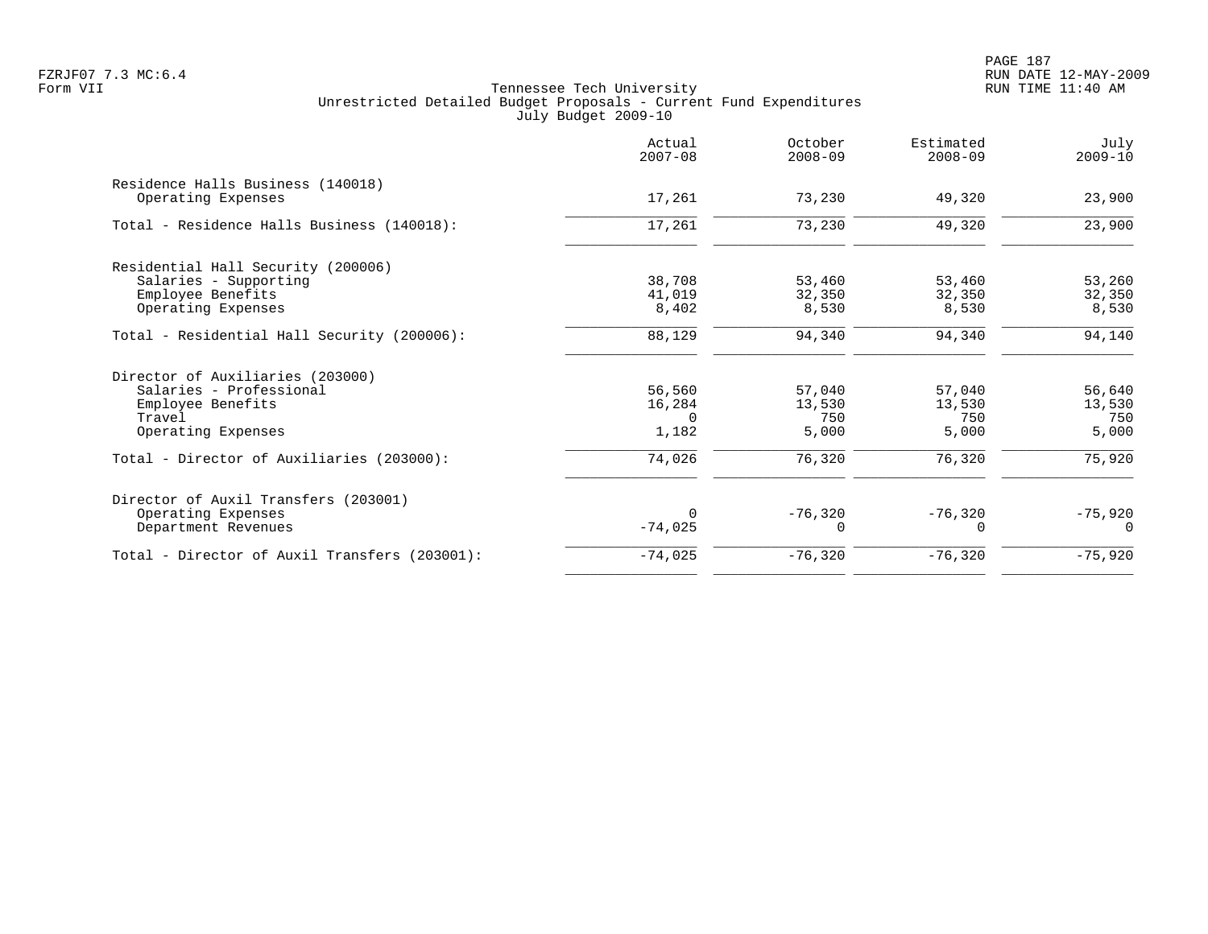FZRJF07 7.3 MC:6.4
Form VII

Tennessee Tech University
Unrestricted Detailed Budget Proposals - Current Fund Expenditures
July Budget 2009-10

| | Actual 2007-08 | October 2008-09 | Estimated 2008-09 | July 2009-10 |
|---|---|---|---|---|
| Residence Halls Business (140018) | | | | |
| Operating Expenses | 17,261 | 73,230 | 49,320 | 23,900 |
| Total - Residence Halls Business (140018): | 17,261 | 73,230 | 49,320 | 23,900 |
| Residential Hall Security (200006) | | | | |
| Salaries - Supporting | 38,708 | 53,460 | 53,460 | 53,260 |
| Employee Benefits | 41,019 | 32,350 | 32,350 | 32,350 |
| Operating Expenses | 8,402 | 8,530 | 8,530 | 8,530 |
| Total - Residential Hall Security (200006): | 88,129 | 94,340 | 94,340 | 94,140 |
| Director of Auxiliaries (203000) | | | | |
| Salaries - Professional | 56,560 | 57,040 | 57,040 | 56,640 |
| Employee Benefits | 16,284 | 13,530 | 13,530 | 13,530 |
| Travel | 0 | 750 | 750 | 750 |
| Operating Expenses | 1,182 | 5,000 | 5,000 | 5,000 |
| Total - Director of Auxiliaries (203000): | 74,026 | 76,320 | 76,320 | 75,920 |
| Director of Auxil Transfers (203001) | | | | |
| Operating Expenses | 0 | -76,320 | -76,320 | -75,920 |
| Department Revenues | -74,025 | 0 | 0 | 0 |
| Total - Director of Auxil Transfers (203001): | -74,025 | -76,320 | -76,320 | -75,920 |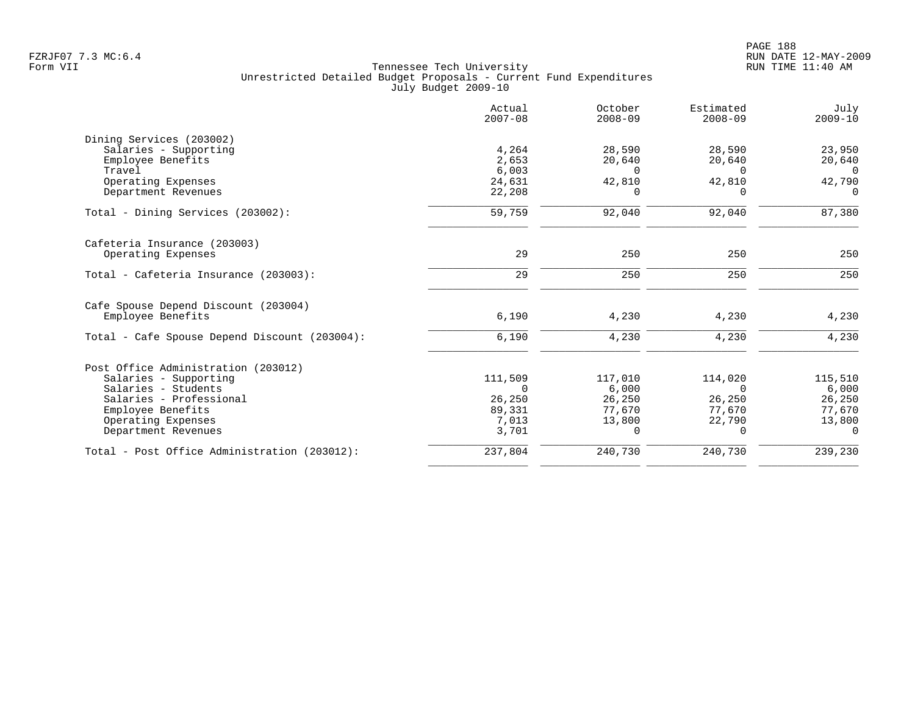FZRJF07 7.3 MC:6.4
Form VII

Tennessee Tech University
Unrestricted Detailed Budget Proposals - Current Fund Expenditures
July Budget 2009-10

RUN DATE 12-MAY-2009
RUN TIME 11:40 AM

| | Actual 2007-08 | October 2008-09 | Estimated 2008-09 | July 2009-10 |
|---|---|---|---|---|
| **Dining Services (203002)** | | | | |
| Salaries - Supporting | 4,264 | 28,590 | 28,590 | 23,950 |
| Employee Benefits | 2,653 | 20,640 | 20,640 | 20,640 |
| Travel | 6,003 | 0 | 0 | 0 |
| Operating Expenses | 24,631 | 42,810 | 42,810 | 42,790 |
| Department Revenues | 22,208 | 0 | 0 | 0 |
| Total - Dining Services (203002): | 59,759 | 92,040 | 92,040 | 87,380 |
| **Cafeteria Insurance (203003)** | | | | |
| Operating Expenses | 29 | 250 | 250 | 250 |
| Total - Cafeteria Insurance (203003): | 29 | 250 | 250 | 250 |
| **Cafe Spouse Depend Discount (203004)** | | | | |
| Employee Benefits | 6,190 | 4,230 | 4,230 | 4,230 |
| Total - Cafe Spouse Depend Discount (203004): | 6,190 | 4,230 | 4,230 | 4,230 |
| **Post Office Administration (203012)** | | | | |
| Salaries - Supporting | 111,509 | 117,010 | 114,020 | 115,510 |
| Salaries - Students | 0 | 6,000 | 0 | 6,000 |
| Salaries - Professional | 26,250 | 26,250 | 26,250 | 26,250 |
| Employee Benefits | 89,331 | 77,670 | 77,670 | 77,670 |
| Operating Expenses | 7,013 | 13,800 | 22,790 | 13,800 |
| Department Revenues | 3,701 | 0 | 0 | 0 |
| Total - Post Office Administration (203012): | 237,804 | 240,730 | 240,730 | 239,230 |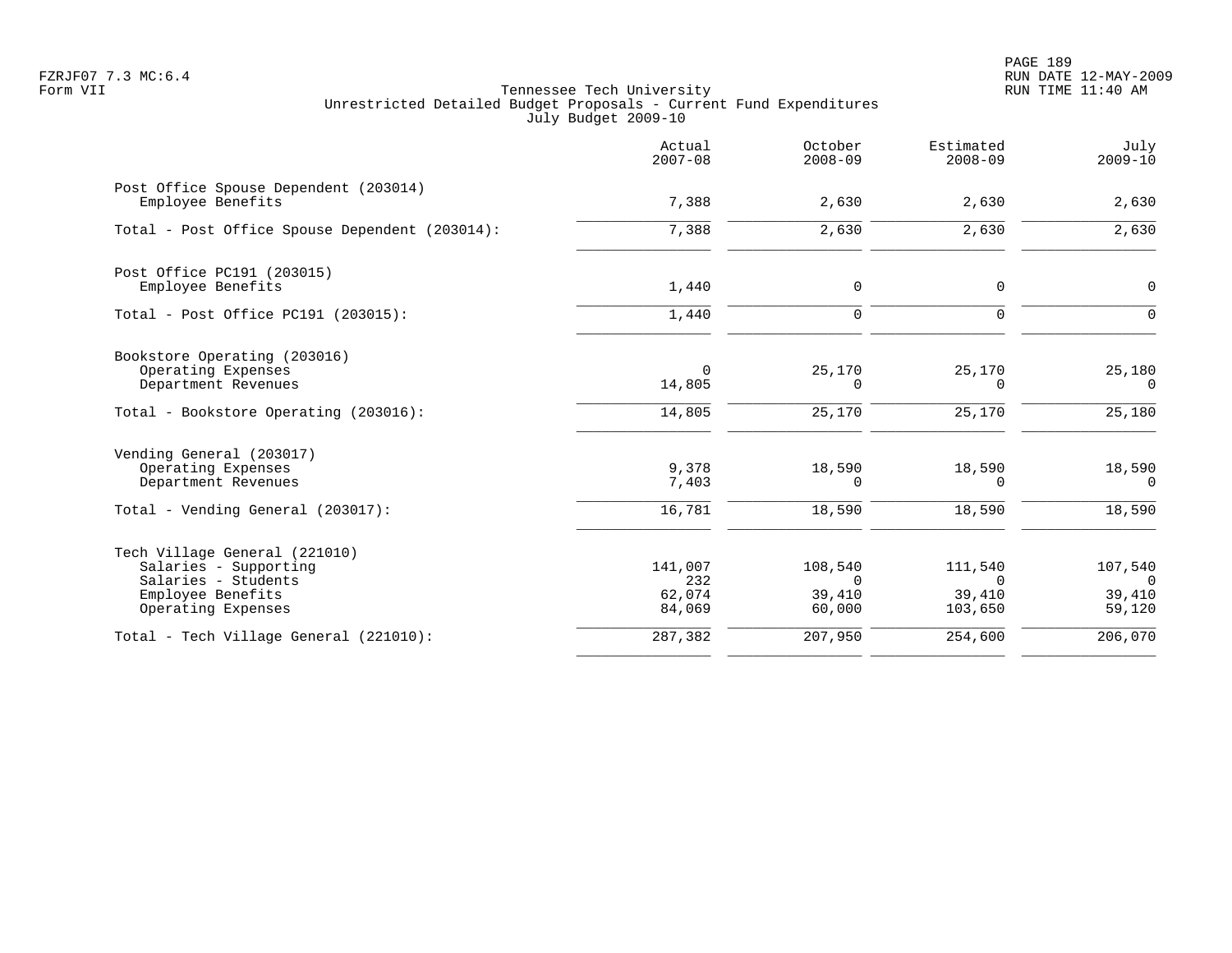Tennessee Tech University
Unrestricted Detailed Budget Proposals - Current Fund Expenditures
July Budget 2009-10

| | Actual 2007-08 | October 2008-09 | Estimated 2008-09 | July 2009-10 |
|---|---|---|---|---|
| **Post Office Spouse Dependent (203014)** | | | | |
| Employee Benefits | 7,388 | 2,630 | 2,630 | 2,630 |
| Total - Post Office Spouse Dependent (203014): | 7,388 | 2,630 | 2,630 | 2,630 |
| **Post Office PC191 (203015)** | | | | |
| Employee Benefits | 1,440 | 0 | 0 | 0 |
| Total - Post Office PC191 (203015): | 1,440 | 0 | 0 | 0 |
| **Bookstore Operating (203016)** | | | | |
| Operating Expenses | 0 | 25,170 | 25,170 | 25,180 |
| Department Revenues | 14,805 | 0 | 0 | 0 |
| Total - Bookstore Operating (203016): | 14,805 | 25,170 | 25,170 | 25,180 |
| **Vending General (203017)** | | | | |
| Operating Expenses | 9,378 | 18,590 | 18,590 | 18,590 |
| Department Revenues | 7,403 | 0 | 0 | 0 |
| Total - Vending General (203017): | 16,781 | 18,590 | 18,590 | 18,590 |
| **Tech Village General (221010)** | | | | |
| Salaries - Supporting | 141,007 | 108,540 | 111,540 | 107,540 |
| Salaries - Students | 232 | 0 | 0 | 0 |
| Employee Benefits | 62,074 | 39,410 | 39,410 | 39,410 |
| Operating Expenses | 84,069 | 60,000 | 103,650 | 59,120 |
| Total - Tech Village General (221010): | 287,382 | 207,950 | 254,600 | 206,070 |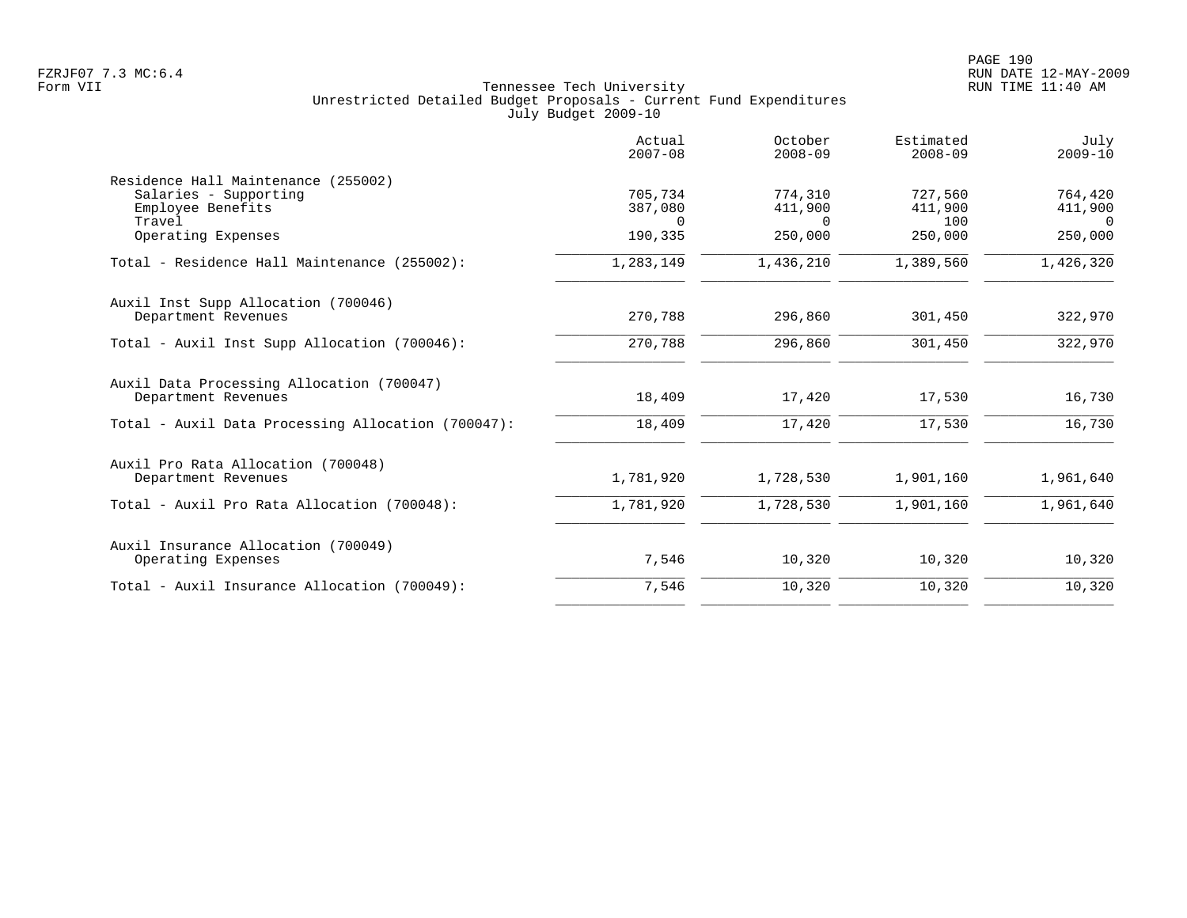Tennessee Tech University
Unrestricted Detailed Budget Proposals - Current Fund Expenditures
July Budget 2009-10

| | Actual 2007-08 | October 2008-09 | Estimated 2008-09 | July 2009-10 |
|---|---|---|---|---|
| **Residence Hall Maintenance (255002)** | | | | |
| Salaries - Supporting | 705,734 | 774,310 | 727,560 | 764,420 |
| Employee Benefits | 387,080 | 411,900 | 411,900 | 411,900 |
| Travel | 0 | 0 | 100 | 0 |
| Operating Expenses | 190,335 | 250,000 | 250,000 | 250,000 |
| Total - Residence Hall Maintenance (255002): | 1,283,149 | 1,436,210 | 1,389,560 | 1,426,320 |
| **Auxil Inst Supp Allocation (700046)** | | | | |
| Department Revenues | 270,788 | 296,860 | 301,450 | 322,970 |
| Total - Auxil Inst Supp Allocation (700046): | 270,788 | 296,860 | 301,450 | 322,970 |
| **Auxil Data Processing Allocation (700047)** | | | | |
| Department Revenues | 18,409 | 17,420 | 17,530 | 16,730 |
| Total - Auxil Data Processing Allocation (700047): | 18,409 | 17,420 | 17,530 | 16,730 |
| **Auxil Pro Rata Allocation (700048)** | | | | |
| Department Revenues | 1,781,920 | 1,728,530 | 1,901,160 | 1,961,640 |
| Total - Auxil Pro Rata Allocation (700048): | 1,781,920 | 1,728,530 | 1,901,160 | 1,961,640 |
| **Auxil Insurance Allocation (700049)** | | | | |
| Operating Expenses | 7,546 | 10,320 | 10,320 | 10,320 |
| Total - Auxil Insurance Allocation (700049): | 7,546 | 10,320 | 10,320 | 10,320 |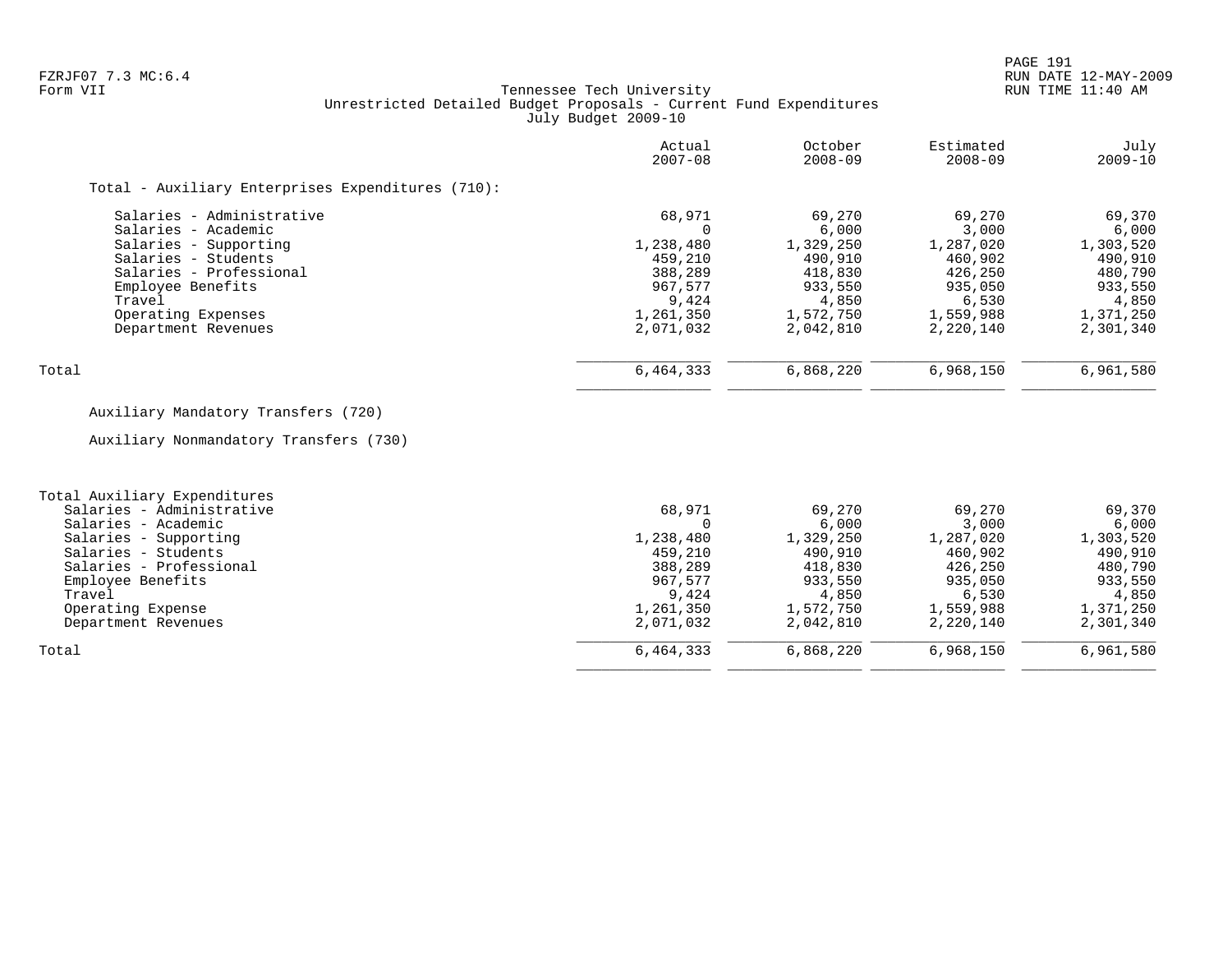FZRJF07 7.3 MC:6.4
Form VII

Tennessee Tech University
Unrestricted Detailed Budget Proposals - Current Fund Expenditures
July Budget 2009-10

| | Actual 2007-08 | October 2008-09 | Estimated 2008-09 | July 2009-10 |
|---|---|---|---|---|
| Total - Auxiliary Enterprises Expenditures (710): | | | | |
| Salaries - Administrative | 68,971 | 69,270 | 69,270 | 69,370 |
| Salaries - Academic | 0 | 6,000 | 3,000 | 6,000 |
| Salaries - Supporting | 1,238,480 | 1,329,250 | 1,287,020 | 1,303,520 |
| Salaries - Students | 459,210 | 490,910 | 460,902 | 490,910 |
| Salaries - Professional | 388,289 | 418,830 | 426,250 | 480,790 |
| Employee Benefits | 967,577 | 933,550 | 935,050 | 933,550 |
| Travel | 9,424 | 4,850 | 6,530 | 4,850 |
| Operating Expenses | 1,261,350 | 1,572,750 | 1,559,988 | 1,371,250 |
| Department Revenues | 2,071,032 | 2,042,810 | 2,220,140 | 2,301,340 |
| Total | 6,464,333 | 6,868,220 | 6,968,150 | 6,961,580 |

Auxiliary Mandatory Transfers (720)

Auxiliary Nonmandatory Transfers (730)

| | Actual 2007-08 | October 2008-09 | Estimated 2008-09 | July 2009-10 |
|---|---|---|---|---|
| Total Auxiliary Expenditures | | | | |
| Salaries - Administrative | 68,971 | 69,270 | 69,270 | 69,370 |
| Salaries - Academic | 0 | 6,000 | 3,000 | 6,000 |
| Salaries - Supporting | 1,238,480 | 1,329,250 | 1,287,020 | 1,303,520 |
| Salaries - Students | 459,210 | 490,910 | 460,902 | 490,910 |
| Salaries - Professional | 388,289 | 418,830 | 426,250 | 480,790 |
| Employee Benefits | 967,577 | 933,550 | 935,050 | 933,550 |
| Travel | 9,424 | 4,850 | 6,530 | 4,850 |
| Operating Expense | 1,261,350 | 1,572,750 | 1,559,988 | 1,371,250 |
| Department Revenues | 2,071,032 | 2,042,810 | 2,220,140 | 2,301,340 |
| Total | 6,464,333 | 6,868,220 | 6,968,150 | 6,961,580 |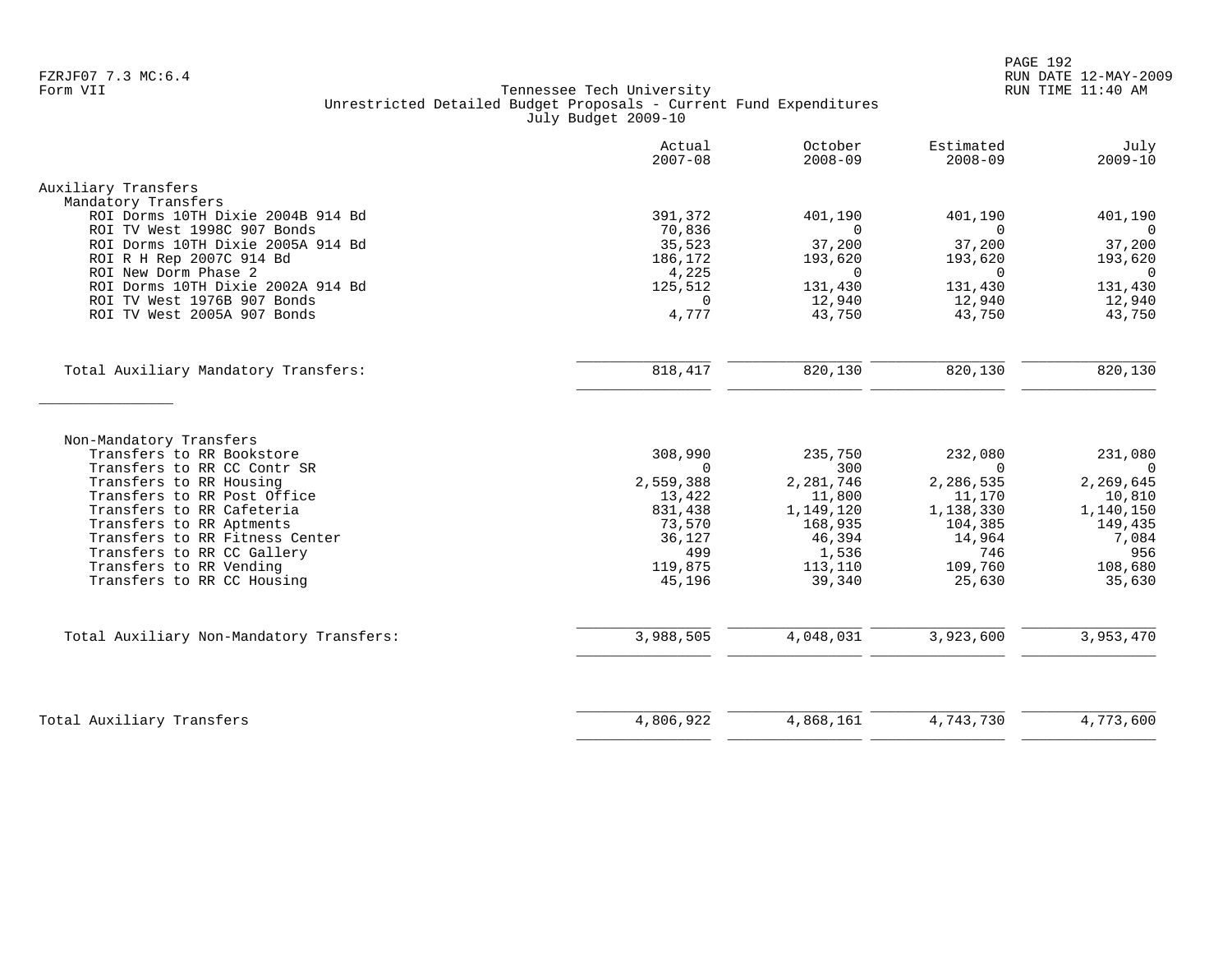FZRJF07 7.3 MC:6.4
Form VII

Tennessee Tech University
Unrestricted Detailed Budget Proposals - Current Fund Expenditures
July Budget 2009-10

| | Actual 2007-08 | October 2008-09 | Estimated 2008-09 | July 2009-10 |
|---|---|---|---|---|
| **Auxiliary Transfers** | | | | |
| Mandatory Transfers | | | | |
| ROI Dorms 10TH Dixie 2004B 914 Bd | 391,372 | 401,190 | 401,190 | 401,190 |
| ROI TV West 1998C 907 Bonds | 70,836 | 0 | 0 | 0 |
| ROI Dorms 10TH Dixie 2005A 914 Bd | 35,523 | 37,200 | 37,200 | 37,200 |
| ROI R H Rep 2007C 914 Bd | 186,172 | 193,620 | 193,620 | 193,620 |
| ROI New Dorm Phase 2 | 4,225 | 0 | 0 | 0 |
| ROI Dorms 10TH Dixie 2002A 914 Bd | 125,512 | 131,430 | 131,430 | 131,430 |
| ROI TV West 1976B 907 Bonds | 0 | 12,940 | 12,940 | 12,940 |
| ROI TV West 2005A 907 Bonds | 4,777 | 43,750 | 43,750 | 43,750 |
| Total Auxiliary Mandatory Transfers: | 818,417 | 820,130 | 820,130 | 820,130 |
| Non-Mandatory Transfers | | | | |
| Transfers to RR Bookstore | 308,990 | 235,750 | 232,080 | 231,080 |
| Transfers to RR CC Contr SR | 0 | 300 | 0 | 0 |
| Transfers to RR Housing | 2,559,388 | 2,281,746 | 2,286,535 | 2,269,645 |
| Transfers to RR Post Office | 13,422 | 11,800 | 11,170 | 10,810 |
| Transfers to RR Cafeteria | 831,438 | 1,149,120 | 1,138,330 | 1,140,150 |
| Transfers to RR Aptments | 73,570 | 168,935 | 104,385 | 149,435 |
| Transfers to RR Fitness Center | 36,127 | 46,394 | 14,964 | 7,084 |
| Transfers to RR CC Gallery | 499 | 1,536 | 746 | 956 |
| Transfers to RR Vending | 119,875 | 113,110 | 109,760 | 108,680 |
| Transfers to RR CC Housing | 45,196 | 39,340 | 25,630 | 35,630 |
| Total Auxiliary Non-Mandatory Transfers: | 3,988,505 | 4,048,031 | 3,923,600 | 3,953,470 |
| **Total Auxiliary Transfers** | 4,806,922 | 4,868,161 | 4,743,730 | 4,773,600 |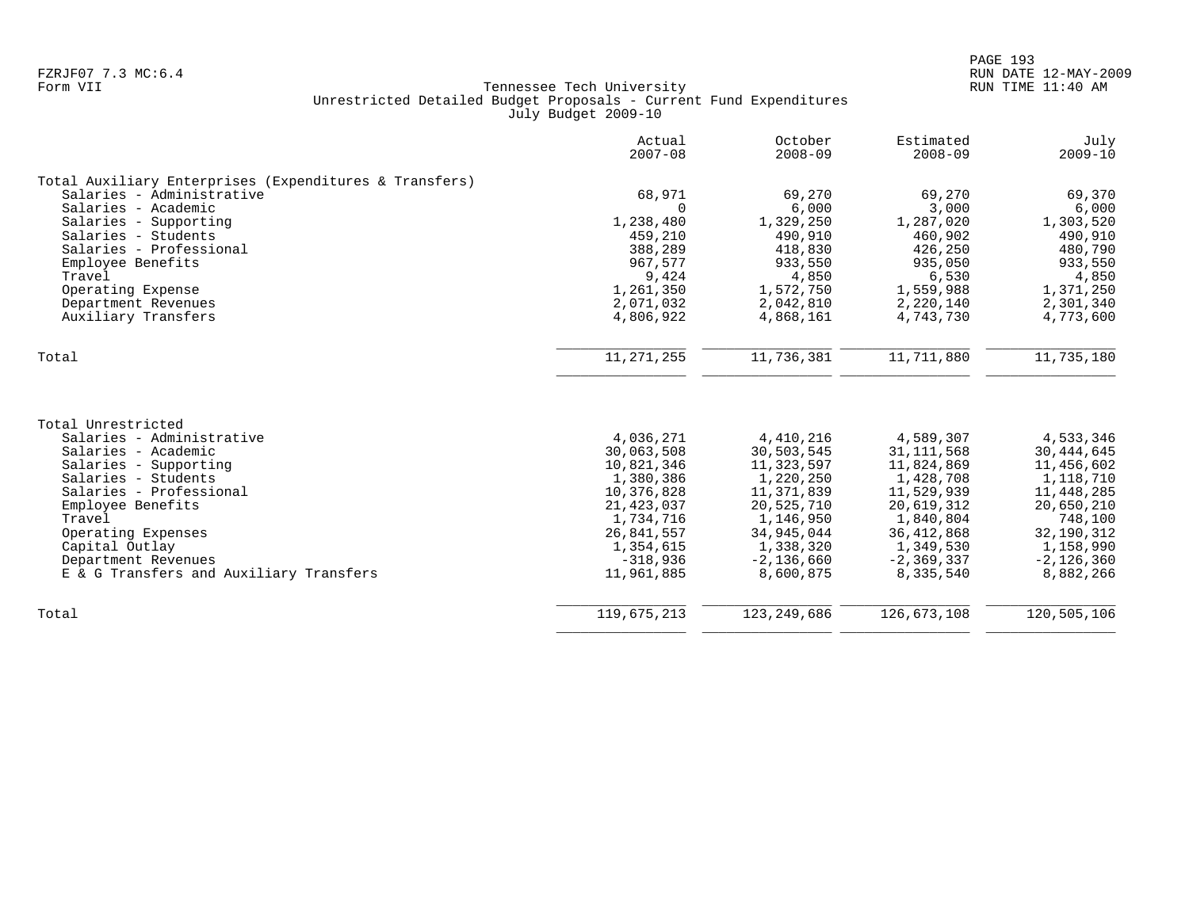Tennessee Tech University
Unrestricted Detailed Budget Proposals - Current Fund Expenditures
July Budget 2009-10

| | Actual 2007-08 | October 2008-09 | Estimated 2008-09 | July 2009-10 |
|---|---|---|---|---|
| **Total Auxiliary Enterprises (Expenditures & Transfers)** | | | | |
| Salaries - Administrative | 68,971 | 69,270 | 69,270 | 69,370 |
| Salaries - Academic | 0 | 6,000 | 3,000 | 6,000 |
| Salaries - Supporting | 1,238,480 | 1,329,250 | 1,287,020 | 1,303,520 |
| Salaries - Students | 459,210 | 490,910 | 460,902 | 490,910 |
| Salaries - Professional | 388,289 | 418,830 | 426,250 | 480,790 |
| Employee Benefits | 967,577 | 933,550 | 935,050 | 933,550 |
| Travel | 9,424 | 4,850 | 6,530 | 4,850 |
| Operating Expense | 1,261,350 | 1,572,750 | 1,559,988 | 1,371,250 |
| Department Revenues | 2,071,032 | 2,042,810 | 2,220,140 | 2,301,340 |
| Auxiliary Transfers | 4,806,922 | 4,868,161 | 4,743,730 | 4,773,600 |
| Total | 11,271,255 | 11,736,381 | 11,711,880 | 11,735,180 |
| **Total Unrestricted** | | | | |
| Salaries - Administrative | 4,036,271 | 4,410,216 | 4,589,307 | 4,533,346 |
| Salaries - Academic | 30,063,508 | 30,503,545 | 31,111,568 | 30,444,645 |
| Salaries - Supporting | 10,821,346 | 11,323,597 | 11,824,869 | 11,456,602 |
| Salaries - Students | 1,380,386 | 1,220,250 | 1,428,708 | 1,118,710 |
| Salaries - Professional | 10,376,828 | 11,371,839 | 11,529,939 | 11,448,285 |
| Employee Benefits | 21,423,037 | 20,525,710 | 20,619,312 | 20,650,210 |
| Travel | 1,734,716 | 1,146,950 | 1,840,804 | 748,100 |
| Operating Expenses | 26,841,557 | 34,945,044 | 36,412,868 | 32,190,312 |
| Capital Outlay | 1,354,615 | 1,338,320 | 1,349,530 | 1,158,990 |
| Department Revenues | -318,936 | -2,136,660 | -2,369,337 | -2,126,360 |
| E & G Transfers and Auxiliary Transfers | 11,961,885 | 8,600,875 | 8,335,540 | 8,882,266 |
| Total | 119,675,213 | 123,249,686 | 126,673,108 | 120,505,106 |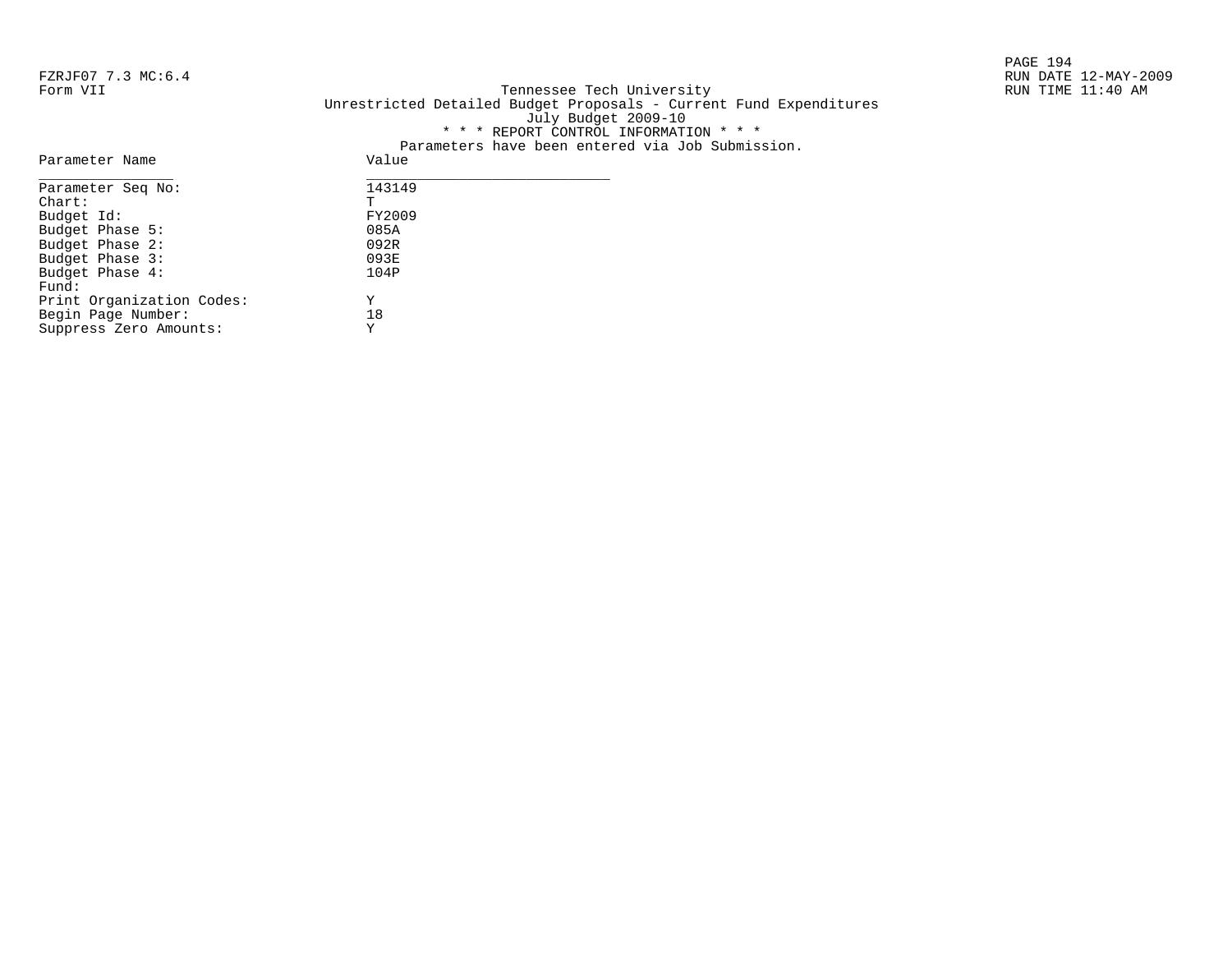FZRJF07 7.3 MC:6.4
Form VII

# Tennessee Tech University

## Unrestricted Detailed Budget Proposals - Current Fund Expenditures

July Budget 2009-10

\* \* \* REPORT CONTROL INFORMATION \* \* \*

Parameters have been entered via Job Submission.

RUN DATE 12-MAY-2009
RUN TIME 11:40 AM

| Parameter Name | Value |
|---|---|
| Parameter Seq No: | 143149 |
| Chart: | T |
| Budget Id: | FY2009 |
| Budget Phase 5: | 085A |
| Budget Phase 2: | 092R |
| Budget Phase 3: | 093E |
| Budget Phase 4: | 104P |
| Fund: | |
| Print Organization Codes: | Y |
| Begin Page Number: | 18 |
| Suppress Zero Amounts: | Y |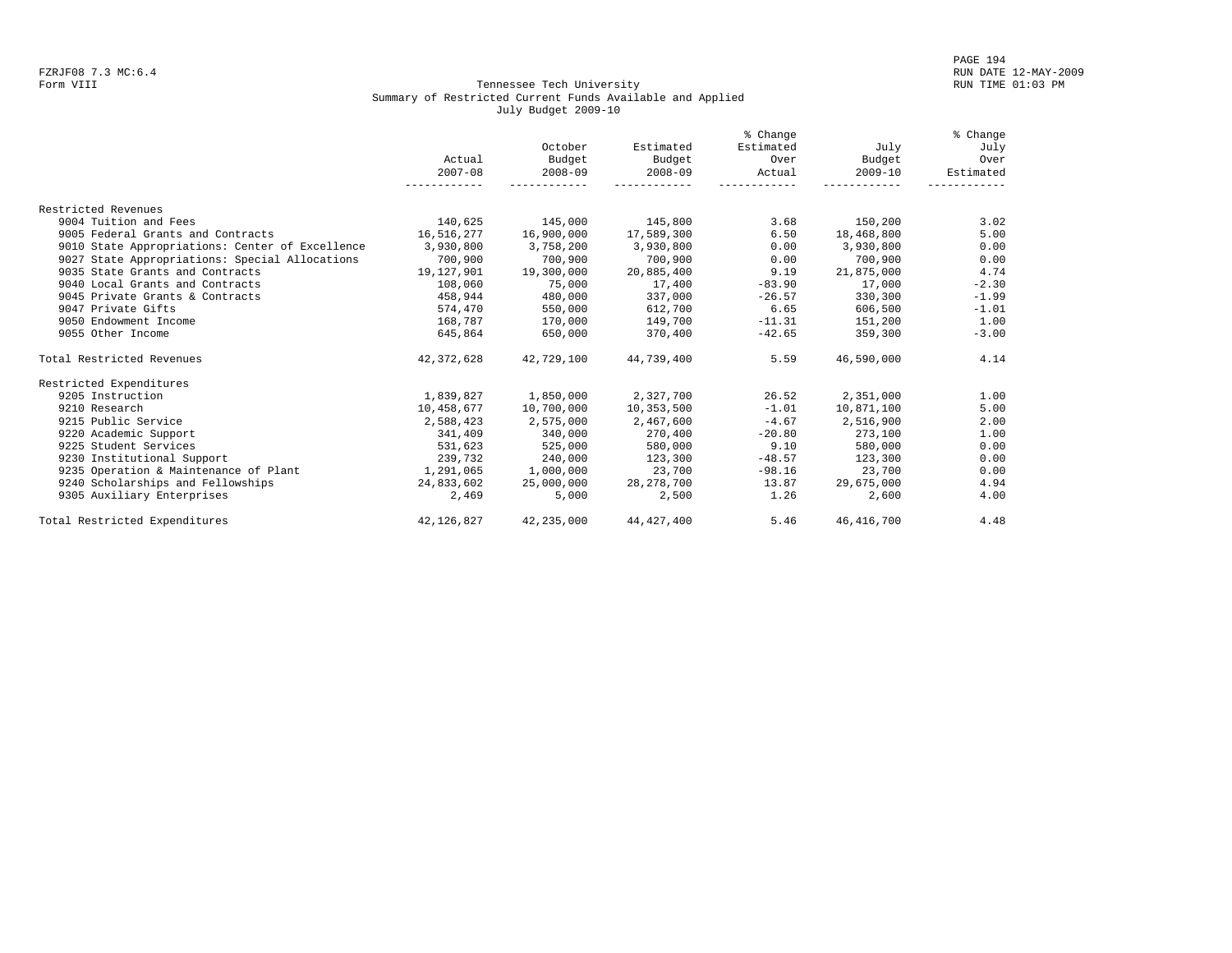FZRJF08 7.3 MC:6.4
Form VIII

RUN DATE 12-MAY-2009
RUN TIME 01:03 PM

# Tennessee Tech University
## Summary of Restricted Current Funds Available and Applied
### July Budget 2009-10

| | Actual 2007-08 | October Budget 2008-09 | Estimated Budget 2008-09 | % Change Estimated Over Actual | July Budget 2009-10 | % Change July Over Estimated |
|---|---|---|---|---|---|---|
| Restricted Revenues | | | | | | |
| 9004 Tuition and Fees | 140,625 | 145,000 | 145,800 | 3.68 | 150,200 | 3.02 |
| 9005 Federal Grants and Contracts | 16,516,277 | 16,900,000 | 17,589,300 | 6.50 | 18,468,800 | 5.00 |
| 9010 State Appropriations: Center of Excellence | 3,930,800 | 3,758,200 | 3,930,800 | 0.00 | 3,930,800 | 0.00 |
| 9027 State Appropriations: Special Allocations | 700,900 | 700,900 | 700,900 | 0.00 | 700,900 | 0.00 |
| 9035 State Grants and Contracts | 19,127,901 | 19,300,000 | 20,885,400 | 9.19 | 21,875,000 | 4.74 |
| 9040 Local Grants and Contracts | 108,060 | 75,000 | 17,400 | -83.90 | 17,000 | -2.30 |
| 9045 Private Grants & Contracts | 458,944 | 480,000 | 337,000 | -26.57 | 330,300 | -1.99 |
| 9047 Private Gifts | 574,470 | 550,000 | 612,700 | 6.65 | 606,500 | -1.01 |
| 9050 Endowment Income | 168,787 | 170,000 | 149,700 | -11.31 | 151,200 | 1.00 |
| 9055 Other Income | 645,864 | 650,000 | 370,400 | -42.65 | 359,300 | -3.00 |
| Total Restricted Revenues | 42,372,628 | 42,729,100 | 44,739,400 | 5.59 | 46,590,000 | 4.14 |
| Restricted Expenditures | | | | | | |
| 9205 Instruction | 1,839,827 | 1,850,000 | 2,327,700 | 26.52 | 2,351,000 | 1.00 |
| 9210 Research | 10,458,677 | 10,700,000 | 10,353,500 | -1.01 | 10,871,100 | 5.00 |
| 9215 Public Service | 2,588,423 | 2,575,000 | 2,467,600 | -4.67 | 2,516,900 | 2.00 |
| 9220 Academic Support | 341,409 | 340,000 | 270,400 | -20.80 | 273,100 | 1.00 |
| 9225 Student Services | 531,623 | 525,000 | 580,000 | 9.10 | 580,000 | 0.00 |
| 9230 Institutional Support | 239,732 | 240,000 | 123,300 | -48.57 | 123,300 | 0.00 |
| 9235 Operation & Maintenance of Plant | 1,291,065 | 1,000,000 | 23,700 | -98.16 | 23,700 | 0.00 |
| 9240 Scholarships and Fellowships | 24,833,602 | 25,000,000 | 28,278,700 | 13.87 | 29,675,000 | 4.94 |
| 9305 Auxiliary Enterprises | 2,469 | 5,000 | 2,500 | 1.26 | 2,600 | 4.00 |
| Total Restricted Expenditures | 42,126,827 | 42,235,000 | 44,427,400 | 5.46 | 46,416,700 | 4.48 |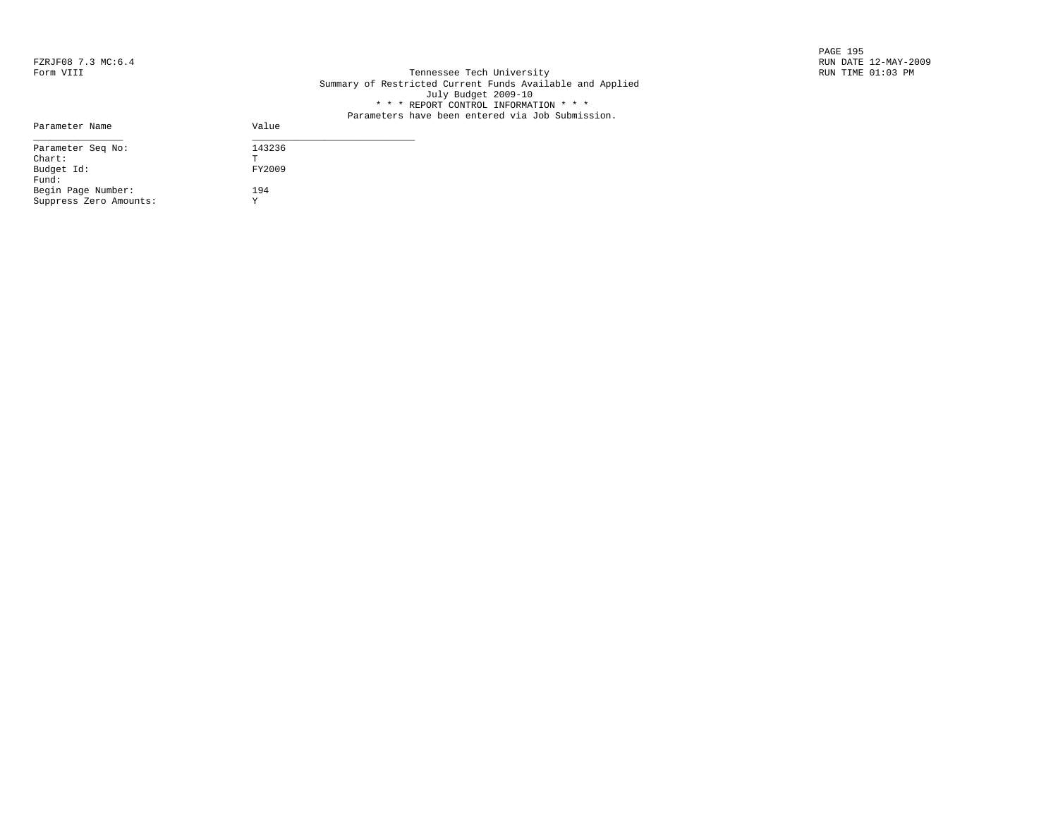FZRJF08 7.3 MC:6.4
Form VIII

Tennessee Tech University
Summary of Restricted Current Funds Available and Applied
July Budget 2009-10
* * * REPORT CONTROL INFORMATION * * *
Parameters have been entered via Job Submission.

RUN DATE 12-MAY-2009
RUN TIME 01:03 PM

| Parameter Name | Value |
|---|---|
| Parameter Seq No: | 143236 |
| Chart: | T |
| Budget Id: | FY2009 |
| Fund: | |
| Begin Page Number: | 194 |
| Suppress Zero Amounts: | Y |